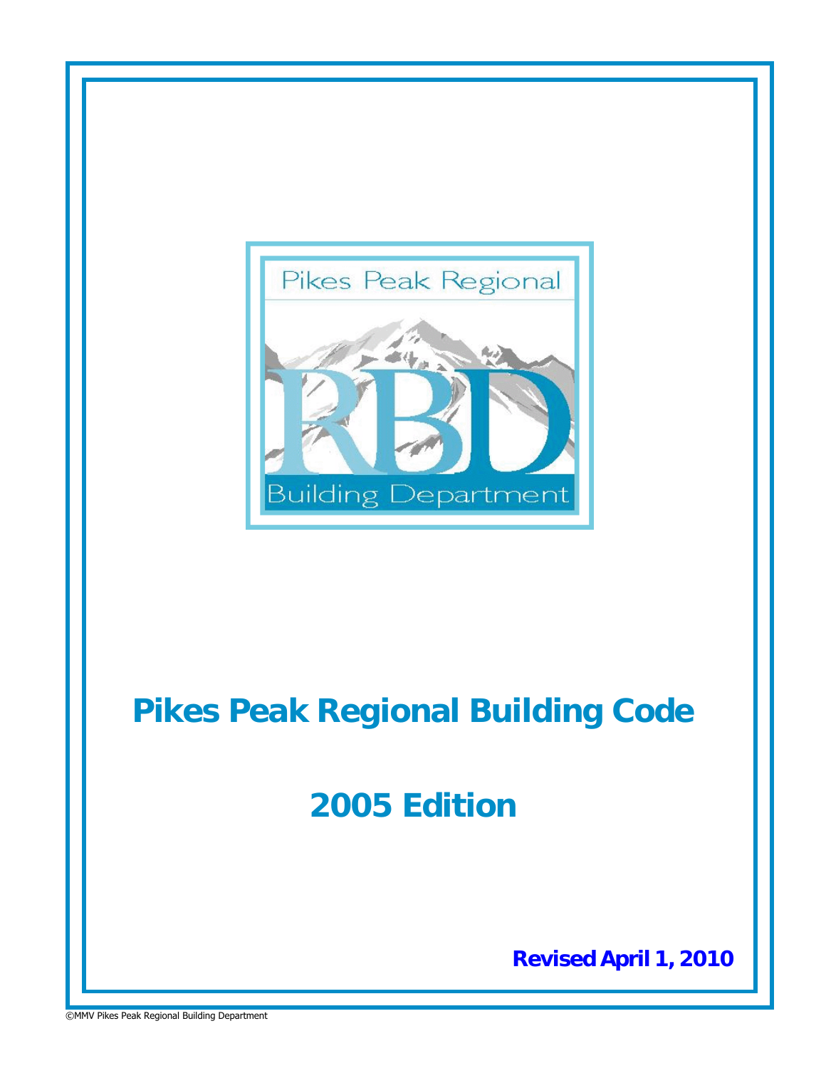Pikes Peak Regional

RBD

Building Department

# Pikes Peak Regional Building Code

# 2005 Edition

**Revised April 1, 2010**

©MMV Pikes Peak Regional Building Department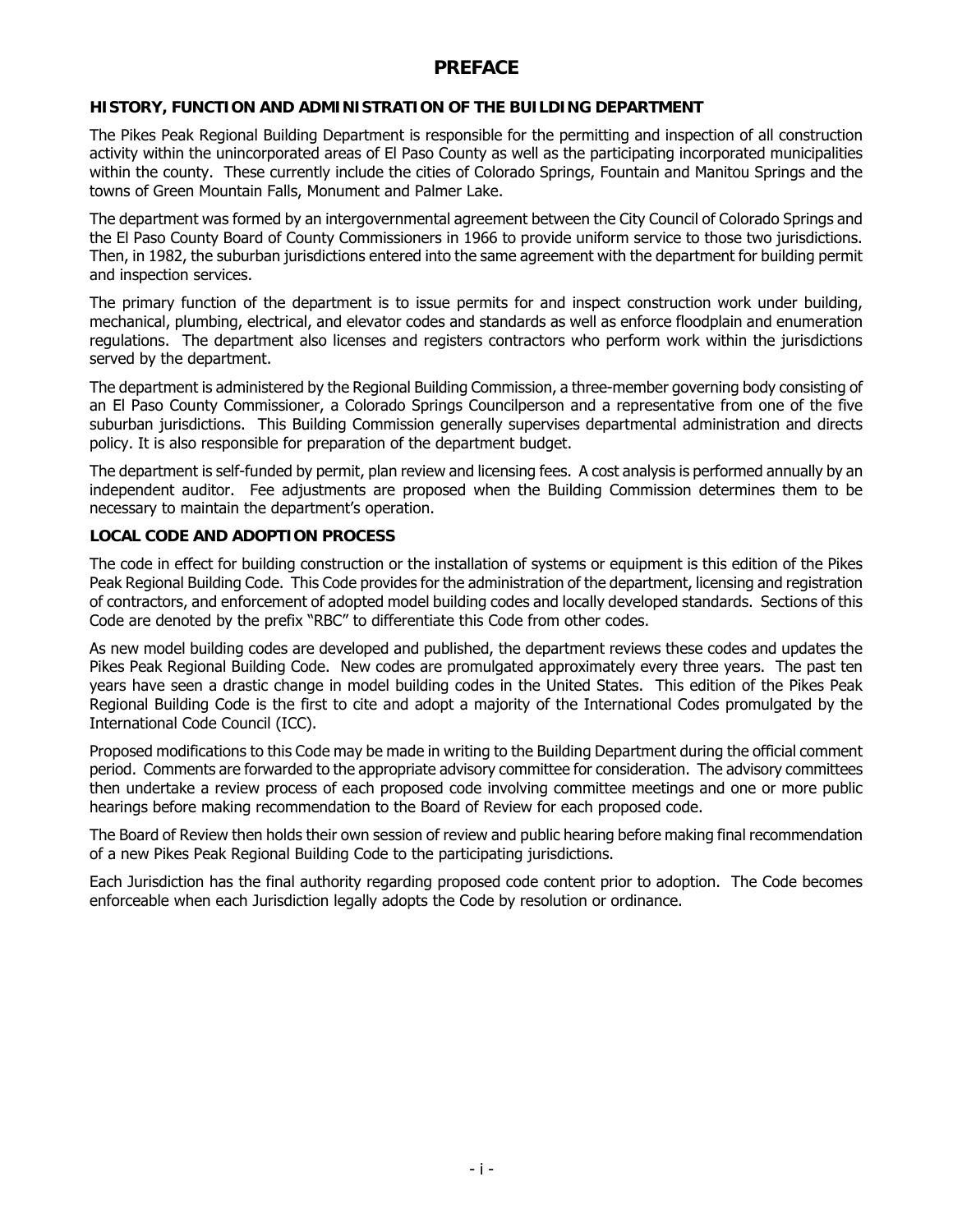# PREFACE

## HISTORY, FUNCTION AND ADMINISTRATION OF THE BUILDING DEPARTMENT

The Pikes Peak Regional Building Department is responsible for the permitting and inspection of all construction activity within the unincorporated areas of El Paso County as well as the participating incorporated municipalities within the county. These currently include the cities of Colorado Springs, Fountain and Manitou Springs and the towns of Green Mountain Falls, Monument and Palmer Lake.

The department was formed by an intergovernmental agreement between the City Council of Colorado Springs and the El Paso County Board of County Commissioners in 1966 to provide uniform service to those two jurisdictions. Then, in 1982, the suburban jurisdictions entered into the same agreement with the department for building permit and inspection services.

The primary function of the department is to issue permits for and inspect construction work under building, mechanical, plumbing, electrical, and elevator codes and standards as well as enforce floodplain and enumeration regulations. The department also licenses and registers contractors who perform work within the jurisdictions served by the department.

The department is administered by the Regional Building Commission, a three-member governing body consisting of an El Paso County Commissioner, a Colorado Springs Councilperson and a representative from one of the five suburban jurisdictions. This Building Commission generally supervises departmental administration and directs policy. It is also responsible for preparation of the department budget.

The department is self-funded by permit, plan review and licensing fees. A cost analysis is performed annually by an independent auditor. Fee adjustments are proposed when the Building Commission determines them to be necessary to maintain the department's operation.

## LOCAL CODE AND ADOPTION PROCESS

The code in effect for building construction or the installation of systems or equipment is this edition of the Pikes Peak Regional Building Code. This Code provides for the administration of the department, licensing and registration of contractors, and enforcement of adopted model building codes and locally developed standards. Sections of this Code are denoted by the prefix "RBC" to differentiate this Code from other codes.

As new model building codes are developed and published, the department reviews these codes and updates the Pikes Peak Regional Building Code. New codes are promulgated approximately every three years. The past ten years have seen a drastic change in model building codes in the United States. This edition of the Pikes Peak Regional Building Code is the first to cite and adopt a majority of the International Codes promulgated by the International Code Council (ICC).

Proposed modifications to this Code may be made in writing to the Building Department during the official comment period. Comments are forwarded to the appropriate advisory committee for consideration. The advisory committees then undertake a review process of each proposed code involving committee meetings and one or more public hearings before making recommendation to the Board of Review for each proposed code.

The Board of Review then holds their own session of review and public hearing before making final recommendation of a new Pikes Peak Regional Building Code to the participating jurisdictions.

Each Jurisdiction has the final authority regarding proposed code content prior to adoption. The Code becomes enforceable when each Jurisdiction legally adopts the Code by resolution or ordinance.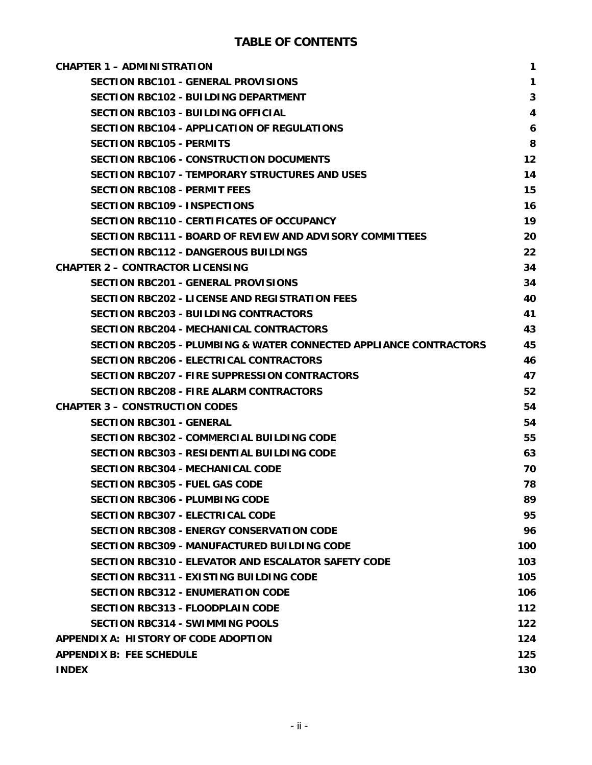# TABLE OF CONTENTS

| | |
|---|---|
| **CHAPTER 1 – ADMINISTRATION** | **1** |
| **SECTION RBC101 - GENERAL PROVISIONS** | **1** |
| **SECTION RBC102 - BUILDING DEPARTMENT** | **3** |
| **SECTION RBC103 - BUILDING OFFICIAL** | **4** |
| **SECTION RBC104 - APPLICATION OF REGULATIONS** | **6** |
| **SECTION RBC105 - PERMITS** | **8** |
| **SECTION RBC106 - CONSTRUCTION DOCUMENTS** | **12** |
| **SECTION RBC107 - TEMPORARY STRUCTURES AND USES** | **14** |
| **SECTION RBC108 - PERMIT FEES** | **15** |
| **SECTION RBC109 - INSPECTIONS** | **16** |
| **SECTION RBC110 - CERTIFICATES OF OCCUPANCY** | **19** |
| **SECTION RBC111 - BOARD OF REVIEW AND ADVISORY COMMITTEES** | **20** |
| **SECTION RBC112 - DANGEROUS BUILDINGS** | **22** |
| **CHAPTER 2 – CONTRACTOR LICENSING** | **34** |
| **SECTION RBC201 - GENERAL PROVISIONS** | **34** |
| **SECTION RBC202 - LICENSE AND REGISTRATION FEES** | **40** |
| **SECTION RBC203 - BUILDING CONTRACTORS** | **41** |
| **SECTION RBC204 - MECHANICAL CONTRACTORS** | **43** |
| **SECTION RBC205 - PLUMBING & WATER CONNECTED APPLIANCE CONTRACTORS** | **45** |
| **SECTION RBC206 - ELECTRICAL CONTRACTORS** | **46** |
| **SECTION RBC207 - FIRE SUPPRESSION CONTRACTORS** | **47** |
| **SECTION RBC208 - FIRE ALARM CONTRACTORS** | **52** |
| **CHAPTER 3 – CONSTRUCTION CODES** | **54** |
| **SECTION RBC301 - GENERAL** | **54** |
| **SECTION RBC302 - COMMERCIAL BUILDING CODE** | **55** |
| **SECTION RBC303 - RESIDENTIAL BUILDING CODE** | **63** |
| **SECTION RBC304 - MECHANICAL CODE** | **70** |
| **SECTION RBC305 - FUEL GAS CODE** | **78** |
| **SECTION RBC306 - PLUMBING CODE** | **89** |
| **SECTION RBC307 - ELECTRICAL CODE** | **95** |
| **SECTION RBC308 - ENERGY CONSERVATION CODE** | **96** |
| **SECTION RBC309 - MANUFACTURED BUILDING CODE** | **100** |
| **SECTION RBC310 - ELEVATOR AND ESCALATOR SAFETY CODE** | **103** |
| **SECTION RBC311 - EXISTING BUILDING CODE** | **105** |
| **SECTION RBC312 - ENUMERATION CODE** | **106** |
| **SECTION RBC313 - FLOODPLAIN CODE** | **112** |
| **SECTION RBC314 - SWIMMING POOLS** | **122** |
| **APPENDIX A: HISTORY OF CODE ADOPTION** | **124** |
| **APPENDIX B: FEE SCHEDULE** | **125** |
| **INDEX** | **130** |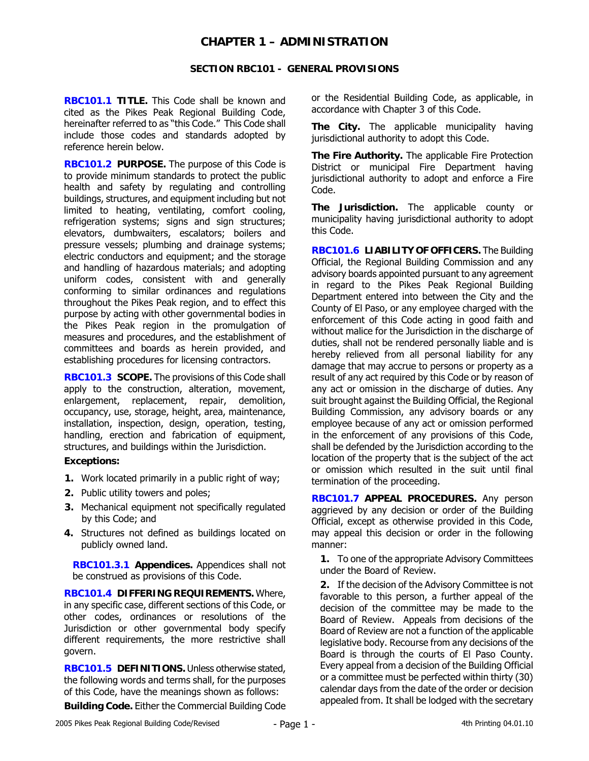# CHAPTER 1 – ADMINISTRATION

## SECTION RBC101 - GENERAL PROVISIONS

**RBC101.1 TITLE.** This Code shall be known and cited as the Pikes Peak Regional Building Code, hereinafter referred to as "this Code." This Code shall include those codes and standards adopted by reference herein below.

**RBC101.2 PURPOSE.** The purpose of this Code is to provide minimum standards to protect the public health and safety by regulating and controlling buildings, structures, and equipment including but not limited to heating, ventilating, comfort cooling, refrigeration systems; signs and sign structures; elevators, dumbwaiters, escalators; boilers and pressure vessels; plumbing and drainage systems; electric conductors and equipment; and the storage and handling of hazardous materials; and adopting uniform codes, consistent with and generally conforming to similar ordinances and regulations throughout the Pikes Peak region, and to effect this purpose by acting with other governmental bodies in the Pikes Peak region in the promulgation of measures and procedures, and the establishment of committees and boards as herein provided, and establishing procedures for licensing contractors.

**RBC101.3 SCOPE.** The provisions of this Code shall apply to the construction, alteration, movement, enlargement, replacement, repair, demolition, occupancy, use, storage, height, area, maintenance, installation, inspection, design, operation, testing, handling, erection and fabrication of equipment, structures, and buildings within the Jurisdiction.

**Exceptions:**

1. Work located primarily in a public right of way;
2. Public utility towers and poles;
3. Mechanical equipment not specifically regulated by this Code; and
4. Structures not defined as buildings located on publicly owned land.

**RBC101.3.1 Appendices.** Appendices shall not be construed as provisions of this Code.

**RBC101.4 DIFFERING REQUIREMENTS.** Where, in any specific case, different sections of this Code, or other codes, ordinances or resolutions of the Jurisdiction or other governmental body specify different requirements, the more restrictive shall govern.

**RBC101.5 DEFINITIONS.** Unless otherwise stated, the following words and terms shall, for the purposes of this Code, have the meanings shown as follows:

**Building Code.** Either the Commercial Building Code or the Residential Building Code, as applicable, in accordance with Chapter 3 of this Code.

**The City.** The applicable municipality having jurisdictional authority to adopt this Code.

**The Fire Authority.** The applicable Fire Protection District or municipal Fire Department having jurisdictional authority to adopt and enforce a Fire Code.

**The Jurisdiction.** The applicable county or municipality having jurisdictional authority to adopt this Code.

**RBC101.6 LIABILITY OF OFFICERS.** The Building Official, the Regional Building Commission and any advisory boards appointed pursuant to any agreement in regard to the Pikes Peak Regional Building Department entered into between the City and the County of El Paso, or any employee charged with the enforcement of this Code acting in good faith and without malice for the Jurisdiction in the discharge of duties, shall not be rendered personally liable and is hereby relieved from all personal liability for any damage that may accrue to persons or property as a result of any act required by this Code or by reason of any act or omission in the discharge of duties. Any suit brought against the Building Official, the Regional Building Commission, any advisory boards or any employee because of any act or omission performed in the enforcement of any provisions of this Code, shall be defended by the Jurisdiction according to the location of the property that is the subject of the act or omission which resulted in the suit until final termination of the proceeding.

**RBC101.7 APPEAL PROCEDURES.** Any person aggrieved by any decision or order of the Building Official, except as otherwise provided in this Code, may appeal this decision or order in the following manner:

1. To one of the appropriate Advisory Committees under the Board of Review.
2. If the decision of the Advisory Committee is not favorable to this person, a further appeal of the decision of the committee may be made to the Board of Review. Appeals from decisions of the Board of Review are not a function of the applicable legislative body. Recourse from any decisions of the Board is through the courts of El Paso County. Every appeal from a decision of the Building Official or a committee must be perfected within thirty (30) calendar days from the date of the order or decision appealed from. It shall be lodged with the secretary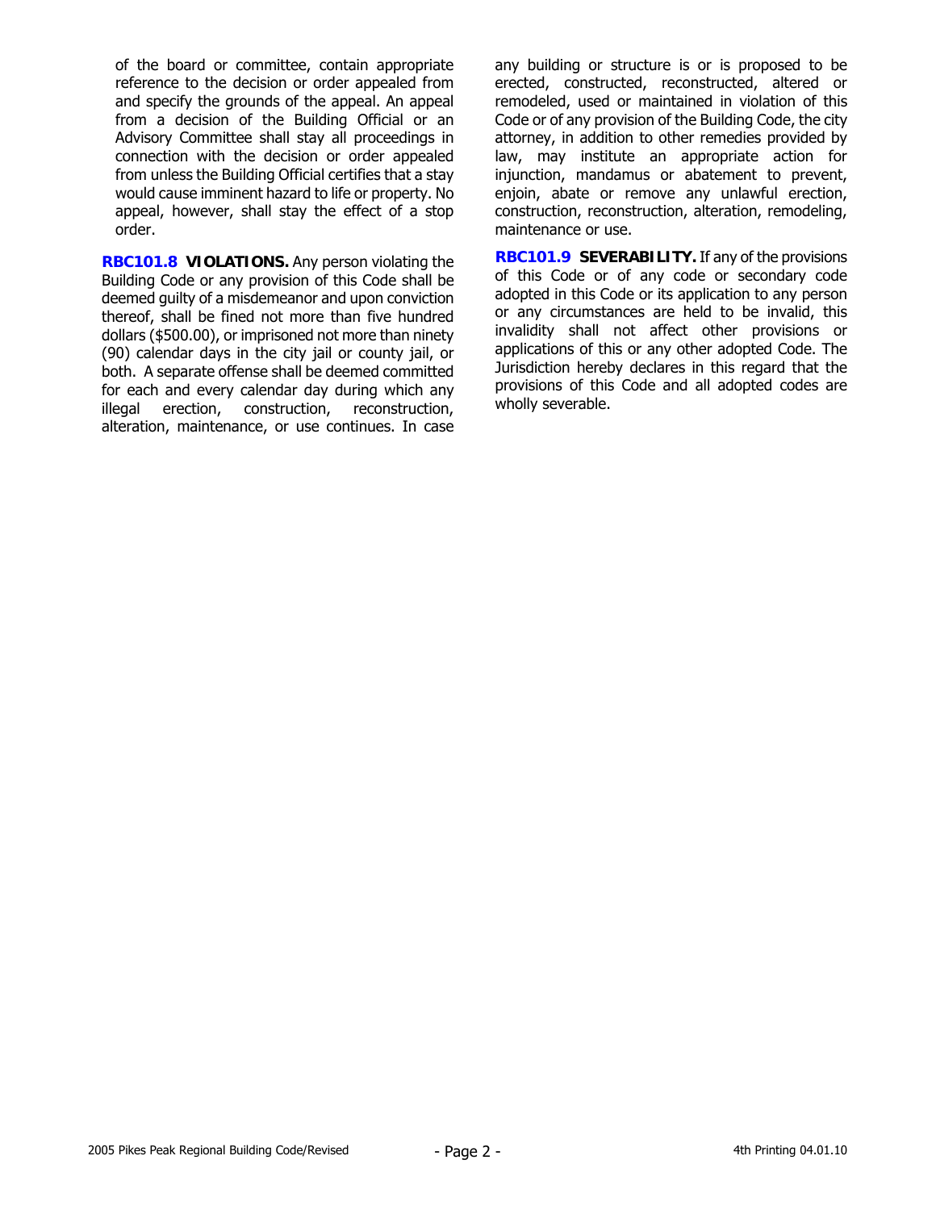of the board or committee, contain appropriate reference to the decision or order appealed from and specify the grounds of the appeal. An appeal from a decision of the Building Official or an Advisory Committee shall stay all proceedings in connection with the decision or order appealed from unless the Building Official certifies that a stay would cause imminent hazard to life or property. No appeal, however, shall stay the effect of a stop order.

**RBC101.8 VIOLATIONS.** Any person violating the Building Code or any provision of this Code shall be deemed guilty of a misdemeanor and upon conviction thereof, shall be fined not more than five hundred dollars ($500.00), or imprisoned not more than ninety (90) calendar days in the city jail or county jail, or both. A separate offense shall be deemed committed for each and every calendar day during which any illegal erection, construction, reconstruction, alteration, maintenance, or use continues. In case any building or structure is or is proposed to be erected, constructed, reconstructed, altered or remodeled, used or maintained in violation of this Code or of any provision of the Building Code, the city attorney, in addition to other remedies provided by law, may institute an appropriate action for injunction, mandamus or abatement to prevent, enjoin, abate or remove any unlawful erection, construction, reconstruction, alteration, remodeling, maintenance or use.

**RBC101.9 SEVERABILITY.** If any of the provisions of this Code or of any code or secondary code adopted in this Code or its application to any person or any circumstances are held to be invalid, this invalidity shall not affect other provisions or applications of this or any other adopted Code. The Jurisdiction hereby declares in this regard that the provisions of this Code and all adopted codes are wholly severable.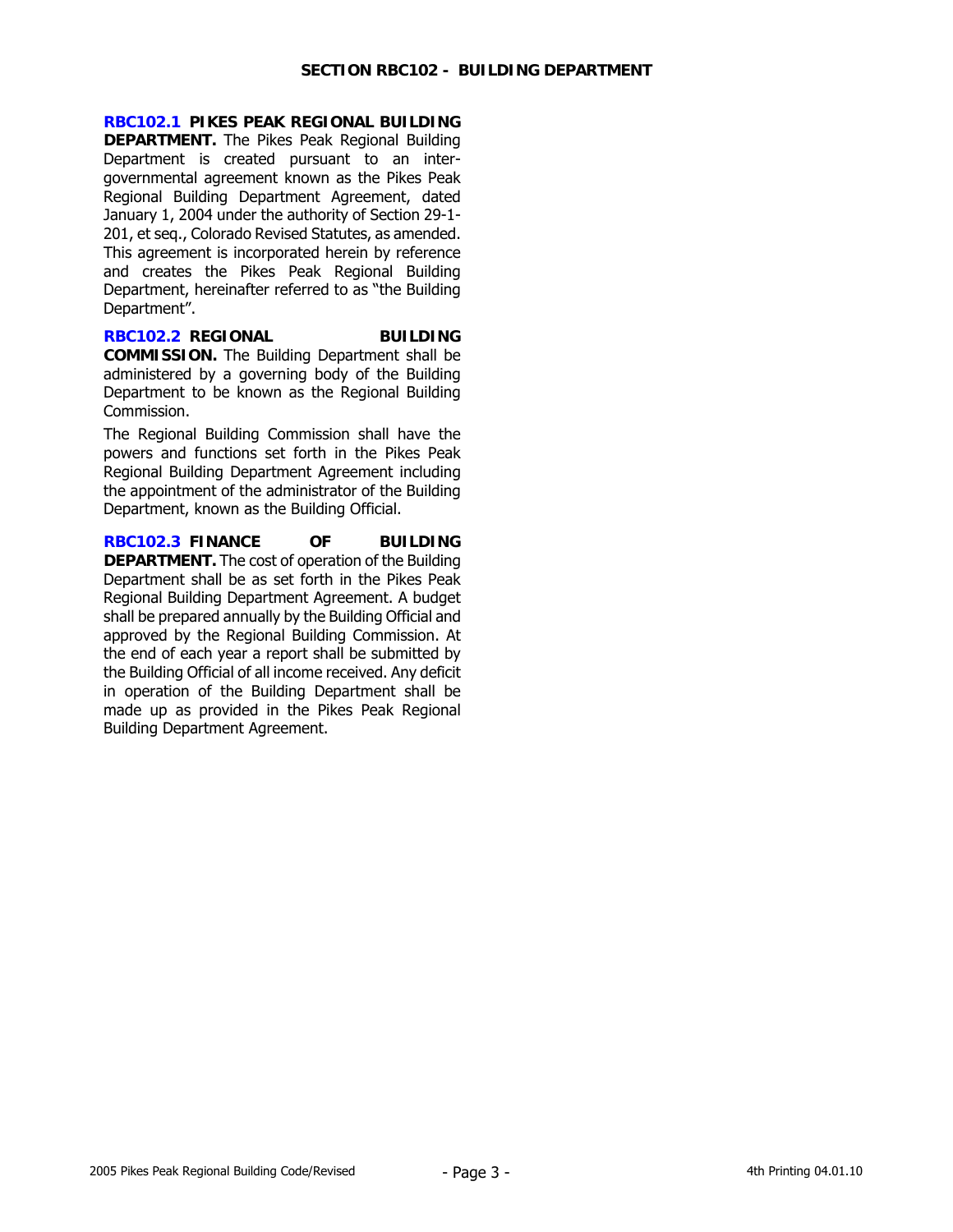## SECTION RBC102 - BUILDING DEPARTMENT

**RBC102.1 PIKES PEAK REGIONAL BUILDING DEPARTMENT.** The Pikes Peak Regional Building Department is created pursuant to an inter-governmental agreement known as the Pikes Peak Regional Building Department Agreement, dated January 1, 2004 under the authority of Section 29-1-201, et seq., Colorado Revised Statutes, as amended. This agreement is incorporated herein by reference and creates the Pikes Peak Regional Building Department, hereinafter referred to as "the Building Department".

**RBC102.2 REGIONAL BUILDING COMMISSION.** The Building Department shall be administered by a governing body of the Building Department to be known as the Regional Building Commission.

The Regional Building Commission shall have the powers and functions set forth in the Pikes Peak Regional Building Department Agreement including the appointment of the administrator of the Building Department, known as the Building Official.

**RBC102.3 FINANCE OF BUILDING DEPARTMENT.** The cost of operation of the Building Department shall be as set forth in the Pikes Peak Regional Building Department Agreement. A budget shall be prepared annually by the Building Official and approved by the Regional Building Commission. At the end of each year a report shall be submitted by the Building Official of all income received. Any deficit in operation of the Building Department shall be made up as provided in the Pikes Peak Regional Building Department Agreement.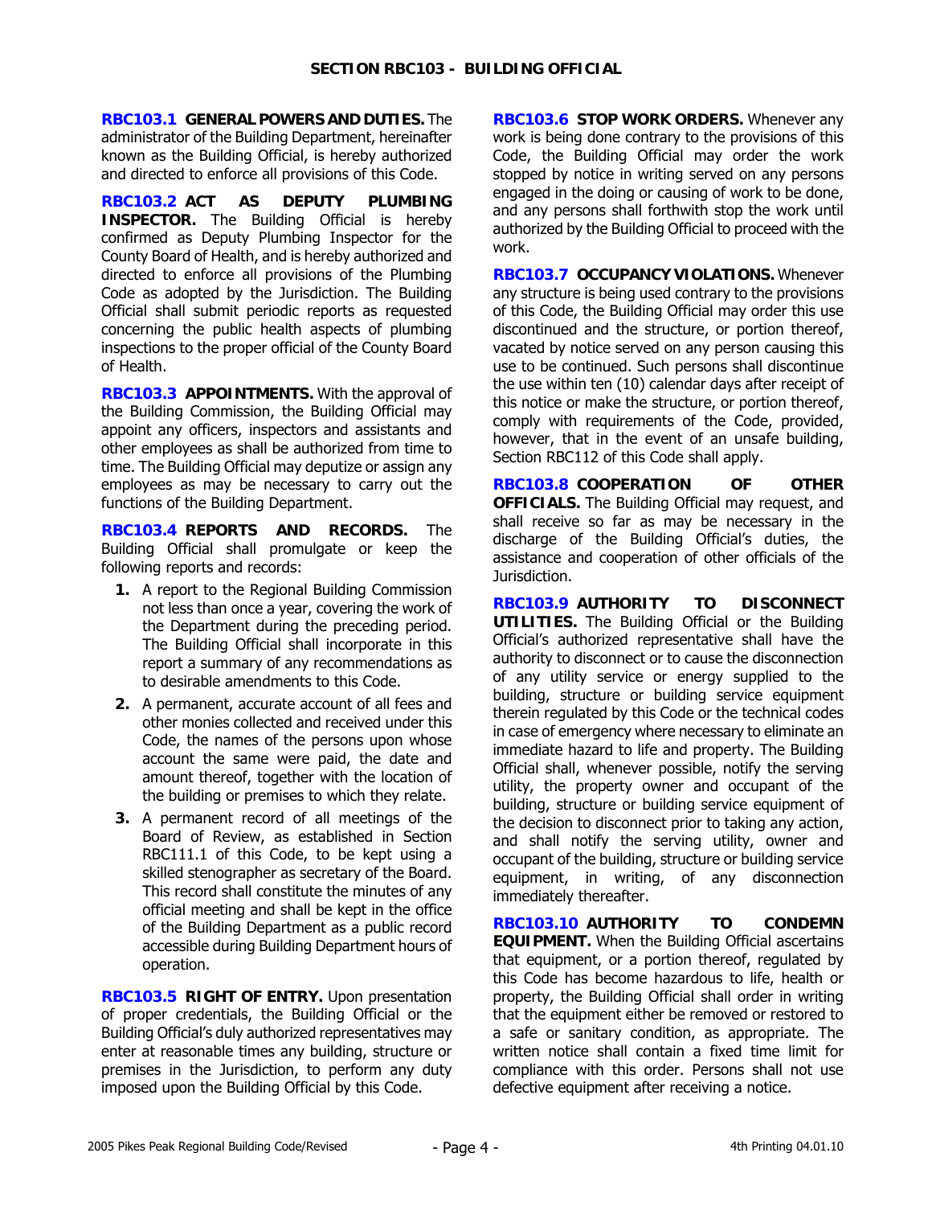## SECTION RBC103 - BUILDING OFFICIAL

**RBC103.1 GENERAL POWERS AND DUTIES.** The administrator of the Building Department, hereinafter known as the Building Official, is hereby authorized and directed to enforce all provisions of this Code.

**RBC103.2 ACT AS DEPUTY PLUMBING INSPECTOR.** The Building Official is hereby confirmed as Deputy Plumbing Inspector for the County Board of Health, and is hereby authorized and directed to enforce all provisions of the Plumbing Code as adopted by the Jurisdiction. The Building Official shall submit periodic reports as requested concerning the public health aspects of plumbing inspections to the proper official of the County Board of Health.

**RBC103.3 APPOINTMENTS.** With the approval of the Building Commission, the Building Official may appoint any officers, inspectors and assistants and other employees as shall be authorized from time to time. The Building Official may deputize or assign any employees as may be necessary to carry out the functions of the Building Department.

**RBC103.4 REPORTS AND RECORDS.** The Building Official shall promulgate or keep the following reports and records:

1. A report to the Regional Building Commission not less than once a year, covering the work of the Department during the preceding period. The Building Official shall incorporate in this report a summary of any recommendations as to desirable amendments to this Code.
2. A permanent, accurate account of all fees and other monies collected and received under this Code, the names of the persons upon whose account the same were paid, the date and amount thereof, together with the location of the building or premises to which they relate.
3. A permanent record of all meetings of the Board of Review, as established in Section RBC111.1 of this Code, to be kept using a skilled stenographer as secretary of the Board. This record shall constitute the minutes of any official meeting and shall be kept in the office of the Building Department as a public record accessible during Building Department hours of operation.

**RBC103.5 RIGHT OF ENTRY.** Upon presentation of proper credentials, the Building Official or the Building Official's duly authorized representatives may enter at reasonable times any building, structure or premises in the Jurisdiction, to perform any duty imposed upon the Building Official by this Code.

**RBC103.6 STOP WORK ORDERS.** Whenever any work is being done contrary to the provisions of this Code, the Building Official may order the work stopped by notice in writing served on any persons engaged in the doing or causing of work to be done, and any persons shall forthwith stop the work until authorized by the Building Official to proceed with the work.

**RBC103.7 OCCUPANCY VIOLATIONS.** Whenever any structure is being used contrary to the provisions of this Code, the Building Official may order this use discontinued and the structure, or portion thereof, vacated by notice served on any person causing this use to be continued. Such persons shall discontinue the use within ten (10) calendar days after receipt of this notice or make the structure, or portion thereof, comply with requirements of the Code, provided, however, that in the event of an unsafe building, Section RBC112 of this Code shall apply.

**RBC103.8 COOPERATION OF OTHER OFFICIALS.** The Building Official may request, and shall receive so far as may be necessary in the discharge of the Building Official's duties, the assistance and cooperation of other officials of the Jurisdiction.

**RBC103.9 AUTHORITY TO DISCONNECT UTILITIES.** The Building Official or the Building Official's authorized representative shall have the authority to disconnect or to cause the disconnection of any utility service or energy supplied to the building, structure or building service equipment therein regulated by this Code or the technical codes in case of emergency where necessary to eliminate an immediate hazard to life and property. The Building Official shall, whenever possible, notify the serving utility, the property owner and occupant of the building, structure or building service equipment of the decision to disconnect prior to taking any action, and shall notify the serving utility, owner and occupant of the building, structure or building service equipment, in writing, of any disconnection immediately thereafter.

**RBC103.10 AUTHORITY TO CONDEMN EQUIPMENT.** When the Building Official ascertains that equipment, or a portion thereof, regulated by this Code has become hazardous to life, health or property, the Building Official shall order in writing that the equipment either be removed or restored to a safe or sanitary condition, as appropriate. The written notice shall contain a fixed time limit for compliance with this order. Persons shall not use defective equipment after receiving a notice.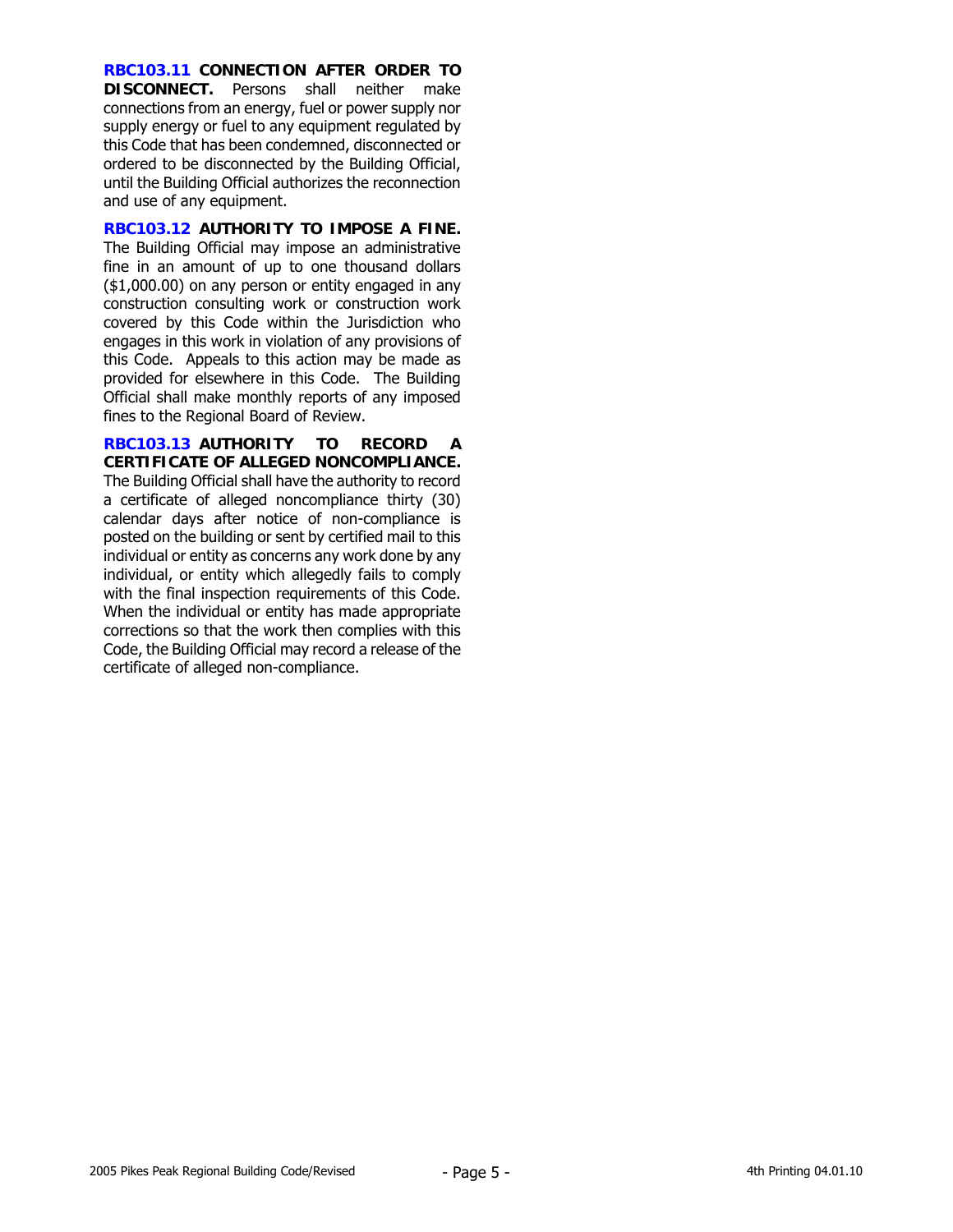**RBC103.11 CONNECTION AFTER ORDER TO DISCONNECT.** Persons shall neither make connections from an energy, fuel or power supply nor supply energy or fuel to any equipment regulated by this Code that has been condemned, disconnected or ordered to be disconnected by the Building Official, until the Building Official authorizes the reconnection and use of any equipment.

**RBC103.12 AUTHORITY TO IMPOSE A FINE.** The Building Official may impose an administrative fine in an amount of up to one thousand dollars ($1,000.00) on any person or entity engaged in any construction consulting work or construction work covered by this Code within the Jurisdiction who engages in this work in violation of any provisions of this Code. Appeals to this action may be made as provided for elsewhere in this Code. The Building Official shall make monthly reports of any imposed fines to the Regional Board of Review.

**RBC103.13 AUTHORITY TO RECORD A CERTIFICATE OF ALLEGED NONCOMPLIANCE.** The Building Official shall have the authority to record a certificate of alleged noncompliance thirty (30) calendar days after notice of non-compliance is posted on the building or sent by certified mail to this individual or entity as concerns any work done by any individual, or entity which allegedly fails to comply with the final inspection requirements of this Code. When the individual or entity has made appropriate corrections so that the work then complies with this Code, the Building Official may record a release of the certificate of alleged non-compliance.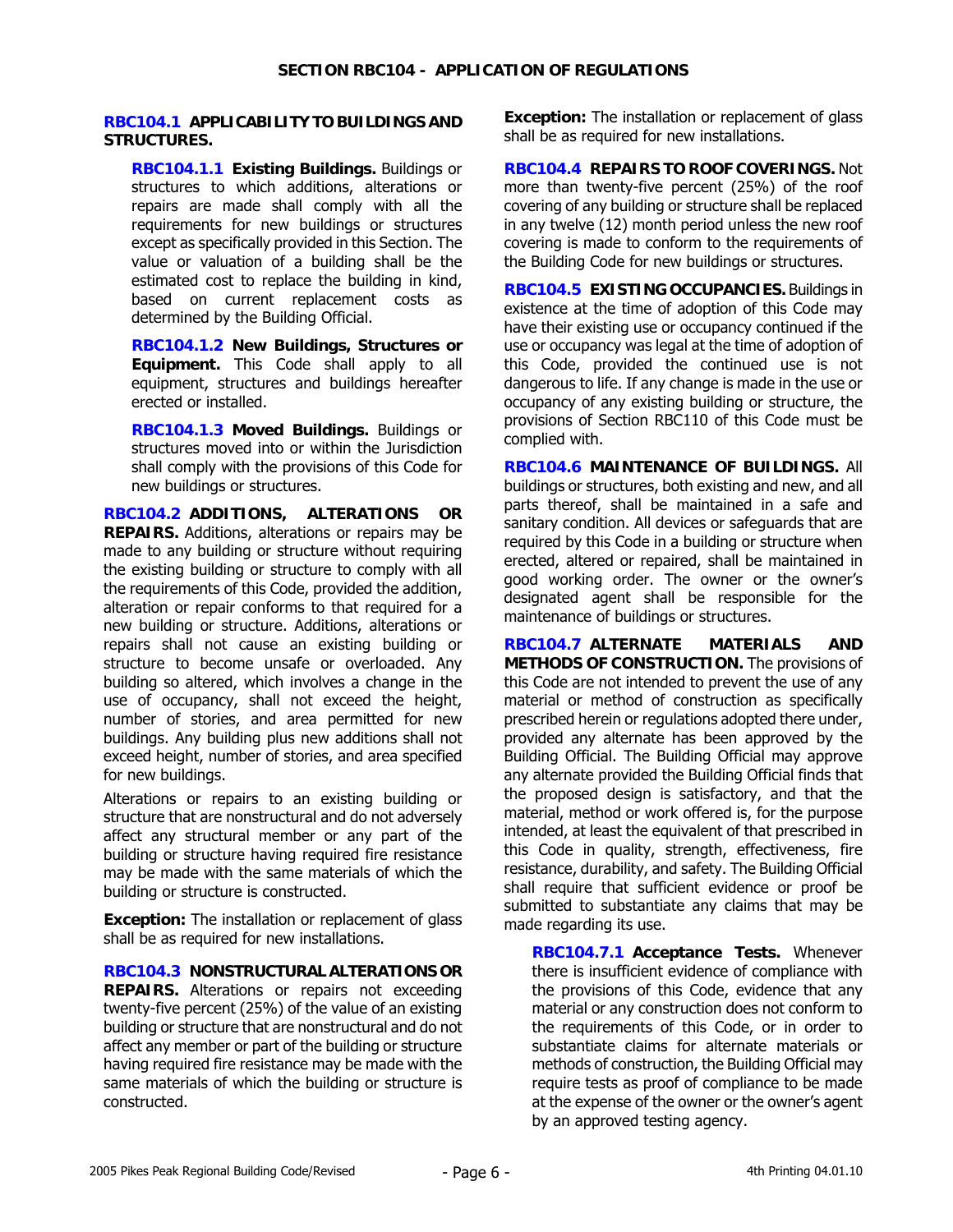## SECTION RBC104 - APPLICATION OF REGULATIONS

**RBC104.1 APPLICABILITY TO BUILDINGS AND STRUCTURES.**

**RBC104.1.1 Existing Buildings.** Buildings or structures to which additions, alterations or repairs are made shall comply with all the requirements for new buildings or structures except as specifically provided in this Section. The value or valuation of a building shall be the estimated cost to replace the building in kind, based on current replacement costs as determined by the Building Official.

**RBC104.1.2 New Buildings, Structures or Equipment.** This Code shall apply to all equipment, structures and buildings hereafter erected or installed.

**RBC104.1.3 Moved Buildings.** Buildings or structures moved into or within the Jurisdiction shall comply with the provisions of this Code for new buildings or structures.

**RBC104.2 ADDITIONS, ALTERATIONS OR REPAIRS.** Additions, alterations or repairs may be made to any building or structure without requiring the existing building or structure to comply with all the requirements of this Code, provided the addition, alteration or repair conforms to that required for a new building or structure. Additions, alterations or repairs shall not cause an existing building or structure to become unsafe or overloaded. Any building so altered, which involves a change in the use of occupancy, shall not exceed the height, number of stories, and area permitted for new buildings. Any building plus new additions shall not exceed height, number of stories, and area specified for new buildings.

Alterations or repairs to an existing building or structure that are nonstructural and do not adversely affect any structural member or any part of the building or structure having required fire resistance may be made with the same materials of which the building or structure is constructed.

**Exception:** The installation or replacement of glass shall be as required for new installations.

**RBC104.3 NONSTRUCTURAL ALTERATIONS OR REPAIRS.** Alterations or repairs not exceeding twenty-five percent (25%) of the value of an existing building or structure that are nonstructural and do not affect any member or part of the building or structure having required fire resistance may be made with the same materials of which the building or structure is constructed.

**Exception:** The installation or replacement of glass shall be as required for new installations.

**RBC104.4 REPAIRS TO ROOF COVERINGS.** Not more than twenty-five percent (25%) of the roof covering of any building or structure shall be replaced in any twelve (12) month period unless the new roof covering is made to conform to the requirements of the Building Code for new buildings or structures.

**RBC104.5 EXISTING OCCUPANCIES.** Buildings in existence at the time of adoption of this Code may have their existing use or occupancy continued if the use or occupancy was legal at the time of adoption of this Code, provided the continued use is not dangerous to life. If any change is made in the use or occupancy of any existing building or structure, the provisions of Section RBC110 of this Code must be complied with.

**RBC104.6 MAINTENANCE OF BUILDINGS.** All buildings or structures, both existing and new, and all parts thereof, shall be maintained in a safe and sanitary condition. All devices or safeguards that are required by this Code in a building or structure when erected, altered or repaired, shall be maintained in good working order. The owner or the owner's designated agent shall be responsible for the maintenance of buildings or structures.

**RBC104.7 ALTERNATE MATERIALS AND METHODS OF CONSTRUCTION.** The provisions of this Code are not intended to prevent the use of any material or method of construction as specifically prescribed herein or regulations adopted there under, provided any alternate has been approved by the Building Official. The Building Official may approve any alternate provided the Building Official finds that the proposed design is satisfactory, and that the material, method or work offered is, for the purpose intended, at least the equivalent of that prescribed in this Code in quality, strength, effectiveness, fire resistance, durability, and safety. The Building Official shall require that sufficient evidence or proof be submitted to substantiate any claims that may be made regarding its use.

**RBC104.7.1 Acceptance Tests.** Whenever there is insufficient evidence of compliance with the provisions of this Code, evidence that any material or any construction does not conform to the requirements of this Code, or in order to substantiate claims for alternate materials or methods of construction, the Building Official may require tests as proof of compliance to be made at the expense of the owner or the owner's agent by an approved testing agency.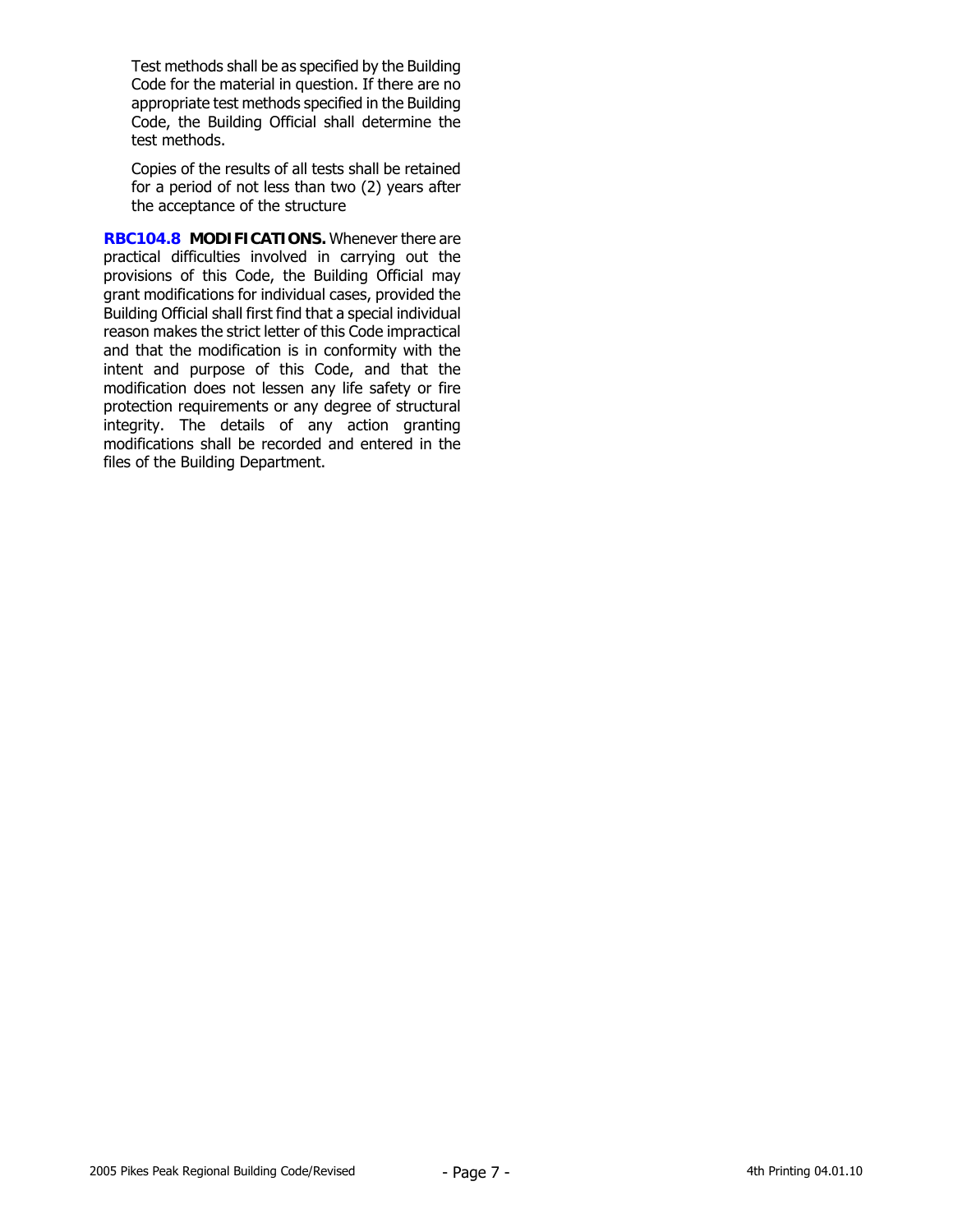Test methods shall be as specified by the Building Code for the material in question. If there are no appropriate test methods specified in the Building Code, the Building Official shall determine the test methods.

Copies of the results of all tests shall be retained for a period of not less than two (2) years after the acceptance of the structure

**RBC104.8 MODIFICATIONS.** Whenever there are practical difficulties involved in carrying out the provisions of this Code, the Building Official may grant modifications for individual cases, provided the Building Official shall first find that a special individual reason makes the strict letter of this Code impractical and that the modification is in conformity with the intent and purpose of this Code, and that the modification does not lessen any life safety or fire protection requirements or any degree of structural integrity. The details of any action granting modifications shall be recorded and entered in the files of the Building Department.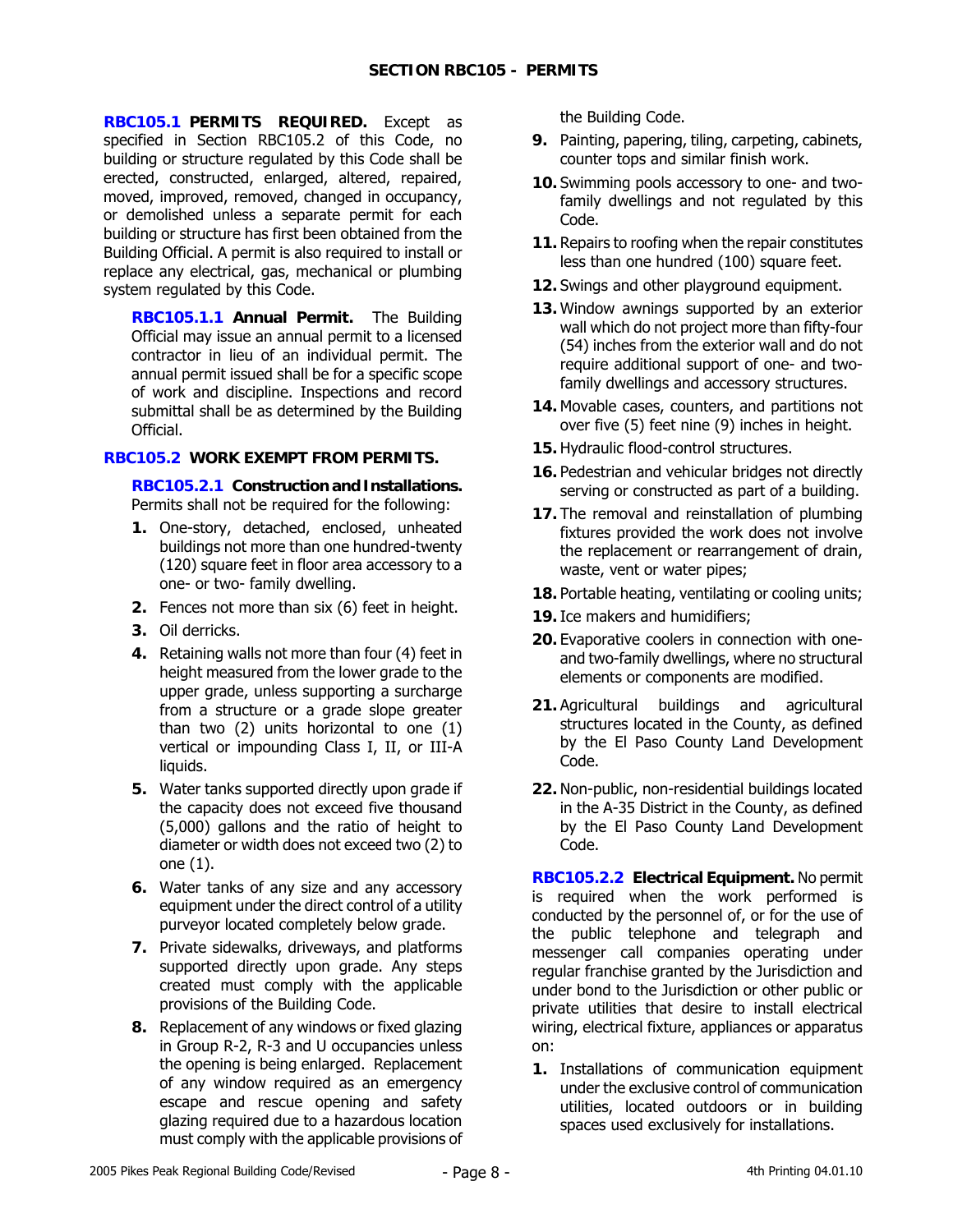## SECTION RBC105 - PERMITS

**RBC105.1 PERMITS REQUIRED.** Except as specified in Section RBC105.2 of this Code, no building or structure regulated by this Code shall be erected, constructed, enlarged, altered, repaired, moved, improved, removed, changed in occupancy, or demolished unless a separate permit for each building or structure has first been obtained from the Building Official. A permit is also required to install or replace any electrical, gas, mechanical or plumbing system regulated by this Code.

**RBC105.1.1 Annual Permit.** The Building Official may issue an annual permit to a licensed contractor in lieu of an individual permit. The annual permit issued shall be for a specific scope of work and discipline. Inspections and record submittal shall be as determined by the Building Official.

**RBC105.2 WORK EXEMPT FROM PERMITS.**

**RBC105.2.1 Construction and Installations.** Permits shall not be required for the following:

1. One-story, detached, enclosed, unheated buildings not more than one hundred-twenty (120) square feet in floor area accessory to a one- or two- family dwelling.
2. Fences not more than six (6) feet in height.
3. Oil derricks.
4. Retaining walls not more than four (4) feet in height measured from the lower grade to the upper grade, unless supporting a surcharge from a structure or a grade slope greater than two (2) units horizontal to one (1) vertical or impounding Class I, II, or III-A liquids.
5. Water tanks supported directly upon grade if the capacity does not exceed five thousand (5,000) gallons and the ratio of height to diameter or width does not exceed two (2) to one (1).
6. Water tanks of any size and any accessory equipment under the direct control of a utility purveyor located completely below grade.
7. Private sidewalks, driveways, and platforms supported directly upon grade. Any steps created must comply with the applicable provisions of the Building Code.
8. Replacement of any windows or fixed glazing in Group R-2, R-3 and U occupancies unless the opening is being enlarged. Replacement of any window required as an emergency escape and rescue opening and safety glazing required due to a hazardous location must comply with the applicable provisions of the Building Code.
9. Painting, papering, tiling, carpeting, cabinets, counter tops and similar finish work.
10. Swimming pools accessory to one- and two-family dwellings and not regulated by this Code.
11. Repairs to roofing when the repair constitutes less than one hundred (100) square feet.
12. Swings and other playground equipment.
13. Window awnings supported by an exterior wall which do not project more than fifty-four (54) inches from the exterior wall and do not require additional support of one- and two-family dwellings and accessory structures.
14. Movable cases, counters, and partitions not over five (5) feet nine (9) inches in height.
15. Hydraulic flood-control structures.
16. Pedestrian and vehicular bridges not directly serving or constructed as part of a building.
17. The removal and reinstallation of plumbing fixtures provided the work does not involve the replacement or rearrangement of drain, waste, vent or water pipes;
18. Portable heating, ventilating or cooling units;
19. Ice makers and humidifiers;
20. Evaporative coolers in connection with one- and two-family dwellings, where no structural elements or components are modified.
21. Agricultural buildings and agricultural structures located in the County, as defined by the El Paso County Land Development Code.
22. Non-public, non-residential buildings located in the A-35 District in the County, as defined by the El Paso County Land Development Code.

**RBC105.2.2 Electrical Equipment.** No permit is required when the work performed is conducted by the personnel of, or for the use of the public telephone and telegraph and messenger call companies operating under regular franchise granted by the Jurisdiction and under bond to the Jurisdiction or other public or private utilities that desire to install electrical wiring, electrical fixture, appliances or apparatus on:

1. Installations of communication equipment under the exclusive control of communication utilities, located outdoors or in building spaces used exclusively for installations.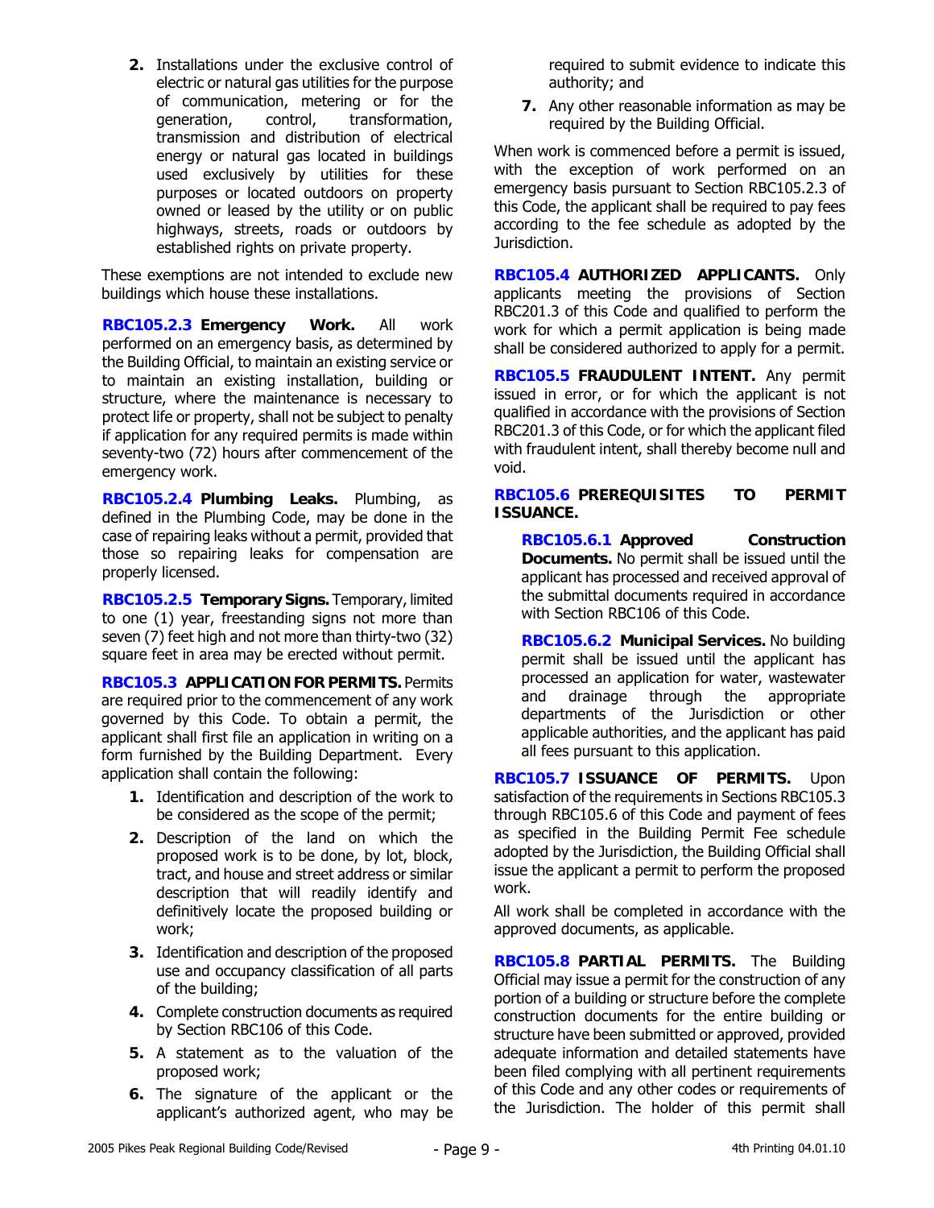2. Installations under the exclusive control of electric or natural gas utilities for the purpose of communication, metering or for the generation, control, transformation, transmission and distribution of electrical energy or natural gas located in buildings used exclusively by utilities for these purposes or located outdoors on property owned or leased by the utility or on public highways, streets, roads or outdoors by established rights on private property.

These exemptions are not intended to exclude new buildings which house these installations.

**RBC105.2.3 Emergency Work.** All work performed on an emergency basis, as determined by the Building Official, to maintain an existing service or to maintain an existing installation, building or structure, where the maintenance is necessary to protect life or property, shall not be subject to penalty if application for any required permits is made within seventy-two (72) hours after commencement of the emergency work.

**RBC105.2.4 Plumbing Leaks.** Plumbing, as defined in the Plumbing Code, may be done in the case of repairing leaks without a permit, provided that those so repairing leaks for compensation are properly licensed.

**RBC105.2.5 Temporary Signs.** Temporary, limited to one (1) year, freestanding signs not more than seven (7) feet high and not more than thirty-two (32) square feet in area may be erected without permit.

**RBC105.3 APPLICATION FOR PERMITS.** Permits are required prior to the commencement of any work governed by this Code. To obtain a permit, the applicant shall first file an application in writing on a form furnished by the Building Department. Every application shall contain the following:

1. Identification and description of the work to be considered as the scope of the permit;
2. Description of the land on which the proposed work is to be done, by lot, block, tract, and house and street address or similar description that will readily identify and definitively locate the proposed building or work;
3. Identification and description of the proposed use and occupancy classification of all parts of the building;
4. Complete construction documents as required by Section RBC106 of this Code.
5. A statement as to the valuation of the proposed work;
6. The signature of the applicant or the applicant's authorized agent, who may be required to submit evidence to indicate this authority; and
7. Any other reasonable information as may be required by the Building Official.

When work is commenced before a permit is issued, with the exception of work performed on an emergency basis pursuant to Section RBC105.2.3 of this Code, the applicant shall be required to pay fees according to the fee schedule as adopted by the Jurisdiction.

**RBC105.4 AUTHORIZED APPLICANTS.** Only applicants meeting the provisions of Section RBC201.3 of this Code and qualified to perform the work for which a permit application is being made shall be considered authorized to apply for a permit.

**RBC105.5 FRAUDULENT INTENT.** Any permit issued in error, or for which the applicant is not qualified in accordance with the provisions of Section RBC201.3 of this Code, or for which the applicant filed with fraudulent intent, shall thereby become null and void.

**RBC105.6 PREREQUISITES TO PERMIT ISSUANCE.**

**RBC105.6.1 Approved Construction Documents.** No permit shall be issued until the applicant has processed and received approval of the submittal documents required in accordance with Section RBC106 of this Code.

**RBC105.6.2 Municipal Services.** No building permit shall be issued until the applicant has processed an application for water, wastewater and drainage through the appropriate departments of the Jurisdiction or other applicable authorities, and the applicant has paid all fees pursuant to this application.

**RBC105.7 ISSUANCE OF PERMITS.** Upon satisfaction of the requirements in Sections RBC105.3 through RBC105.6 of this Code and payment of fees as specified in the Building Permit Fee schedule adopted by the Jurisdiction, the Building Official shall issue the applicant a permit to perform the proposed work.

All work shall be completed in accordance with the approved documents, as applicable.

**RBC105.8 PARTIAL PERMITS.** The Building Official may issue a permit for the construction of any portion of a building or structure before the complete construction documents for the entire building or structure have been submitted or approved, provided adequate information and detailed statements have been filed complying with all pertinent requirements of this Code and any other codes or requirements of the Jurisdiction. The holder of this permit shall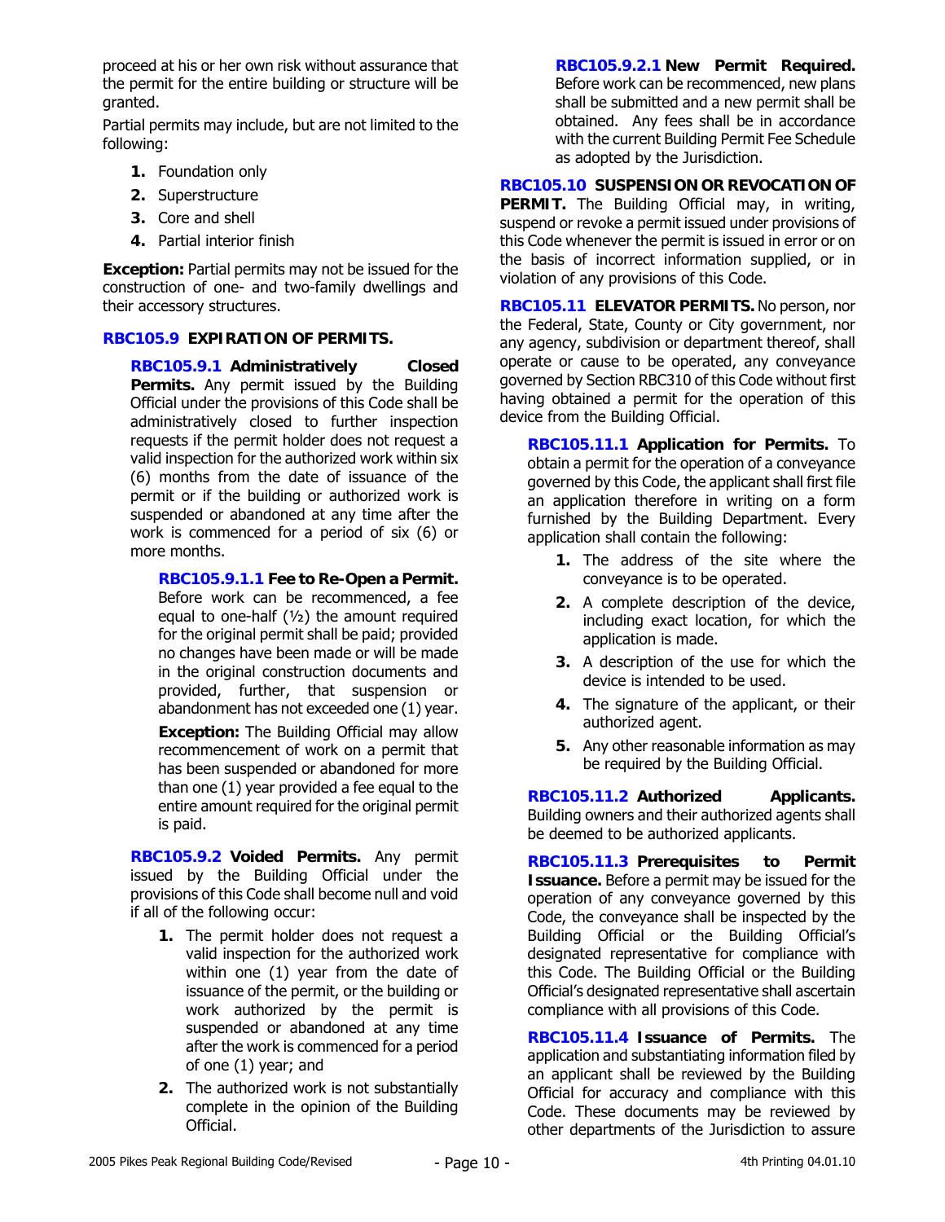proceed at his or her own risk without assurance that the permit for the entire building or structure will be granted.

Partial permits may include, but are not limited to the following:

1. Foundation only
2. Superstructure
3. Core and shell
4. Partial interior finish

**Exception:** Partial permits may not be issued for the construction of one- and two-family dwellings and their accessory structures.

### RBC105.9 EXPIRATION OF PERMITS.

**RBC105.9.1 Administratively Closed Permits.** Any permit issued by the Building Official under the provisions of this Code shall be administratively closed to further inspection requests if the permit holder does not request a valid inspection for the authorized work within six (6) months from the date of issuance of the permit or if the building or authorized work is suspended or abandoned at any time after the work is commenced for a period of six (6) or more months.

**RBC105.9.1.1 Fee to Re-Open a Permit.** Before work can be recommenced, a fee equal to one-half (½) the amount required for the original permit shall be paid; provided no changes have been made or will be made in the original construction documents and provided, further, that suspension or abandonment has not exceeded one (1) year.

**Exception:** The Building Official may allow recommencement of work on a permit that has been suspended or abandoned for more than one (1) year provided a fee equal to the entire amount required for the original permit is paid.

**RBC105.9.2 Voided Permits.** Any permit issued by the Building Official under the provisions of this Code shall become null and void if all of the following occur:

1. The permit holder does not request a valid inspection for the authorized work within one (1) year from the date of issuance of the permit, or the building or work authorized by the permit is suspended or abandoned at any time after the work is commenced for a period of one (1) year; and
2. The authorized work is not substantially complete in the opinion of the Building Official.

**RBC105.9.2.1 New Permit Required.** Before work can be recommenced, new plans shall be submitted and a new permit shall be obtained. Any fees shall be in accordance with the current Building Permit Fee Schedule as adopted by the Jurisdiction.

**RBC105.10 SUSPENSION OR REVOCATION OF PERMIT.** The Building Official may, in writing, suspend or revoke a permit issued under provisions of this Code whenever the permit is issued in error or on the basis of incorrect information supplied, or in violation of any provisions of this Code.

**RBC105.11 ELEVATOR PERMITS.** No person, nor the Federal, State, County or City government, nor any agency, subdivision or department thereof, shall operate or cause to be operated, any conveyance governed by Section RBC310 of this Code without first having obtained a permit for the operation of this device from the Building Official.

**RBC105.11.1 Application for Permits.** To obtain a permit for the operation of a conveyance governed by this Code, the applicant shall first file an application therefore in writing on a form furnished by the Building Department. Every application shall contain the following:

1. The address of the site where the conveyance is to be operated.
2. A complete description of the device, including exact location, for which the application is made.
3. A description of the use for which the device is intended to be used.
4. The signature of the applicant, or their authorized agent.
5. Any other reasonable information as may be required by the Building Official.

**RBC105.11.2 Authorized Applicants.** Building owners and their authorized agents shall be deemed to be authorized applicants.

**RBC105.11.3 Prerequisites to Permit Issuance.** Before a permit may be issued for the operation of any conveyance governed by this Code, the conveyance shall be inspected by the Building Official or the Building Official's designated representative for compliance with this Code. The Building Official or the Building Official's designated representative shall ascertain compliance with all provisions of this Code.

**RBC105.11.4 Issuance of Permits.** The application and substantiating information filed by an applicant shall be reviewed by the Building Official for accuracy and compliance with this Code. These documents may be reviewed by other departments of the Jurisdiction to assure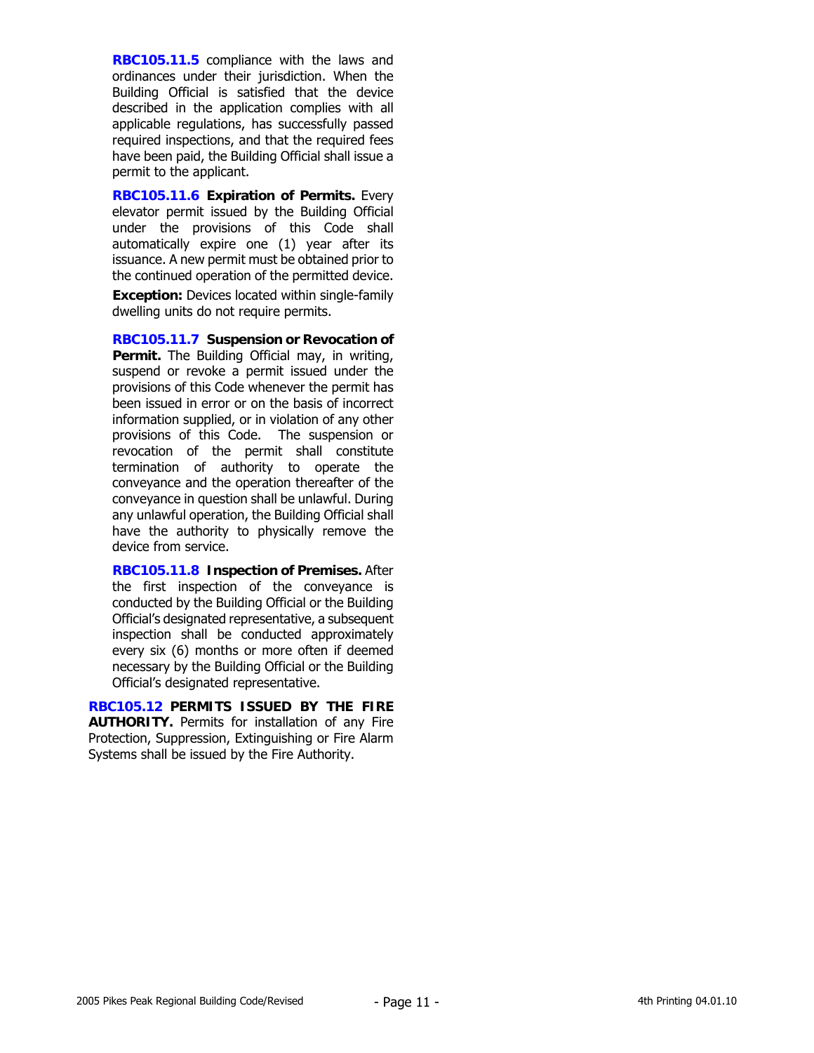**RBC105.11.5** compliance with the laws and ordinances under their jurisdiction. When the Building Official is satisfied that the device described in the application complies with all applicable regulations, has successfully passed required inspections, and that the required fees have been paid, the Building Official shall issue a permit to the applicant.

**RBC105.11.6 Expiration of Permits.** Every elevator permit issued by the Building Official under the provisions of this Code shall automatically expire one (1) year after its issuance. A new permit must be obtained prior to the continued operation of the permitted device.

**Exception:** Devices located within single-family dwelling units do not require permits.

**RBC105.11.7 Suspension or Revocation of Permit.** The Building Official may, in writing, suspend or revoke a permit issued under the provisions of this Code whenever the permit has been issued in error or on the basis of incorrect information supplied, or in violation of any other provisions of this Code. The suspension or revocation of the permit shall constitute termination of authority to operate the conveyance and the operation thereafter of the conveyance in question shall be unlawful. During any unlawful operation, the Building Official shall have the authority to physically remove the device from service.

**RBC105.11.8 Inspection of Premises.** After the first inspection of the conveyance is conducted by the Building Official or the Building Official's designated representative, a subsequent inspection shall be conducted approximately every six (6) months or more often if deemed necessary by the Building Official or the Building Official's designated representative.

**RBC105.12 PERMITS ISSUED BY THE FIRE AUTHORITY.** Permits for installation of any Fire Protection, Suppression, Extinguishing or Fire Alarm Systems shall be issued by the Fire Authority.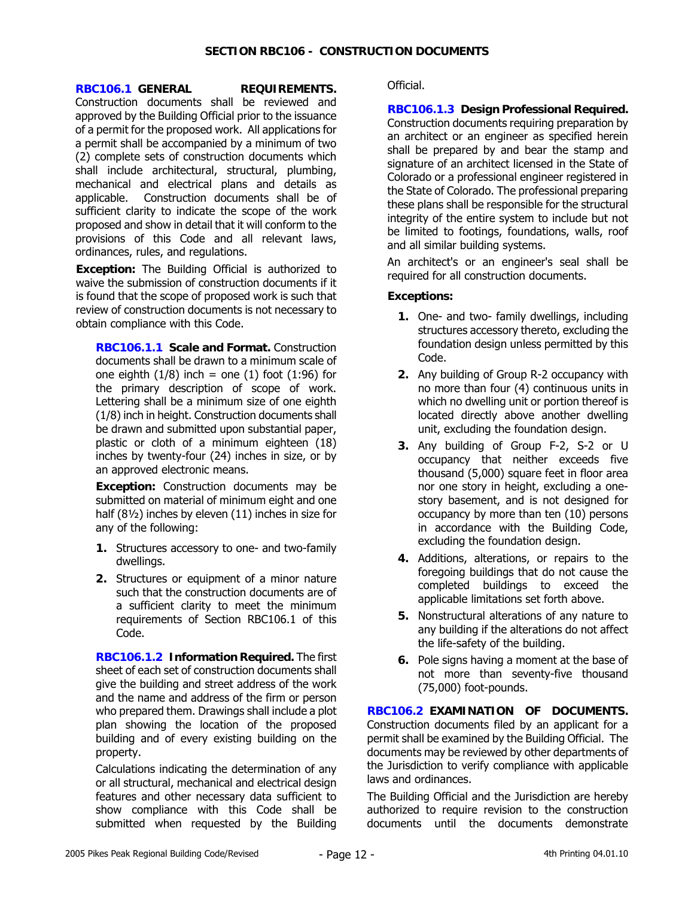## SECTION RBC106 - CONSTRUCTION DOCUMENTS

**RBC106.1 GENERAL REQUIREMENTS.** Construction documents shall be reviewed and approved by the Building Official prior to the issuance of a permit for the proposed work. All applications for a permit shall be accompanied by a minimum of two (2) complete sets of construction documents which shall include architectural, structural, plumbing, mechanical and electrical plans and details as applicable. Construction documents shall be of sufficient clarity to indicate the scope of the work proposed and show in detail that it will conform to the provisions of this Code and all relevant laws, ordinances, rules, and regulations.

**Exception:** The Building Official is authorized to waive the submission of construction documents if it is found that the scope of proposed work is such that review of construction documents is not necessary to obtain compliance with this Code.

**RBC106.1.1 Scale and Format.** Construction documents shall be drawn to a minimum scale of one eighth (1/8) inch = one (1) foot (1:96) for the primary description of scope of work. Lettering shall be a minimum size of one eighth (1/8) inch in height. Construction documents shall be drawn and submitted upon substantial paper, plastic or cloth of a minimum eighteen (18) inches by twenty-four (24) inches in size, or by an approved electronic means.

**Exception:** Construction documents may be submitted on material of minimum eight and one half (8½) inches by eleven (11) inches in size for any of the following:

1. Structures accessory to one- and two-family dwellings.
2. Structures or equipment of a minor nature such that the construction documents are of a sufficient clarity to meet the minimum requirements of Section RBC106.1 of this Code.

**RBC106.1.2 Information Required.** The first sheet of each set of construction documents shall give the building and street address of the work and the name and address of the firm or person who prepared them. Drawings shall include a plot plan showing the location of the proposed building and of every existing building on the property.

Calculations indicating the determination of any or all structural, mechanical and electrical design features and other necessary data sufficient to show compliance with this Code shall be submitted when requested by the Building Official.

**RBC106.1.3 Design Professional Required.** Construction documents requiring preparation by an architect or an engineer as specified herein shall be prepared by and bear the stamp and signature of an architect licensed in the State of Colorado or a professional engineer registered in the State of Colorado. The professional preparing these plans shall be responsible for the structural integrity of the entire system to include but not be limited to footings, foundations, walls, roof and all similar building systems.

An architect's or an engineer's seal shall be required for all construction documents.

**Exceptions:**

1. One- and two- family dwellings, including structures accessory thereto, excluding the foundation design unless permitted by this Code.
2. Any building of Group R-2 occupancy with no more than four (4) continuous units in which no dwelling unit or portion thereof is located directly above another dwelling unit, excluding the foundation design.
3. Any building of Group F-2, S-2 or U occupancy that neither exceeds five thousand (5,000) square feet in floor area nor one story in height, excluding a one-story basement, and is not designed for occupancy by more than ten (10) persons in accordance with the Building Code, excluding the foundation design.
4. Additions, alterations, or repairs to the foregoing buildings that do not cause the completed buildings to exceed the applicable limitations set forth above.
5. Nonstructural alterations of any nature to any building if the alterations do not affect the life-safety of the building.
6. Pole signs having a moment at the base of not more than seventy-five thousand (75,000) foot-pounds.

**RBC106.2 EXAMINATION OF DOCUMENTS.** Construction documents filed by an applicant for a permit shall be examined by the Building Official. The documents may be reviewed by other departments of the Jurisdiction to verify compliance with applicable laws and ordinances.

The Building Official and the Jurisdiction are hereby authorized to require revision to the construction documents until the documents demonstrate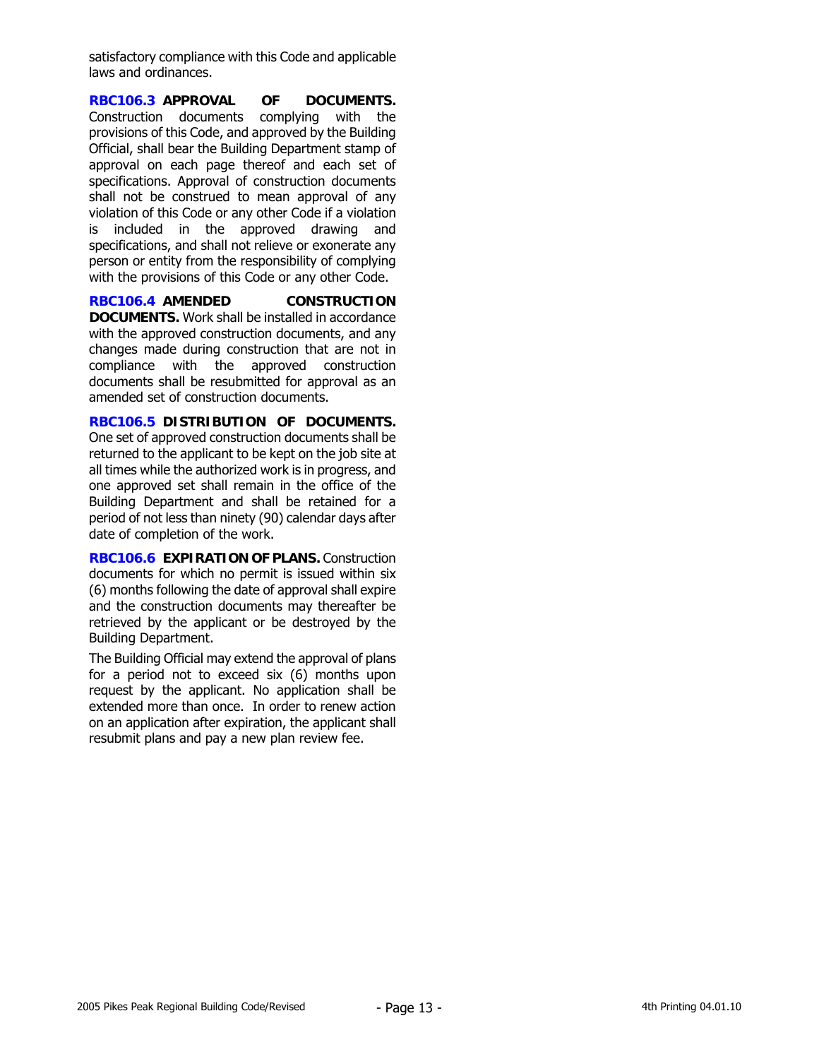satisfactory compliance with this Code and applicable laws and ordinances.

**RBC106.3 APPROVAL OF DOCUMENTS.** Construction documents complying with the provisions of this Code, and approved by the Building Official, shall bear the Building Department stamp of approval on each page thereof and each set of specifications. Approval of construction documents shall not be construed to mean approval of any violation of this Code or any other Code if a violation is included in the approved drawing and specifications, and shall not relieve or exonerate any person or entity from the responsibility of complying with the provisions of this Code or any other Code.

**RBC106.4 AMENDED CONSTRUCTION DOCUMENTS.** Work shall be installed in accordance with the approved construction documents, and any changes made during construction that are not in compliance with the approved construction documents shall be resubmitted for approval as an amended set of construction documents.

**RBC106.5 DISTRIBUTION OF DOCUMENTS.** One set of approved construction documents shall be returned to the applicant to be kept on the job site at all times while the authorized work is in progress, and one approved set shall remain in the office of the Building Department and shall be retained for a period of not less than ninety (90) calendar days after date of completion of the work.

**RBC106.6 EXPIRATION OF PLANS.** Construction documents for which no permit is issued within six (6) months following the date of approval shall expire and the construction documents may thereafter be retrieved by the applicant or be destroyed by the Building Department.

The Building Official may extend the approval of plans for a period not to exceed six (6) months upon request by the applicant. No application shall be extended more than once. In order to renew action on an application after expiration, the applicant shall resubmit plans and pay a new plan review fee.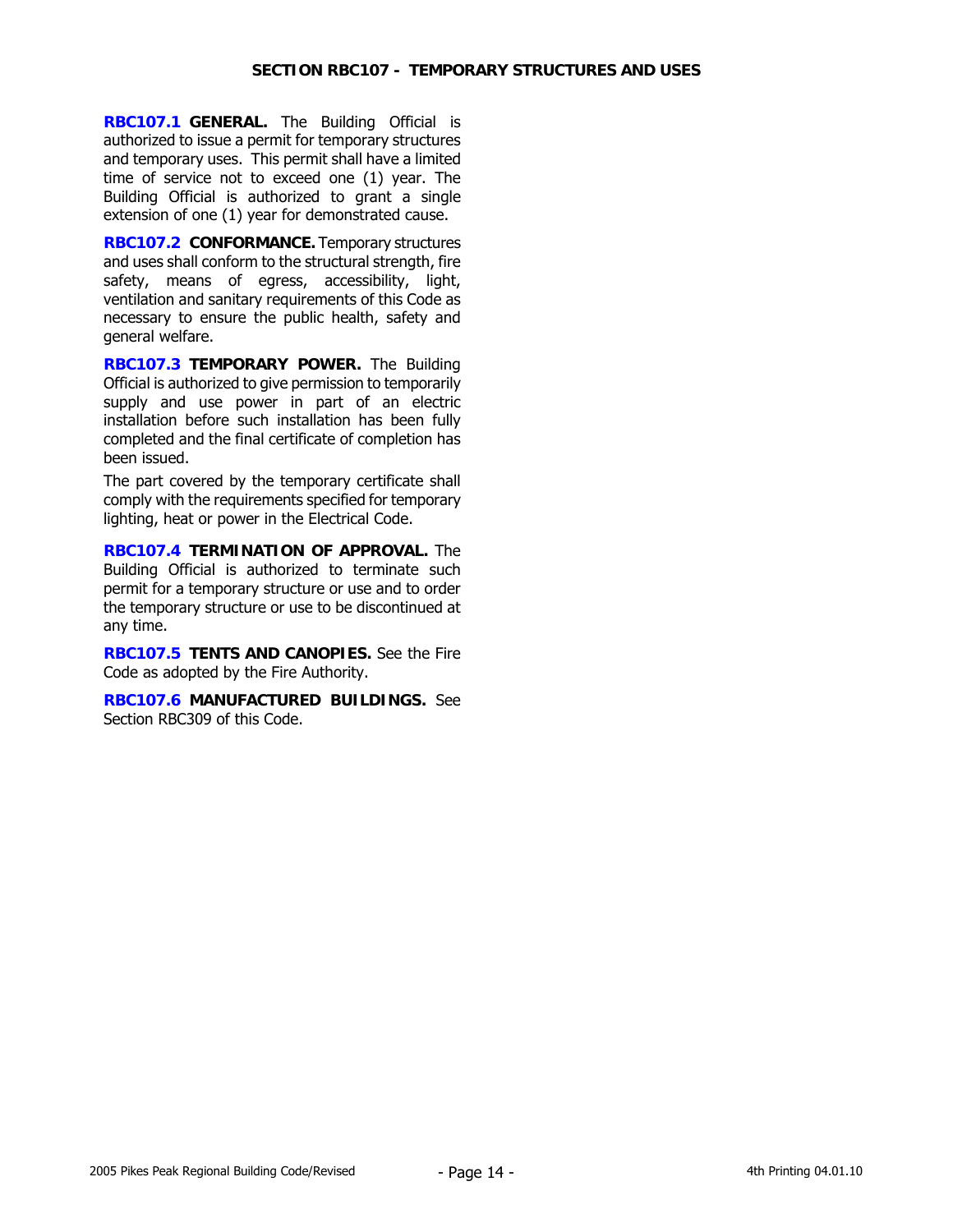## SECTION RBC107 - TEMPORARY STRUCTURES AND USES

**RBC107.1 GENERAL.** The Building Official is authorized to issue a permit for temporary structures and temporary uses. This permit shall have a limited time of service not to exceed one (1) year. The Building Official is authorized to grant a single extension of one (1) year for demonstrated cause.

**RBC107.2 CONFORMANCE.** Temporary structures and uses shall conform to the structural strength, fire safety, means of egress, accessibility, light, ventilation and sanitary requirements of this Code as necessary to ensure the public health, safety and general welfare.

**RBC107.3 TEMPORARY POWER.** The Building Official is authorized to give permission to temporarily supply and use power in part of an electric installation before such installation has been fully completed and the final certificate of completion has been issued.

The part covered by the temporary certificate shall comply with the requirements specified for temporary lighting, heat or power in the Electrical Code.

**RBC107.4 TERMINATION OF APPROVAL.** The Building Official is authorized to terminate such permit for a temporary structure or use and to order the temporary structure or use to be discontinued at any time.

**RBC107.5 TENTS AND CANOPIES.** See the Fire Code as adopted by the Fire Authority.

**RBC107.6 MANUFACTURED BUILDINGS.** See Section RBC309 of this Code.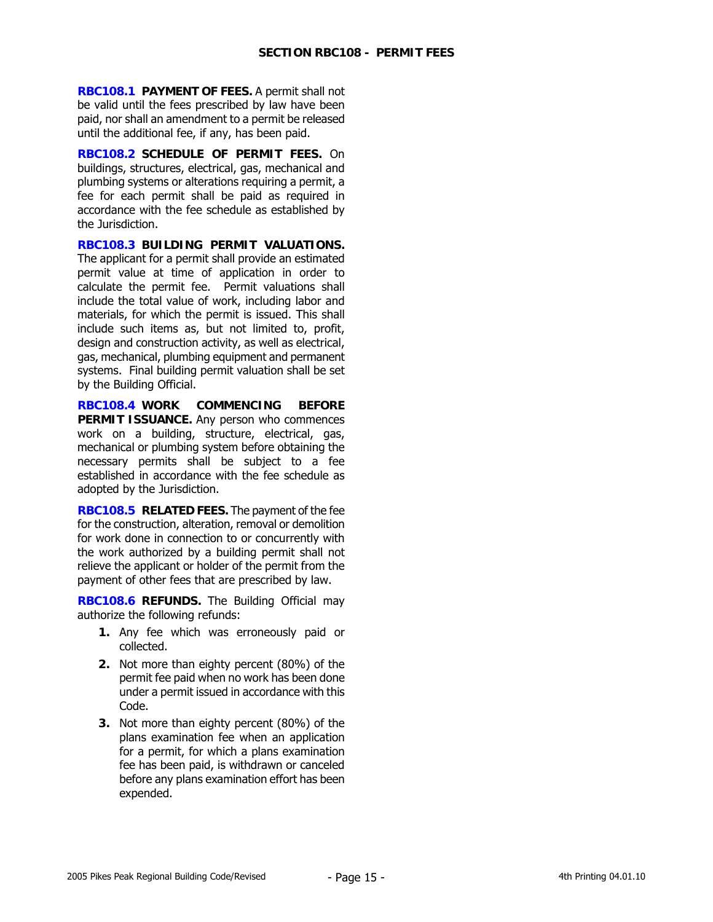## SECTION RBC108 - PERMIT FEES

**RBC108.1 PAYMENT OF FEES.** A permit shall not be valid until the fees prescribed by law have been paid, nor shall an amendment to a permit be released until the additional fee, if any, has been paid.

**RBC108.2 SCHEDULE OF PERMIT FEES.** On buildings, structures, electrical, gas, mechanical and plumbing systems or alterations requiring a permit, a fee for each permit shall be paid as required in accordance with the fee schedule as established by the Jurisdiction.

**RBC108.3 BUILDING PERMIT VALUATIONS.** The applicant for a permit shall provide an estimated permit value at time of application in order to calculate the permit fee. Permit valuations shall include the total value of work, including labor and materials, for which the permit is issued. This shall include such items as, but not limited to, profit, design and construction activity, as well as electrical, gas, mechanical, plumbing equipment and permanent systems. Final building permit valuation shall be set by the Building Official.

**RBC108.4 WORK COMMENCING BEFORE PERMIT ISSUANCE.** Any person who commences work on a building, structure, electrical, gas, mechanical or plumbing system before obtaining the necessary permits shall be subject to a fee established in accordance with the fee schedule as adopted by the Jurisdiction.

**RBC108.5 RELATED FEES.** The payment of the fee for the construction, alteration, removal or demolition for work done in connection to or concurrently with the work authorized by a building permit shall not relieve the applicant or holder of the permit from the payment of other fees that are prescribed by law.

**RBC108.6 REFUNDS.** The Building Official may authorize the following refunds:

1. Any fee which was erroneously paid or collected.
2. Not more than eighty percent (80%) of the permit fee paid when no work has been done under a permit issued in accordance with this Code.
3. Not more than eighty percent (80%) of the plans examination fee when an application for a permit, for which a plans examination fee has been paid, is withdrawn or canceled before any plans examination effort has been expended.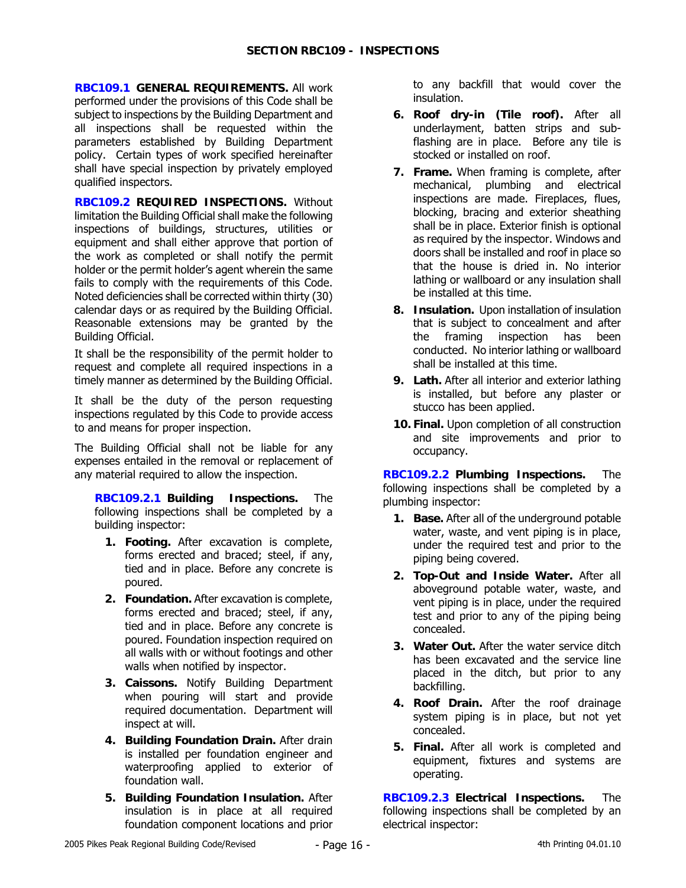## SECTION RBC109 - INSPECTIONS

**RBC109.1 GENERAL REQUIREMENTS.** All work performed under the provisions of this Code shall be subject to inspections by the Building Department and all inspections shall be requested within the parameters established by Building Department policy. Certain types of work specified hereinafter shall have special inspection by privately employed qualified inspectors.

**RBC109.2 REQUIRED INSPECTIONS.** Without limitation the Building Official shall make the following inspections of buildings, structures, utilities or equipment and shall either approve that portion of the work as completed or shall notify the permit holder or the permit holder's agent wherein the same fails to comply with the requirements of this Code. Noted deficiencies shall be corrected within thirty (30) calendar days or as required by the Building Official. Reasonable extensions may be granted by the Building Official.

It shall be the responsibility of the permit holder to request and complete all required inspections in a timely manner as determined by the Building Official.

It shall be the duty of the person requesting inspections regulated by this Code to provide access to and means for proper inspection.

The Building Official shall not be liable for any expenses entailed in the removal or replacement of any material required to allow the inspection.

**RBC109.2.1 Building Inspections.** The following inspections shall be completed by a building inspector:

1. **Footing.** After excavation is complete, forms erected and braced; steel, if any, tied and in place. Before any concrete is poured.
2. **Foundation.** After excavation is complete, forms erected and braced; steel, if any, tied and in place. Before any concrete is poured. Foundation inspection required on all walls with or without footings and other walls when notified by inspector.
3. **Caissons.** Notify Building Department when pouring will start and provide required documentation. Department will inspect at will.
4. **Building Foundation Drain.** After drain is installed per foundation engineer and waterproofing applied to exterior of foundation wall.
5. **Building Foundation Insulation.** After insulation is in place at all required foundation component locations and prior to any backfill that would cover the insulation.
6. **Roof dry-in (Tile roof).** After all underlayment, batten strips and sub-flashing are in place. Before any tile is stocked or installed on roof.
7. **Frame.** When framing is complete, after mechanical, plumbing and electrical inspections are made. Fireplaces, flues, blocking, bracing and exterior sheathing shall be in place. Exterior finish is optional as required by the inspector. Windows and doors shall be installed and roof in place so that the house is dried in. No interior lathing or wallboard or any insulation shall be installed at this time.
8. **Insulation.** Upon installation of insulation that is subject to concealment and after the framing inspection has been conducted. No interior lathing or wallboard shall be installed at this time.
9. **Lath.** After all interior and exterior lathing is installed, but before any plaster or stucco has been applied.
10. **Final.** Upon completion of all construction and site improvements and prior to occupancy.

**RBC109.2.2 Plumbing Inspections.** The following inspections shall be completed by a plumbing inspector:

1. **Base.** After all of the underground potable water, waste, and vent piping is in place, under the required test and prior to the piping being covered.
2. **Top-Out and Inside Water.** After all aboveground potable water, waste, and vent piping is in place, under the required test and prior to any of the piping being concealed.
3. **Water Out.** After the water service ditch has been excavated and the service line placed in the ditch, but prior to any backfilling.
4. **Roof Drain.** After the roof drainage system piping is in place, but not yet concealed.
5. **Final.** After all work is completed and equipment, fixtures and systems are operating.

**RBC109.2.3 Electrical Inspections.** The following inspections shall be completed by an electrical inspector: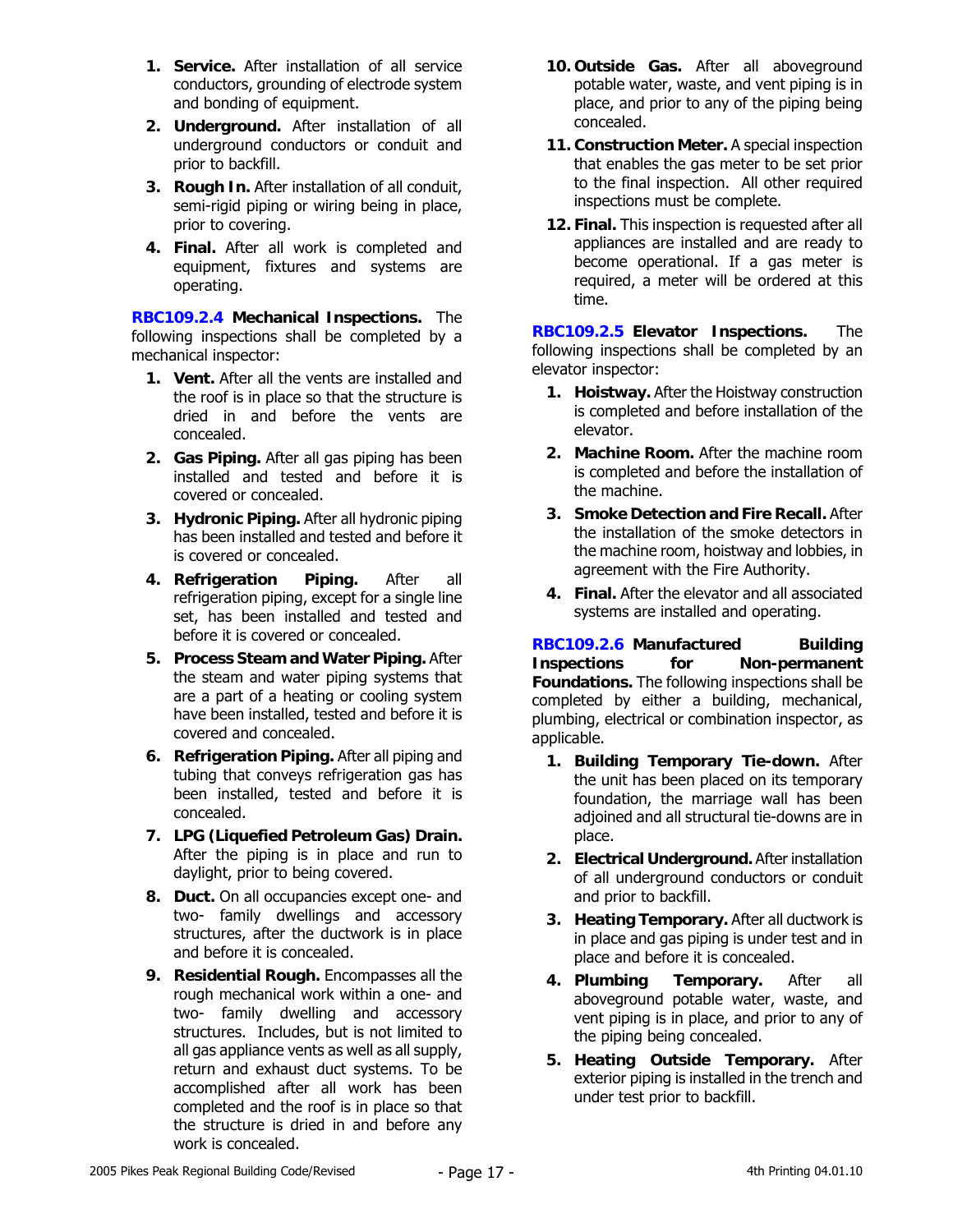1. **Service.** After installation of all service conductors, grounding of electrode system and bonding of equipment.
2. **Underground.** After installation of all underground conductors or conduit and prior to backfill.
3. **Rough In.** After installation of all conduit, semi-rigid piping or wiring being in place, prior to covering.
4. **Final.** After all work is completed and equipment, fixtures and systems are operating.

**RBC109.2.4 Mechanical Inspections.** The following inspections shall be completed by a mechanical inspector:

1. **Vent.** After all the vents are installed and the roof is in place so that the structure is dried in and before the vents are concealed.
2. **Gas Piping.** After all gas piping has been installed and tested and before it is covered or concealed.
3. **Hydronic Piping.** After all hydronic piping has been installed and tested and before it is covered or concealed.
4. **Refrigeration Piping.** After all refrigeration piping, except for a single line set, has been installed and tested and before it is covered or concealed.
5. **Process Steam and Water Piping.** After the steam and water piping systems that are a part of a heating or cooling system have been installed, tested and before it is covered and concealed.
6. **Refrigeration Piping.** After all piping and tubing that conveys refrigeration gas has been installed, tested and before it is concealed.
7. **LPG (Liquefied Petroleum Gas) Drain.** After the piping is in place and run to daylight, prior to being covered.
8. **Duct.** On all occupancies except one- and two- family dwellings and accessory structures, after the ductwork is in place and before it is concealed.
9. **Residential Rough.** Encompasses all the rough mechanical work within a one- and two- family dwelling and accessory structures. Includes, but is not limited to all gas appliance vents as well as all supply, return and exhaust duct systems. To be accomplished after all work has been completed and the roof is in place so that the structure is dried in and before any work is concealed.
10. **Outside Gas.** After all aboveground potable water, waste, and vent piping is in place, and prior to any of the piping being concealed.
11. **Construction Meter.** A special inspection that enables the gas meter to be set prior to the final inspection. All other required inspections must be complete.
12. **Final.** This inspection is requested after all appliances are installed and are ready to become operational. If a gas meter is required, a meter will be ordered at this time.

**RBC109.2.5 Elevator Inspections.** The following inspections shall be completed by an elevator inspector:

1. **Hoistway.** After the Hoistway construction is completed and before installation of the elevator.
2. **Machine Room.** After the machine room is completed and before the installation of the machine.
3. **Smoke Detection and Fire Recall.** After the installation of the smoke detectors in the machine room, hoistway and lobbies, in agreement with the Fire Authority.
4. **Final.** After the elevator and all associated systems are installed and operating.

**RBC109.2.6 Manufactured Building Inspections for Non-permanent Foundations.** The following inspections shall be completed by either a building, mechanical, plumbing, electrical or combination inspector, as applicable.

1. **Building Temporary Tie-down.** After the unit has been placed on its temporary foundation, the marriage wall has been adjoined and all structural tie-downs are in place.
2. **Electrical Underground.** After installation of all underground conductors or conduit and prior to backfill.
3. **Heating Temporary.** After all ductwork is in place and gas piping is under test and in place and before it is concealed.
4. **Plumbing Temporary.** After all aboveground potable water, waste, and vent piping is in place, and prior to any of the piping being concealed.
5. **Heating Outside Temporary.** After exterior piping is installed in the trench and under test prior to backfill.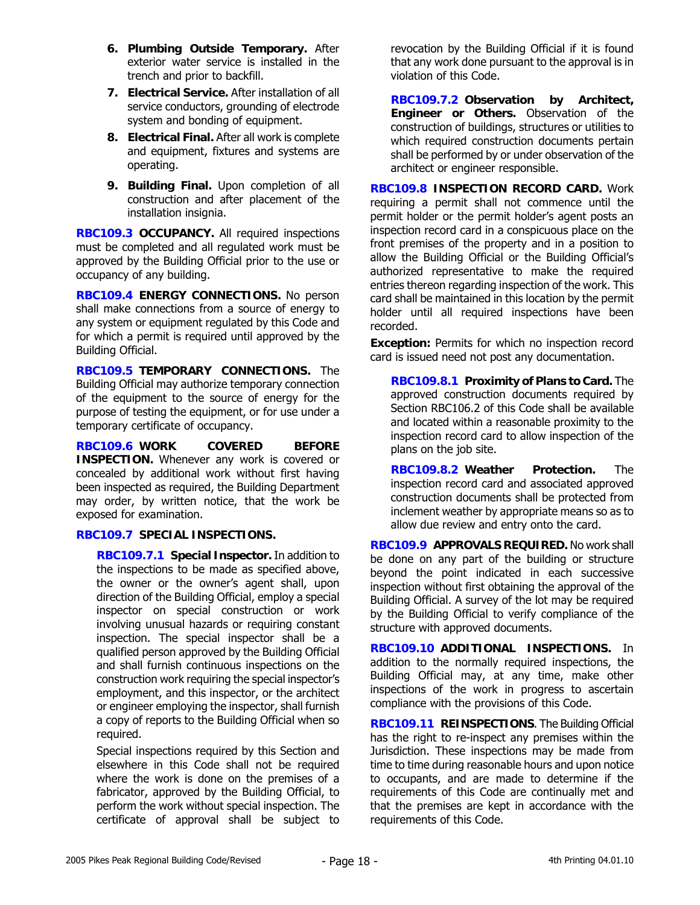6. **Plumbing Outside Temporary.** After exterior water service is installed in the trench and prior to backfill.
7. **Electrical Service.** After installation of all service conductors, grounding of electrode system and bonding of equipment.
8. **Electrical Final.** After all work is complete and equipment, fixtures and systems are operating.
9. **Building Final.** Upon completion of all construction and after placement of the installation insignia.

**RBC109.3 OCCUPANCY.** All required inspections must be completed and all regulated work must be approved by the Building Official prior to the use or occupancy of any building.

**RBC109.4 ENERGY CONNECTIONS.** No person shall make connections from a source of energy to any system or equipment regulated by this Code and for which a permit is required until approved by the Building Official.

**RBC109.5 TEMPORARY CONNECTIONS.** The Building Official may authorize temporary connection of the equipment to the source of energy for the purpose of testing the equipment, or for use under a temporary certificate of occupancy.

**RBC109.6 WORK COVERED BEFORE INSPECTION.** Whenever any work is covered or concealed by additional work without first having been inspected as required, the Building Department may order, by written notice, that the work be exposed for examination.

**RBC109.7 SPECIAL INSPECTIONS.**

**RBC109.7.1 Special Inspector.** In addition to the inspections to be made as specified above, the owner or the owner's agent shall, upon direction of the Building Official, employ a special inspector on special construction or work involving unusual hazards or requiring constant inspection. The special inspector shall be a qualified person approved by the Building Official and shall furnish continuous inspections on the construction work requiring the special inspector's employment, and this inspector, or the architect or engineer employing the inspector, shall furnish a copy of reports to the Building Official when so required.

Special inspections required by this Section and elsewhere in this Code shall not be required where the work is done on the premises of a fabricator, approved by the Building Official, to perform the work without special inspection. The certificate of approval shall be subject to revocation by the Building Official if it is found that any work done pursuant to the approval is in violation of this Code.

**RBC109.7.2 Observation by Architect, Engineer or Others.** Observation of the construction of buildings, structures or utilities to which required construction documents pertain shall be performed by or under observation of the architect or engineer responsible.

**RBC109.8 INSPECTION RECORD CARD.** Work requiring a permit shall not commence until the permit holder or the permit holder's agent posts an inspection record card in a conspicuous place on the front premises of the property and in a position to allow the Building Official or the Building Official's authorized representative to make the required entries thereon regarding inspection of the work. This card shall be maintained in this location by the permit holder until all required inspections have been recorded.

**Exception:** Permits for which no inspection record card is issued need not post any documentation.

**RBC109.8.1 Proximity of Plans to Card.** The approved construction documents required by Section RBC106.2 of this Code shall be available and located within a reasonable proximity to the inspection record card to allow inspection of the plans on the job site.

**RBC109.8.2 Weather Protection.** The inspection record card and associated approved construction documents shall be protected from inclement weather by appropriate means so as to allow due review and entry onto the card.

**RBC109.9 APPROVALS REQUIRED.** No work shall be done on any part of the building or structure beyond the point indicated in each successive inspection without first obtaining the approval of the Building Official. A survey of the lot may be required by the Building Official to verify compliance of the structure with approved documents.

**RBC109.10 ADDITIONAL INSPECTIONS.** In addition to the normally required inspections, the Building Official may, at any time, make other inspections of the work in progress to ascertain compliance with the provisions of this Code.

**RBC109.11 REINSPECTIONS**. The Building Official has the right to re-inspect any premises within the Jurisdiction. These inspections may be made from time to time during reasonable hours and upon notice to occupants, and are made to determine if the requirements of this Code are continually met and that the premises are kept in accordance with the requirements of this Code.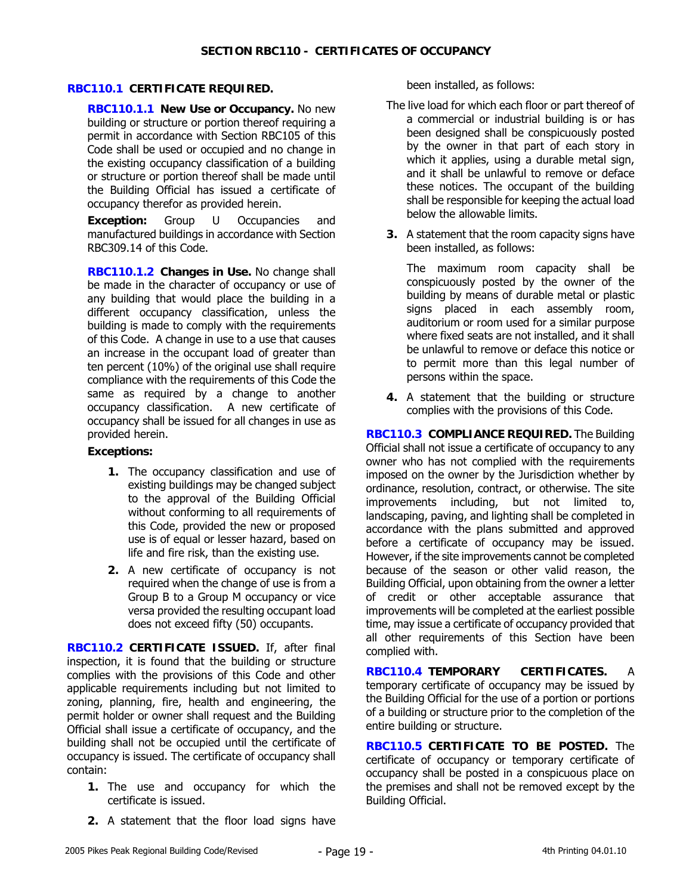## SECTION RBC110 - CERTIFICATES OF OCCUPANCY

**RBC110.1 CERTIFICATE REQUIRED.**

**RBC110.1.1 New Use or Occupancy.** No new building or structure or portion thereof requiring a permit in accordance with Section RBC105 of this Code shall be used or occupied and no change in the existing occupancy classification of a building or structure or portion thereof shall be made until the Building Official has issued a certificate of occupancy therefor as provided herein.

**Exception:** Group U Occupancies and manufactured buildings in accordance with Section RBC309.14 of this Code.

**RBC110.1.2 Changes in Use.** No change shall be made in the character of occupancy or use of any building that would place the building in a different occupancy classification, unless the building is made to comply with the requirements of this Code. A change in use to a use that causes an increase in the occupant load of greater than ten percent (10%) of the original use shall require compliance with the requirements of this Code the same as required by a change to another occupancy classification. A new certificate of occupancy shall be issued for all changes in use as provided herein.

**Exceptions:**

1. The occupancy classification and use of existing buildings may be changed subject to the approval of the Building Official without conforming to all requirements of this Code, provided the new or proposed use is of equal or lesser hazard, based on life and fire risk, than the existing use.
2. A new certificate of occupancy is not required when the change of use is from a Group B to a Group M occupancy or vice versa provided the resulting occupant load does not exceed fifty (50) occupants.

**RBC110.2 CERTIFICATE ISSUED.** If, after final inspection, it is found that the building or structure complies with the provisions of this Code and other applicable requirements including but not limited to zoning, planning, fire, health and engineering, the permit holder or owner shall request and the Building Official shall issue a certificate of occupancy, and the building shall not be occupied until the certificate of occupancy is issued. The certificate of occupancy shall contain:

1. The use and occupancy for which the certificate is issued.
2. A statement that the floor load signs have been installed, as follows:

   The live load for which each floor or part thereof of a commercial or industrial building is or has been designed shall be conspicuously posted by the owner in that part of each story in which it applies, using a durable metal sign, and it shall be unlawful to remove or deface these notices. The occupant of the building shall be responsible for keeping the actual load below the allowable limits.

3. A statement that the room capacity signs have been installed, as follows:

   The maximum room capacity shall be conspicuously posted by the owner of the building by means of durable metal or plastic signs placed in each assembly room, auditorium or room used for a similar purpose where fixed seats are not installed, and it shall be unlawful to remove or deface this notice or to permit more than this legal number of persons within the space.

4. A statement that the building or structure complies with the provisions of this Code.

**RBC110.3 COMPLIANCE REQUIRED.** The Building Official shall not issue a certificate of occupancy to any owner who has not complied with the requirements imposed on the owner by the Jurisdiction whether by ordinance, resolution, contract, or otherwise. The site improvements including, but not limited to, landscaping, paving, and lighting shall be completed in accordance with the plans submitted and approved before a certificate of occupancy may be issued. However, if the site improvements cannot be completed because of the season or other valid reason, the Building Official, upon obtaining from the owner a letter of credit or other acceptable assurance that improvements will be completed at the earliest possible time, may issue a certificate of occupancy provided that all other requirements of this Section have been complied with.

**RBC110.4 TEMPORARY CERTIFICATES.** A temporary certificate of occupancy may be issued by the Building Official for the use of a portion or portions of a building or structure prior to the completion of the entire building or structure.

**RBC110.5 CERTIFICATE TO BE POSTED.** The certificate of occupancy or temporary certificate of occupancy shall be posted in a conspicuous place on the premises and shall not be removed except by the Building Official.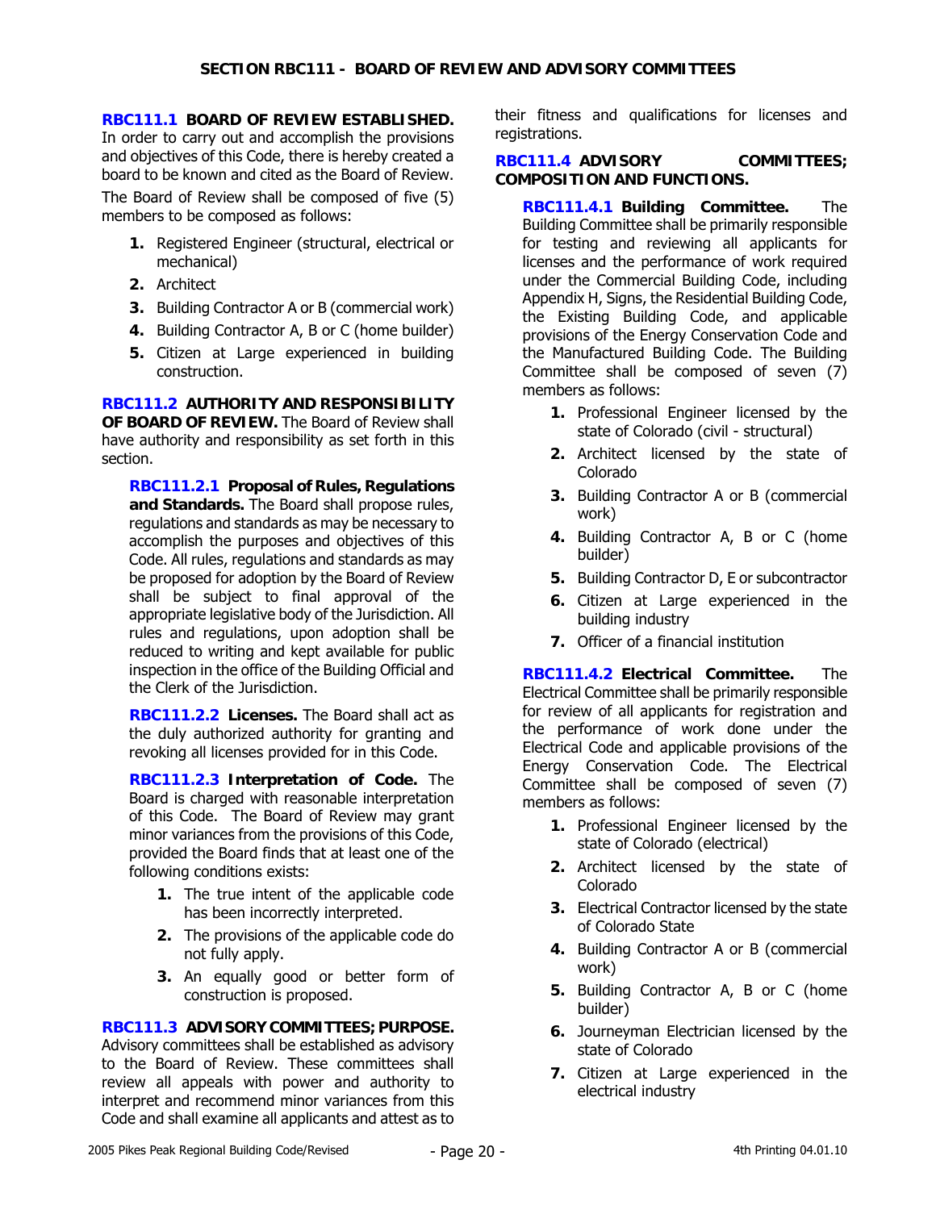## SECTION RBC111 - BOARD OF REVIEW AND ADVISORY COMMITTEES

**RBC111.1 BOARD OF REVIEW ESTABLISHED.** In order to carry out and accomplish the provisions and objectives of this Code, there is hereby created a board to be known and cited as the Board of Review.

The Board of Review shall be composed of five (5) members to be composed as follows:

1. Registered Engineer (structural, electrical or mechanical)
2. Architect
3. Building Contractor A or B (commercial work)
4. Building Contractor A, B or C (home builder)
5. Citizen at Large experienced in building construction.

**RBC111.2 AUTHORITY AND RESPONSIBILITY OF BOARD OF REVIEW.** The Board of Review shall have authority and responsibility as set forth in this section.

**RBC111.2.1 Proposal of Rules, Regulations and Standards.** The Board shall propose rules, regulations and standards as may be necessary to accomplish the purposes and objectives of this Code. All rules, regulations and standards as may be proposed for adoption by the Board of Review shall be subject to final approval of the appropriate legislative body of the Jurisdiction. All rules and regulations, upon adoption shall be reduced to writing and kept available for public inspection in the office of the Building Official and the Clerk of the Jurisdiction.

**RBC111.2.2 Licenses.** The Board shall act as the duly authorized authority for granting and revoking all licenses provided for in this Code.

**RBC111.2.3 Interpretation of Code.** The Board is charged with reasonable interpretation of this Code. The Board of Review may grant minor variances from the provisions of this Code, provided the Board finds that at least one of the following conditions exists:

1. The true intent of the applicable code has been incorrectly interpreted.
2. The provisions of the applicable code do not fully apply.
3. An equally good or better form of construction is proposed.

**RBC111.3 ADVISORY COMMITTEES; PURPOSE.** Advisory committees shall be established as advisory to the Board of Review. These committees shall review all appeals with power and authority to interpret and recommend minor variances from this Code and shall examine all applicants and attest as to their fitness and qualifications for licenses and registrations.

**RBC111.4 ADVISORY COMMITTEES; COMPOSITION AND FUNCTIONS.**

**RBC111.4.1 Building Committee.** The Building Committee shall be primarily responsible for testing and reviewing all applicants for licenses and the performance of work required under the Commercial Building Code, including Appendix H, Signs, the Residential Building Code, the Existing Building Code, and applicable provisions of the Energy Conservation Code and the Manufactured Building Code. The Building Committee shall be composed of seven (7) members as follows:

1. Professional Engineer licensed by the state of Colorado (civil - structural)
2. Architect licensed by the state of Colorado
3. Building Contractor A or B (commercial work)
4. Building Contractor A, B or C (home builder)
5. Building Contractor D, E or subcontractor
6. Citizen at Large experienced in the building industry
7. Officer of a financial institution

**RBC111.4.2 Electrical Committee.** The Electrical Committee shall be primarily responsible for review of all applicants for registration and the performance of work done under the Electrical Code and applicable provisions of the Energy Conservation Code. The Electrical Committee shall be composed of seven (7) members as follows:

1. Professional Engineer licensed by the state of Colorado (electrical)
2. Architect licensed by the state of Colorado
3. Electrical Contractor licensed by the state of Colorado State
4. Building Contractor A or B (commercial work)
5. Building Contractor A, B or C (home builder)
6. Journeyman Electrician licensed by the state of Colorado
7. Citizen at Large experienced in the electrical industry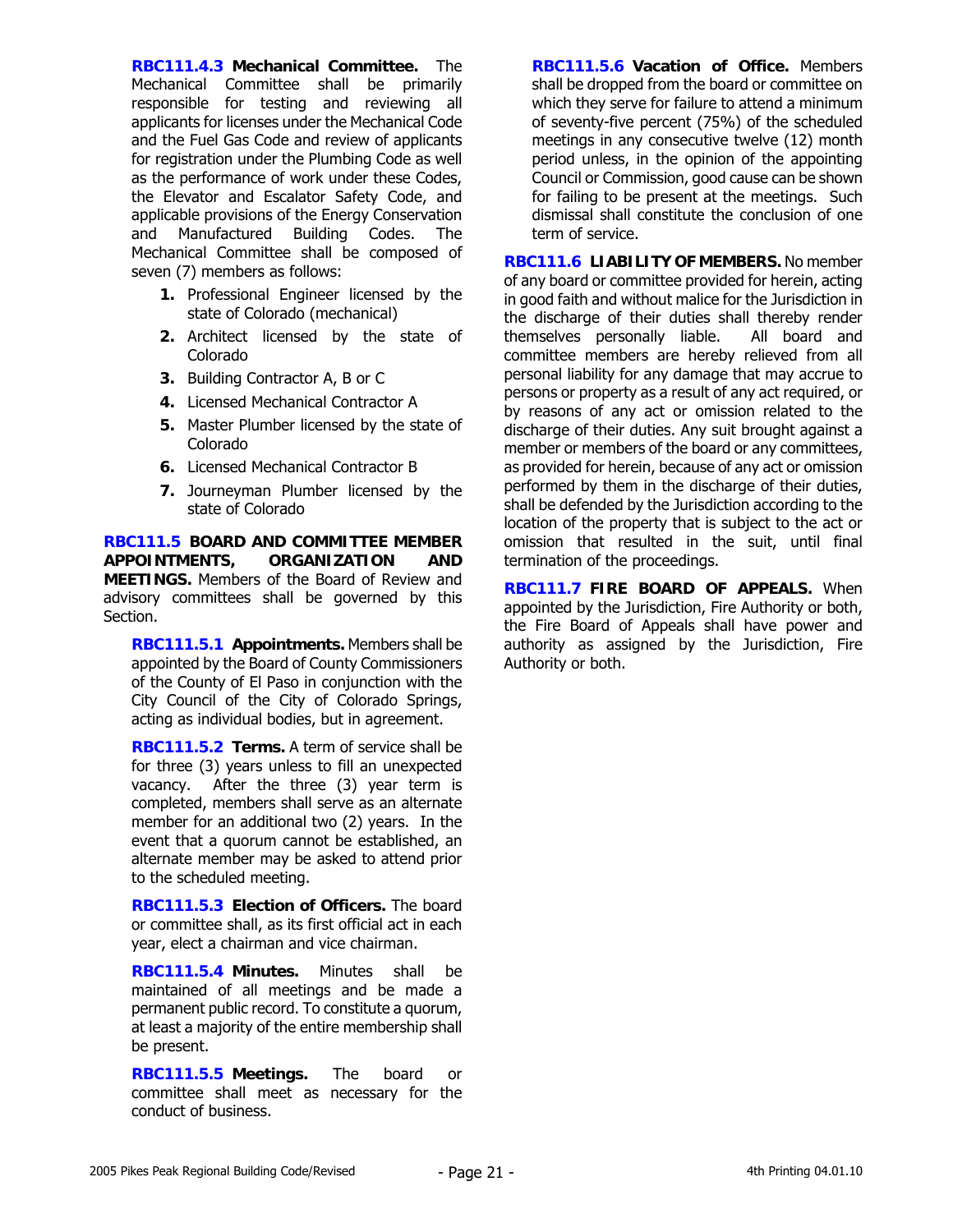**RBC111.4.3 Mechanical Committee.** The Mechanical Committee shall be primarily responsible for testing and reviewing all applicants for licenses under the Mechanical Code and the Fuel Gas Code and review of applicants for registration under the Plumbing Code as well as the performance of work under these Codes, the Elevator and Escalator Safety Code, and applicable provisions of the Energy Conservation and Manufactured Building Codes. The Mechanical Committee shall be composed of seven (7) members as follows:

1. Professional Engineer licensed by the state of Colorado (mechanical)
2. Architect licensed by the state of Colorado
3. Building Contractor A, B or C
4. Licensed Mechanical Contractor A
5. Master Plumber licensed by the state of Colorado
6. Licensed Mechanical Contractor B
7. Journeyman Plumber licensed by the state of Colorado

**RBC111.5 BOARD AND COMMITTEE MEMBER APPOINTMENTS, ORGANIZATION AND MEETINGS.** Members of the Board of Review and advisory committees shall be governed by this Section.

**RBC111.5.1 Appointments.** Members shall be appointed by the Board of County Commissioners of the County of El Paso in conjunction with the City Council of the City of Colorado Springs, acting as individual bodies, but in agreement.

**RBC111.5.2 Terms.** A term of service shall be for three (3) years unless to fill an unexpected vacancy. After the three (3) year term is completed, members shall serve as an alternate member for an additional two (2) years. In the event that a quorum cannot be established, an alternate member may be asked to attend prior to the scheduled meeting.

**RBC111.5.3 Election of Officers.** The board or committee shall, as its first official act in each year, elect a chairman and vice chairman.

**RBC111.5.4 Minutes.** Minutes shall be maintained of all meetings and be made a permanent public record. To constitute a quorum, at least a majority of the entire membership shall be present.

**RBC111.5.5 Meetings.** The board or committee shall meet as necessary for the conduct of business.

**RBC111.5.6 Vacation of Office.** Members shall be dropped from the board or committee on which they serve for failure to attend a minimum of seventy-five percent (75%) of the scheduled meetings in any consecutive twelve (12) month period unless, in the opinion of the appointing Council or Commission, good cause can be shown for failing to be present at the meetings. Such dismissal shall constitute the conclusion of one term of service.

**RBC111.6 LIABILITY OF MEMBERS.** No member of any board or committee provided for herein, acting in good faith and without malice for the Jurisdiction in the discharge of their duties shall thereby render themselves personally liable. All board and committee members are hereby relieved from all personal liability for any damage that may accrue to persons or property as a result of any act required, or by reasons of any act or omission related to the discharge of their duties. Any suit brought against a member or members of the board or any committees, as provided for herein, because of any act or omission performed by them in the discharge of their duties, shall be defended by the Jurisdiction according to the location of the property that is subject to the act or omission that resulted in the suit, until final termination of the proceedings.

**RBC111.7 FIRE BOARD OF APPEALS.** When appointed by the Jurisdiction, Fire Authority or both, the Fire Board of Appeals shall have power and authority as assigned by the Jurisdiction, Fire Authority or both.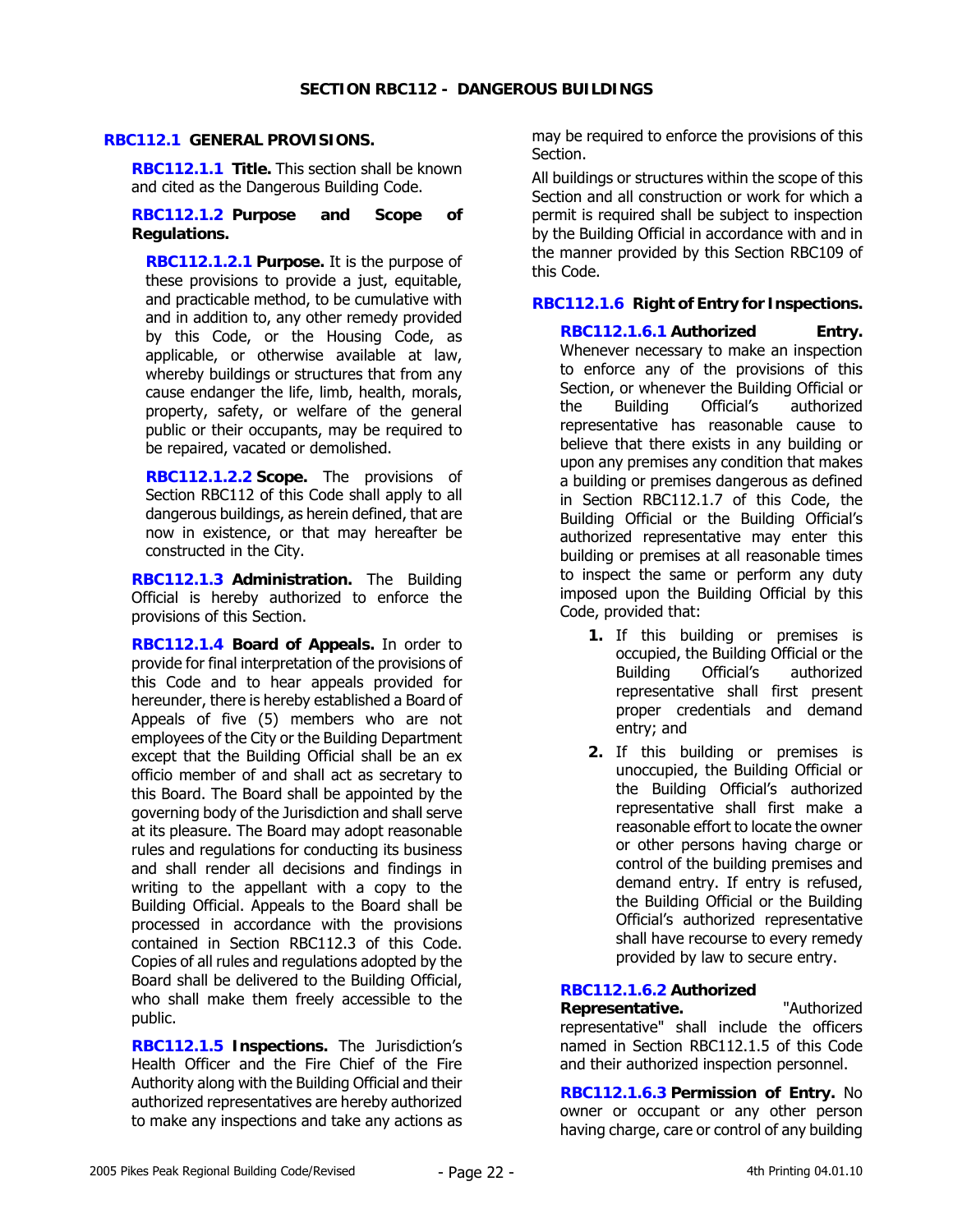## SECTION RBC112 - DANGEROUS BUILDINGS

### RBC112.1 GENERAL PROVISIONS.

**RBC112.1.1 Title.** This section shall be known and cited as the Dangerous Building Code.

**RBC112.1.2 Purpose and Scope of Regulations.**

**RBC112.1.2.1 Purpose.** It is the purpose of these provisions to provide a just, equitable, and practicable method, to be cumulative with and in addition to, any other remedy provided by this Code, or the Housing Code, as applicable, or otherwise available at law, whereby buildings or structures that from any cause endanger the life, limb, health, morals, property, safety, or welfare of the general public or their occupants, may be required to be repaired, vacated or demolished.

**RBC112.1.2.2 Scope.** The provisions of Section RBC112 of this Code shall apply to all dangerous buildings, as herein defined, that are now in existence, or that may hereafter be constructed in the City.

**RBC112.1.3 Administration.** The Building Official is hereby authorized to enforce the provisions of this Section.

**RBC112.1.4 Board of Appeals.** In order to provide for final interpretation of the provisions of this Code and to hear appeals provided for hereunder, there is hereby established a Board of Appeals of five (5) members who are not employees of the City or the Building Department except that the Building Official shall be an ex officio member of and shall act as secretary to this Board. The Board shall be appointed by the governing body of the Jurisdiction and shall serve at its pleasure. The Board may adopt reasonable rules and regulations for conducting its business and shall render all decisions and findings in writing to the appellant with a copy to the Building Official. Appeals to the Board shall be processed in accordance with the provisions contained in Section RBC112.3 of this Code. Copies of all rules and regulations adopted by the Board shall be delivered to the Building Official, who shall make them freely accessible to the public.

**RBC112.1.5 Inspections.** The Jurisdiction's Health Officer and the Fire Chief of the Fire Authority along with the Building Official and their authorized representatives are hereby authorized to make any inspections and take any actions as may be required to enforce the provisions of this Section.

All buildings or structures within the scope of this Section and all construction or work for which a permit is required shall be subject to inspection by the Building Official in accordance with and in the manner provided by this Section RBC109 of this Code.

**RBC112.1.6 Right of Entry for Inspections.**

**RBC112.1.6.1 Authorized Entry.** Whenever necessary to make an inspection to enforce any of the provisions of this Section, or whenever the Building Official or the Building Official's authorized representative has reasonable cause to believe that there exists in any building or upon any premises any condition that makes a building or premises dangerous as defined in Section RBC112.1.7 of this Code, the Building Official or the Building Official's authorized representative may enter this building or premises at all reasonable times to inspect the same or perform any duty imposed upon the Building Official by this Code, provided that:

1. If this building or premises is occupied, the Building Official or the Building Official's authorized representative shall first present proper credentials and demand entry; and
2. If this building or premises is unoccupied, the Building Official or the Building Official's authorized representative shall first make a reasonable effort to locate the owner or other persons having charge or control of the building premises and demand entry. If entry is refused, the Building Official or the Building Official's authorized representative shall have recourse to every remedy provided by law to secure entry.

**RBC112.1.6.2 Authorized Representative.** "Authorized representative" shall include the officers named in Section RBC112.1.5 of this Code and their authorized inspection personnel.

**RBC112.1.6.3 Permission of Entry.** No owner or occupant or any other person having charge, care or control of any building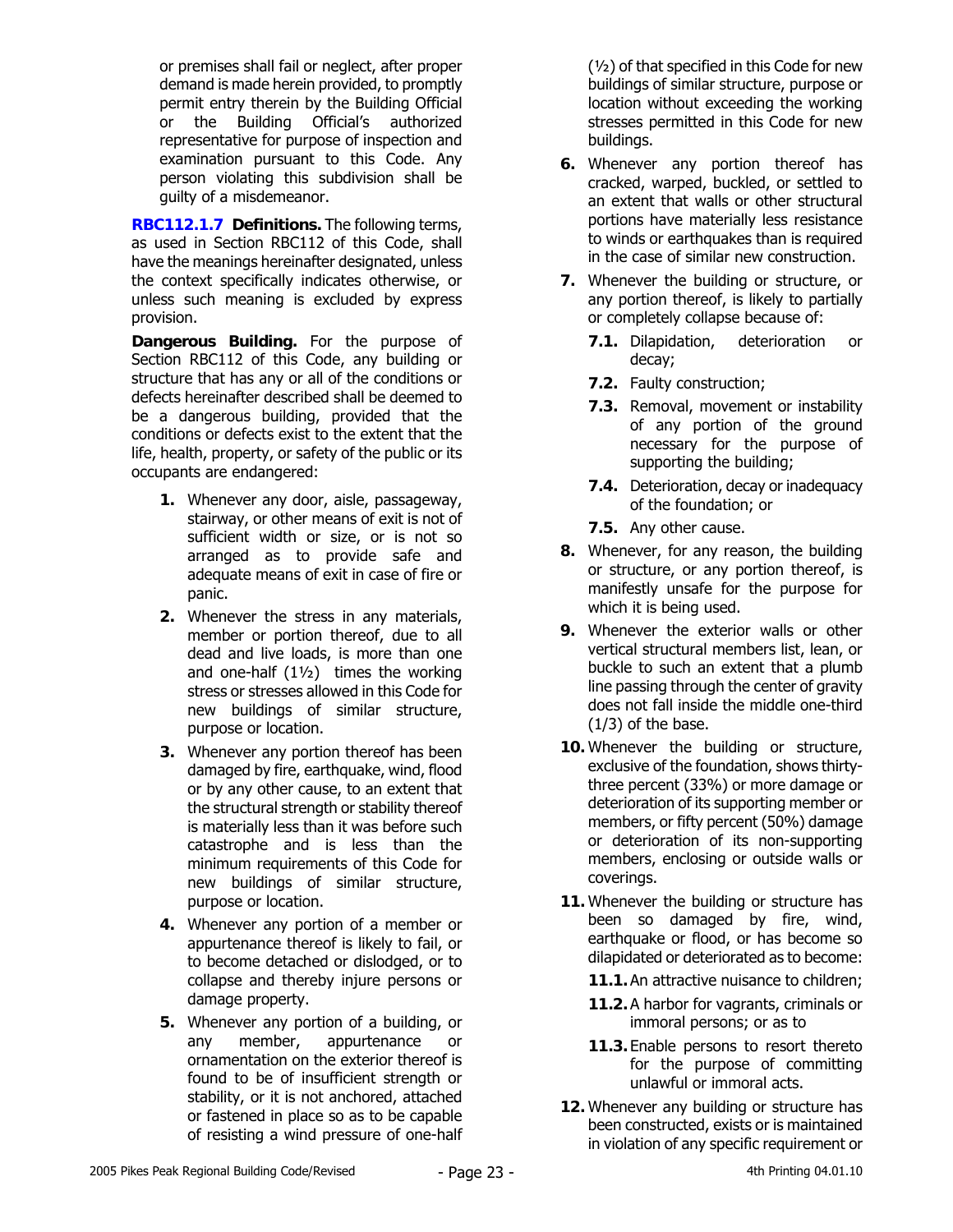or premises shall fail or neglect, after proper demand is made herein provided, to promptly permit entry therein by the Building Official or the Building Official's authorized representative for purpose of inspection and examination pursuant to this Code. Any person violating this subdivision shall be guilty of a misdemeanor.

**RBC112.1.7 Definitions.** The following terms, as used in Section RBC112 of this Code, shall have the meanings hereinafter designated, unless the context specifically indicates otherwise, or unless such meaning is excluded by express provision.

**Dangerous Building.** For the purpose of Section RBC112 of this Code, any building or structure that has any or all of the conditions or defects hereinafter described shall be deemed to be a dangerous building, provided that the conditions or defects exist to the extent that the life, health, property, or safety of the public or its occupants are endangered:

1. Whenever any door, aisle, passageway, stairway, or other means of exit is not of sufficient width or size, or is not so arranged as to provide safe and adequate means of exit in case of fire or panic.
2. Whenever the stress in any materials, member or portion thereof, due to all dead and live loads, is more than one and one-half (1½) times the working stress or stresses allowed in this Code for new buildings of similar structure, purpose or location.
3. Whenever any portion thereof has been damaged by fire, earthquake, wind, flood or by any other cause, to an extent that the structural strength or stability thereof is materially less than it was before such catastrophe and is less than the minimum requirements of this Code for new buildings of similar structure, purpose or location.
4. Whenever any portion of a member or appurtenance thereof is likely to fail, or to become detached or dislodged, or to collapse and thereby injure persons or damage property.
5. Whenever any portion of a building, or any member, appurtenance or ornamentation on the exterior thereof is found to be of insufficient strength or stability, or it is not anchored, attached or fastened in place so as to be capable of resisting a wind pressure of one-half (½) of that specified in this Code for new buildings of similar structure, purpose or location without exceeding the working stresses permitted in this Code for new buildings.
6. Whenever any portion thereof has cracked, warped, buckled, or settled to an extent that walls or other structural portions have materially less resistance to winds or earthquakes than is required in the case of similar new construction.
7. Whenever the building or structure, or any portion thereof, is likely to partially or completely collapse because of:
   - **7.1.** Dilapidation, deterioration or decay;
   - **7.2.** Faulty construction;
   - **7.3.** Removal, movement or instability of any portion of the ground necessary for the purpose of supporting the building;
   - **7.4.** Deterioration, decay or inadequacy of the foundation; or
   - **7.5.** Any other cause.
8. Whenever, for any reason, the building or structure, or any portion thereof, is manifestly unsafe for the purpose for which it is being used.
9. Whenever the exterior walls or other vertical structural members list, lean, or buckle to such an extent that a plumb line passing through the center of gravity does not fall inside the middle one-third (1/3) of the base.
10. Whenever the building or structure, exclusive of the foundation, shows thirty-three percent (33%) or more damage or deterioration of its supporting member or members, or fifty percent (50%) damage or deterioration of its non-supporting members, enclosing or outside walls or coverings.
11. Whenever the building or structure has been so damaged by fire, wind, earthquake or flood, or has become so dilapidated or deteriorated as to become:
    - **11.1.** An attractive nuisance to children;
    - **11.2.** A harbor for vagrants, criminals or immoral persons; or as to
    - **11.3.** Enable persons to resort thereto for the purpose of committing unlawful or immoral acts.
12. Whenever any building or structure has been constructed, exists or is maintained in violation of any specific requirement or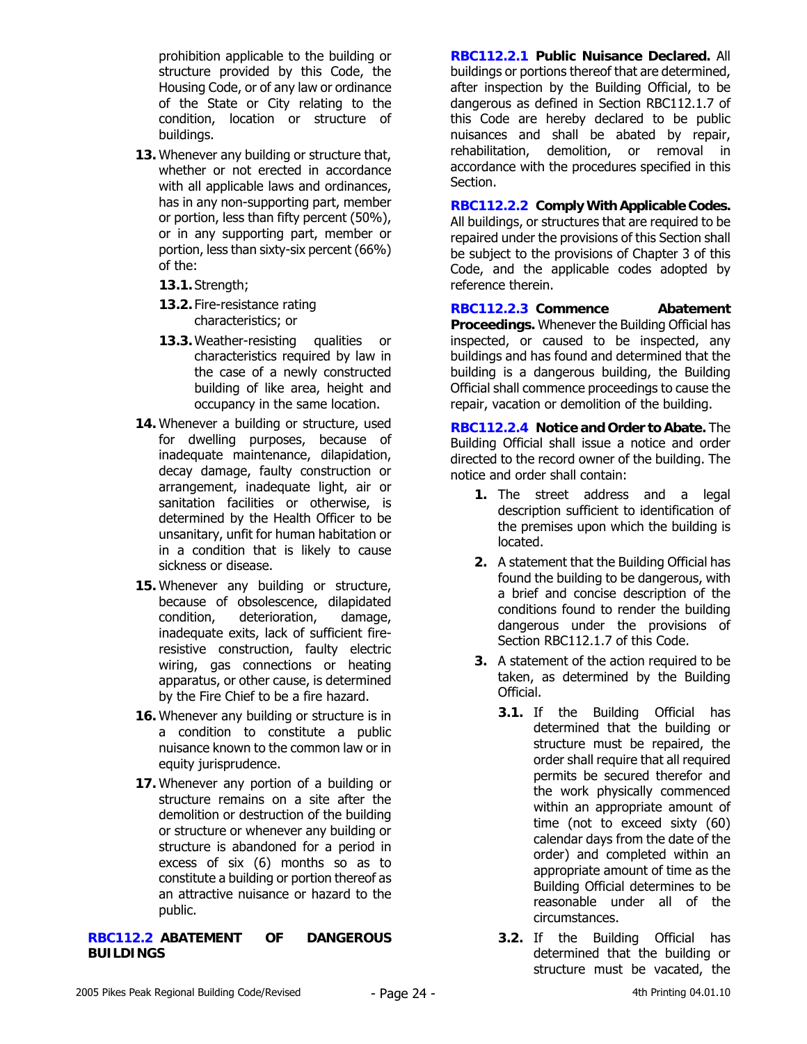prohibition applicable to the building or structure provided by this Code, the Housing Code, or of any law or ordinance of the State or City relating to the condition, location or structure of buildings.

13. Whenever any building or structure that, whether or not erected in accordance with all applicable laws and ordinances, has in any non-supporting part, member or portion, less than fifty percent (50%), or in any supporting part, member or portion, less than sixty-six percent (66%) of the:

    13.1. Strength;

    13.2. Fire-resistance rating characteristics; or

    13.3. Weather-resisting qualities or characteristics required by law in the case of a newly constructed building of like area, height and occupancy in the same location.

14. Whenever a building or structure, used for dwelling purposes, because of inadequate maintenance, dilapidation, decay damage, faulty construction or arrangement, inadequate light, air or sanitation facilities or otherwise, is determined by the Health Officer to be unsanitary, unfit for human habitation or in a condition that is likely to cause sickness or disease.

15. Whenever any building or structure, because of obsolescence, dilapidated condition, deterioration, damage, inadequate exits, lack of sufficient fire-resistive construction, faulty electric wiring, gas connections or heating apparatus, or other cause, is determined by the Fire Chief to be a fire hazard.

16. Whenever any building or structure is in a condition to constitute a public nuisance known to the common law or in equity jurisprudence.

17. Whenever any portion of a building or structure remains on a site after the demolition or destruction of the building or structure or whenever any building or structure is abandoned for a period in excess of six (6) months so as to constitute a building or portion thereof as an attractive nuisance or hazard to the public.

## RBC112.2 ABATEMENT OF DANGEROUS BUILDINGS

**RBC112.2.1 Public Nuisance Declared.** All buildings or portions thereof that are determined, after inspection by the Building Official, to be dangerous as defined in Section RBC112.1.7 of this Code are hereby declared to be public nuisances and shall be abated by repair, rehabilitation, demolition, or removal in accordance with the procedures specified in this Section.

**RBC112.2.2 Comply With Applicable Codes.** All buildings, or structures that are required to be repaired under the provisions of this Section shall be subject to the provisions of Chapter 3 of this Code, and the applicable codes adopted by reference therein.

**RBC112.2.3 Commence Abatement Proceedings.** Whenever the Building Official has inspected, or caused to be inspected, any buildings and has found and determined that the building is a dangerous building, the Building Official shall commence proceedings to cause the repair, vacation or demolition of the building.

**RBC112.2.4 Notice and Order to Abate.** The Building Official shall issue a notice and order directed to the record owner of the building. The notice and order shall contain:

1. The street address and a legal description sufficient to identification of the premises upon which the building is located.

2. A statement that the Building Official has found the building to be dangerous, with a brief and concise description of the conditions found to render the building dangerous under the provisions of Section RBC112.1.7 of this Code.

3. A statement of the action required to be taken, as determined by the Building Official.

    3.1. If the Building Official has determined that the building or structure must be repaired, the order shall require that all required permits be secured therefor and the work physically commenced within an appropriate amount of time (not to exceed sixty (60) calendar days from the date of the order) and completed within an appropriate amount of time as the Building Official determines to be reasonable under all of the circumstances.

    3.2. If the Building Official has determined that the building or structure must be vacated, the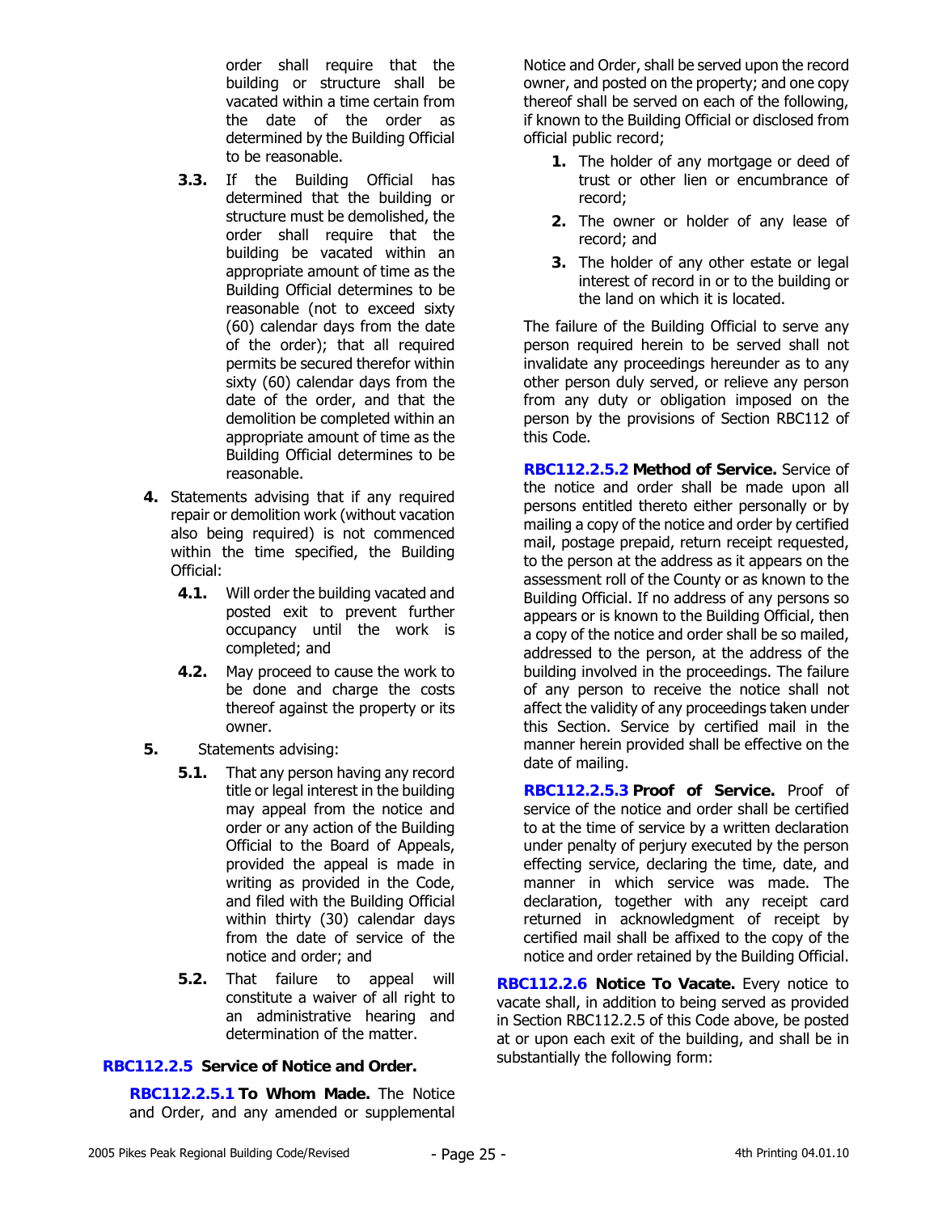order shall require that the building or structure shall be vacated within a time certain from the date of the order as determined by the Building Official to be reasonable.

- **3.3.** If the Building Official has determined that the building or structure must be demolished, the order shall require that the building be vacated within an appropriate amount of time as the Building Official determines to be reasonable (not to exceed sixty (60) calendar days from the date of the order); that all required permits be secured therefor within sixty (60) calendar days from the date of the order, and that the demolition be completed within an appropriate amount of time as the Building Official determines to be reasonable.

**4.** Statements advising that if any required repair or demolition work (without vacation also being required) is not commenced within the time specified, the Building Official:

- **4.1.** Will order the building vacated and posted exit to prevent further occupancy until the work is completed; and
- **4.2.** May proceed to cause the work to be done and charge the costs thereof against the property or its owner.

**5.** Statements advising:

- **5.1.** That any person having any record title or legal interest in the building may appeal from the notice and order or any action of the Building Official to the Board of Appeals, provided the appeal is made in writing as provided in the Code, and filed with the Building Official within thirty (30) calendar days from the date of service of the notice and order; and
- **5.2.** That failure to appeal will constitute a waiver of all right to an administrative hearing and determination of the matter.

**RBC112.2.5 Service of Notice and Order.**

**RBC112.2.5.1 To Whom Made.** The Notice and Order, and any amended or supplemental Notice and Order, shall be served upon the record owner, and posted on the property; and one copy thereof shall be served on each of the following, if known to the Building Official or disclosed from official public record;

1. The holder of any mortgage or deed of trust or other lien or encumbrance of record;
2. The owner or holder of any lease of record; and
3. The holder of any other estate or legal interest of record in or to the building or the land on which it is located.

The failure of the Building Official to serve any person required herein to be served shall not invalidate any proceedings hereunder as to any other person duly served, or relieve any person from any duty or obligation imposed on the person by the provisions of Section RBC112 of this Code.

**RBC112.2.5.2 Method of Service.** Service of the notice and order shall be made upon all persons entitled thereto either personally or by mailing a copy of the notice and order by certified mail, postage prepaid, return receipt requested, to the person at the address as it appears on the assessment roll of the County or as known to the Building Official. If no address of any persons so appears or is known to the Building Official, then a copy of the notice and order shall be so mailed, addressed to the person, at the address of the building involved in the proceedings. The failure of any person to receive the notice shall not affect the validity of any proceedings taken under this Section. Service by certified mail in the manner herein provided shall be effective on the date of mailing.

**RBC112.2.5.3 Proof of Service.** Proof of service of the notice and order shall be certified to at the time of service by a written declaration under penalty of perjury executed by the person effecting service, declaring the time, date, and manner in which service was made. The declaration, together with any receipt card returned in acknowledgment of receipt by certified mail shall be affixed to the copy of the notice and order retained by the Building Official.

**RBC112.2.6 Notice To Vacate.** Every notice to vacate shall, in addition to being served as provided in Section RBC112.2.5 of this Code above, be posted at or upon each exit of the building, and shall be in substantially the following form: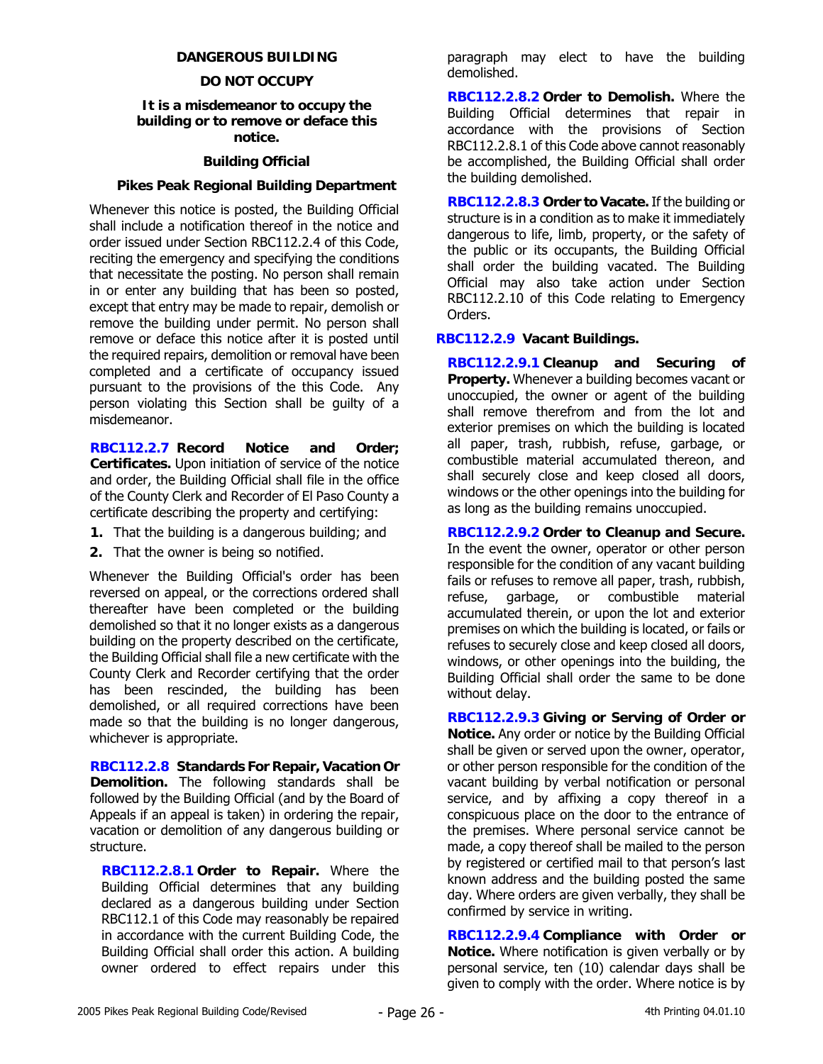**DANGEROUS BUILDING**

**DO NOT OCCUPY**

**It is a misdemeanor to occupy the building or to remove or deface this notice.**

**Building Official**

**Pikes Peak Regional Building Department**

Whenever this notice is posted, the Building Official shall include a notification thereof in the notice and order issued under Section RBC112.2.4 of this Code, reciting the emergency and specifying the conditions that necessitate the posting. No person shall remain in or enter any building that has been so posted, except that entry may be made to repair, demolish or remove the building under permit. No person shall remove or deface this notice after it is posted until the required repairs, demolition or removal have been completed and a certificate of occupancy issued pursuant to the provisions of the this Code. Any person violating this Section shall be guilty of a misdemeanor.

**RBC112.2.7 Record Notice and Order; Certificates.** Upon initiation of service of the notice and order, the Building Official shall file in the office of the County Clerk and Recorder of El Paso County a certificate describing the property and certifying:

1. That the building is a dangerous building; and
2. That the owner is being so notified.

Whenever the Building Official's order has been reversed on appeal, or the corrections ordered shall thereafter have been completed or the building demolished so that it no longer exists as a dangerous building on the property described on the certificate, the Building Official shall file a new certificate with the County Clerk and Recorder certifying that the order has been rescinded, the building has been demolished, or all required corrections have been made so that the building is no longer dangerous, whichever is appropriate.

**RBC112.2.8 Standards For Repair, Vacation Or Demolition.** The following standards shall be followed by the Building Official (and by the Board of Appeals if an appeal is taken) in ordering the repair, vacation or demolition of any dangerous building or structure.

**RBC112.2.8.1 Order to Repair.** Where the Building Official determines that any building declared as a dangerous building under Section RBC112.1 of this Code may reasonably be repaired in accordance with the current Building Code, the Building Official shall order this action. A building owner ordered to effect repairs under this paragraph may elect to have the building demolished.

**RBC112.2.8.2 Order to Demolish.** Where the Building Official determines that repair in accordance with the provisions of Section RBC112.2.8.1 of this Code above cannot reasonably be accomplished, the Building Official shall order the building demolished.

**RBC112.2.8.3 Order to Vacate.** If the building or structure is in a condition as to make it immediately dangerous to life, limb, property, or the safety of the public or its occupants, the Building Official shall order the building vacated. The Building Official may also take action under Section RBC112.2.10 of this Code relating to Emergency Orders.

**RBC112.2.9 Vacant Buildings.**

**RBC112.2.9.1 Cleanup and Securing of Property.** Whenever a building becomes vacant or unoccupied, the owner or agent of the building shall remove therefrom and from the lot and exterior premises on which the building is located all paper, trash, rubbish, refuse, garbage, or combustible material accumulated thereon, and shall securely close and keep closed all doors, windows or the other openings into the building for as long as the building remains unoccupied.

**RBC112.2.9.2 Order to Cleanup and Secure.** In the event the owner, operator or other person responsible for the condition of any vacant building fails or refuses to remove all paper, trash, rubbish, refuse, garbage, or combustible material accumulated therein, or upon the lot and exterior premises on which the building is located, or fails or refuses to securely close and keep closed all doors, windows, or other openings into the building, the Building Official shall order the same to be done without delay.

**RBC112.2.9.3 Giving or Serving of Order or Notice.** Any order or notice by the Building Official shall be given or served upon the owner, operator, or other person responsible for the condition of the vacant building by verbal notification or personal service, and by affixing a copy thereof in a conspicuous place on the door to the entrance of the premises. Where personal service cannot be made, a copy thereof shall be mailed to the person by registered or certified mail to that person's last known address and the building posted the same day. Where orders are given verbally, they shall be confirmed by service in writing.

**RBC112.2.9.4 Compliance with Order or Notice.** Where notification is given verbally or by personal service, ten (10) calendar days shall be given to comply with the order. Where notice is by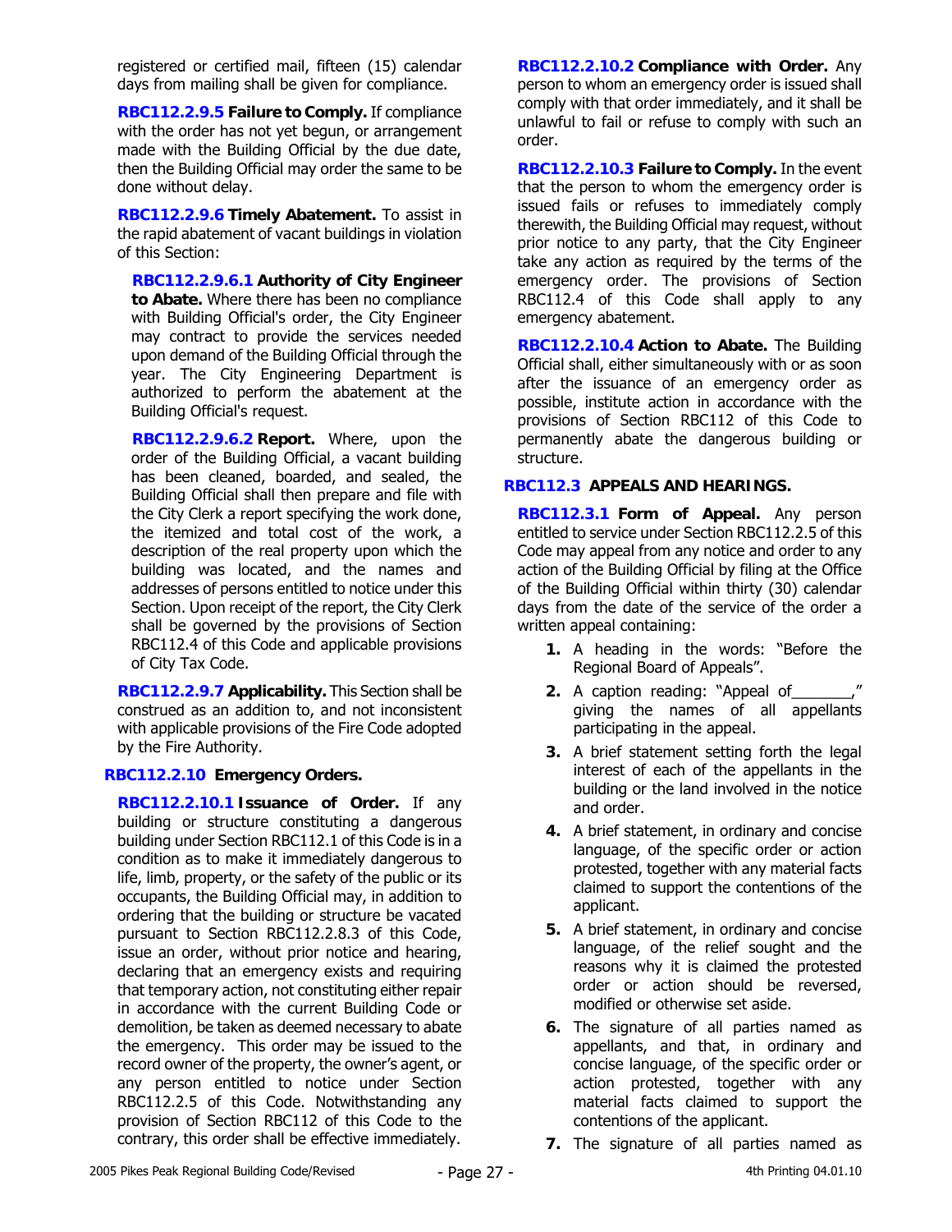registered or certified mail, fifteen (15) calendar days from mailing shall be given for compliance.

**RBC112.2.9.5 Failure to Comply.** If compliance with the order has not yet begun, or arrangement made with the Building Official by the due date, then the Building Official may order the same to be done without delay.

**RBC112.2.9.6 Timely Abatement.** To assist in the rapid abatement of vacant buildings in violation of this Section:

**RBC112.2.9.6.1 Authority of City Engineer to Abate.** Where there has been no compliance with Building Official's order, the City Engineer may contract to provide the services needed upon demand of the Building Official through the year. The City Engineering Department is authorized to perform the abatement at the Building Official's request.

**RBC112.2.9.6.2 Report.** Where, upon the order of the Building Official, a vacant building has been cleaned, boarded, and sealed, the Building Official shall then prepare and file with the City Clerk a report specifying the work done, the itemized and total cost of the work, a description of the real property upon which the building was located, and the names and addresses of persons entitled to notice under this Section. Upon receipt of the report, the City Clerk shall be governed by the provisions of Section RBC112.4 of this Code and applicable provisions of City Tax Code.

**RBC112.2.9.7 Applicability.** This Section shall be construed as an addition to, and not inconsistent with applicable provisions of the Fire Code adopted by the Fire Authority.

### RBC112.2.10 Emergency Orders.

**RBC112.2.10.1 Issuance of Order.** If any building or structure constituting a dangerous building under Section RBC112.1 of this Code is in a condition as to make it immediately dangerous to life, limb, property, or the safety of the public or its occupants, the Building Official may, in addition to ordering that the building or structure be vacated pursuant to Section RBC112.2.8.3 of this Code, issue an order, without prior notice and hearing, declaring that an emergency exists and requiring that temporary action, not constituting either repair in accordance with the current Building Code or demolition, be taken as deemed necessary to abate the emergency. This order may be issued to the record owner of the property, the owner's agent, or any person entitled to notice under Section RBC112.2.5 of this Code. Notwithstanding any provision of Section RBC112 of this Code to the contrary, this order shall be effective immediately.

**RBC112.2.10.2 Compliance with Order.** Any person to whom an emergency order is issued shall comply with that order immediately, and it shall be unlawful to fail or refuse to comply with such an order.

**RBC112.2.10.3 Failure to Comply.** In the event that the person to whom the emergency order is issued fails or refuses to immediately comply therewith, the Building Official may request, without prior notice to any party, that the City Engineer take any action as required by the terms of the emergency order. The provisions of Section RBC112.4 of this Code shall apply to any emergency abatement.

**RBC112.2.10.4 Action to Abate.** The Building Official shall, either simultaneously with or as soon after the issuance of an emergency order as possible, institute action in accordance with the provisions of Section RBC112 of this Code to permanently abate the dangerous building or structure.

### RBC112.3 APPEALS AND HEARINGS.

**RBC112.3.1 Form of Appeal.** Any person entitled to service under Section RBC112.2.5 of this Code may appeal from any notice and order to any action of the Building Official by filing at the Office of the Building Official within thirty (30) calendar days from the date of the service of the order a written appeal containing:

1. A heading in the words: "Before the Regional Board of Appeals".
2. A caption reading: "Appeal of_______," giving the names of all appellants participating in the appeal.
3. A brief statement setting forth the legal interest of each of the appellants in the building or the land involved in the notice and order.
4. A brief statement, in ordinary and concise language, of the specific order or action protested, together with any material facts claimed to support the contentions of the applicant.
5. A brief statement, in ordinary and concise language, of the relief sought and the reasons why it is claimed the protested order or action should be reversed, modified or otherwise set aside.
6. The signature of all parties named as appellants, and that, in ordinary and concise language, of the specific order or action protested, together with any material facts claimed to support the contentions of the applicant.
7. The signature of all parties named as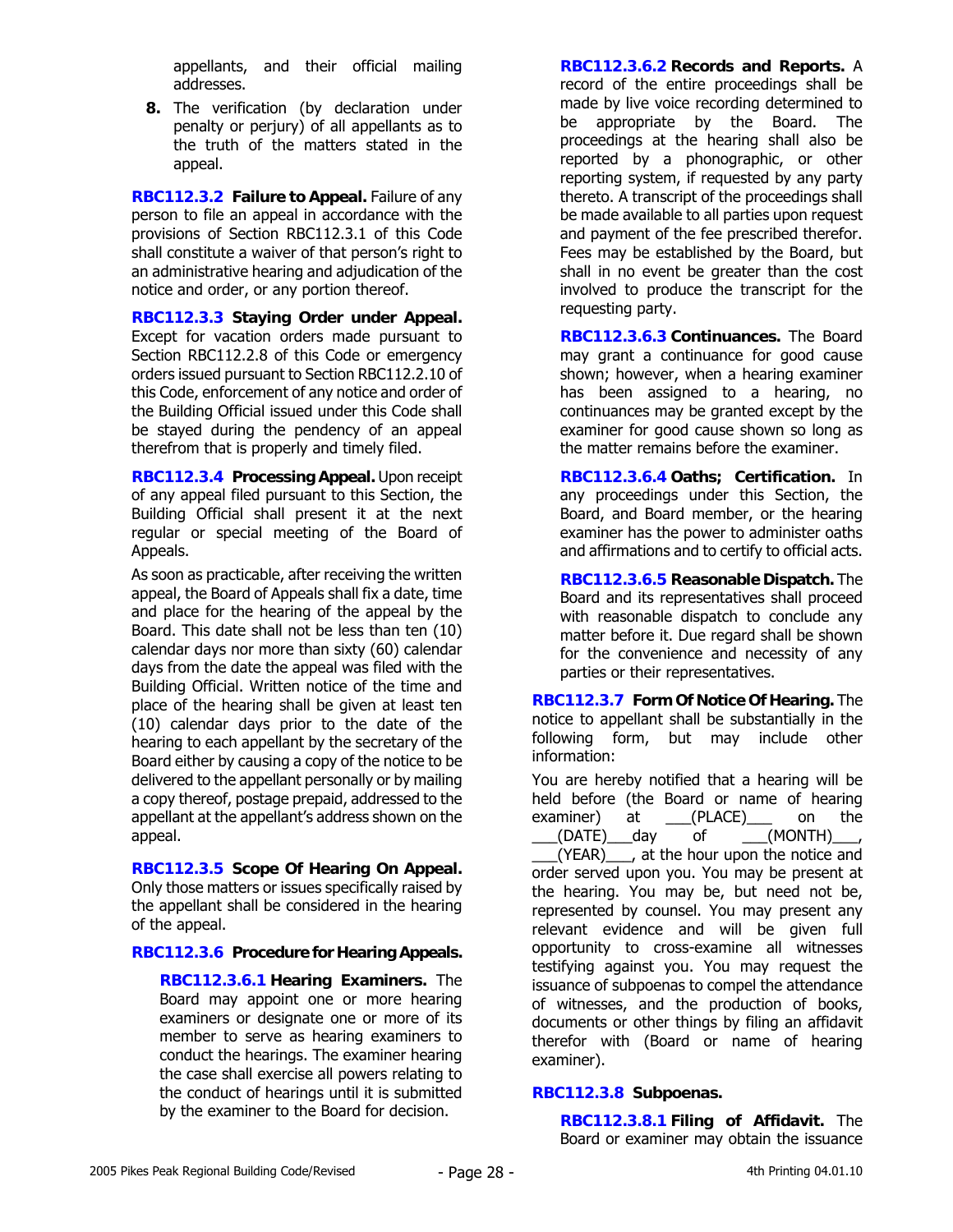appellants, and their official mailing addresses.

8. The verification (by declaration under penalty or perjury) of all appellants as to the truth of the matters stated in the appeal.

**RBC112.3.2 Failure to Appeal.** Failure of any person to file an appeal in accordance with the provisions of Section RBC112.3.1 of this Code shall constitute a waiver of that person's right to an administrative hearing and adjudication of the notice and order, or any portion thereof.

**RBC112.3.3 Staying Order under Appeal.** Except for vacation orders made pursuant to Section RBC112.2.8 of this Code or emergency orders issued pursuant to Section RBC112.2.10 of this Code, enforcement of any notice and order of the Building Official issued under this Code shall be stayed during the pendency of an appeal therefrom that is properly and timely filed.

**RBC112.3.4 Processing Appeal.** Upon receipt of any appeal filed pursuant to this Section, the Building Official shall present it at the next regular or special meeting of the Board of Appeals.

As soon as practicable, after receiving the written appeal, the Board of Appeals shall fix a date, time and place for the hearing of the appeal by the Board. This date shall not be less than ten (10) calendar days nor more than sixty (60) calendar days from the date the appeal was filed with the Building Official. Written notice of the time and place of the hearing shall be given at least ten (10) calendar days prior to the date of the hearing to each appellant by the secretary of the Board either by causing a copy of the notice to be delivered to the appellant personally or by mailing a copy thereof, postage prepaid, addressed to the appellant at the appellant's address shown on the appeal.

**RBC112.3.5 Scope Of Hearing On Appeal.** Only those matters or issues specifically raised by the appellant shall be considered in the hearing of the appeal.

**RBC112.3.6 Procedure for Hearing Appeals.**

**RBC112.3.6.1 Hearing Examiners.** The Board may appoint one or more hearing examiners or designate one or more of its member to serve as hearing examiners to conduct the hearings. The examiner hearing the case shall exercise all powers relating to the conduct of hearings until it is submitted by the examiner to the Board for decision.

**RBC112.3.6.2 Records and Reports.** A record of the entire proceedings shall be made by live voice recording determined to be appropriate by the Board. The proceedings at the hearing shall also be reported by a phonographic, or other reporting system, if requested by any party thereto. A transcript of the proceedings shall be made available to all parties upon request and payment of the fee prescribed therefor. Fees may be established by the Board, but shall in no event be greater than the cost involved to produce the transcript for the requesting party.

**RBC112.3.6.3 Continuances.** The Board may grant a continuance for good cause shown; however, when a hearing examiner has been assigned to a hearing, no continuances may be granted except by the examiner for good cause shown so long as the matter remains before the examiner.

**RBC112.3.6.4 Oaths; Certification.** In any proceedings under this Section, the Board, and Board member, or the hearing examiner has the power to administer oaths and affirmations and to certify to official acts.

**RBC112.3.6.5 Reasonable Dispatch.** The Board and its representatives shall proceed with reasonable dispatch to conclude any matter before it. Due regard shall be shown for the convenience and necessity of any parties or their representatives.

**RBC112.3.7 Form Of Notice Of Hearing.** The notice to appellant shall be substantially in the following form, but may include other information:

You are hereby notified that a hearing will be held before (the Board or name of hearing examiner) at ___(PLACE)___ on the ___(DATE)___day of ___(MONTH)___, ___(YEAR)___, at the hour upon the notice and order served upon you. You may be present at the hearing. You may be, but need not be, represented by counsel. You may present any relevant evidence and will be given full opportunity to cross-examine all witnesses testifying against you. You may request the issuance of subpoenas to compel the attendance of witnesses, and the production of books, documents or other things by filing an affidavit therefor with (Board or name of hearing examiner).

**RBC112.3.8 Subpoenas.**

**RBC112.3.8.1 Filing of Affidavit.** The Board or examiner may obtain the issuance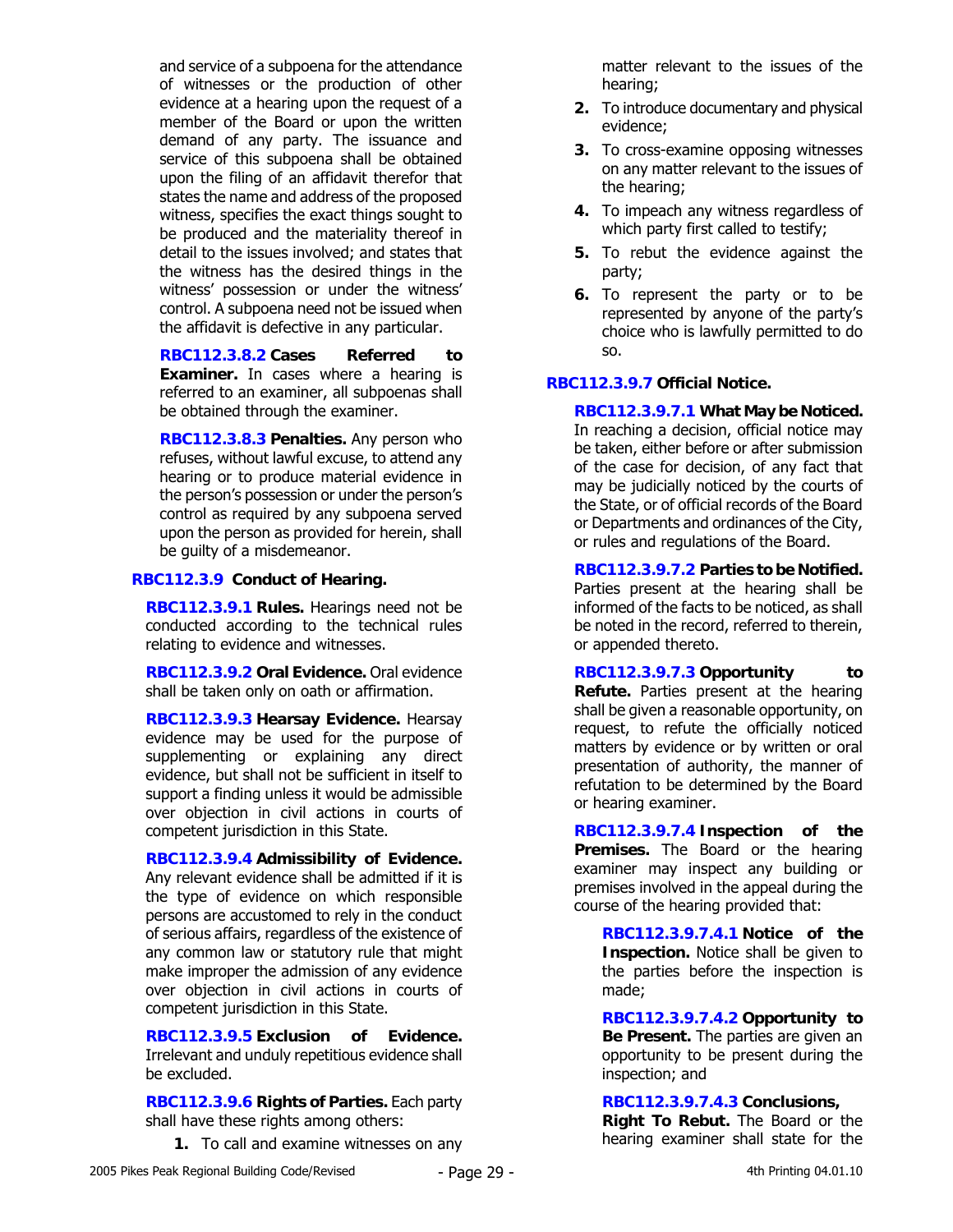and service of a subpoena for the attendance of witnesses or the production of other evidence at a hearing upon the request of a member of the Board or upon the written demand of any party. The issuance and service of this subpoena shall be obtained upon the filing of an affidavit therefor that states the name and address of the proposed witness, specifies the exact things sought to be produced and the materiality thereof in detail to the issues involved; and states that the witness has the desired things in the witness' possession or under the witness' control. A subpoena need not be issued when the affidavit is defective in any particular.

**RBC112.3.8.2 Cases Referred to Examiner.** In cases where a hearing is referred to an examiner, all subpoenas shall be obtained through the examiner.

**RBC112.3.8.3 Penalties.** Any person who refuses, without lawful excuse, to attend any hearing or to produce material evidence in the person's possession or under the person's control as required by any subpoena served upon the person as provided for herein, shall be guilty of a misdemeanor.

### RBC112.3.9 Conduct of Hearing.

**RBC112.3.9.1 Rules.** Hearings need not be conducted according to the technical rules relating to evidence and witnesses.

**RBC112.3.9.2 Oral Evidence.** Oral evidence shall be taken only on oath or affirmation.

**RBC112.3.9.3 Hearsay Evidence.** Hearsay evidence may be used for the purpose of supplementing or explaining any direct evidence, but shall not be sufficient in itself to support a finding unless it would be admissible over objection in civil actions in courts of competent jurisdiction in this State.

**RBC112.3.9.4 Admissibility of Evidence.** Any relevant evidence shall be admitted if it is the type of evidence on which responsible persons are accustomed to rely in the conduct of serious affairs, regardless of the existence of any common law or statutory rule that might make improper the admission of any evidence over objection in civil actions in courts of competent jurisdiction in this State.

**RBC112.3.9.5 Exclusion of Evidence.** Irrelevant and unduly repetitious evidence shall be excluded.

**RBC112.3.9.6 Rights of Parties.** Each party shall have these rights among others:

1. To call and examine witnesses on any matter relevant to the issues of the hearing;
2. To introduce documentary and physical evidence;
3. To cross-examine opposing witnesses on any matter relevant to the issues of the hearing;
4. To impeach any witness regardless of which party first called to testify;
5. To rebut the evidence against the party;
6. To represent the party or to be represented by anyone of the party's choice who is lawfully permitted to do so.

### RBC112.3.9.7 Official Notice.

**RBC112.3.9.7.1 What May be Noticed.** In reaching a decision, official notice may be taken, either before or after submission of the case for decision, of any fact that may be judicially noticed by the courts of the State, or of official records of the Board or Departments and ordinances of the City, or rules and regulations of the Board.

**RBC112.3.9.7.2 Parties to be Notified.** Parties present at the hearing shall be informed of the facts to be noticed, as shall be noted in the record, referred to therein, or appended thereto.

**RBC112.3.9.7.3 Opportunity to Refute.** Parties present at the hearing shall be given a reasonable opportunity, on request, to refute the officially noticed matters by evidence or by written or oral presentation of authority, the manner of refutation to be determined by the Board or hearing examiner.

**RBC112.3.9.7.4 Inspection of the Premises.** The Board or the hearing examiner may inspect any building or premises involved in the appeal during the course of the hearing provided that:

**RBC112.3.9.7.4.1 Notice of the Inspection.** Notice shall be given to the parties before the inspection is made;

**RBC112.3.9.7.4.2 Opportunity to Be Present.** The parties are given an opportunity to be present during the inspection; and

**RBC112.3.9.7.4.3 Conclusions, Right To Rebut.** The Board or the hearing examiner shall state for the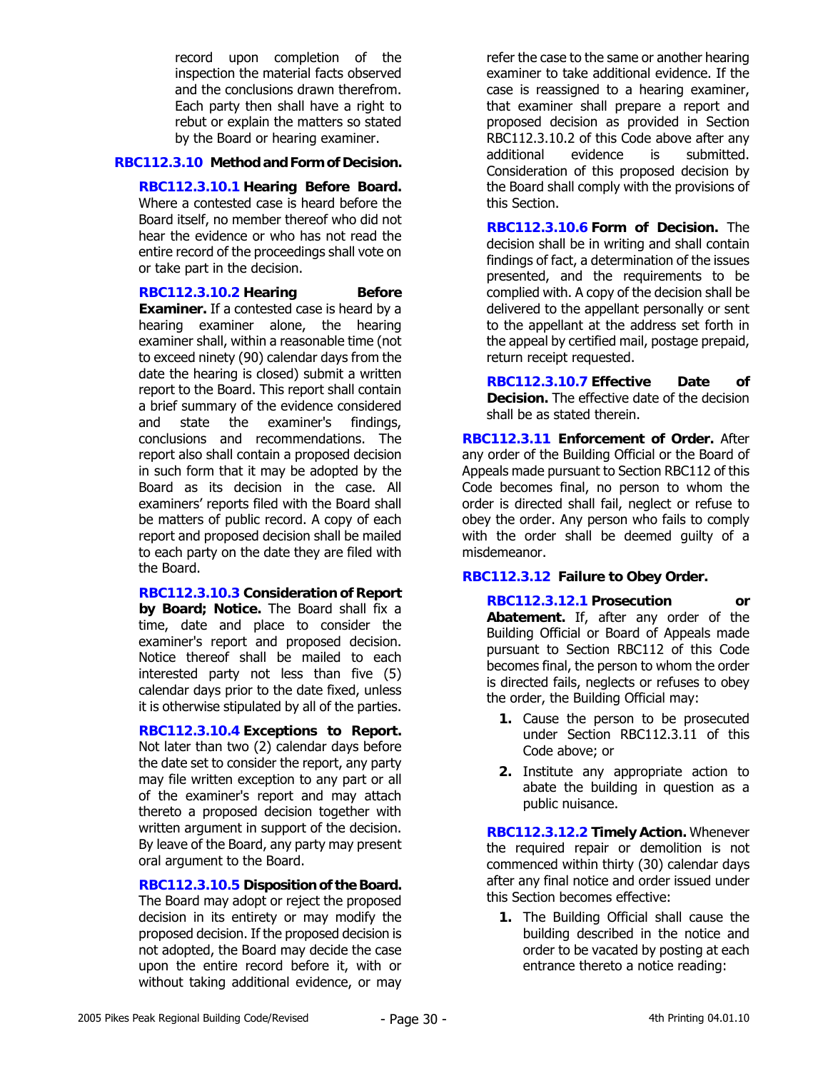record upon completion of the inspection the material facts observed and the conclusions drawn therefrom. Each party then shall have a right to rebut or explain the matters so stated by the Board or hearing examiner.

**RBC112.3.10 Method and Form of Decision.**

**RBC112.3.10.1 Hearing Before Board.** Where a contested case is heard before the Board itself, no member thereof who did not hear the evidence or who has not read the entire record of the proceedings shall vote on or take part in the decision.

**RBC112.3.10.2 Hearing Before Examiner.** If a contested case is heard by a hearing examiner alone, the hearing examiner shall, within a reasonable time (not to exceed ninety (90) calendar days from the date the hearing is closed) submit a written report to the Board. This report shall contain a brief summary of the evidence considered and state the examiner's findings, conclusions and recommendations. The report also shall contain a proposed decision in such form that it may be adopted by the Board as its decision in the case. All examiners' reports filed with the Board shall be matters of public record. A copy of each report and proposed decision shall be mailed to each party on the date they are filed with the Board.

**RBC112.3.10.3 Consideration of Report by Board; Notice.** The Board shall fix a time, date and place to consider the examiner's report and proposed decision. Notice thereof shall be mailed to each interested party not less than five (5) calendar days prior to the date fixed, unless it is otherwise stipulated by all of the parties.

**RBC112.3.10.4 Exceptions to Report.** Not later than two (2) calendar days before the date set to consider the report, any party may file written exception to any part or all of the examiner's report and may attach thereto a proposed decision together with written argument in support of the decision. By leave of the Board, any party may present oral argument to the Board.

**RBC112.3.10.5 Disposition of the Board.** The Board may adopt or reject the proposed decision in its entirety or may modify the proposed decision. If the proposed decision is not adopted, the Board may decide the case upon the entire record before it, with or without taking additional evidence, or may refer the case to the same or another hearing examiner to take additional evidence. If the case is reassigned to a hearing examiner, that examiner shall prepare a report and proposed decision as provided in Section RBC112.3.10.2 of this Code above after any additional evidence is submitted. Consideration of this proposed decision by the Board shall comply with the provisions of this Section.

**RBC112.3.10.6 Form of Decision.** The decision shall be in writing and shall contain findings of fact, a determination of the issues presented, and the requirements to be complied with. A copy of the decision shall be delivered to the appellant personally or sent to the appellant at the address set forth in the appeal by certified mail, postage prepaid, return receipt requested.

**RBC112.3.10.7 Effective Date of Decision.** The effective date of the decision shall be as stated therein.

**RBC112.3.11 Enforcement of Order.** After any order of the Building Official or the Board of Appeals made pursuant to Section RBC112 of this Code becomes final, no person to whom the order is directed shall fail, neglect or refuse to obey the order. Any person who fails to comply with the order shall be deemed guilty of a misdemeanor.

**RBC112.3.12 Failure to Obey Order.**

**RBC112.3.12.1 Prosecution or Abatement.** If, after any order of the Building Official or Board of Appeals made pursuant to Section RBC112 of this Code becomes final, the person to whom the order is directed fails, neglects or refuses to obey the order, the Building Official may:

1. Cause the person to be prosecuted under Section RBC112.3.11 of this Code above; or
2. Institute any appropriate action to abate the building in question as a public nuisance.

**RBC112.3.12.2 Timely Action.** Whenever the required repair or demolition is not commenced within thirty (30) calendar days after any final notice and order issued under this Section becomes effective:

1. The Building Official shall cause the building described in the notice and order to be vacated by posting at each entrance thereto a notice reading: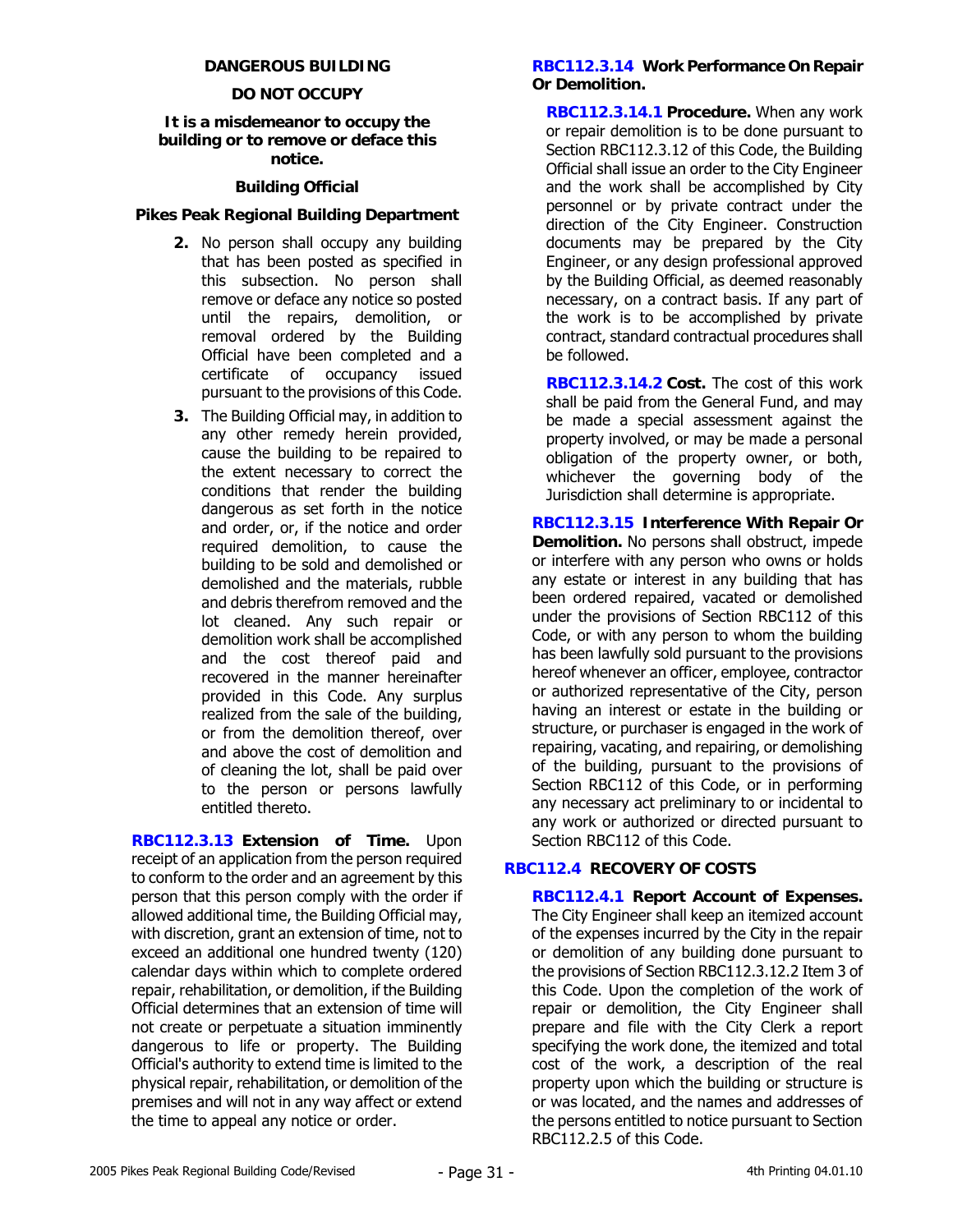**DANGEROUS BUILDING**

**DO NOT OCCUPY**

**It is a misdemeanor to occupy the building or to remove or deface this notice.**

**Building Official**

**Pikes Peak Regional Building Department**

2. No person shall occupy any building that has been posted as specified in this subsection. No person shall remove or deface any notice so posted until the repairs, demolition, or removal ordered by the Building Official have been completed and a certificate of occupancy issued pursuant to the provisions of this Code.

3. The Building Official may, in addition to any other remedy herein provided, cause the building to be repaired to the extent necessary to correct the conditions that render the building dangerous as set forth in the notice and order, or, if the notice and order required demolition, to cause the building to be sold and demolished or demolished and the materials, rubble and debris therefrom removed and the lot cleaned. Any such repair or demolition work shall be accomplished and the cost thereof paid and recovered in the manner hereinafter provided in this Code. Any surplus realized from the sale of the building, or from the demolition thereof, over and above the cost of demolition and of cleaning the lot, shall be paid over to the person or persons lawfully entitled thereto.

**RBC112.3.13 Extension of Time.** Upon receipt of an application from the person required to conform to the order and an agreement by this person that this person comply with the order if allowed additional time, the Building Official may, with discretion, grant an extension of time, not to exceed an additional one hundred twenty (120) calendar days within which to complete ordered repair, rehabilitation, or demolition, if the Building Official determines that an extension of time will not create or perpetuate a situation imminently dangerous to life or property. The Building Official's authority to extend time is limited to the physical repair, rehabilitation, or demolition of the premises and will not in any way affect or extend the time to appeal any notice or order.

**RBC112.3.14 Work Performance On Repair Or Demolition.**

**RBC112.3.14.1 Procedure.** When any work or repair demolition is to be done pursuant to Section RBC112.3.12 of this Code, the Building Official shall issue an order to the City Engineer and the work shall be accomplished by City personnel or by private contract under the direction of the City Engineer. Construction documents may be prepared by the City Engineer, or any design professional approved by the Building Official, as deemed reasonably necessary, on a contract basis. If any part of the work is to be accomplished by private contract, standard contractual procedures shall be followed.

**RBC112.3.14.2 Cost.** The cost of this work shall be paid from the General Fund, and may be made a special assessment against the property involved, or may be made a personal obligation of the property owner, or both, whichever the governing body of the Jurisdiction shall determine is appropriate.

**RBC112.3.15 Interference With Repair Or Demolition.** No persons shall obstruct, impede or interfere with any person who owns or holds any estate or interest in any building that has been ordered repaired, vacated or demolished under the provisions of Section RBC112 of this Code, or with any person to whom the building has been lawfully sold pursuant to the provisions hereof whenever an officer, employee, contractor or authorized representative of the City, person having an interest or estate in the building or structure, or purchaser is engaged in the work of repairing, vacating, and repairing, or demolishing of the building, pursuant to the provisions of Section RBC112 of this Code, or in performing any necessary act preliminary to or incidental to any work or authorized or directed pursuant to Section RBC112 of this Code.

## RBC112.4 RECOVERY OF COSTS

**RBC112.4.1 Report Account of Expenses.** The City Engineer shall keep an itemized account of the expenses incurred by the City in the repair or demolition of any building done pursuant to the provisions of Section RBC112.3.12.2 Item 3 of this Code. Upon the completion of the work of repair or demolition, the City Engineer shall prepare and file with the City Clerk a report specifying the work done, the itemized and total cost of the work, a description of the real property upon which the building or structure is or was located, and the names and addresses of the persons entitled to notice pursuant to Section RBC112.2.5 of this Code.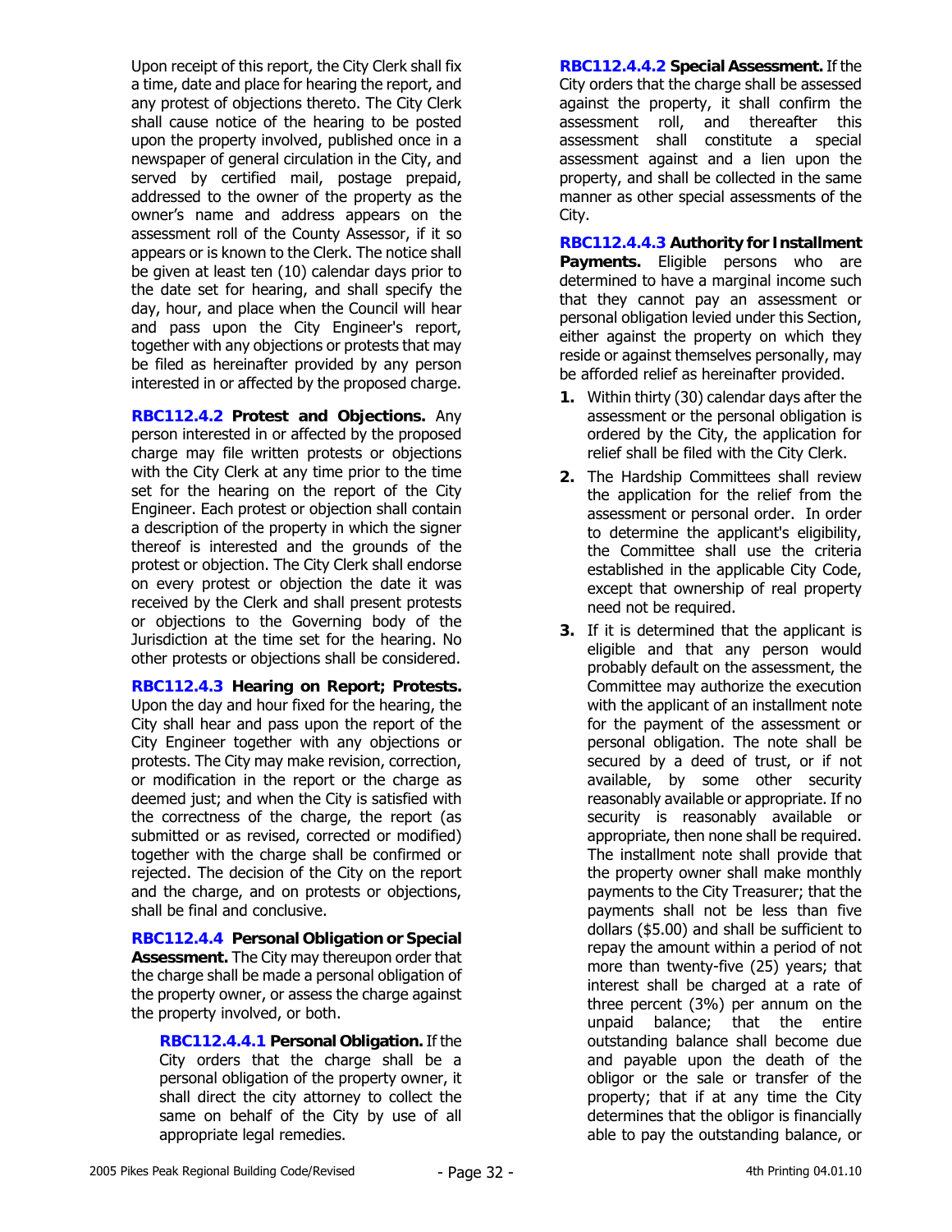Upon receipt of this report, the City Clerk shall fix a time, date and place for hearing the report, and any protest of objections thereto. The City Clerk shall cause notice of the hearing to be posted upon the property involved, published once in a newspaper of general circulation in the City, and served by certified mail, postage prepaid, addressed to the owner of the property as the owner's name and address appears on the assessment roll of the County Assessor, if it so appears or is known to the Clerk. The notice shall be given at least ten (10) calendar days prior to the date set for hearing, and shall specify the day, hour, and place when the Council will hear and pass upon the City Engineer's report, together with any objections or protests that may be filed as hereinafter provided by any person interested in or affected by the proposed charge.

**RBC112.4.2 Protest and Objections.** Any person interested in or affected by the proposed charge may file written protests or objections with the City Clerk at any time prior to the time set for the hearing on the report of the City Engineer. Each protest or objection shall contain a description of the property in which the signer thereof is interested and the grounds of the protest or objection. The City Clerk shall endorse on every protest or objection the date it was received by the Clerk and shall present protests or objections to the Governing body of the Jurisdiction at the time set for the hearing. No other protests or objections shall be considered.

**RBC112.4.3 Hearing on Report; Protests.** Upon the day and hour fixed for the hearing, the City shall hear and pass upon the report of the City Engineer together with any objections or protests. The City may make revision, correction, or modification in the report or the charge as deemed just; and when the City is satisfied with the correctness of the charge, the report (as submitted or as revised, corrected or modified) together with the charge shall be confirmed or rejected. The decision of the City on the report and the charge, and on protests or objections, shall be final and conclusive.

**RBC112.4.4 Personal Obligation or Special Assessment.** The City may thereupon order that the charge shall be made a personal obligation of the property owner, or assess the charge against the property involved, or both.

**RBC112.4.4.1 Personal Obligation.** If the City orders that the charge shall be a personal obligation of the property owner, it shall direct the city attorney to collect the same on behalf of the City by use of all appropriate legal remedies.

**RBC112.4.4.2 Special Assessment.** If the City orders that the charge shall be assessed against the property, it shall confirm the assessment roll, and thereafter this assessment shall constitute a special assessment against and a lien upon the property, and shall be collected in the same manner as other special assessments of the City.

**RBC112.4.4.3 Authority for Installment Payments.** Eligible persons who are determined to have a marginal income such that they cannot pay an assessment or personal obligation levied under this Section, either against the property on which they reside or against themselves personally, may be afforded relief as hereinafter provided.

1. Within thirty (30) calendar days after the assessment or the personal obligation is ordered by the City, the application for relief shall be filed with the City Clerk.
2. The Hardship Committees shall review the application for the relief from the assessment or personal order. In order to determine the applicant's eligibility, the Committee shall use the criteria established in the applicable City Code, except that ownership of real property need not be required.
3. If it is determined that the applicant is eligible and that any person would probably default on the assessment, the Committee may authorize the execution with the applicant of an installment note for the payment of the assessment or personal obligation. The note shall be secured by a deed of trust, or if not available, by some other security reasonably available or appropriate. If no security is reasonably available or appropriate, then none shall be required. The installment note shall provide that the property owner shall make monthly payments to the City Treasurer; that the payments shall not be less than five dollars ($5.00) and shall be sufficient to repay the amount within a period of not more than twenty-five (25) years; that interest shall be charged at a rate of three percent (3%) per annum on the unpaid balance; that the entire outstanding balance shall become due and payable upon the death of the obligor or the sale or transfer of the property; that if at any time the City determines that the obligor is financially able to pay the outstanding balance, or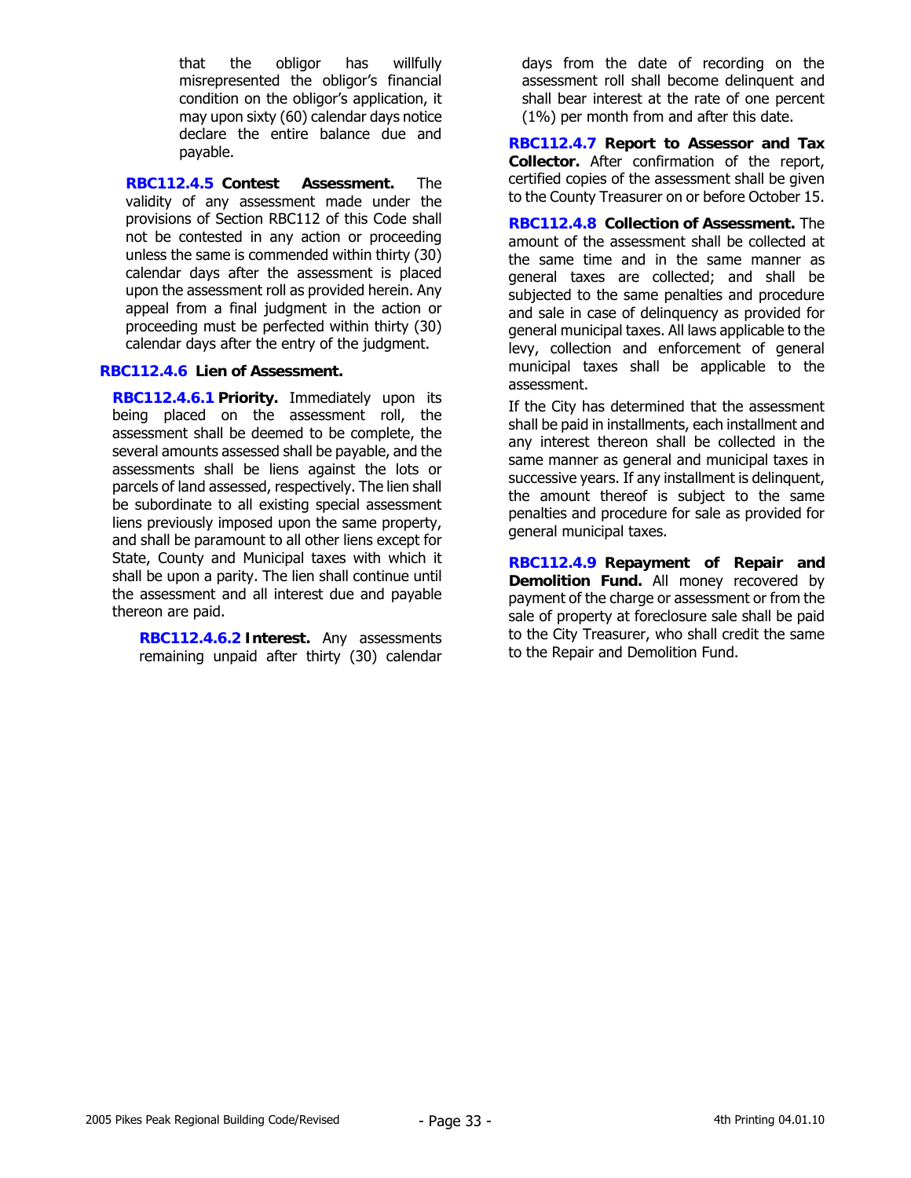that the obligor has willfully misrepresented the obligor's financial condition on the obligor's application, it may upon sixty (60) calendar days notice declare the entire balance due and payable.

**RBC112.4.5 Contest Assessment.** The validity of any assessment made under the provisions of Section RBC112 of this Code shall not be contested in any action or proceeding unless the same is commended within thirty (30) calendar days after the assessment is placed upon the assessment roll as provided herein. Any appeal from a final judgment in the action or proceeding must be perfected within thirty (30) calendar days after the entry of the judgment.

**RBC112.4.6 Lien of Assessment.**

**RBC112.4.6.1 Priority.** Immediately upon its being placed on the assessment roll, the assessment shall be deemed to be complete, the several amounts assessed shall be payable, and the assessments shall be liens against the lots or parcels of land assessed, respectively. The lien shall be subordinate to all existing special assessment liens previously imposed upon the same property, and shall be paramount to all other liens except for State, County and Municipal taxes with which it shall be upon a parity. The lien shall continue until the assessment and all interest due and payable thereon are paid.

**RBC112.4.6.2 Interest.** Any assessments remaining unpaid after thirty (30) calendar days from the date of recording on the assessment roll shall become delinquent and shall bear interest at the rate of one percent (1%) per month from and after this date.

**RBC112.4.7 Report to Assessor and Tax Collector.** After confirmation of the report, certified copies of the assessment shall be given to the County Treasurer on or before October 15.

**RBC112.4.8 Collection of Assessment.** The amount of the assessment shall be collected at the same time and in the same manner as general taxes are collected; and shall be subjected to the same penalties and procedure and sale in case of delinquency as provided for general municipal taxes. All laws applicable to the levy, collection and enforcement of general municipal taxes shall be applicable to the assessment.

If the City has determined that the assessment shall be paid in installments, each installment and any interest thereon shall be collected in the same manner as general and municipal taxes in successive years. If any installment is delinquent, the amount thereof is subject to the same penalties and procedure for sale as provided for general municipal taxes.

**RBC112.4.9 Repayment of Repair and Demolition Fund.** All money recovered by payment of the charge or assessment or from the sale of property at foreclosure sale shall be paid to the City Treasurer, who shall credit the same to the Repair and Demolition Fund.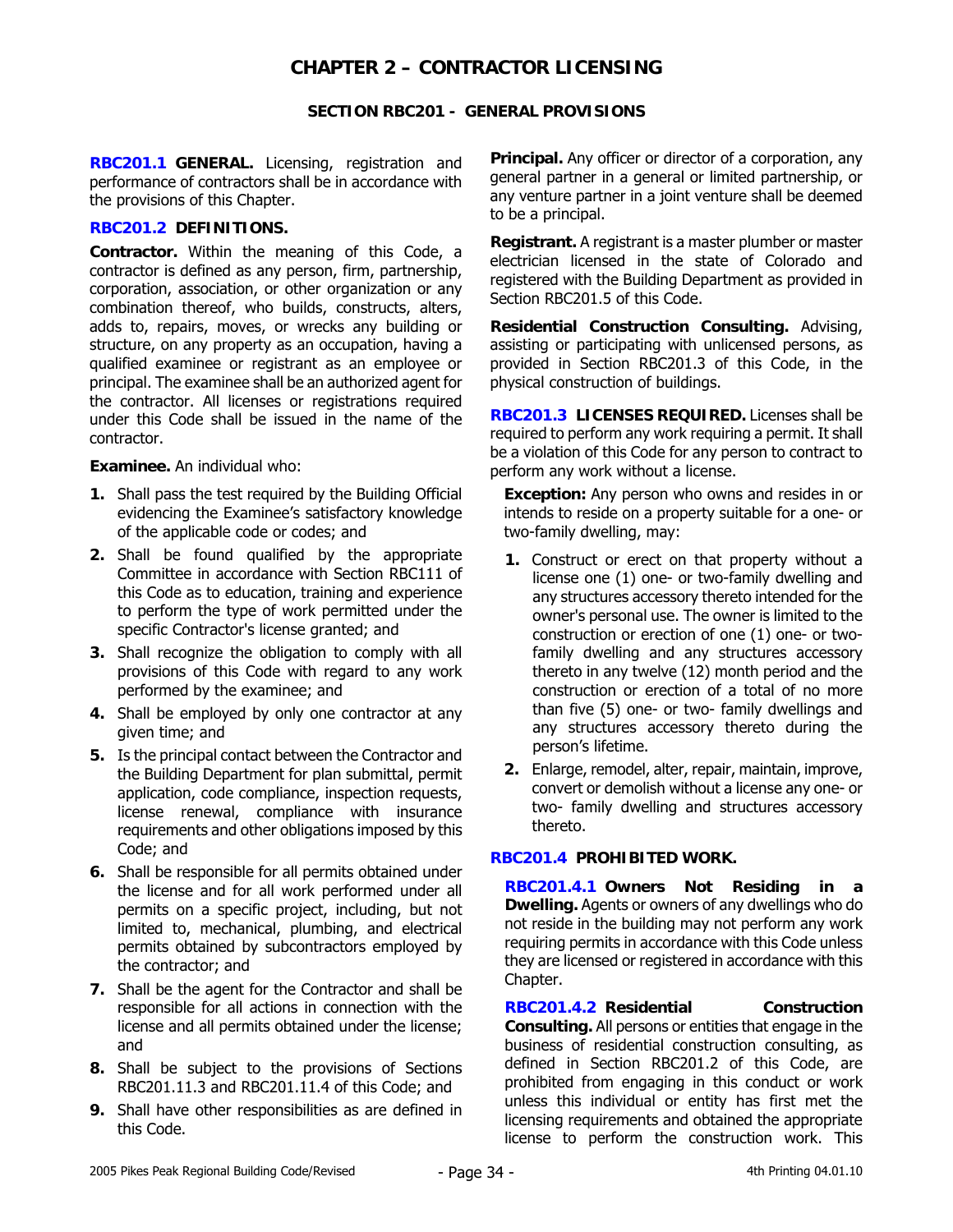# CHAPTER 2 – CONTRACTOR LICENSING

## SECTION RBC201 - GENERAL PROVISIONS

**RBC201.1 GENERAL.** Licensing, registration and performance of contractors shall be in accordance with the provisions of this Chapter.

**RBC201.2 DEFINITIONS.**

**Contractor.** Within the meaning of this Code, a contractor is defined as any person, firm, partnership, corporation, association, or other organization or any combination thereof, who builds, constructs, alters, adds to, repairs, moves, or wrecks any building or structure, on any property as an occupation, having a qualified examinee or registrant as an employee or principal. The examinee shall be an authorized agent for the contractor. All licenses or registrations required under this Code shall be issued in the name of the contractor.

**Examinee.** An individual who:

1. Shall pass the test required by the Building Official evidencing the Examinee's satisfactory knowledge of the applicable code or codes; and
2. Shall be found qualified by the appropriate Committee in accordance with Section RBC111 of this Code as to education, training and experience to perform the type of work permitted under the specific Contractor's license granted; and
3. Shall recognize the obligation to comply with all provisions of this Code with regard to any work performed by the examinee; and
4. Shall be employed by only one contractor at any given time; and
5. Is the principal contact between the Contractor and the Building Department for plan submittal, permit application, code compliance, inspection requests, license renewal, compliance with insurance requirements and other obligations imposed by this Code; and
6. Shall be responsible for all permits obtained under the license and for all work performed under all permits on a specific project, including, but not limited to, mechanical, plumbing, and electrical permits obtained by subcontractors employed by the contractor; and
7. Shall be the agent for the Contractor and shall be responsible for all actions in connection with the license and all permits obtained under the license; and
8. Shall be subject to the provisions of Sections RBC201.11.3 and RBC201.11.4 of this Code; and
9. Shall have other responsibilities as are defined in this Code.

**Principal.** Any officer or director of a corporation, any general partner in a general or limited partnership, or any venture partner in a joint venture shall be deemed to be a principal.

**Registrant.** A registrant is a master plumber or master electrician licensed in the state of Colorado and registered with the Building Department as provided in Section RBC201.5 of this Code.

**Residential Construction Consulting.** Advising, assisting or participating with unlicensed persons, as provided in Section RBC201.3 of this Code, in the physical construction of buildings.

**RBC201.3 LICENSES REQUIRED.** Licenses shall be required to perform any work requiring a permit. It shall be a violation of this Code for any person to contract to perform any work without a license.

> **Exception:** Any person who owns and resides in or intends to reside on a property suitable for a one- or two-family dwelling, may:
>
> 1. Construct or erect on that property without a license one (1) one- or two-family dwelling and any structures accessory thereto intended for the owner's personal use. The owner is limited to the construction or erection of one (1) one- or two-family dwelling and any structures accessory thereto in any twelve (12) month period and the construction or erection of a total of no more than five (5) one- or two- family dwellings and any structures accessory thereto during the person's lifetime.
> 2. Enlarge, remodel, alter, repair, maintain, improve, convert or demolish without a license any one- or two- family dwelling and structures accessory thereto.

**RBC201.4 PROHIBITED WORK.**

**RBC201.4.1 Owners Not Residing in a Dwelling.** Agents or owners of any dwellings who do not reside in the building may not perform any work requiring permits in accordance with this Code unless they are licensed or registered in accordance with this Chapter.

**RBC201.4.2 Residential Construction Consulting.** All persons or entities that engage in the business of residential construction consulting, as defined in Section RBC201.2 of this Code, are prohibited from engaging in this conduct or work unless this individual or entity has first met the licensing requirements and obtained the appropriate license to perform the construction work. This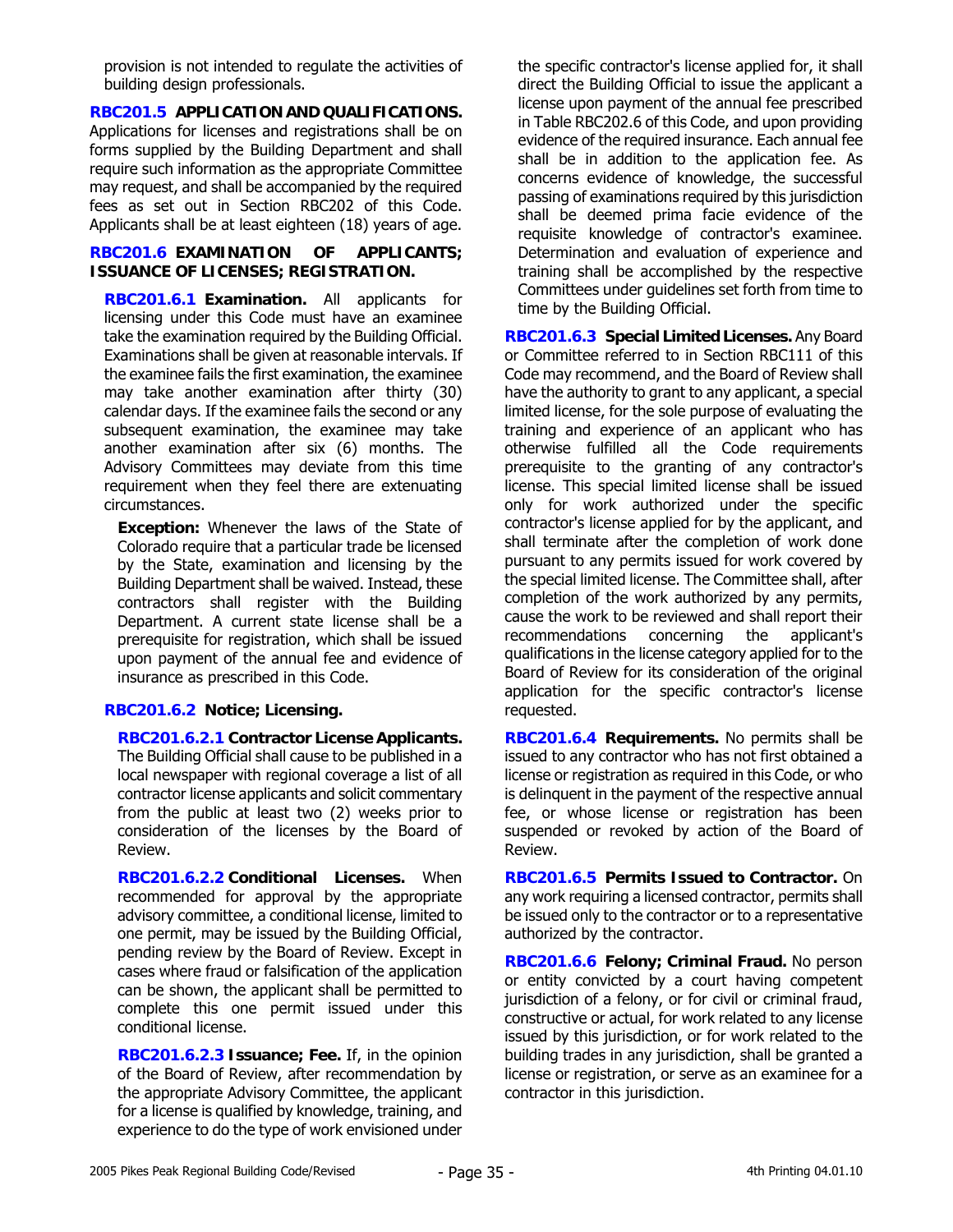provision is not intended to regulate the activities of building design professionals.

**RBC201.5 APPLICATION AND QUALIFICATIONS.** Applications for licenses and registrations shall be on forms supplied by the Building Department and shall require such information as the appropriate Committee may request, and shall be accompanied by the required fees as set out in Section RBC202 of this Code. Applicants shall be at least eighteen (18) years of age.

**RBC201.6 EXAMINATION OF APPLICANTS; ISSUANCE OF LICENSES; REGISTRATION.**

**RBC201.6.1 Examination.** All applicants for licensing under this Code must have an examinee take the examination required by the Building Official. Examinations shall be given at reasonable intervals. If the examinee fails the first examination, the examinee may take another examination after thirty (30) calendar days. If the examinee fails the second or any subsequent examination, the examinee may take another examination after six (6) months. The Advisory Committees may deviate from this time requirement when they feel there are extenuating circumstances.

**Exception:** Whenever the laws of the State of Colorado require that a particular trade be licensed by the State, examination and licensing by the Building Department shall be waived. Instead, these contractors shall register with the Building Department. A current state license shall be a prerequisite for registration, which shall be issued upon payment of the annual fee and evidence of insurance as prescribed in this Code.

**RBC201.6.2 Notice; Licensing.**

**RBC201.6.2.1 Contractor License Applicants.** The Building Official shall cause to be published in a local newspaper with regional coverage a list of all contractor license applicants and solicit commentary from the public at least two (2) weeks prior to consideration of the licenses by the Board of Review.

**RBC201.6.2.2 Conditional Licenses.** When recommended for approval by the appropriate advisory committee, a conditional license, limited to one permit, may be issued by the Building Official, pending review by the Board of Review. Except in cases where fraud or falsification of the application can be shown, the applicant shall be permitted to complete this one permit issued under this conditional license.

**RBC201.6.2.3 Issuance; Fee.** If, in the opinion of the Board of Review, after recommendation by the appropriate Advisory Committee, the applicant for a license is qualified by knowledge, training, and experience to do the type of work envisioned under the specific contractor's license applied for, it shall direct the Building Official to issue the applicant a license upon payment of the annual fee prescribed in Table RBC202.6 of this Code, and upon providing evidence of the required insurance. Each annual fee shall be in addition to the application fee. As concerns evidence of knowledge, the successful passing of examinations required by this jurisdiction shall be deemed prima facie evidence of the requisite knowledge of contractor's examinee. Determination and evaluation of experience and training shall be accomplished by the respective Committees under guidelines set forth from time to time by the Building Official.

**RBC201.6.3 Special Limited Licenses.** Any Board or Committee referred to in Section RBC111 of this Code may recommend, and the Board of Review shall have the authority to grant to any applicant, a special limited license, for the sole purpose of evaluating the training and experience of an applicant who has otherwise fulfilled all the Code requirements prerequisite to the granting of any contractor's license. This special limited license shall be issued only for work authorized under the specific contractor's license applied for by the applicant, and shall terminate after the completion of work done pursuant to any permits issued for work covered by the special limited license. The Committee shall, after completion of the work authorized by any permits, cause the work to be reviewed and shall report their recommendations concerning the applicant's qualifications in the license category applied for to the Board of Review for its consideration of the original application for the specific contractor's license requested.

**RBC201.6.4 Requirements.** No permits shall be issued to any contractor who has not first obtained a license or registration as required in this Code, or who is delinquent in the payment of the respective annual fee, or whose license or registration has been suspended or revoked by action of the Board of Review.

**RBC201.6.5 Permits Issued to Contractor.** On any work requiring a licensed contractor, permits shall be issued only to the contractor or to a representative authorized by the contractor.

**RBC201.6.6 Felony; Criminal Fraud.** No person or entity convicted by a court having competent jurisdiction of a felony, or for civil or criminal fraud, constructive or actual, for work related to any license issued by this jurisdiction, or for work related to the building trades in any jurisdiction, shall be granted a license or registration, or serve as an examinee for a contractor in this jurisdiction.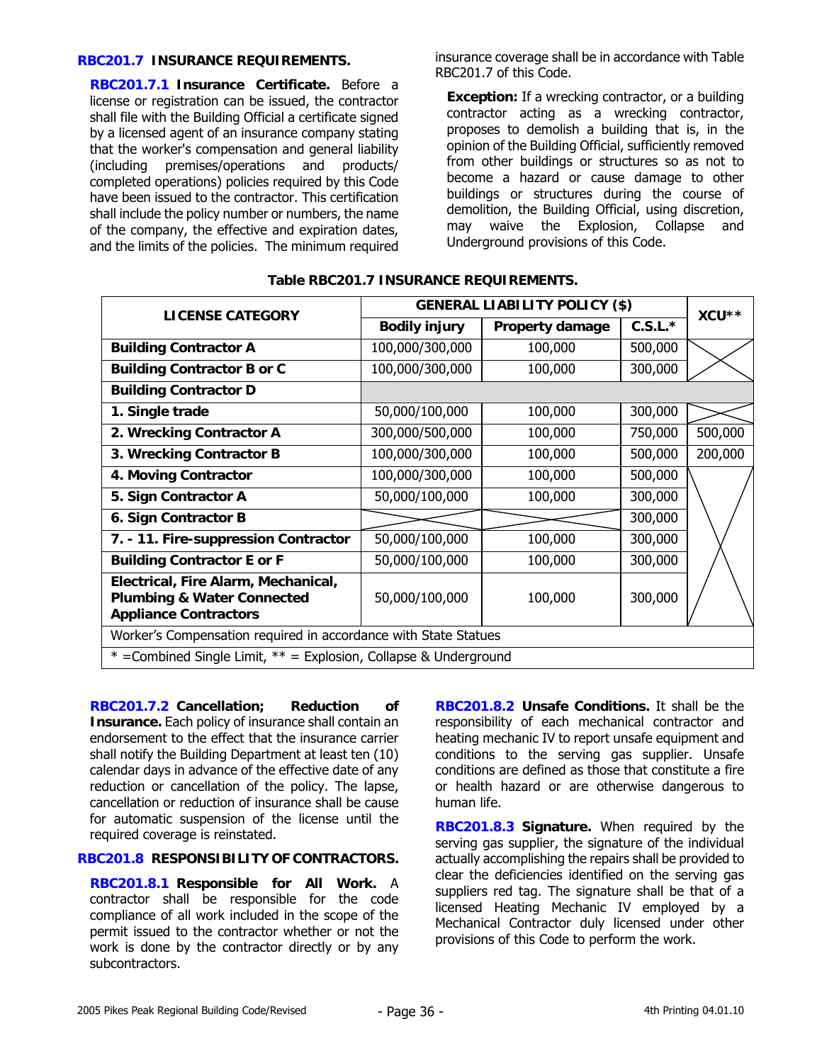### RBC201.7 INSURANCE REQUIREMENTS.

**RBC201.7.1 Insurance Certificate.** Before a license or registration can be issued, the contractor shall file with the Building Official a certificate signed by a licensed agent of an insurance company stating that the worker's compensation and general liability (including premises/operations and products/completed operations) policies required by this Code have been issued to the contractor. This certification shall include the policy number or numbers, the name of the company, the effective and expiration dates, and the limits of the policies. The minimum required insurance coverage shall be in accordance with Table RBC201.7 of this Code.

**Exception:** If a wrecking contractor, or a building contractor acting as a wrecking contractor, proposes to demolish a building that is, in the opinion of the Building Official, sufficiently removed from other buildings or structures so as not to become a hazard or cause damage to other buildings or structures during the course of demolition, the Building Official, using discretion, may waive the Explosion, Collapse and Underground provisions of this Code.

**Table RBC201.7 INSURANCE REQUIREMENTS.**

| LICENSE CATEGORY | GENERAL LIABILITY POLICY ($) | | | XCU** |
|---|---|---|---|---|
| | Bodily injury | Property damage | C.S.L.* | |
| **Building Contractor A** | 100,000/300,000 | 100,000 | 500,000 | |
| **Building Contractor B or C** | 100,000/300,000 | 100,000 | 300,000 | |
| **Building Contractor D** | | | | |
| **1. Single trade** | 50,000/100,000 | 100,000 | 300,000 | |
| **2. Wrecking Contractor A** | 300,000/500,000 | 100,000 | 750,000 | 500,000 |
| **3. Wrecking Contractor B** | 100,000/300,000 | 100,000 | 500,000 | 200,000 |
| **4. Moving Contractor** | 100,000/300,000 | 100,000 | 500,000 | |
| **5. Sign Contractor A** | 50,000/100,000 | 100,000 | 300,000 | |
| **6. Sign Contractor B** | | | 300,000 | |
| **7. - 11. Fire-suppression Contractor** | 50,000/100,000 | 100,000 | 300,000 | |
| **Building Contractor E or F** | 50,000/100,000 | 100,000 | 300,000 | |
| **Electrical, Fire Alarm, Mechanical, Plumbing & Water Connected Appliance Contractors** | 50,000/100,000 | 100,000 | 300,000 | |
| Worker's Compensation required in accordance with State Statues | | | | |
| * =Combined Single Limit, ** = Explosion, Collapse & Underground | | | | |

**RBC201.7.2 Cancellation; Reduction of Insurance.** Each policy of insurance shall contain an endorsement to the effect that the insurance carrier shall notify the Building Department at least ten (10) calendar days in advance of the effective date of any reduction or cancellation of the policy. The lapse, cancellation or reduction of insurance shall be cause for automatic suspension of the license until the required coverage is reinstated.

### RBC201.8 RESPONSIBILITY OF CONTRACTORS.

**RBC201.8.1 Responsible for All Work.** A contractor shall be responsible for the code compliance of all work included in the scope of the permit issued to the contractor whether or not the work is done by the contractor directly or by any subcontractors.

**RBC201.8.2 Unsafe Conditions.** It shall be the responsibility of each mechanical contractor and heating mechanic IV to report unsafe equipment and conditions to the serving gas supplier. Unsafe conditions are defined as those that constitute a fire or health hazard or are otherwise dangerous to human life.

**RBC201.8.3 Signature.** When required by the serving gas supplier, the signature of the individual actually accomplishing the repairs shall be provided to clear the deficiencies identified on the serving gas suppliers red tag. The signature shall be that of a licensed Heating Mechanic IV employed by a Mechanical Contractor duly licensed under other provisions of this Code to perform the work.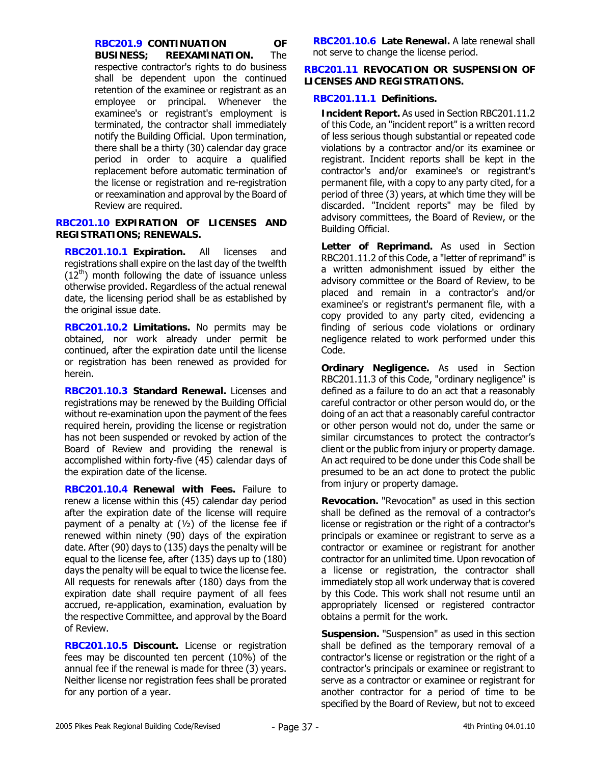**RBC201.9 CONTINUATION OF BUSINESS; REEXAMINATION.** The respective contractor's rights to do business shall be dependent upon the continued retention of the examinee or registrant as an employee or principal. Whenever the examinee's or registrant's employment is terminated, the contractor shall immediately notify the Building Official. Upon termination, there shall be a thirty (30) calendar day grace period in order to acquire a qualified replacement before automatic termination of the license or registration and re-registration or reexamination and approval by the Board of Review are required.

### RBC201.10 EXPIRATION OF LICENSES AND REGISTRATIONS; RENEWALS.

**RBC201.10.1 Expiration.** All licenses and registrations shall expire on the last day of the twelfth ($12^{th}$) month following the date of issuance unless otherwise provided. Regardless of the actual renewal date, the licensing period shall be as established by the original issue date.

**RBC201.10.2 Limitations.** No permits may be obtained, nor work already under permit be continued, after the expiration date until the license or registration has been renewed as provided for herein.

**RBC201.10.3 Standard Renewal.** Licenses and registrations may be renewed by the Building Official without re-examination upon the payment of the fees required herein, providing the license or registration has not been suspended or revoked by action of the Board of Review and providing the renewal is accomplished within forty-five (45) calendar days of the expiration date of the license.

**RBC201.10.4 Renewal with Fees.** Failure to renew a license within this (45) calendar day period after the expiration date of the license will require payment of a penalty at (½) of the license fee if renewed within ninety (90) days of the expiration date. After (90) days to (135) days the penalty will be equal to the license fee, after (135) days up to (180) days the penalty will be equal to twice the license fee. All requests for renewals after (180) days from the expiration date shall require payment of all fees accrued, re-application, examination, evaluation by the respective Committee, and approval by the Board of Review.

**RBC201.10.5 Discount.** License or registration fees may be discounted ten percent (10%) of the annual fee if the renewal is made for three (3) years. Neither license nor registration fees shall be prorated for any portion of a year.

**RBC201.10.6 Late Renewal.** A late renewal shall not serve to change the license period.

### RBC201.11 REVOCATION OR SUSPENSION OF LICENSES AND REGISTRATIONS.

**RBC201.11.1 Definitions.**

**Incident Report.** As used in Section RBC201.11.2 of this Code, an "incident report" is a written record of less serious though substantial or repeated code violations by a contractor and/or its examinee or registrant. Incident reports shall be kept in the contractor's and/or examinee's or registrant's permanent file, with a copy to any party cited, for a period of three (3) years, at which time they will be discarded. "Incident reports" may be filed by advisory committees, the Board of Review, or the Building Official.

**Letter of Reprimand.** As used in Section RBC201.11.2 of this Code, a "letter of reprimand" is a written admonishment issued by either the advisory committee or the Board of Review, to be placed and remain in a contractor's and/or examinee's or registrant's permanent file, with a copy provided to any party cited, evidencing a finding of serious code violations or ordinary negligence related to work performed under this Code.

**Ordinary Negligence.** As used in Section RBC201.11.3 of this Code, "ordinary negligence" is defined as a failure to do an act that a reasonably careful contractor or other person would do, or the doing of an act that a reasonably careful contractor or other person would not do, under the same or similar circumstances to protect the contractor's client or the public from injury or property damage. An act required to be done under this Code shall be presumed to be an act done to protect the public from injury or property damage.

**Revocation.** "Revocation" as used in this section shall be defined as the removal of a contractor's license or registration or the right of a contractor's principals or examinee or registrant to serve as a contractor or examinee or registrant for another contractor for an unlimited time. Upon revocation of a license or registration, the contractor shall immediately stop all work underway that is covered by this Code. This work shall not resume until an appropriately licensed or registered contractor obtains a permit for the work.

**Suspension.** "Suspension" as used in this section shall be defined as the temporary removal of a contractor's license or registration or the right of a contractor's principals or examinee or registrant to serve as a contractor or examinee or registrant for another contractor for a period of time to be specified by the Board of Review, but not to exceed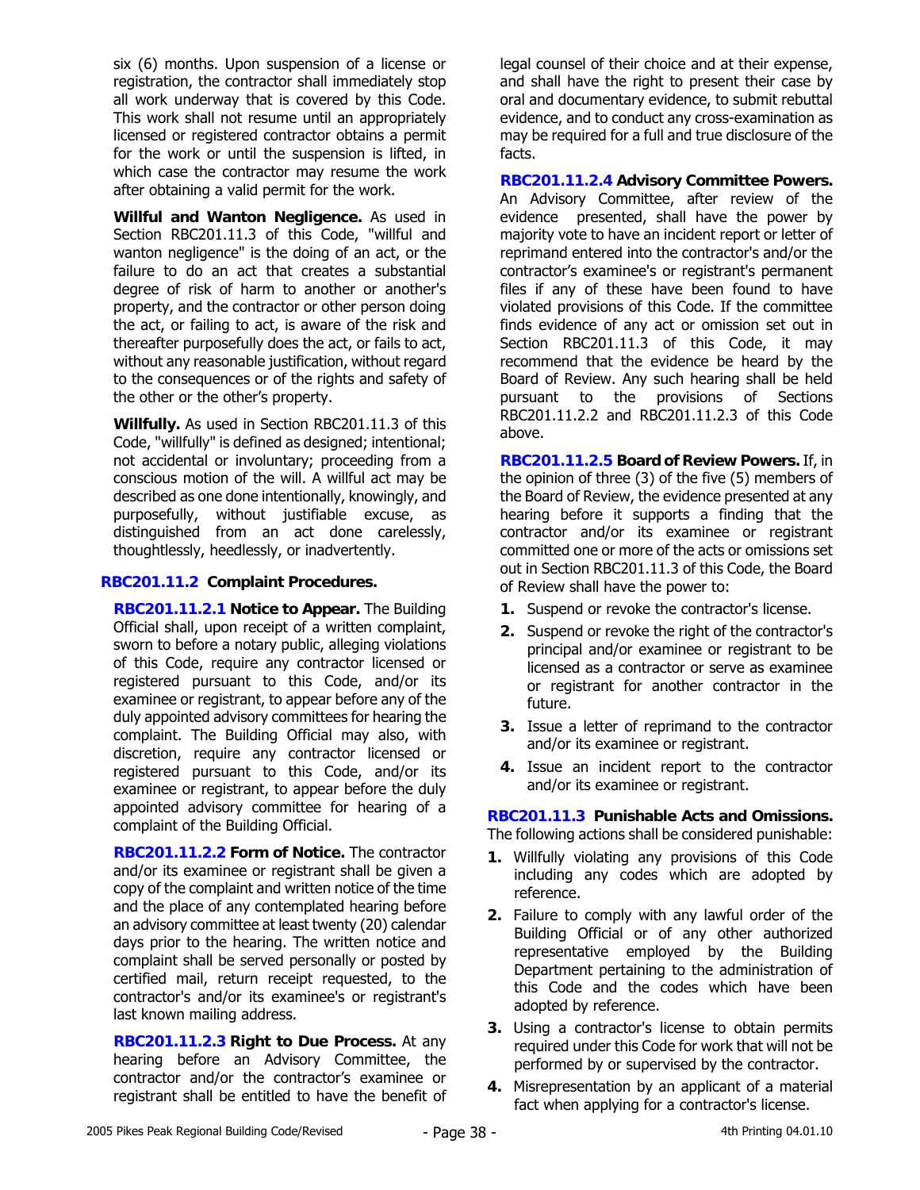six (6) months. Upon suspension of a license or registration, the contractor shall immediately stop all work underway that is covered by this Code. This work shall not resume until an appropriately licensed or registered contractor obtains a permit for the work or until the suspension is lifted, in which case the contractor may resume the work after obtaining a valid permit for the work.

**Willful and Wanton Negligence.** As used in Section RBC201.11.3 of this Code, "willful and wanton negligence" is the doing of an act, or the failure to do an act that creates a substantial degree of risk of harm to another or another's property, and the contractor or other person doing the act, or failing to act, is aware of the risk and thereafter purposefully does the act, or fails to act, without any reasonable justification, without regard to the consequences or of the rights and safety of the other or the other's property.

**Willfully.** As used in Section RBC201.11.3 of this Code, "willfully" is defined as designed; intentional; not accidental or involuntary; proceeding from a conscious motion of the will. A willful act may be described as one done intentionally, knowingly, and purposefully, without justifiable excuse, as distinguished from an act done carelessly, thoughtlessly, heedlessly, or inadvertently.

### RBC201.11.2 Complaint Procedures.

**RBC201.11.2.1 Notice to Appear.** The Building Official shall, upon receipt of a written complaint, sworn to before a notary public, alleging violations of this Code, require any contractor licensed or registered pursuant to this Code, and/or its examinee or registrant, to appear before any of the duly appointed advisory committees for hearing the complaint. The Building Official may also, with discretion, require any contractor licensed or registered pursuant to this Code, and/or its examinee or registrant, to appear before the duly appointed advisory committee for hearing of a complaint of the Building Official.

**RBC201.11.2.2 Form of Notice.** The contractor and/or its examinee or registrant shall be given a copy of the complaint and written notice of the time and the place of any contemplated hearing before an advisory committee at least twenty (20) calendar days prior to the hearing. The written notice and complaint shall be served personally or posted by certified mail, return receipt requested, to the contractor's and/or its examinee's or registrant's last known mailing address.

**RBC201.11.2.3 Right to Due Process.** At any hearing before an Advisory Committee, the contractor and/or the contractor's examinee or registrant shall be entitled to have the benefit of legal counsel of their choice and at their expense, and shall have the right to present their case by oral and documentary evidence, to submit rebuttal evidence, and to conduct any cross-examination as may be required for a full and true disclosure of the facts.

**RBC201.11.2.4 Advisory Committee Powers.** An Advisory Committee, after review of the evidence presented, shall have the power by majority vote to have an incident report or letter of reprimand entered into the contractor's and/or the contractor's examinee's or registrant's permanent files if any of these have been found to have violated provisions of this Code. If the committee finds evidence of any act or omission set out in Section RBC201.11.3 of this Code, it may recommend that the evidence be heard by the Board of Review. Any such hearing shall be held pursuant to the provisions of Sections RBC201.11.2.2 and RBC201.11.2.3 of this Code above.

**RBC201.11.2.5 Board of Review Powers.** If, in the opinion of three (3) of the five (5) members of the Board of Review, the evidence presented at any hearing before it supports a finding that the contractor and/or its examinee or registrant committed one or more of the acts or omissions set out in Section RBC201.11.3 of this Code, the Board of Review shall have the power to:

1. Suspend or revoke the contractor's license.
2. Suspend or revoke the right of the contractor's principal and/or examinee or registrant to be licensed as a contractor or serve as examinee or registrant for another contractor in the future.
3. Issue a letter of reprimand to the contractor and/or its examinee or registrant.
4. Issue an incident report to the contractor and/or its examinee or registrant.

### RBC201.11.3 Punishable Acts and Omissions.

The following actions shall be considered punishable:

1. Willfully violating any provisions of this Code including any codes which are adopted by reference.
2. Failure to comply with any lawful order of the Building Official or of any other authorized representative employed by the Building Department pertaining to the administration of this Code and the codes which have been adopted by reference.
3. Using a contractor's license to obtain permits required under this Code for work that will not be performed by or supervised by the contractor.
4. Misrepresentation by an applicant of a material fact when applying for a contractor's license.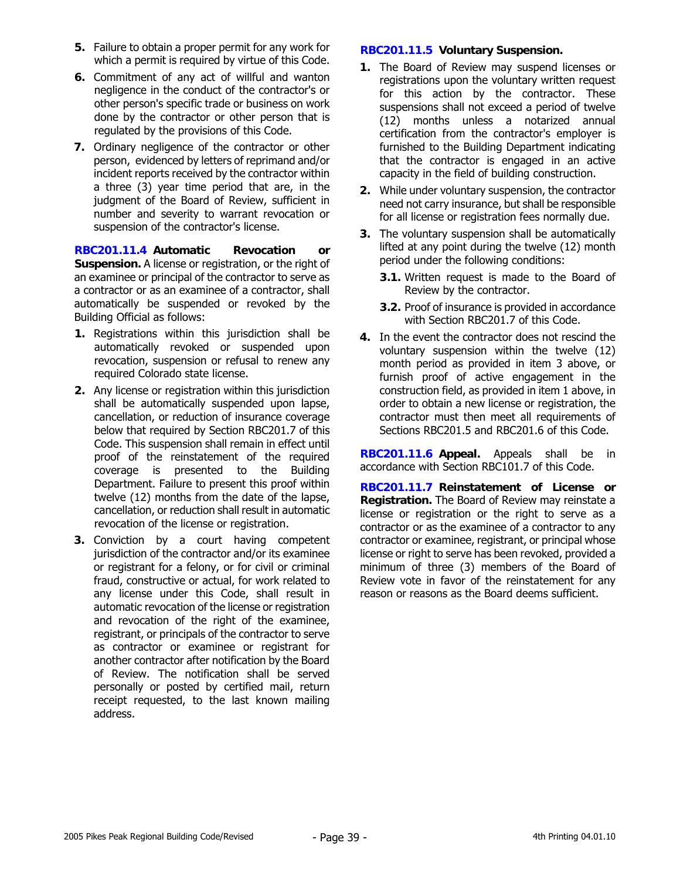5. Failure to obtain a proper permit for any work for which a permit is required by virtue of this Code.

6. Commitment of any act of willful and wanton negligence in the conduct of the contractor's or other person's specific trade or business on work done by the contractor or other person that is regulated by the provisions of this Code.

7. Ordinary negligence of the contractor or other person, evidenced by letters of reprimand and/or incident reports received by the contractor within a three (3) year time period that are, in the judgment of the Board of Review, sufficient in number and severity to warrant revocation or suspension of the contractor's license.

**RBC201.11.4 Automatic Revocation or Suspension.** A license or registration, or the right of an examinee or principal of the contractor to serve as a contractor or as an examinee of a contractor, shall automatically be suspended or revoked by the Building Official as follows:

1. Registrations within this jurisdiction shall be automatically revoked or suspended upon revocation, suspension or refusal to renew any required Colorado state license.

2. Any license or registration within this jurisdiction shall be automatically suspended upon lapse, cancellation, or reduction of insurance coverage below that required by Section RBC201.7 of this Code. This suspension shall remain in effect until proof of the reinstatement of the required coverage is presented to the Building Department. Failure to present this proof within twelve (12) months from the date of the lapse, cancellation, or reduction shall result in automatic revocation of the license or registration.

3. Conviction by a court having competent jurisdiction of the contractor and/or its examinee or registrant for a felony, or for civil or criminal fraud, constructive or actual, for work related to any license under this Code, shall result in automatic revocation of the license or registration and revocation of the right of the examinee, registrant, or principals of the contractor to serve as contractor or examinee or registrant for another contractor after notification by the Board of Review. The notification shall be served personally or posted by certified mail, return receipt requested, to the last known mailing address.

**RBC201.11.5 Voluntary Suspension.**

1. The Board of Review may suspend licenses or registrations upon the voluntary written request for this action by the contractor. These suspensions shall not exceed a period of twelve (12) months unless a notarized annual certification from the contractor's employer is furnished to the Building Department indicating that the contractor is engaged in an active capacity in the field of building construction.

2. While under voluntary suspension, the contractor need not carry insurance, but shall be responsible for all license or registration fees normally due.

3. The voluntary suspension shall be automatically lifted at any point during the twelve (12) month period under the following conditions:

   **3.1.** Written request is made to the Board of Review by the contractor.

   **3.2.** Proof of insurance is provided in accordance with Section RBC201.7 of this Code.

4. In the event the contractor does not rescind the voluntary suspension within the twelve (12) month period as provided in item 3 above, or furnish proof of active engagement in the construction field, as provided in item 1 above, in order to obtain a new license or registration, the contractor must then meet all requirements of Sections RBC201.5 and RBC201.6 of this Code.

**RBC201.11.6 Appeal.** Appeals shall be in accordance with Section RBC101.7 of this Code.

**RBC201.11.7 Reinstatement of License or Registration.** The Board of Review may reinstate a license or registration or the right to serve as a contractor or as the examinee of a contractor to any contractor or examinee, registrant, or principal whose license or right to serve has been revoked, provided a minimum of three (3) members of the Board of Review vote in favor of the reinstatement for any reason or reasons as the Board deems sufficient.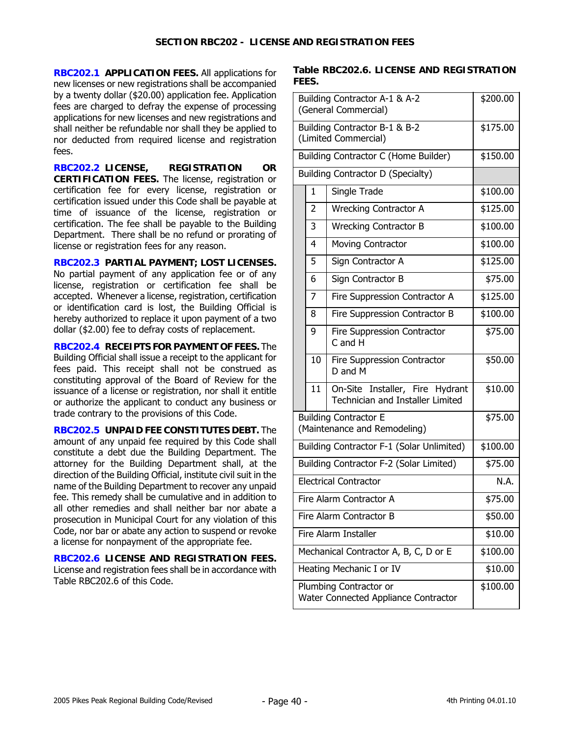## SECTION RBC202 - LICENSE AND REGISTRATION FEES

**RBC202.1 APPLICATION FEES.** All applications for new licenses or new registrations shall be accompanied by a twenty dollar ($20.00) application fee. Application fees are charged to defray the expense of processing applications for new licenses and new registrations and shall neither be refundable nor shall they be applied to nor deducted from required license and registration fees.

**RBC202.2 LICENSE, REGISTRATION OR CERTIFICATION FEES.** The license, registration or certification fee for every license, registration or certification issued under this Code shall be payable at time of issuance of the license, registration or certification. The fee shall be payable to the Building Department. There shall be no refund or prorating of license or registration fees for any reason.

**RBC202.3 PARTIAL PAYMENT; LOST LICENSES.** No partial payment of any application fee or of any license, registration or certification fee shall be accepted. Whenever a license, registration, certification or identification card is lost, the Building Official is hereby authorized to replace it upon payment of a two dollar ($2.00) fee to defray costs of replacement.

**RBC202.4 RECEIPTS FOR PAYMENT OF FEES.** The Building Official shall issue a receipt to the applicant for fees paid. This receipt shall not be construed as constituting approval of the Board of Review for the issuance of a license or registration, nor shall it entitle or authorize the applicant to conduct any business or trade contrary to the provisions of this Code.

**RBC202.5 UNPAID FEE CONSTITUTES DEBT.** The amount of any unpaid fee required by this Code shall constitute a debt due the Building Department. The attorney for the Building Department shall, at the direction of the Building Official, institute civil suit in the name of the Building Department to recover any unpaid fee. This remedy shall be cumulative and in addition to all other remedies and shall neither bar nor abate a prosecution in Municipal Court for any violation of this Code, nor bar or abate any action to suspend or revoke a license for nonpayment of the appropriate fee.

**RBC202.6 LICENSE AND REGISTRATION FEES.** License and registration fees shall be in accordance with Table RBC202.6 of this Code.

**Table RBC202.6. LICENSE AND REGISTRATION FEES.**

| License / Registration | | Fee |
|---|---|---|
| Building Contractor A-1 & A-2 (General Commercial) | | $200.00 |
| Building Contractor B-1 & B-2 (Limited Commercial) | | $175.00 |
| Building Contractor C (Home Builder) | | $150.00 |
| Building Contractor D (Specialty) | | |
| 1 | Single Trade | $100.00 |
| 2 | Wrecking Contractor A | $125.00 |
| 3 | Wrecking Contractor B | $100.00 |
| 4 | Moving Contractor | $100.00 |
| 5 | Sign Contractor A | $125.00 |
| 6 | Sign Contractor B | $75.00 |
| 7 | Fire Suppression Contractor A | $125.00 |
| 8 | Fire Suppression Contractor B | $100.00 |
| 9 | Fire Suppression Contractor C and H | $75.00 |
| 10 | Fire Suppression Contractor D and M | $50.00 |
| 11 | On-Site Installer, Fire Hydrant Technician and Installer Limited | $10.00 |
| Building Contractor E (Maintenance and Remodeling) | | $75.00 |
| Building Contractor F-1 (Solar Unlimited) | | $100.00 |
| Building Contractor F-2 (Solar Limited) | | $75.00 |
| Electrical Contractor | | N.A. |
| Fire Alarm Contractor A | | $75.00 |
| Fire Alarm Contractor B | | $50.00 |
| Fire Alarm Installer | | $10.00 |
| Mechanical Contractor A, B, C, D or E | | $100.00 |
| Heating Mechanic I or IV | | $10.00 |
| Plumbing Contractor or Water Connected Appliance Contractor | | $100.00 |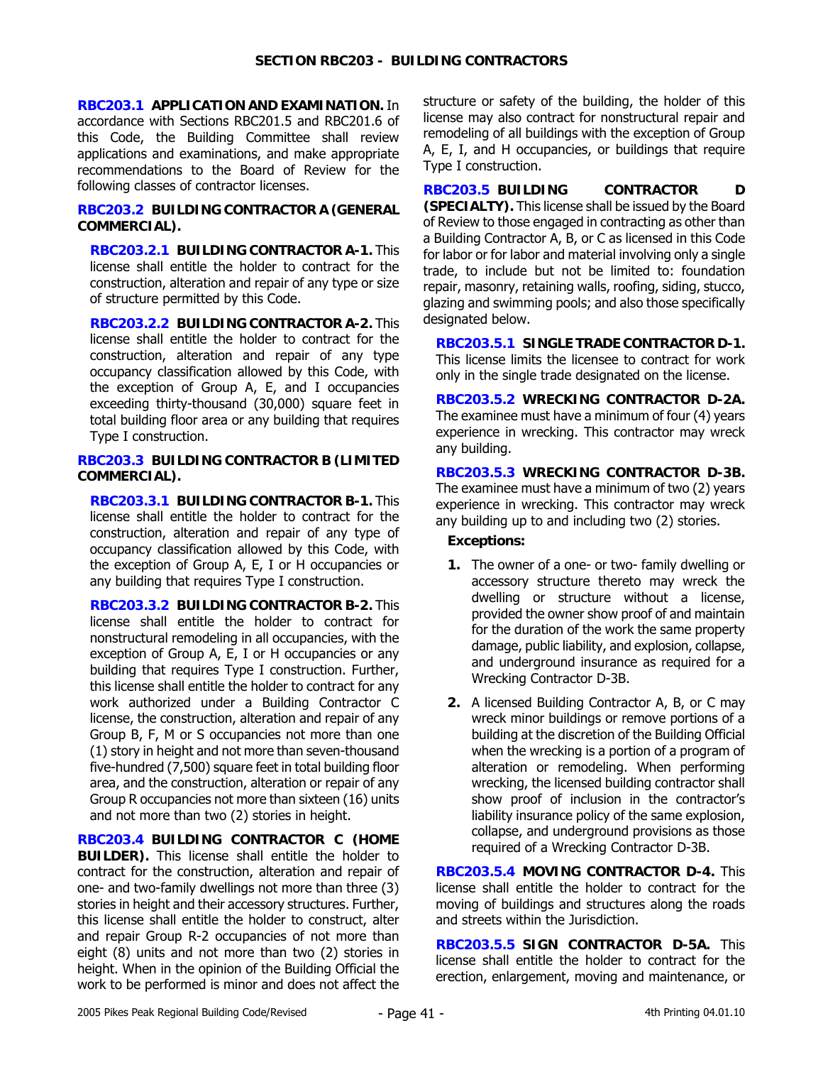## SECTION RBC203 - BUILDING CONTRACTORS

**RBC203.1 APPLICATION AND EXAMINATION.** In accordance with Sections RBC201.5 and RBC201.6 of this Code, the Building Committee shall review applications and examinations, and make appropriate recommendations to the Board of Review for the following classes of contractor licenses.

**RBC203.2 BUILDING CONTRACTOR A (GENERAL COMMERCIAL).**

**RBC203.2.1 BUILDING CONTRACTOR A-1.** This license shall entitle the holder to contract for the construction, alteration and repair of any type or size of structure permitted by this Code.

**RBC203.2.2 BUILDING CONTRACTOR A-2.** This license shall entitle the holder to contract for the construction, alteration and repair of any type occupancy classification allowed by this Code, with the exception of Group A, E, and I occupancies exceeding thirty-thousand (30,000) square feet in total building floor area or any building that requires Type I construction.

**RBC203.3 BUILDING CONTRACTOR B (LIMITED COMMERCIAL).**

**RBC203.3.1 BUILDING CONTRACTOR B-1.** This license shall entitle the holder to contract for the construction, alteration and repair of any type of occupancy classification allowed by this Code, with the exception of Group A, E, I or H occupancies or any building that requires Type I construction.

**RBC203.3.2 BUILDING CONTRACTOR B-2.** This license shall entitle the holder to contract for nonstructural remodeling in all occupancies, with the exception of Group A, E, I or H occupancies or any building that requires Type I construction. Further, this license shall entitle the holder to contract for any work authorized under a Building Contractor C license, the construction, alteration and repair of any Group B, F, M or S occupancies not more than one (1) story in height and not more than seven-thousand five-hundred (7,500) square feet in total building floor area, and the construction, alteration or repair of any Group R occupancies not more than sixteen (16) units and not more than two (2) stories in height.

**RBC203.4 BUILDING CONTRACTOR C (HOME BUILDER).** This license shall entitle the holder to contract for the construction, alteration and repair of one- and two-family dwellings not more than three (3) stories in height and their accessory structures. Further, this license shall entitle the holder to construct, alter and repair Group R-2 occupancies of not more than eight (8) units and not more than two (2) stories in height. When in the opinion of the Building Official the work to be performed is minor and does not affect the structure or safety of the building, the holder of this license may also contract for nonstructural repair and remodeling of all buildings with the exception of Group A, E, I, and H occupancies, or buildings that require Type I construction.

**RBC203.5 BUILDING CONTRACTOR D (SPECIALTY).** This license shall be issued by the Board of Review to those engaged in contracting as other than a Building Contractor A, B, or C as licensed in this Code for labor or for labor and material involving only a single trade, to include but not be limited to: foundation repair, masonry, retaining walls, roofing, siding, stucco, glazing and swimming pools; and also those specifically designated below.

**RBC203.5.1 SINGLE TRADE CONTRACTOR D-1.** This license limits the licensee to contract for work only in the single trade designated on the license.

**RBC203.5.2 WRECKING CONTRACTOR D-2A.** The examinee must have a minimum of four (4) years experience in wrecking. This contractor may wreck any building.

**RBC203.5.3 WRECKING CONTRACTOR D-3B.** The examinee must have a minimum of two (2) years experience in wrecking. This contractor may wreck any building up to and including two (2) stories.

**Exceptions:**

1. The owner of a one- or two- family dwelling or accessory structure thereto may wreck the dwelling or structure without a license, provided the owner show proof of and maintain for the duration of the work the same property damage, public liability, and explosion, collapse, and underground insurance as required for a Wrecking Contractor D-3B.
2. A licensed Building Contractor A, B, or C may wreck minor buildings or remove portions of a building at the discretion of the Building Official when the wrecking is a portion of a program of alteration or remodeling. When performing wrecking, the licensed building contractor shall show proof of inclusion in the contractor's liability insurance policy of the same explosion, collapse, and underground provisions as those required of a Wrecking Contractor D-3B.

**RBC203.5.4 MOVING CONTRACTOR D-4.** This license shall entitle the holder to contract for the moving of buildings and structures along the roads and streets within the Jurisdiction.

**RBC203.5.5 SIGN CONTRACTOR D-5A.** This license shall entitle the holder to contract for the erection, enlargement, moving and maintenance, or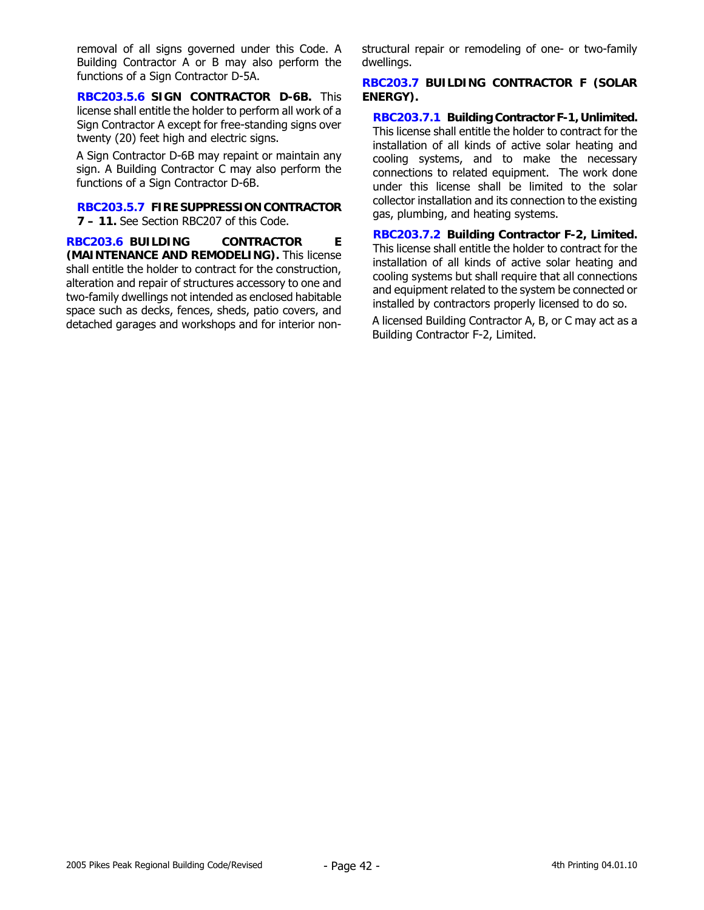removal of all signs governed under this Code. A Building Contractor A or B may also perform the functions of a Sign Contractor D-5A.

**RBC203.5.6 SIGN CONTRACTOR D-6B.** This license shall entitle the holder to perform all work of a Sign Contractor A except for free-standing signs over twenty (20) feet high and electric signs.

A Sign Contractor D-6B may repaint or maintain any sign. A Building Contractor C may also perform the functions of a Sign Contractor D-6B.

**RBC203.5.7 FIRE SUPPRESSION CONTRACTOR 7 – 11.** See Section RBC207 of this Code.

**RBC203.6 BUILDING CONTRACTOR E (MAINTENANCE AND REMODELING).** This license shall entitle the holder to contract for the construction, alteration and repair of structures accessory to one and two-family dwellings not intended as enclosed habitable space such as decks, fences, sheds, patio covers, and detached garages and workshops and for interior non-structural repair or remodeling of one- or two-family dwellings.

**RBC203.7 BUILDING CONTRACTOR F (SOLAR ENERGY).**

**RBC203.7.1 Building Contractor F-1, Unlimited.** This license shall entitle the holder to contract for the installation of all kinds of active solar heating and cooling systems, and to make the necessary connections to related equipment. The work done under this license shall be limited to the solar collector installation and its connection to the existing gas, plumbing, and heating systems.

**RBC203.7.2 Building Contractor F-2, Limited.** This license shall entitle the holder to contract for the installation of all kinds of active solar heating and cooling systems but shall require that all connections and equipment related to the system be connected or installed by contractors properly licensed to do so.

A licensed Building Contractor A, B, or C may act as a Building Contractor F-2, Limited.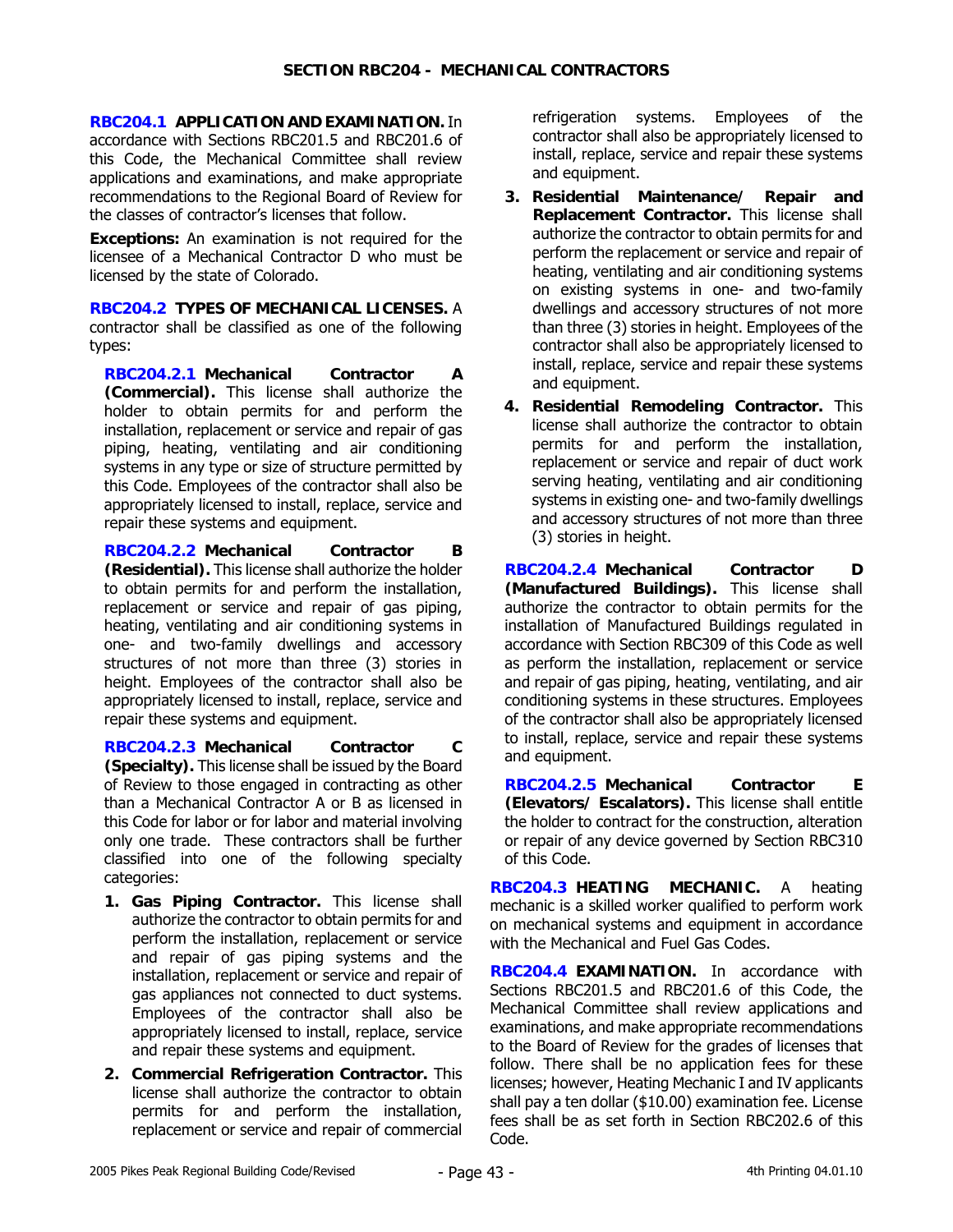## SECTION RBC204 - MECHANICAL CONTRACTORS

**RBC204.1 APPLICATION AND EXAMINATION.** In accordance with Sections RBC201.5 and RBC201.6 of this Code, the Mechanical Committee shall review applications and examinations, and make appropriate recommendations to the Regional Board of Review for the classes of contractor's licenses that follow.

**Exceptions:** An examination is not required for the licensee of a Mechanical Contractor D who must be licensed by the state of Colorado.

**RBC204.2 TYPES OF MECHANICAL LICENSES.** A contractor shall be classified as one of the following types:

**RBC204.2.1 Mechanical Contractor A (Commercial).** This license shall authorize the holder to obtain permits for and perform the installation, replacement or service and repair of gas piping, heating, ventilating and air conditioning systems in any type or size of structure permitted by this Code. Employees of the contractor shall also be appropriately licensed to install, replace, service and repair these systems and equipment.

**RBC204.2.2 Mechanical Contractor B (Residential).** This license shall authorize the holder to obtain permits for and perform the installation, replacement or service and repair of gas piping, heating, ventilating and air conditioning systems in one- and two-family dwellings and accessory structures of not more than three (3) stories in height. Employees of the contractor shall also be appropriately licensed to install, replace, service and repair these systems and equipment.

**RBC204.2.3 Mechanical Contractor C (Specialty).** This license shall be issued by the Board of Review to those engaged in contracting as other than a Mechanical Contractor A or B as licensed in this Code for labor or for labor and material involving only one trade. These contractors shall be further classified into one of the following specialty categories:

1. **Gas Piping Contractor.** This license shall authorize the contractor to obtain permits for and perform the installation, replacement or service and repair of gas piping systems and the installation, replacement or service and repair of gas appliances not connected to duct systems. Employees of the contractor shall also be appropriately licensed to install, replace, service and repair these systems and equipment.
2. **Commercial Refrigeration Contractor.** This license shall authorize the contractor to obtain permits for and perform the installation, replacement or service and repair of commercial refrigeration systems. Employees of the contractor shall also be appropriately licensed to install, replace, service and repair these systems and equipment.
3. **Residential Maintenance/ Repair and Replacement Contractor.** This license shall authorize the contractor to obtain permits for and perform the replacement or service and repair of heating, ventilating and air conditioning systems on existing systems in one- and two-family dwellings and accessory structures of not more than three (3) stories in height. Employees of the contractor shall also be appropriately licensed to install, replace, service and repair these systems and equipment.
4. **Residential Remodeling Contractor.** This license shall authorize the contractor to obtain permits for and perform the installation, replacement or service and repair of duct work serving heating, ventilating and air conditioning systems in existing one- and two-family dwellings and accessory structures of not more than three (3) stories in height.

**RBC204.2.4 Mechanical Contractor D (Manufactured Buildings).** This license shall authorize the contractor to obtain permits for the installation of Manufactured Buildings regulated in accordance with Section RBC309 of this Code as well as perform the installation, replacement or service and repair of gas piping, heating, ventilating, and air conditioning systems in these structures. Employees of the contractor shall also be appropriately licensed to install, replace, service and repair these systems and equipment.

**RBC204.2.5 Mechanical Contractor E (Elevators/ Escalators).** This license shall entitle the holder to contract for the construction, alteration or repair of any device governed by Section RBC310 of this Code.

**RBC204.3 HEATING MECHANIC.** A heating mechanic is a skilled worker qualified to perform work on mechanical systems and equipment in accordance with the Mechanical and Fuel Gas Codes.

**RBC204.4 EXAMINATION.** In accordance with Sections RBC201.5 and RBC201.6 of this Code, the Mechanical Committee shall review applications and examinations, and make appropriate recommendations to the Board of Review for the grades of licenses that follow. There shall be no application fees for these licenses; however, Heating Mechanic I and IV applicants shall pay a ten dollar ($10.00) examination fee. License fees shall be as set forth in Section RBC202.6 of this Code.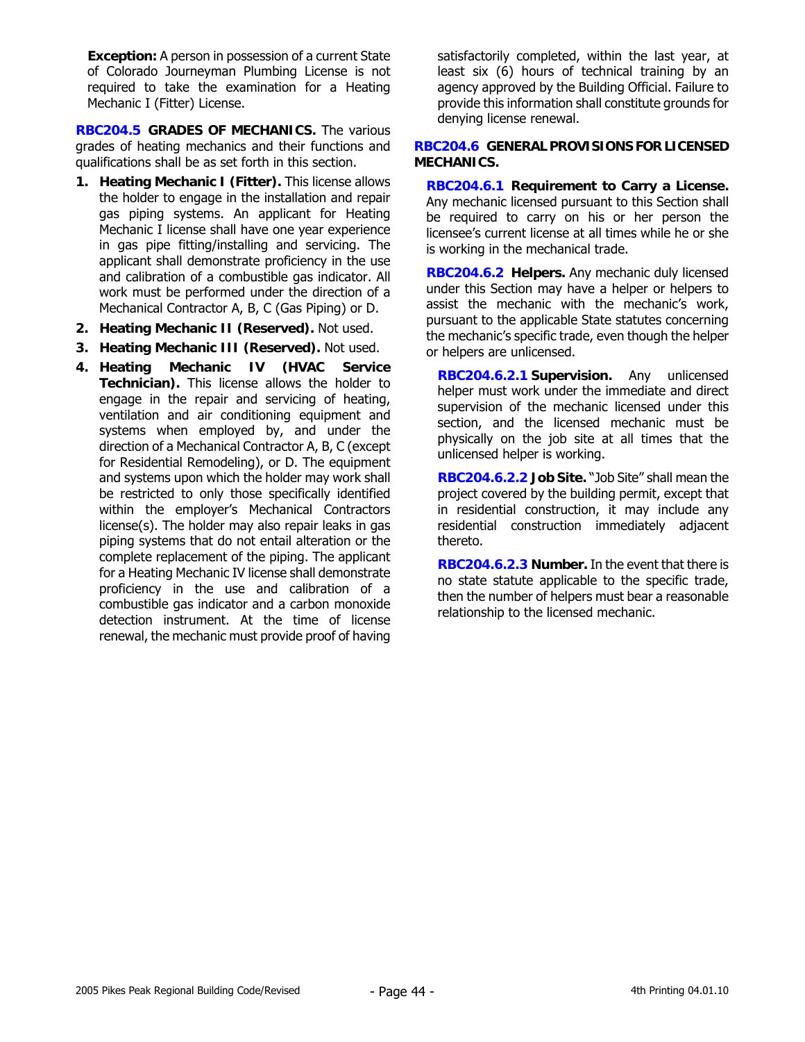**Exception:** A person in possession of a current State of Colorado Journeyman Plumbing License is not required to take the examination for a Heating Mechanic I (Fitter) License.

**RBC204.5 GRADES OF MECHANICS.** The various grades of heating mechanics and their functions and qualifications shall be as set forth in this section.

1. **Heating Mechanic I (Fitter).** This license allows the holder to engage in the installation and repair gas piping systems. An applicant for Heating Mechanic I license shall have one year experience in gas pipe fitting/installing and servicing. The applicant shall demonstrate proficiency in the use and calibration of a combustible gas indicator. All work must be performed under the direction of a Mechanical Contractor A, B, C (Gas Piping) or D.
2. **Heating Mechanic II (Reserved).** Not used.
3. **Heating Mechanic III (Reserved).** Not used.
4. **Heating Mechanic IV (HVAC Service Technician).** This license allows the holder to engage in the repair and servicing of heating, ventilation and air conditioning equipment and systems when employed by, and under the direction of a Mechanical Contractor A, B, C (except for Residential Remodeling), or D. The equipment and systems upon which the holder may work shall be restricted to only those specifically identified within the employer's Mechanical Contractors license(s). The holder may also repair leaks in gas piping systems that do not entail alteration or the complete replacement of the piping. The applicant for a Heating Mechanic IV license shall demonstrate proficiency in the use and calibration of a combustible gas indicator and a carbon monoxide detection instrument. At the time of license renewal, the mechanic must provide proof of having satisfactorily completed, within the last year, at least six (6) hours of technical training by an agency approved by the Building Official. Failure to provide this information shall constitute grounds for denying license renewal.

**RBC204.6 GENERAL PROVISIONS FOR LICENSED MECHANICS.**

**RBC204.6.1 Requirement to Carry a License.** Any mechanic licensed pursuant to this Section shall be required to carry on his or her person the licensee's current license at all times while he or she is working in the mechanical trade.

**RBC204.6.2 Helpers.** Any mechanic duly licensed under this Section may have a helper or helpers to assist the mechanic with the mechanic's work, pursuant to the applicable State statutes concerning the mechanic's specific trade, even though the helper or helpers are unlicensed.

**RBC204.6.2.1 Supervision.** Any unlicensed helper must work under the immediate and direct supervision of the mechanic licensed under this section, and the licensed mechanic must be physically on the job site at all times that the unlicensed helper is working.

**RBC204.6.2.2 Job Site.** "Job Site" shall mean the project covered by the building permit, except that in residential construction, it may include any residential construction immediately adjacent thereto.

**RBC204.6.2.3 Number.** In the event that there is no state statute applicable to the specific trade, then the number of helpers must bear a reasonable relationship to the licensed mechanic.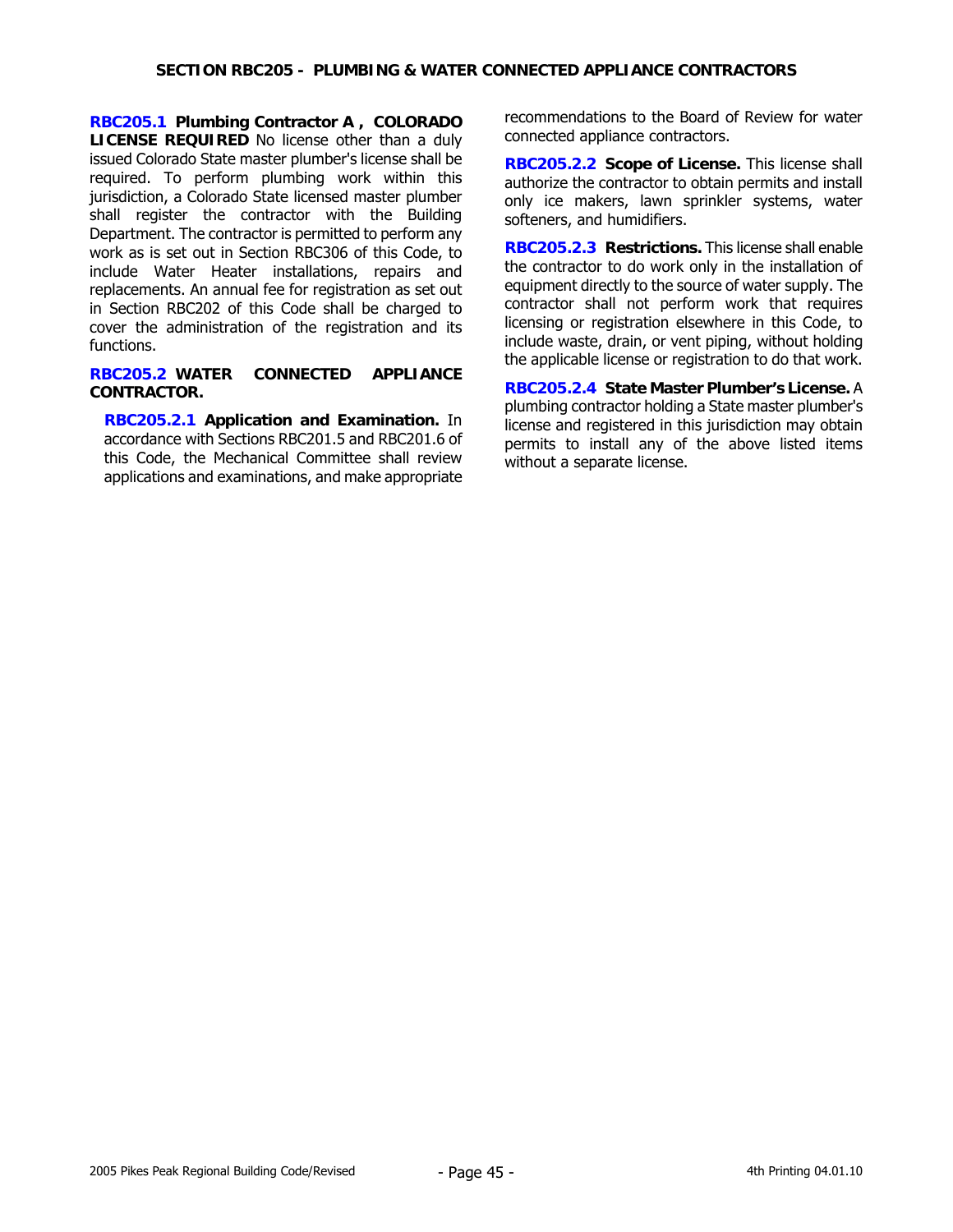## SECTION RBC205 - PLUMBING & WATER CONNECTED APPLIANCE CONTRACTORS

**RBC205.1 Plumbing Contractor A , COLORADO LICENSE REQUIRED** No license other than a duly issued Colorado State master plumber's license shall be required. To perform plumbing work within this jurisdiction, a Colorado State licensed master plumber shall register the contractor with the Building Department. The contractor is permitted to perform any work as is set out in Section RBC306 of this Code, to include Water Heater installations, repairs and replacements. An annual fee for registration as set out in Section RBC202 of this Code shall be charged to cover the administration of the registration and its functions.

**RBC205.2 WATER CONNECTED APPLIANCE CONTRACTOR.**

**RBC205.2.1 Application and Examination.** In accordance with Sections RBC201.5 and RBC201.6 of this Code, the Mechanical Committee shall review applications and examinations, and make appropriate recommendations to the Board of Review for water connected appliance contractors.

**RBC205.2.2 Scope of License.** This license shall authorize the contractor to obtain permits and install only ice makers, lawn sprinkler systems, water softeners, and humidifiers.

**RBC205.2.3 Restrictions.** This license shall enable the contractor to do work only in the installation of equipment directly to the source of water supply. The contractor shall not perform work that requires licensing or registration elsewhere in this Code, to include waste, drain, or vent piping, without holding the applicable license or registration to do that work.

**RBC205.2.4 State Master Plumber's License.** A plumbing contractor holding a State master plumber's license and registered in this jurisdiction may obtain permits to install any of the above listed items without a separate license.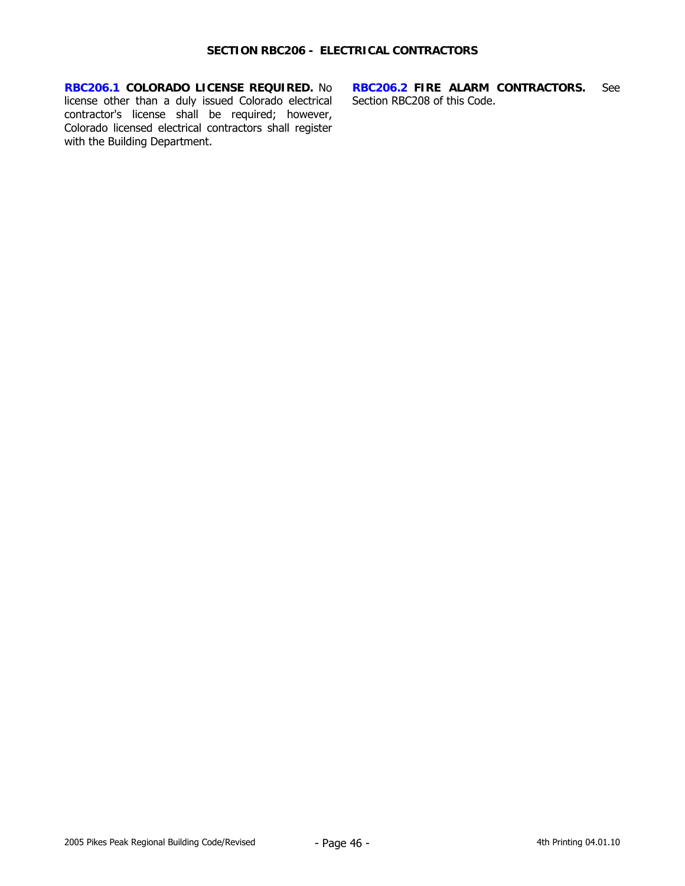## SECTION RBC206 - ELECTRICAL CONTRACTORS

**RBC206.1 COLORADO LICENSE REQUIRED.** No license other than a duly issued Colorado electrical contractor's license shall be required; however, Colorado licensed electrical contractors shall register with the Building Department.

**RBC206.2 FIRE ALARM CONTRACTORS.** See Section RBC208 of this Code.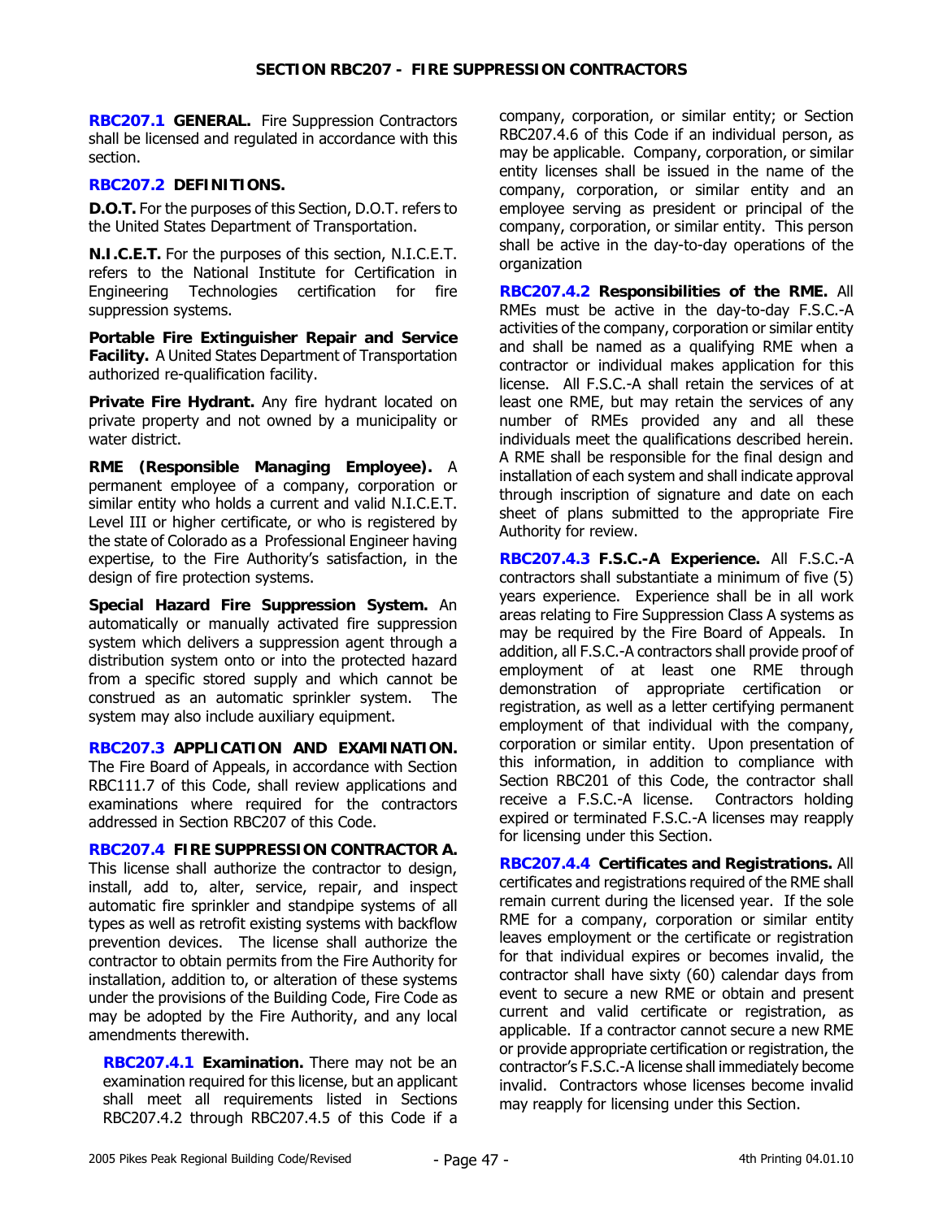## SECTION RBC207 - FIRE SUPPRESSION CONTRACTORS

**RBC207.1 GENERAL.** Fire Suppression Contractors shall be licensed and regulated in accordance with this section.

**RBC207.2 DEFINITIONS.**

**D.O.T.** For the purposes of this Section, D.O.T. refers to the United States Department of Transportation.

**N.I.C.E.T.** For the purposes of this section, N.I.C.E.T. refers to the National Institute for Certification in Engineering Technologies certification for fire suppression systems.

**Portable Fire Extinguisher Repair and Service Facility.** A United States Department of Transportation authorized re-qualification facility.

**Private Fire Hydrant.** Any fire hydrant located on private property and not owned by a municipality or water district.

**RME (Responsible Managing Employee).** A permanent employee of a company, corporation or similar entity who holds a current and valid N.I.C.E.T. Level III or higher certificate, or who is registered by the state of Colorado as a Professional Engineer having expertise, to the Fire Authority's satisfaction, in the design of fire protection systems.

**Special Hazard Fire Suppression System.** An automatically or manually activated fire suppression system which delivers a suppression agent through a distribution system onto or into the protected hazard from a specific stored supply and which cannot be construed as an automatic sprinkler system. The system may also include auxiliary equipment.

**RBC207.3 APPLICATION AND EXAMINATION.** The Fire Board of Appeals, in accordance with Section RBC111.7 of this Code, shall review applications and examinations where required for the contractors addressed in Section RBC207 of this Code.

**RBC207.4 FIRE SUPPRESSION CONTRACTOR A.** This license shall authorize the contractor to design, install, add to, alter, service, repair, and inspect automatic fire sprinkler and standpipe systems of all types as well as retrofit existing systems with backflow prevention devices. The license shall authorize the contractor to obtain permits from the Fire Authority for installation, addition to, or alteration of these systems under the provisions of the Building Code, Fire Code as may be adopted by the Fire Authority, and any local amendments therewith.

**RBC207.4.1 Examination.** There may not be an examination required for this license, but an applicant shall meet all requirements listed in Sections RBC207.4.2 through RBC207.4.5 of this Code if a company, corporation, or similar entity; or Section RBC207.4.6 of this Code if an individual person, as may be applicable. Company, corporation, or similar entity licenses shall be issued in the name of the company, corporation, or similar entity and an employee serving as president or principal of the company, corporation, or similar entity. This person shall be active in the day-to-day operations of the organization

**RBC207.4.2 Responsibilities of the RME.** All RMEs must be active in the day-to-day F.S.C.-A activities of the company, corporation or similar entity and shall be named as a qualifying RME when a contractor or individual makes application for this license. All F.S.C.-A shall retain the services of at least one RME, but may retain the services of any number of RMEs provided any and all these individuals meet the qualifications described herein. A RME shall be responsible for the final design and installation of each system and shall indicate approval through inscription of signature and date on each sheet of plans submitted to the appropriate Fire Authority for review.

**RBC207.4.3 F.S.C.-A Experience.** All F.S.C.-A contractors shall substantiate a minimum of five (5) years experience. Experience shall be in all work areas relating to Fire Suppression Class A systems as may be required by the Fire Board of Appeals. In addition, all F.S.C.-A contractors shall provide proof of employment of at least one RME through demonstration of appropriate certification or registration, as well as a letter certifying permanent employment of that individual with the company, corporation or similar entity. Upon presentation of this information, in addition to compliance with Section RBC201 of this Code, the contractor shall receive a F.S.C.-A license. Contractors holding expired or terminated F.S.C.-A licenses may reapply for licensing under this Section.

**RBC207.4.4 Certificates and Registrations.** All certificates and registrations required of the RME shall remain current during the licensed year. If the sole RME for a company, corporation or similar entity leaves employment or the certificate or registration for that individual expires or becomes invalid, the contractor shall have sixty (60) calendar days from event to secure a new RME or obtain and present current and valid certificate or registration, as applicable. If a contractor cannot secure a new RME or provide appropriate certification or registration, the contractor's F.S.C.-A license shall immediately become invalid. Contractors whose licenses become invalid may reapply for licensing under this Section.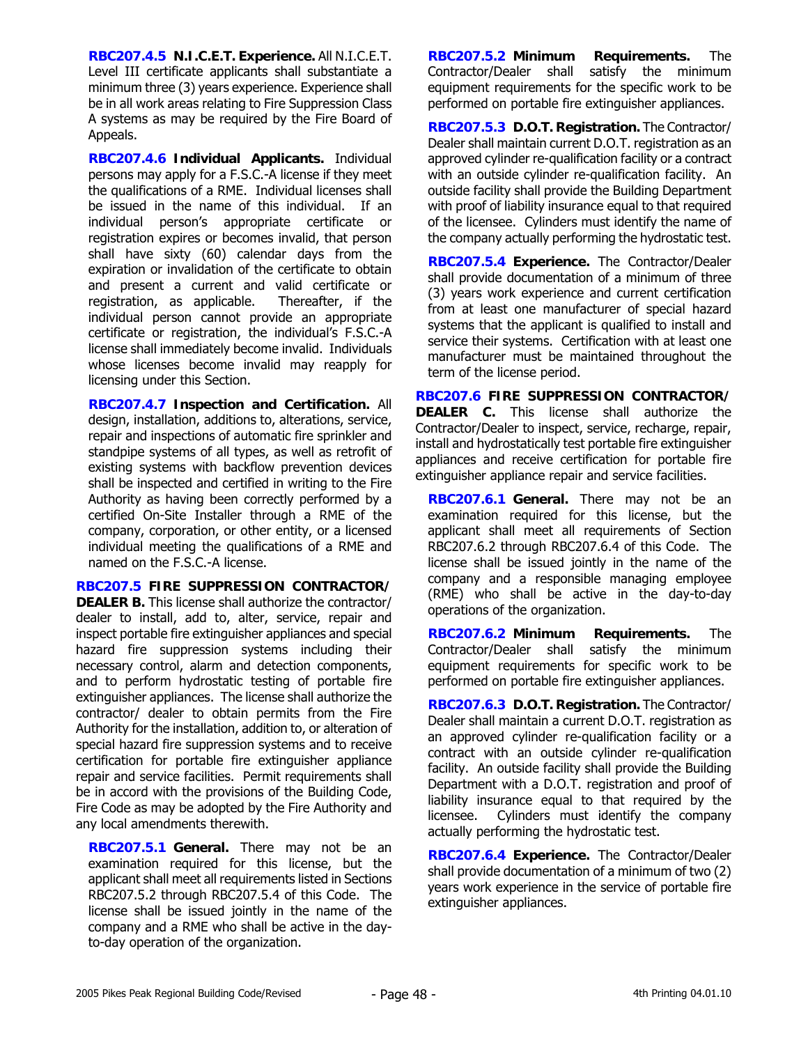**RBC207.4.5 N.I.C.E.T. Experience.** All N.I.C.E.T. Level III certificate applicants shall substantiate a minimum three (3) years experience. Experience shall be in all work areas relating to Fire Suppression Class A systems as may be required by the Fire Board of Appeals.

**RBC207.4.6 Individual Applicants.** Individual persons may apply for a F.S.C.-A license if they meet the qualifications of a RME. Individual licenses shall be issued in the name of this individual. If an individual person's appropriate certificate or registration expires or becomes invalid, that person shall have sixty (60) calendar days from the expiration or invalidation of the certificate to obtain and present a current and valid certificate or registration, as applicable. Thereafter, if the individual person cannot provide an appropriate certificate or registration, the individual's F.S.C.-A license shall immediately become invalid. Individuals whose licenses become invalid may reapply for licensing under this Section.

**RBC207.4.7 Inspection and Certification.** All design, installation, additions to, alterations, service, repair and inspections of automatic fire sprinkler and standpipe systems of all types, as well as retrofit of existing systems with backflow prevention devices shall be inspected and certified in writing to the Fire Authority as having been correctly performed by a certified On-Site Installer through a RME of the company, corporation, or other entity, or a licensed individual meeting the qualifications of a RME and named on the F.S.C.-A license.

**RBC207.5 FIRE SUPPRESSION CONTRACTOR/ DEALER B.** This license shall authorize the contractor/ dealer to install, add to, alter, service, repair and inspect portable fire extinguisher appliances and special hazard fire suppression systems including their necessary control, alarm and detection components, and to perform hydrostatic testing of portable fire extinguisher appliances. The license shall authorize the contractor/ dealer to obtain permits from the Fire Authority for the installation, addition to, or alteration of special hazard fire suppression systems and to receive certification for portable fire extinguisher appliance repair and service facilities. Permit requirements shall be in accord with the provisions of the Building Code, Fire Code as may be adopted by the Fire Authority and any local amendments therewith.

**RBC207.5.1 General.** There may not be an examination required for this license, but the applicant shall meet all requirements listed in Sections RBC207.5.2 through RBC207.5.4 of this Code. The license shall be issued jointly in the name of the company and a RME who shall be active in the day-to-day operation of the organization.

**RBC207.5.2 Minimum Requirements.** The Contractor/Dealer shall satisfy the minimum equipment requirements for the specific work to be performed on portable fire extinguisher appliances.

**RBC207.5.3 D.O.T. Registration.** The Contractor/ Dealer shall maintain current D.O.T. registration as an approved cylinder re-qualification facility or a contract with an outside cylinder re-qualification facility. An outside facility shall provide the Building Department with proof of liability insurance equal to that required of the licensee. Cylinders must identify the name of the company actually performing the hydrostatic test.

**RBC207.5.4 Experience.** The Contractor/Dealer shall provide documentation of a minimum of three (3) years work experience and current certification from at least one manufacturer of special hazard systems that the applicant is qualified to install and service their systems. Certification with at least one manufacturer must be maintained throughout the term of the license period.

**RBC207.6 FIRE SUPPRESSION CONTRACTOR/ DEALER C.** This license shall authorize the Contractor/Dealer to inspect, service, recharge, repair, install and hydrostatically test portable fire extinguisher appliances and receive certification for portable fire extinguisher appliance repair and service facilities.

**RBC207.6.1 General.** There may not be an examination required for this license, but the applicant shall meet all requirements of Section RBC207.6.2 through RBC207.6.4 of this Code. The license shall be issued jointly in the name of the company and a responsible managing employee (RME) who shall be active in the day-to-day operations of the organization.

**RBC207.6.2 Minimum Requirements.** The Contractor/Dealer shall satisfy the minimum equipment requirements for specific work to be performed on portable fire extinguisher appliances.

**RBC207.6.3 D.O.T. Registration.** The Contractor/ Dealer shall maintain a current D.O.T. registration as an approved cylinder re-qualification facility or a contract with an outside cylinder re-qualification facility. An outside facility shall provide the Building Department with a D.O.T. registration and proof of liability insurance equal to that required by the licensee. Cylinders must identify the company actually performing the hydrostatic test.

**RBC207.6.4 Experience.** The Contractor/Dealer shall provide documentation of a minimum of two (2) years work experience in the service of portable fire extinguisher appliances.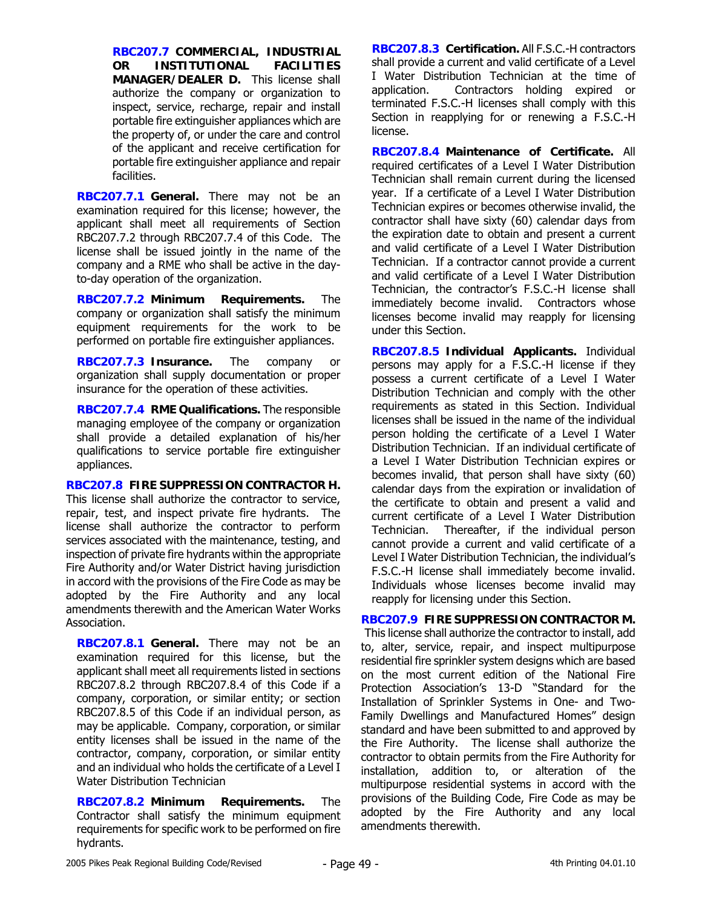**RBC207.7 COMMERCIAL, INDUSTRIAL OR INSTITUTIONAL FACILITIES MANAGER/DEALER D.** This license shall authorize the company or organization to inspect, service, recharge, repair and install portable fire extinguisher appliances which are the property of, or under the care and control of the applicant and receive certification for portable fire extinguisher appliance and repair facilities.

**RBC207.7.1 General.** There may not be an examination required for this license; however, the applicant shall meet all requirements of Section RBC207.7.2 through RBC207.7.4 of this Code. The license shall be issued jointly in the name of the company and a RME who shall be active in the day-to-day operation of the organization.

**RBC207.7.2 Minimum Requirements.** The company or organization shall satisfy the minimum equipment requirements for the work to be performed on portable fire extinguisher appliances.

**RBC207.7.3 Insurance.** The company or organization shall supply documentation or proper insurance for the operation of these activities.

**RBC207.7.4 RME Qualifications.** The responsible managing employee of the company or organization shall provide a detailed explanation of his/her qualifications to service portable fire extinguisher appliances.

**RBC207.8 FIRE SUPPRESSION CONTRACTOR H.** This license shall authorize the contractor to service, repair, test, and inspect private fire hydrants. The license shall authorize the contractor to perform services associated with the maintenance, testing, and inspection of private fire hydrants within the appropriate Fire Authority and/or Water District having jurisdiction in accord with the provisions of the Fire Code as may be adopted by the Fire Authority and any local amendments therewith and the American Water Works Association.

**RBC207.8.1 General.** There may not be an examination required for this license, but the applicant shall meet all requirements listed in sections RBC207.8.2 through RBC207.8.4 of this Code if a company, corporation, or similar entity; or section RBC207.8.5 of this Code if an individual person, as may be applicable. Company, corporation, or similar entity licenses shall be issued in the name of the contractor, company, corporation, or similar entity and an individual who holds the certificate of a Level I Water Distribution Technician

**RBC207.8.2 Minimum Requirements.** The Contractor shall satisfy the minimum equipment requirements for specific work to be performed on fire hydrants.

**RBC207.8.3 Certification.** All F.S.C.-H contractors shall provide a current and valid certificate of a Level I Water Distribution Technician at the time of application. Contractors holding expired or terminated F.S.C.-H licenses shall comply with this Section in reapplying for or renewing a F.S.C.-H license.

**RBC207.8.4 Maintenance of Certificate.** All required certificates of a Level I Water Distribution Technician shall remain current during the licensed year. If a certificate of a Level I Water Distribution Technician expires or becomes otherwise invalid, the contractor shall have sixty (60) calendar days from the expiration date to obtain and present a current and valid certificate of a Level I Water Distribution Technician. If a contractor cannot provide a current and valid certificate of a Level I Water Distribution Technician, the contractor's F.S.C.-H license shall immediately become invalid. Contractors whose licenses become invalid may reapply for licensing under this Section.

**RBC207.8.5 Individual Applicants.** Individual persons may apply for a F.S.C.-H license if they possess a current certificate of a Level I Water Distribution Technician and comply with the other requirements as stated in this Section. Individual licenses shall be issued in the name of the individual person holding the certificate of a Level I Water Distribution Technician. If an individual certificate of a Level I Water Distribution Technician expires or becomes invalid, that person shall have sixty (60) calendar days from the expiration or invalidation of the certificate to obtain and present a valid and current certificate of a Level I Water Distribution Technician. Thereafter, if the individual person cannot provide a current and valid certificate of a Level I Water Distribution Technician, the individual's F.S.C.-H license shall immediately become invalid. Individuals whose licenses become invalid may reapply for licensing under this Section.

**RBC207.9 FIRE SUPPRESSION CONTRACTOR M.** This license shall authorize the contractor to install, add to, alter, service, repair, and inspect multipurpose residential fire sprinkler system designs which are based on the most current edition of the National Fire Protection Association's 13-D "Standard for the Installation of Sprinkler Systems in One- and Two-Family Dwellings and Manufactured Homes" design standard and have been submitted to and approved by the Fire Authority. The license shall authorize the contractor to obtain permits from the Fire Authority for installation, addition to, or alteration of the multipurpose residential systems in accord with the provisions of the Building Code, Fire Code as may be adopted by the Fire Authority and any local amendments therewith.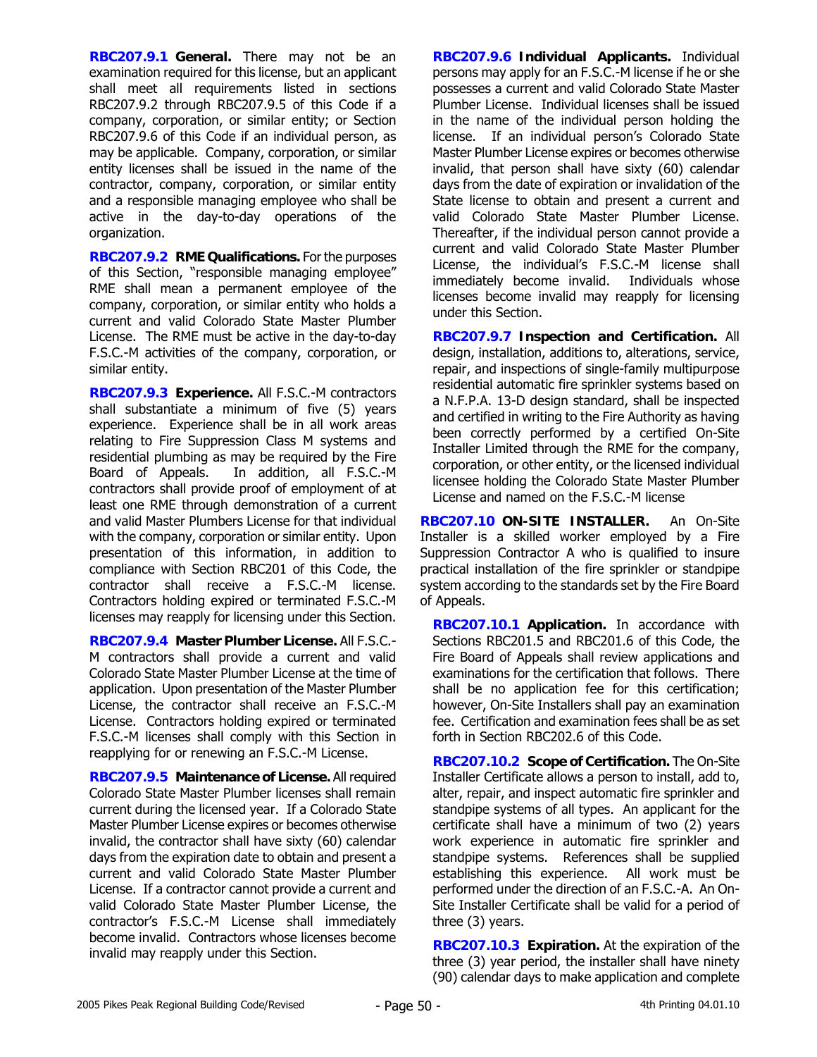**RBC207.9.1 General.** There may not be an examination required for this license, but an applicant shall meet all requirements listed in sections RBC207.9.2 through RBC207.9.5 of this Code if a company, corporation, or similar entity; or Section RBC207.9.6 of this Code if an individual person, as may be applicable. Company, corporation, or similar entity licenses shall be issued in the name of the contractor, company, corporation, or similar entity and a responsible managing employee who shall be active in the day-to-day operations of the organization.

**RBC207.9.2 RME Qualifications.** For the purposes of this Section, "responsible managing employee" RME shall mean a permanent employee of the company, corporation, or similar entity who holds a current and valid Colorado State Master Plumber License. The RME must be active in the day-to-day F.S.C.-M activities of the company, corporation, or similar entity.

**RBC207.9.3 Experience.** All F.S.C.-M contractors shall substantiate a minimum of five (5) years experience. Experience shall be in all work areas relating to Fire Suppression Class M systems and residential plumbing as may be required by the Fire Board of Appeals. In addition, all F.S.C.-M contractors shall provide proof of employment of at least one RME through demonstration of a current and valid Master Plumbers License for that individual with the company, corporation or similar entity. Upon presentation of this information, in addition to compliance with Section RBC201 of this Code, the contractor shall receive a F.S.C.-M license. Contractors holding expired or terminated F.S.C.-M licenses may reapply for licensing under this Section.

**RBC207.9.4 Master Plumber License.** All F.S.C.-M contractors shall provide a current and valid Colorado State Master Plumber License at the time of application. Upon presentation of the Master Plumber License, the contractor shall receive an F.S.C.-M License. Contractors holding expired or terminated F.S.C.-M licenses shall comply with this Section in reapplying for or renewing an F.S.C.-M License.

**RBC207.9.5 Maintenance of License.** All required Colorado State Master Plumber licenses shall remain current during the licensed year. If a Colorado State Master Plumber License expires or becomes otherwise invalid, the contractor shall have sixty (60) calendar days from the expiration date to obtain and present a current and valid Colorado State Master Plumber License. If a contractor cannot provide a current and valid Colorado State Master Plumber License, the contractor's F.S.C.-M License shall immediately become invalid. Contractors whose licenses become invalid may reapply under this Section.

**RBC207.9.6 Individual Applicants.** Individual persons may apply for an F.S.C.-M license if he or she possesses a current and valid Colorado State Master Plumber License. Individual licenses shall be issued in the name of the individual person holding the license. If an individual person's Colorado State Master Plumber License expires or becomes otherwise invalid, that person shall have sixty (60) calendar days from the date of expiration or invalidation of the State license to obtain and present a current and valid Colorado State Master Plumber License. Thereafter, if the individual person cannot provide a current and valid Colorado State Master Plumber License, the individual's F.S.C.-M license shall immediately become invalid. Individuals whose licenses become invalid may reapply for licensing under this Section.

**RBC207.9.7 Inspection and Certification.** All design, installation, additions to, alterations, service, repair, and inspections of single-family multipurpose residential automatic fire sprinkler systems based on a N.F.P.A. 13-D design standard, shall be inspected and certified in writing to the Fire Authority as having been correctly performed by a certified On-Site Installer Limited through the RME for the company, corporation, or other entity, or the licensed individual licensee holding the Colorado State Master Plumber License and named on the F.S.C.-M license

**RBC207.10 ON-SITE INSTALLER.** An On-Site Installer is a skilled worker employed by a Fire Suppression Contractor A who is qualified to insure practical installation of the fire sprinkler or standpipe system according to the standards set by the Fire Board of Appeals.

**RBC207.10.1 Application.** In accordance with Sections RBC201.5 and RBC201.6 of this Code, the Fire Board of Appeals shall review applications and examinations for the certification that follows. There shall be no application fee for this certification; however, On-Site Installers shall pay an examination fee. Certification and examination fees shall be as set forth in Section RBC202.6 of this Code.

**RBC207.10.2 Scope of Certification.** The On-Site Installer Certificate allows a person to install, add to, alter, repair, and inspect automatic fire sprinkler and standpipe systems of all types. An applicant for the certificate shall have a minimum of two (2) years work experience in automatic fire sprinkler and standpipe systems. References shall be supplied establishing this experience. All work must be performed under the direction of an F.S.C.-A. An On-Site Installer Certificate shall be valid for a period of three (3) years.

**RBC207.10.3 Expiration.** At the expiration of the three (3) year period, the installer shall have ninety (90) calendar days to make application and complete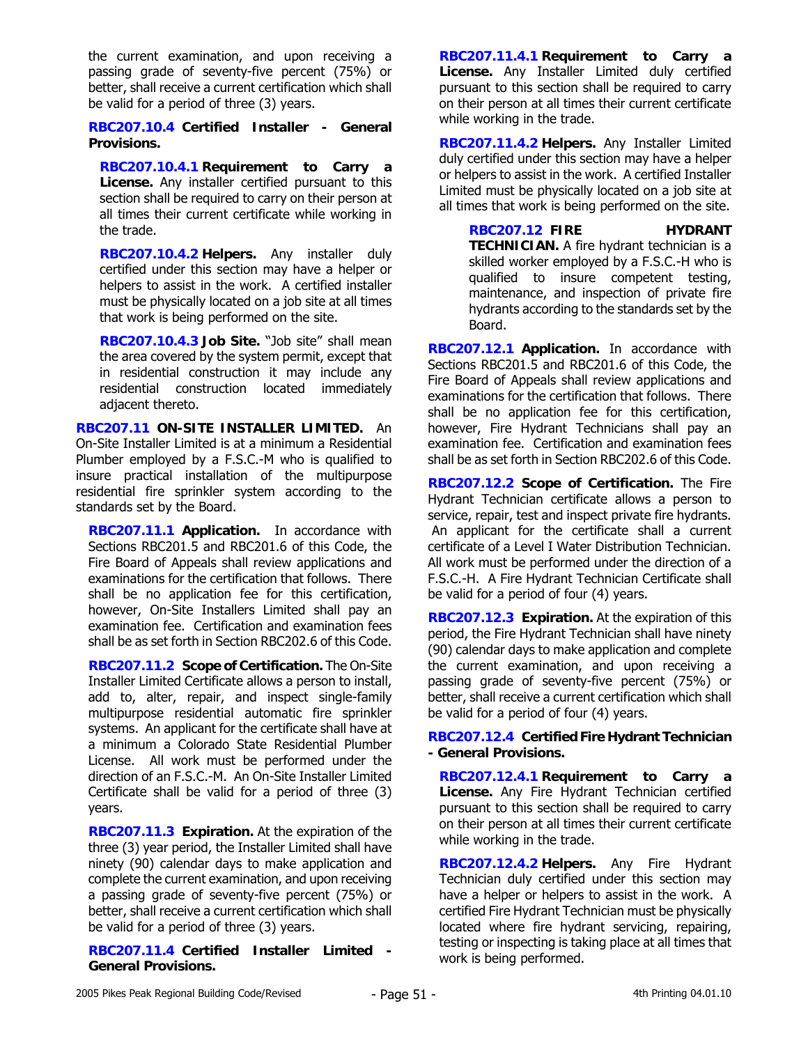the current examination, and upon receiving a passing grade of seventy-five percent (75%) or better, shall receive a current certification which shall be valid for a period of three (3) years.

**RBC207.10.4 Certified Installer - General Provisions.**

**RBC207.10.4.1 Requirement to Carry a License.** Any installer certified pursuant to this section shall be required to carry on their person at all times their current certificate while working in the trade.

**RBC207.10.4.2 Helpers.** Any installer duly certified under this section may have a helper or helpers to assist in the work. A certified installer must be physically located on a job site at all times that work is being performed on the site.

**RBC207.10.4.3 Job Site.** "Job site" shall mean the area covered by the system permit, except that in residential construction it may include any residential construction located immediately adjacent thereto.

**RBC207.11 ON-SITE INSTALLER LIMITED.** An On-Site Installer Limited is at a minimum a Residential Plumber employed by a F.S.C.-M who is qualified to insure practical installation of the multipurpose residential fire sprinkler system according to the standards set by the Board.

**RBC207.11.1 Application.** In accordance with Sections RBC201.5 and RBC201.6 of this Code, the Fire Board of Appeals shall review applications and examinations for the certification that follows. There shall be no application fee for this certification, however, On-Site Installers Limited shall pay an examination fee. Certification and examination fees shall be as set forth in Section RBC202.6 of this Code.

**RBC207.11.2 Scope of Certification.** The On-Site Installer Limited Certificate allows a person to install, add to, alter, repair, and inspect single-family multipurpose residential automatic fire sprinkler systems. An applicant for the certificate shall have at a minimum a Colorado State Residential Plumber License. All work must be performed under the direction of an F.S.C.-M. An On-Site Installer Limited Certificate shall be valid for a period of three (3) years.

**RBC207.11.3 Expiration.** At the expiration of the three (3) year period, the Installer Limited shall have ninety (90) calendar days to make application and complete the current examination, and upon receiving a passing grade of seventy-five percent (75%) or better, shall receive a current certification which shall be valid for a period of three (3) years.

**RBC207.11.4 Certified Installer Limited - General Provisions.**

**RBC207.11.4.1 Requirement to Carry a License.** Any Installer Limited duly certified pursuant to this section shall be required to carry on their person at all times their current certificate while working in the trade.

**RBC207.11.4.2 Helpers.** Any Installer Limited duly certified under this section may have a helper or helpers to assist in the work. A certified Installer Limited must be physically located on a job site at all times that work is being performed on the site.

**RBC207.12 FIRE HYDRANT TECHNICIAN.** A fire hydrant technician is a skilled worker employed by a F.S.C.-H who is qualified to insure competent testing, maintenance, and inspection of private fire hydrants according to the standards set by the Board.

**RBC207.12.1 Application.** In accordance with Sections RBC201.5 and RBC201.6 of this Code, the Fire Board of Appeals shall review applications and examinations for the certification that follows. There shall be no application fee for this certification, however, Fire Hydrant Technicians shall pay an examination fee. Certification and examination fees shall be as set forth in Section RBC202.6 of this Code.

**RBC207.12.2 Scope of Certification.** The Fire Hydrant Technician certificate allows a person to service, repair, test and inspect private fire hydrants. An applicant for the certificate shall a current certificate of a Level I Water Distribution Technician. All work must be performed under the direction of a F.S.C.-H. A Fire Hydrant Technician Certificate shall be valid for a period of four (4) years.

**RBC207.12.3 Expiration.** At the expiration of this period, the Fire Hydrant Technician shall have ninety (90) calendar days to make application and complete the current examination, and upon receiving a passing grade of seventy-five percent (75%) or better, shall receive a current certification which shall be valid for a period of four (4) years.

**RBC207.12.4 Certified Fire Hydrant Technician - General Provisions.**

**RBC207.12.4.1 Requirement to Carry a License.** Any Fire Hydrant Technician certified pursuant to this section shall be required to carry on their person at all times their current certificate while working in the trade.

**RBC207.12.4.2 Helpers.** Any Fire Hydrant Technician duly certified under this section may have a helper or helpers to assist in the work. A certified Fire Hydrant Technician must be physically located where fire hydrant servicing, repairing, testing or inspecting is taking place at all times that work is being performed.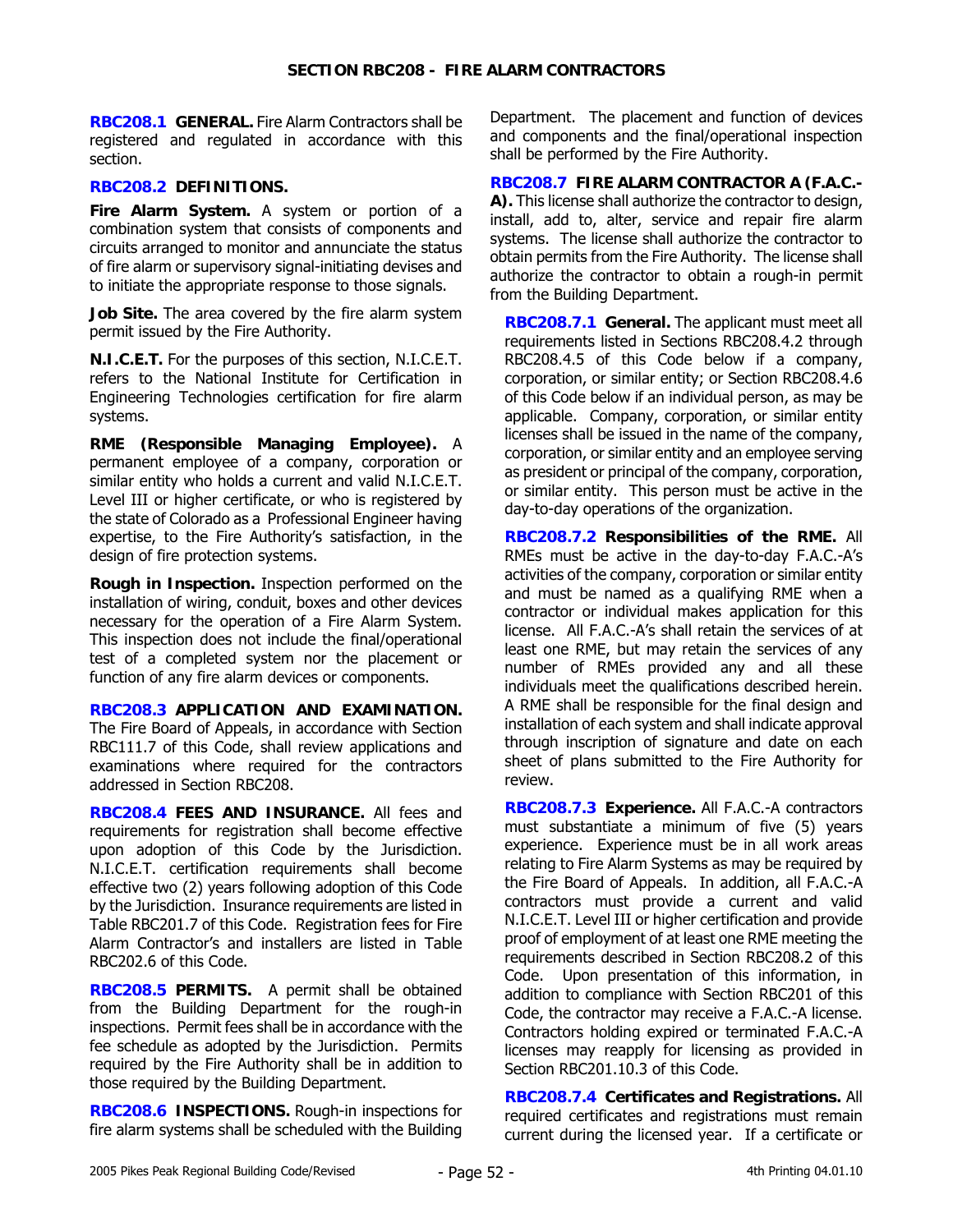# SECTION RBC208 - FIRE ALARM CONTRACTORS

**RBC208.1 GENERAL.** Fire Alarm Contractors shall be registered and regulated in accordance with this section.

**RBC208.2 DEFINITIONS.**

**Fire Alarm System.** A system or portion of a combination system that consists of components and circuits arranged to monitor and annunciate the status of fire alarm or supervisory signal-initiating devises and to initiate the appropriate response to those signals.

**Job Site.** The area covered by the fire alarm system permit issued by the Fire Authority.

**N.I.C.E.T.** For the purposes of this section, N.I.C.E.T. refers to the National Institute for Certification in Engineering Technologies certification for fire alarm systems.

**RME (Responsible Managing Employee).** A permanent employee of a company, corporation or similar entity who holds a current and valid N.I.C.E.T. Level III or higher certificate, or who is registered by the state of Colorado as a Professional Engineer having expertise, to the Fire Authority's satisfaction, in the design of fire protection systems.

**Rough in Inspection.** Inspection performed on the installation of wiring, conduit, boxes and other devices necessary for the operation of a Fire Alarm System. This inspection does not include the final/operational test of a completed system nor the placement or function of any fire alarm devices or components.

**RBC208.3 APPLICATION AND EXAMINATION.** The Fire Board of Appeals, in accordance with Section RBC111.7 of this Code, shall review applications and examinations where required for the contractors addressed in Section RBC208.

**RBC208.4 FEES AND INSURANCE.** All fees and requirements for registration shall become effective upon adoption of this Code by the Jurisdiction. N.I.C.E.T. certification requirements shall become effective two (2) years following adoption of this Code by the Jurisdiction. Insurance requirements are listed in Table RBC201.7 of this Code. Registration fees for Fire Alarm Contractor's and installers are listed in Table RBC202.6 of this Code.

**RBC208.5 PERMITS.** A permit shall be obtained from the Building Department for the rough-in inspections. Permit fees shall be in accordance with the fee schedule as adopted by the Jurisdiction. Permits required by the Fire Authority shall be in addition to those required by the Building Department.

**RBC208.6 INSPECTIONS.** Rough-in inspections for fire alarm systems shall be scheduled with the Building Department. The placement and function of devices and components and the final/operational inspection shall be performed by the Fire Authority.

**RBC208.7 FIRE ALARM CONTRACTOR A (F.A.C.-A).** This license shall authorize the contractor to design, install, add to, alter, service and repair fire alarm systems. The license shall authorize the contractor to obtain permits from the Fire Authority. The license shall authorize the contractor to obtain a rough-in permit from the Building Department.

**RBC208.7.1 General.** The applicant must meet all requirements listed in Sections RBC208.4.2 through RBC208.4.5 of this Code below if a company, corporation, or similar entity; or Section RBC208.4.6 of this Code below if an individual person, as may be applicable. Company, corporation, or similar entity licenses shall be issued in the name of the company, corporation, or similar entity and an employee serving as president or principal of the company, corporation, or similar entity. This person must be active in the day-to-day operations of the organization.

**RBC208.7.2 Responsibilities of the RME.** All RMEs must be active in the day-to-day F.A.C.-A's activities of the company, corporation or similar entity and must be named as a qualifying RME when a contractor or individual makes application for this license. All F.A.C.-A's shall retain the services of at least one RME, but may retain the services of any number of RMEs provided any and all these individuals meet the qualifications described herein. A RME shall be responsible for the final design and installation of each system and shall indicate approval through inscription of signature and date on each sheet of plans submitted to the Fire Authority for review.

**RBC208.7.3 Experience.** All F.A.C.-A contractors must substantiate a minimum of five (5) years experience. Experience must be in all work areas relating to Fire Alarm Systems as may be required by the Fire Board of Appeals. In addition, all F.A.C.-A contractors must provide a current and valid N.I.C.E.T. Level III or higher certification and provide proof of employment of at least one RME meeting the requirements described in Section RBC208.2 of this Code. Upon presentation of this information, in addition to compliance with Section RBC201 of this Code, the contractor may receive a F.A.C.-A license. Contractors holding expired or terminated F.A.C.-A licenses may reapply for licensing as provided in Section RBC201.10.3 of this Code.

**RBC208.7.4 Certificates and Registrations.** All required certificates and registrations must remain current during the licensed year. If a certificate or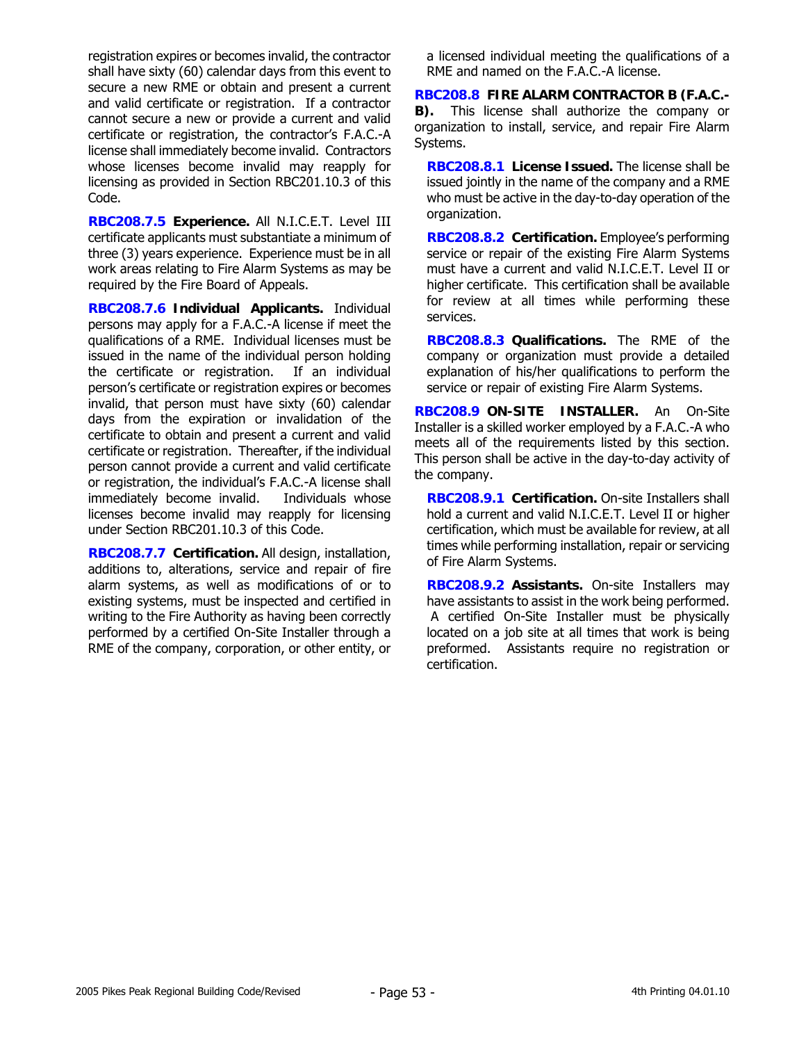registration expires or becomes invalid, the contractor shall have sixty (60) calendar days from this event to secure a new RME or obtain and present a current and valid certificate or registration. If a contractor cannot secure a new or provide a current and valid certificate or registration, the contractor's F.A.C.-A license shall immediately become invalid. Contractors whose licenses become invalid may reapply for licensing as provided in Section RBC201.10.3 of this Code.

**RBC208.7.5 Experience.** All N.I.C.E.T. Level III certificate applicants must substantiate a minimum of three (3) years experience. Experience must be in all work areas relating to Fire Alarm Systems as may be required by the Fire Board of Appeals.

**RBC208.7.6 Individual Applicants.** Individual persons may apply for a F.A.C.-A license if meet the qualifications of a RME. Individual licenses must be issued in the name of the individual person holding the certificate or registration. If an individual person's certificate or registration expires or becomes invalid, that person must have sixty (60) calendar days from the expiration or invalidation of the certificate to obtain and present a current and valid certificate or registration. Thereafter, if the individual person cannot provide a current and valid certificate or registration, the individual's F.A.C.-A license shall immediately become invalid. Individuals whose licenses become invalid may reapply for licensing under Section RBC201.10.3 of this Code.

**RBC208.7.7 Certification.** All design, installation, additions to, alterations, service and repair of fire alarm systems, as well as modifications of or to existing systems, must be inspected and certified in writing to the Fire Authority as having been correctly performed by a certified On-Site Installer through a RME of the company, corporation, or other entity, or a licensed individual meeting the qualifications of a RME and named on the F.A.C.-A license.

**RBC208.8 FIRE ALARM CONTRACTOR B (F.A.C.-B).** This license shall authorize the company or organization to install, service, and repair Fire Alarm Systems.

**RBC208.8.1 License Issued.** The license shall be issued jointly in the name of the company and a RME who must be active in the day-to-day operation of the organization.

**RBC208.8.2 Certification.** Employee's performing service or repair of the existing Fire Alarm Systems must have a current and valid N.I.C.E.T. Level II or higher certificate. This certification shall be available for review at all times while performing these services.

**RBC208.8.3 Qualifications.** The RME of the company or organization must provide a detailed explanation of his/her qualifications to perform the service or repair of existing Fire Alarm Systems.

**RBC208.9 ON-SITE INSTALLER.** An On-Site Installer is a skilled worker employed by a F.A.C.-A who meets all of the requirements listed by this section. This person shall be active in the day-to-day activity of the company.

**RBC208.9.1 Certification.** On-site Installers shall hold a current and valid N.I.C.E.T. Level II or higher certification, which must be available for review, at all times while performing installation, repair or servicing of Fire Alarm Systems.

**RBC208.9.2 Assistants.** On-site Installers may have assistants to assist in the work being performed. A certified On-Site Installer must be physically located on a job site at all times that work is being preformed. Assistants require no registration or certification.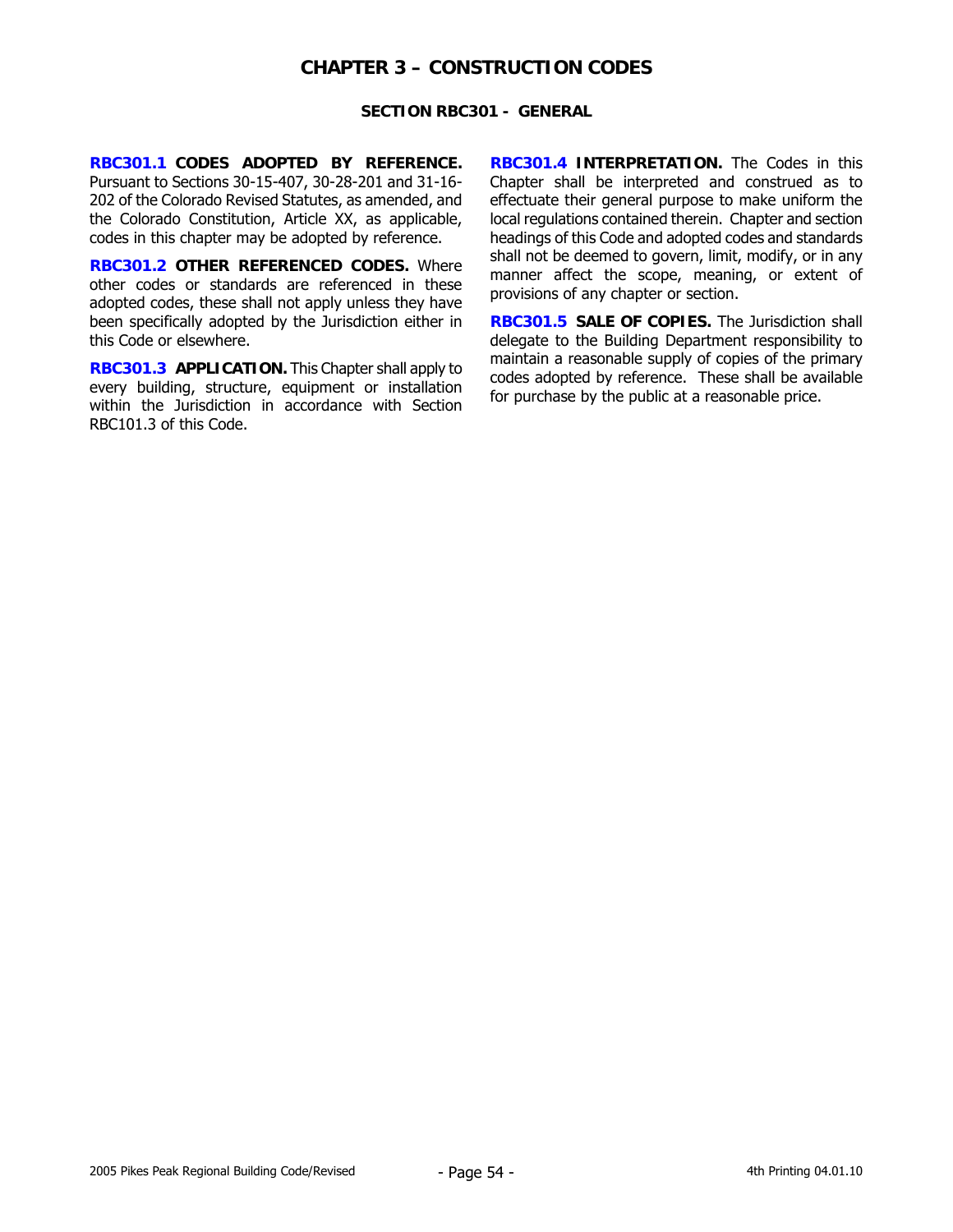# CHAPTER 3 – CONSTRUCTION CODES

## SECTION RBC301 - GENERAL

**RBC301.1 CODES ADOPTED BY REFERENCE.** Pursuant to Sections 30-15-407, 30-28-201 and 31-16-202 of the Colorado Revised Statutes, as amended, and the Colorado Constitution, Article XX, as applicable, codes in this chapter may be adopted by reference.

**RBC301.2 OTHER REFERENCED CODES.** Where other codes or standards are referenced in these adopted codes, these shall not apply unless they have been specifically adopted by the Jurisdiction either in this Code or elsewhere.

**RBC301.3 APPLICATION.** This Chapter shall apply to every building, structure, equipment or installation within the Jurisdiction in accordance with Section RBC101.3 of this Code.

**RBC301.4 INTERPRETATION.** The Codes in this Chapter shall be interpreted and construed as to effectuate their general purpose to make uniform the local regulations contained therein. Chapter and section headings of this Code and adopted codes and standards shall not be deemed to govern, limit, modify, or in any manner affect the scope, meaning, or extent of provisions of any chapter or section.

**RBC301.5 SALE OF COPIES.** The Jurisdiction shall delegate to the Building Department responsibility to maintain a reasonable supply of copies of the primary codes adopted by reference. These shall be available for purchase by the public at a reasonable price.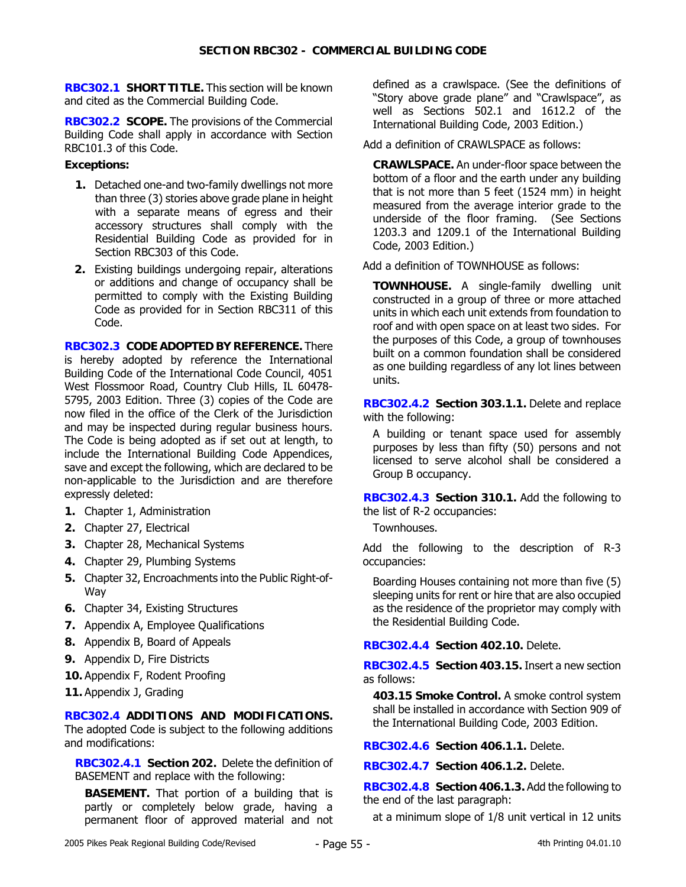## SECTION RBC302 - COMMERCIAL BUILDING CODE

**RBC302.1 SHORT TITLE.** This section will be known and cited as the Commercial Building Code.

**RBC302.2 SCOPE.** The provisions of the Commercial Building Code shall apply in accordance with Section RBC101.3 of this Code.

**Exceptions:**

1. Detached one-and two-family dwellings not more than three (3) stories above grade plane in height with a separate means of egress and their accessory structures shall comply with the Residential Building Code as provided for in Section RBC303 of this Code.
2. Existing buildings undergoing repair, alterations or additions and change of occupancy shall be permitted to comply with the Existing Building Code as provided for in Section RBC311 of this Code.

**RBC302.3 CODE ADOPTED BY REFERENCE.** There is hereby adopted by reference the International Building Code of the International Code Council, 4051 West Flossmoor Road, Country Club Hills, IL 60478-5795, 2003 Edition. Three (3) copies of the Code are now filed in the office of the Clerk of the Jurisdiction and may be inspected during regular business hours. The Code is being adopted as if set out at length, to include the International Building Code Appendices, save and except the following, which are declared to be non-applicable to the Jurisdiction and are therefore expressly deleted:

1. Chapter 1, Administration
2. Chapter 27, Electrical
3. Chapter 28, Mechanical Systems
4. Chapter 29, Plumbing Systems
5. Chapter 32, Encroachments into the Public Right-of-Way
6. Chapter 34, Existing Structures
7. Appendix A, Employee Qualifications
8. Appendix B, Board of Appeals
9. Appendix D, Fire Districts
10. Appendix F, Rodent Proofing
11. Appendix J, Grading

**RBC302.4 ADDITIONS AND MODIFICATIONS.** The adopted Code is subject to the following additions and modifications:

**RBC302.4.1 Section 202.** Delete the definition of BASEMENT and replace with the following:

**BASEMENT.** That portion of a building that is partly or completely below grade, having a permanent floor of approved material and not defined as a crawlspace. (See the definitions of "Story above grade plane" and "Crawlspace", as well as Sections 502.1 and 1612.2 of the International Building Code, 2003 Edition.)

Add a definition of CRAWLSPACE as follows:

**CRAWLSPACE.** An under-floor space between the bottom of a floor and the earth under any building that is not more than 5 feet (1524 mm) in height measured from the average interior grade to the underside of the floor framing. (See Sections 1203.3 and 1209.1 of the International Building Code, 2003 Edition.)

Add a definition of TOWNHOUSE as follows:

**TOWNHOUSE.** A single-family dwelling unit constructed in a group of three or more attached units in which each unit extends from foundation to roof and with open space on at least two sides. For the purposes of this Code, a group of townhouses built on a common foundation shall be considered as one building regardless of any lot lines between units.

**RBC302.4.2 Section 303.1.1.** Delete and replace with the following:

A building or tenant space used for assembly purposes by less than fifty (50) persons and not licensed to serve alcohol shall be considered a Group B occupancy.

**RBC302.4.3 Section 310.1.** Add the following to the list of R-2 occupancies:

Townhouses.

Add the following to the description of R-3 occupancies:

Boarding Houses containing not more than five (5) sleeping units for rent or hire that are also occupied as the residence of the proprietor may comply with the Residential Building Code.

**RBC302.4.4 Section 402.10.** Delete.

**RBC302.4.5 Section 403.15.** Insert a new section as follows:

**403.15 Smoke Control.** A smoke control system shall be installed in accordance with Section 909 of the International Building Code, 2003 Edition.

**RBC302.4.6 Section 406.1.1.** Delete.

**RBC302.4.7 Section 406.1.2.** Delete.

**RBC302.4.8 Section 406.1.3.** Add the following to the end of the last paragraph:

at a minimum slope of 1/8 unit vertical in 12 units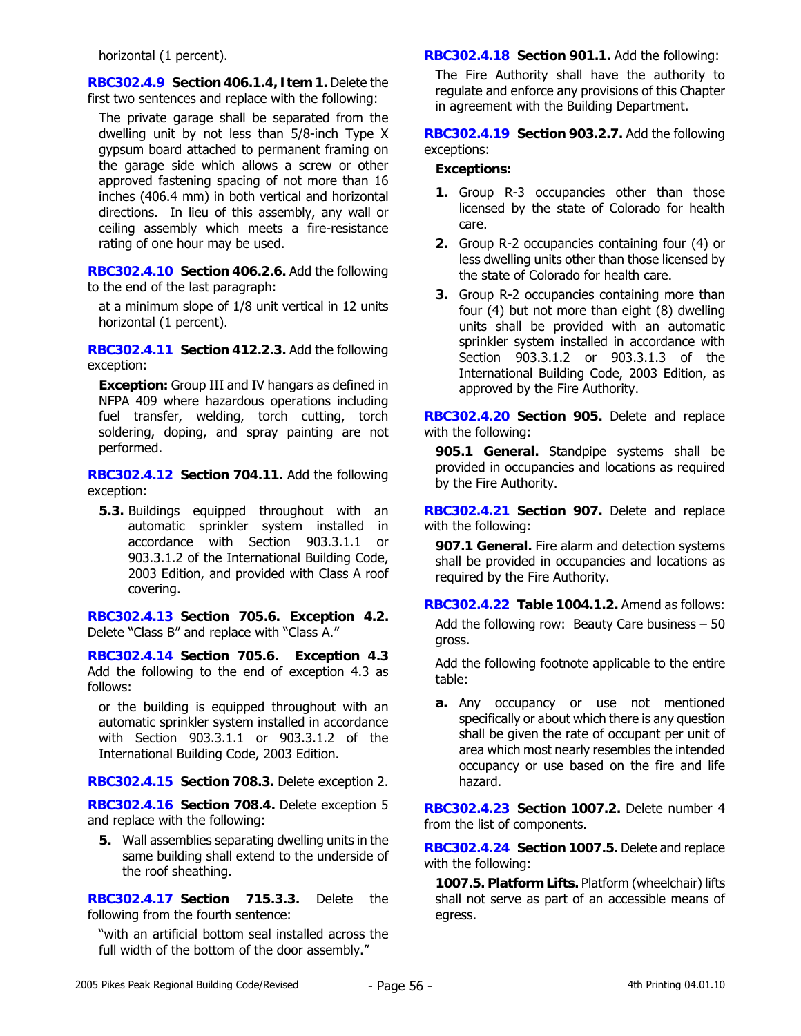horizontal (1 percent).

**RBC302.4.9 Section 406.1.4, Item 1.** Delete the first two sentences and replace with the following:

The private garage shall be separated from the dwelling unit by not less than 5/8-inch Type X gypsum board attached to permanent framing on the garage side which allows a screw or other approved fastening spacing of not more than 16 inches (406.4 mm) in both vertical and horizontal directions. In lieu of this assembly, any wall or ceiling assembly which meets a fire-resistance rating of one hour may be used.

**RBC302.4.10 Section 406.2.6.** Add the following to the end of the last paragraph:

at a minimum slope of 1/8 unit vertical in 12 units horizontal (1 percent).

**RBC302.4.11 Section 412.2.3.** Add the following exception:

**Exception:** Group III and IV hangars as defined in NFPA 409 where hazardous operations including fuel transfer, welding, torch cutting, torch soldering, doping, and spray painting are not performed.

**RBC302.4.12 Section 704.11.** Add the following exception:

**5.3.** Buildings equipped throughout with an automatic sprinkler system installed in accordance with Section 903.3.1.1 or 903.3.1.2 of the International Building Code, 2003 Edition, and provided with Class A roof covering.

**RBC302.4.13 Section 705.6. Exception 4.2.** Delete "Class B" and replace with "Class A."

**RBC302.4.14 Section 705.6. Exception 4.3** Add the following to the end of exception 4.3 as follows:

or the building is equipped throughout with an automatic sprinkler system installed in accordance with Section 903.3.1.1 or 903.3.1.2 of the International Building Code, 2003 Edition.

**RBC302.4.15 Section 708.3.** Delete exception 2.

**RBC302.4.16 Section 708.4.** Delete exception 5 and replace with the following:

**5.** Wall assemblies separating dwelling units in the same building shall extend to the underside of the roof sheathing.

**RBC302.4.17 Section 715.3.3.** Delete the following from the fourth sentence:

"with an artificial bottom seal installed across the full width of the bottom of the door assembly."

**RBC302.4.18 Section 901.1.** Add the following:

The Fire Authority shall have the authority to regulate and enforce any provisions of this Chapter in agreement with the Building Department.

**RBC302.4.19 Section 903.2.7.** Add the following exceptions:

**Exceptions:**

1. Group R-3 occupancies other than those licensed by the state of Colorado for health care.
2. Group R-2 occupancies containing four (4) or less dwelling units other than those licensed by the state of Colorado for health care.
3. Group R-2 occupancies containing more than four (4) but not more than eight (8) dwelling units shall be provided with an automatic sprinkler system installed in accordance with Section 903.3.1.2 or 903.3.1.3 of the International Building Code, 2003 Edition, as approved by the Fire Authority.

**RBC302.4.20 Section 905.** Delete and replace with the following:

**905.1 General.** Standpipe systems shall be provided in occupancies and locations as required by the Fire Authority.

**RBC302.4.21 Section 907.** Delete and replace with the following:

**907.1 General.** Fire alarm and detection systems shall be provided in occupancies and locations as required by the Fire Authority.

**RBC302.4.22 Table 1004.1.2.** Amend as follows:

Add the following row: Beauty Care business – 50 gross.

Add the following footnote applicable to the entire table:

a. Any occupancy or use not mentioned specifically or about which there is any question shall be given the rate of occupant per unit of area which most nearly resembles the intended occupancy or use based on the fire and life hazard.

**RBC302.4.23 Section 1007.2.** Delete number 4 from the list of components.

**RBC302.4.24 Section 1007.5.** Delete and replace with the following:

**1007.5. Platform Lifts.** Platform (wheelchair) lifts shall not serve as part of an accessible means of egress.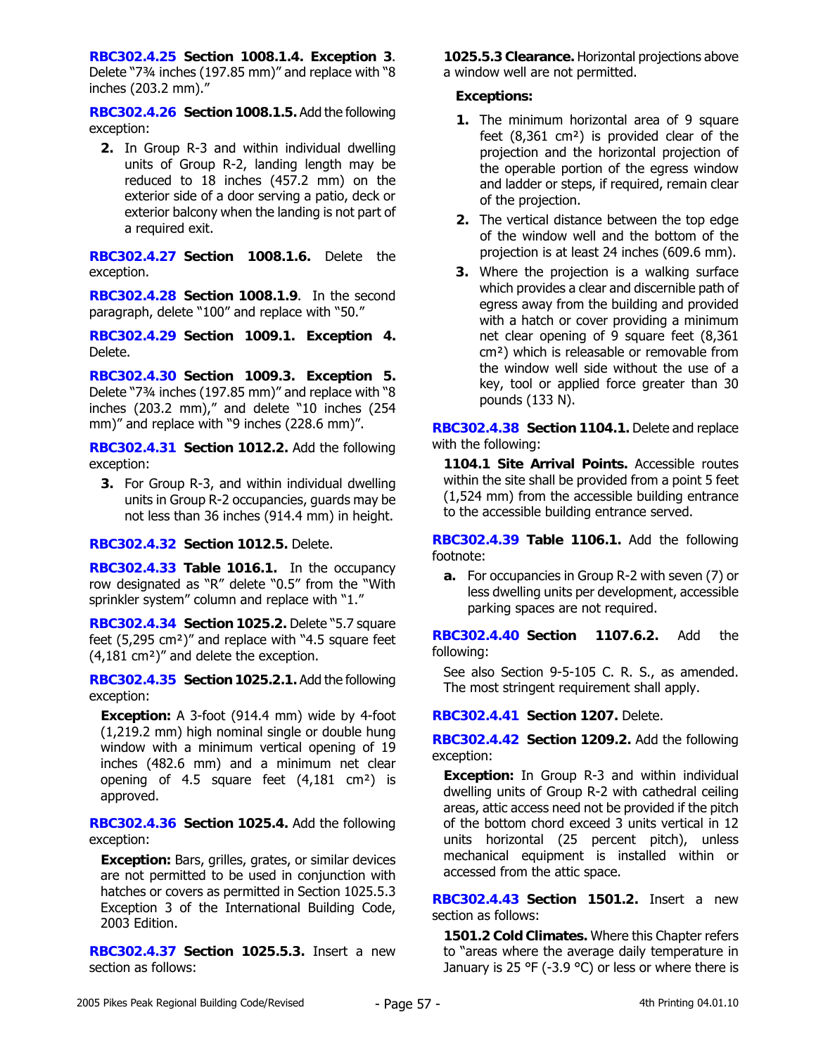**RBC302.4.25 Section 1008.1.4. Exception 3**. Delete "7¾ inches (197.85 mm)" and replace with "8 inches (203.2 mm)."

**RBC302.4.26 Section 1008.1.5.** Add the following exception:

2. In Group R-3 and within individual dwelling units of Group R-2, landing length may be reduced to 18 inches (457.2 mm) on the exterior side of a door serving a patio, deck or exterior balcony when the landing is not part of a required exit.

**RBC302.4.27 Section 1008.1.6.** Delete the exception.

**RBC302.4.28 Section 1008.1.9**. In the second paragraph, delete "100" and replace with "50."

**RBC302.4.29 Section 1009.1. Exception 4.** Delete.

**RBC302.4.30 Section 1009.3. Exception 5.** Delete "7¾ inches (197.85 mm)" and replace with "8 inches (203.2 mm)," and delete "10 inches (254 mm)" and replace with "9 inches (228.6 mm)".

**RBC302.4.31 Section 1012.2.** Add the following exception:

3. For Group R-3, and within individual dwelling units in Group R-2 occupancies, guards may be not less than 36 inches (914.4 mm) in height.

**RBC302.4.32 Section 1012.5.** Delete.

**RBC302.4.33 Table 1016.1.** In the occupancy row designated as "R" delete "0.5" from the "With sprinkler system" column and replace with "1."

**RBC302.4.34 Section 1025.2.** Delete "5.7 square feet (5,295 cm²)" and replace with "4.5 square feet (4,181 cm²)" and delete the exception.

**RBC302.4.35 Section 1025.2.1.** Add the following exception:

**Exception:** A 3-foot (914.4 mm) wide by 4-foot (1,219.2 mm) high nominal single or double hung window with a minimum vertical opening of 19 inches (482.6 mm) and a minimum net clear opening of 4.5 square feet (4,181 cm²) is approved.

**RBC302.4.36 Section 1025.4.** Add the following exception:

**Exception:** Bars, grilles, grates, or similar devices are not permitted to be used in conjunction with hatches or covers as permitted in Section 1025.5.3 Exception 3 of the International Building Code, 2003 Edition.

**RBC302.4.37 Section 1025.5.3.** Insert a new section as follows:

**1025.5.3 Clearance.** Horizontal projections above a window well are not permitted.

**Exceptions:**

1. The minimum horizontal area of 9 square feet (8,361 cm²) is provided clear of the projection and the horizontal projection of the operable portion of the egress window and ladder or steps, if required, remain clear of the projection.
2. The vertical distance between the top edge of the window well and the bottom of the projection is at least 24 inches (609.6 mm).
3. Where the projection is a walking surface which provides a clear and discernible path of egress away from the building and provided with a hatch or cover providing a minimum net clear opening of 9 square feet (8,361 cm²) which is releasable or removable from the window well side without the use of a key, tool or applied force greater than 30 pounds (133 N).

**RBC302.4.38 Section 1104.1.** Delete and replace with the following:

**1104.1 Site Arrival Points.** Accessible routes within the site shall be provided from a point 5 feet (1,524 mm) from the accessible building entrance to the accessible building entrance served.

**RBC302.4.39 Table 1106.1.** Add the following footnote:

a. For occupancies in Group R-2 with seven (7) or less dwelling units per development, accessible parking spaces are not required.

**RBC302.4.40 Section 1107.6.2.** Add the following:

See also Section 9-5-105 C. R. S., as amended. The most stringent requirement shall apply.

**RBC302.4.41 Section 1207.** Delete.

**RBC302.4.42 Section 1209.2.** Add the following exception:

**Exception:** In Group R-3 and within individual dwelling units of Group R-2 with cathedral ceiling areas, attic access need not be provided if the pitch of the bottom chord exceed 3 units vertical in 12 units horizontal (25 percent pitch), unless mechanical equipment is installed within or accessed from the attic space.

**RBC302.4.43 Section 1501.2.** Insert a new section as follows:

**1501.2 Cold Climates.** Where this Chapter refers to "areas where the average daily temperature in January is 25 °F (-3.9 °C) or less or where there is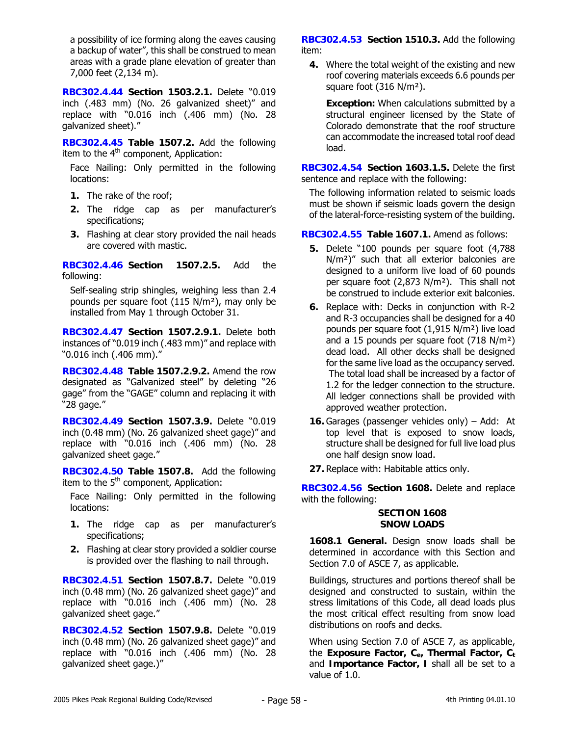a possibility of ice forming along the eaves causing a backup of water", this shall be construed to mean areas with a grade plane elevation of greater than 7,000 feet (2,134 m).

**RBC302.4.44 Section 1503.2.1.** Delete "0.019 inch (.483 mm) (No. 26 galvanized sheet)" and replace with "0.016 inch (.406 mm) (No. 28 galvanized sheet)."

**RBC302.4.45 Table 1507.2.** Add the following item to the 4th component, Application:

Face Nailing: Only permitted in the following locations:

1. The rake of the roof;
2. The ridge cap as per manufacturer's specifications;
3. Flashing at clear story provided the nail heads are covered with mastic.

**RBC302.4.46 Section 1507.2.5.** Add the following:

Self-sealing strip shingles, weighing less than 2.4 pounds per square foot (115 N/m²), may only be installed from May 1 through October 31.

**RBC302.4.47 Section 1507.2.9.1.** Delete both instances of "0.019 inch (.483 mm)" and replace with "0.016 inch (.406 mm)."

**RBC302.4.48 Table 1507.2.9.2.** Amend the row designated as "Galvanized steel" by deleting "26 gage" from the "GAGE" column and replacing it with "28 gage."

**RBC302.4.49 Section 1507.3.9.** Delete "0.019 inch (0.48 mm) (No. 26 galvanized sheet gage)" and replace with "0.016 inch (.406 mm) (No. 28 galvanized sheet gage."

**RBC302.4.50 Table 1507.8.** Add the following item to the 5th component, Application:

Face Nailing: Only permitted in the following locations:

1. The ridge cap as per manufacturer's specifications;
2. Flashing at clear story provided a soldier course is provided over the flashing to nail through.

**RBC302.4.51 Section 1507.8.7.** Delete "0.019 inch (0.48 mm) (No. 26 galvanized sheet gage)" and replace with "0.016 inch (.406 mm) (No. 28 galvanized sheet gage."

**RBC302.4.52 Section 1507.9.8.** Delete "0.019 inch (0.48 mm) (No. 26 galvanized sheet gage)" and replace with "0.016 inch (.406 mm) (No. 28 galvanized sheet gage.)"

**RBC302.4.53 Section 1510.3.** Add the following item:

4. Where the total weight of the existing and new roof covering materials exceeds 6.6 pounds per square foot (316 N/m²).

   **Exception:** When calculations submitted by a structural engineer licensed by the State of Colorado demonstrate that the roof structure can accommodate the increased total roof dead load.

**RBC302.4.54 Section 1603.1.5.** Delete the first sentence and replace with the following:

The following information related to seismic loads must be shown if seismic loads govern the design of the lateral-force-resisting system of the building.

**RBC302.4.55 Table 1607.1.** Amend as follows:

5. Delete "100 pounds per square foot (4,788 N/m²)" such that all exterior balconies are designed to a uniform live load of 60 pounds per square foot (2,873 N/m²). This shall not be construed to include exterior exit balconies.
6. Replace with: Decks in conjunction with R-2 and R-3 occupancies shall be designed for a 40 pounds per square foot (1,915 N/m²) live load and a 15 pounds per square foot (718 N/m²) dead load. All other decks shall be designed for the same live load as the occupancy served. The total load shall be increased by a factor of 1.2 for the ledger connection to the structure. All ledger connections shall be provided with approved weather protection.
16. Garages (passenger vehicles only) – Add: At top level that is exposed to snow loads, structure shall be designed for full live load plus one half design snow load.
27. Replace with: Habitable attics only.

**RBC302.4.56 Section 1608.** Delete and replace with the following:

**SECTION 1608**
**SNOW LOADS**

**1608.1 General.** Design snow loads shall be determined in accordance with this Section and Section 7.0 of ASCE 7, as applicable.

Buildings, structures and portions thereof shall be designed and constructed to sustain, within the stress limitations of this Code, all dead loads plus the most critical effect resulting from snow load distributions on roofs and decks.

When using Section 7.0 of ASCE 7, as applicable, the **Exposure Factor, $C_e$, Thermal Factor, $C_t$** and **Importance Factor, I** shall all be set to a value of 1.0.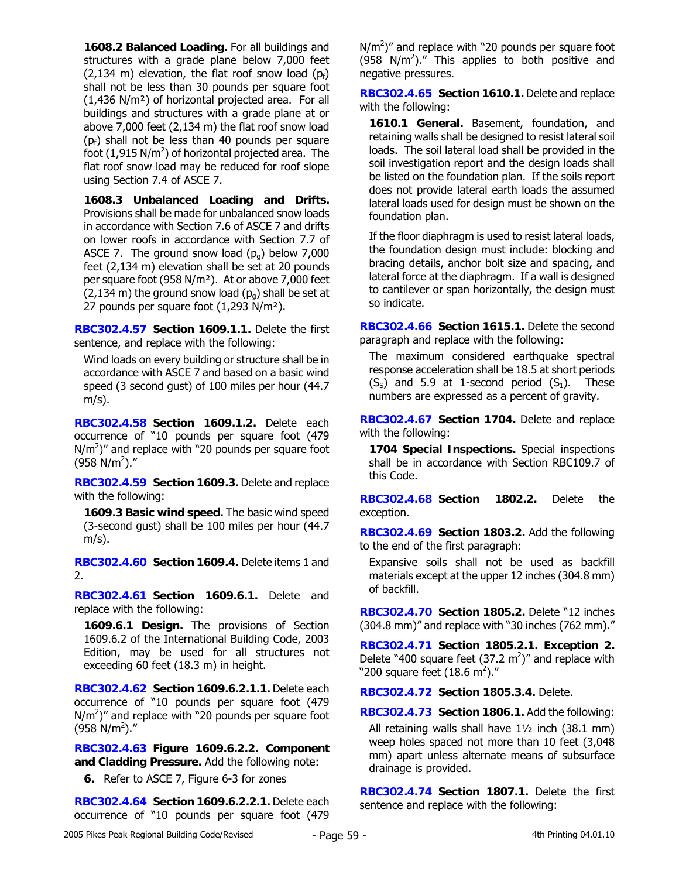**1608.2 Balanced Loading.** For all buildings and structures with a grade plane below 7,000 feet (2,134 m) elevation, the flat roof snow load ($p_f$) shall not be less than 30 pounds per square foot (1,436 N/m²) of horizontal projected area. For all buildings and structures with a grade plane at or above 7,000 feet (2,134 m) the flat roof snow load ($p_f$) shall not be less than 40 pounds per square foot (1,915 N/m²) of horizontal projected area. The flat roof snow load may be reduced for roof slope using Section 7.4 of ASCE 7.

**1608.3 Unbalanced Loading and Drifts.** Provisions shall be made for unbalanced snow loads in accordance with Section 7.6 of ASCE 7 and drifts on lower roofs in accordance with Section 7.7 of ASCE 7. The ground snow load ($p_g$) below 7,000 feet (2,134 m) elevation shall be set at 20 pounds per square foot (958 N/m²). At or above 7,000 feet (2,134 m) the ground snow load ($p_g$) shall be set at 27 pounds per square foot (1,293 N/m²).

**RBC302.4.57 Section 1609.1.1.** Delete the first sentence, and replace with the following:

Wind loads on every building or structure shall be in accordance with ASCE 7 and based on a basic wind speed (3 second gust) of 100 miles per hour (44.7 m/s).

**RBC302.4.58 Section 1609.1.2.** Delete each occurrence of "10 pounds per square foot (479 N/m²)" and replace with "20 pounds per square foot (958 N/m²)."

**RBC302.4.59 Section 1609.3.** Delete and replace with the following:

**1609.3 Basic wind speed.** The basic wind speed (3-second gust) shall be 100 miles per hour (44.7 m/s).

**RBC302.4.60 Section 1609.4.** Delete items 1 and 2.

**RBC302.4.61 Section 1609.6.1.** Delete and replace with the following:

**1609.6.1 Design.** The provisions of Section 1609.6.2 of the International Building Code, 2003 Edition, may be used for all structures not exceeding 60 feet (18.3 m) in height.

**RBC302.4.62 Section 1609.6.2.1.1.** Delete each occurrence of "10 pounds per square foot (479 N/m²)" and replace with "20 pounds per square foot (958 N/m²)."

**RBC302.4.63 Figure 1609.6.2.2. Component and Cladding Pressure.** Add the following note:

**6.** Refer to ASCE 7, Figure 6-3 for zones

**RBC302.4.64 Section 1609.6.2.2.1.** Delete each occurrence of "10 pounds per square foot (479 N/m²)" and replace with "20 pounds per square foot (958 N/m²)." This applies to both positive and negative pressures.

**RBC302.4.65 Section 1610.1.** Delete and replace with the following:

**1610.1 General.** Basement, foundation, and retaining walls shall be designed to resist lateral soil loads. The soil lateral load shall be provided in the soil investigation report and the design loads shall be listed on the foundation plan. If the soils report does not provide lateral earth loads the assumed lateral loads used for design must be shown on the foundation plan.

If the floor diaphragm is used to resist lateral loads, the foundation design must include: blocking and bracing details, anchor bolt size and spacing, and lateral force at the diaphragm. If a wall is designed to cantilever or span horizontally, the design must so indicate.

**RBC302.4.66 Section 1615.1.** Delete the second paragraph and replace with the following:

The maximum considered earthquake spectral response acceleration shall be 18.5 at short periods ($S_S$) and 5.9 at 1-second period ($S_1$). These numbers are expressed as a percent of gravity.

**RBC302.4.67 Section 1704.** Delete and replace with the following:

**1704 Special Inspections.** Special inspections shall be in accordance with Section RBC109.7 of this Code.

**RBC302.4.68 Section 1802.2.** Delete the exception.

**RBC302.4.69 Section 1803.2.** Add the following to the end of the first paragraph:

Expansive soils shall not be used as backfill materials except at the upper 12 inches (304.8 mm) of backfill.

**RBC302.4.70 Section 1805.2.** Delete "12 inches (304.8 mm)" and replace with "30 inches (762 mm)."

**RBC302.4.71 Section 1805.2.1. Exception 2.** Delete "400 square feet (37.2 m²)" and replace with "200 square feet (18.6 m²)."

**RBC302.4.72 Section 1805.3.4.** Delete.

**RBC302.4.73 Section 1806.1.** Add the following:

All retaining walls shall have 1½ inch (38.1 mm) weep holes spaced not more than 10 feet (3,048 mm) apart unless alternate means of subsurface drainage is provided.

**RBC302.4.74 Section 1807.1.** Delete the first sentence and replace with the following: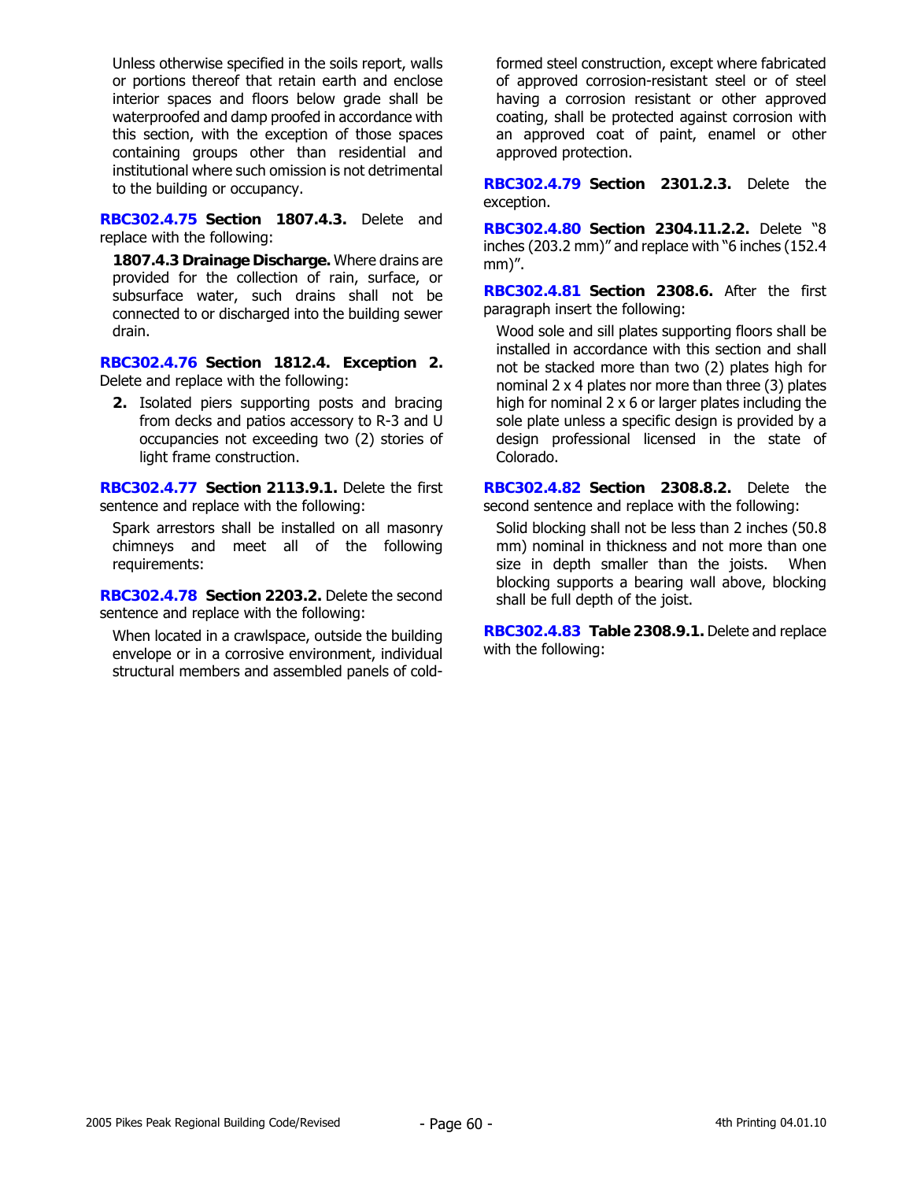Unless otherwise specified in the soils report, walls or portions thereof that retain earth and enclose interior spaces and floors below grade shall be waterproofed and damp proofed in accordance with this section, with the exception of those spaces containing groups other than residential and institutional where such omission is not detrimental to the building or occupancy.

**RBC302.4.75 Section 1807.4.3.** Delete and replace with the following:

**1807.4.3 Drainage Discharge.** Where drains are provided for the collection of rain, surface, or subsurface water, such drains shall not be connected to or discharged into the building sewer drain.

**RBC302.4.76 Section 1812.4. Exception 2.** Delete and replace with the following:

**2.** Isolated piers supporting posts and bracing from decks and patios accessory to R-3 and U occupancies not exceeding two (2) stories of light frame construction.

**RBC302.4.77 Section 2113.9.1.** Delete the first sentence and replace with the following:

Spark arrestors shall be installed on all masonry chimneys and meet all of the following requirements:

**RBC302.4.78 Section 2203.2.** Delete the second sentence and replace with the following:

When located in a crawlspace, outside the building envelope or in a corrosive environment, individual structural members and assembled panels of cold-formed steel construction, except where fabricated of approved corrosion-resistant steel or of steel having a corrosion resistant or other approved coating, shall be protected against corrosion with an approved coat of paint, enamel or other approved protection.

**RBC302.4.79 Section 2301.2.3.** Delete the exception.

**RBC302.4.80 Section 2304.11.2.2.** Delete "8 inches (203.2 mm)" and replace with "6 inches (152.4 mm)".

**RBC302.4.81 Section 2308.6.** After the first paragraph insert the following:

Wood sole and sill plates supporting floors shall be installed in accordance with this section and shall not be stacked more than two (2) plates high for nominal 2 x 4 plates nor more than three (3) plates high for nominal 2 x 6 or larger plates including the sole plate unless a specific design is provided by a design professional licensed in the state of Colorado.

**RBC302.4.82 Section 2308.8.2.** Delete the second sentence and replace with the following:

Solid blocking shall not be less than 2 inches (50.8 mm) nominal in thickness and not more than one size in depth smaller than the joists. When blocking supports a bearing wall above, blocking shall be full depth of the joist.

**RBC302.4.83 Table 2308.9.1.** Delete and replace with the following: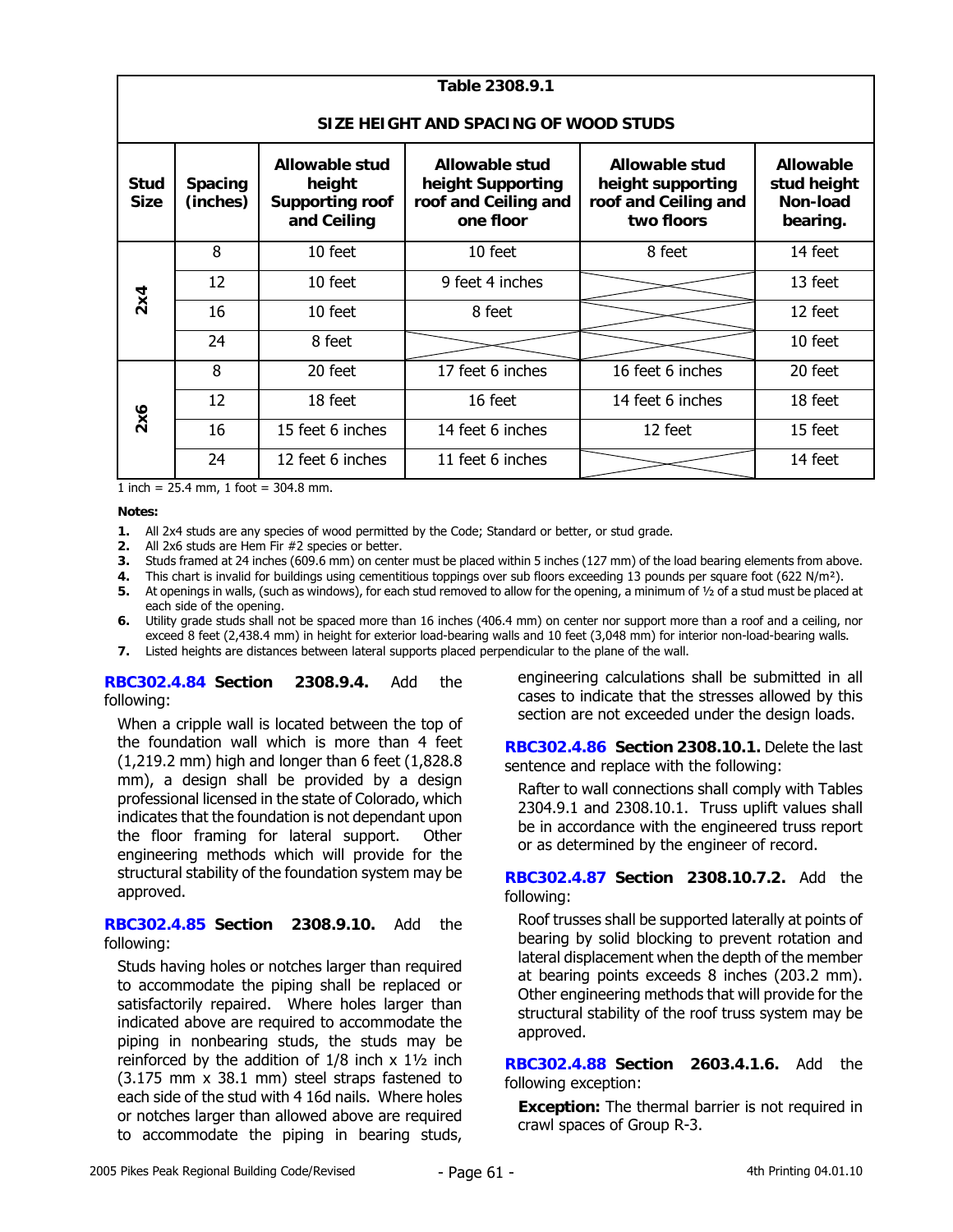**Table 2308.9.1**

**SIZE HEIGHT AND SPACING OF WOOD STUDS**

| Stud Size | Spacing (inches) | Allowable stud height Supporting roof and Ceiling | Allowable stud height Supporting roof and Ceiling and one floor | Allowable stud height supporting roof and Ceiling and two floors | Allowable stud height Non-load bearing. |
|---|---|---|---|---|---|
| 2x4 | 8 | 10 feet | 10 feet | 8 feet | 14 feet |
| | 12 | 10 feet | 9 feet 4 inches | | 13 feet |
| | 16 | 10 feet | 8 feet | | 12 feet |
| | 24 | 8 feet | | | 10 feet |
| 2x6 | 8 | 20 feet | 17 feet 6 inches | 16 feet 6 inches | 20 feet |
| | 12 | 18 feet | 16 feet | 14 feet 6 inches | 18 feet |
| | 16 | 15 feet 6 inches | 14 feet 6 inches | 12 feet | 15 feet |
| | 24 | 12 feet 6 inches | 11 feet 6 inches | | 14 feet |

1 inch = 25.4 mm, 1 foot = 304.8 mm.

**Notes:**

1. All 2x4 studs are any species of wood permitted by the Code; Standard or better, or stud grade.
2. All 2x6 studs are Hem Fir #2 species or better.
3. Studs framed at 24 inches (609.6 mm) on center must be placed within 5 inches (127 mm) of the load bearing elements from above.
4. This chart is invalid for buildings using cementitious toppings over sub floors exceeding 13 pounds per square foot (622 N/m²).
5. At openings in walls, (such as windows), for each stud removed to allow for the opening, a minimum of ½ of a stud must be placed at each side of the opening.
6. Utility grade studs shall not be spaced more than 16 inches (406.4 mm) on center nor support more than a roof and a ceiling, nor exceed 8 feet (2,438.4 mm) in height for exterior load-bearing walls and 10 feet (3,048 mm) for interior non-load-bearing walls.
7. Listed heights are distances between lateral supports placed perpendicular to the plane of the wall.

**RBC302.4.84 Section 2308.9.4.** Add the following:

When a cripple wall is located between the top of the foundation wall which is more than 4 feet (1,219.2 mm) high and longer than 6 feet (1,828.8 mm), a design shall be provided by a design professional licensed in the state of Colorado, which indicates that the foundation is not dependant upon the floor framing for lateral support. Other engineering methods which will provide for the structural stability of the foundation system may be approved.

**RBC302.4.85 Section 2308.9.10.** Add the following:

Studs having holes or notches larger than required to accommodate the piping shall be replaced or satisfactorily repaired. Where holes larger than indicated above are required to accommodate the piping in nonbearing studs, the studs may be reinforced by the addition of 1/8 inch x 1½ inch (3.175 mm x 38.1 mm) steel straps fastened to each side of the stud with 4 16d nails. Where holes or notches larger than allowed above are required to accommodate the piping in bearing studs, engineering calculations shall be submitted in all cases to indicate that the stresses allowed by this section are not exceeded under the design loads.

**RBC302.4.86 Section 2308.10.1.** Delete the last sentence and replace with the following:

Rafter to wall connections shall comply with Tables 2304.9.1 and 2308.10.1. Truss uplift values shall be in accordance with the engineered truss report or as determined by the engineer of record.

**RBC302.4.87 Section 2308.10.7.2.** Add the following:

Roof trusses shall be supported laterally at points of bearing by solid blocking to prevent rotation and lateral displacement when the depth of the member at bearing points exceeds 8 inches (203.2 mm). Other engineering methods that will provide for the structural stability of the roof truss system may be approved.

**RBC302.4.88 Section 2603.4.1.6.** Add the following exception:

**Exception:** The thermal barrier is not required in crawl spaces of Group R-3.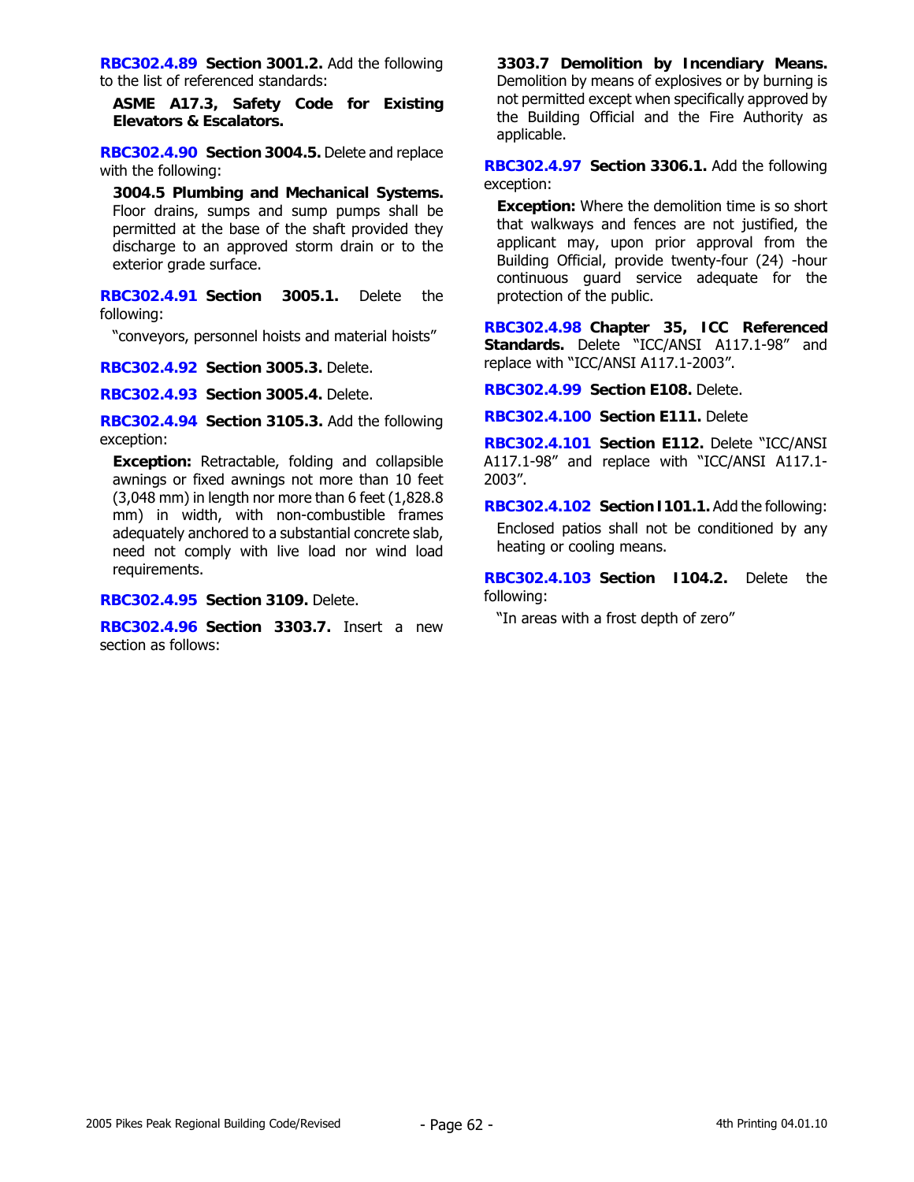**RBC302.4.89 Section 3001.2.** Add the following to the list of referenced standards:

> **ASME A17.3, Safety Code for Existing Elevators & Escalators.**

**RBC302.4.90 Section 3004.5.** Delete and replace with the following:

> **3004.5 Plumbing and Mechanical Systems.** Floor drains, sumps and sump pumps shall be permitted at the base of the shaft provided they discharge to an approved storm drain or to the exterior grade surface.

**RBC302.4.91 Section 3005.1.** Delete the following:

> "conveyors, personnel hoists and material hoists"

**RBC302.4.92 Section 3005.3.** Delete.

**RBC302.4.93 Section 3005.4.** Delete.

**RBC302.4.94 Section 3105.3.** Add the following exception:

> **Exception:** Retractable, folding and collapsible awnings or fixed awnings not more than 10 feet (3,048 mm) in length nor more than 6 feet (1,828.8 mm) in width, with non-combustible frames adequately anchored to a substantial concrete slab, need not comply with live load nor wind load requirements.

**RBC302.4.95 Section 3109.** Delete.

**RBC302.4.96 Section 3303.7.** Insert a new section as follows:

> **3303.7 Demolition by Incendiary Means.** Demolition by means of explosives or by burning is not permitted except when specifically approved by the Building Official and the Fire Authority as applicable.

**RBC302.4.97 Section 3306.1.** Add the following exception:

> **Exception:** Where the demolition time is so short that walkways and fences are not justified, the applicant may, upon prior approval from the Building Official, provide twenty-four (24) -hour continuous guard service adequate for the protection of the public.

**RBC302.4.98 Chapter 35, ICC Referenced Standards.** Delete "ICC/ANSI A117.1-98" and replace with "ICC/ANSI A117.1-2003".

**RBC302.4.99 Section E108.** Delete.

**RBC302.4.100 Section E111.** Delete

**RBC302.4.101 Section E112.** Delete "ICC/ANSI A117.1-98" and replace with "ICC/ANSI A117.1-2003".

**RBC302.4.102 Section I101.1.** Add the following:

> Enclosed patios shall not be conditioned by any heating or cooling means.

**RBC302.4.103 Section I104.2.** Delete the following:

> "In areas with a frost depth of zero"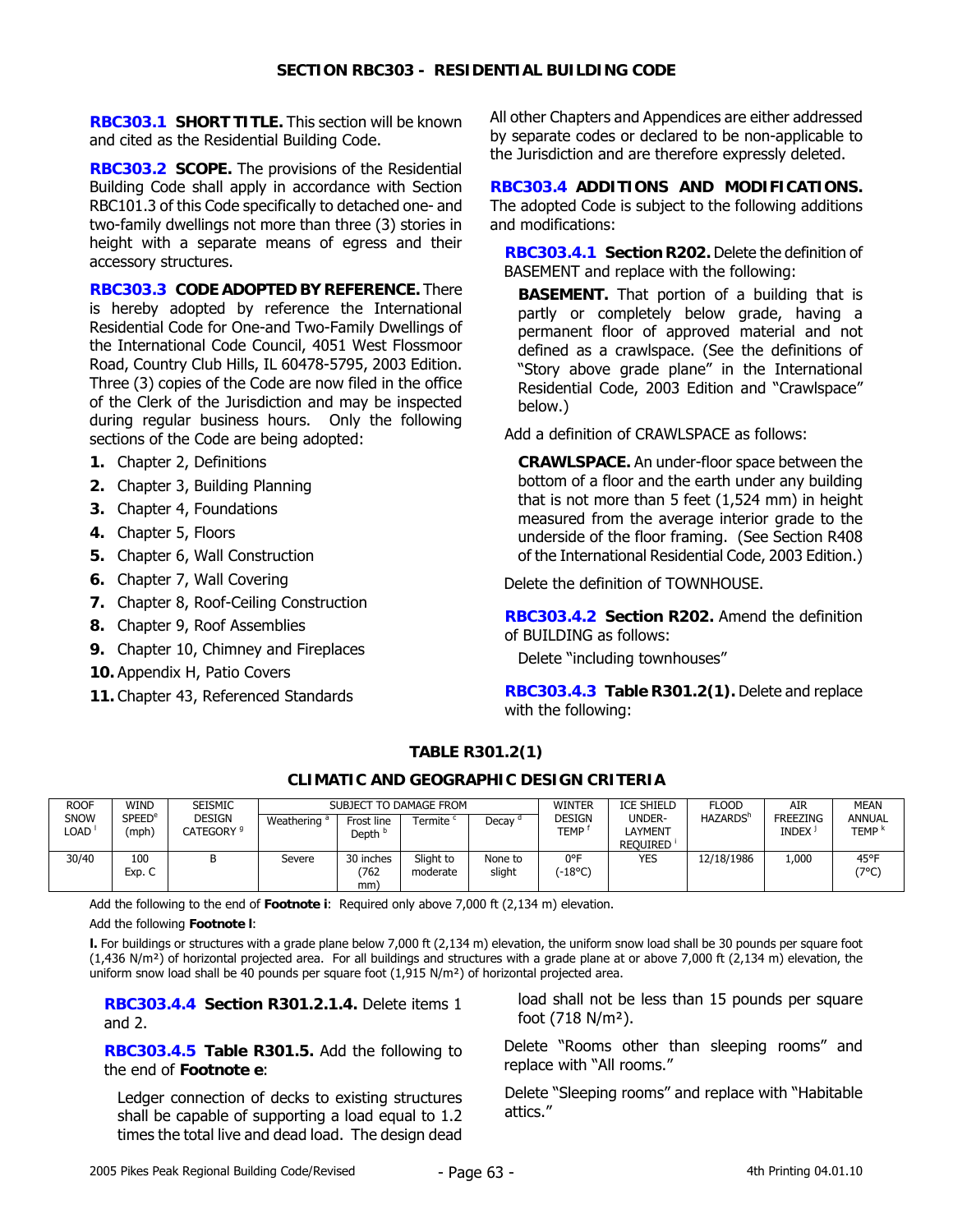## SECTION RBC303 - RESIDENTIAL BUILDING CODE

**RBC303.1 SHORT TITLE.** This section will be known and cited as the Residential Building Code.

**RBC303.2 SCOPE.** The provisions of the Residential Building Code shall apply in accordance with Section RBC101.3 of this Code specifically to detached one- and two-family dwellings not more than three (3) stories in height with a separate means of egress and their accessory structures.

**RBC303.3 CODE ADOPTED BY REFERENCE.** There is hereby adopted by reference the International Residential Code for One-and Two-Family Dwellings of the International Code Council, 4051 West Flossmoor Road, Country Club Hills, IL 60478-5795, 2003 Edition. Three (3) copies of the Code are now filed in the office of the Clerk of the Jurisdiction and may be inspected during regular business hours. Only the following sections of the Code are being adopted:

1. Chapter 2, Definitions
2. Chapter 3, Building Planning
3. Chapter 4, Foundations
4. Chapter 5, Floors
5. Chapter 6, Wall Construction
6. Chapter 7, Wall Covering
7. Chapter 8, Roof-Ceiling Construction
8. Chapter 9, Roof Assemblies
9. Chapter 10, Chimney and Fireplaces
10. Appendix H, Patio Covers
11. Chapter 43, Referenced Standards

All other Chapters and Appendices are either addressed by separate codes or declared to be non-applicable to the Jurisdiction and are therefore expressly deleted.

**RBC303.4 ADDITIONS AND MODIFICATIONS.** The adopted Code is subject to the following additions and modifications:

**RBC303.4.1 Section R202.** Delete the definition of BASEMENT and replace with the following:

**BASEMENT.** That portion of a building that is partly or completely below grade, having a permanent floor of approved material and not defined as a crawlspace. (See the definitions of "Story above grade plane" in the International Residential Code, 2003 Edition and "Crawlspace" below.)

Add a definition of CRAWLSPACE as follows:

**CRAWLSPACE.** An under-floor space between the bottom of a floor and the earth under any building that is not more than 5 feet (1,524 mm) in height measured from the average interior grade to the underside of the floor framing. (See Section R408 of the International Residential Code, 2003 Edition.)

Delete the definition of TOWNHOUSE.

**RBC303.4.2 Section R202.** Amend the definition of BUILDING as follows:

Delete "including townhouses"

**RBC303.4.3 Table R301.2(1).** Delete and replace with the following:

**TABLE R301.2(1)**

**CLIMATIC AND GEOGRAPHIC DESIGN CRITERIA**

| ROOF SNOW LOAD [l] | WIND SPEED[e] (mph) | SEISMIC DESIGN CATEGORY [g] | SUBJECT TO DAMAGE FROM | | | | WINTER DESIGN TEMP [f] | ICE SHIELD UNDER-LAYMENT REQUIRED [i] | FLOOD HAZARDS[h] | AIR FREEZING INDEX [j] | MEAN ANNUAL TEMP [k] |
|---|---|---|---|---|---|---|---|---|---|---|---|
| | | | Weathering [a] | Frost line Depth [b] | Termite [c] | Decay [d] | | | | | |
| 30/40 | 100 Exp. C | B | Severe | 30 inches (762 mm) | Slight to moderate | None to slight | 0°F (-18°C) | YES | 12/18/1986 | 1,000 | 45°F (7°C) |

Add the following to the end of **Footnote i**: Required only above 7,000 ft (2,134 m) elevation.

Add the following **Footnote l**:

**l.** For buildings or structures with a grade plane below 7,000 ft (2,134 m) elevation, the uniform snow load shall be 30 pounds per square foot (1,436 N/m²) of horizontal projected area. For all buildings and structures with a grade plane at or above 7,000 ft (2,134 m) elevation, the uniform snow load shall be 40 pounds per square foot (1,915 N/m²) of horizontal projected area.

**RBC303.4.4 Section R301.2.1.4.** Delete items 1 and 2.

**RBC303.4.5 Table R301.5.** Add the following to the end of **Footnote e**:

Ledger connection of decks to existing structures shall be capable of supporting a load equal to 1.2 times the total live and dead load. The design dead load shall not be less than 15 pounds per square foot (718 N/m²).

Delete "Rooms other than sleeping rooms" and replace with "All rooms."

Delete "Sleeping rooms" and replace with "Habitable attics."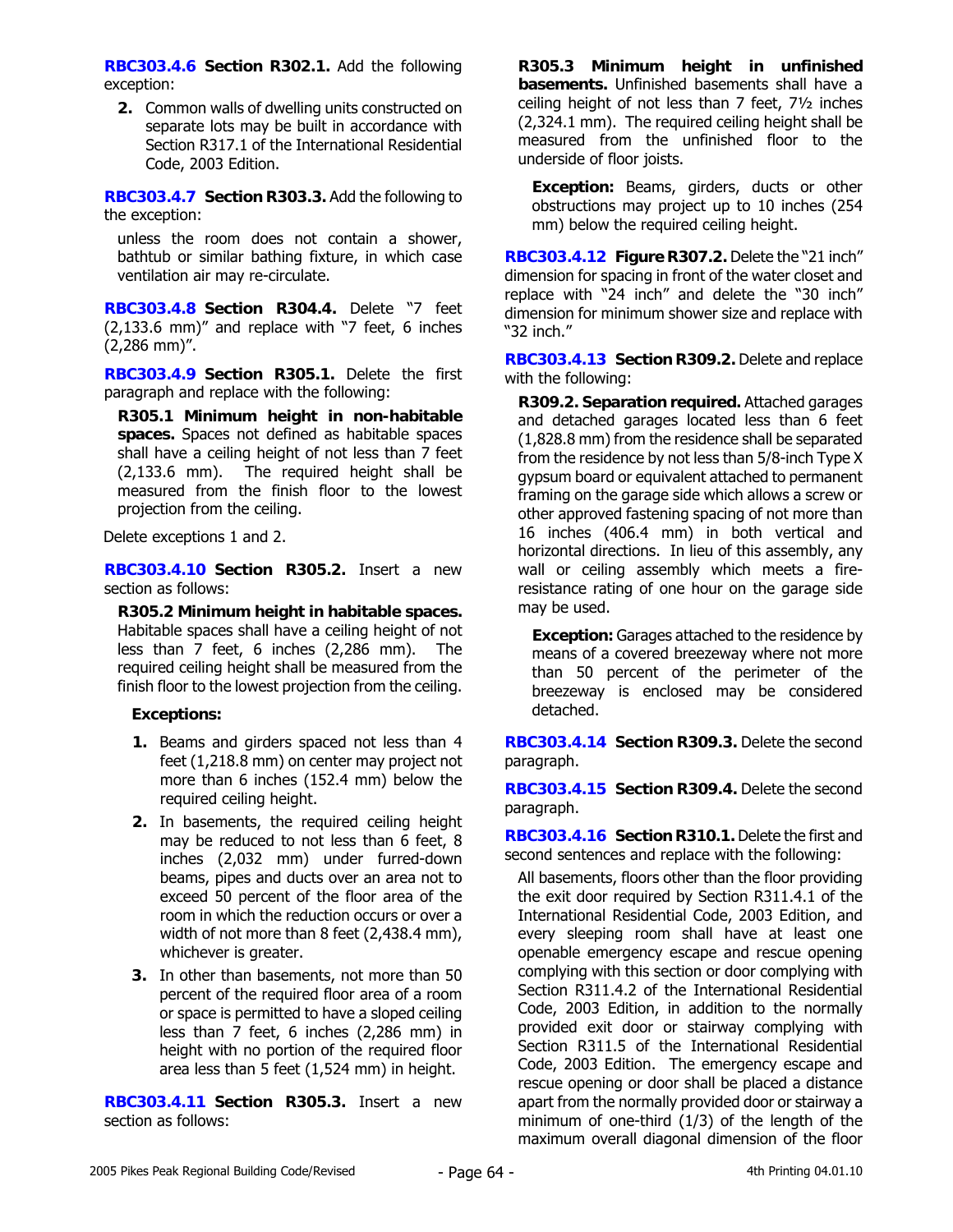**RBC303.4.6 Section R302.1.** Add the following exception:

2. Common walls of dwelling units constructed on separate lots may be built in accordance with Section R317.1 of the International Residential Code, 2003 Edition.

**RBC303.4.7 Section R303.3.** Add the following to the exception:

unless the room does not contain a shower, bathtub or similar bathing fixture, in which case ventilation air may re-circulate.

**RBC303.4.8 Section R304.4.** Delete "7 feet (2,133.6 mm)" and replace with "7 feet, 6 inches (2,286 mm)".

**RBC303.4.9 Section R305.1.** Delete the first paragraph and replace with the following:

**R305.1 Minimum height in non-habitable spaces.** Spaces not defined as habitable spaces shall have a ceiling height of not less than 7 feet (2,133.6 mm). The required height shall be measured from the finish floor to the lowest projection from the ceiling.

Delete exceptions 1 and 2.

**RBC303.4.10 Section R305.2.** Insert a new section as follows:

**R305.2 Minimum height in habitable spaces.** Habitable spaces shall have a ceiling height of not less than 7 feet, 6 inches (2,286 mm). The required ceiling height shall be measured from the finish floor to the lowest projection from the ceiling.

**Exceptions:**

1. Beams and girders spaced not less than 4 feet (1,218.8 mm) on center may project not more than 6 inches (152.4 mm) below the required ceiling height.
2. In basements, the required ceiling height may be reduced to not less than 6 feet, 8 inches (2,032 mm) under furred-down beams, pipes and ducts over an area not to exceed 50 percent of the floor area of the room in which the reduction occurs or over a width of not more than 8 feet (2,438.4 mm), whichever is greater.
3. In other than basements, not more than 50 percent of the required floor area of a room or space is permitted to have a sloped ceiling less than 7 feet, 6 inches (2,286 mm) in height with no portion of the required floor area less than 5 feet (1,524 mm) in height.

**RBC303.4.11 Section R305.3.** Insert a new section as follows:

**R305.3 Minimum height in unfinished basements.** Unfinished basements shall have a ceiling height of not less than 7 feet, 7½ inches (2,324.1 mm). The required ceiling height shall be measured from the unfinished floor to the underside of floor joists.

**Exception:** Beams, girders, ducts or other obstructions may project up to 10 inches (254 mm) below the required ceiling height.

**RBC303.4.12 Figure R307.2.** Delete the "21 inch" dimension for spacing in front of the water closet and replace with "24 inch" and delete the "30 inch" dimension for minimum shower size and replace with "32 inch."

**RBC303.4.13 Section R309.2.** Delete and replace with the following:

**R309.2. Separation required.** Attached garages and detached garages located less than 6 feet (1,828.8 mm) from the residence shall be separated from the residence by not less than 5/8-inch Type X gypsum board or equivalent attached to permanent framing on the garage side which allows a screw or other approved fastening spacing of not more than 16 inches (406.4 mm) in both vertical and horizontal directions. In lieu of this assembly, any wall or ceiling assembly which meets a fire-resistance rating of one hour on the garage side may be used.

**Exception:** Garages attached to the residence by means of a covered breezeway where not more than 50 percent of the perimeter of the breezeway is enclosed may be considered detached.

**RBC303.4.14 Section R309.3.** Delete the second paragraph.

**RBC303.4.15 Section R309.4.** Delete the second paragraph.

**RBC303.4.16 Section R310.1.** Delete the first and second sentences and replace with the following:

All basements, floors other than the floor providing the exit door required by Section R311.4.1 of the International Residential Code, 2003 Edition, and every sleeping room shall have at least one openable emergency escape and rescue opening complying with this section or door complying with Section R311.4.2 of the International Residential Code, 2003 Edition, in addition to the normally provided exit door or stairway complying with Section R311.5 of the International Residential Code, 2003 Edition. The emergency escape and rescue opening or door shall be placed a distance apart from the normally provided door or stairway a minimum of one-third (1/3) of the length of the maximum overall diagonal dimension of the floor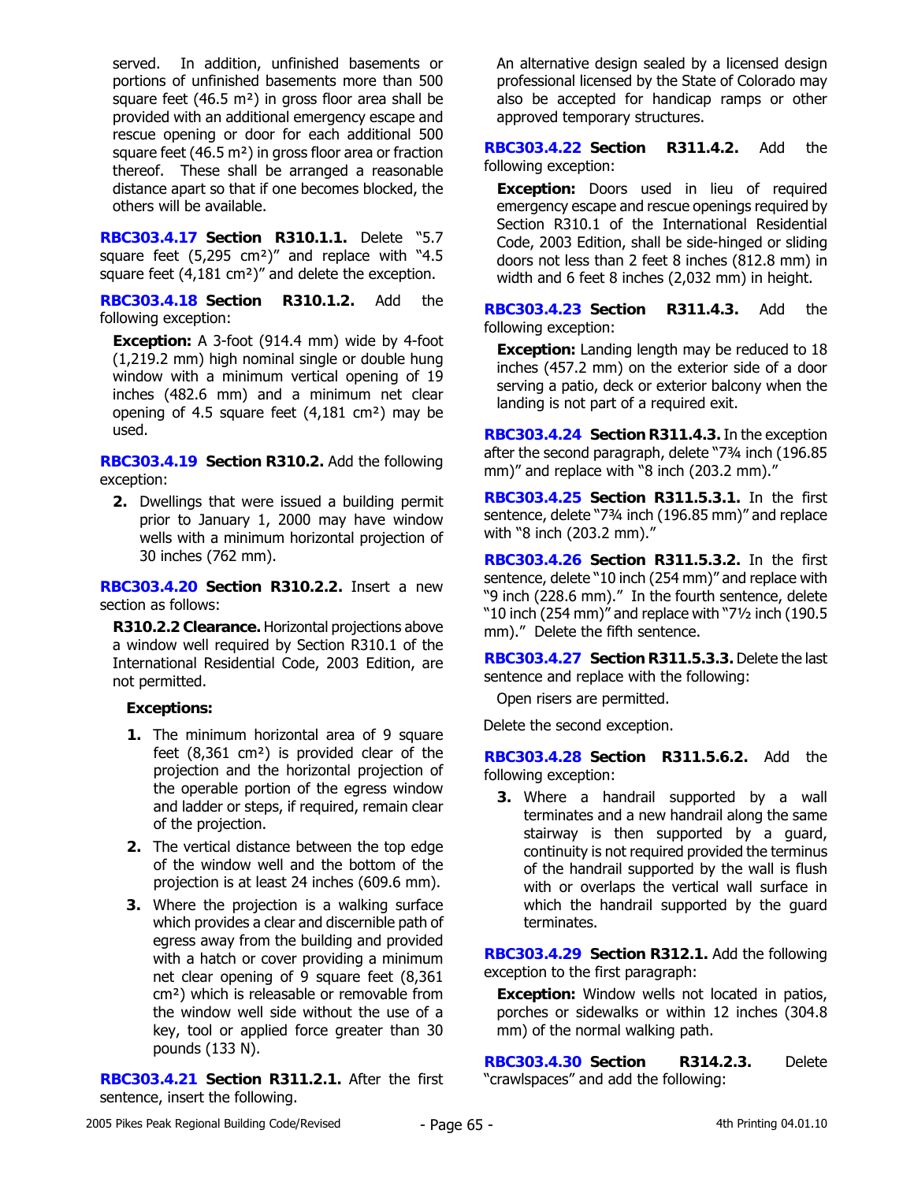served. In addition, unfinished basements or portions of unfinished basements more than 500 square feet (46.5 m²) in gross floor area shall be provided with an additional emergency escape and rescue opening or door for each additional 500 square feet (46.5 m²) in gross floor area or fraction thereof. These shall be arranged a reasonable distance apart so that if one becomes blocked, the others will be available.

**RBC303.4.17 Section R310.1.1.** Delete "5.7 square feet (5,295 cm²)" and replace with "4.5 square feet (4,181 cm²)" and delete the exception.

**RBC303.4.18 Section R310.1.2.** Add the following exception:

> **Exception:** A 3-foot (914.4 mm) wide by 4-foot (1,219.2 mm) high nominal single or double hung window with a minimum vertical opening of 19 inches (482.6 mm) and a minimum net clear opening of 4.5 square feet (4,181 cm²) may be used.

**RBC303.4.19 Section R310.2.** Add the following exception:

> **2.** Dwellings that were issued a building permit prior to January 1, 2000 may have window wells with a minimum horizontal projection of 30 inches (762 mm).

**RBC303.4.20 Section R310.2.2.** Insert a new section as follows:

> **R310.2.2 Clearance.** Horizontal projections above a window well required by Section R310.1 of the International Residential Code, 2003 Edition, are not permitted.
>
> **Exceptions:**
>
> 1. The minimum horizontal area of 9 square feet (8,361 cm²) is provided clear of the projection and the horizontal projection of the operable portion of the egress window and ladder or steps, if required, remain clear of the projection.
> 2. The vertical distance between the top edge of the window well and the bottom of the projection is at least 24 inches (609.6 mm).
> 3. Where the projection is a walking surface which provides a clear and discernible path of egress away from the building and provided with a hatch or cover providing a minimum net clear opening of 9 square feet (8,361 cm²) which is releasable or removable from the window well side without the use of a key, tool or applied force greater than 30 pounds (133 N).

**RBC303.4.21 Section R311.2.1.** After the first sentence, insert the following.

> An alternative design sealed by a licensed design professional licensed by the State of Colorado may also be accepted for handicap ramps or other approved temporary structures.

**RBC303.4.22 Section R311.4.2.** Add the following exception:

> **Exception:** Doors used in lieu of required emergency escape and rescue openings required by Section R310.1 of the International Residential Code, 2003 Edition, shall be side-hinged or sliding doors not less than 2 feet 8 inches (812.8 mm) in width and 6 feet 8 inches (2,032 mm) in height.

**RBC303.4.23 Section R311.4.3.** Add the following exception:

> **Exception:** Landing length may be reduced to 18 inches (457.2 mm) on the exterior side of a door serving a patio, deck or exterior balcony when the landing is not part of a required exit.

**RBC303.4.24 Section R311.4.3.** In the exception after the second paragraph, delete "7¾ inch (196.85 mm)" and replace with "8 inch (203.2 mm)."

**RBC303.4.25 Section R311.5.3.1.** In the first sentence, delete "7¾ inch (196.85 mm)" and replace with "8 inch (203.2 mm)."

**RBC303.4.26 Section R311.5.3.2.** In the first sentence, delete "10 inch (254 mm)" and replace with "9 inch (228.6 mm)." In the fourth sentence, delete "10 inch (254 mm)" and replace with "7½ inch (190.5 mm)." Delete the fifth sentence.

**RBC303.4.27 Section R311.5.3.3.** Delete the last sentence and replace with the following:

> Open risers are permitted.

Delete the second exception.

**RBC303.4.28 Section R311.5.6.2.** Add the following exception:

> **3.** Where a handrail supported by a wall terminates and a new handrail along the same stairway is then supported by a guard, continuity is not required provided the terminus of the handrail supported by the wall is flush with or overlaps the vertical wall surface in which the handrail supported by the guard terminates.

**RBC303.4.29 Section R312.1.** Add the following exception to the first paragraph:

> **Exception:** Window wells not located in patios, porches or sidewalks or within 12 inches (304.8 mm) of the normal walking path.

**RBC303.4.30 Section R314.2.3.** Delete "crawlspaces" and add the following: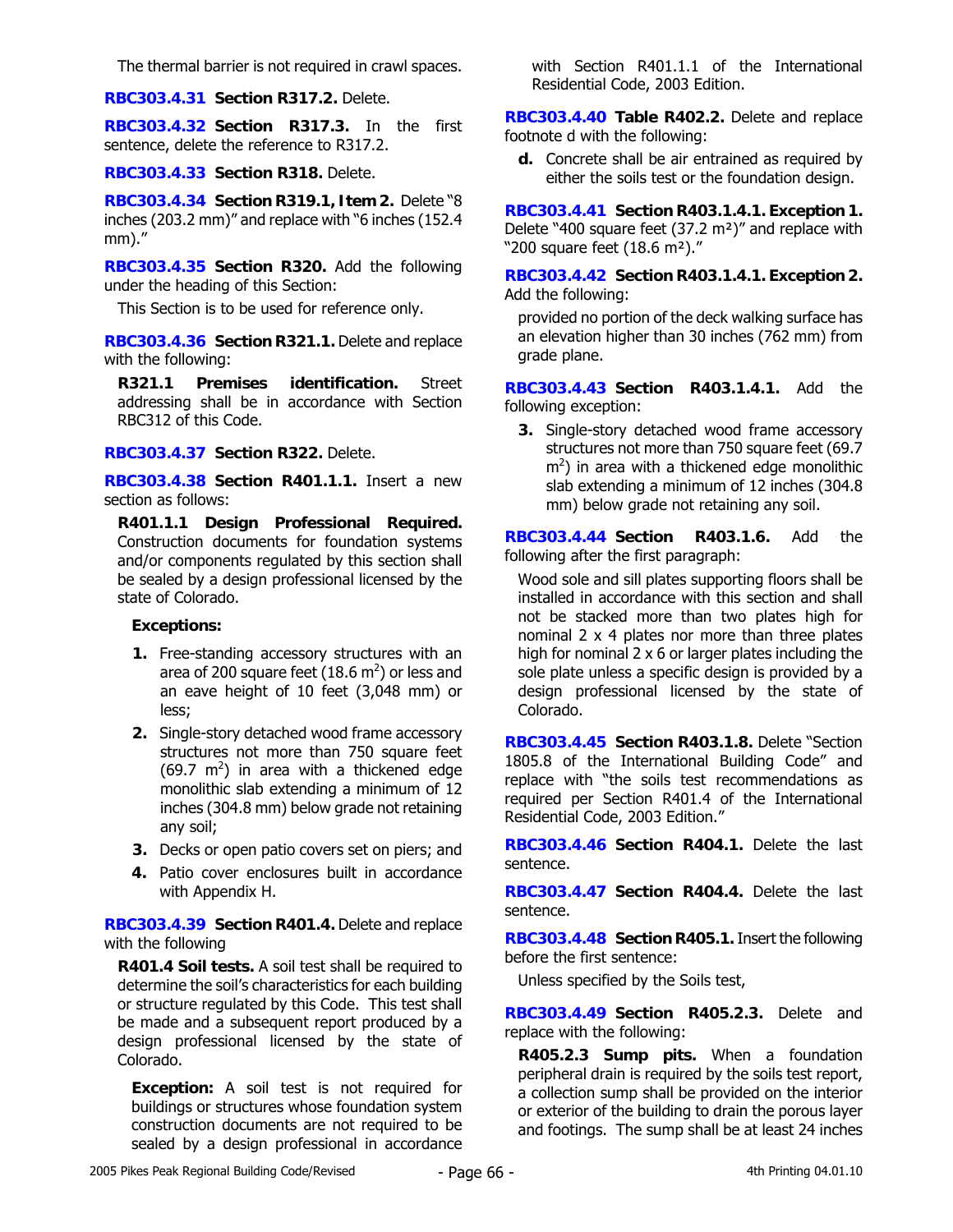The thermal barrier is not required in crawl spaces.

**RBC303.4.31 Section R317.2.** Delete.

**RBC303.4.32 Section R317.3.** In the first sentence, delete the reference to R317.2.

**RBC303.4.33 Section R318.** Delete.

**RBC303.4.34 Section R319.1, Item 2.** Delete "8 inches (203.2 mm)" and replace with "6 inches (152.4 mm)."

**RBC303.4.35 Section R320.** Add the following under the heading of this Section:

This Section is to be used for reference only.

**RBC303.4.36 Section R321.1.** Delete and replace with the following:

**R321.1 Premises identification.** Street addressing shall be in accordance with Section RBC312 of this Code.

**RBC303.4.37 Section R322.** Delete.

**RBC303.4.38 Section R401.1.1.** Insert a new section as follows:

**R401.1.1 Design Professional Required.** Construction documents for foundation systems and/or components regulated by this section shall be sealed by a design professional licensed by the state of Colorado.

**Exceptions:**

1. Free-standing accessory structures with an area of 200 square feet (18.6 $m^2$) or less and an eave height of 10 feet (3,048 mm) or less;
2. Single-story detached wood frame accessory structures not more than 750 square feet (69.7 $m^2$) in area with a thickened edge monolithic slab extending a minimum of 12 inches (304.8 mm) below grade not retaining any soil;
3. Decks or open patio covers set on piers; and
4. Patio cover enclosures built in accordance with Appendix H.

**RBC303.4.39 Section R401.4.** Delete and replace with the following

**R401.4 Soil tests.** A soil test shall be required to determine the soil's characteristics for each building or structure regulated by this Code. This test shall be made and a subsequent report produced by a design professional licensed by the state of Colorado.

**Exception:** A soil test is not required for buildings or structures whose foundation system construction documents are not required to be sealed by a design professional in accordance with Section R401.1.1 of the International Residential Code, 2003 Edition.

**RBC303.4.40 Table R402.2.** Delete and replace footnote d with the following:

**d.** Concrete shall be air entrained as required by either the soils test or the foundation design.

**RBC303.4.41 Section R403.1.4.1. Exception 1.** Delete "400 square feet (37.2 m²)" and replace with "200 square feet (18.6 m²)."

**RBC303.4.42 Section R403.1.4.1. Exception 2.** Add the following:

provided no portion of the deck walking surface has an elevation higher than 30 inches (762 mm) from grade plane.

**RBC303.4.43 Section R403.1.4.1.** Add the following exception:

3. Single-story detached wood frame accessory structures not more than 750 square feet (69.7 $m^2$) in area with a thickened edge monolithic slab extending a minimum of 12 inches (304.8 mm) below grade not retaining any soil.

**RBC303.4.44 Section R403.1.6.** Add the following after the first paragraph:

Wood sole and sill plates supporting floors shall be installed in accordance with this section and shall not be stacked more than two plates high for nominal 2 x 4 plates nor more than three plates high for nominal 2 x 6 or larger plates including the sole plate unless a specific design is provided by a design professional licensed by the state of Colorado.

**RBC303.4.45 Section R403.1.8.** Delete "Section 1805.8 of the International Building Code" and replace with "the soils test recommendations as required per Section R401.4 of the International Residential Code, 2003 Edition."

**RBC303.4.46 Section R404.1.** Delete the last sentence.

**RBC303.4.47 Section R404.4.** Delete the last sentence.

**RBC303.4.48 Section R405.1.** Insert the following before the first sentence:

Unless specified by the Soils test,

**RBC303.4.49 Section R405.2.3.** Delete and replace with the following:

**R405.2.3 Sump pits.** When a foundation peripheral drain is required by the soils test report, a collection sump shall be provided on the interior or exterior of the building to drain the porous layer and footings. The sump shall be at least 24 inches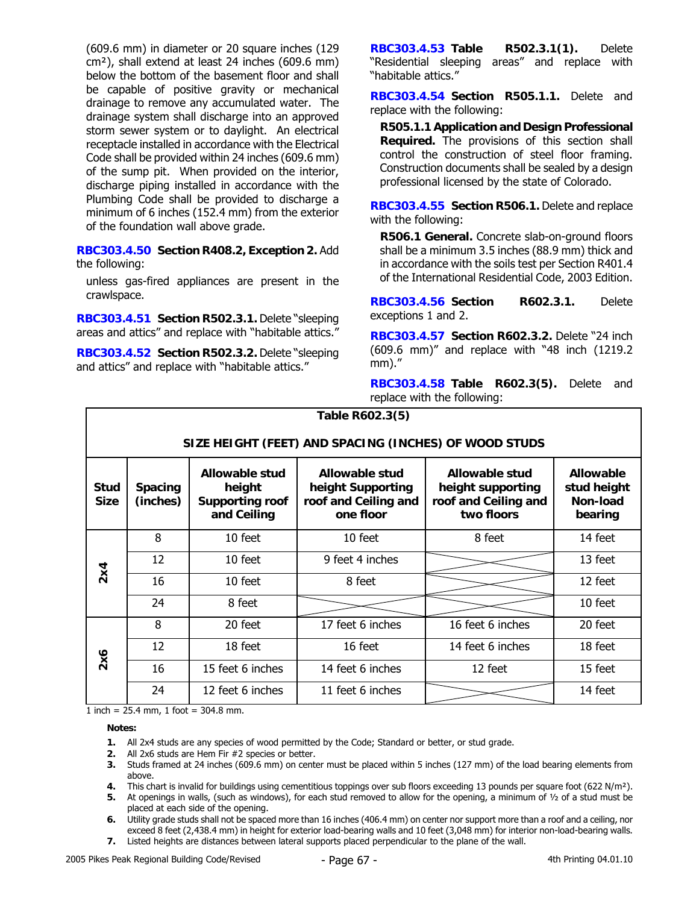(609.6 mm) in diameter or 20 square inches (129 cm²), shall extend at least 24 inches (609.6 mm) below the bottom of the basement floor and shall be capable of positive gravity or mechanical drainage to remove any accumulated water. The drainage system shall discharge into an approved storm sewer system or to daylight. An electrical receptacle installed in accordance with the Electrical Code shall be provided within 24 inches (609.6 mm) of the sump pit. When provided on the interior, discharge piping installed in accordance with the Plumbing Code shall be provided to discharge a minimum of 6 inches (152.4 mm) from the exterior of the foundation wall above grade.

**RBC303.4.50 Section R408.2, Exception 2.** Add the following:

unless gas-fired appliances are present in the crawlspace.

**RBC303.4.51 Section R502.3.1.** Delete "sleeping areas and attics" and replace with "habitable attics."

**RBC303.4.52 Section R502.3.2.** Delete "sleeping and attics" and replace with "habitable attics."

**RBC303.4.53 Table R502.3.1(1).** Delete "Residential sleeping areas" and replace with "habitable attics."

**RBC303.4.54 Section R505.1.1.** Delete and replace with the following:

**R505.1.1 Application and Design Professional Required.** The provisions of this section shall control the construction of steel floor framing. Construction documents shall be sealed by a design professional licensed by the state of Colorado.

**RBC303.4.55 Section R506.1.** Delete and replace with the following:

**R506.1 General.** Concrete slab-on-ground floors shall be a minimum 3.5 inches (88.9 mm) thick and in accordance with the soils test per Section R401.4 of the International Residential Code, 2003 Edition.

**RBC303.4.56 Section R602.3.1.** Delete exceptions 1 and 2.

**RBC303.4.57 Section R602.3.2.** Delete "24 inch (609.6 mm)" and replace with "48 inch (1219.2 mm)."

**RBC303.4.58 Table R602.3(5).** Delete and replace with the following:

**Table R602.3(5)**

**SIZE HEIGHT (FEET) AND SPACING (INCHES) OF WOOD STUDS**

| Stud Size | Spacing (inches) | Allowable stud height Supporting roof and Ceiling | Allowable stud height Supporting roof and Ceiling and one floor | Allowable stud height supporting roof and Ceiling and two floors | Allowable stud height Non-load bearing |
|---|---|---|---|---|---|
| 2x4 | 8 | 10 feet | 10 feet | 8 feet | 14 feet |
| | 12 | 10 feet | 9 feet 4 inches | | 13 feet |
| | 16 | 10 feet | 8 feet | | 12 feet |
| | 24 | 8 feet | | | 10 feet |
| 2x6 | 8 | 20 feet | 17 feet 6 inches | 16 feet 6 inches | 20 feet |
| | 12 | 18 feet | 16 feet | 14 feet 6 inches | 18 feet |
| | 16 | 15 feet 6 inches | 14 feet 6 inches | 12 feet | 15 feet |
| | 24 | 12 feet 6 inches | 11 feet 6 inches | | 14 feet |

1 inch = 25.4 mm, 1 foot = 304.8 mm.

**Notes:**

1. All 2x4 studs are any species of wood permitted by the Code; Standard or better, or stud grade.
2. All 2x6 studs are Hem Fir #2 species or better.
3. Studs framed at 24 inches (609.6 mm) on center must be placed within 5 inches (127 mm) of the load bearing elements from above.
4. This chart is invalid for buildings using cementitious toppings over sub floors exceeding 13 pounds per square foot (622 N/m²).
5. At openings in walls, (such as windows), for each stud removed to allow for the opening, a minimum of ½ of a stud must be placed at each side of the opening.
6. Utility grade studs shall not be spaced more than 16 inches (406.4 mm) on center nor support more than a roof and a ceiling, nor exceed 8 feet (2,438.4 mm) in height for exterior load-bearing walls and 10 feet (3,048 mm) for interior non-load-bearing walls.
7. Listed heights are distances between lateral supports placed perpendicular to the plane of the wall.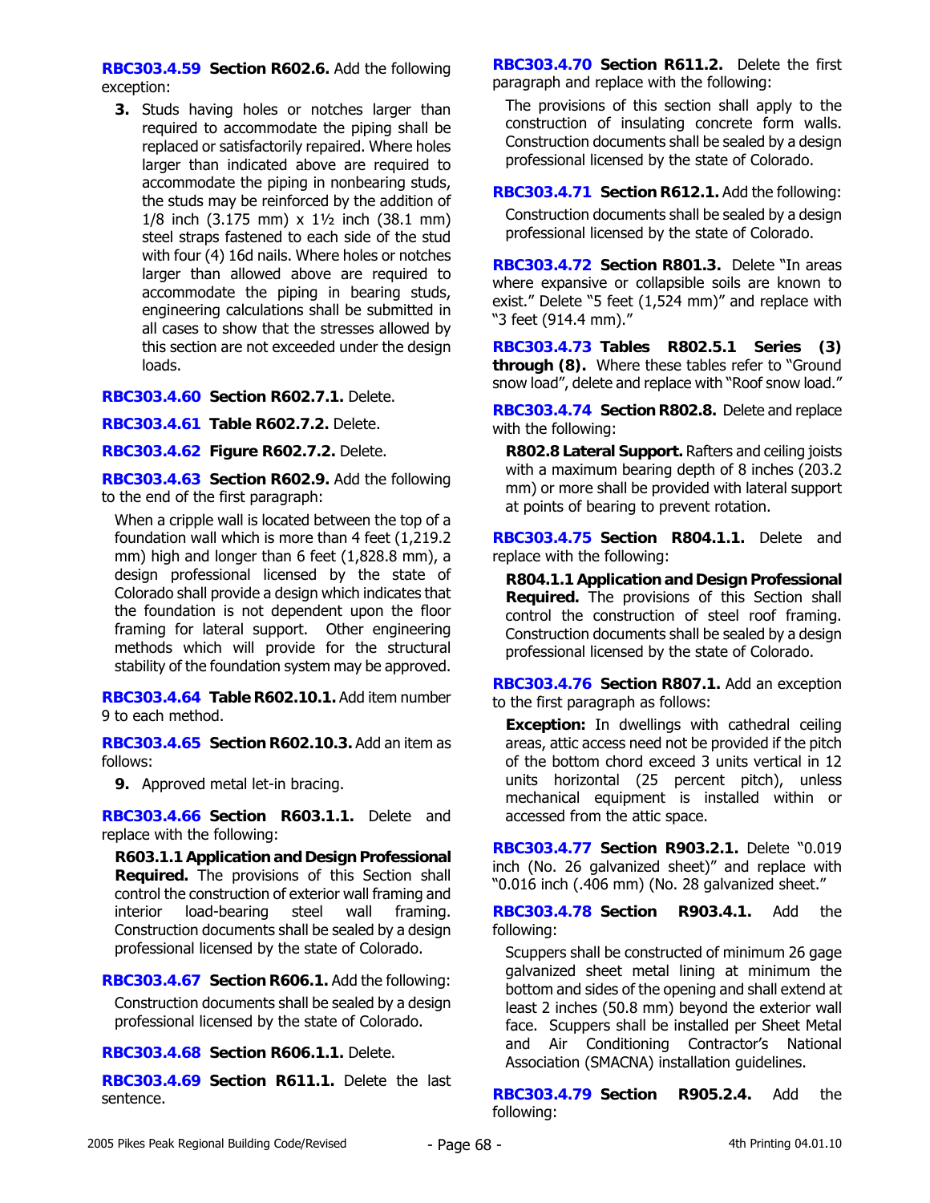**RBC303.4.59 Section R602.6.** Add the following exception:

3. Studs having holes or notches larger than required to accommodate the piping shall be replaced or satisfactorily repaired. Where holes larger than indicated above are required to accommodate the piping in nonbearing studs, the studs may be reinforced by the addition of 1/8 inch (3.175 mm) x 1½ inch (38.1 mm) steel straps fastened to each side of the stud with four (4) 16d nails. Where holes or notches larger than allowed above are required to accommodate the piping in bearing studs, engineering calculations shall be submitted in all cases to show that the stresses allowed by this section are not exceeded under the design loads.

**RBC303.4.60 Section R602.7.1.** Delete.

**RBC303.4.61 Table R602.7.2.** Delete.

**RBC303.4.62 Figure R602.7.2.** Delete.

**RBC303.4.63 Section R602.9.** Add the following to the end of the first paragraph:

When a cripple wall is located between the top of a foundation wall which is more than 4 feet (1,219.2 mm) high and longer than 6 feet (1,828.8 mm), a design professional licensed by the state of Colorado shall provide a design which indicates that the foundation is not dependent upon the floor framing for lateral support. Other engineering methods which will provide for the structural stability of the foundation system may be approved.

**RBC303.4.64 Table R602.10.1.** Add item number 9 to each method.

**RBC303.4.65 Section R602.10.3.** Add an item as follows:

9. Approved metal let-in bracing.

**RBC303.4.66 Section R603.1.1.** Delete and replace with the following:

**R603.1.1 Application and Design Professional Required.** The provisions of this Section shall control the construction of exterior wall framing and interior load-bearing steel wall framing. Construction documents shall be sealed by a design professional licensed by the state of Colorado.

**RBC303.4.67 Section R606.1.** Add the following:

Construction documents shall be sealed by a design professional licensed by the state of Colorado.

**RBC303.4.68 Section R606.1.1.** Delete.

**RBC303.4.69 Section R611.1.** Delete the last sentence.

**RBC303.4.70 Section R611.2.** Delete the first paragraph and replace with the following:

The provisions of this section shall apply to the construction of insulating concrete form walls. Construction documents shall be sealed by a design professional licensed by the state of Colorado.

**RBC303.4.71 Section R612.1.** Add the following:

Construction documents shall be sealed by a design professional licensed by the state of Colorado.

**RBC303.4.72 Section R801.3.** Delete "In areas where expansive or collapsible soils are known to exist." Delete "5 feet (1,524 mm)" and replace with "3 feet (914.4 mm)."

**RBC303.4.73 Tables R802.5.1 Series (3) through (8).** Where these tables refer to "Ground snow load", delete and replace with "Roof snow load."

**RBC303.4.74 Section R802.8.** Delete and replace with the following:

**R802.8 Lateral Support.** Rafters and ceiling joists with a maximum bearing depth of 8 inches (203.2 mm) or more shall be provided with lateral support at points of bearing to prevent rotation.

**RBC303.4.75 Section R804.1.1.** Delete and replace with the following:

**R804.1.1 Application and Design Professional Required.** The provisions of this Section shall control the construction of steel roof framing. Construction documents shall be sealed by a design professional licensed by the state of Colorado.

**RBC303.4.76 Section R807.1.** Add an exception to the first paragraph as follows:

**Exception:** In dwellings with cathedral ceiling areas, attic access need not be provided if the pitch of the bottom chord exceed 3 units vertical in 12 units horizontal (25 percent pitch), unless mechanical equipment is installed within or accessed from the attic space.

**RBC303.4.77 Section R903.2.1.** Delete "0.019 inch (No. 26 galvanized sheet)" and replace with "0.016 inch (.406 mm) (No. 28 galvanized sheet."

**RBC303.4.78 Section R903.4.1.** Add the following:

Scuppers shall be constructed of minimum 26 gage galvanized sheet metal lining at minimum the bottom and sides of the opening and shall extend at least 2 inches (50.8 mm) beyond the exterior wall face. Scuppers shall be installed per Sheet Metal and Air Conditioning Contractor's National Association (SMACNA) installation guidelines.

**RBC303.4.79 Section R905.2.4.** Add the following: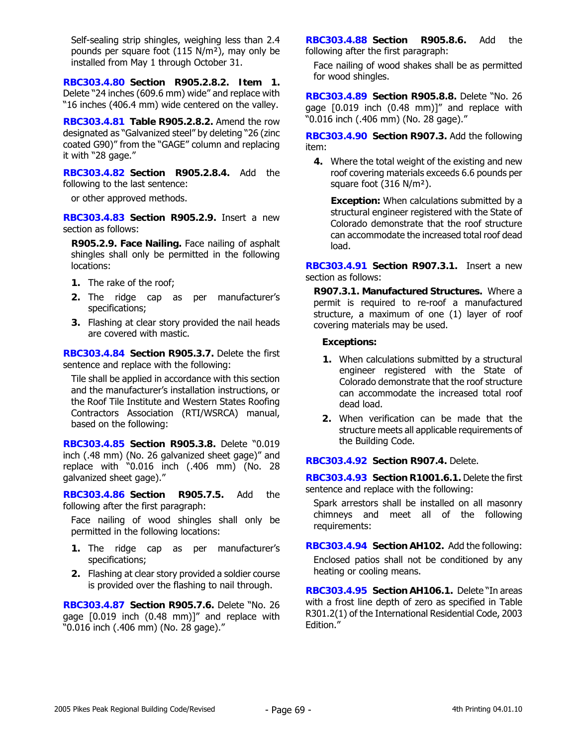Self-sealing strip shingles, weighing less than 2.4 pounds per square foot (115 N/m²), may only be installed from May 1 through October 31.

**RBC303.4.80 Section R905.2.8.2. Item 1.** Delete "24 inches (609.6 mm) wide" and replace with "16 inches (406.4 mm) wide centered on the valley.

**RBC303.4.81 Table R905.2.8.2.** Amend the row designated as "Galvanized steel" by deleting "26 (zinc coated G90)" from the "GAGE" column and replacing it with "28 gage."

**RBC303.4.82 Section R905.2.8.4.** Add the following to the last sentence:

or other approved methods.

**RBC303.4.83 Section R905.2.9.** Insert a new section as follows:

**R905.2.9. Face Nailing.** Face nailing of asphalt shingles shall only be permitted in the following locations:

1. The rake of the roof;
2. The ridge cap as per manufacturer's specifications;
3. Flashing at clear story provided the nail heads are covered with mastic.

**RBC303.4.84 Section R905.3.7.** Delete the first sentence and replace with the following:

Tile shall be applied in accordance with this section and the manufacturer's installation instructions, or the Roof Tile Institute and Western States Roofing Contractors Association (RTI/WSRCA) manual, based on the following:

**RBC303.4.85 Section R905.3.8.** Delete "0.019 inch (.48 mm) (No. 26 galvanized sheet gage)" and replace with "0.016 inch (.406 mm) (No. 28 galvanized sheet gage)."

**RBC303.4.86 Section R905.7.5.** Add the following after the first paragraph:

Face nailing of wood shingles shall only be permitted in the following locations:

1. The ridge cap as per manufacturer's specifications;
2. Flashing at clear story provided a soldier course is provided over the flashing to nail through.

**RBC303.4.87 Section R905.7.6.** Delete "No. 26 gage [0.019 inch (0.48 mm)]" and replace with "0.016 inch (.406 mm) (No. 28 gage)."

**RBC303.4.88 Section R905.8.6.** Add the following after the first paragraph:

Face nailing of wood shakes shall be as permitted for wood shingles.

**RBC303.4.89 Section R905.8.8.** Delete "No. 26 gage [0.019 inch (0.48 mm)]" and replace with "0.016 inch (.406 mm) (No. 28 gage)."

**RBC303.4.90 Section R907.3.** Add the following item:

4. Where the total weight of the existing and new roof covering materials exceeds 6.6 pounds per square foot (316 N/m²).

   **Exception:** When calculations submitted by a structural engineer registered with the State of Colorado demonstrate that the roof structure can accommodate the increased total roof dead load.

**RBC303.4.91 Section R907.3.1.** Insert a new section as follows:

**R907.3.1. Manufactured Structures.** Where a permit is required to re-roof a manufactured structure, a maximum of one (1) layer of roof covering materials may be used.

**Exceptions:**

1. When calculations submitted by a structural engineer registered with the State of Colorado demonstrate that the roof structure can accommodate the increased total roof dead load.
2. When verification can be made that the structure meets all applicable requirements of the Building Code.

**RBC303.4.92 Section R907.4.** Delete.

**RBC303.4.93 Section R1001.6.1.** Delete the first sentence and replace with the following:

Spark arrestors shall be installed on all masonry chimneys and meet all of the following requirements:

**RBC303.4.94 Section AH102.** Add the following:

Enclosed patios shall not be conditioned by any heating or cooling means.

**RBC303.4.95 Section AH106.1.** Delete "In areas with a frost line depth of zero as specified in Table R301.2(1) of the International Residential Code, 2003 Edition."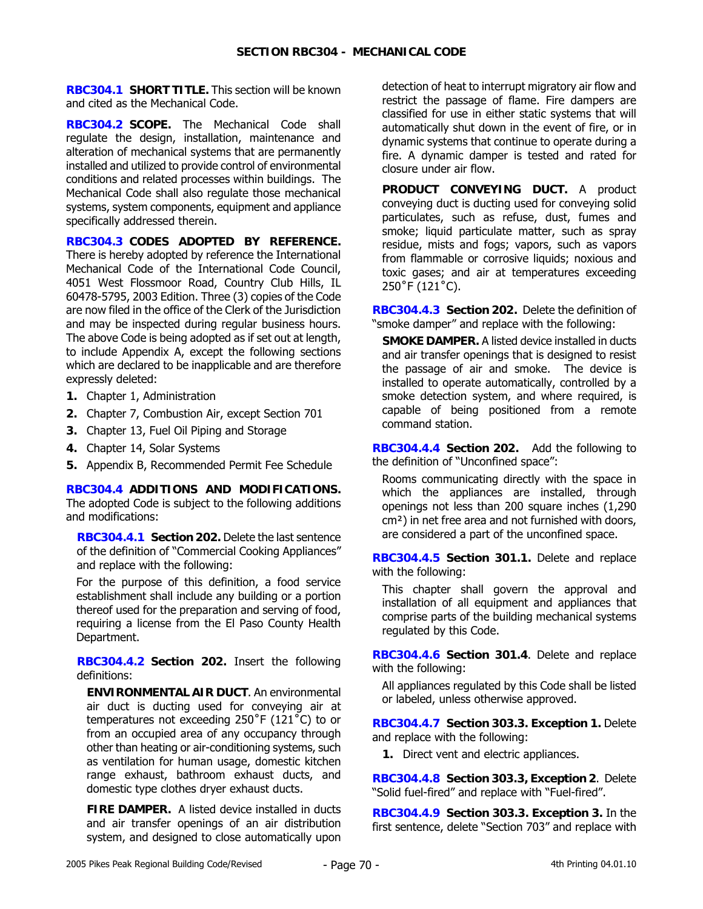## SECTION RBC304 - MECHANICAL CODE

**RBC304.1 SHORT TITLE.** This section will be known and cited as the Mechanical Code.

**RBC304.2 SCOPE.** The Mechanical Code shall regulate the design, installation, maintenance and alteration of mechanical systems that are permanently installed and utilized to provide control of environmental conditions and related processes within buildings. The Mechanical Code shall also regulate those mechanical systems, system components, equipment and appliance specifically addressed therein.

**RBC304.3 CODES ADOPTED BY REFERENCE.** There is hereby adopted by reference the International Mechanical Code of the International Code Council, 4051 West Flossmoor Road, Country Club Hills, IL 60478-5795, 2003 Edition. Three (3) copies of the Code are now filed in the office of the Clerk of the Jurisdiction and may be inspected during regular business hours. The above Code is being adopted as if set out at length, to include Appendix A, except the following sections which are declared to be inapplicable and are therefore expressly deleted:

1. Chapter 1, Administration
2. Chapter 7, Combustion Air, except Section 701
3. Chapter 13, Fuel Oil Piping and Storage
4. Chapter 14, Solar Systems
5. Appendix B, Recommended Permit Fee Schedule

**RBC304.4 ADDITIONS AND MODIFICATIONS.** The adopted Code is subject to the following additions and modifications:

**RBC304.4.1 Section 202.** Delete the last sentence of the definition of "Commercial Cooking Appliances" and replace with the following:

For the purpose of this definition, a food service establishment shall include any building or a portion thereof used for the preparation and serving of food, requiring a license from the El Paso County Health Department.

**RBC304.4.2 Section 202.** Insert the following definitions:

**ENVIRONMENTAL AIR DUCT**. An environmental air duct is ducting used for conveying air at temperatures not exceeding 250˚F (121˚C) to or from an occupied area of any occupancy through other than heating or air-conditioning systems, such as ventilation for human usage, domestic kitchen range exhaust, bathroom exhaust ducts, and domestic type clothes dryer exhaust ducts.

**FIRE DAMPER.** A listed device installed in ducts and air transfer openings of an air distribution system, and designed to close automatically upon detection of heat to interrupt migratory air flow and restrict the passage of flame. Fire dampers are classified for use in either static systems that will automatically shut down in the event of fire, or in dynamic systems that continue to operate during a fire. A dynamic damper is tested and rated for closure under air flow.

**PRODUCT CONVEYING DUCT.** A product conveying duct is ducting used for conveying solid particulates, such as refuse, dust, fumes and smoke; liquid particulate matter, such as spray residue, mists and fogs; vapors, such as vapors from flammable or corrosive liquids; noxious and toxic gases; and air at temperatures exceeding 250˚F (121˚C).

**RBC304.4.3 Section 202.** Delete the definition of "smoke damper" and replace with the following:

**SMOKE DAMPER.** A listed device installed in ducts and air transfer openings that is designed to resist the passage of air and smoke. The device is installed to operate automatically, controlled by a smoke detection system, and where required, is capable of being positioned from a remote command station.

**RBC304.4.4 Section 202.** Add the following to the definition of "Unconfined space":

Rooms communicating directly with the space in which the appliances are installed, through openings not less than 200 square inches (1,290 $cm^2$) in net free area and not furnished with doors, are considered a part of the unconfined space.

**RBC304.4.5 Section 301.1.** Delete and replace with the following:

This chapter shall govern the approval and installation of all equipment and appliances that comprise parts of the building mechanical systems regulated by this Code.

**RBC304.4.6 Section 301.4**. Delete and replace with the following:

All appliances regulated by this Code shall be listed or labeled, unless otherwise approved.

**RBC304.4.7 Section 303.3. Exception 1.** Delete and replace with the following:

1. Direct vent and electric appliances.

**RBC304.4.8 Section 303.3, Exception 2**. Delete "Solid fuel-fired" and replace with "Fuel-fired".

**RBC304.4.9 Section 303.3. Exception 3.** In the first sentence, delete "Section 703" and replace with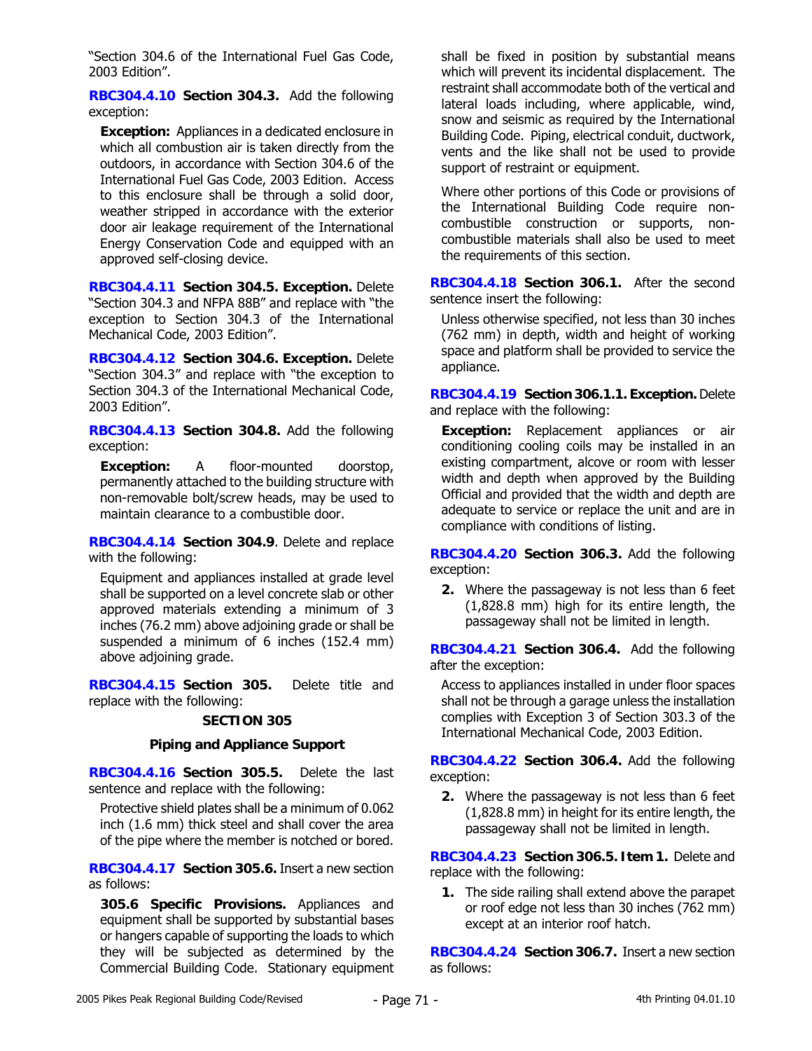"Section 304.6 of the International Fuel Gas Code, 2003 Edition".

**RBC304.4.10** **Section 304.3.** Add the following exception:

> **Exception:** Appliances in a dedicated enclosure in which all combustion air is taken directly from the outdoors, in accordance with Section 304.6 of the International Fuel Gas Code, 2003 Edition. Access to this enclosure shall be through a solid door, weather stripped in accordance with the exterior door air leakage requirement of the International Energy Conservation Code and equipped with an approved self-closing device.

**RBC304.4.11** **Section 304.5. Exception.** Delete "Section 304.3 and NFPA 88B" and replace with "the exception to Section 304.3 of the International Mechanical Code, 2003 Edition".

**RBC304.4.12** **Section 304.6. Exception.** Delete "Section 304.3" and replace with "the exception to Section 304.3 of the International Mechanical Code, 2003 Edition".

**RBC304.4.13** **Section 304.8.** Add the following exception:

> **Exception:** A floor-mounted doorstop, permanently attached to the building structure with non-removable bolt/screw heads, may be used to maintain clearance to a combustible door.

**RBC304.4.14** **Section 304.9**. Delete and replace with the following:

> Equipment and appliances installed at grade level shall be supported on a level concrete slab or other approved materials extending a minimum of 3 inches (76.2 mm) above adjoining grade or shall be suspended a minimum of 6 inches (152.4 mm) above adjoining grade.

**RBC304.4.15** **Section 305.** Delete title and replace with the following:

**SECTION 305**

**Piping and Appliance Support**

**RBC304.4.16** **Section 305.5.** Delete the last sentence and replace with the following:

> Protective shield plates shall be a minimum of 0.062 inch (1.6 mm) thick steel and shall cover the area of the pipe where the member is notched or bored.

**RBC304.4.17** **Section 305.6.** Insert a new section as follows:

> **305.6 Specific Provisions.** Appliances and equipment shall be supported by substantial bases or hangers capable of supporting the loads to which they will be subjected as determined by the Commercial Building Code. Stationary equipment shall be fixed in position by substantial means which will prevent its incidental displacement. The restraint shall accommodate both of the vertical and lateral loads including, where applicable, wind, snow and seismic as required by the International Building Code. Piping, electrical conduit, ductwork, vents and the like shall not be used to provide support of restraint or equipment.
>
> Where other portions of this Code or provisions of the International Building Code require non-combustible construction or supports, non-combustible materials shall also be used to meet the requirements of this section.

**RBC304.4.18** **Section 306.1.** After the second sentence insert the following:

> Unless otherwise specified, not less than 30 inches (762 mm) in depth, width and height of working space and platform shall be provided to service the appliance.

**RBC304.4.19** **Section 306.1.1. Exception.** Delete and replace with the following:

> **Exception:** Replacement appliances or air conditioning cooling coils may be installed in an existing compartment, alcove or room with lesser width and depth when approved by the Building Official and provided that the width and depth are adequate to service or replace the unit and are in compliance with conditions of listing.

**RBC304.4.20** **Section 306.3.** Add the following exception:

> **2.** Where the passageway is not less than 6 feet (1,828.8 mm) high for its entire length, the passageway shall not be limited in length.

**RBC304.4.21** **Section 306.4.** Add the following after the exception:

> Access to appliances installed in under floor spaces shall not be through a garage unless the installation complies with Exception 3 of Section 303.3 of the International Mechanical Code, 2003 Edition.

**RBC304.4.22** **Section 306.4.** Add the following exception:

> **2.** Where the passageway is not less than 6 feet (1,828.8 mm) in height for its entire length, the passageway shall not be limited in length.

**RBC304.4.23** **Section 306.5. Item 1.** Delete and replace with the following:

> **1.** The side railing shall extend above the parapet or roof edge not less than 30 inches (762 mm) except at an interior roof hatch.

**RBC304.4.24** **Section 306.7.** Insert a new section as follows: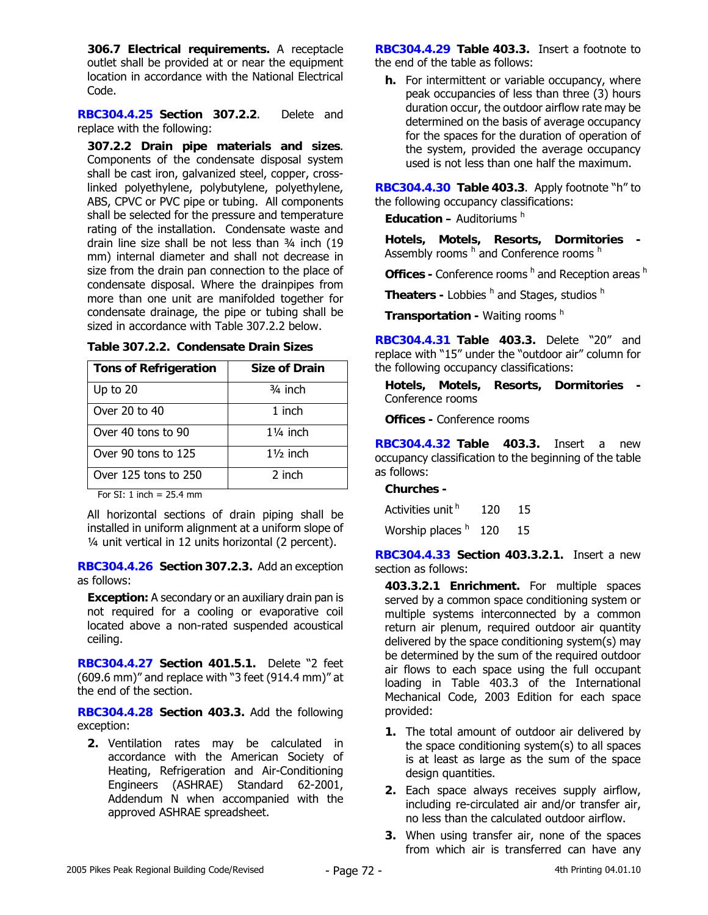**306.7 Electrical requirements.** A receptacle outlet shall be provided at or near the equipment location in accordance with the National Electrical Code.

**RBC304.4.25 Section 307.2.2**. Delete and replace with the following:

**307.2.2 Drain pipe materials and sizes**. Components of the condensate disposal system shall be cast iron, galvanized steel, copper, cross-linked polyethylene, polybutylene, polyethylene, ABS, CPVC or PVC pipe or tubing. All components shall be selected for the pressure and temperature rating of the installation. Condensate waste and drain line size shall be not less than ¾ inch (19 mm) internal diameter and shall not decrease in size from the drain pan connection to the place of condensate disposal. Where the drainpipes from more than one unit are manifolded together for condensate drainage, the pipe or tubing shall be sized in accordance with Table 307.2.2 below.

**Table 307.2.2. Condensate Drain Sizes**

| Tons of Refrigeration | Size of Drain |
|---|---|
| Up to 20 | ¾ inch |
| Over 20 to 40 | 1 inch |
| Over 40 tons to 90 | 1¼ inch |
| Over 90 tons to 125 | 1½ inch |
| Over 125 tons to 250 | 2 inch |

For SI: 1 inch = 25.4 mm

All horizontal sections of drain piping shall be installed in uniform alignment at a uniform slope of ¼ unit vertical in 12 units horizontal (2 percent).

**RBC304.4.26 Section 307.2.3.** Add an exception as follows:

**Exception:** A secondary or an auxiliary drain pan is not required for a cooling or evaporative coil located above a non-rated suspended acoustical ceiling.

**RBC304.4.27 Section 401.5.1.** Delete "2 feet (609.6 mm)" and replace with "3 feet (914.4 mm)" at the end of the section.

**RBC304.4.28 Section 403.3.** Add the following exception:

2. Ventilation rates may be calculated in accordance with the American Society of Heating, Refrigeration and Air-Conditioning Engineers (ASHRAE) Standard 62-2001, Addendum N when accompanied with the approved ASHRAE spreadsheet.

**RBC304.4.29 Table 403.3.** Insert a footnote to the end of the table as follows:

**h.** For intermittent or variable occupancy, where peak occupancies of less than three (3) hours duration occur, the outdoor airflow rate may be determined on the basis of average occupancy for the spaces for the duration of operation of the system, provided the average occupancy used is not less than one half the maximum.

**RBC304.4.30 Table 403.3**. Apply footnote "h" to the following occupancy classifications:

**Education –** Auditoriums [h]

**Hotels, Motels, Resorts, Dormitories -** Assembly rooms [h] and Conference rooms [h]

**Offices -** Conference rooms [h] and Reception areas [h]

**Theaters -** Lobbies [h] and Stages, studios [h]

**Transportation -** Waiting rooms [h]

**RBC304.4.31 Table 403.3.** Delete "20" and replace with "15" under the "outdoor air" column for the following occupancy classifications:

**Hotels, Motels, Resorts, Dormitories -** Conference rooms

**Offices -** Conference rooms

**RBC304.4.32 Table 403.3.** Insert a new occupancy classification to the beginning of the table as follows:

**Churches -**

Activities unit [h] 120 15

Worship places [h] 120 15

**RBC304.4.33 Section 403.3.2.1.** Insert a new section as follows:

**403.3.2.1 Enrichment.** For multiple spaces served by a common space conditioning system or multiple systems interconnected by a common return air plenum, required outdoor air quantity delivered by the space conditioning system(s) may be determined by the sum of the required outdoor air flows to each space using the full occupant loading in Table 403.3 of the International Mechanical Code, 2003 Edition for each space provided:

1. The total amount of outdoor air delivered by the space conditioning system(s) to all spaces is at least as large as the sum of the space design quantities.
2. Each space always receives supply airflow, including re-circulated air and/or transfer air, no less than the calculated outdoor airflow.
3. When using transfer air, none of the spaces from which air is transferred can have any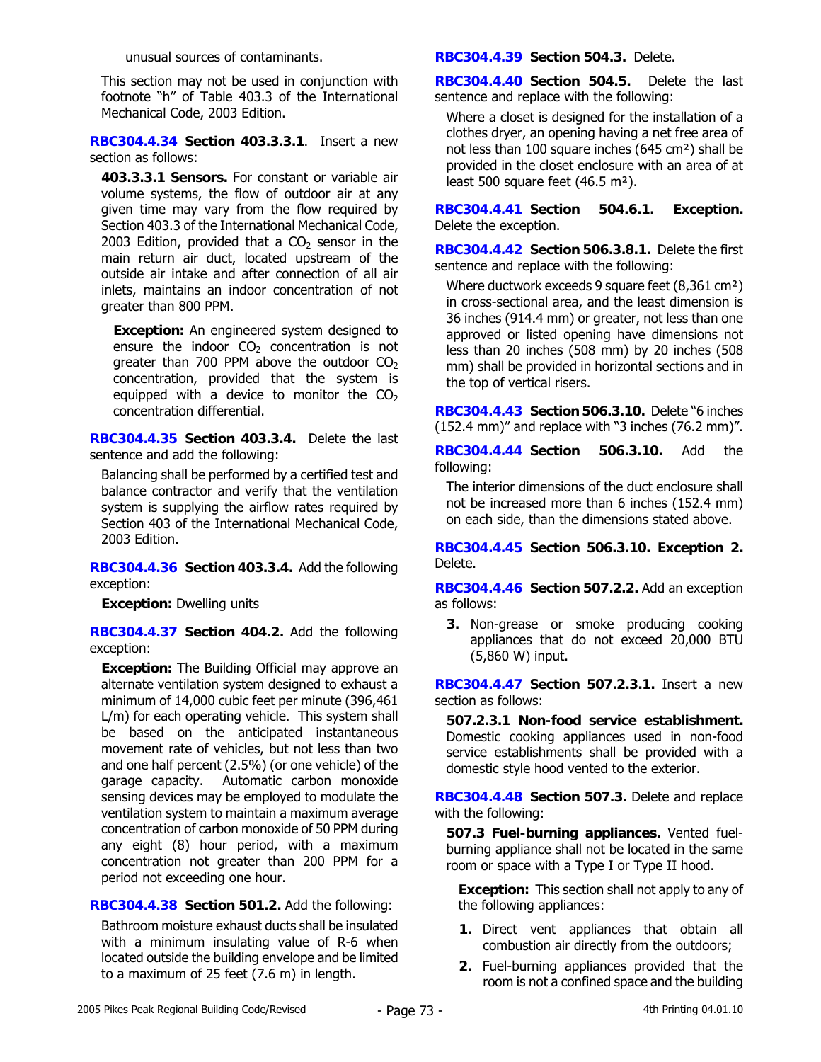unusual sources of contaminants.

This section may not be used in conjunction with footnote "h" of Table 403.3 of the International Mechanical Code, 2003 Edition.

**RBC304.4.34 Section 403.3.3.1**. Insert a new section as follows:

**403.3.3.1 Sensors.** For constant or variable air volume systems, the flow of outdoor air at any given time may vary from the flow required by Section 403.3 of the International Mechanical Code, 2003 Edition, provided that a $CO_2$ sensor in the main return air duct, located upstream of the outside air intake and after connection of all air inlets, maintains an indoor concentration of not greater than 800 PPM.

**Exception:** An engineered system designed to ensure the indoor $CO_2$ concentration is not greater than 700 PPM above the outdoor $CO_2$ concentration, provided that the system is equipped with a device to monitor the $CO_2$ concentration differential.

**RBC304.4.35 Section 403.3.4.** Delete the last sentence and add the following:

Balancing shall be performed by a certified test and balance contractor and verify that the ventilation system is supplying the airflow rates required by Section 403 of the International Mechanical Code, 2003 Edition.

**RBC304.4.36 Section 403.3.4.** Add the following exception:

**Exception:** Dwelling units

**RBC304.4.37 Section 404.2.** Add the following exception:

**Exception:** The Building Official may approve an alternate ventilation system designed to exhaust a minimum of 14,000 cubic feet per minute (396,461 L/m) for each operating vehicle. This system shall be based on the anticipated instantaneous movement rate of vehicles, but not less than two and one half percent (2.5%) (or one vehicle) of the garage capacity. Automatic carbon monoxide sensing devices may be employed to modulate the ventilation system to maintain a maximum average concentration of carbon monoxide of 50 PPM during any eight (8) hour period, with a maximum concentration not greater than 200 PPM for a period not exceeding one hour.

**RBC304.4.38 Section 501.2.** Add the following:

Bathroom moisture exhaust ducts shall be insulated with a minimum insulating value of R-6 when located outside the building envelope and be limited to a maximum of 25 feet (7.6 m) in length.

**RBC304.4.39 Section 504.3.** Delete.

**RBC304.4.40 Section 504.5.** Delete the last sentence and replace with the following:

Where a closet is designed for the installation of a clothes dryer, an opening having a net free area of not less than 100 square inches (645 cm²) shall be provided in the closet enclosure with an area of at least 500 square feet (46.5 m²).

**RBC304.4.41 Section 504.6.1. Exception.** Delete the exception.

**RBC304.4.42 Section 506.3.8.1.** Delete the first sentence and replace with the following:

Where ductwork exceeds 9 square feet (8,361 cm²) in cross-sectional area, and the least dimension is 36 inches (914.4 mm) or greater, not less than one approved or listed opening have dimensions not less than 20 inches (508 mm) by 20 inches (508 mm) shall be provided in horizontal sections and in the top of vertical risers.

**RBC304.4.43 Section 506.3.10.** Delete "6 inches (152.4 mm)" and replace with "3 inches (76.2 mm)".

**RBC304.4.44 Section 506.3.10.** Add the following:

The interior dimensions of the duct enclosure shall not be increased more than 6 inches (152.4 mm) on each side, than the dimensions stated above.

**RBC304.4.45 Section 506.3.10. Exception 2.** Delete.

**RBC304.4.46 Section 507.2.2.** Add an exception as follows:

**3.** Non-grease or smoke producing cooking appliances that do not exceed 20,000 BTU (5,860 W) input.

**RBC304.4.47 Section 507.2.3.1.** Insert a new section as follows:

**507.2.3.1 Non-food service establishment.** Domestic cooking appliances used in non-food service establishments shall be provided with a domestic style hood vented to the exterior.

**RBC304.4.48 Section 507.3.** Delete and replace with the following:

**507.3 Fuel-burning appliances.** Vented fuel-burning appliance shall not be located in the same room or space with a Type I or Type II hood.

**Exception:** This section shall not apply to any of the following appliances:

1. Direct vent appliances that obtain all combustion air directly from the outdoors;
2. Fuel-burning appliances provided that the room is not a confined space and the building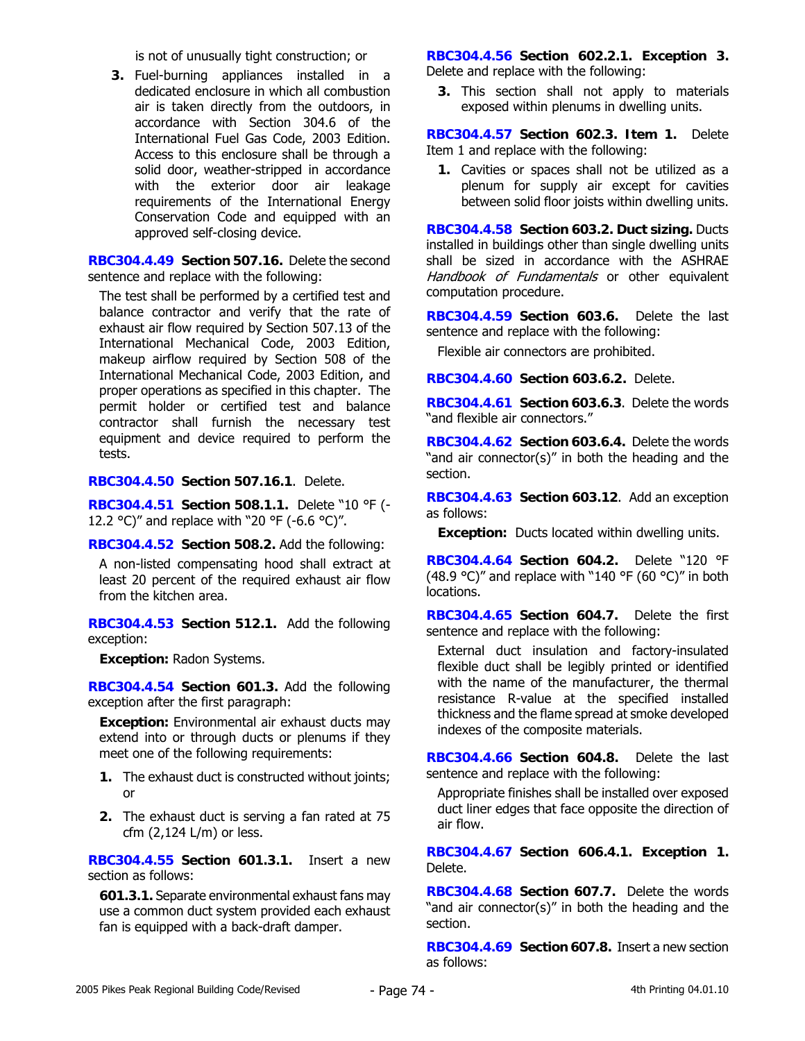is not of unusually tight construction; or

3. Fuel-burning appliances installed in a dedicated enclosure in which all combustion air is taken directly from the outdoors, in accordance with Section 304.6 of the International Fuel Gas Code, 2003 Edition. Access to this enclosure shall be through a solid door, weather-stripped in accordance with the exterior door air leakage requirements of the International Energy Conservation Code and equipped with an approved self-closing device.

**RBC304.4.49 Section 507.16.** Delete the second sentence and replace with the following:

The test shall be performed by a certified test and balance contractor and verify that the rate of exhaust air flow required by Section 507.13 of the International Mechanical Code, 2003 Edition, makeup airflow required by Section 508 of the International Mechanical Code, 2003 Edition, and proper operations as specified in this chapter. The permit holder or certified test and balance contractor shall furnish the necessary test equipment and device required to perform the tests.

**RBC304.4.50 Section 507.16.1**. Delete.

**RBC304.4.51 Section 508.1.1.** Delete "10 °F (-12.2 °C)" and replace with "20 °F (-6.6 °C)".

**RBC304.4.52 Section 508.2.** Add the following:

A non-listed compensating hood shall extract at least 20 percent of the required exhaust air flow from the kitchen area.

**RBC304.4.53 Section 512.1.** Add the following exception:

**Exception:** Radon Systems.

**RBC304.4.54 Section 601.3.** Add the following exception after the first paragraph:

**Exception:** Environmental air exhaust ducts may extend into or through ducts or plenums if they meet one of the following requirements:

1. The exhaust duct is constructed without joints; or
2. The exhaust duct is serving a fan rated at 75 cfm (2,124 L/m) or less.

**RBC304.4.55 Section 601.3.1.** Insert a new section as follows:

**601.3.1.** Separate environmental exhaust fans may use a common duct system provided each exhaust fan is equipped with a back-draft damper.

**RBC304.4.56 Section 602.2.1. Exception 3.** Delete and replace with the following:

3. This section shall not apply to materials exposed within plenums in dwelling units.

**RBC304.4.57 Section 602.3. Item 1.** Delete Item 1 and replace with the following:

1. Cavities or spaces shall not be utilized as a plenum for supply air except for cavities between solid floor joists within dwelling units.

**RBC304.4.58 Section 603.2. Duct sizing.** Ducts installed in buildings other than single dwelling units shall be sized in accordance with the ASHRAE *Handbook of Fundamentals* or other equivalent computation procedure.

**RBC304.4.59 Section 603.6.** Delete the last sentence and replace with the following:

Flexible air connectors are prohibited.

**RBC304.4.60 Section 603.6.2.** Delete.

**RBC304.4.61 Section 603.6.3**. Delete the words "and flexible air connectors."

**RBC304.4.62 Section 603.6.4.** Delete the words "and air connector(s)" in both the heading and the section.

**RBC304.4.63 Section 603.12**. Add an exception as follows:

**Exception:** Ducts located within dwelling units.

**RBC304.4.64 Section 604.2.** Delete "120 °F (48.9 °C)" and replace with "140 °F (60 °C)" in both locations.

**RBC304.4.65 Section 604.7.** Delete the first sentence and replace with the following:

External duct insulation and factory-insulated flexible duct shall be legibly printed or identified with the name of the manufacturer, the thermal resistance R-value at the specified installed thickness and the flame spread at smoke developed indexes of the composite materials.

**RBC304.4.66 Section 604.8.** Delete the last sentence and replace with the following:

Appropriate finishes shall be installed over exposed duct liner edges that face opposite the direction of air flow.

**RBC304.4.67 Section 606.4.1. Exception 1.** Delete.

**RBC304.4.68 Section 607.7.** Delete the words "and air connector(s)" in both the heading and the section.

**RBC304.4.69 Section 607.8.** Insert a new section as follows: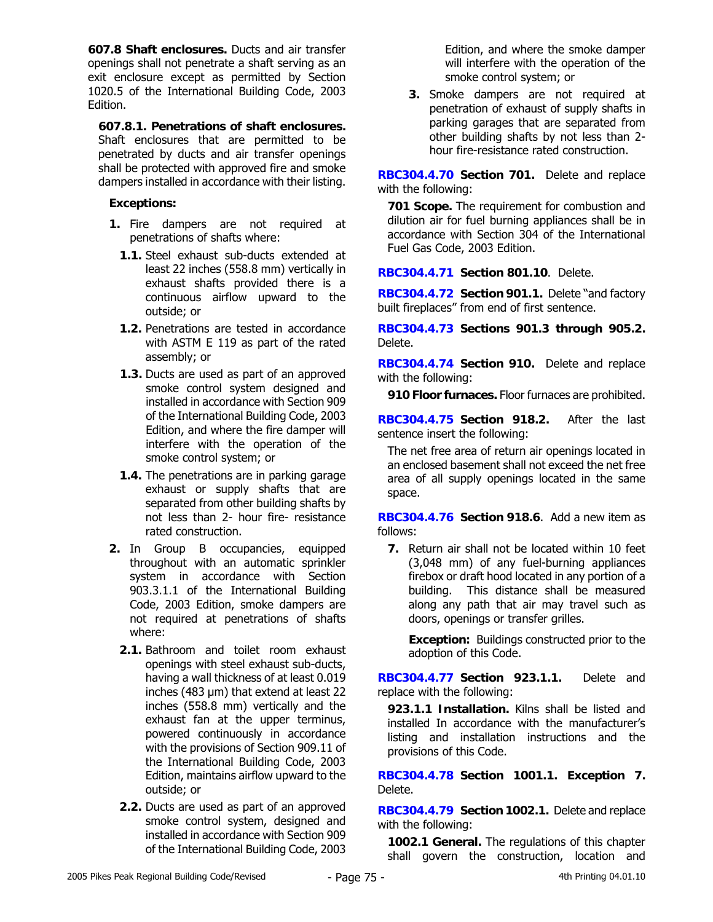**607.8 Shaft enclosures.** Ducts and air transfer openings shall not penetrate a shaft serving as an exit enclosure except as permitted by Section 1020.5 of the International Building Code, 2003 Edition.

**607.8.1. Penetrations of shaft enclosures.** Shaft enclosures that are permitted to be penetrated by ducts and air transfer openings shall be protected with approved fire and smoke dampers installed in accordance with their listing.

**Exceptions:**

1. Fire dampers are not required at penetrations of shafts where:
   - **1.1.** Steel exhaust sub-ducts extended at least 22 inches (558.8 mm) vertically in exhaust shafts provided there is a continuous airflow upward to the outside; or
   - **1.2.** Penetrations are tested in accordance with ASTM E 119 as part of the rated assembly; or
   - **1.3.** Ducts are used as part of an approved smoke control system designed and installed in accordance with Section 909 of the International Building Code, 2003 Edition, and where the fire damper will interfere with the operation of the smoke control system; or
   - **1.4.** The penetrations are in parking garage exhaust or supply shafts that are separated from other building shafts by not less than 2- hour fire- resistance rated construction.
2. In Group B occupancies, equipped throughout with an automatic sprinkler system in accordance with Section 903.3.1.1 of the International Building Code, 2003 Edition, smoke dampers are not required at penetrations of shafts where:
   - **2.1.** Bathroom and toilet room exhaust openings with steel exhaust sub-ducts, having a wall thickness of at least 0.019 inches (483 μm) that extend at least 22 inches (558.8 mm) vertically and the exhaust fan at the upper terminus, powered continuously in accordance with the provisions of Section 909.11 of the International Building Code, 2003 Edition, maintains airflow upward to the outside; or
   - **2.2.** Ducts are used as part of an approved smoke control system, designed and installed in accordance with Section 909 of the International Building Code, 2003 Edition, and where the smoke damper will interfere with the operation of the smoke control system; or
3. Smoke dampers are not required at penetration of exhaust of supply shafts in parking garages that are separated from other building shafts by not less than 2-hour fire-resistance rated construction.

**RBC304.4.70 Section 701.** Delete and replace with the following:

**701 Scope.** The requirement for combustion and dilution air for fuel burning appliances shall be in accordance with Section 304 of the International Fuel Gas Code, 2003 Edition.

**RBC304.4.71 Section 801.10**. Delete.

**RBC304.4.72 Section 901.1.** Delete "and factory built fireplaces" from end of first sentence.

**RBC304.4.73 Sections 901.3 through 905.2.** Delete.

**RBC304.4.74 Section 910.** Delete and replace with the following:

**910 Floor furnaces.** Floor furnaces are prohibited.

**RBC304.4.75 Section 918.2.** After the last sentence insert the following:

The net free area of return air openings located in an enclosed basement shall not exceed the net free area of all supply openings located in the same space.

**RBC304.4.76 Section 918.6**. Add a new item as follows:

7. Return air shall not be located within 10 feet (3,048 mm) of any fuel-burning appliances firebox or draft hood located in any portion of a building. This distance shall be measured along any path that air may travel such as doors, openings or transfer grilles.

   **Exception:** Buildings constructed prior to the adoption of this Code.

**RBC304.4.77 Section 923.1.1.** Delete and replace with the following:

**923.1.1 Installation.** Kilns shall be listed and installed In accordance with the manufacturer's listing and installation instructions and the provisions of this Code.

**RBC304.4.78 Section 1001.1. Exception 7.** Delete.

**RBC304.4.79 Section 1002.1.** Delete and replace with the following:

**1002.1 General.** The regulations of this chapter shall govern the construction, location and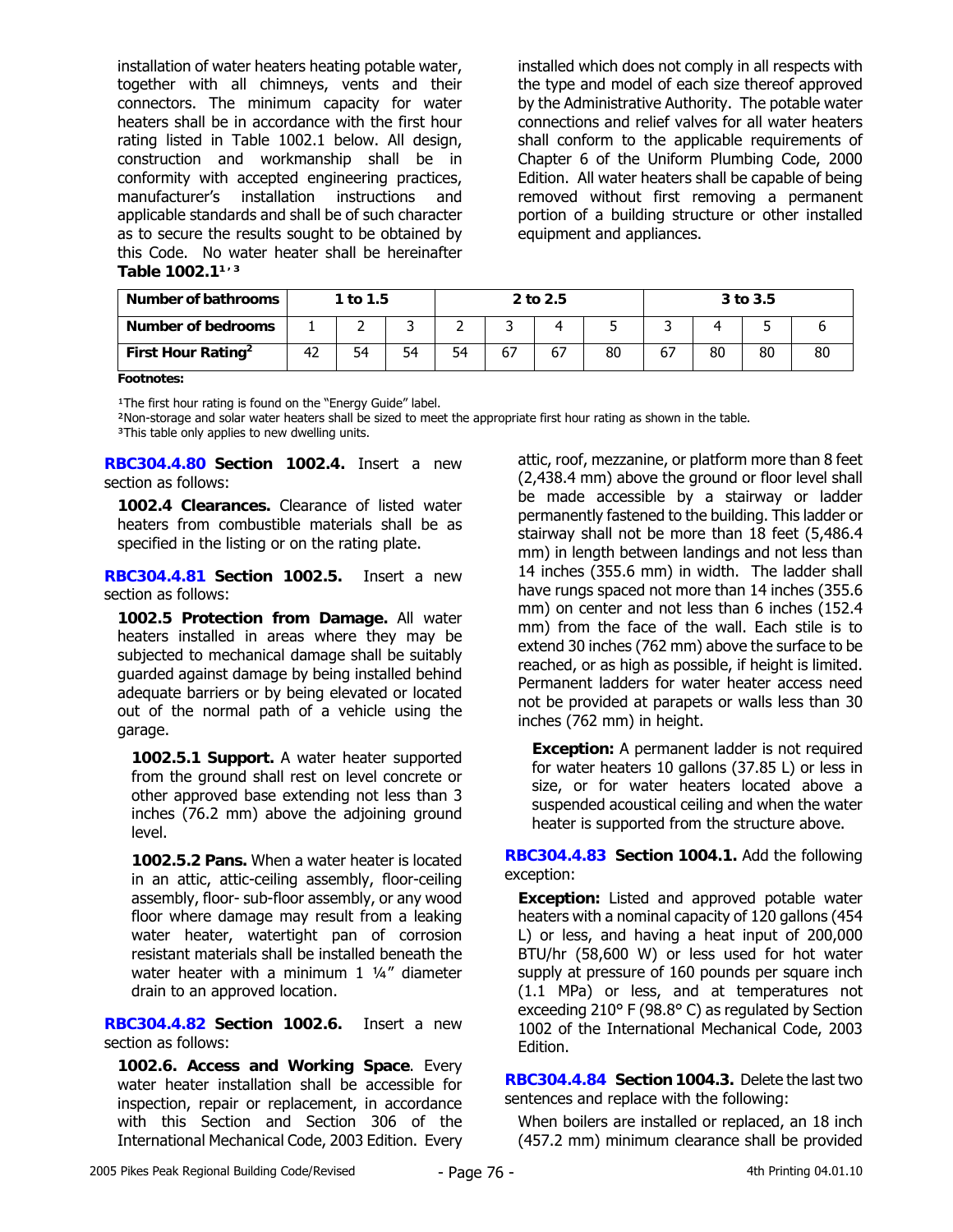installation of water heaters heating potable water, together with all chimneys, vents and their connectors. The minimum capacity for water heaters shall be in accordance with the first hour rating listed in Table 1002.1 below. All design, construction and workmanship shall be in conformity with accepted engineering practices, manufacturer's installation instructions and applicable standards and shall be of such character as to secure the results sought to be obtained by this Code. No water heater shall be hereinafter installed which does not comply in all respects with the type and model of each size thereof approved by the Administrative Authority. The potable water connections and relief valves for all water heaters shall conform to the applicable requirements of Chapter 6 of the Uniform Plumbing Code, 2000 Edition. All water heaters shall be capable of being removed without first removing a permanent portion of a building structure or other installed equipment and appliances.

**Table 1002.1[1, 3]**

| Number of bathrooms | 1 to 1.5 | | | 2 to 2.5 | | | | 3 to 3.5 | | | |
|---|---|---|---|---|---|---|---|---|---|---|---|
| **Number of bedrooms** | 1 | 2 | 3 | 2 | 3 | 4 | 5 | 3 | 4 | 5 | 6 |
| **First Hour Rating[2]** | 42 | 54 | 54 | 54 | 67 | 67 | 80 | 67 | 80 | 80 | 80 |

**Footnotes:**

[1]The first hour rating is found on the "Energy Guide" label.
[2]Non-storage and solar water heaters shall be sized to meet the appropriate first hour rating as shown in the table.
[3]This table only applies to new dwelling units.

**RBC304.4.80 Section 1002.4.** Insert a new section as follows:

**1002.4 Clearances.** Clearance of listed water heaters from combustible materials shall be as specified in the listing or on the rating plate.

**RBC304.4.81 Section 1002.5.** Insert a new section as follows:

**1002.5 Protection from Damage.** All water heaters installed in areas where they may be subjected to mechanical damage shall be suitably guarded against damage by being installed behind adequate barriers or by being elevated or located out of the normal path of a vehicle using the garage.

**1002.5.1 Support.** A water heater supported from the ground shall rest on level concrete or other approved base extending not less than 3 inches (76.2 mm) above the adjoining ground level.

**1002.5.2 Pans.** When a water heater is located in an attic, attic-ceiling assembly, floor-ceiling assembly, floor- sub-floor assembly, or any wood floor where damage may result from a leaking water heater, watertight pan of corrosion resistant materials shall be installed beneath the water heater with a minimum 1 ¼" diameter drain to an approved location.

**RBC304.4.82 Section 1002.6.** Insert a new section as follows:

**1002.6. Access and Working Space**. Every water heater installation shall be accessible for inspection, repair or replacement, in accordance with this Section and Section 306 of the International Mechanical Code, 2003 Edition. Every attic, roof, mezzanine, or platform more than 8 feet (2,438.4 mm) above the ground or floor level shall be made accessible by a stairway or ladder permanently fastened to the building. This ladder or stairway shall not be more than 18 feet (5,486.4 mm) in length between landings and not less than 14 inches (355.6 mm) in width. The ladder shall have rungs spaced not more than 14 inches (355.6 mm) on center and not less than 6 inches (152.4 mm) from the face of the wall. Each stile is to extend 30 inches (762 mm) above the surface to be reached, or as high as possible, if height is limited. Permanent ladders for water heater access need not be provided at parapets or walls less than 30 inches (762 mm) in height.

**Exception:** A permanent ladder is not required for water heaters 10 gallons (37.85 L) or less in size, or for water heaters located above a suspended acoustical ceiling and when the water heater is supported from the structure above.

**RBC304.4.83 Section 1004.1.** Add the following exception:

**Exception:** Listed and approved potable water heaters with a nominal capacity of 120 gallons (454 L) or less, and having a heat input of 200,000 BTU/hr (58,600 W) or less used for hot water supply at pressure of 160 pounds per square inch (1.1 MPa) or less, and at temperatures not exceeding 210° F (98.8° C) as regulated by Section 1002 of the International Mechanical Code, 2003 Edition.

**RBC304.4.84 Section 1004.3.** Delete the last two sentences and replace with the following:

When boilers are installed or replaced, an 18 inch (457.2 mm) minimum clearance shall be provided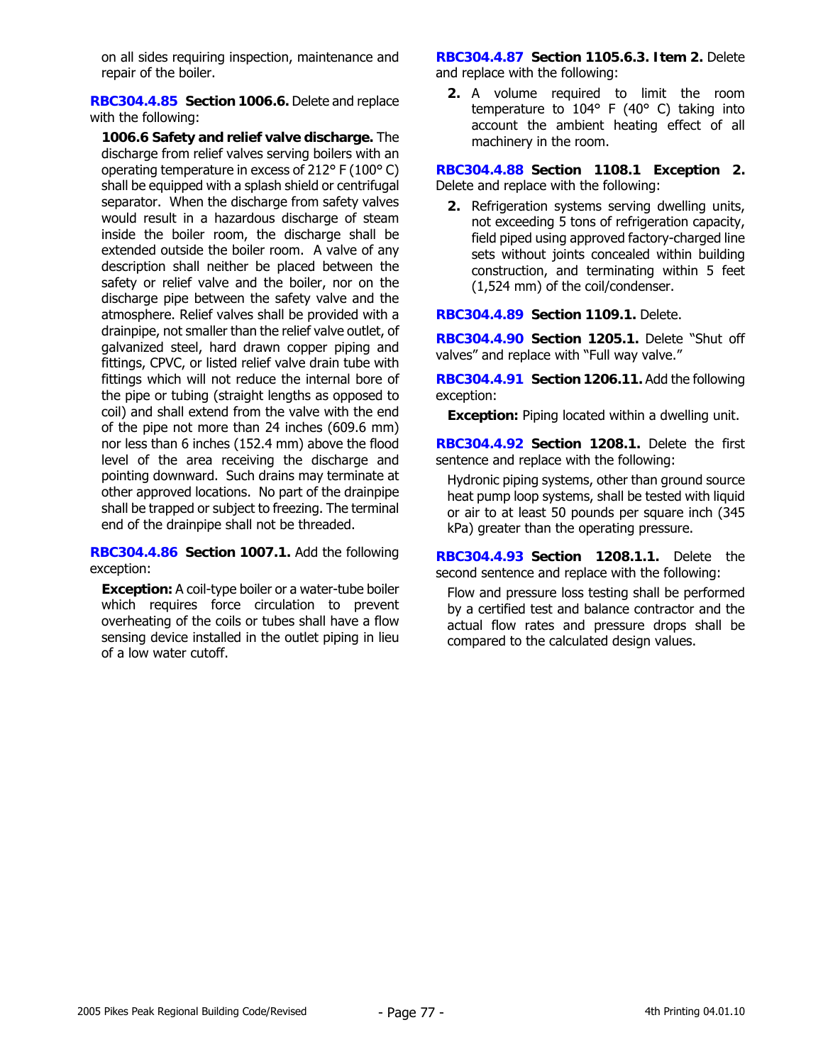on all sides requiring inspection, maintenance and repair of the boiler.

**RBC304.4.85 Section 1006.6.** Delete and replace with the following:

**1006.6 Safety and relief valve discharge.** The discharge from relief valves serving boilers with an operating temperature in excess of 212° F (100° C) shall be equipped with a splash shield or centrifugal separator. When the discharge from safety valves would result in a hazardous discharge of steam inside the boiler room, the discharge shall be extended outside the boiler room. A valve of any description shall neither be placed between the safety or relief valve and the boiler, nor on the discharge pipe between the safety valve and the atmosphere. Relief valves shall be provided with a drainpipe, not smaller than the relief valve outlet, of galvanized steel, hard drawn copper piping and fittings, CPVC, or listed relief valve drain tube with fittings which will not reduce the internal bore of the pipe or tubing (straight lengths as opposed to coil) and shall extend from the valve with the end of the pipe not more than 24 inches (609.6 mm) nor less than 6 inches (152.4 mm) above the flood level of the area receiving the discharge and pointing downward. Such drains may terminate at other approved locations. No part of the drainpipe shall be trapped or subject to freezing. The terminal end of the drainpipe shall not be threaded.

**RBC304.4.86 Section 1007.1.** Add the following exception:

**Exception:** A coil-type boiler or a water-tube boiler which requires force circulation to prevent overheating of the coils or tubes shall have a flow sensing device installed in the outlet piping in lieu of a low water cutoff.

**RBC304.4.87 Section 1105.6.3. Item 2.** Delete and replace with the following:

2. A volume required to limit the room temperature to 104° F (40° C) taking into account the ambient heating effect of all machinery in the room.

**RBC304.4.88 Section 1108.1 Exception 2.** Delete and replace with the following:

2. Refrigeration systems serving dwelling units, not exceeding 5 tons of refrigeration capacity, field piped using approved factory-charged line sets without joints concealed within building construction, and terminating within 5 feet (1,524 mm) of the coil/condenser.

**RBC304.4.89 Section 1109.1.** Delete.

**RBC304.4.90 Section 1205.1.** Delete "Shut off valves" and replace with "Full way valve."

**RBC304.4.91 Section 1206.11.** Add the following exception:

**Exception:** Piping located within a dwelling unit.

**RBC304.4.92 Section 1208.1.** Delete the first sentence and replace with the following:

Hydronic piping systems, other than ground source heat pump loop systems, shall be tested with liquid or air to at least 50 pounds per square inch (345 kPa) greater than the operating pressure.

**RBC304.4.93 Section 1208.1.1.** Delete the second sentence and replace with the following:

Flow and pressure loss testing shall be performed by a certified test and balance contractor and the actual flow rates and pressure drops shall be compared to the calculated design values.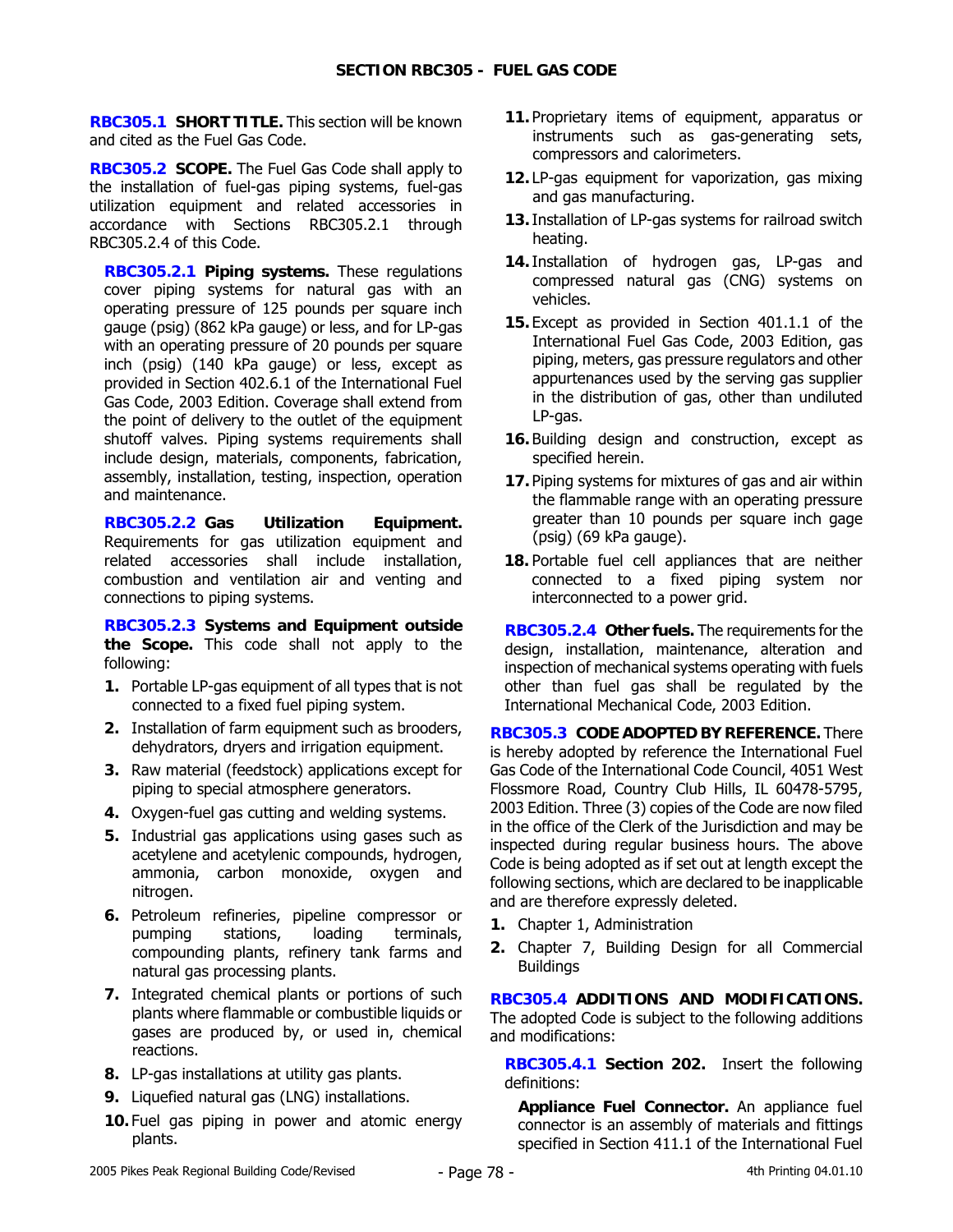## SECTION RBC305 - FUEL GAS CODE

**RBC305.1 SHORT TITLE.** This section will be known and cited as the Fuel Gas Code.

**RBC305.2 SCOPE.** The Fuel Gas Code shall apply to the installation of fuel-gas piping systems, fuel-gas utilization equipment and related accessories in accordance with Sections RBC305.2.1 through RBC305.2.4 of this Code.

**RBC305.2.1 Piping systems.** These regulations cover piping systems for natural gas with an operating pressure of 125 pounds per square inch gauge (psig) (862 kPa gauge) or less, and for LP-gas with an operating pressure of 20 pounds per square inch (psig) (140 kPa gauge) or less, except as provided in Section 402.6.1 of the International Fuel Gas Code, 2003 Edition. Coverage shall extend from the point of delivery to the outlet of the equipment shutoff valves. Piping systems requirements shall include design, materials, components, fabrication, assembly, installation, testing, inspection, operation and maintenance.

**RBC305.2.2 Gas Utilization Equipment.** Requirements for gas utilization equipment and related accessories shall include installation, combustion and ventilation air and venting and connections to piping systems.

**RBC305.2.3 Systems and Equipment outside the Scope.** This code shall not apply to the following:

1. Portable LP-gas equipment of all types that is not connected to a fixed fuel piping system.
2. Installation of farm equipment such as brooders, dehydrators, dryers and irrigation equipment.
3. Raw material (feedstock) applications except for piping to special atmosphere generators.
4. Oxygen-fuel gas cutting and welding systems.
5. Industrial gas applications using gases such as acetylene and acetylenic compounds, hydrogen, ammonia, carbon monoxide, oxygen and nitrogen.
6. Petroleum refineries, pipeline compressor or pumping stations, loading terminals, compounding plants, refinery tank farms and natural gas processing plants.
7. Integrated chemical plants or portions of such plants where flammable or combustible liquids or gases are produced by, or used in, chemical reactions.
8. LP-gas installations at utility gas plants.
9. Liquefied natural gas (LNG) installations.
10. Fuel gas piping in power and atomic energy plants.
11. Proprietary items of equipment, apparatus or instruments such as gas-generating sets, compressors and calorimeters.
12. LP-gas equipment for vaporization, gas mixing and gas manufacturing.
13. Installation of LP-gas systems for railroad switch heating.
14. Installation of hydrogen gas, LP-gas and compressed natural gas (CNG) systems on vehicles.
15. Except as provided in Section 401.1.1 of the International Fuel Gas Code, 2003 Edition, gas piping, meters, gas pressure regulators and other appurtenances used by the serving gas supplier in the distribution of gas, other than undiluted LP-gas.
16. Building design and construction, except as specified herein.
17. Piping systems for mixtures of gas and air within the flammable range with an operating pressure greater than 10 pounds per square inch gage (psig) (69 kPa gauge).
18. Portable fuel cell appliances that are neither connected to a fixed piping system nor interconnected to a power grid.

**RBC305.2.4 Other fuels.** The requirements for the design, installation, maintenance, alteration and inspection of mechanical systems operating with fuels other than fuel gas shall be regulated by the International Mechanical Code, 2003 Edition.

**RBC305.3 CODE ADOPTED BY REFERENCE.** There is hereby adopted by reference the International Fuel Gas Code of the International Code Council, 4051 West Flossmore Road, Country Club Hills, IL 60478-5795, 2003 Edition. Three (3) copies of the Code are now filed in the office of the Clerk of the Jurisdiction and may be inspected during regular business hours. The above Code is being adopted as if set out at length except the following sections, which are declared to be inapplicable and are therefore expressly deleted.

1. Chapter 1, Administration
2. Chapter 7, Building Design for all Commercial Buildings

**RBC305.4 ADDITIONS AND MODIFICATIONS.** The adopted Code is subject to the following additions and modifications:

**RBC305.4.1 Section 202.** Insert the following definitions:

**Appliance Fuel Connector.** An appliance fuel connector is an assembly of materials and fittings specified in Section 411.1 of the International Fuel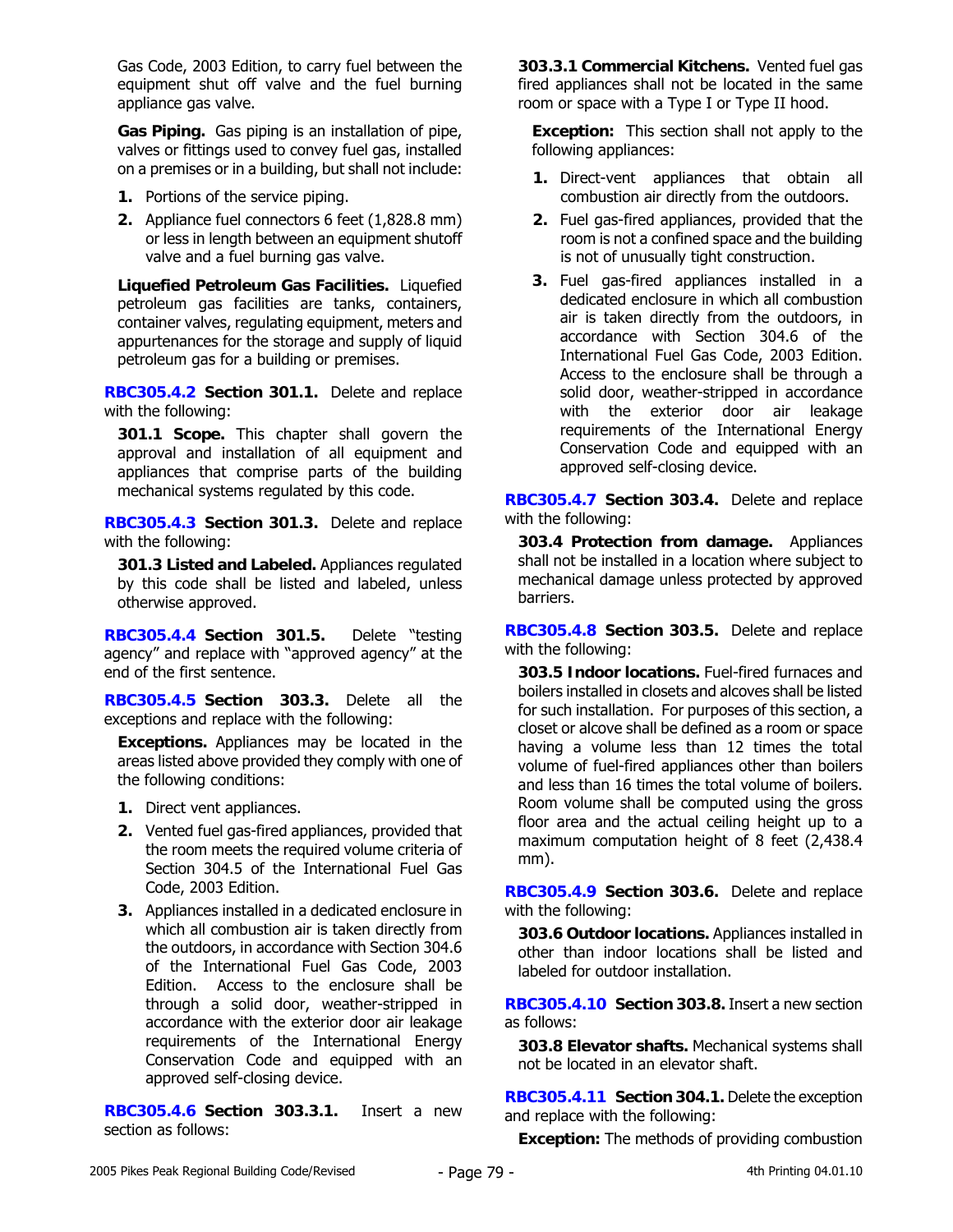Gas Code, 2003 Edition, to carry fuel between the equipment shut off valve and the fuel burning appliance gas valve.

**Gas Piping.** Gas piping is an installation of pipe, valves or fittings used to convey fuel gas, installed on a premises or in a building, but shall not include:

1. Portions of the service piping.
2. Appliance fuel connectors 6 feet (1,828.8 mm) or less in length between an equipment shutoff valve and a fuel burning gas valve.

**Liquefied Petroleum Gas Facilities.** Liquefied petroleum gas facilities are tanks, containers, container valves, regulating equipment, meters and appurtenances for the storage and supply of liquid petroleum gas for a building or premises.

**RBC305.4.2 Section 301.1.** Delete and replace with the following:

**301.1 Scope.** This chapter shall govern the approval and installation of all equipment and appliances that comprise parts of the building mechanical systems regulated by this code.

**RBC305.4.3 Section 301.3.** Delete and replace with the following:

**301.3 Listed and Labeled.** Appliances regulated by this code shall be listed and labeled, unless otherwise approved.

**RBC305.4.4 Section 301.5.** Delete "testing agency" and replace with "approved agency" at the end of the first sentence.

**RBC305.4.5 Section 303.3.** Delete all the exceptions and replace with the following:

**Exceptions.** Appliances may be located in the areas listed above provided they comply with one of the following conditions:

1. Direct vent appliances.
2. Vented fuel gas-fired appliances, provided that the room meets the required volume criteria of Section 304.5 of the International Fuel Gas Code, 2003 Edition.
3. Appliances installed in a dedicated enclosure in which all combustion air is taken directly from the outdoors, in accordance with Section 304.6 of the International Fuel Gas Code, 2003 Edition. Access to the enclosure shall be through a solid door, weather-stripped in accordance with the exterior door air leakage requirements of the International Energy Conservation Code and equipped with an approved self-closing device.

**RBC305.4.6 Section 303.3.1.** Insert a new section as follows:

**303.3.1 Commercial Kitchens.** Vented fuel gas fired appliances shall not be located in the same room or space with a Type I or Type II hood.

**Exception:** This section shall not apply to the following appliances:

1. Direct-vent appliances that obtain all combustion air directly from the outdoors.
2. Fuel gas-fired appliances, provided that the room is not a confined space and the building is not of unusually tight construction.
3. Fuel gas-fired appliances installed in a dedicated enclosure in which all combustion air is taken directly from the outdoors, in accordance with Section 304.6 of the International Fuel Gas Code, 2003 Edition. Access to the enclosure shall be through a solid door, weather-stripped in accordance with the exterior door air leakage requirements of the International Energy Conservation Code and equipped with an approved self-closing device.

**RBC305.4.7 Section 303.4.** Delete and replace with the following:

**303.4 Protection from damage.** Appliances shall not be installed in a location where subject to mechanical damage unless protected by approved barriers.

**RBC305.4.8 Section 303.5.** Delete and replace with the following:

**303.5 Indoor locations.** Fuel-fired furnaces and boilers installed in closets and alcoves shall be listed for such installation. For purposes of this section, a closet or alcove shall be defined as a room or space having a volume less than 12 times the total volume of fuel-fired appliances other than boilers and less than 16 times the total volume of boilers. Room volume shall be computed using the gross floor area and the actual ceiling height up to a maximum computation height of 8 feet (2,438.4 mm).

**RBC305.4.9 Section 303.6.** Delete and replace with the following:

**303.6 Outdoor locations.** Appliances installed in other than indoor locations shall be listed and labeled for outdoor installation.

**RBC305.4.10 Section 303.8.** Insert a new section as follows:

**303.8 Elevator shafts.** Mechanical systems shall not be located in an elevator shaft.

**RBC305.4.11 Section 304.1.** Delete the exception and replace with the following:

**Exception:** The methods of providing combustion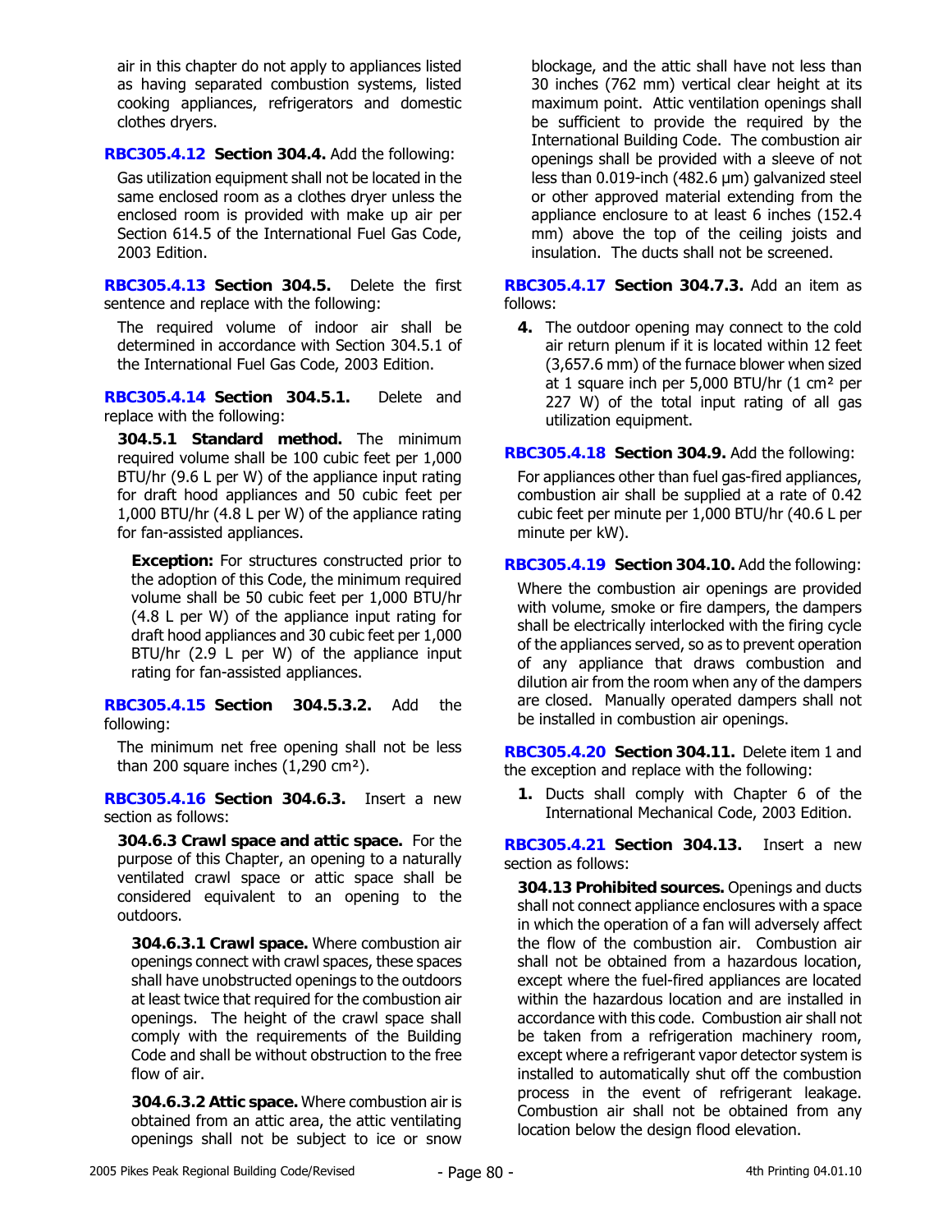air in this chapter do not apply to appliances listed as having separated combustion systems, listed cooking appliances, refrigerators and domestic clothes dryers.

**RBC305.4.12 Section 304.4.** Add the following:

Gas utilization equipment shall not be located in the same enclosed room as a clothes dryer unless the enclosed room is provided with make up air per Section 614.5 of the International Fuel Gas Code, 2003 Edition.

**RBC305.4.13 Section 304.5.** Delete the first sentence and replace with the following:

The required volume of indoor air shall be determined in accordance with Section 304.5.1 of the International Fuel Gas Code, 2003 Edition.

**RBC305.4.14 Section 304.5.1.** Delete and replace with the following:

**304.5.1 Standard method.** The minimum required volume shall be 100 cubic feet per 1,000 BTU/hr (9.6 L per W) of the appliance input rating for draft hood appliances and 50 cubic feet per 1,000 BTU/hr (4.8 L per W) of the appliance rating for fan-assisted appliances.

**Exception:** For structures constructed prior to the adoption of this Code, the minimum required volume shall be 50 cubic feet per 1,000 BTU/hr (4.8 L per W) of the appliance input rating for draft hood appliances and 30 cubic feet per 1,000 BTU/hr (2.9 L per W) of the appliance input rating for fan-assisted appliances.

**RBC305.4.15 Section 304.5.3.2.** Add the following:

The minimum net free opening shall not be less than 200 square inches (1,290 cm²).

**RBC305.4.16 Section 304.6.3.** Insert a new section as follows:

**304.6.3 Crawl space and attic space.** For the purpose of this Chapter, an opening to a naturally ventilated crawl space or attic space shall be considered equivalent to an opening to the outdoors.

**304.6.3.1 Crawl space.** Where combustion air openings connect with crawl spaces, these spaces shall have unobstructed openings to the outdoors at least twice that required for the combustion air openings. The height of the crawl space shall comply with the requirements of the Building Code and shall be without obstruction to the free flow of air.

**304.6.3.2 Attic space.** Where combustion air is obtained from an attic area, the attic ventilating openings shall not be subject to ice or snow blockage, and the attic shall have not less than 30 inches (762 mm) vertical clear height at its maximum point. Attic ventilation openings shall be sufficient to provide the required by the International Building Code. The combustion air openings shall be provided with a sleeve of not less than 0.019-inch (482.6 μm) galvanized steel or other approved material extending from the appliance enclosure to at least 6 inches (152.4 mm) above the top of the ceiling joists and insulation. The ducts shall not be screened.

**RBC305.4.17 Section 304.7.3.** Add an item as follows:

4. The outdoor opening may connect to the cold air return plenum if it is located within 12 feet (3,657.6 mm) of the furnace blower when sized at 1 square inch per 5,000 BTU/hr (1 cm² per 227 W) of the total input rating of all gas utilization equipment.

**RBC305.4.18 Section 304.9.** Add the following:

For appliances other than fuel gas-fired appliances, combustion air shall be supplied at a rate of 0.42 cubic feet per minute per 1,000 BTU/hr (40.6 L per minute per kW).

**RBC305.4.19 Section 304.10.** Add the following:

Where the combustion air openings are provided with volume, smoke or fire dampers, the dampers shall be electrically interlocked with the firing cycle of the appliances served, so as to prevent operation of any appliance that draws combustion and dilution air from the room when any of the dampers are closed. Manually operated dampers shall not be installed in combustion air openings.

**RBC305.4.20 Section 304.11.** Delete item 1 and the exception and replace with the following:

1. Ducts shall comply with Chapter 6 of the International Mechanical Code, 2003 Edition.

**RBC305.4.21 Section 304.13.** Insert a new section as follows:

**304.13 Prohibited sources.** Openings and ducts shall not connect appliance enclosures with a space in which the operation of a fan will adversely affect the flow of the combustion air. Combustion air shall not be obtained from a hazardous location, except where the fuel-fired appliances are located within the hazardous location and are installed in accordance with this code. Combustion air shall not be taken from a refrigeration machinery room, except where a refrigerant vapor detector system is installed to automatically shut off the combustion process in the event of refrigerant leakage. Combustion air shall not be obtained from any location below the design flood elevation.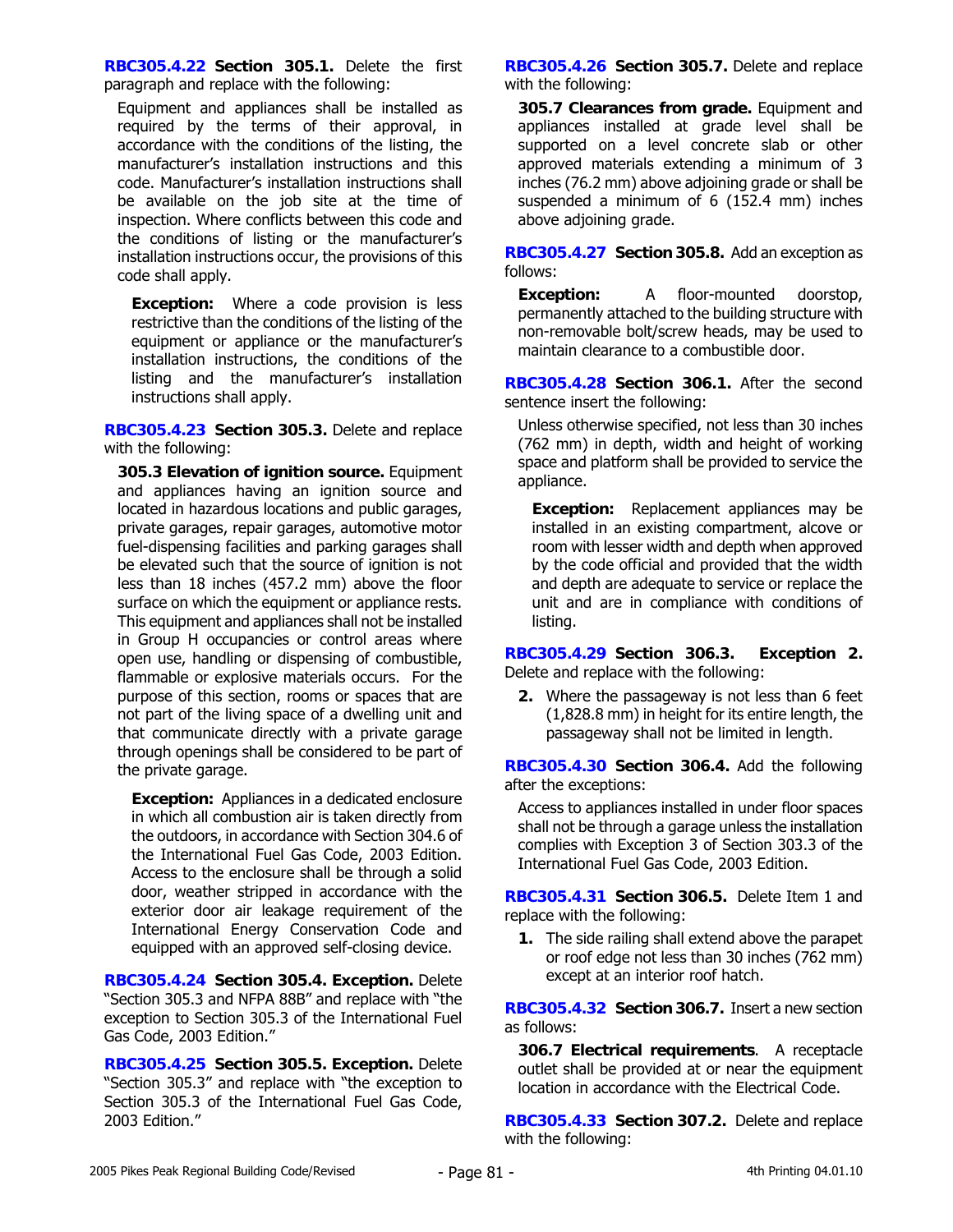**RBC305.4.22 Section 305.1.** Delete the first paragraph and replace with the following:

Equipment and appliances shall be installed as required by the terms of their approval, in accordance with the conditions of the listing, the manufacturer's installation instructions and this code. Manufacturer's installation instructions shall be available on the job site at the time of inspection. Where conflicts between this code and the conditions of listing or the manufacturer's installation instructions occur, the provisions of this code shall apply.

**Exception:** Where a code provision is less restrictive than the conditions of the listing of the equipment or appliance or the manufacturer's installation instructions, the conditions of the listing and the manufacturer's installation instructions shall apply.

**RBC305.4.23 Section 305.3.** Delete and replace with the following:

**305.3 Elevation of ignition source.** Equipment and appliances having an ignition source and located in hazardous locations and public garages, private garages, repair garages, automotive motor fuel-dispensing facilities and parking garages shall be elevated such that the source of ignition is not less than 18 inches (457.2 mm) above the floor surface on which the equipment or appliance rests. This equipment and appliances shall not be installed in Group H occupancies or control areas where open use, handling or dispensing of combustible, flammable or explosive materials occurs. For the purpose of this section, rooms or spaces that are not part of the living space of a dwelling unit and that communicate directly with a private garage through openings shall be considered to be part of the private garage.

**Exception:** Appliances in a dedicated enclosure in which all combustion air is taken directly from the outdoors, in accordance with Section 304.6 of the International Fuel Gas Code, 2003 Edition. Access to the enclosure shall be through a solid door, weather stripped in accordance with the exterior door air leakage requirement of the International Energy Conservation Code and equipped with an approved self-closing device.

**RBC305.4.24 Section 305.4. Exception.** Delete "Section 305.3 and NFPA 88B" and replace with "the exception to Section 305.3 of the International Fuel Gas Code, 2003 Edition."

**RBC305.4.25 Section 305.5. Exception.** Delete "Section 305.3" and replace with "the exception to Section 305.3 of the International Fuel Gas Code, 2003 Edition."

**RBC305.4.26 Section 305.7.** Delete and replace with the following:

**305.7 Clearances from grade.** Equipment and appliances installed at grade level shall be supported on a level concrete slab or other approved materials extending a minimum of 3 inches (76.2 mm) above adjoining grade or shall be suspended a minimum of 6 (152.4 mm) inches above adjoining grade.

**RBC305.4.27 Section 305.8.** Add an exception as follows:

**Exception:** A floor-mounted doorstop, permanently attached to the building structure with non-removable bolt/screw heads, may be used to maintain clearance to a combustible door.

**RBC305.4.28 Section 306.1.** After the second sentence insert the following:

Unless otherwise specified, not less than 30 inches (762 mm) in depth, width and height of working space and platform shall be provided to service the appliance.

**Exception:** Replacement appliances may be installed in an existing compartment, alcove or room with lesser width and depth when approved by the code official and provided that the width and depth are adequate to service or replace the unit and are in compliance with conditions of listing.

**RBC305.4.29 Section 306.3. Exception 2.** Delete and replace with the following:

2. Where the passageway is not less than 6 feet (1,828.8 mm) in height for its entire length, the passageway shall not be limited in length.

**RBC305.4.30 Section 306.4.** Add the following after the exceptions:

Access to appliances installed in under floor spaces shall not be through a garage unless the installation complies with Exception 3 of Section 303.3 of the International Fuel Gas Code, 2003 Edition.

**RBC305.4.31 Section 306.5.** Delete Item 1 and replace with the following:

1. The side railing shall extend above the parapet or roof edge not less than 30 inches (762 mm) except at an interior roof hatch.

**RBC305.4.32 Section 306.7.** Insert a new section as follows:

**306.7 Electrical requirements**. A receptacle outlet shall be provided at or near the equipment location in accordance with the Electrical Code.

**RBC305.4.33 Section 307.2.** Delete and replace with the following: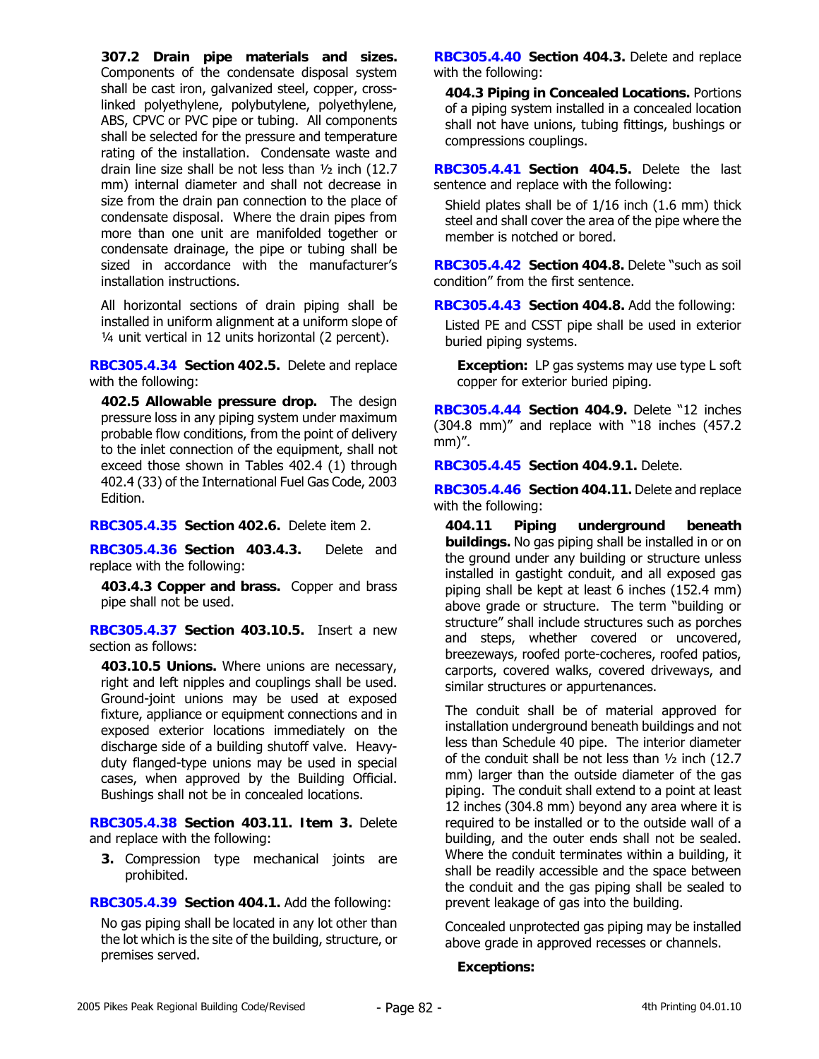**307.2 Drain pipe materials and sizes.** Components of the condensate disposal system shall be cast iron, galvanized steel, copper, cross-linked polyethylene, polybutylene, polyethylene, ABS, CPVC or PVC pipe or tubing. All components shall be selected for the pressure and temperature rating of the installation. Condensate waste and drain line size shall be not less than ½ inch (12.7 mm) internal diameter and shall not decrease in size from the drain pan connection to the place of condensate disposal. Where the drain pipes from more than one unit are manifolded together or condensate drainage, the pipe or tubing shall be sized in accordance with the manufacturer's installation instructions.

All horizontal sections of drain piping shall be installed in uniform alignment at a uniform slope of ¼ unit vertical in 12 units horizontal (2 percent).

**RBC305.4.34 Section 402.5.** Delete and replace with the following:

**402.5 Allowable pressure drop.** The design pressure loss in any piping system under maximum probable flow conditions, from the point of delivery to the inlet connection of the equipment, shall not exceed those shown in Tables 402.4 (1) through 402.4 (33) of the International Fuel Gas Code, 2003 Edition.

**RBC305.4.35 Section 402.6.** Delete item 2.

**RBC305.4.36 Section 403.4.3.** Delete and replace with the following:

**403.4.3 Copper and brass.** Copper and brass pipe shall not be used.

**RBC305.4.37 Section 403.10.5.** Insert a new section as follows:

**403.10.5 Unions.** Where unions are necessary, right and left nipples and couplings shall be used. Ground-joint unions may be used at exposed fixture, appliance or equipment connections and in exposed exterior locations immediately on the discharge side of a building shutoff valve. Heavy-duty flanged-type unions may be used in special cases, when approved by the Building Official. Bushings shall not be in concealed locations.

**RBC305.4.38 Section 403.11. Item 3.** Delete and replace with the following:

**3.** Compression type mechanical joints are prohibited.

**RBC305.4.39 Section 404.1.** Add the following:

No gas piping shall be located in any lot other than the lot which is the site of the building, structure, or premises served.

**RBC305.4.40 Section 404.3.** Delete and replace with the following:

**404.3 Piping in Concealed Locations.** Portions of a piping system installed in a concealed location shall not have unions, tubing fittings, bushings or compressions couplings.

**RBC305.4.41 Section 404.5.** Delete the last sentence and replace with the following:

Shield plates shall be of 1/16 inch (1.6 mm) thick steel and shall cover the area of the pipe where the member is notched or bored.

**RBC305.4.42 Section 404.8.** Delete "such as soil condition" from the first sentence.

**RBC305.4.43 Section 404.8.** Add the following:

Listed PE and CSST pipe shall be used in exterior buried piping systems.

**Exception:** LP gas systems may use type L soft copper for exterior buried piping.

**RBC305.4.44 Section 404.9.** Delete "12 inches (304.8 mm)" and replace with "18 inches (457.2 mm)".

**RBC305.4.45 Section 404.9.1.** Delete.

**RBC305.4.46 Section 404.11.** Delete and replace with the following:

**404.11 Piping underground beneath buildings.** No gas piping shall be installed in or on the ground under any building or structure unless installed in gastight conduit, and all exposed gas piping shall be kept at least 6 inches (152.4 mm) above grade or structure. The term "building or structure" shall include structures such as porches and steps, whether covered or uncovered, breezeways, roofed porte-cocheres, roofed patios, carports, covered walks, covered driveways, and similar structures or appurtenances.

The conduit shall be of material approved for installation underground beneath buildings and not less than Schedule 40 pipe. The interior diameter of the conduit shall be not less than ½ inch (12.7 mm) larger than the outside diameter of the gas piping. The conduit shall extend to a point at least 12 inches (304.8 mm) beyond any area where it is required to be installed or to the outside wall of a building, and the outer ends shall not be sealed. Where the conduit terminates within a building, it shall be readily accessible and the space between the conduit and the gas piping shall be sealed to prevent leakage of gas into the building.

Concealed unprotected gas piping may be installed above grade in approved recesses or channels.

**Exceptions:**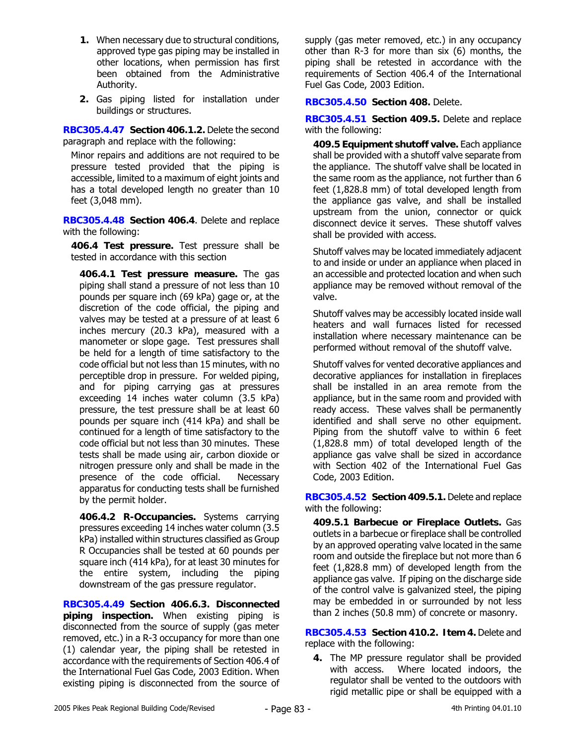1. When necessary due to structural conditions, approved type gas piping may be installed in other locations, when permission has first been obtained from the Administrative Authority.
2. Gas piping listed for installation under buildings or structures.

**RBC305.4.47 Section 406.1.2.** Delete the second paragraph and replace with the following:

Minor repairs and additions are not required to be pressure tested provided that the piping is accessible, limited to a maximum of eight joints and has a total developed length no greater than 10 feet (3,048 mm).

**RBC305.4.48 Section 406.4**. Delete and replace with the following:

**406.4 Test pressure.** Test pressure shall be tested in accordance with this section

**406.4.1 Test pressure measure.** The gas piping shall stand a pressure of not less than 10 pounds per square inch (69 kPa) gage or, at the discretion of the code official, the piping and valves may be tested at a pressure of at least 6 inches mercury (20.3 kPa), measured with a manometer or slope gage. Test pressures shall be held for a length of time satisfactory to the code official but not less than 15 minutes, with no perceptible drop in pressure. For welded piping, and for piping carrying gas at pressures exceeding 14 inches water column (3.5 kPa) pressure, the test pressure shall be at least 60 pounds per square inch (414 kPa) and shall be continued for a length of time satisfactory to the code official but not less than 30 minutes. These tests shall be made using air, carbon dioxide or nitrogen pressure only and shall be made in the presence of the code official. Necessary apparatus for conducting tests shall be furnished by the permit holder.

**406.4.2 R-Occupancies.** Systems carrying pressures exceeding 14 inches water column (3.5 kPa) installed within structures classified as Group R Occupancies shall be tested at 60 pounds per square inch (414 kPa), for at least 30 minutes for the entire system, including the piping downstream of the gas pressure regulator.

**RBC305.4.49 Section 406.6.3. Disconnected piping inspection.** When existing piping is disconnected from the source of supply (gas meter removed, etc.) in a R-3 occupancy for more than one (1) calendar year, the piping shall be retested in accordance with the requirements of Section 406.4 of the International Fuel Gas Code, 2003 Edition. When existing piping is disconnected from the source of supply (gas meter removed, etc.) in any occupancy other than R-3 for more than six (6) months, the piping shall be retested in accordance with the requirements of Section 406.4 of the International Fuel Gas Code, 2003 Edition.

**RBC305.4.50 Section 408.** Delete.

**RBC305.4.51 Section 409.5.** Delete and replace with the following:

**409.5 Equipment shutoff valve.** Each appliance shall be provided with a shutoff valve separate from the appliance. The shutoff valve shall be located in the same room as the appliance, not further than 6 feet (1,828.8 mm) of total developed length from the appliance gas valve, and shall be installed upstream from the union, connector or quick disconnect device it serves. These shutoff valves shall be provided with access.

Shutoff valves may be located immediately adjacent to and inside or under an appliance when placed in an accessible and protected location and when such appliance may be removed without removal of the valve.

Shutoff valves may be accessibly located inside wall heaters and wall furnaces listed for recessed installation where necessary maintenance can be performed without removal of the shutoff valve.

Shutoff valves for vented decorative appliances and decorative appliances for installation in fireplaces shall be installed in an area remote from the appliance, but in the same room and provided with ready access. These valves shall be permanently identified and shall serve no other equipment. Piping from the shutoff valve to within 6 feet (1,828.8 mm) of total developed length of the appliance gas valve shall be sized in accordance with Section 402 of the International Fuel Gas Code, 2003 Edition.

**RBC305.4.52 Section 409.5.1.** Delete and replace with the following:

**409.5.1 Barbecue or Fireplace Outlets.** Gas outlets in a barbecue or fireplace shall be controlled by an approved operating valve located in the same room and outside the fireplace but not more than 6 feet (1,828.8 mm) of developed length from the appliance gas valve. If piping on the discharge side of the control valve is galvanized steel, the piping may be embedded in or surrounded by not less than 2 inches (50.8 mm) of concrete or masonry.

**RBC305.4.53 Section 410.2. Item 4.** Delete and replace with the following:

4. The MP pressure regulator shall be provided with access. Where located indoors, the regulator shall be vented to the outdoors with rigid metallic pipe or shall be equipped with a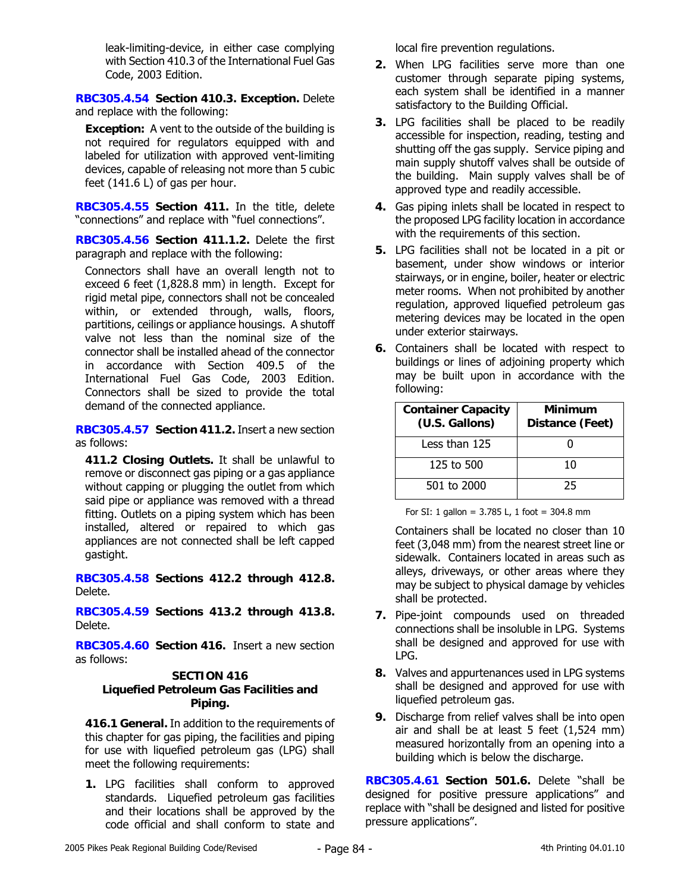leak-limiting-device, in either case complying with Section 410.3 of the International Fuel Gas Code, 2003 Edition.

**RBC305.4.54 Section 410.3. Exception.** Delete and replace with the following:

**Exception:** A vent to the outside of the building is not required for regulators equipped with and labeled for utilization with approved vent-limiting devices, capable of releasing not more than 5 cubic feet (141.6 L) of gas per hour.

**RBC305.4.55 Section 411.** In the title, delete "connections" and replace with "fuel connections".

**RBC305.4.56 Section 411.1.2.** Delete the first paragraph and replace with the following:

Connectors shall have an overall length not to exceed 6 feet (1,828.8 mm) in length. Except for rigid metal pipe, connectors shall not be concealed within, or extended through, walls, floors, partitions, ceilings or appliance housings. A shutoff valve not less than the nominal size of the connector shall be installed ahead of the connector in accordance with Section 409.5 of the International Fuel Gas Code, 2003 Edition. Connectors shall be sized to provide the total demand of the connected appliance.

**RBC305.4.57 Section 411.2.** Insert a new section as follows:

**411.2 Closing Outlets.** It shall be unlawful to remove or disconnect gas piping or a gas appliance without capping or plugging the outlet from which said pipe or appliance was removed with a thread fitting. Outlets on a piping system which has been installed, altered or repaired to which gas appliances are not connected shall be left capped gastight.

**RBC305.4.58 Sections 412.2 through 412.8.** Delete.

**RBC305.4.59 Sections 413.2 through 413.8.** Delete.

**RBC305.4.60 Section 416.** Insert a new section as follows:

**SECTION 416**
**Liquefied Petroleum Gas Facilities and Piping.**

**416.1 General.** In addition to the requirements of this chapter for gas piping, the facilities and piping for use with liquefied petroleum gas (LPG) shall meet the following requirements:

1. LPG facilities shall conform to approved standards. Liquefied petroleum gas facilities and their locations shall be approved by the code official and shall conform to state and local fire prevention regulations.
2. When LPG facilities serve more than one customer through separate piping systems, each system shall be identified in a manner satisfactory to the Building Official.
3. LPG facilities shall be placed to be readily accessible for inspection, reading, testing and shutting off the gas supply. Service piping and main supply shutoff valves shall be outside of the building. Main supply valves shall be of approved type and readily accessible.
4. Gas piping inlets shall be located in respect to the proposed LPG facility location in accordance with the requirements of this section.
5. LPG facilities shall not be located in a pit or basement, under show windows or interior stairways, or in engine, boiler, heater or electric meter rooms. When not prohibited by another regulation, approved liquefied petroleum gas metering devices may be located in the open under exterior stairways.
6. Containers shall be located with respect to buildings or lines of adjoining property which may be built upon in accordance with the following:

| Container Capacity (U.S. Gallons) | Minimum Distance (Feet) |
|---|---|
| Less than 125 | 0 |
| 125 to 500 | 10 |
| 501 to 2000 | 25 |

For SI: 1 gallon = 3.785 L, 1 foot = 304.8 mm

Containers shall be located no closer than 10 feet (3,048 mm) from the nearest street line or sidewalk. Containers located in areas such as alleys, driveways, or other areas where they may be subject to physical damage by vehicles shall be protected.

7. Pipe-joint compounds used on threaded connections shall be insoluble in LPG. Systems shall be designed and approved for use with LPG.
8. Valves and appurtenances used in LPG systems shall be designed and approved for use with liquefied petroleum gas.
9. Discharge from relief valves shall be into open air and shall be at least 5 feet (1,524 mm) measured horizontally from an opening into a building which is below the discharge.

**RBC305.4.61 Section 501.6.** Delete "shall be designed for positive pressure applications" and replace with "shall be designed and listed for positive pressure applications".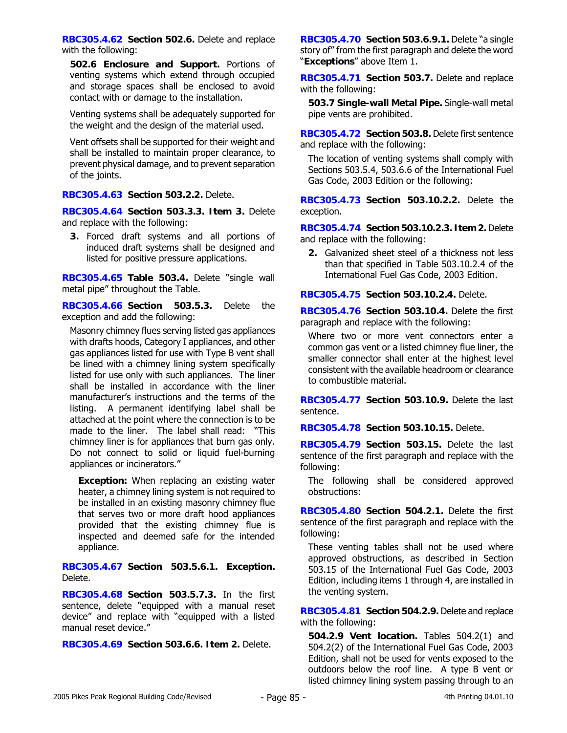**RBC305.4.62 Section 502.6.** Delete and replace with the following:

**502.6 Enclosure and Support.** Portions of venting systems which extend through occupied and storage spaces shall be enclosed to avoid contact with or damage to the installation.

Venting systems shall be adequately supported for the weight and the design of the material used.

Vent offsets shall be supported for their weight and shall be installed to maintain proper clearance, to prevent physical damage, and to prevent separation of the joints.

**RBC305.4.63 Section 503.2.2.** Delete.

**RBC305.4.64 Section 503.3.3. Item 3.** Delete and replace with the following:

3. Forced draft systems and all portions of induced draft systems shall be designed and listed for positive pressure applications.

**RBC305.4.65 Table 503.4.** Delete "single wall metal pipe" throughout the Table.

**RBC305.4.66 Section 503.5.3.** Delete the exception and add the following:

Masonry chimney flues serving listed gas appliances with drafts hoods, Category I appliances, and other gas appliances listed for use with Type B vent shall be lined with a chimney lining system specifically listed for use only with such appliances. The liner shall be installed in accordance with the liner manufacturer's instructions and the terms of the listing. A permanent identifying label shall be attached at the point where the connection is to be made to the liner. The label shall read: "This chimney liner is for appliances that burn gas only. Do not connect to solid or liquid fuel-burning appliances or incinerators."

**Exception:** When replacing an existing water heater, a chimney lining system is not required to be installed in an existing masonry chimney flue that serves two or more draft hood appliances provided that the existing chimney flue is inspected and deemed safe for the intended appliance.

**RBC305.4.67 Section 503.5.6.1. Exception.** Delete.

**RBC305.4.68 Section 503.5.7.3.** In the first sentence, delete "equipped with a manual reset device" and replace with "equipped with a listed manual reset device."

**RBC305.4.69 Section 503.6.6. Item 2.** Delete.

**RBC305.4.70 Section 503.6.9.1.** Delete "a single story of" from the first paragraph and delete the word "**Exceptions**" above Item 1.

**RBC305.4.71 Section 503.7.** Delete and replace with the following:

**503.7 Single-wall Metal Pipe.** Single-wall metal pipe vents are prohibited.

**RBC305.4.72 Section 503.8.** Delete first sentence and replace with the following:

The location of venting systems shall comply with Sections 503.5.4, 503.6.6 of the International Fuel Gas Code, 2003 Edition or the following:

**RBC305.4.73 Section 503.10.2.2.** Delete the exception.

**RBC305.4.74 Section 503.10.2.3. Item 2.** Delete and replace with the following:

2. Galvanized sheet steel of a thickness not less than that specified in Table 503.10.2.4 of the International Fuel Gas Code, 2003 Edition.

**RBC305.4.75 Section 503.10.2.4.** Delete.

**RBC305.4.76 Section 503.10.4.** Delete the first paragraph and replace with the following:

Where two or more vent connectors enter a common gas vent or a listed chimney flue liner, the smaller connector shall enter at the highest level consistent with the available headroom or clearance to combustible material.

**RBC305.4.77 Section 503.10.9.** Delete the last sentence.

**RBC305.4.78 Section 503.10.15.** Delete.

**RBC305.4.79 Section 503.15.** Delete the last sentence of the first paragraph and replace with the following:

The following shall be considered approved obstructions:

**RBC305.4.80 Section 504.2.1.** Delete the first sentence of the first paragraph and replace with the following:

These venting tables shall not be used where approved obstructions, as described in Section 503.15 of the International Fuel Gas Code, 2003 Edition, including items 1 through 4, are installed in the venting system.

**RBC305.4.81 Section 504.2.9.** Delete and replace with the following:

**504.2.9 Vent location.** Tables 504.2(1) and 504.2(2) of the International Fuel Gas Code, 2003 Edition, shall not be used for vents exposed to the outdoors below the roof line. A type B vent or listed chimney lining system passing through to an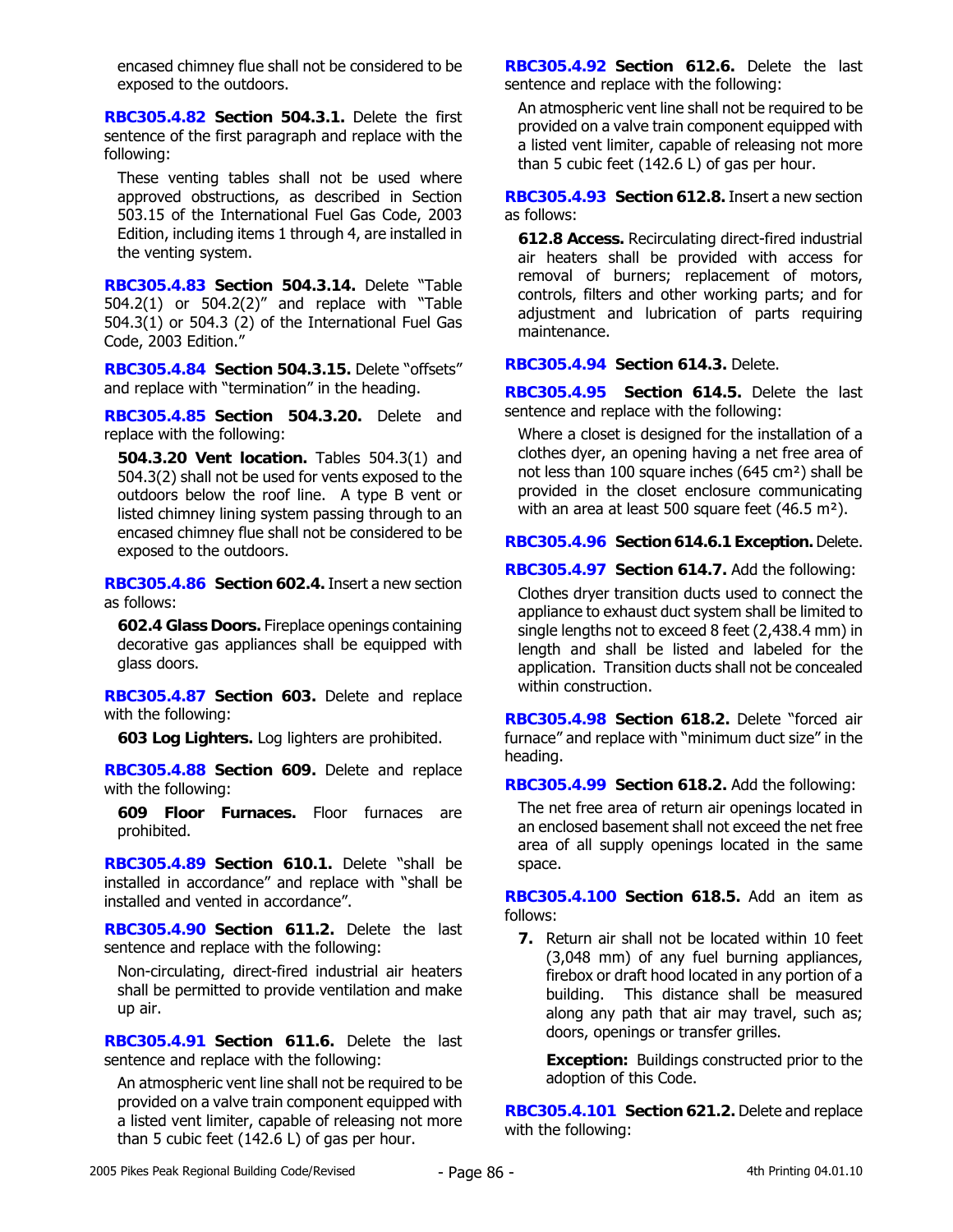encased chimney flue shall not be considered to be exposed to the outdoors.

**RBC305.4.82 Section 504.3.1.** Delete the first sentence of the first paragraph and replace with the following:

These venting tables shall not be used where approved obstructions, as described in Section 503.15 of the International Fuel Gas Code, 2003 Edition, including items 1 through 4, are installed in the venting system.

**RBC305.4.83 Section 504.3.14.** Delete "Table 504.2(1) or 504.2(2)" and replace with "Table 504.3(1) or 504.3 (2) of the International Fuel Gas Code, 2003 Edition."

**RBC305.4.84 Section 504.3.15.** Delete "offsets" and replace with "termination" in the heading.

**RBC305.4.85 Section 504.3.20.** Delete and replace with the following:

**504.3.20 Vent location.** Tables 504.3(1) and 504.3(2) shall not be used for vents exposed to the outdoors below the roof line. A type B vent or listed chimney lining system passing through to an encased chimney flue shall not be considered to be exposed to the outdoors.

**RBC305.4.86 Section 602.4.** Insert a new section as follows:

**602.4 Glass Doors.** Fireplace openings containing decorative gas appliances shall be equipped with glass doors.

**RBC305.4.87 Section 603.** Delete and replace with the following:

**603 Log Lighters.** Log lighters are prohibited.

**RBC305.4.88 Section 609.** Delete and replace with the following:

**609 Floor Furnaces.** Floor furnaces are prohibited.

**RBC305.4.89 Section 610.1.** Delete "shall be installed in accordance" and replace with "shall be installed and vented in accordance".

**RBC305.4.90 Section 611.2.** Delete the last sentence and replace with the following:

Non-circulating, direct-fired industrial air heaters shall be permitted to provide ventilation and make up air.

**RBC305.4.91 Section 611.6.** Delete the last sentence and replace with the following:

An atmospheric vent line shall not be required to be provided on a valve train component equipped with a listed vent limiter, capable of releasing not more than 5 cubic feet (142.6 L) of gas per hour.

**RBC305.4.92 Section 612.6.** Delete the last sentence and replace with the following:

An atmospheric vent line shall not be required to be provided on a valve train component equipped with a listed vent limiter, capable of releasing not more than 5 cubic feet (142.6 L) of gas per hour.

**RBC305.4.93 Section 612.8.** Insert a new section as follows:

**612.8 Access.** Recirculating direct-fired industrial air heaters shall be provided with access for removal of burners; replacement of motors, controls, filters and other working parts; and for adjustment and lubrication of parts requiring maintenance.

**RBC305.4.94 Section 614.3.** Delete.

**RBC305.4.95 Section 614.5.** Delete the last sentence and replace with the following:

Where a closet is designed for the installation of a clothes dyer, an opening having a net free area of not less than 100 square inches (645 cm²) shall be provided in the closet enclosure communicating with an area at least 500 square feet (46.5 m²).

**RBC305.4.96 Section 614.6.1 Exception.** Delete.

**RBC305.4.97 Section 614.7.** Add the following:

Clothes dryer transition ducts used to connect the appliance to exhaust duct system shall be limited to single lengths not to exceed 8 feet (2,438.4 mm) in length and shall be listed and labeled for the application. Transition ducts shall not be concealed within construction.

**RBC305.4.98 Section 618.2.** Delete "forced air furnace" and replace with "minimum duct size" in the heading.

**RBC305.4.99 Section 618.2.** Add the following:

The net free area of return air openings located in an enclosed basement shall not exceed the net free area of all supply openings located in the same space.

**RBC305.4.100 Section 618.5.** Add an item as follows:

**7.** Return air shall not be located within 10 feet (3,048 mm) of any fuel burning appliances, firebox or draft hood located in any portion of a building. This distance shall be measured along any path that air may travel, such as; doors, openings or transfer grilles.

**Exception:** Buildings constructed prior to the adoption of this Code.

**RBC305.4.101 Section 621.2.** Delete and replace with the following: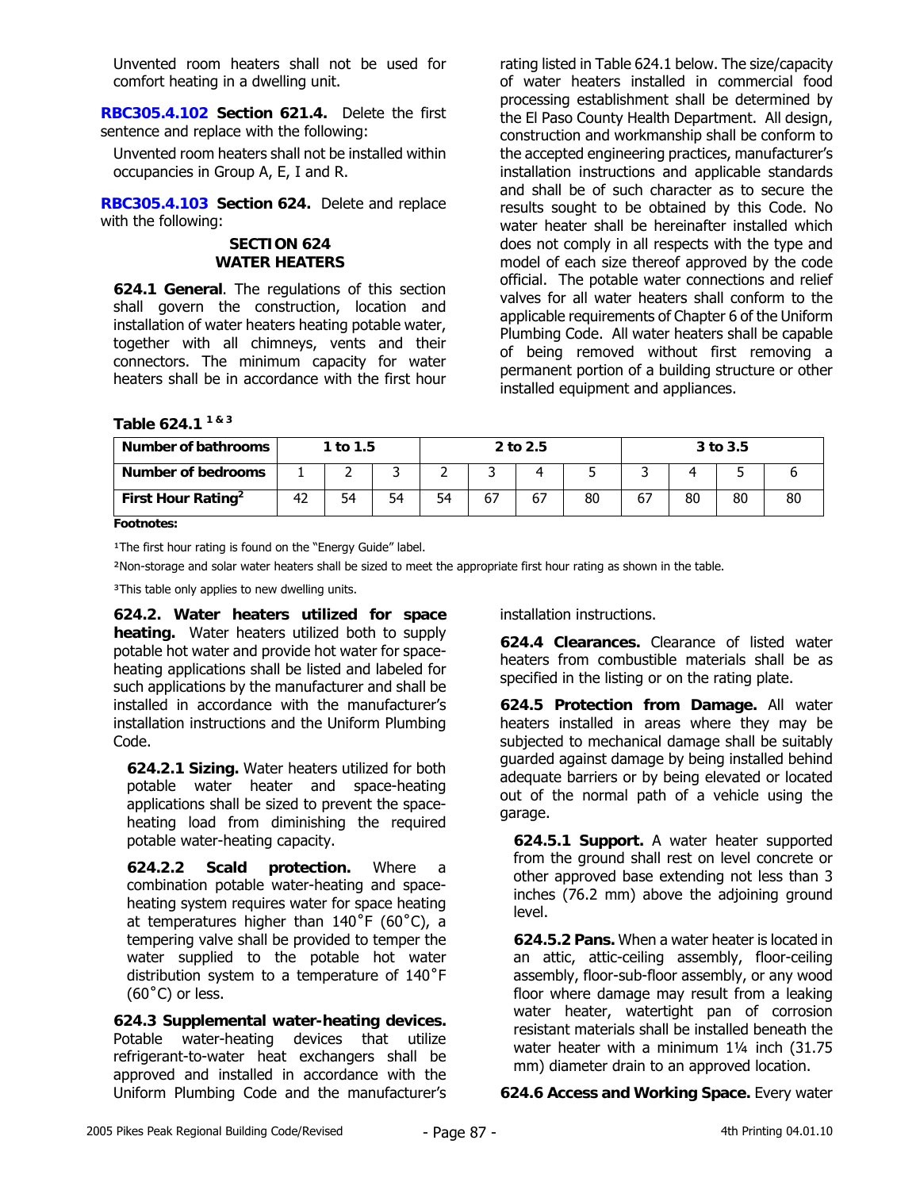Unvented room heaters shall not be used for comfort heating in a dwelling unit.

**RBC305.4.102 Section 621.4.** Delete the first sentence and replace with the following:

Unvented room heaters shall not be installed within occupancies in Group A, E, I and R.

**RBC305.4.103 Section 624.** Delete and replace with the following:

## SECTION 624
## WATER HEATERS

**624.1 General**. The regulations of this section shall govern the construction, location and installation of water heaters heating potable water, together with all chimneys, vents and their connectors. The minimum capacity for water heaters shall be in accordance with the first hour rating listed in Table 624.1 below. The size/capacity of water heaters installed in commercial food processing establishment shall be determined by the El Paso County Health Department. All design, construction and workmanship shall be conform to the accepted engineering practices, manufacturer's installation instructions and applicable standards and shall be of such character as to secure the results sought to be obtained by this Code. No water heater shall be hereinafter installed which does not comply in all respects with the type and model of each size thereof approved by the code official. The potable water connections and relief valves for all water heaters shall conform to the applicable requirements of Chapter 6 of the Uniform Plumbing Code. All water heaters shall be capable of being removed without first removing a permanent portion of a building structure or other installed equipment and appliances.

**Table 624.1 [1 & 3]**

| Number of bathrooms | 1 to 1.5 | | | 2 to 2.5 | | | | 3 to 3.5 | | | |
|---|---|---|---|---|---|---|---|---|---|---|---|
| **Number of bedrooms** | 1 | 2 | 3 | 2 | 3 | 4 | 5 | 3 | 4 | 5 | 6 |
| **First Hour Rating[2]** | 42 | 54 | 54 | 54 | 67 | 67 | 80 | 67 | 80 | 80 | 80 |

**Footnotes:**

[1]The first hour rating is found on the "Energy Guide" label.

[2]Non-storage and solar water heaters shall be sized to meet the appropriate first hour rating as shown in the table.

[3]This table only applies to new dwelling units.

**624.2. Water heaters utilized for space heating.** Water heaters utilized both to supply potable hot water and provide hot water for space-heating applications shall be listed and labeled for such applications by the manufacturer and shall be installed in accordance with the manufacturer's installation instructions and the Uniform Plumbing Code.

**624.2.1 Sizing.** Water heaters utilized for both potable water heater and space-heating applications shall be sized to prevent the space-heating load from diminishing the required potable water-heating capacity.

**624.2.2 Scald protection.** Where a combination potable water-heating and space-heating system requires water for space heating at temperatures higher than 140˚F (60˚C), a tempering valve shall be provided to temper the water supplied to the potable hot water distribution system to a temperature of 140˚F (60˚C) or less.

**624.3 Supplemental water-heating devices.** Potable water-heating devices that utilize refrigerant-to-water heat exchangers shall be approved and installed in accordance with the Uniform Plumbing Code and the manufacturer's installation instructions.

**624.4 Clearances.** Clearance of listed water heaters from combustible materials shall be as specified in the listing or on the rating plate.

**624.5 Protection from Damage.** All water heaters installed in areas where they may be subjected to mechanical damage shall be suitably guarded against damage by being installed behind adequate barriers or by being elevated or located out of the normal path of a vehicle using the garage.

**624.5.1 Support.** A water heater supported from the ground shall rest on level concrete or other approved base extending not less than 3 inches (76.2 mm) above the adjoining ground level.

**624.5.2 Pans.** When a water heater is located in an attic, attic-ceiling assembly, floor-ceiling assembly, floor-sub-floor assembly, or any wood floor where damage may result from a leaking water heater, watertight pan of corrosion resistant materials shall be installed beneath the water heater with a minimum 1¼ inch (31.75 mm) diameter drain to an approved location.

**624.6 Access and Working Space.** Every water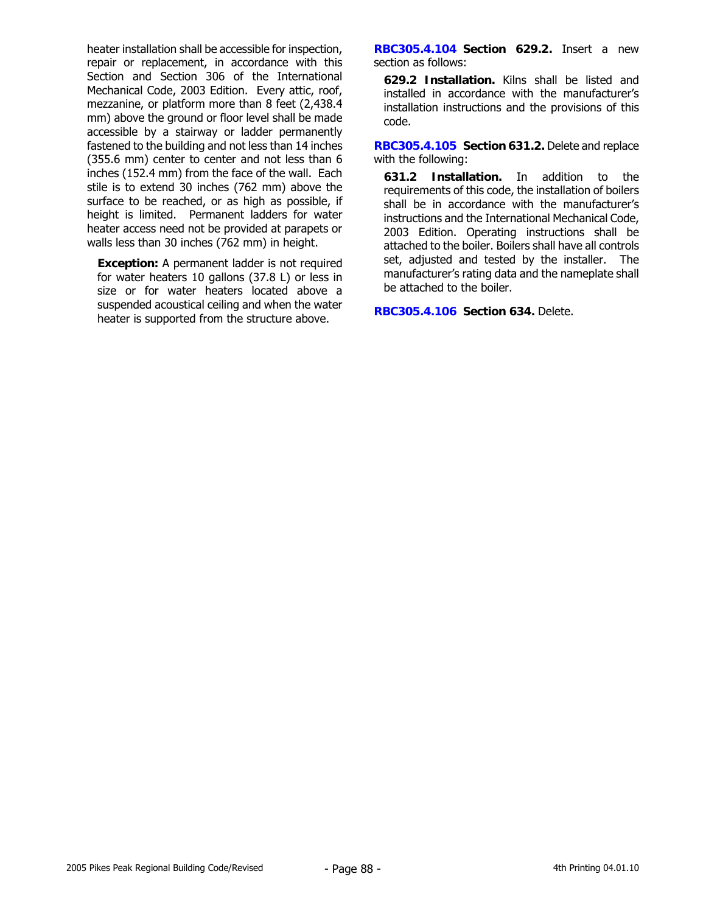heater installation shall be accessible for inspection, repair or replacement, in accordance with this Section and Section 306 of the International Mechanical Code, 2003 Edition. Every attic, roof, mezzanine, or platform more than 8 feet (2,438.4 mm) above the ground or floor level shall be made accessible by a stairway or ladder permanently fastened to the building and not less than 14 inches (355.6 mm) center to center and not less than 6 inches (152.4 mm) from the face of the wall. Each stile is to extend 30 inches (762 mm) above the surface to be reached, or as high as possible, if height is limited. Permanent ladders for water heater access need not be provided at parapets or walls less than 30 inches (762 mm) in height.

> **Exception:** A permanent ladder is not required for water heaters 10 gallons (37.8 L) or less in size or for water heaters located above a suspended acoustical ceiling and when the water heater is supported from the structure above.

**RBC305.4.104 Section 629.2.** Insert a new section as follows:

> **629.2 Installation.** Kilns shall be listed and installed in accordance with the manufacturer's installation instructions and the provisions of this code.

**RBC305.4.105 Section 631.2.** Delete and replace with the following:

> **631.2 Installation.** In addition to the requirements of this code, the installation of boilers shall be in accordance with the manufacturer's instructions and the International Mechanical Code, 2003 Edition. Operating instructions shall be attached to the boiler. Boilers shall have all controls set, adjusted and tested by the installer. The manufacturer's rating data and the nameplate shall be attached to the boiler.

**RBC305.4.106 Section 634.** Delete.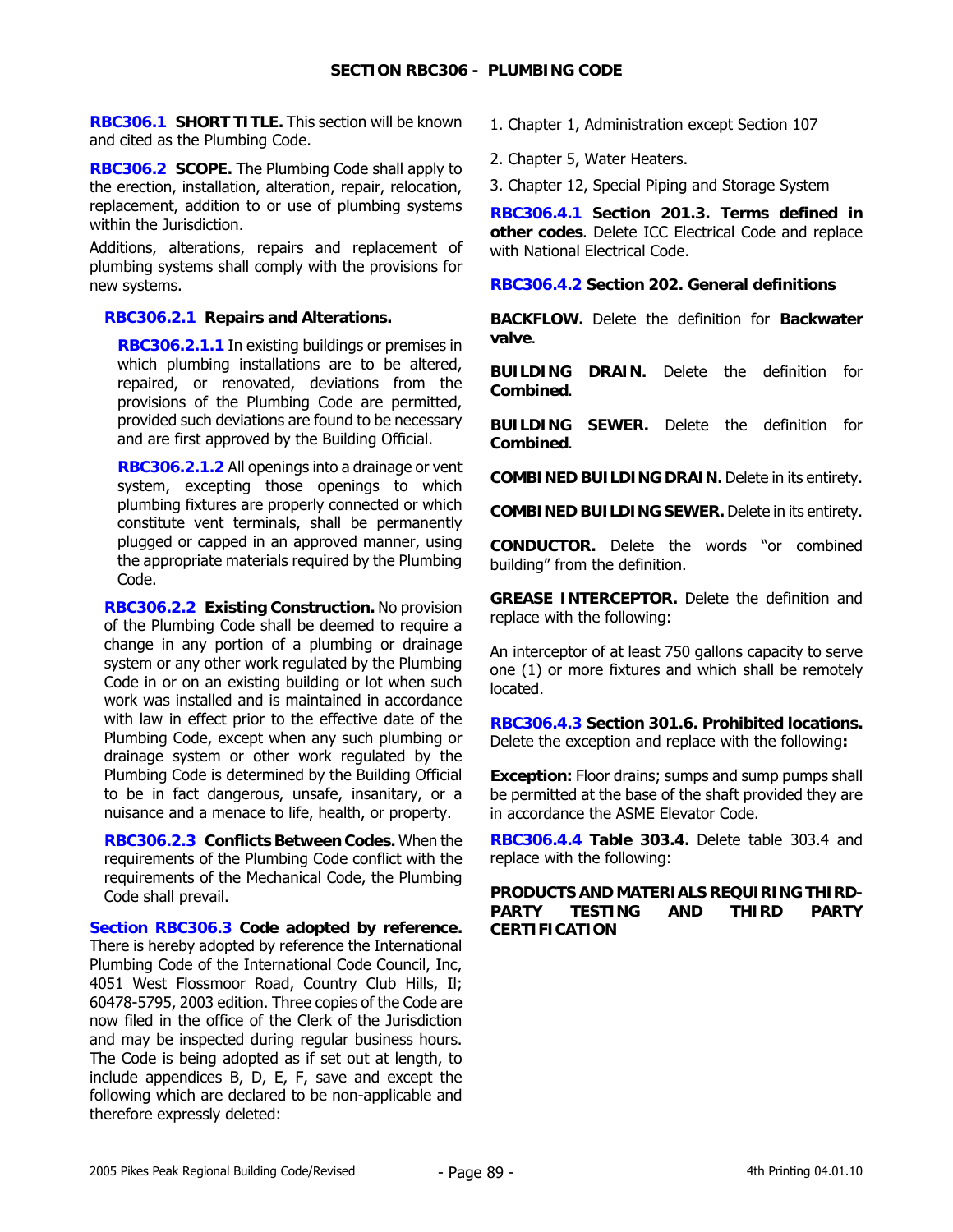## SECTION RBC306 - PLUMBING CODE

**RBC306.1 SHORT TITLE.** This section will be known and cited as the Plumbing Code.

**RBC306.2 SCOPE.** The Plumbing Code shall apply to the erection, installation, alteration, repair, relocation, replacement, addition to or use of plumbing systems within the Jurisdiction.

Additions, alterations, repairs and replacement of plumbing systems shall comply with the provisions for new systems.

**RBC306.2.1 Repairs and Alterations.**

**RBC306.2.1.1** In existing buildings or premises in which plumbing installations are to be altered, repaired, or renovated, deviations from the provisions of the Plumbing Code are permitted, provided such deviations are found to be necessary and are first approved by the Building Official.

**RBC306.2.1.2** All openings into a drainage or vent system, excepting those openings to which plumbing fixtures are properly connected or which constitute vent terminals, shall be permanently plugged or capped in an approved manner, using the appropriate materials required by the Plumbing Code.

**RBC306.2.2 Existing Construction.** No provision of the Plumbing Code shall be deemed to require a change in any portion of a plumbing or drainage system or any other work regulated by the Plumbing Code in or on an existing building or lot when such work was installed and is maintained in accordance with law in effect prior to the effective date of the Plumbing Code, except when any such plumbing or drainage system or other work regulated by the Plumbing Code is determined by the Building Official to be in fact dangerous, unsafe, insanitary, or a nuisance and a menace to life, health, or property.

**RBC306.2.3 Conflicts Between Codes.** When the requirements of the Plumbing Code conflict with the requirements of the Mechanical Code, the Plumbing Code shall prevail.

**Section RBC306.3 Code adopted by reference.** There is hereby adopted by reference the International Plumbing Code of the International Code Council, Inc, 4051 West Flossmoor Road, Country Club Hills, Il; 60478-5795, 2003 edition. Three copies of the Code are now filed in the office of the Clerk of the Jurisdiction and may be inspected during regular business hours. The Code is being adopted as if set out at length, to include appendices B, D, E, F, save and except the following which are declared to be non-applicable and therefore expressly deleted:

1. Chapter 1, Administration except Section 107
2. Chapter 5, Water Heaters.
3. Chapter 12, Special Piping and Storage System

**RBC306.4.1 Section 201.3. Terms defined in other codes**. Delete ICC Electrical Code and replace with National Electrical Code.

**RBC306.4.2 Section 202. General definitions**

**BACKFLOW.** Delete the definition for **Backwater valve**.

**BUILDING DRAIN.** Delete the definition for **Combined**.

**BUILDING SEWER.** Delete the definition for **Combined**.

**COMBINED BUILDING DRAIN.** Delete in its entirety.

**COMBINED BUILDING SEWER.** Delete in its entirety.

**CONDUCTOR.** Delete the words "or combined building" from the definition.

**GREASE INTERCEPTOR.** Delete the definition and replace with the following:

An interceptor of at least 750 gallons capacity to serve one (1) or more fixtures and which shall be remotely located.

**RBC306.4.3 Section 301.6. Prohibited locations.** Delete the exception and replace with the following**:**

**Exception:** Floor drains; sumps and sump pumps shall be permitted at the base of the shaft provided they are in accordance the ASME Elevator Code.

**RBC306.4.4 Table 303.4.** Delete table 303.4 and replace with the following:

**PRODUCTS AND MATERIALS REQUIRING THIRD-PARTY TESTING AND THIRD PARTY CERTIFICATION**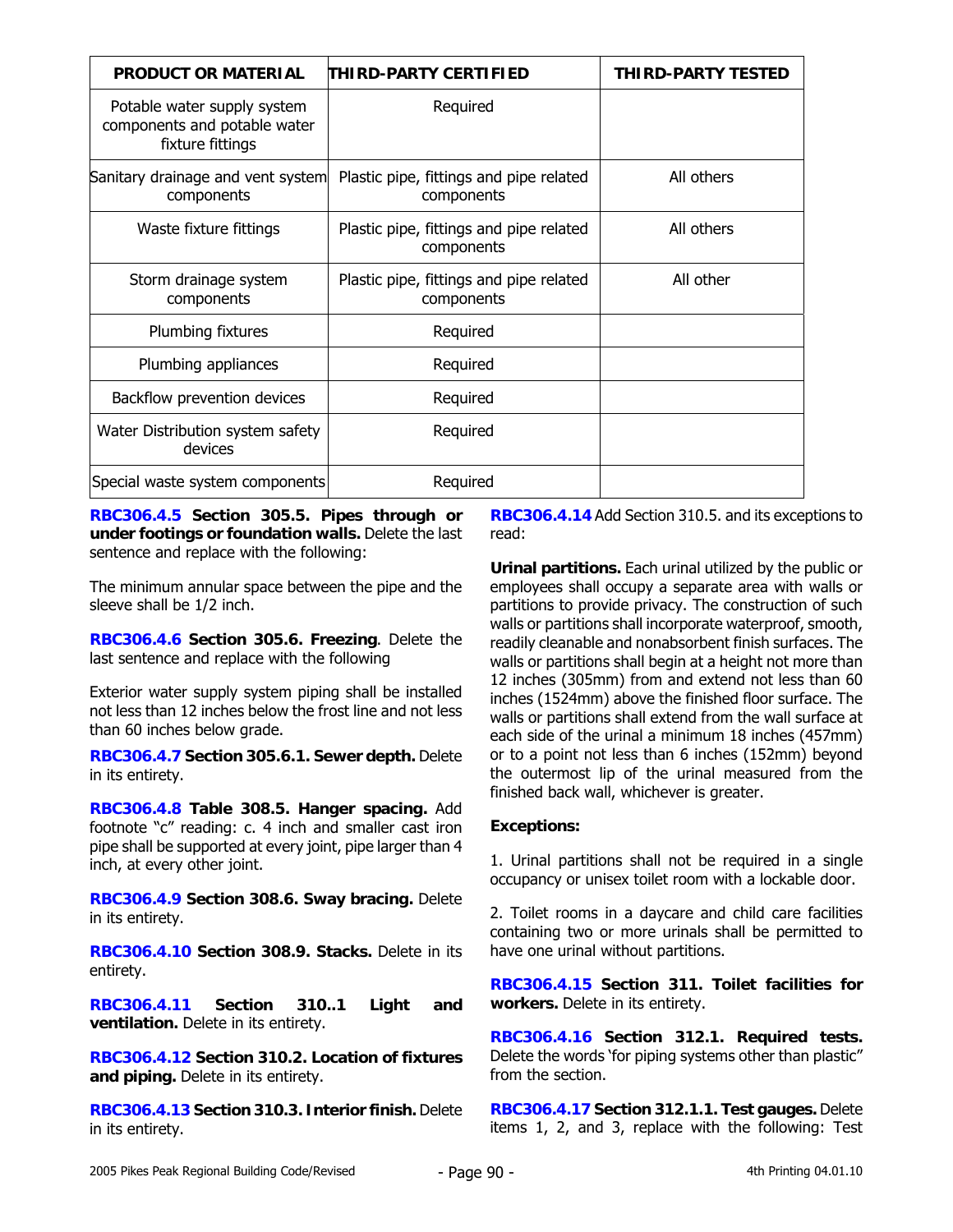| PRODUCT OR MATERIAL | THIRD-PARTY CERTIFIED | THIRD-PARTY TESTED |
|---|---|---|
| Potable water supply system components and potable water fixture fittings | Required | |
| Sanitary drainage and vent system components | Plastic pipe, fittings and pipe related components | All others |
| Waste fixture fittings | Plastic pipe, fittings and pipe related components | All others |
| Storm drainage system components | Plastic pipe, fittings and pipe related components | All other |
| Plumbing fixtures | Required | |
| Plumbing appliances | Required | |
| Backflow prevention devices | Required | |
| Water Distribution system safety devices | Required | |
| Special waste system components | Required | |

**RBC306.4.5 Section 305.5. Pipes through or under footings or foundation walls.** Delete the last sentence and replace with the following:

The minimum annular space between the pipe and the sleeve shall be 1/2 inch.

**RBC306.4.6 Section 305.6. Freezing**. Delete the last sentence and replace with the following

Exterior water supply system piping shall be installed not less than 12 inches below the frost line and not less than 60 inches below grade.

**RBC306.4.7 Section 305.6.1. Sewer depth.** Delete in its entirety.

**RBC306.4.8 Table 308.5. Hanger spacing.** Add footnote "c" reading: c. 4 inch and smaller cast iron pipe shall be supported at every joint, pipe larger than 4 inch, at every other joint.

**RBC306.4.9 Section 308.6. Sway bracing.** Delete in its entirety.

**RBC306.4.10 Section 308.9. Stacks.** Delete in its entirety.

**RBC306.4.11 Section 310..1 Light and ventilation.** Delete in its entirety.

**RBC306.4.12 Section 310.2. Location of fixtures and piping.** Delete in its entirety.

**RBC306.4.13 Section 310.3. Interior finish.** Delete in its entirety.

**RBC306.4.14** Add Section 310.5. and its exceptions to read:

**Urinal partitions.** Each urinal utilized by the public or employees shall occupy a separate area with walls or partitions to provide privacy. The construction of such walls or partitions shall incorporate waterproof, smooth, readily cleanable and nonabsorbent finish surfaces. The walls or partitions shall begin at a height not more than 12 inches (305mm) from and extend not less than 60 inches (1524mm) above the finished floor surface. The walls or partitions shall extend from the wall surface at each side of the urinal a minimum 18 inches (457mm) or to a point not less than 6 inches (152mm) beyond the outermost lip of the urinal measured from the finished back wall, whichever is greater.

**Exceptions:**

1. Urinal partitions shall not be required in a single occupancy or unisex toilet room with a lockable door.

2. Toilet rooms in a daycare and child care facilities containing two or more urinals shall be permitted to have one urinal without partitions.

**RBC306.4.15 Section 311. Toilet facilities for workers.** Delete in its entirety.

**RBC306.4.16 Section 312.1. Required tests.** Delete the words 'for piping systems other than plastic" from the section.

**RBC306.4.17 Section 312.1.1. Test gauges.** Delete items 1, 2, and 3, replace with the following: Test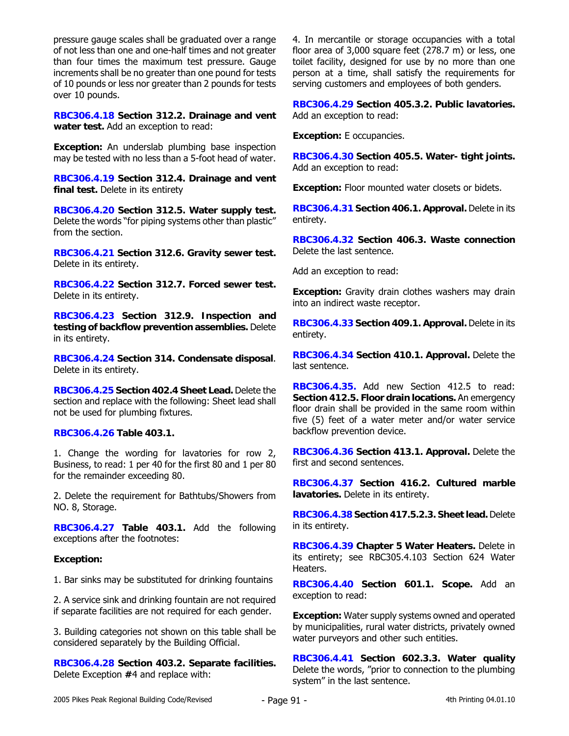pressure gauge scales shall be graduated over a range of not less than one and one-half times and not greater than four times the maximum test pressure. Gauge increments shall be no greater than one pound for tests of 10 pounds or less nor greater than 2 pounds for tests over 10 pounds.

**RBC306.4.18 Section 312.2. Drainage and vent water test.** Add an exception to read:

**Exception:** An underslab plumbing base inspection may be tested with no less than a 5-foot head of water.

**RBC306.4.19 Section 312.4. Drainage and vent final test.** Delete in its entirety

**RBC306.4.20 Section 312.5. Water supply test.** Delete the words "for piping systems other than plastic" from the section.

**RBC306.4.21 Section 312.6. Gravity sewer test.** Delete in its entirety.

**RBC306.4.22 Section 312.7. Forced sewer test.** Delete in its entirety.

**RBC306.4.23 Section 312.9. Inspection and testing of backflow prevention assemblies.** Delete in its entirety.

**RBC306.4.24 Section 314. Condensate disposal**. Delete in its entirety.

**RBC306.4.25 Section 402.4 Sheet Lead.** Delete the section and replace with the following: Sheet lead shall not be used for plumbing fixtures.

**RBC306.4.26 Table 403.1.**

1. Change the wording for lavatories for row 2, Business, to read: 1 per 40 for the first 80 and 1 per 80 for the remainder exceeding 80.

2. Delete the requirement for Bathtubs/Showers from NO. 8, Storage.

**RBC306.4.27 Table 403.1.** Add the following exceptions after the footnotes:

**Exception:**

1. Bar sinks may be substituted for drinking fountains

2. A service sink and drinking fountain are not required if separate facilities are not required for each gender.

3. Building categories not shown on this table shall be considered separately by the Building Official.

**RBC306.4.28 Section 403.2. Separate facilities.** Delete Exception #4 and replace with:

4. In mercantile or storage occupancies with a total floor area of 3,000 square feet (278.7 m) or less, one toilet facility, designed for use by no more than one person at a time, shall satisfy the requirements for serving customers and employees of both genders.

**RBC306.4.29 Section 405.3.2. Public lavatories.** Add an exception to read:

**Exception:** E occupancies.

**RBC306.4.30 Section 405.5. Water- tight joints.** Add an exception to read:

**Exception:** Floor mounted water closets or bidets.

**RBC306.4.31 Section 406.1. Approval.** Delete in its entirety.

**RBC306.4.32 Section 406.3. Waste connection** Delete the last sentence.

Add an exception to read:

**Exception:** Gravity drain clothes washers may drain into an indirect waste receptor.

**RBC306.4.33 Section 409.1. Approval.** Delete in its entirety.

**RBC306.4.34 Section 410.1. Approval.** Delete the last sentence.

**RBC306.4.35.** Add new Section 412.5 to read: **Section 412.5. Floor drain locations.** An emergency floor drain shall be provided in the same room within five (5) feet of a water meter and/or water service backflow prevention device.

**RBC306.4.36 Section 413.1. Approval.** Delete the first and second sentences.

**RBC306.4.37 Section 416.2. Cultured marble lavatories.** Delete in its entirety.

**RBC306.4.38 Section 417.5.2.3. Sheet lead.** Delete in its entirety.

**RBC306.4.39 Chapter 5 Water Heaters.** Delete in its entirety; see RBC305.4.103 Section 624 Water Heaters.

**RBC306.4.40 Section 601.1. Scope.** Add an exception to read:

**Exception:** Water supply systems owned and operated by municipalities, rural water districts, privately owned water purveyors and other such entities.

**RBC306.4.41 Section 602.3.3. Water quality** Delete the words, "prior to connection to the plumbing system" in the last sentence.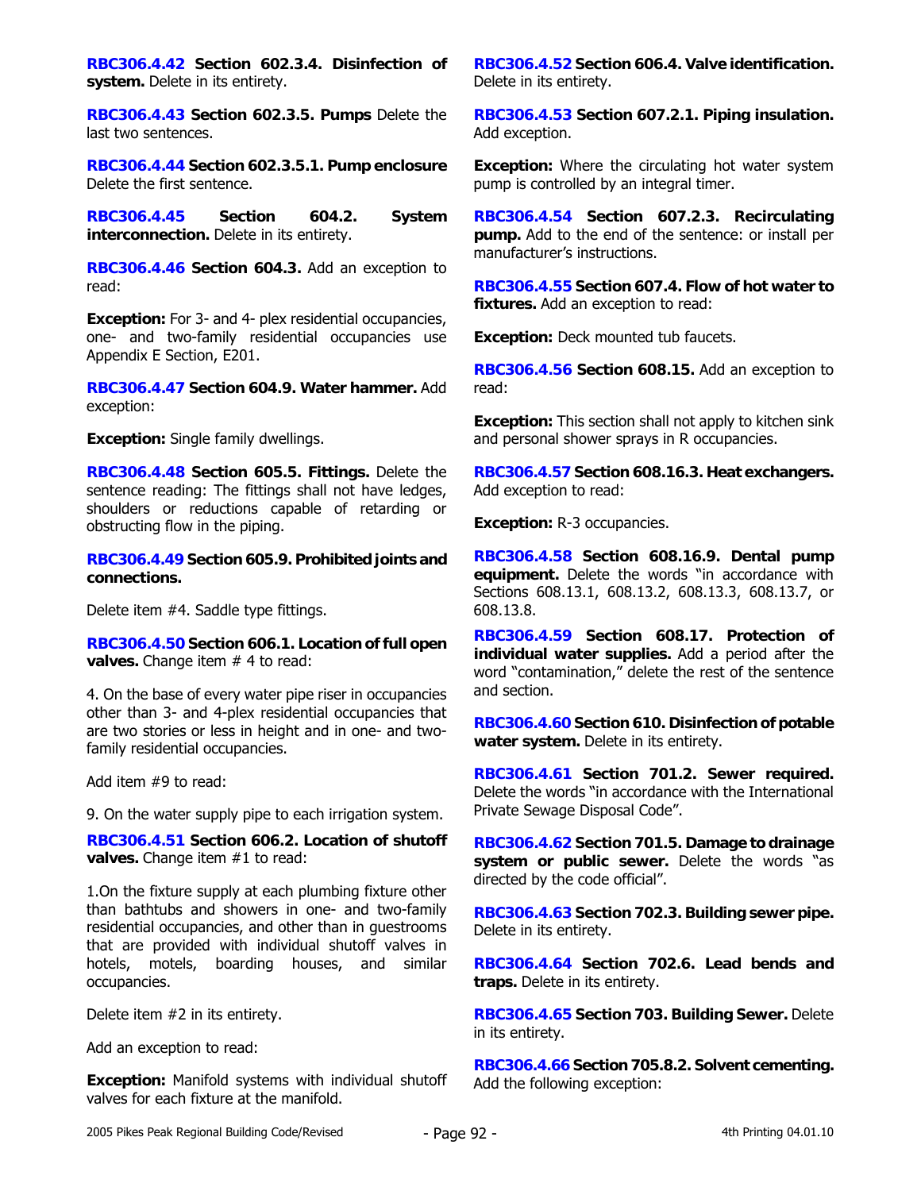**RBC306.4.42 Section 602.3.4. Disinfection of system.** Delete in its entirety.

**RBC306.4.43 Section 602.3.5. Pumps** Delete the last two sentences.

**RBC306.4.44 Section 602.3.5.1. Pump enclosure** Delete the first sentence.

**RBC306.4.45 Section 604.2. System interconnection.** Delete in its entirety.

**RBC306.4.46 Section 604.3.** Add an exception to read:

**Exception:** For 3- and 4- plex residential occupancies, one- and two-family residential occupancies use Appendix E Section, E201.

**RBC306.4.47 Section 604.9. Water hammer.** Add exception:

**Exception:** Single family dwellings.

**RBC306.4.48 Section 605.5. Fittings.** Delete the sentence reading: The fittings shall not have ledges, shoulders or reductions capable of retarding or obstructing flow in the piping.

**RBC306.4.49 Section 605.9. Prohibited joints and connections.**

Delete item #4. Saddle type fittings.

**RBC306.4.50 Section 606.1. Location of full open valves.** Change item # 4 to read:

4. On the base of every water pipe riser in occupancies other than 3- and 4-plex residential occupancies that are two stories or less in height and in one- and two-family residential occupancies.

Add item #9 to read:

9. On the water supply pipe to each irrigation system.

**RBC306.4.51 Section 606.2. Location of shutoff valves.** Change item #1 to read:

1.On the fixture supply at each plumbing fixture other than bathtubs and showers in one- and two-family residential occupancies, and other than in guestrooms that are provided with individual shutoff valves in hotels, motels, boarding houses, and similar occupancies.

Delete item #2 in its entirety.

Add an exception to read:

**Exception:** Manifold systems with individual shutoff valves for each fixture at the manifold.

**RBC306.4.52 Section 606.4. Valve identification.** Delete in its entirety.

**RBC306.4.53 Section 607.2.1. Piping insulation.** Add exception.

**Exception:** Where the circulating hot water system pump is controlled by an integral timer.

**RBC306.4.54 Section 607.2.3. Recirculating pump.** Add to the end of the sentence: or install per manufacturer's instructions.

**RBC306.4.55 Section 607.4. Flow of hot water to fixtures.** Add an exception to read:

**Exception:** Deck mounted tub faucets.

**RBC306.4.56 Section 608.15.** Add an exception to read:

**Exception:** This section shall not apply to kitchen sink and personal shower sprays in R occupancies.

**RBC306.4.57 Section 608.16.3. Heat exchangers.** Add exception to read:

**Exception:** R-3 occupancies.

**RBC306.4.58 Section 608.16.9. Dental pump equipment.** Delete the words "in accordance with Sections 608.13.1, 608.13.2, 608.13.3, 608.13.7, or 608.13.8.

**RBC306.4.59 Section 608.17. Protection of individual water supplies.** Add a period after the word "contamination," delete the rest of the sentence and section.

**RBC306.4.60 Section 610. Disinfection of potable water system.** Delete in its entirety.

**RBC306.4.61 Section 701.2. Sewer required.** Delete the words "in accordance with the International Private Sewage Disposal Code".

**RBC306.4.62 Section 701.5. Damage to drainage system or public sewer.** Delete the words "as directed by the code official".

**RBC306.4.63 Section 702.3. Building sewer pipe.** Delete in its entirety.

**RBC306.4.64 Section 702.6. Lead bends and traps.** Delete in its entirety.

**RBC306.4.65 Section 703. Building Sewer.** Delete in its entirety.

**RBC306.4.66 Section 705.8.2. Solvent cementing.** Add the following exception: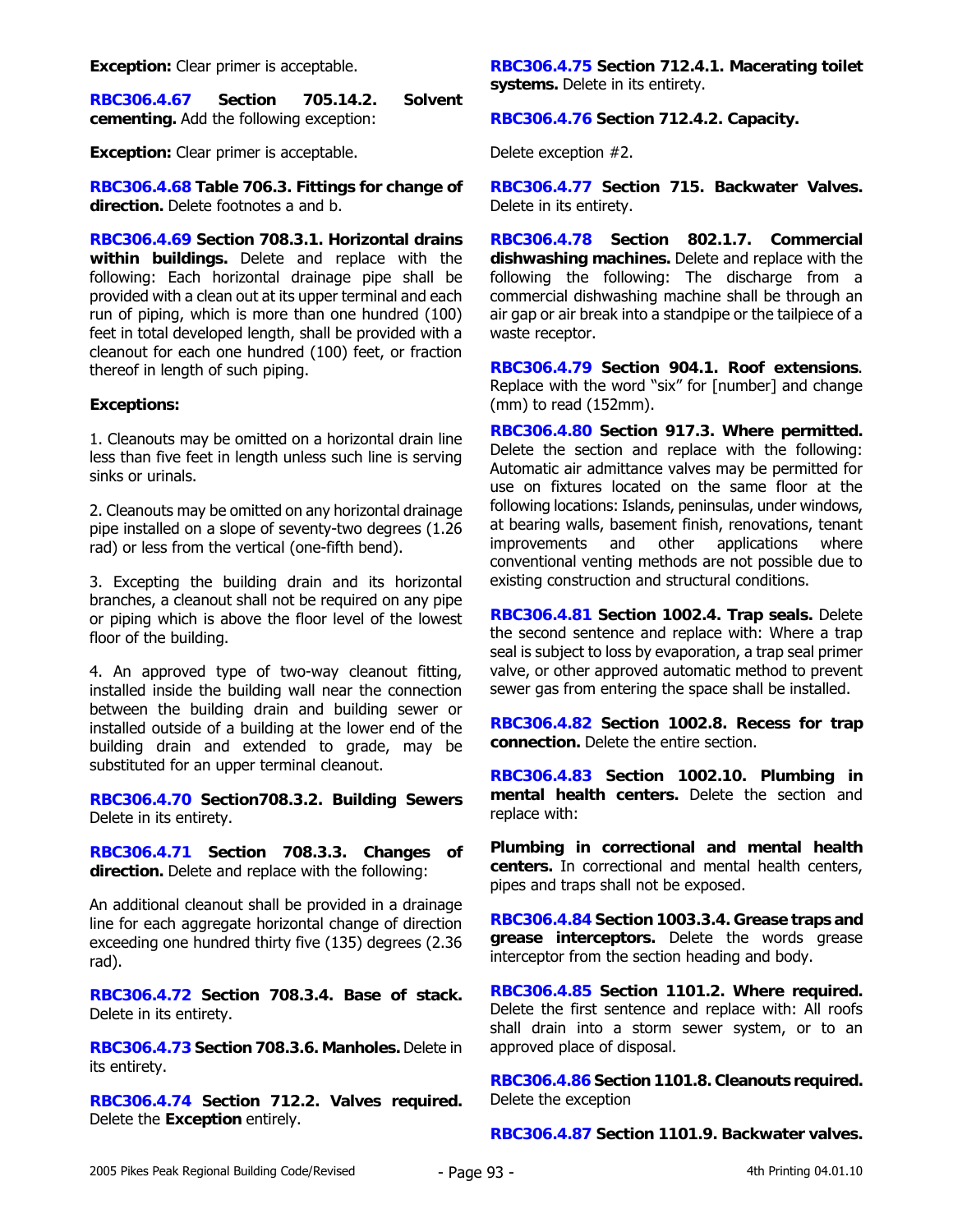**Exception:** Clear primer is acceptable.

**RBC306.4.67 Section 705.14.2. Solvent cementing.** Add the following exception:

**Exception:** Clear primer is acceptable.

**RBC306.4.68 Table 706.3. Fittings for change of direction.** Delete footnotes a and b.

**RBC306.4.69 Section 708.3.1. Horizontal drains within buildings.** Delete and replace with the following: Each horizontal drainage pipe shall be provided with a clean out at its upper terminal and each run of piping, which is more than one hundred (100) feet in total developed length, shall be provided with a cleanout for each one hundred (100) feet, or fraction thereof in length of such piping.

**Exceptions:**

1. Cleanouts may be omitted on a horizontal drain line less than five feet in length unless such line is serving sinks or urinals.

2. Cleanouts may be omitted on any horizontal drainage pipe installed on a slope of seventy-two degrees (1.26 rad) or less from the vertical (one-fifth bend).

3. Excepting the building drain and its horizontal branches, a cleanout shall not be required on any pipe or piping which is above the floor level of the lowest floor of the building.

4. An approved type of two-way cleanout fitting, installed inside the building wall near the connection between the building drain and building sewer or installed outside of a building at the lower end of the building drain and extended to grade, may be substituted for an upper terminal cleanout.

**RBC306.4.70 Section708.3.2. Building Sewers** Delete in its entirety.

**RBC306.4.71 Section 708.3.3. Changes of direction.** Delete and replace with the following:

An additional cleanout shall be provided in a drainage line for each aggregate horizontal change of direction exceeding one hundred thirty five (135) degrees (2.36 rad).

**RBC306.4.72 Section 708.3.4. Base of stack.** Delete in its entirety.

**RBC306.4.73 Section 708.3.6. Manholes.** Delete in its entirety.

**RBC306.4.74 Section 712.2. Valves required.** Delete the **Exception** entirely.

**RBC306.4.75 Section 712.4.1. Macerating toilet systems.** Delete in its entirety.

**RBC306.4.76 Section 712.4.2. Capacity.**

Delete exception #2.

**RBC306.4.77 Section 715. Backwater Valves.** Delete in its entirety.

**RBC306.4.78 Section 802.1.7. Commercial dishwashing machines.** Delete and replace with the following the following: The discharge from a commercial dishwashing machine shall be through an air gap or air break into a standpipe or the tailpiece of a waste receptor.

**RBC306.4.79 Section 904.1. Roof extensions**. Replace with the word "six" for [number] and change (mm) to read (152mm).

**RBC306.4.80 Section 917.3. Where permitted.** Delete the section and replace with the following: Automatic air admittance valves may be permitted for use on fixtures located on the same floor at the following locations: Islands, peninsulas, under windows, at bearing walls, basement finish, renovations, tenant improvements and other applications where conventional venting methods are not possible due to existing construction and structural conditions.

**RBC306.4.81 Section 1002.4. Trap seals.** Delete the second sentence and replace with: Where a trap seal is subject to loss by evaporation, a trap seal primer valve, or other approved automatic method to prevent sewer gas from entering the space shall be installed.

**RBC306.4.82 Section 1002.8. Recess for trap connection.** Delete the entire section.

**RBC306.4.83 Section 1002.10. Plumbing in mental health centers.** Delete the section and replace with:

**Plumbing in correctional and mental health centers.** In correctional and mental health centers, pipes and traps shall not be exposed.

**RBC306.4.84 Section 1003.3.4. Grease traps and grease interceptors.** Delete the words grease interceptor from the section heading and body.

**RBC306.4.85 Section 1101.2. Where required.** Delete the first sentence and replace with: All roofs shall drain into a storm sewer system, or to an approved place of disposal.

**RBC306.4.86 Section 1101.8. Cleanouts required.** Delete the exception

**RBC306.4.87 Section 1101.9. Backwater valves.**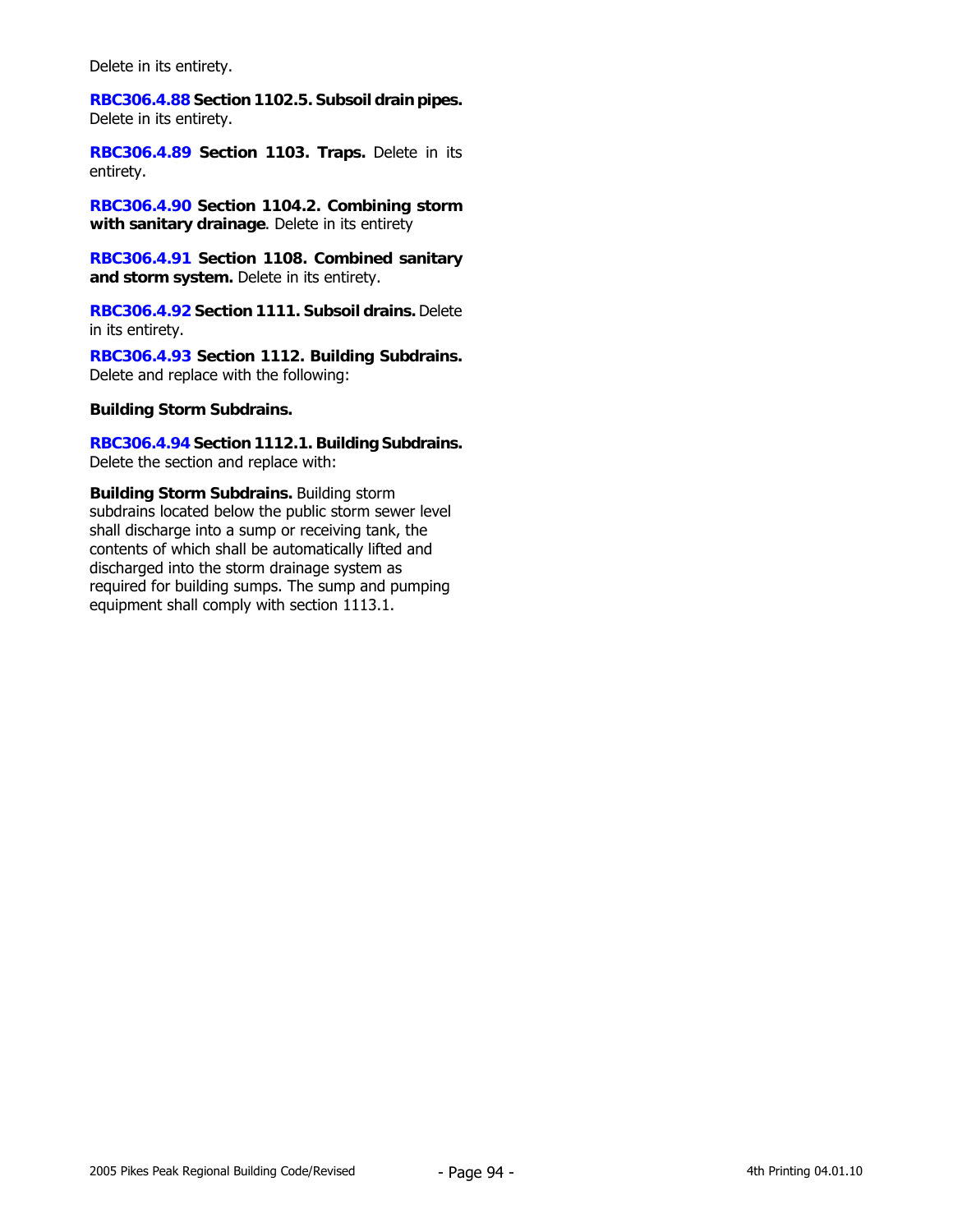Delete in its entirety.

**RBC306.4.88 Section 1102.5. Subsoil drain pipes.** Delete in its entirety.

**RBC306.4.89 Section 1103. Traps.** Delete in its entirety.

**RBC306.4.90 Section 1104.2. Combining storm with sanitary drainage**. Delete in its entirety

**RBC306.4.91 Section 1108. Combined sanitary and storm system.** Delete in its entirety.

**RBC306.4.92 Section 1111. Subsoil drains.** Delete in its entirety.

**RBC306.4.93 Section 1112. Building Subdrains.** Delete and replace with the following:

**Building Storm Subdrains.**

**RBC306.4.94 Section 1112.1. Building Subdrains.** Delete the section and replace with:

**Building Storm Subdrains.** Building storm subdrains located below the public storm sewer level shall discharge into a sump or receiving tank, the contents of which shall be automatically lifted and discharged into the storm drainage system as required for building sumps. The sump and pumping equipment shall comply with section 1113.1.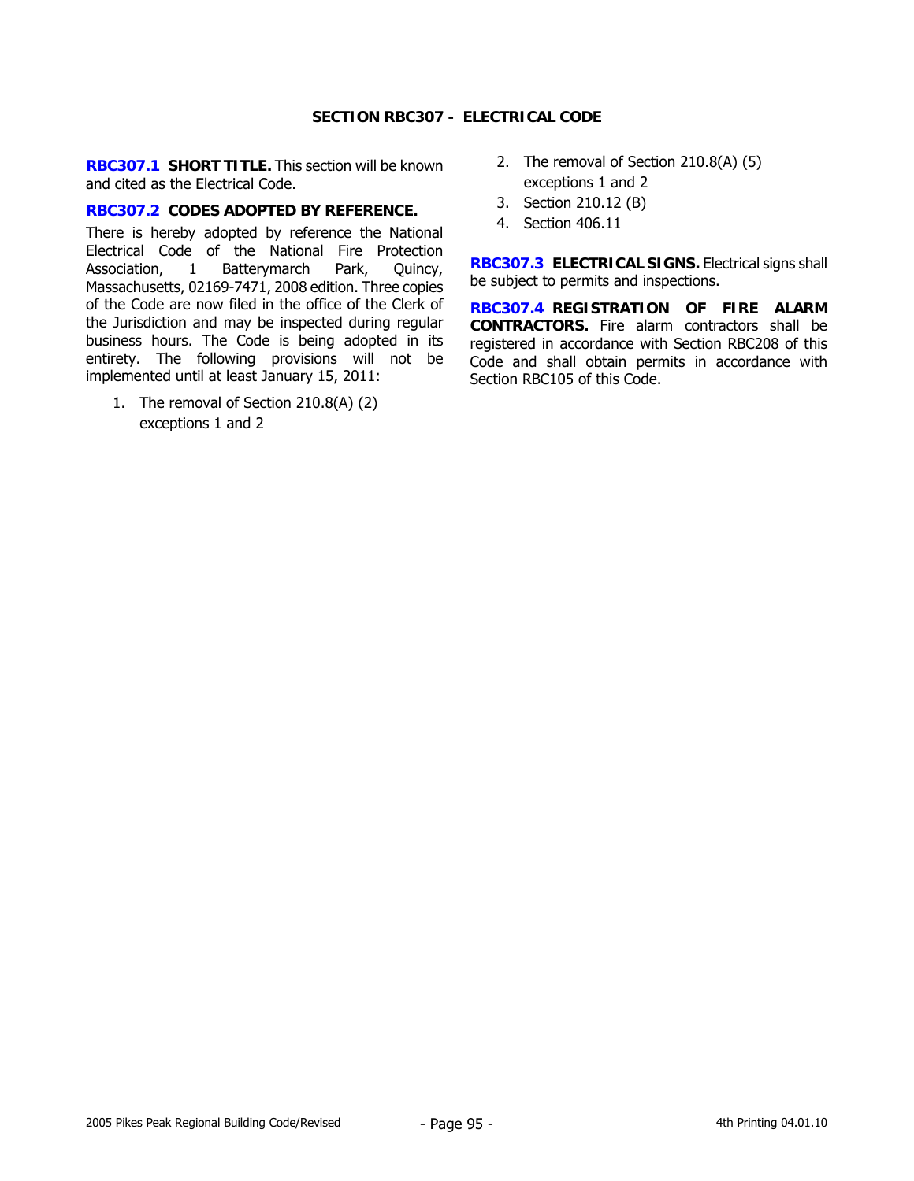## SECTION RBC307 - ELECTRICAL CODE

**RBC307.1 SHORT TITLE.** This section will be known and cited as the Electrical Code.

**RBC307.2 CODES ADOPTED BY REFERENCE.**

There is hereby adopted by reference the National Electrical Code of the National Fire Protection Association, 1 Batterymarch Park, Quincy, Massachusetts, 02169-7471, 2008 edition. Three copies of the Code are now filed in the office of the Clerk of the Jurisdiction and may be inspected during regular business hours. The Code is being adopted in its entirety. The following provisions will not be implemented until at least January 15, 2011:

1. The removal of Section 210.8(A) (2) exceptions 1 and 2
2. The removal of Section 210.8(A) (5) exceptions 1 and 2
3. Section 210.12 (B)
4. Section 406.11

**RBC307.3 ELECTRICAL SIGNS.** Electrical signs shall be subject to permits and inspections.

**RBC307.4 REGISTRATION OF FIRE ALARM CONTRACTORS.** Fire alarm contractors shall be registered in accordance with Section RBC208 of this Code and shall obtain permits in accordance with Section RBC105 of this Code.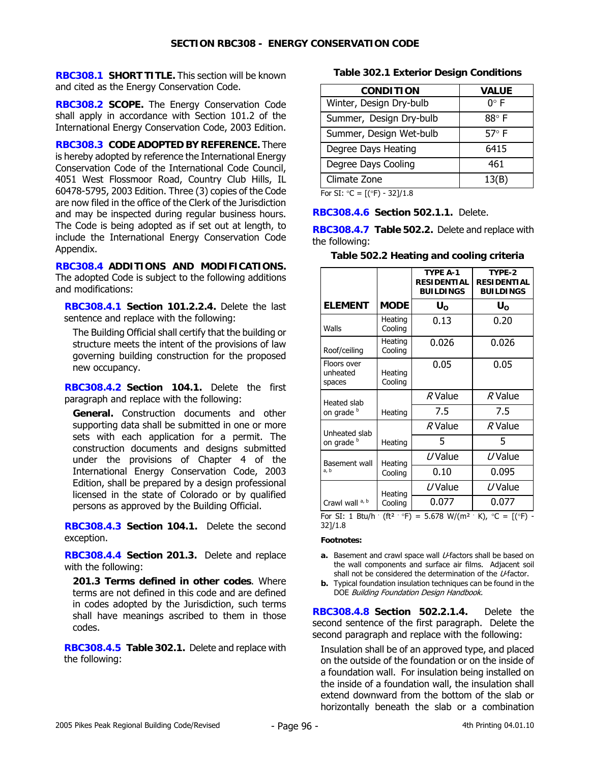## SECTION RBC308 - ENERGY CONSERVATION CODE

**RBC308.1 SHORT TITLE.** This section will be known and cited as the Energy Conservation Code.

**RBC308.2 SCOPE.** The Energy Conservation Code shall apply in accordance with Section 101.2 of the International Energy Conservation Code, 2003 Edition.

**RBC308.3 CODE ADOPTED BY REFERENCE.** There is hereby adopted by reference the International Energy Conservation Code of the International Code Council, 4051 West Flossmoor Road, Country Club Hills, IL 60478-5795, 2003 Edition. Three (3) copies of the Code are now filed in the office of the Clerk of the Jurisdiction and may be inspected during regular business hours. The Code is being adopted as if set out at length, to include the International Energy Conservation Code Appendix.

**RBC308.4 ADDITIONS AND MODIFICATIONS.** The adopted Code is subject to the following additions and modifications:

**RBC308.4.1 Section 101.2.2.4.** Delete the last sentence and replace with the following:

The Building Official shall certify that the building or structure meets the intent of the provisions of law governing building construction for the proposed new occupancy.

**RBC308.4.2 Section 104.1.** Delete the first paragraph and replace with the following:

**General.** Construction documents and other supporting data shall be submitted in one or more sets with each application for a permit. The construction documents and designs submitted under the provisions of Chapter 4 of the International Energy Conservation Code, 2003 Edition, shall be prepared by a design professional licensed in the state of Colorado or by qualified persons as approved by the Building Official.

**RBC308.4.3 Section 104.1.** Delete the second exception.

**RBC308.4.4 Section 201.3.** Delete and replace with the following:

**201.3 Terms defined in other codes**. Where terms are not defined in this code and are defined in codes adopted by the Jurisdiction, such terms shall have meanings ascribed to them in those codes.

**RBC308.4.5 Table 302.1.** Delete and replace with the following:

**Table 302.1 Exterior Design Conditions**

| CONDITION | VALUE |
|---|---|
| Winter, Design Dry-bulb | 0° F |
| Summer, Design Dry-bulb | 88° F |
| Summer, Design Wet-bulb | 57° F |
| Degree Days Heating | 6415 |
| Degree Days Cooling | 461 |
| Climate Zone | 13(B) |

For SI: °C = [(°F) - 32]/1.8

**RBC308.4.6 Section 502.1.1.** Delete.

**RBC308.4.7 Table 502.2.** Delete and replace with the following:

**Table 502.2 Heating and cooling criteria**

| ELEMENT | MODE | TYPE A-1 RESIDENTIAL BUILDINGS $U_O$ | TYPE-2 RESIDENTIAL BUILDINGS $U_O$ |
|---|---|---|---|
| Walls | Heating Cooling | 0.13 | 0.20 |
| Roof/ceiling | Heating Cooling | 0.026 | 0.026 |
| Floors over unheated spaces | Heating Cooling | 0.05 | 0.05 |
| Heated slab on grade [b] | Heating | *R* Value 7.5 | *R* Value 7.5 |
| Unheated slab on grade [b] | Heating | *R* Value 5 | *R* Value 5 |
| Basement wall [a, b] | Heating Cooling | *U* Value 0.10 | *U* Value 0.095 |
| Crawl wall [a, b] | Heating Cooling | *U* Value 0.077 | *U* Value 0.077 |

For SI: 1 Btu/h · (ft² · °F) = 5.678 W/(m² · K), °C = [(°F) - 32]/1.8

**Footnotes:**

- **a.** Basement and crawl space wall *U*-factors shall be based on the wall components and surface air films. Adjacent soil shall not be considered the determination of the *U*-factor.
- **b.** Typical foundation insulation techniques can be found in the DOE *Building Foundation Design Handbook.*

**RBC308.4.8 Section 502.2.1.4.** Delete the second sentence of the first paragraph. Delete the second paragraph and replace with the following:

Insulation shall be of an approved type, and placed on the outside of the foundation or on the inside of a foundation wall. For insulation being installed on the inside of a foundation wall, the insulation shall extend downward from the bottom of the slab or horizontally beneath the slab or a combination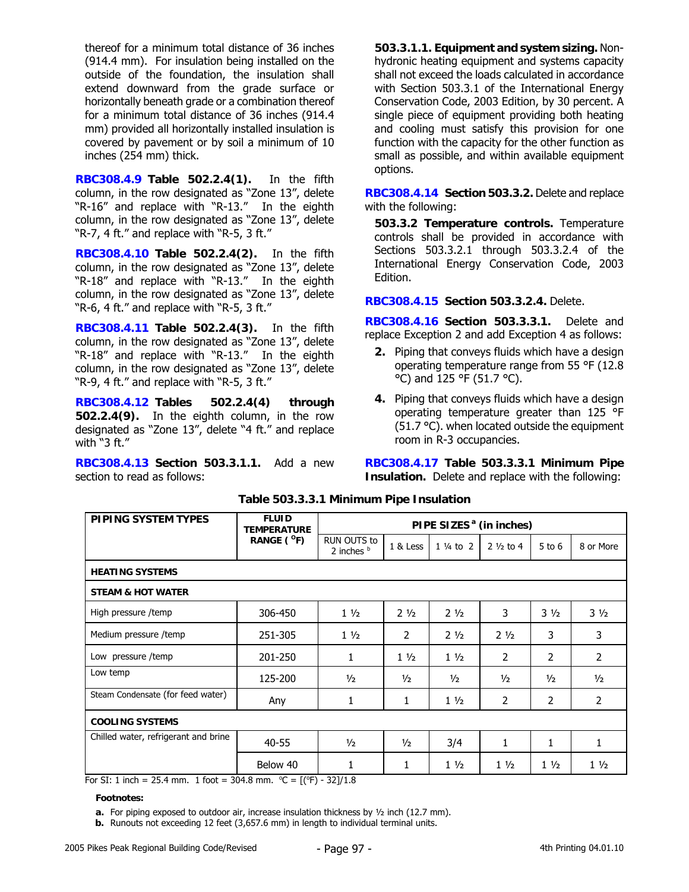thereof for a minimum total distance of 36 inches (914.4 mm). For insulation being installed on the outside of the foundation, the insulation shall extend downward from the grade surface or horizontally beneath grade or a combination thereof for a minimum total distance of 36 inches (914.4 mm) provided all horizontally installed insulation is covered by pavement or by soil a minimum of 10 inches (254 mm) thick.

**RBC308.4.9 Table 502.2.4(1).** In the fifth column, in the row designated as "Zone 13", delete "R-16" and replace with "R-13." In the eighth column, in the row designated as "Zone 13", delete "R-7, 4 ft." and replace with "R-5, 3 ft."

**RBC308.4.10 Table 502.2.4(2).** In the fifth column, in the row designated as "Zone 13", delete "R-18" and replace with "R-13." In the eighth column, in the row designated as "Zone 13", delete "R-6, 4 ft." and replace with "R-5, 3 ft."

**RBC308.4.11 Table 502.2.4(3).** In the fifth column, in the row designated as "Zone 13", delete "R-18" and replace with "R-13." In the eighth column, in the row designated as "Zone 13", delete "R-9, 4 ft." and replace with "R-5, 3 ft."

**RBC308.4.12 Tables 502.2.4(4) through 502.2.4(9).** In the eighth column, in the row designated as "Zone 13", delete "4 ft." and replace with "3 ft."

**RBC308.4.13 Section 503.3.1.1.** Add a new section to read as follows:

**503.3.1.1. Equipment and system sizing.** Non-hydronic heating equipment and systems capacity shall not exceed the loads calculated in accordance with Section 503.3.1 of the International Energy Conservation Code, 2003 Edition, by 30 percent. A single piece of equipment providing both heating and cooling must satisfy this provision for one function with the capacity for the other function as small as possible, and within available equipment options.

**RBC308.4.14 Section 503.3.2.** Delete and replace with the following:

**503.3.2 Temperature controls.** Temperature controls shall be provided in accordance with Sections 503.3.2.1 through 503.3.2.4 of the International Energy Conservation Code, 2003 Edition.

**RBC308.4.15 Section 503.3.2.4.** Delete.

**RBC308.4.16 Section 503.3.3.1.** Delete and replace Exception 2 and add Exception 4 as follows:

2. Piping that conveys fluids which have a design operating temperature range from 55 °F (12.8 °C) and 125 °F (51.7 °C).

4. Piping that conveys fluids which have a design operating temperature greater than 125 °F (51.7 °C). when located outside the equipment room in R-3 occupancies.

**RBC308.4.17 Table 503.3.3.1 Minimum Pipe Insulation.** Delete and replace with the following:

**Table 503.3.3.1 Minimum Pipe Insulation**

| PIPING SYSTEM TYPES | FLUID TEMPERATURE RANGE (°F) | PIPE SIZES[a] (in inches) | | | | | |
|---|---|---|---|---|---|---|---|
| | | RUN OUTS to 2 inches[b] | 1 & Less | 1 ¼ to 2 | 2 ½ to 4 | 5 to 6 | 8 or More |
| **HEATING SYSTEMS** | | | | | | | |
| **STEAM & HOT WATER** | | | | | | | |
| High pressure /temp | 306-450 | 1 ½ | 2 ½ | 2 ½ | 3 | 3 ½ | 3 ½ |
| Medium pressure /temp | 251-305 | 1 ½ | 2 | 2 ½ | 2 ½ | 3 | 3 |
| Low pressure /temp | 201-250 | 1 | 1 ½ | 1 ½ | 2 | 2 | 2 |
| Low temp | 125-200 | ½ | ½ | ½ | ½ | ½ | ½ |
| Steam Condensate (for feed water) | Any | 1 | 1 | 1 ½ | 2 | 2 | 2 |
| **COOLING SYSTEMS** | | | | | | | |
| Chilled water, refrigerant and brine | 40-55 | ½ | ½ | 3/4 | 1 | 1 | 1 |
| | Below 40 | 1 | 1 | 1 ½ | 1 ½ | 1 ½ | 1 ½ |

For SI: 1 inch = 25.4 mm. 1 foot = 304.8 mm. °C = [(°F) - 32]/1.8

**Footnotes:**

a. For piping exposed to outdoor air, increase insulation thickness by ½ inch (12.7 mm).

b. Runouts not exceeding 12 feet (3,657.6 mm) in length to individual terminal units.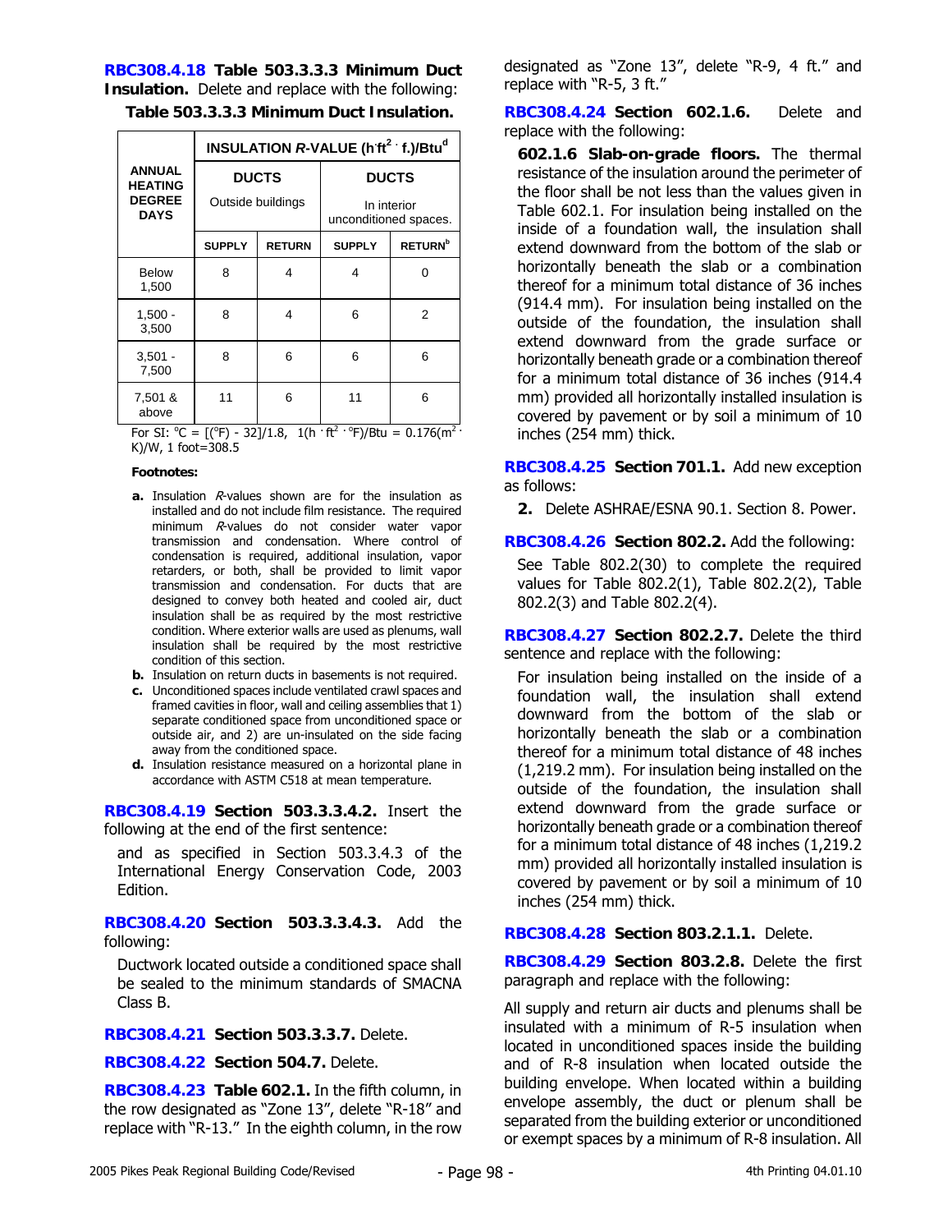**RBC308.4.18 Table 503.3.3.3 Minimum Duct Insulation.** Delete and replace with the following:

**Table 503.3.3.3 Minimum Duct Insulation.**

| ANNUAL HEATING DEGREE DAYS | INSULATION *R*-VALUE (h·ft$^2$ · f.)/Btu[d] | | | |
|---|---|---|---|---|
| | DUCTS Outside buildings | | DUCTS In interior unconditioned spaces. | |
| | SUPPLY | RETURN | SUPPLY | RETURN[b] |
| Below 1,500 | 8 | 4 | 4 | 0 |
| 1,500 - 3,500 | 8 | 4 | 6 | 2 |
| 3,501 - 7,500 | 8 | 6 | 6 | 6 |
| 7,501 & above | 11 | 6 | 11 | 6 |

For SI: °C = [(°F) - 32]/1.8, 1(h · ft$^2$ · °F)/Btu = 0.176(m$^2$ · K)/W, 1 foot=308.5

**Footnotes:**

- **a.** Insulation *R*-values shown are for the insulation as installed and do not include film resistance. The required minimum *R*-values do not consider water vapor transmission and condensation. Where control of condensation is required, additional insulation, vapor retarders, or both, shall be provided to limit vapor transmission and condensation. For ducts that are designed to convey both heated and cooled air, duct insulation shall be as required by the most restrictive condition. Where exterior walls are used as plenums, wall insulation shall be required by the most restrictive condition of this section.
- **b.** Insulation on return ducts in basements is not required.
- **c.** Unconditioned spaces include ventilated crawl spaces and framed cavities in floor, wall and ceiling assemblies that 1) separate conditioned space from unconditioned space or outside air, and 2) are un-insulated on the side facing away from the conditioned space.
- **d.** Insulation resistance measured on a horizontal plane in accordance with ASTM C518 at mean temperature.

**RBC308.4.19 Section 503.3.3.4.2.** Insert the following at the end of the first sentence:

and as specified in Section 503.3.4.3 of the International Energy Conservation Code, 2003 Edition.

**RBC308.4.20 Section 503.3.3.4.3.** Add the following:

Ductwork located outside a conditioned space shall be sealed to the minimum standards of SMACNA Class B.

**RBC308.4.21 Section 503.3.3.7.** Delete.

**RBC308.4.22 Section 504.7.** Delete.

**RBC308.4.23 Table 602.1.** In the fifth column, in the row designated as "Zone 13", delete "R-18" and replace with "R-13." In the eighth column, in the row designated as "Zone 13", delete "R-9, 4 ft." and replace with "R-5, 3 ft."

**RBC308.4.24 Section 602.1.6.** Delete and replace with the following:

**602.1.6 Slab-on-grade floors.** The thermal resistance of the insulation around the perimeter of the floor shall be not less than the values given in Table 602.1. For insulation being installed on the inside of a foundation wall, the insulation shall extend downward from the bottom of the slab or horizontally beneath the slab or a combination thereof for a minimum total distance of 36 inches (914.4 mm). For insulation being installed on the outside of the foundation, the insulation shall extend downward from the grade surface or horizontally beneath grade or a combination thereof for a minimum total distance of 36 inches (914.4 mm) provided all horizontally installed insulation is covered by pavement or by soil a minimum of 10 inches (254 mm) thick.

**RBC308.4.25 Section 701.1.** Add new exception as follows:

2. Delete ASHRAE/ESNA 90.1. Section 8. Power.

**RBC308.4.26 Section 802.2.** Add the following:

See Table 802.2(30) to complete the required values for Table 802.2(1), Table 802.2(2), Table 802.2(3) and Table 802.2(4).

**RBC308.4.27 Section 802.2.7.** Delete the third sentence and replace with the following:

For insulation being installed on the inside of a foundation wall, the insulation shall extend downward from the bottom of the slab or horizontally beneath the slab or a combination thereof for a minimum total distance of 48 inches (1,219.2 mm). For insulation being installed on the outside of the foundation, the insulation shall extend downward from the grade surface or horizontally beneath grade or a combination thereof for a minimum total distance of 48 inches (1,219.2 mm) provided all horizontally installed insulation is covered by pavement or by soil a minimum of 10 inches (254 mm) thick.

**RBC308.4.28 Section 803.2.1.1.** Delete.

**RBC308.4.29 Section 803.2.8.** Delete the first paragraph and replace with the following:

All supply and return air ducts and plenums shall be insulated with a minimum of R-5 insulation when located in unconditioned spaces inside the building and of R-8 insulation when located outside the building envelope. When located within a building envelope assembly, the duct or plenum shall be separated from the building exterior or unconditioned or exempt spaces by a minimum of R-8 insulation. All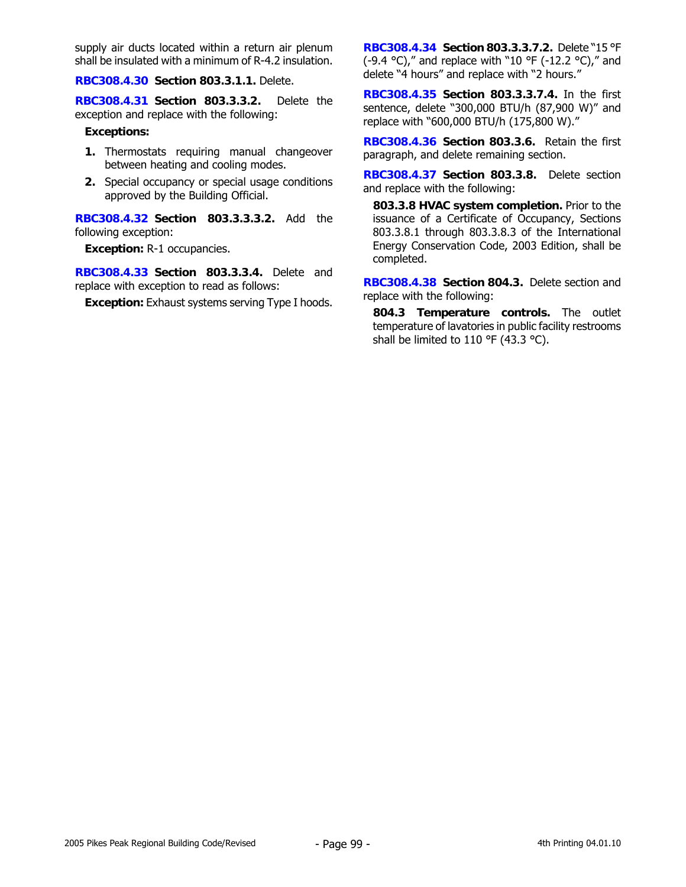supply air ducts located within a return air plenum shall be insulated with a minimum of R-4.2 insulation.

**RBC308.4.30 Section 803.3.1.1.** Delete.

**RBC308.4.31 Section 803.3.3.2.** Delete the exception and replace with the following:

**Exceptions:**

1. Thermostats requiring manual changeover between heating and cooling modes.
2. Special occupancy or special usage conditions approved by the Building Official.

**RBC308.4.32 Section 803.3.3.3.2.** Add the following exception:

**Exception:** R-1 occupancies.

**RBC308.4.33 Section 803.3.3.4.** Delete and replace with exception to read as follows:

**Exception:** Exhaust systems serving Type I hoods.

**RBC308.4.34 Section 803.3.3.7.2.** Delete "15 °F (-9.4 °C)," and replace with "10 °F (-12.2 °C)," and delete "4 hours" and replace with "2 hours."

**RBC308.4.35 Section 803.3.3.7.4.** In the first sentence, delete "300,000 BTU/h (87,900 W)" and replace with "600,000 BTU/h (175,800 W)."

**RBC308.4.36 Section 803.3.6.** Retain the first paragraph, and delete remaining section.

**RBC308.4.37 Section 803.3.8.** Delete section and replace with the following:

**803.3.8 HVAC system completion.** Prior to the issuance of a Certificate of Occupancy, Sections 803.3.8.1 through 803.3.8.3 of the International Energy Conservation Code, 2003 Edition, shall be completed.

**RBC308.4.38 Section 804.3.** Delete section and replace with the following:

**804.3 Temperature controls.** The outlet temperature of lavatories in public facility restrooms shall be limited to 110 °F (43.3 °C).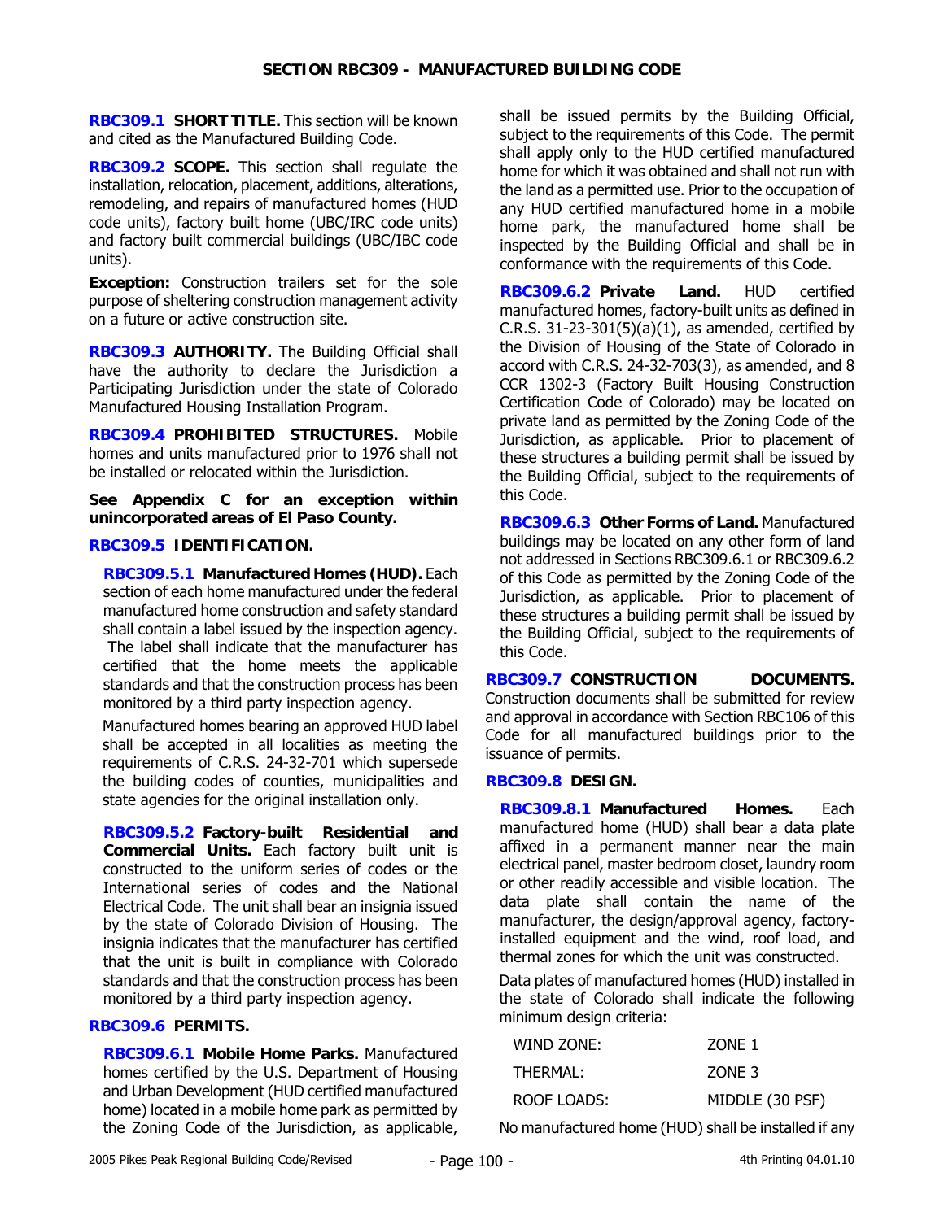## SECTION RBC309 - MANUFACTURED BUILDING CODE

**RBC309.1 SHORT TITLE.** This section will be known and cited as the Manufactured Building Code.

**RBC309.2 SCOPE.** This section shall regulate the installation, relocation, placement, additions, alterations, remodeling, and repairs of manufactured homes (HUD code units), factory built home (UBC/IRC code units) and factory built commercial buildings (UBC/IBC code units).

**Exception:** Construction trailers set for the sole purpose of sheltering construction management activity on a future or active construction site.

**RBC309.3 AUTHORITY.** The Building Official shall have the authority to declare the Jurisdiction a Participating Jurisdiction under the state of Colorado Manufactured Housing Installation Program.

**RBC309.4 PROHIBITED STRUCTURES.** Mobile homes and units manufactured prior to 1976 shall not be installed or relocated within the Jurisdiction.

**See Appendix C for an exception within unincorporated areas of El Paso County.**

**RBC309.5 IDENTIFICATION.**

**RBC309.5.1 Manufactured Homes (HUD).** Each section of each home manufactured under the federal manufactured home construction and safety standard shall contain a label issued by the inspection agency. The label shall indicate that the manufacturer has certified that the home meets the applicable standards and that the construction process has been monitored by a third party inspection agency.

Manufactured homes bearing an approved HUD label shall be accepted in all localities as meeting the requirements of C.R.S. 24-32-701 which supersede the building codes of counties, municipalities and state agencies for the original installation only.

**RBC309.5.2 Factory-built Residential and Commercial Units.** Each factory built unit is constructed to the uniform series of codes or the International series of codes and the National Electrical Code. The unit shall bear an insignia issued by the state of Colorado Division of Housing. The insignia indicates that the manufacturer has certified that the unit is built in compliance with Colorado standards and that the construction process has been monitored by a third party inspection agency.

**RBC309.6 PERMITS.**

**RBC309.6.1 Mobile Home Parks.** Manufactured homes certified by the U.S. Department of Housing and Urban Development (HUD certified manufactured home) located in a mobile home park as permitted by the Zoning Code of the Jurisdiction, as applicable, shall be issued permits by the Building Official, subject to the requirements of this Code. The permit shall apply only to the HUD certified manufactured home for which it was obtained and shall not run with the land as a permitted use. Prior to the occupation of any HUD certified manufactured home in a mobile home park, the manufactured home shall be inspected by the Building Official and shall be in conformance with the requirements of this Code.

**RBC309.6.2 Private Land.** HUD certified manufactured homes, factory-built units as defined in C.R.S. 31-23-301(5)(a)(1), as amended, certified by the Division of Housing of the State of Colorado in accord with C.R.S. 24-32-703(3), as amended, and 8 CCR 1302-3 (Factory Built Housing Construction Certification Code of Colorado) may be located on private land as permitted by the Zoning Code of the Jurisdiction, as applicable. Prior to placement of these structures a building permit shall be issued by the Building Official, subject to the requirements of this Code.

**RBC309.6.3 Other Forms of Land.** Manufactured buildings may be located on any other form of land not addressed in Sections RBC309.6.1 or RBC309.6.2 of this Code as permitted by the Zoning Code of the Jurisdiction, as applicable. Prior to placement of these structures a building permit shall be issued by the Building Official, subject to the requirements of this Code.

**RBC309.7 CONSTRUCTION DOCUMENTS.** Construction documents shall be submitted for review and approval in accordance with Section RBC106 of this Code for all manufactured buildings prior to the issuance of permits.

**RBC309.8 DESIGN.**

**RBC309.8.1 Manufactured Homes.** Each manufactured home (HUD) shall bear a data plate affixed in a permanent manner near the main electrical panel, master bedroom closet, laundry room or other readily accessible and visible location. The data plate shall contain the name of the manufacturer, the design/approval agency, factory-installed equipment and the wind, roof load, and thermal zones for which the unit was constructed.

Data plates of manufactured homes (HUD) installed in the state of Colorado shall indicate the following minimum design criteria:

| | |
|---|---|
| WIND ZONE: | ZONE 1 |
| THERMAL: | ZONE 3 |
| ROOF LOADS: | MIDDLE (30 PSF) |

No manufactured home (HUD) shall be installed if any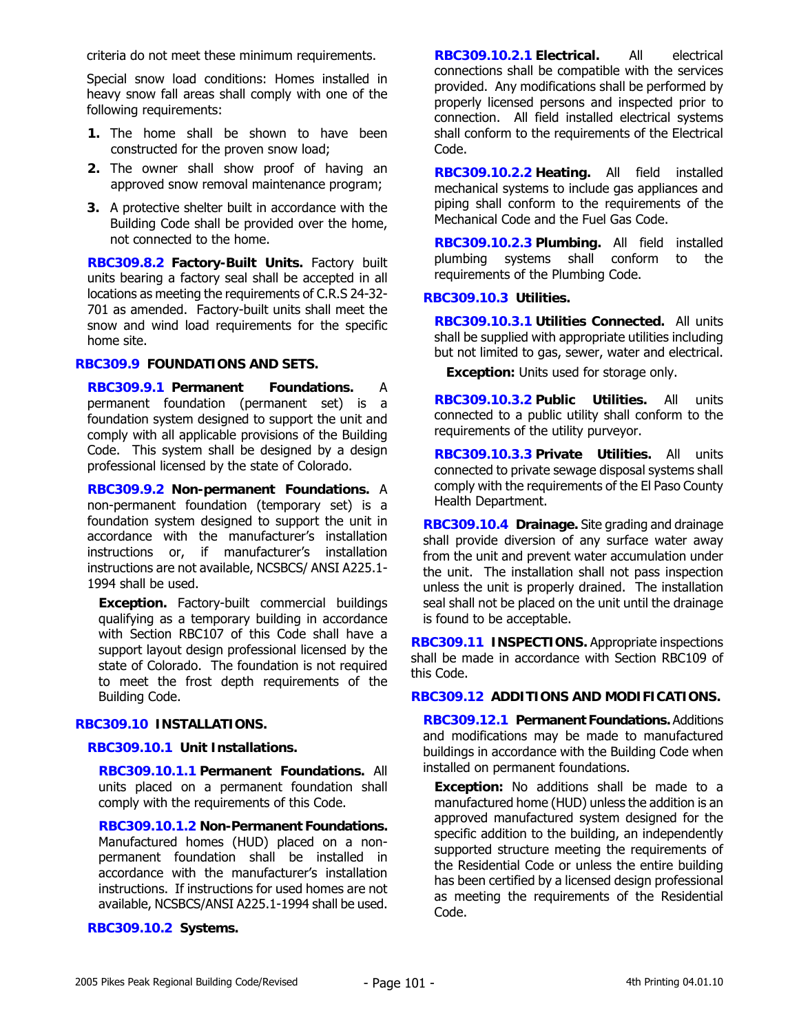criteria do not meet these minimum requirements.

Special snow load conditions: Homes installed in heavy snow fall areas shall comply with one of the following requirements:

1. The home shall be shown to have been constructed for the proven snow load;
2. The owner shall show proof of having an approved snow removal maintenance program;
3. A protective shelter built in accordance with the Building Code shall be provided over the home, not connected to the home.

**RBC309.8.2 Factory-Built Units.** Factory built units bearing a factory seal shall be accepted in all locations as meeting the requirements of C.R.S 24-32-701 as amended. Factory-built units shall meet the snow and wind load requirements for the specific home site.

### RBC309.9 FOUNDATIONS AND SETS.

**RBC309.9.1 Permanent Foundations.** A permanent foundation (permanent set) is a foundation system designed to support the unit and comply with all applicable provisions of the Building Code. This system shall be designed by a design professional licensed by the state of Colorado.

**RBC309.9.2 Non-permanent Foundations.** A non-permanent foundation (temporary set) is a foundation system designed to support the unit in accordance with the manufacturer's installation instructions or, if manufacturer's installation instructions are not available, NCSBCS/ ANSI A225.1-1994 shall be used.

**Exception.** Factory-built commercial buildings qualifying as a temporary building in accordance with Section RBC107 of this Code shall have a support layout design professional licensed by the state of Colorado. The foundation is not required to meet the frost depth requirements of the Building Code.

### RBC309.10 INSTALLATIONS.

**RBC309.10.1 Unit Installations.**

**RBC309.10.1.1 Permanent Foundations.** All units placed on a permanent foundation shall comply with the requirements of this Code.

**RBC309.10.1.2 Non-Permanent Foundations.** Manufactured homes (HUD) placed on a non-permanent foundation shall be installed in accordance with the manufacturer's installation instructions. If instructions for used homes are not available, NCSBCS/ANSI A225.1-1994 shall be used.

**RBC309.10.2 Systems.**

**RBC309.10.2.1 Electrical.** All electrical connections shall be compatible with the services provided. Any modifications shall be performed by properly licensed persons and inspected prior to connection. All field installed electrical systems shall conform to the requirements of the Electrical Code.

**RBC309.10.2.2 Heating.** All field installed mechanical systems to include gas appliances and piping shall conform to the requirements of the Mechanical Code and the Fuel Gas Code.

**RBC309.10.2.3 Plumbing.** All field installed plumbing systems shall conform to the requirements of the Plumbing Code.

**RBC309.10.3 Utilities.**

**RBC309.10.3.1 Utilities Connected.** All units shall be supplied with appropriate utilities including but not limited to gas, sewer, water and electrical.

**Exception:** Units used for storage only.

**RBC309.10.3.2 Public Utilities.** All units connected to a public utility shall conform to the requirements of the utility purveyor.

**RBC309.10.3.3 Private Utilities.** All units connected to private sewage disposal systems shall comply with the requirements of the El Paso County Health Department.

**RBC309.10.4 Drainage.** Site grading and drainage shall provide diversion of any surface water away from the unit and prevent water accumulation under the unit. The installation shall not pass inspection unless the unit is properly drained. The installation seal shall not be placed on the unit until the drainage is found to be acceptable.

### RBC309.11 INSPECTIONS.

Appropriate inspections shall be made in accordance with Section RBC109 of this Code.

### RBC309.12 ADDITIONS AND MODIFICATIONS.

**RBC309.12.1 Permanent Foundations.** Additions and modifications may be made to manufactured buildings in accordance with the Building Code when installed on permanent foundations.

**Exception:** No additions shall be made to a manufactured home (HUD) unless the addition is an approved manufactured system designed for the specific addition to the building, an independently supported structure meeting the requirements of the Residential Code or unless the entire building has been certified by a licensed design professional as meeting the requirements of the Residential Code.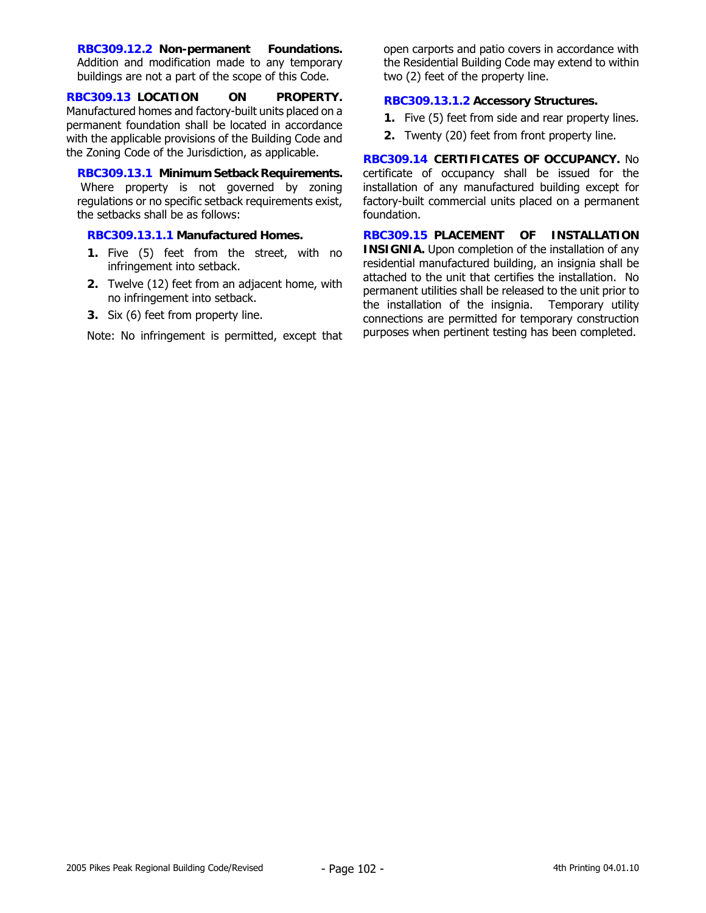**RBC309.12.2 Non-permanent Foundations.** Addition and modification made to any temporary buildings are not a part of the scope of this Code.

**RBC309.13 LOCATION ON PROPERTY.** Manufactured homes and factory-built units placed on a permanent foundation shall be located in accordance with the applicable provisions of the Building Code and the Zoning Code of the Jurisdiction, as applicable.

**RBC309.13.1 Minimum Setback Requirements.** Where property is not governed by zoning regulations or no specific setback requirements exist, the setbacks shall be as follows:

**RBC309.13.1.1 Manufactured Homes.**

1. Five (5) feet from the street, with no infringement into setback.
2. Twelve (12) feet from an adjacent home, with no infringement into setback.
3. Six (6) feet from property line.

Note: No infringement is permitted, except that open carports and patio covers in accordance with the Residential Building Code may extend to within two (2) feet of the property line.

**RBC309.13.1.2 Accessory Structures.**

1. Five (5) feet from side and rear property lines.
2. Twenty (20) feet from front property line.

**RBC309.14 CERTIFICATES OF OCCUPANCY.** No certificate of occupancy shall be issued for the installation of any manufactured building except for factory-built commercial units placed on a permanent foundation.

**RBC309.15 PLACEMENT OF INSTALLATION INSIGNIA.** Upon completion of the installation of any residential manufactured building, an insignia shall be attached to the unit that certifies the installation. No permanent utilities shall be released to the unit prior to the installation of the insignia. Temporary utility connections are permitted for temporary construction purposes when pertinent testing has been completed.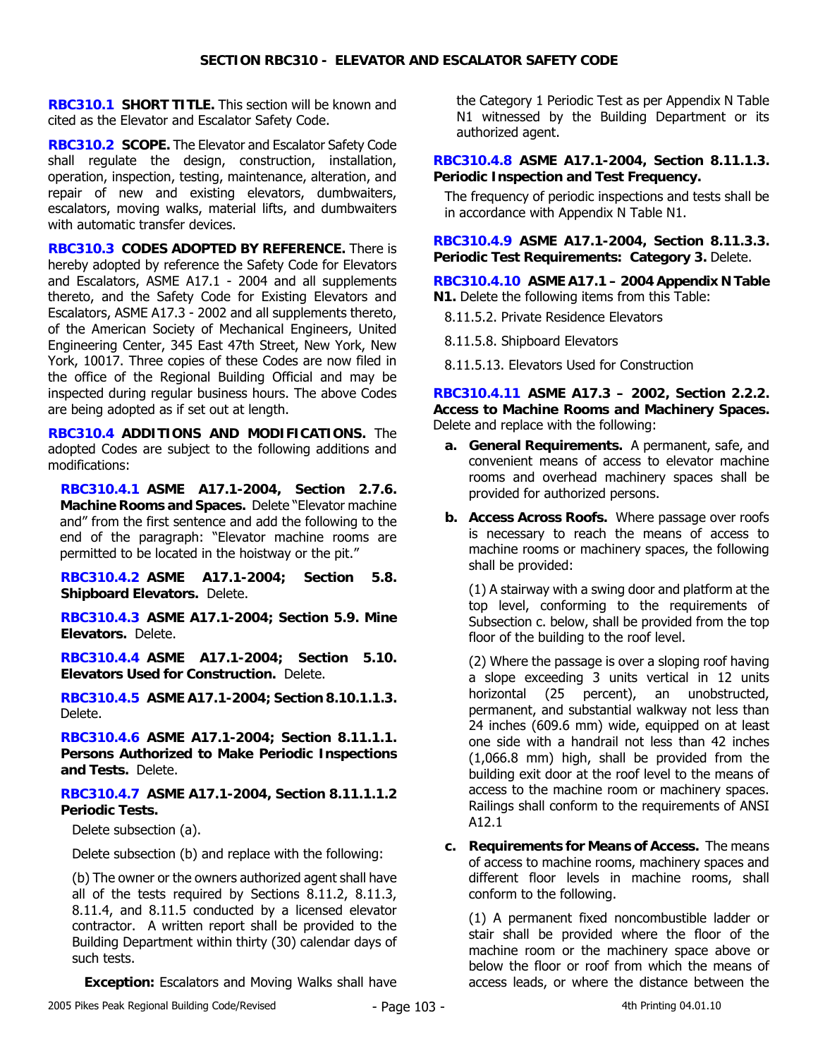## SECTION RBC310 - ELEVATOR AND ESCALATOR SAFETY CODE

**RBC310.1 SHORT TITLE.** This section will be known and cited as the Elevator and Escalator Safety Code.

**RBC310.2 SCOPE.** The Elevator and Escalator Safety Code shall regulate the design, construction, installation, operation, inspection, testing, maintenance, alteration, and repair of new and existing elevators, dumbwaiters, escalators, moving walks, material lifts, and dumbwaiters with automatic transfer devices.

**RBC310.3 CODES ADOPTED BY REFERENCE.** There is hereby adopted by reference the Safety Code for Elevators and Escalators, ASME A17.1 - 2004 and all supplements thereto, and the Safety Code for Existing Elevators and Escalators, ASME A17.3 - 2002 and all supplements thereto, of the American Society of Mechanical Engineers, United Engineering Center, 345 East 47th Street, New York, New York, 10017. Three copies of these Codes are now filed in the office of the Regional Building Official and may be inspected during regular business hours. The above Codes are being adopted as if set out at length.

**RBC310.4 ADDITIONS AND MODIFICATIONS.** The adopted Codes are subject to the following additions and modifications:

**RBC310.4.1 ASME A17.1-2004, Section 2.7.6. Machine Rooms and Spaces.** Delete "Elevator machine and" from the first sentence and add the following to the end of the paragraph: "Elevator machine rooms are permitted to be located in the hoistway or the pit."

**RBC310.4.2 ASME A17.1-2004; Section 5.8. Shipboard Elevators.** Delete.

**RBC310.4.3 ASME A17.1-2004; Section 5.9. Mine Elevators.** Delete.

**RBC310.4.4 ASME A17.1-2004; Section 5.10. Elevators Used for Construction.** Delete.

**RBC310.4.5 ASME A17.1-2004; Section 8.10.1.1.3.** Delete.

**RBC310.4.6 ASME A17.1-2004; Section 8.11.1.1. Persons Authorized to Make Periodic Inspections and Tests.** Delete.

**RBC310.4.7 ASME A17.1-2004, Section 8.11.1.1.2 Periodic Tests.**

Delete subsection (a).

Delete subsection (b) and replace with the following:

(b) The owner or the owners authorized agent shall have all of the tests required by Sections 8.11.2, 8.11.3, 8.11.4, and 8.11.5 conducted by a licensed elevator contractor. A written report shall be provided to the Building Department within thirty (30) calendar days of such tests.

**Exception:** Escalators and Moving Walks shall have the Category 1 Periodic Test as per Appendix N Table N1 witnessed by the Building Department or its authorized agent.

**RBC310.4.8 ASME A17.1-2004, Section 8.11.1.3. Periodic Inspection and Test Frequency.**

The frequency of periodic inspections and tests shall be in accordance with Appendix N Table N1.

**RBC310.4.9 ASME A17.1-2004, Section 8.11.3.3. Periodic Test Requirements: Category 3.** Delete.

**RBC310.4.10 ASME A17.1 – 2004 Appendix N Table N1.** Delete the following items from this Table:

8.11.5.2. Private Residence Elevators

8.11.5.8. Shipboard Elevators

8.11.5.13. Elevators Used for Construction

**RBC310.4.11 ASME A17.3 – 2002, Section 2.2.2. Access to Machine Rooms and Machinery Spaces.** Delete and replace with the following:

**a. General Requirements.** A permanent, safe, and convenient means of access to elevator machine rooms and overhead machinery spaces shall be provided for authorized persons.

**b. Access Across Roofs.** Where passage over roofs is necessary to reach the means of access to machine rooms or machinery spaces, the following shall be provided:

(1) A stairway with a swing door and platform at the top level, conforming to the requirements of Subsection c. below, shall be provided from the top floor of the building to the roof level.

(2) Where the passage is over a sloping roof having a slope exceeding 3 units vertical in 12 units horizontal (25 percent), an unobstructed, permanent, and substantial walkway not less than 24 inches (609.6 mm) wide, equipped on at least one side with a handrail not less than 42 inches (1,066.8 mm) high, shall be provided from the building exit door at the roof level to the means of access to the machine room or machinery spaces. Railings shall conform to the requirements of ANSI A12.1

**c. Requirements for Means of Access.** The means of access to machine rooms, machinery spaces and different floor levels in machine rooms, shall conform to the following.

(1) A permanent fixed noncombustible ladder or stair shall be provided where the floor of the machine room or the machinery space above or below the floor or roof from which the means of access leads, or where the distance between the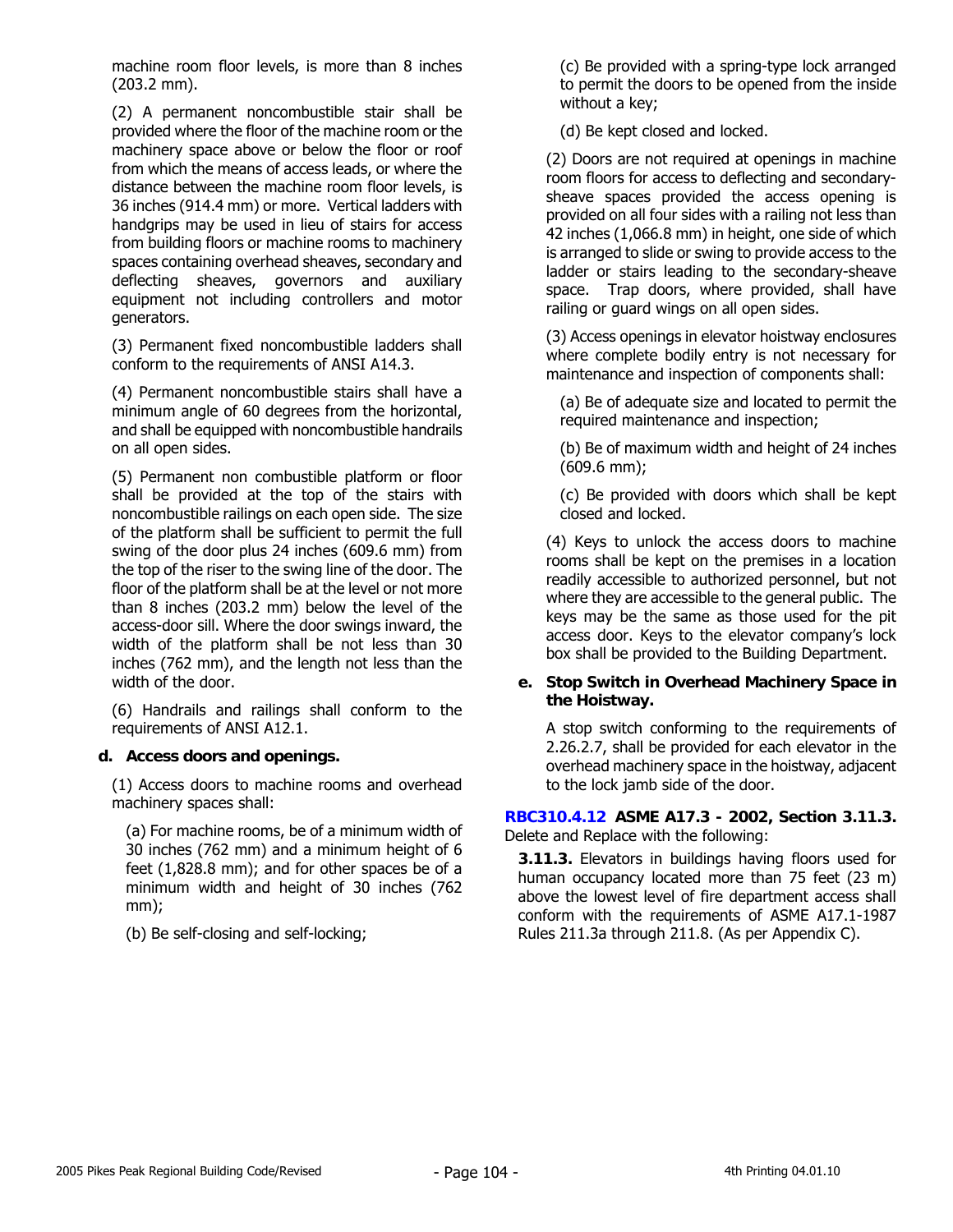machine room floor levels, is more than 8 inches (203.2 mm).

(2) A permanent noncombustible stair shall be provided where the floor of the machine room or the machinery space above or below the floor or roof from which the means of access leads, or where the distance between the machine room floor levels, is 36 inches (914.4 mm) or more. Vertical ladders with handgrips may be used in lieu of stairs for access from building floors or machine rooms to machinery spaces containing overhead sheaves, secondary and deflecting sheaves, governors and auxiliary equipment not including controllers and motor generators.

(3) Permanent fixed noncombustible ladders shall conform to the requirements of ANSI A14.3.

(4) Permanent noncombustible stairs shall have a minimum angle of 60 degrees from the horizontal, and shall be equipped with noncombustible handrails on all open sides.

(5) Permanent non combustible platform or floor shall be provided at the top of the stairs with noncombustible railings on each open side. The size of the platform shall be sufficient to permit the full swing of the door plus 24 inches (609.6 mm) from the top of the riser to the swing line of the door. The floor of the platform shall be at the level or not more than 8 inches (203.2 mm) below the level of the access-door sill. Where the door swings inward, the width of the platform shall be not less than 30 inches (762 mm), and the length not less than the width of the door.

(6) Handrails and railings shall conform to the requirements of ANSI A12.1.

**d. Access doors and openings.**

(1) Access doors to machine rooms and overhead machinery spaces shall:

(a) For machine rooms, be of a minimum width of 30 inches (762 mm) and a minimum height of 6 feet (1,828.8 mm); and for other spaces be of a minimum width and height of 30 inches (762 mm);

(b) Be self-closing and self-locking;

(c) Be provided with a spring-type lock arranged to permit the doors to be opened from the inside without a key;

(d) Be kept closed and locked.

(2) Doors are not required at openings in machine room floors for access to deflecting and secondary-sheave spaces provided the access opening is provided on all four sides with a railing not less than 42 inches (1,066.8 mm) in height, one side of which is arranged to slide or swing to provide access to the ladder or stairs leading to the secondary-sheave space. Trap doors, where provided, shall have railing or guard wings on all open sides.

(3) Access openings in elevator hoistway enclosures where complete bodily entry is not necessary for maintenance and inspection of components shall:

(a) Be of adequate size and located to permit the required maintenance and inspection;

(b) Be of maximum width and height of 24 inches (609.6 mm);

(c) Be provided with doors which shall be kept closed and locked.

(4) Keys to unlock the access doors to machine rooms shall be kept on the premises in a location readily accessible to authorized personnel, but not where they are accessible to the general public. The keys may be the same as those used for the pit access door. Keys to the elevator company's lock box shall be provided to the Building Department.

**e. Stop Switch in Overhead Machinery Space in the Hoistway.**

A stop switch conforming to the requirements of 2.26.2.7, shall be provided for each elevator in the overhead machinery space in the hoistway, adjacent to the lock jamb side of the door.

**RBC310.4.12 ASME A17.3 - 2002, Section 3.11.3.** Delete and Replace with the following:

**3.11.3.** Elevators in buildings having floors used for human occupancy located more than 75 feet (23 m) above the lowest level of fire department access shall conform with the requirements of ASME A17.1-1987 Rules 211.3a through 211.8. (As per Appendix C).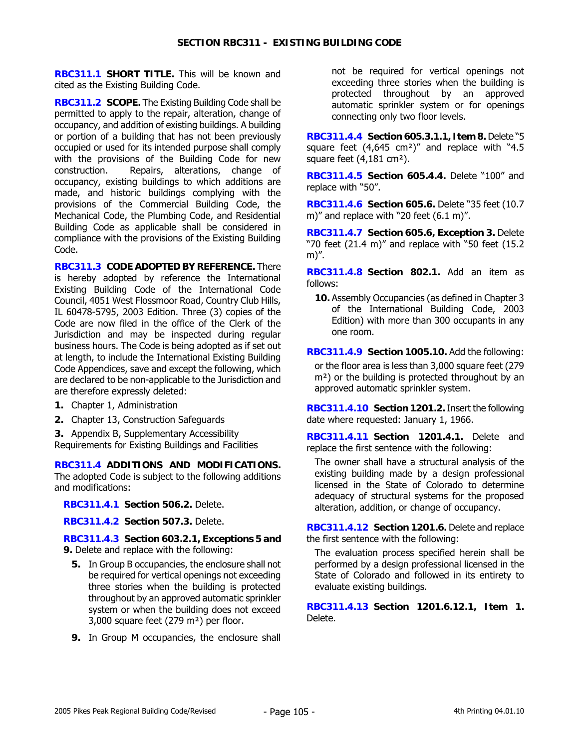## SECTION RBC311 - EXISTING BUILDING CODE

**RBC311.1 SHORT TITLE.** This will be known and cited as the Existing Building Code.

**RBC311.2 SCOPE.** The Existing Building Code shall be permitted to apply to the repair, alteration, change of occupancy, and addition of existing buildings. A building or portion of a building that has not been previously occupied or used for its intended purpose shall comply with the provisions of the Building Code for new construction. Repairs, alterations, change of occupancy, existing buildings to which additions are made, and historic buildings complying with the provisions of the Commercial Building Code, the Mechanical Code, the Plumbing Code, and Residential Building Code as applicable shall be considered in compliance with the provisions of the Existing Building Code.

**RBC311.3 CODE ADOPTED BY REFERENCE.** There is hereby adopted by reference the International Existing Building Code of the International Code Council, 4051 West Flossmoor Road, Country Club Hills, IL 60478-5795, 2003 Edition. Three (3) copies of the Code are now filed in the office of the Clerk of the Jurisdiction and may be inspected during regular business hours. The Code is being adopted as if set out at length, to include the International Existing Building Code Appendices, save and except the following, which are declared to be non-applicable to the Jurisdiction and are therefore expressly deleted:

1. Chapter 1, Administration
2. Chapter 13, Construction Safeguards
3. Appendix B, Supplementary Accessibility Requirements for Existing Buildings and Facilities

**RBC311.4 ADDITIONS AND MODIFICATIONS.** The adopted Code is subject to the following additions and modifications:

**RBC311.4.1 Section 506.2.** Delete.

**RBC311.4.2 Section 507.3.** Delete.

**RBC311.4.3 Section 603.2.1, Exceptions 5 and 9.** Delete and replace with the following:

5. In Group B occupancies, the enclosure shall not be required for vertical openings not exceeding three stories when the building is protected throughout by an approved automatic sprinkler system or when the building does not exceed 3,000 square feet (279 m²) per floor.

9. In Group M occupancies, the enclosure shall not be required for vertical openings not exceeding three stories when the building is protected throughout by an approved automatic sprinkler system or for openings connecting only two floor levels.

**RBC311.4.4 Section 605.3.1.1, Item 8.** Delete "5 square feet (4,645 cm²)" and replace with "4.5 square feet (4,181 cm²).

**RBC311.4.5 Section 605.4.4.** Delete "100" and replace with "50".

**RBC311.4.6 Section 605.6.** Delete "35 feet (10.7 m)" and replace with "20 feet (6.1 m)".

**RBC311.4.7 Section 605.6, Exception 3.** Delete "70 feet (21.4 m)" and replace with "50 feet (15.2 m)".

**RBC311.4.8 Section 802.1.** Add an item as follows:

10. Assembly Occupancies (as defined in Chapter 3 of the International Building Code, 2003 Edition) with more than 300 occupants in any one room.

**RBC311.4.9 Section 1005.10.** Add the following:

or the floor area is less than 3,000 square feet (279 m²) or the building is protected throughout by an approved automatic sprinkler system.

**RBC311.4.10 Section 1201.2.** Insert the following date where requested: January 1, 1966.

**RBC311.4.11 Section 1201.4.1.** Delete and replace the first sentence with the following:

The owner shall have a structural analysis of the existing building made by a design professional licensed in the State of Colorado to determine adequacy of structural systems for the proposed alteration, addition, or change of occupancy.

**RBC311.4.12 Section 1201.6.** Delete and replace the first sentence with the following:

The evaluation process specified herein shall be performed by a design professional licensed in the State of Colorado and followed in its entirety to evaluate existing buildings.

**RBC311.4.13 Section 1201.6.12.1, Item 1.** Delete.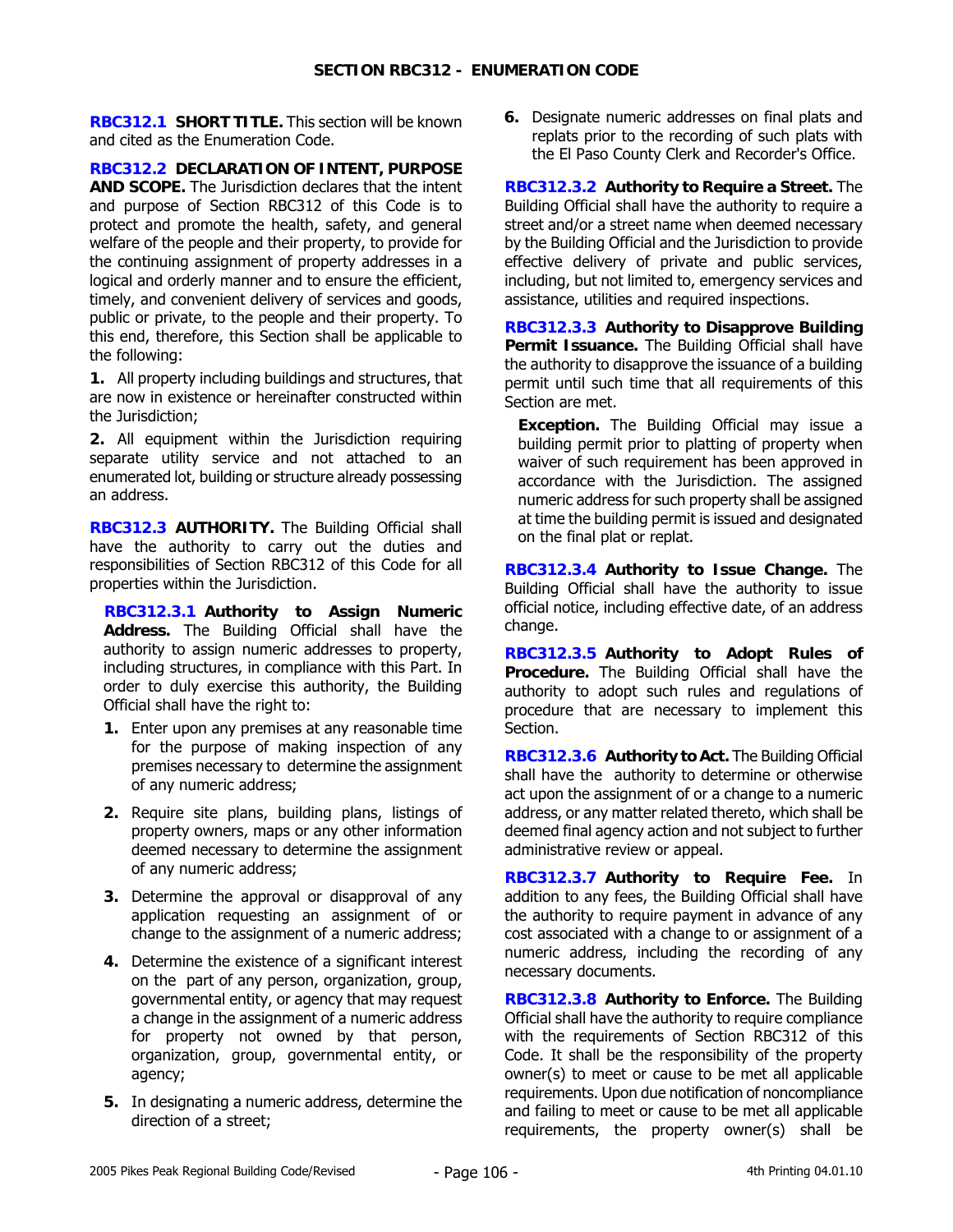## SECTION RBC312 - ENUMERATION CODE

**RBC312.1 SHORT TITLE.** This section will be known and cited as the Enumeration Code.

**RBC312.2 DECLARATION OF INTENT, PURPOSE AND SCOPE.** The Jurisdiction declares that the intent and purpose of Section RBC312 of this Code is to protect and promote the health, safety, and general welfare of the people and their property, to provide for the continuing assignment of property addresses in a logical and orderly manner and to ensure the efficient, timely, and convenient delivery of services and goods, public or private, to the people and their property. To this end, therefore, this Section shall be applicable to the following:

**1.** All property including buildings and structures, that are now in existence or hereinafter constructed within the Jurisdiction;

**2.** All equipment within the Jurisdiction requiring separate utility service and not attached to an enumerated lot, building or structure already possessing an address.

**RBC312.3 AUTHORITY.** The Building Official shall have the authority to carry out the duties and responsibilities of Section RBC312 of this Code for all properties within the Jurisdiction.

**RBC312.3.1 Authority to Assign Numeric Address.** The Building Official shall have the authority to assign numeric addresses to property, including structures, in compliance with this Part. In order to duly exercise this authority, the Building Official shall have the right to:

1. Enter upon any premises at any reasonable time for the purpose of making inspection of any premises necessary to determine the assignment of any numeric address;
2. Require site plans, building plans, listings of property owners, maps or any other information deemed necessary to determine the assignment of any numeric address;
3. Determine the approval or disapproval of any application requesting an assignment of or change to the assignment of a numeric address;
4. Determine the existence of a significant interest on the part of any person, organization, group, governmental entity, or agency that may request a change in the assignment of a numeric address for property not owned by that person, organization, group, governmental entity, or agency;
5. In designating a numeric address, determine the direction of a street;
6. Designate numeric addresses on final plats and replats prior to the recording of such plats with the El Paso County Clerk and Recorder's Office.

**RBC312.3.2 Authority to Require a Street.** The Building Official shall have the authority to require a street and/or a street name when deemed necessary by the Building Official and the Jurisdiction to provide effective delivery of private and public services, including, but not limited to, emergency services and assistance, utilities and required inspections.

**RBC312.3.3 Authority to Disapprove Building Permit Issuance.** The Building Official shall have the authority to disapprove the issuance of a building permit until such time that all requirements of this Section are met.

> **Exception.** The Building Official may issue a building permit prior to platting of property when waiver of such requirement has been approved in accordance with the Jurisdiction. The assigned numeric address for such property shall be assigned at time the building permit is issued and designated on the final plat or replat.

**RBC312.3.4 Authority to Issue Change.** The Building Official shall have the authority to issue official notice, including effective date, of an address change.

**RBC312.3.5 Authority to Adopt Rules of Procedure.** The Building Official shall have the authority to adopt such rules and regulations of procedure that are necessary to implement this Section.

**RBC312.3.6 Authority to Act.** The Building Official shall have the authority to determine or otherwise act upon the assignment of or a change to a numeric address, or any matter related thereto, which shall be deemed final agency action and not subject to further administrative review or appeal.

**RBC312.3.7 Authority to Require Fee.** In addition to any fees, the Building Official shall have the authority to require payment in advance of any cost associated with a change to or assignment of a numeric address, including the recording of any necessary documents.

**RBC312.3.8 Authority to Enforce.** The Building Official shall have the authority to require compliance with the requirements of Section RBC312 of this Code. It shall be the responsibility of the property owner(s) to meet or cause to be met all applicable requirements. Upon due notification of noncompliance and failing to meet or cause to be met all applicable requirements, the property owner(s) shall be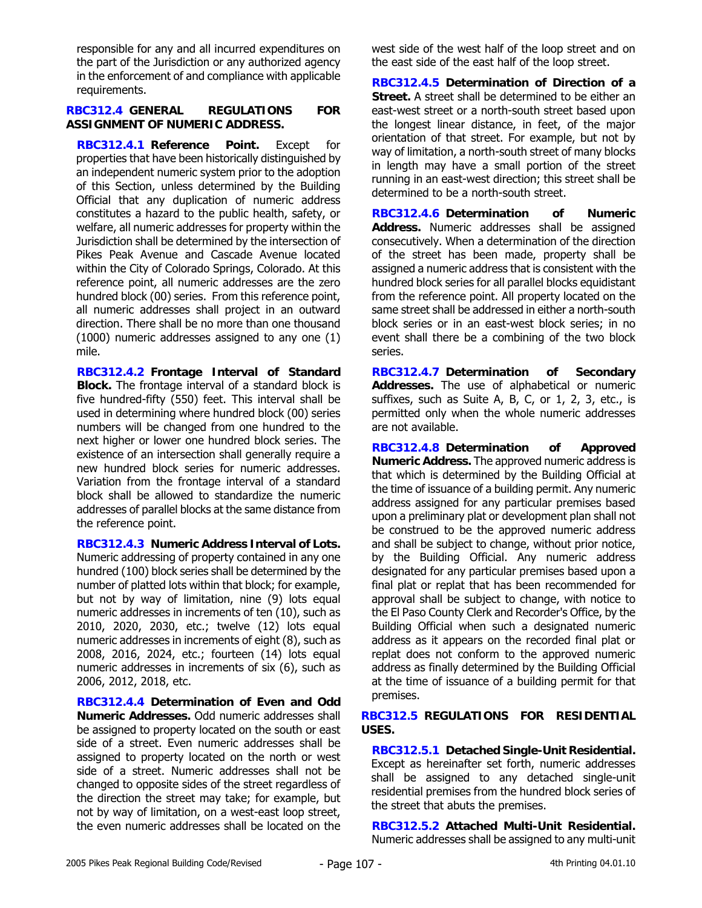responsible for any and all incurred expenditures on the part of the Jurisdiction or any authorized agency in the enforcement of and compliance with applicable requirements.

**RBC312.4 GENERAL REGULATIONS FOR ASSIGNMENT OF NUMERIC ADDRESS.**

**RBC312.4.1 Reference Point.** Except for properties that have been historically distinguished by an independent numeric system prior to the adoption of this Section, unless determined by the Building Official that any duplication of numeric address constitutes a hazard to the public health, safety, or welfare, all numeric addresses for property within the Jurisdiction shall be determined by the intersection of Pikes Peak Avenue and Cascade Avenue located within the City of Colorado Springs, Colorado. At this reference point, all numeric addresses are the zero hundred block (00) series. From this reference point, all numeric addresses shall project in an outward direction. There shall be no more than one thousand (1000) numeric addresses assigned to any one (1) mile.

**RBC312.4.2 Frontage Interval of Standard Block.** The frontage interval of a standard block is five hundred-fifty (550) feet. This interval shall be used in determining where hundred block (00) series numbers will be changed from one hundred to the next higher or lower one hundred block series. The existence of an intersection shall generally require a new hundred block series for numeric addresses. Variation from the frontage interval of a standard block shall be allowed to standardize the numeric addresses of parallel blocks at the same distance from the reference point.

**RBC312.4.3 Numeric Address Interval of Lots.** Numeric addressing of property contained in any one hundred (100) block series shall be determined by the number of platted lots within that block; for example, but not by way of limitation, nine (9) lots equal numeric addresses in increments of ten (10), such as 2010, 2020, 2030, etc.; twelve (12) lots equal numeric addresses in increments of eight (8), such as 2008, 2016, 2024, etc.; fourteen (14) lots equal numeric addresses in increments of six (6), such as 2006, 2012, 2018, etc.

**RBC312.4.4 Determination of Even and Odd Numeric Addresses.** Odd numeric addresses shall be assigned to property located on the south or east side of a street. Even numeric addresses shall be assigned to property located on the north or west side of a street. Numeric addresses shall not be changed to opposite sides of the street regardless of the direction the street may take; for example, but not by way of limitation, on a west-east loop street, the even numeric addresses shall be located on the west side of the west half of the loop street and on the east side of the east half of the loop street.

**RBC312.4.5 Determination of Direction of a Street.** A street shall be determined to be either an east-west street or a north-south street based upon the longest linear distance, in feet, of the major orientation of that street. For example, but not by way of limitation, a north-south street of many blocks in length may have a small portion of the street running in an east-west direction; this street shall be determined to be a north-south street.

**RBC312.4.6 Determination of Numeric Address.** Numeric addresses shall be assigned consecutively. When a determination of the direction of the street has been made, property shall be assigned a numeric address that is consistent with the hundred block series for all parallel blocks equidistant from the reference point. All property located on the same street shall be addressed in either a north-south block series or in an east-west block series; in no event shall there be a combining of the two block series.

**RBC312.4.7 Determination of Secondary Addresses.** The use of alphabetical or numeric suffixes, such as Suite A, B, C, or 1, 2, 3, etc., is permitted only when the whole numeric addresses are not available.

**RBC312.4.8 Determination of Approved Numeric Address.** The approved numeric address is that which is determined by the Building Official at the time of issuance of a building permit. Any numeric address assigned for any particular premises based upon a preliminary plat or development plan shall not be construed to be the approved numeric address and shall be subject to change, without prior notice, by the Building Official. Any numeric address designated for any particular premises based upon a final plat or replat that has been recommended for approval shall be subject to change, with notice to the El Paso County Clerk and Recorder's Office, by the Building Official when such a designated numeric address as it appears on the recorded final plat or replat does not conform to the approved numeric address as finally determined by the Building Official at the time of issuance of a building permit for that premises.

**RBC312.5 REGULATIONS FOR RESIDENTIAL USES.**

**RBC312.5.1 Detached Single-Unit Residential.** Except as hereinafter set forth, numeric addresses shall be assigned to any detached single-unit residential premises from the hundred block series of the street that abuts the premises.

**RBC312.5.2 Attached Multi-Unit Residential.** Numeric addresses shall be assigned to any multi-unit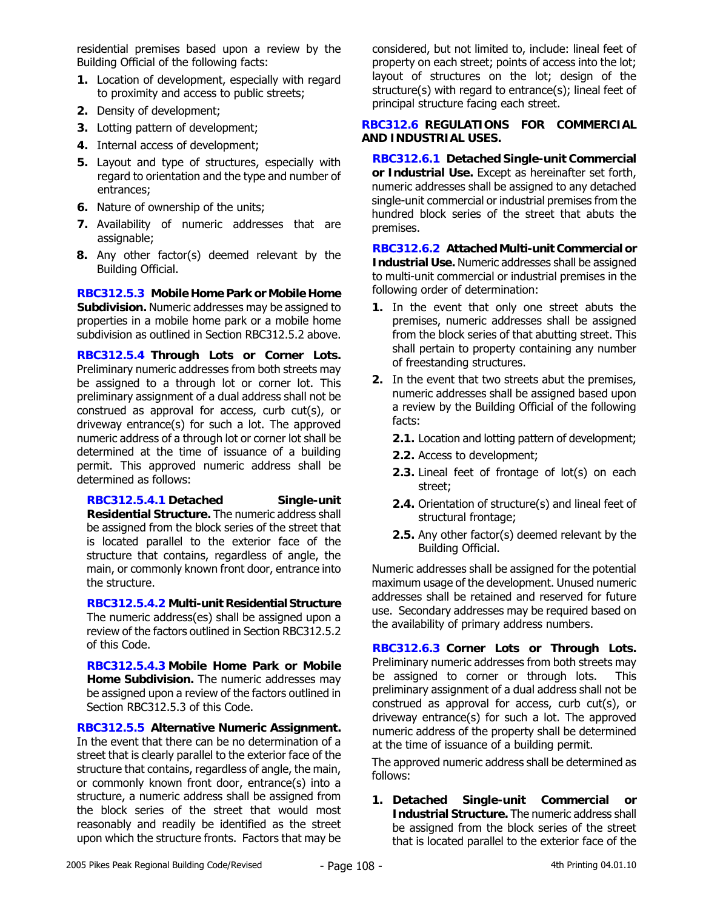residential premises based upon a review by the Building Official of the following facts:

1. Location of development, especially with regard to proximity and access to public streets;
2. Density of development;
3. Lotting pattern of development;
4. Internal access of development;
5. Layout and type of structures, especially with regard to orientation and the type and number of entrances;
6. Nature of ownership of the units;
7. Availability of numeric addresses that are assignable;
8. Any other factor(s) deemed relevant by the Building Official.

**RBC312.5.3 Mobile Home Park or Mobile Home Subdivision.** Numeric addresses may be assigned to properties in a mobile home park or a mobile home subdivision as outlined in Section RBC312.5.2 above.

**RBC312.5.4 Through Lots or Corner Lots.** Preliminary numeric addresses from both streets may be assigned to a through lot or corner lot. This preliminary assignment of a dual address shall not be construed as approval for access, curb cut(s), or driveway entrance(s) for such a lot. The approved numeric address of a through lot or corner lot shall be determined at the time of issuance of a building permit. This approved numeric address shall be determined as follows:

**RBC312.5.4.1 Detached Single-unit Residential Structure.** The numeric address shall be assigned from the block series of the street that is located parallel to the exterior face of the structure that contains, regardless of angle, the main, or commonly known front door, entrance into the structure.

**RBC312.5.4.2 Multi-unit Residential Structure** The numeric address(es) shall be assigned upon a review of the factors outlined in Section RBC312.5.2 of this Code.

**RBC312.5.4.3 Mobile Home Park or Mobile Home Subdivision.** The numeric addresses may be assigned upon a review of the factors outlined in Section RBC312.5.3 of this Code.

**RBC312.5.5 Alternative Numeric Assignment.** In the event that there can be no determination of a street that is clearly parallel to the exterior face of the structure that contains, regardless of angle, the main, or commonly known front door, entrance(s) into a structure, a numeric address shall be assigned from the block series of the street that would most reasonably and readily be identified as the street upon which the structure fronts. Factors that may be considered, but not limited to, include: lineal feet of property on each street; points of access into the lot; layout of structures on the lot; design of the structure(s) with regard to entrance(s); lineal feet of principal structure facing each street.

**RBC312.6 REGULATIONS FOR COMMERCIAL AND INDUSTRIAL USES.**

**RBC312.6.1 Detached Single-unit Commercial or Industrial Use.** Except as hereinafter set forth, numeric addresses shall be assigned to any detached single-unit commercial or industrial premises from the hundred block series of the street that abuts the premises.

**RBC312.6.2 Attached Multi-unit Commercial or Industrial Use.** Numeric addresses shall be assigned to multi-unit commercial or industrial premises in the following order of determination:

1. In the event that only one street abuts the premises, numeric addresses shall be assigned from the block series of that abutting street. This shall pertain to property containing any number of freestanding structures.
2. In the event that two streets abut the premises, numeric addresses shall be assigned based upon a review by the Building Official of the following facts:
   - **2.1.** Location and lotting pattern of development;
   - **2.2.** Access to development;
   - **2.3.** Lineal feet of frontage of lot(s) on each street;
   - **2.4.** Orientation of structure(s) and lineal feet of structural frontage;
   - **2.5.** Any other factor(s) deemed relevant by the Building Official.

Numeric addresses shall be assigned for the potential maximum usage of the development. Unused numeric addresses shall be retained and reserved for future use. Secondary addresses may be required based on the availability of primary address numbers.

**RBC312.6.3 Corner Lots or Through Lots.** Preliminary numeric addresses from both streets may be assigned to corner or through lots. This preliminary assignment of a dual address shall not be construed as approval for access, curb cut(s), or driveway entrance(s) for such a lot. The approved numeric address of the property shall be determined at the time of issuance of a building permit.

The approved numeric address shall be determined as follows:

1. **Detached Single-unit Commercial or Industrial Structure.** The numeric address shall be assigned from the block series of the street that is located parallel to the exterior face of the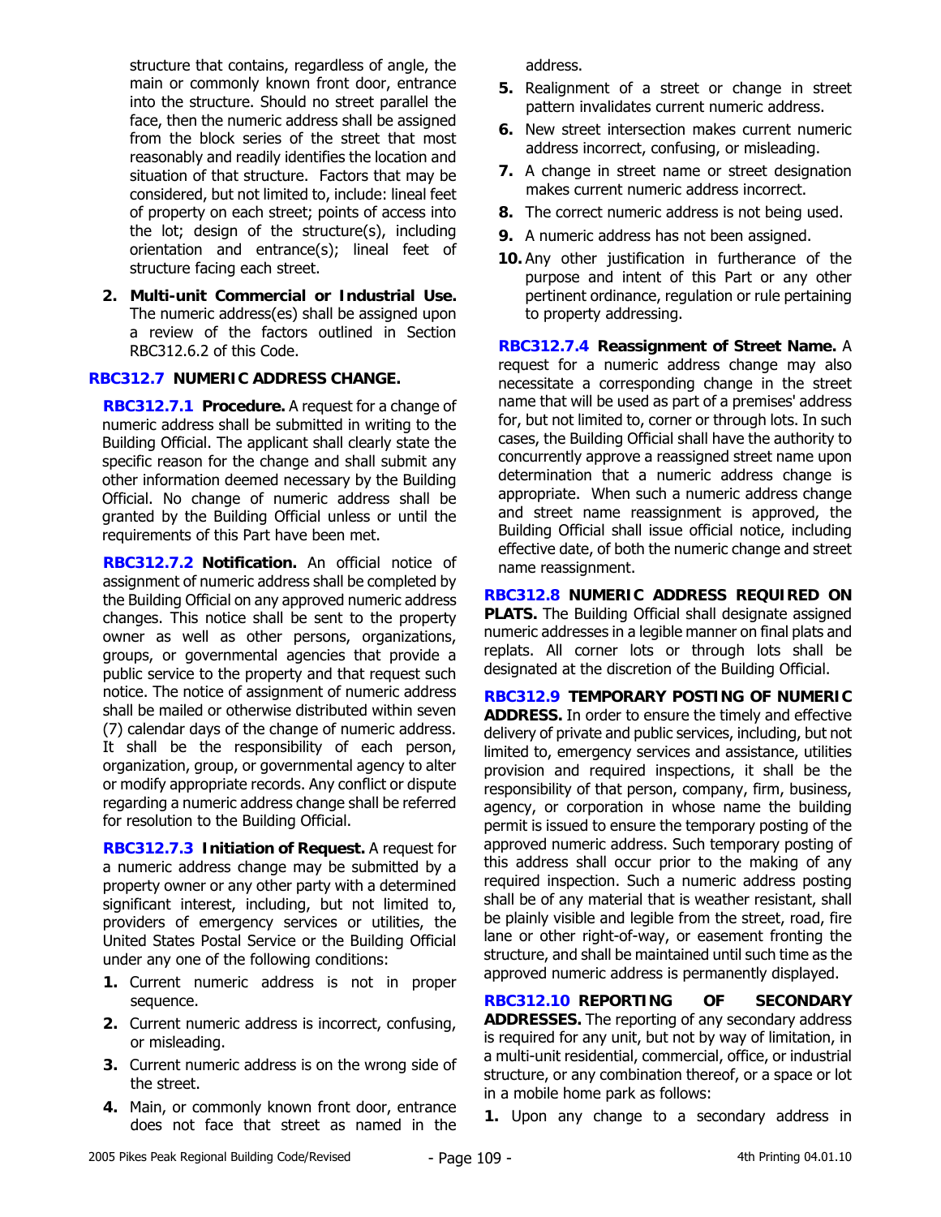structure that contains, regardless of angle, the main or commonly known front door, entrance into the structure. Should no street parallel the face, then the numeric address shall be assigned from the block series of the street that most reasonably and readily identifies the location and situation of that structure. Factors that may be considered, but not limited to, include: lineal feet of property on each street; points of access into the lot; design of the structure(s), including orientation and entrance(s); lineal feet of structure facing each street.

2. **Multi-unit Commercial or Industrial Use.** The numeric address(es) shall be assigned upon a review of the factors outlined in Section RBC312.6.2 of this Code.

### RBC312.7 NUMERIC ADDRESS CHANGE.

**RBC312.7.1 Procedure.** A request for a change of numeric address shall be submitted in writing to the Building Official. The applicant shall clearly state the specific reason for the change and shall submit any other information deemed necessary by the Building Official. No change of numeric address shall be granted by the Building Official unless or until the requirements of this Part have been met.

**RBC312.7.2 Notification.** An official notice of assignment of numeric address shall be completed by the Building Official on any approved numeric address changes. This notice shall be sent to the property owner as well as other persons, organizations, groups, or governmental agencies that provide a public service to the property and that request such notice. The notice of assignment of numeric address shall be mailed or otherwise distributed within seven (7) calendar days of the change of numeric address. It shall be the responsibility of each person, organization, group, or governmental agency to alter or modify appropriate records. Any conflict or dispute regarding a numeric address change shall be referred for resolution to the Building Official.

**RBC312.7.3 Initiation of Request.** A request for a numeric address change may be submitted by a property owner or any other party with a determined significant interest, including, but not limited to, providers of emergency services or utilities, the United States Postal Service or the Building Official under any one of the following conditions:

1. Current numeric address is not in proper sequence.
2. Current numeric address is incorrect, confusing, or misleading.
3. Current numeric address is on the wrong side of the street.
4. Main, or commonly known front door, entrance does not face that street as named in the address.
5. Realignment of a street or change in street pattern invalidates current numeric address.
6. New street intersection makes current numeric address incorrect, confusing, or misleading.
7. A change in street name or street designation makes current numeric address incorrect.
8. The correct numeric address is not being used.
9. A numeric address has not been assigned.
10. Any other justification in furtherance of the purpose and intent of this Part or any other pertinent ordinance, regulation or rule pertaining to property addressing.

**RBC312.7.4 Reassignment of Street Name.** A request for a numeric address change may also necessitate a corresponding change in the street name that will be used as part of a premises' address for, but not limited to, corner or through lots. In such cases, the Building Official shall have the authority to concurrently approve a reassigned street name upon determination that a numeric address change is appropriate. When such a numeric address change and street name reassignment is approved, the Building Official shall issue official notice, including effective date, of both the numeric change and street name reassignment.

**RBC312.8 NUMERIC ADDRESS REQUIRED ON PLATS.** The Building Official shall designate assigned numeric addresses in a legible manner on final plats and replats. All corner lots or through lots shall be designated at the discretion of the Building Official.

**RBC312.9 TEMPORARY POSTING OF NUMERIC ADDRESS.** In order to ensure the timely and effective delivery of private and public services, including, but not limited to, emergency services and assistance, utilities provision and required inspections, it shall be the responsibility of that person, company, firm, business, agency, or corporation in whose name the building permit is issued to ensure the temporary posting of the approved numeric address. Such temporary posting of this address shall occur prior to the making of any required inspection. Such a numeric address posting shall be of any material that is weather resistant, shall be plainly visible and legible from the street, road, fire lane or other right-of-way, or easement fronting the structure, and shall be maintained until such time as the approved numeric address is permanently displayed.

**RBC312.10 REPORTING OF SECONDARY ADDRESSES.** The reporting of any secondary address is required for any unit, but not by way of limitation, in a multi-unit residential, commercial, office, or industrial structure, or any combination thereof, or a space or lot in a mobile home park as follows:

1. Upon any change to a secondary address in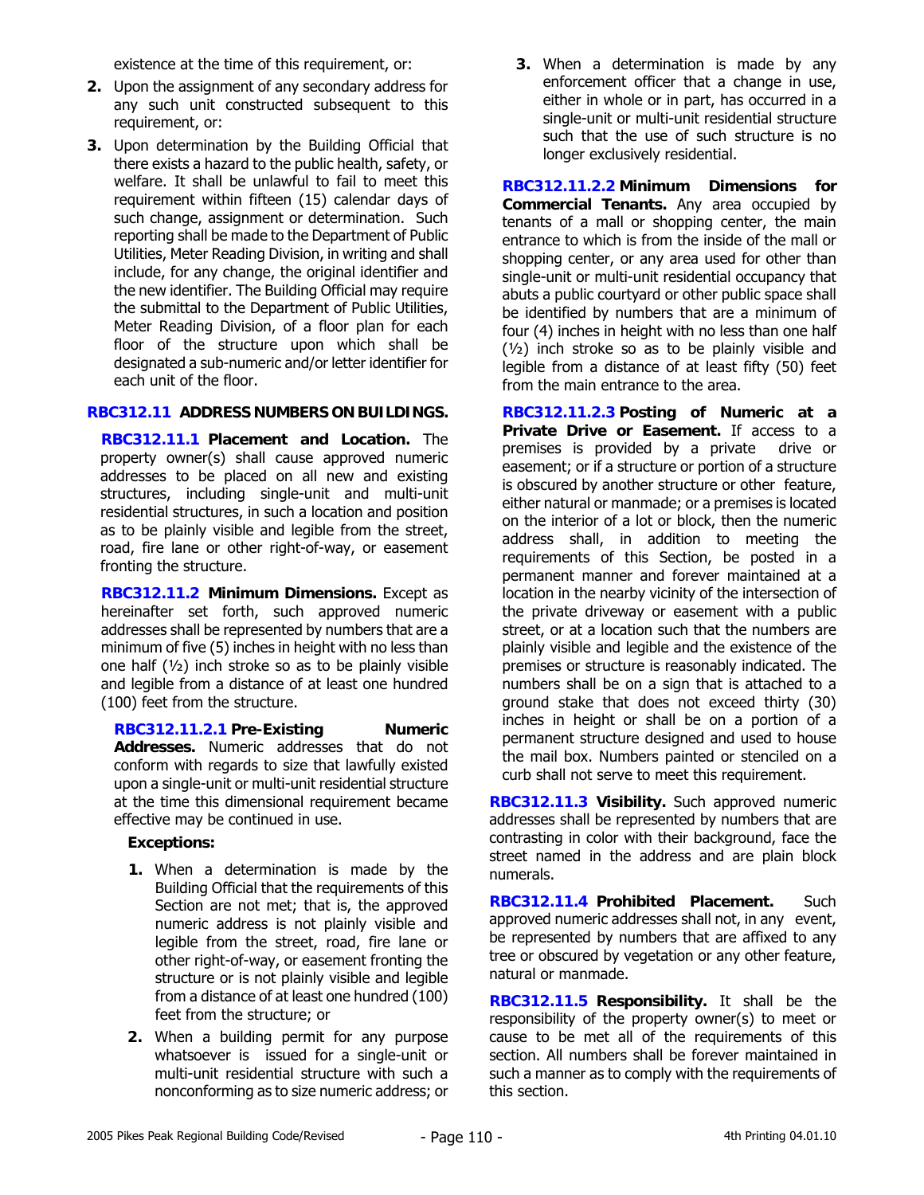existence at the time of this requirement, or:

2. Upon the assignment of any secondary address for any such unit constructed subsequent to this requirement, or:
3. Upon determination by the Building Official that there exists a hazard to the public health, safety, or welfare. It shall be unlawful to fail to meet this requirement within fifteen (15) calendar days of such change, assignment or determination. Such reporting shall be made to the Department of Public Utilities, Meter Reading Division, in writing and shall include, for any change, the original identifier and the new identifier. The Building Official may require the submittal to the Department of Public Utilities, Meter Reading Division, of a floor plan for each floor of the structure upon which shall be designated a sub-numeric and/or letter identifier for each unit of the floor.

## RBC312.11 ADDRESS NUMBERS ON BUILDINGS.

**RBC312.11.1 Placement and Location.** The property owner(s) shall cause approved numeric addresses to be placed on all new and existing structures, including single-unit and multi-unit residential structures, in such a location and position as to be plainly visible and legible from the street, road, fire lane or other right-of-way, or easement fronting the structure.

**RBC312.11.2 Minimum Dimensions.** Except as hereinafter set forth, such approved numeric addresses shall be represented by numbers that are a minimum of five (5) inches in height with no less than one half (½) inch stroke so as to be plainly visible and legible from a distance of at least one hundred (100) feet from the structure.

**RBC312.11.2.1 Pre-Existing Numeric Addresses.** Numeric addresses that do not conform with regards to size that lawfully existed upon a single-unit or multi-unit residential structure at the time this dimensional requirement became effective may be continued in use.

**Exceptions:**

1. When a determination is made by the Building Official that the requirements of this Section are not met; that is, the approved numeric address is not plainly visible and legible from the street, road, fire lane or other right-of-way, or easement fronting the structure or is not plainly visible and legible from a distance of at least one hundred (100) feet from the structure; or
2. When a building permit for any purpose whatsoever is issued for a single-unit or multi-unit residential structure with such a nonconforming as to size numeric address; or
3. When a determination is made by any enforcement officer that a change in use, either in whole or in part, has occurred in a single-unit or multi-unit residential structure such that the use of such structure is no longer exclusively residential.

**RBC312.11.2.2 Minimum Dimensions for Commercial Tenants.** Any area occupied by tenants of a mall or shopping center, the main entrance to which is from the inside of the mall or shopping center, or any area used for other than single-unit or multi-unit residential occupancy that abuts a public courtyard or other public space shall be identified by numbers that are a minimum of four (4) inches in height with no less than one half (½) inch stroke so as to be plainly visible and legible from a distance of at least fifty (50) feet from the main entrance to the area.

**RBC312.11.2.3 Posting of Numeric at a Private Drive or Easement.** If access to a premises is provided by a private drive or easement; or if a structure or portion of a structure is obscured by another structure or other feature, either natural or manmade; or a premises is located on the interior of a lot or block, then the numeric address shall, in addition to meeting the requirements of this Section, be posted in a permanent manner and forever maintained at a location in the nearby vicinity of the intersection of the private driveway or easement with a public street, or at a location such that the numbers are plainly visible and legible and the existence of the premises or structure is reasonably indicated. The numbers shall be on a sign that is attached to a ground stake that does not exceed thirty (30) inches in height or shall be on a portion of a permanent structure designed and used to house the mail box. Numbers painted or stenciled on a curb shall not serve to meet this requirement.

**RBC312.11.3 Visibility.** Such approved numeric addresses shall be represented by numbers that are contrasting in color with their background, face the street named in the address and are plain block numerals.

**RBC312.11.4 Prohibited Placement.** Such approved numeric addresses shall not, in any event, be represented by numbers that are affixed to any tree or obscured by vegetation or any other feature, natural or manmade.

**RBC312.11.5 Responsibility.** It shall be the responsibility of the property owner(s) to meet or cause to be met all of the requirements of this section. All numbers shall be forever maintained in such a manner as to comply with the requirements of this section.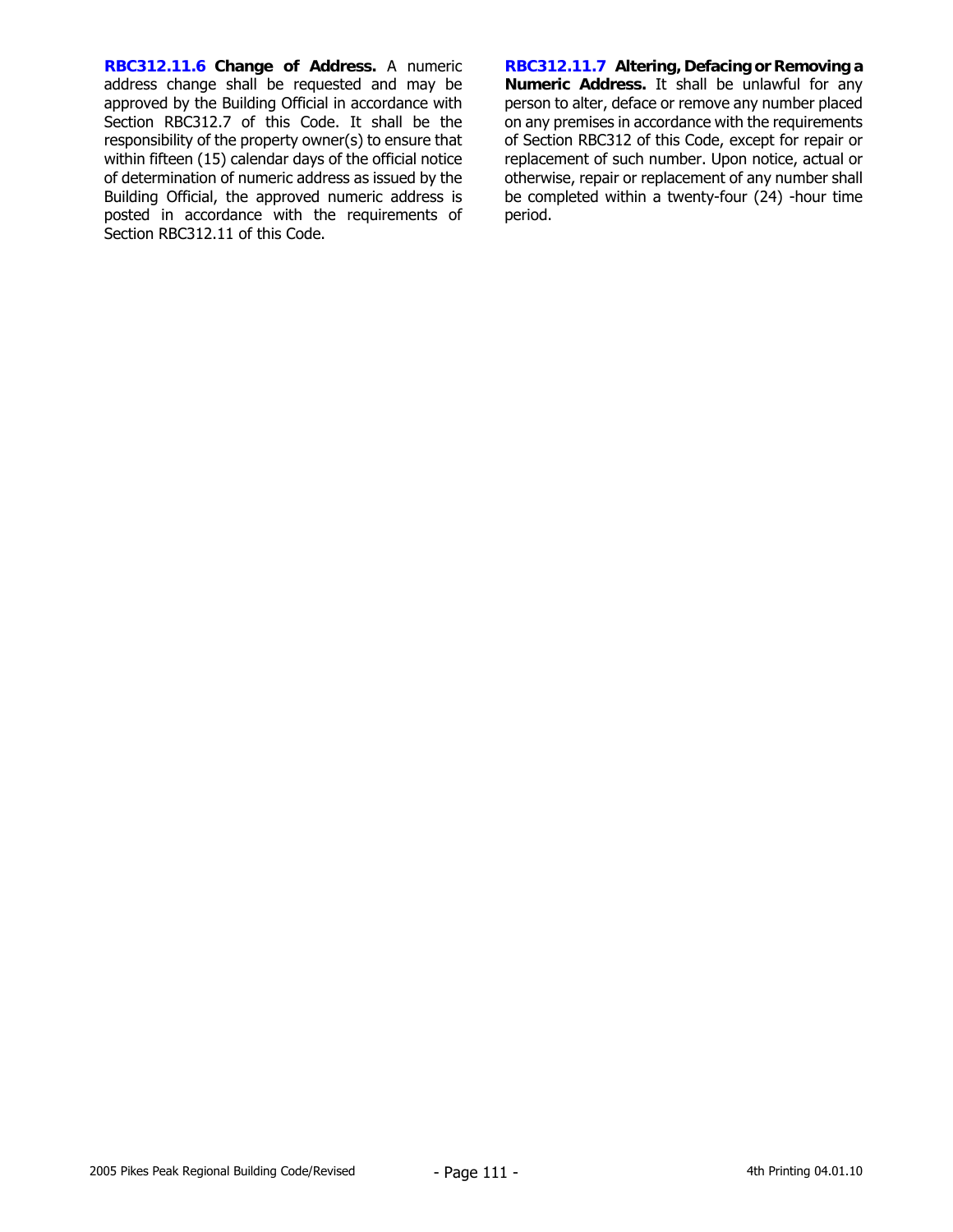**RBC312.11.6 Change of Address.** A numeric address change shall be requested and may be approved by the Building Official in accordance with Section RBC312.7 of this Code. It shall be the responsibility of the property owner(s) to ensure that within fifteen (15) calendar days of the official notice of determination of numeric address as issued by the Building Official, the approved numeric address is posted in accordance with the requirements of Section RBC312.11 of this Code.

**RBC312.11.7 Altering, Defacing or Removing a Numeric Address.** It shall be unlawful for any person to alter, deface or remove any number placed on any premises in accordance with the requirements of Section RBC312 of this Code, except for repair or replacement of such number. Upon notice, actual or otherwise, repair or replacement of any number shall be completed within a twenty-four (24) -hour time period.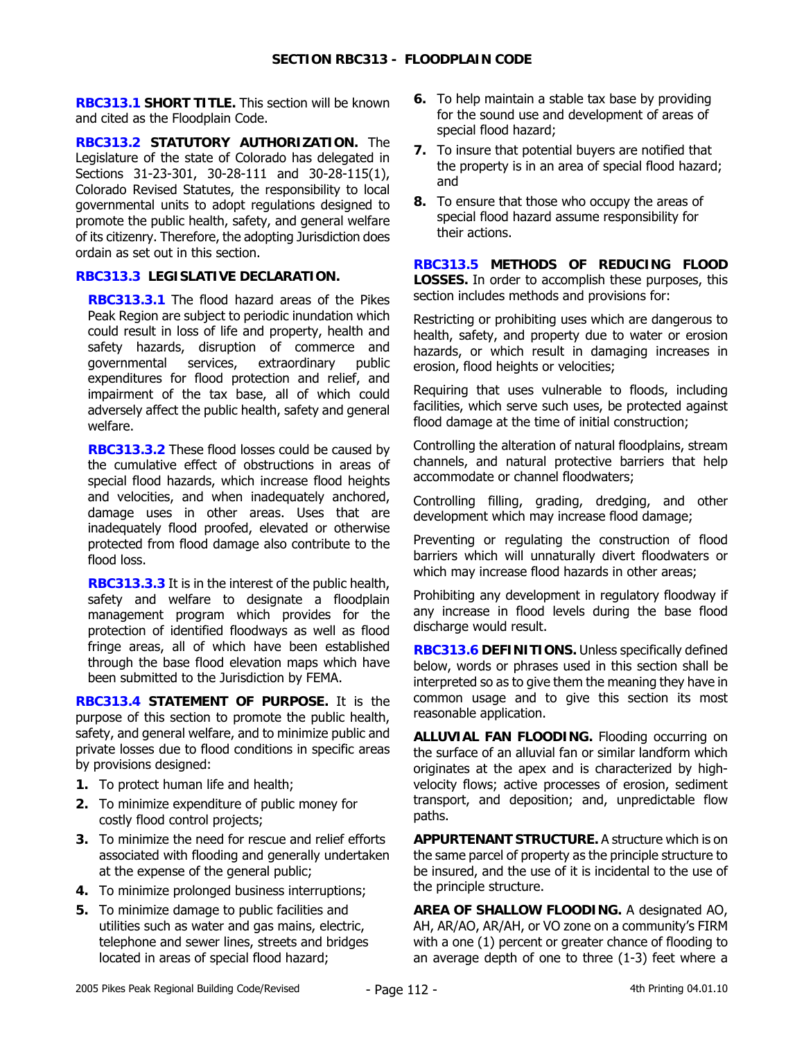## SECTION RBC313 - FLOODPLAIN CODE

**RBC313.1 SHORT TITLE.** This section will be known and cited as the Floodplain Code.

**RBC313.2 STATUTORY AUTHORIZATION.** The Legislature of the state of Colorado has delegated in Sections 31-23-301, 30-28-111 and 30-28-115(1), Colorado Revised Statutes, the responsibility to local governmental units to adopt regulations designed to promote the public health, safety, and general welfare of its citizenry. Therefore, the adopting Jurisdiction does ordain as set out in this section.

**RBC313.3 LEGISLATIVE DECLARATION.**

**RBC313.3.1** The flood hazard areas of the Pikes Peak Region are subject to periodic inundation which could result in loss of life and property, health and safety hazards, disruption of commerce and governmental services, extraordinary public expenditures for flood protection and relief, and impairment of the tax base, all of which could adversely affect the public health, safety and general welfare.

**RBC313.3.2** These flood losses could be caused by the cumulative effect of obstructions in areas of special flood hazards, which increase flood heights and velocities, and when inadequately anchored, damage uses in other areas. Uses that are inadequately flood proofed, elevated or otherwise protected from flood damage also contribute to the flood loss.

**RBC313.3.3** It is in the interest of the public health, safety and welfare to designate a floodplain management program which provides for the protection of identified floodways as well as flood fringe areas, all of which have been established through the base flood elevation maps which have been submitted to the Jurisdiction by FEMA.

**RBC313.4 STATEMENT OF PURPOSE.** It is the purpose of this section to promote the public health, safety, and general welfare, and to minimize public and private losses due to flood conditions in specific areas by provisions designed:

1. To protect human life and health;
2. To minimize expenditure of public money for costly flood control projects;
3. To minimize the need for rescue and relief efforts associated with flooding and generally undertaken at the expense of the general public;
4. To minimize prolonged business interruptions;
5. To minimize damage to public facilities and utilities such as water and gas mains, electric, telephone and sewer lines, streets and bridges located in areas of special flood hazard;
6. To help maintain a stable tax base by providing for the sound use and development of areas of special flood hazard;
7. To insure that potential buyers are notified that the property is in an area of special flood hazard; and
8. To ensure that those who occupy the areas of special flood hazard assume responsibility for their actions.

**RBC313.5 METHODS OF REDUCING FLOOD LOSSES.** In order to accomplish these purposes, this section includes methods and provisions for:

Restricting or prohibiting uses which are dangerous to health, safety, and property due to water or erosion hazards, or which result in damaging increases in erosion, flood heights or velocities;

Requiring that uses vulnerable to floods, including facilities, which serve such uses, be protected against flood damage at the time of initial construction;

Controlling the alteration of natural floodplains, stream channels, and natural protective barriers that help accommodate or channel floodwaters;

Controlling filling, grading, dredging, and other development which may increase flood damage;

Preventing or regulating the construction of flood barriers which will unnaturally divert floodwaters or which may increase flood hazards in other areas;

Prohibiting any development in regulatory floodway if any increase in flood levels during the base flood discharge would result.

**RBC313.6 DEFINITIONS.** Unless specifically defined below, words or phrases used in this section shall be interpreted so as to give them the meaning they have in common usage and to give this section its most reasonable application.

**ALLUVIAL FAN FLOODING.** Flooding occurring on the surface of an alluvial fan or similar landform which originates at the apex and is characterized by high-velocity flows; active processes of erosion, sediment transport, and deposition; and, unpredictable flow paths.

**APPURTENANT STRUCTURE.** A structure which is on the same parcel of property as the principle structure to be insured, and the use of it is incidental to the use of the principle structure.

**AREA OF SHALLOW FLOODING.** A designated AO, AH, AR/AO, AR/AH, or VO zone on a community's FIRM with a one (1) percent or greater chance of flooding to an average depth of one to three (1-3) feet where a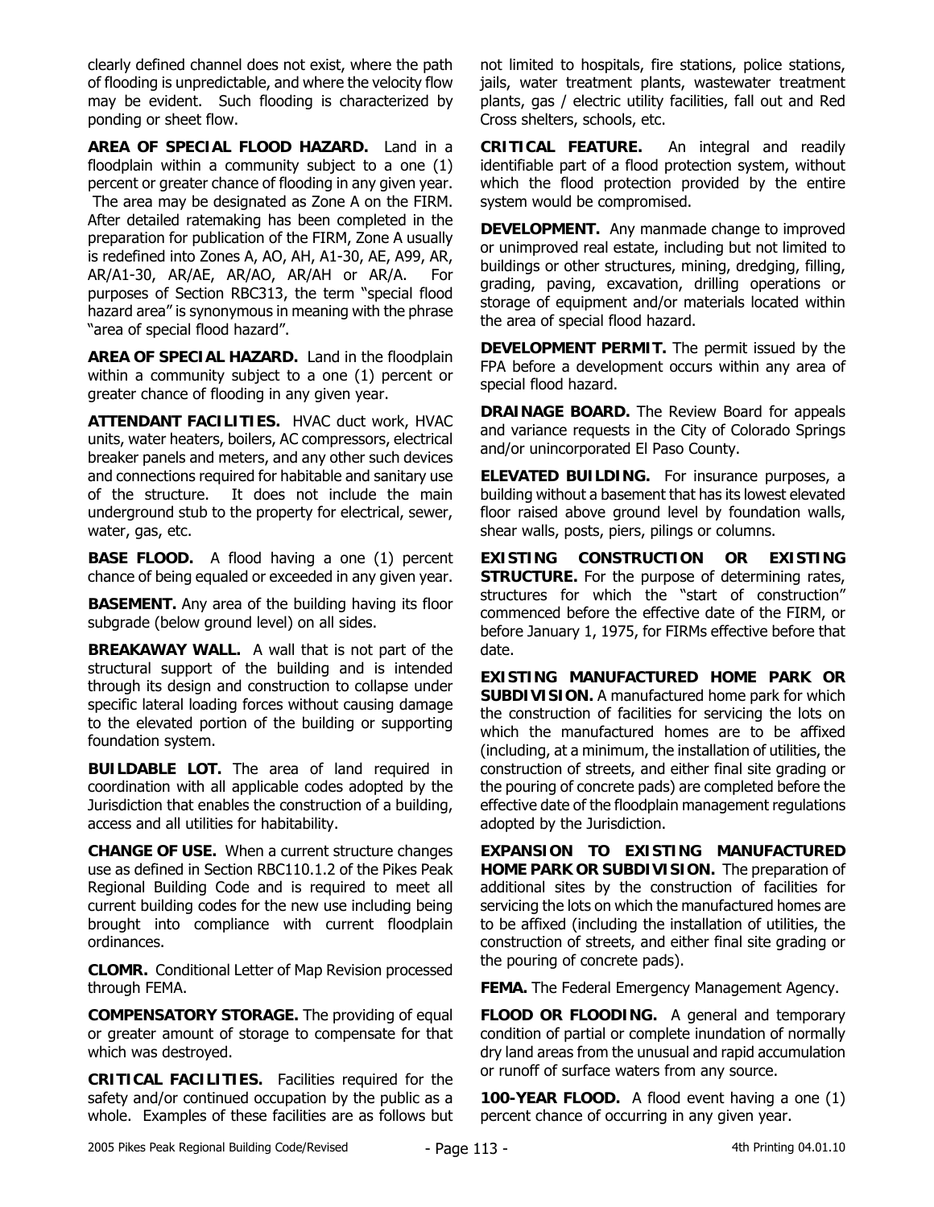clearly defined channel does not exist, where the path of flooding is unpredictable, and where the velocity flow may be evident. Such flooding is characterized by ponding or sheet flow.

**AREA OF SPECIAL FLOOD HAZARD.** Land in a floodplain within a community subject to a one (1) percent or greater chance of flooding in any given year. The area may be designated as Zone A on the FIRM. After detailed ratemaking has been completed in the preparation for publication of the FIRM, Zone A usually is redefined into Zones A, AO, AH, A1-30, AE, A99, AR, AR/A1-30, AR/AE, AR/AO, AR/AH or AR/A. For purposes of Section RBC313, the term "special flood hazard area" is synonymous in meaning with the phrase "area of special flood hazard".

**AREA OF SPECIAL HAZARD.** Land in the floodplain within a community subject to a one (1) percent or greater chance of flooding in any given year.

**ATTENDANT FACILITIES.** HVAC duct work, HVAC units, water heaters, boilers, AC compressors, electrical breaker panels and meters, and any other such devices and connections required for habitable and sanitary use of the structure. It does not include the main underground stub to the property for electrical, sewer, water, gas, etc.

**BASE FLOOD.** A flood having a one (1) percent chance of being equaled or exceeded in any given year.

**BASEMENT.** Any area of the building having its floor subgrade (below ground level) on all sides.

**BREAKAWAY WALL.** A wall that is not part of the structural support of the building and is intended through its design and construction to collapse under specific lateral loading forces without causing damage to the elevated portion of the building or supporting foundation system.

**BUILDABLE LOT.** The area of land required in coordination with all applicable codes adopted by the Jurisdiction that enables the construction of a building, access and all utilities for habitability.

**CHANGE OF USE.** When a current structure changes use as defined in Section RBC110.1.2 of the Pikes Peak Regional Building Code and is required to meet all current building codes for the new use including being brought into compliance with current floodplain ordinances.

**CLOMR.** Conditional Letter of Map Revision processed through FEMA.

**COMPENSATORY STORAGE.** The providing of equal or greater amount of storage to compensate for that which was destroyed.

**CRITICAL FACILITIES.** Facilities required for the safety and/or continued occupation by the public as a whole. Examples of these facilities are as follows but not limited to hospitals, fire stations, police stations, jails, water treatment plants, wastewater treatment plants, gas / electric utility facilities, fall out and Red Cross shelters, schools, etc.

**CRITICAL FEATURE.** An integral and readily identifiable part of a flood protection system, without which the flood protection provided by the entire system would be compromised.

**DEVELOPMENT.** Any manmade change to improved or unimproved real estate, including but not limited to buildings or other structures, mining, dredging, filling, grading, paving, excavation, drilling operations or storage of equipment and/or materials located within the area of special flood hazard.

**DEVELOPMENT PERMIT.** The permit issued by the FPA before a development occurs within any area of special flood hazard.

**DRAINAGE BOARD.** The Review Board for appeals and variance requests in the City of Colorado Springs and/or unincorporated El Paso County.

**ELEVATED BUILDING.** For insurance purposes, a building without a basement that has its lowest elevated floor raised above ground level by foundation walls, shear walls, posts, piers, pilings or columns.

**EXISTING CONSTRUCTION OR EXISTING STRUCTURE.** For the purpose of determining rates, structures for which the "start of construction" commenced before the effective date of the FIRM, or before January 1, 1975, for FIRMs effective before that date.

**EXISTING MANUFACTURED HOME PARK OR SUBDIVISION.** A manufactured home park for which the construction of facilities for servicing the lots on which the manufactured homes are to be affixed (including, at a minimum, the installation of utilities, the construction of streets, and either final site grading or the pouring of concrete pads) are completed before the effective date of the floodplain management regulations adopted by the Jurisdiction.

**EXPANSION TO EXISTING MANUFACTURED HOME PARK OR SUBDIVISION.** The preparation of additional sites by the construction of facilities for servicing the lots on which the manufactured homes are to be affixed (including the installation of utilities, the construction of streets, and either final site grading or the pouring of concrete pads).

**FEMA.** The Federal Emergency Management Agency.

**FLOOD OR FLOODING.** A general and temporary condition of partial or complete inundation of normally dry land areas from the unusual and rapid accumulation or runoff of surface waters from any source.

**100-YEAR FLOOD.** A flood event having a one (1) percent chance of occurring in any given year.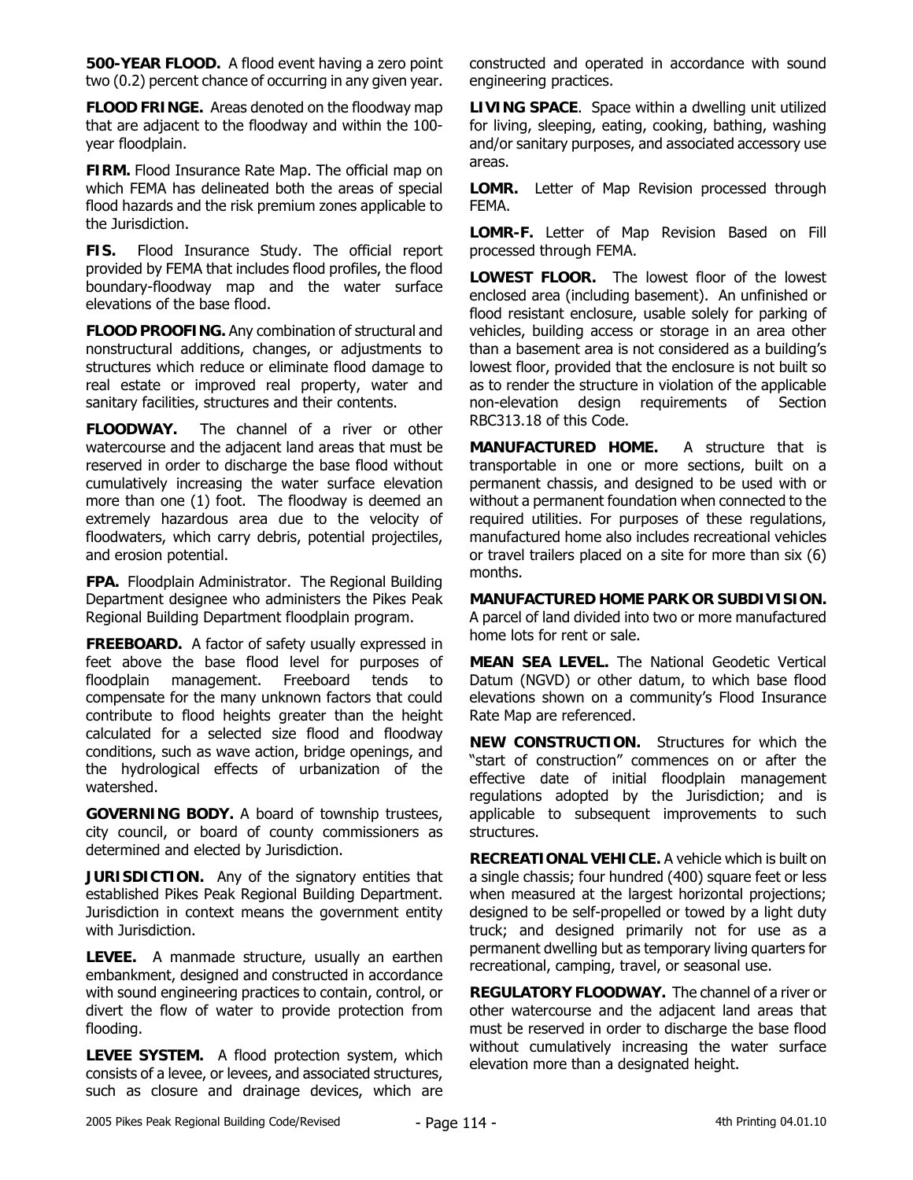**500-YEAR FLOOD.** A flood event having a zero point two (0.2) percent chance of occurring in any given year.

**FLOOD FRINGE.** Areas denoted on the floodway map that are adjacent to the floodway and within the 100-year floodplain.

**FIRM.** Flood Insurance Rate Map. The official map on which FEMA has delineated both the areas of special flood hazards and the risk premium zones applicable to the Jurisdiction.

**FIS.** Flood Insurance Study. The official report provided by FEMA that includes flood profiles, the flood boundary-floodway map and the water surface elevations of the base flood.

**FLOOD PROOFING.** Any combination of structural and nonstructural additions, changes, or adjustments to structures which reduce or eliminate flood damage to real estate or improved real property, water and sanitary facilities, structures and their contents.

**FLOODWAY.** The channel of a river or other watercourse and the adjacent land areas that must be reserved in order to discharge the base flood without cumulatively increasing the water surface elevation more than one (1) foot. The floodway is deemed an extremely hazardous area due to the velocity of floodwaters, which carry debris, potential projectiles, and erosion potential.

**FPA.** Floodplain Administrator. The Regional Building Department designee who administers the Pikes Peak Regional Building Department floodplain program.

**FREEBOARD.** A factor of safety usually expressed in feet above the base flood level for purposes of floodplain management. Freeboard tends to compensate for the many unknown factors that could contribute to flood heights greater than the height calculated for a selected size flood and floodway conditions, such as wave action, bridge openings, and the hydrological effects of urbanization of the watershed.

**GOVERNING BODY.** A board of township trustees, city council, or board of county commissioners as determined and elected by Jurisdiction.

**JURISDICTION.** Any of the signatory entities that established Pikes Peak Regional Building Department. Jurisdiction in context means the government entity with Jurisdiction.

**LEVEE.** A manmade structure, usually an earthen embankment, designed and constructed in accordance with sound engineering practices to contain, control, or divert the flow of water to provide protection from flooding.

**LEVEE SYSTEM.** A flood protection system, which consists of a levee, or levees, and associated structures, such as closure and drainage devices, which are constructed and operated in accordance with sound engineering practices.

**LIVING SPACE**. Space within a dwelling unit utilized for living, sleeping, eating, cooking, bathing, washing and/or sanitary purposes, and associated accessory use areas.

**LOMR.** Letter of Map Revision processed through FEMA.

**LOMR-F.** Letter of Map Revision Based on Fill processed through FEMA.

**LOWEST FLOOR.** The lowest floor of the lowest enclosed area (including basement). An unfinished or flood resistant enclosure, usable solely for parking of vehicles, building access or storage in an area other than a basement area is not considered as a building's lowest floor, provided that the enclosure is not built so as to render the structure in violation of the applicable non-elevation design requirements of Section RBC313.18 of this Code.

**MANUFACTURED HOME.** A structure that is transportable in one or more sections, built on a permanent chassis, and designed to be used with or without a permanent foundation when connected to the required utilities. For purposes of these regulations, manufactured home also includes recreational vehicles or travel trailers placed on a site for more than six (6) months.

**MANUFACTURED HOME PARK OR SUBDIVISION.** A parcel of land divided into two or more manufactured home lots for rent or sale.

**MEAN SEA LEVEL.** The National Geodetic Vertical Datum (NGVD) or other datum, to which base flood elevations shown on a community's Flood Insurance Rate Map are referenced.

**NEW CONSTRUCTION.** Structures for which the "start of construction" commences on or after the effective date of initial floodplain management regulations adopted by the Jurisdiction; and is applicable to subsequent improvements to such structures.

**RECREATIONAL VEHICLE.** A vehicle which is built on a single chassis; four hundred (400) square feet or less when measured at the largest horizontal projections; designed to be self-propelled or towed by a light duty truck; and designed primarily not for use as a permanent dwelling but as temporary living quarters for recreational, camping, travel, or seasonal use.

**REGULATORY FLOODWAY.** The channel of a river or other watercourse and the adjacent land areas that must be reserved in order to discharge the base flood without cumulatively increasing the water surface elevation more than a designated height.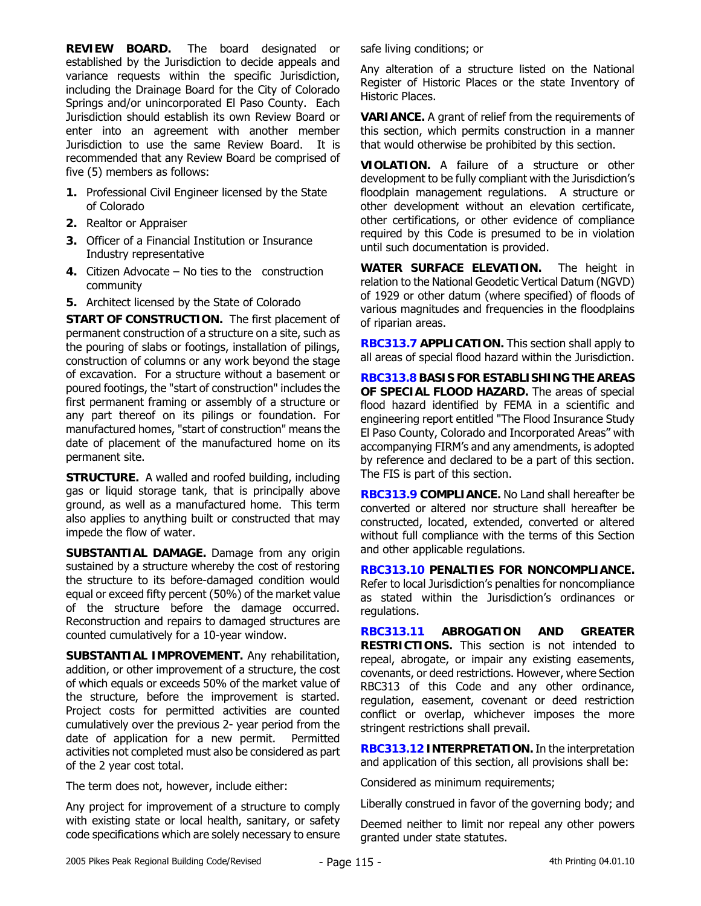**REVIEW BOARD.** The board designated or established by the Jurisdiction to decide appeals and variance requests within the specific Jurisdiction, including the Drainage Board for the City of Colorado Springs and/or unincorporated El Paso County. Each Jurisdiction should establish its own Review Board or enter into an agreement with another member Jurisdiction to use the same Review Board. It is recommended that any Review Board be comprised of five (5) members as follows:

1. Professional Civil Engineer licensed by the State of Colorado
2. Realtor or Appraiser
3. Officer of a Financial Institution or Insurance Industry representative
4. Citizen Advocate – No ties to the construction community
5. Architect licensed by the State of Colorado

**START OF CONSTRUCTION.** The first placement of permanent construction of a structure on a site, such as the pouring of slabs or footings, installation of pilings, construction of columns or any work beyond the stage of excavation. For a structure without a basement or poured footings, the "start of construction" includes the first permanent framing or assembly of a structure or any part thereof on its pilings or foundation. For manufactured homes, "start of construction" means the date of placement of the manufactured home on its permanent site.

**STRUCTURE.** A walled and roofed building, including gas or liquid storage tank, that is principally above ground, as well as a manufactured home. This term also applies to anything built or constructed that may impede the flow of water.

**SUBSTANTIAL DAMAGE.** Damage from any origin sustained by a structure whereby the cost of restoring the structure to its before-damaged condition would equal or exceed fifty percent (50%) of the market value of the structure before the damage occurred. Reconstruction and repairs to damaged structures are counted cumulatively for a 10-year window.

**SUBSTANTIAL IMPROVEMENT.** Any rehabilitation, addition, or other improvement of a structure, the cost of which equals or exceeds 50% of the market value of the structure, before the improvement is started. Project costs for permitted activities are counted cumulatively over the previous 2- year period from the date of application for a new permit. Permitted activities not completed must also be considered as part of the 2 year cost total.

The term does not, however, include either:

Any project for improvement of a structure to comply with existing state or local health, sanitary, or safety code specifications which are solely necessary to ensure safe living conditions; or

Any alteration of a structure listed on the National Register of Historic Places or the state Inventory of Historic Places.

**VARIANCE.** A grant of relief from the requirements of this section, which permits construction in a manner that would otherwise be prohibited by this section.

**VIOLATION.** A failure of a structure or other development to be fully compliant with the Jurisdiction's floodplain management regulations. A structure or other development without an elevation certificate, other certifications, or other evidence of compliance required by this Code is presumed to be in violation until such documentation is provided.

**WATER SURFACE ELEVATION.** The height in relation to the National Geodetic Vertical Datum (NGVD) of 1929 or other datum (where specified) of floods of various magnitudes and frequencies in the floodplains of riparian areas.

**RBC313.7 APPLICATION.** This section shall apply to all areas of special flood hazard within the Jurisdiction.

**RBC313.8 BASIS FOR ESTABLISHING THE AREAS OF SPECIAL FLOOD HAZARD.** The areas of special flood hazard identified by FEMA in a scientific and engineering report entitled "The Flood Insurance Study El Paso County, Colorado and Incorporated Areas" with accompanying FIRM's and any amendments, is adopted by reference and declared to be a part of this section. The FIS is part of this section.

**RBC313.9 COMPLIANCE.** No Land shall hereafter be converted or altered nor structure shall hereafter be constructed, located, extended, converted or altered without full compliance with the terms of this Section and other applicable regulations.

**RBC313.10 PENALTIES FOR NONCOMPLIANCE.** Refer to local Jurisdiction's penalties for noncompliance as stated within the Jurisdiction's ordinances or regulations.

**RBC313.11 ABROGATION AND GREATER RESTRICTIONS.** This section is not intended to repeal, abrogate, or impair any existing easements, covenants, or deed restrictions. However, where Section RBC313 of this Code and any other ordinance, regulation, easement, covenant or deed restriction conflict or overlap, whichever imposes the more stringent restrictions shall prevail.

**RBC313.12 INTERPRETATION.** In the interpretation and application of this section, all provisions shall be:

Considered as minimum requirements;

Liberally construed in favor of the governing body; and

Deemed neither to limit nor repeal any other powers granted under state statutes.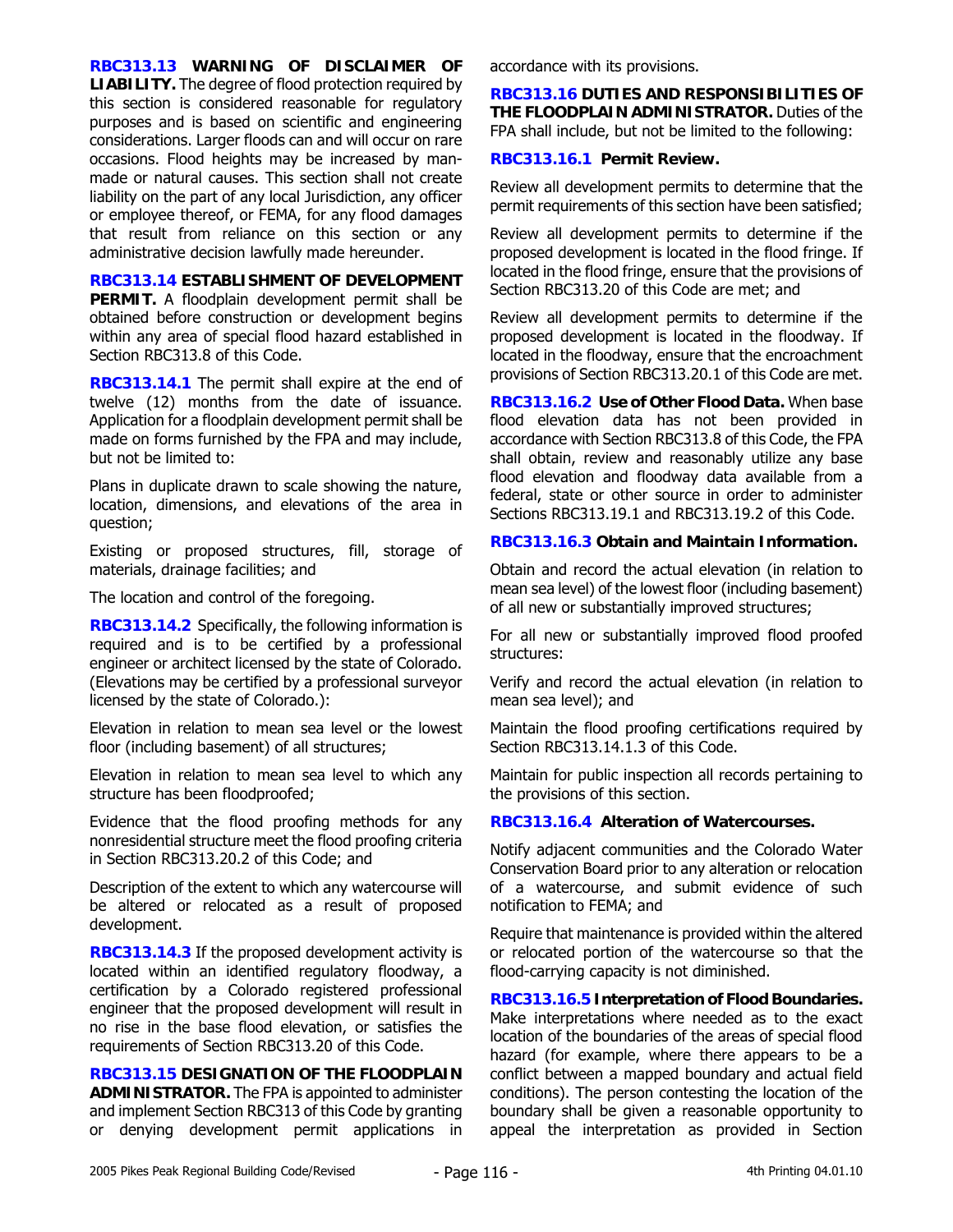**RBC313.13 WARNING OF DISCLAIMER OF LIABILITY.** The degree of flood protection required by this section is considered reasonable for regulatory purposes and is based on scientific and engineering considerations. Larger floods can and will occur on rare occasions. Flood heights may be increased by man-made or natural causes. This section shall not create liability on the part of any local Jurisdiction, any officer or employee thereof, or FEMA, for any flood damages that result from reliance on this section or any administrative decision lawfully made hereunder.

**RBC313.14 ESTABLISHMENT OF DEVELOPMENT PERMIT.** A floodplain development permit shall be obtained before construction or development begins within any area of special flood hazard established in Section RBC313.8 of this Code.

**RBC313.14.1** The permit shall expire at the end of twelve (12) months from the date of issuance. Application for a floodplain development permit shall be made on forms furnished by the FPA and may include, but not be limited to:

Plans in duplicate drawn to scale showing the nature, location, dimensions, and elevations of the area in question;

Existing or proposed structures, fill, storage of materials, drainage facilities; and

The location and control of the foregoing.

**RBC313.14.2** Specifically, the following information is required and is to be certified by a professional engineer or architect licensed by the state of Colorado. (Elevations may be certified by a professional surveyor licensed by the state of Colorado.):

Elevation in relation to mean sea level or the lowest floor (including basement) of all structures;

Elevation in relation to mean sea level to which any structure has been floodproofed;

Evidence that the flood proofing methods for any nonresidential structure meet the flood proofing criteria in Section RBC313.20.2 of this Code; and

Description of the extent to which any watercourse will be altered or relocated as a result of proposed development.

**RBC313.14.3** If the proposed development activity is located within an identified regulatory floodway, a certification by a Colorado registered professional engineer that the proposed development will result in no rise in the base flood elevation, or satisfies the requirements of Section RBC313.20 of this Code.

**RBC313.15 DESIGNATION OF THE FLOODPLAIN ADMINISTRATOR.** The FPA is appointed to administer and implement Section RBC313 of this Code by granting or denying development permit applications in accordance with its provisions.

**RBC313.16 DUTIES AND RESPONSIBILITIES OF THE FLOODPLAIN ADMINISTRATOR.** Duties of the FPA shall include, but not be limited to the following:

**RBC313.16.1 Permit Review.**

Review all development permits to determine that the permit requirements of this section have been satisfied;

Review all development permits to determine if the proposed development is located in the flood fringe. If located in the flood fringe, ensure that the provisions of Section RBC313.20 of this Code are met; and

Review all development permits to determine if the proposed development is located in the floodway. If located in the floodway, ensure that the encroachment provisions of Section RBC313.20.1 of this Code are met.

**RBC313.16.2 Use of Other Flood Data.** When base flood elevation data has not been provided in accordance with Section RBC313.8 of this Code, the FPA shall obtain, review and reasonably utilize any base flood elevation and floodway data available from a federal, state or other source in order to administer Sections RBC313.19.1 and RBC313.19.2 of this Code.

**RBC313.16.3 Obtain and Maintain Information.**

Obtain and record the actual elevation (in relation to mean sea level) of the lowest floor (including basement) of all new or substantially improved structures;

For all new or substantially improved flood proofed structures:

Verify and record the actual elevation (in relation to mean sea level); and

Maintain the flood proofing certifications required by Section RBC313.14.1.3 of this Code.

Maintain for public inspection all records pertaining to the provisions of this section.

**RBC313.16.4 Alteration of Watercourses.**

Notify adjacent communities and the Colorado Water Conservation Board prior to any alteration or relocation of a watercourse, and submit evidence of such notification to FEMA; and

Require that maintenance is provided within the altered or relocated portion of the watercourse so that the flood-carrying capacity is not diminished.

**RBC313.16.5 Interpretation of Flood Boundaries.** Make interpretations where needed as to the exact location of the boundaries of the areas of special flood hazard (for example, where there appears to be a conflict between a mapped boundary and actual field conditions). The person contesting the location of the boundary shall be given a reasonable opportunity to appeal the interpretation as provided in Section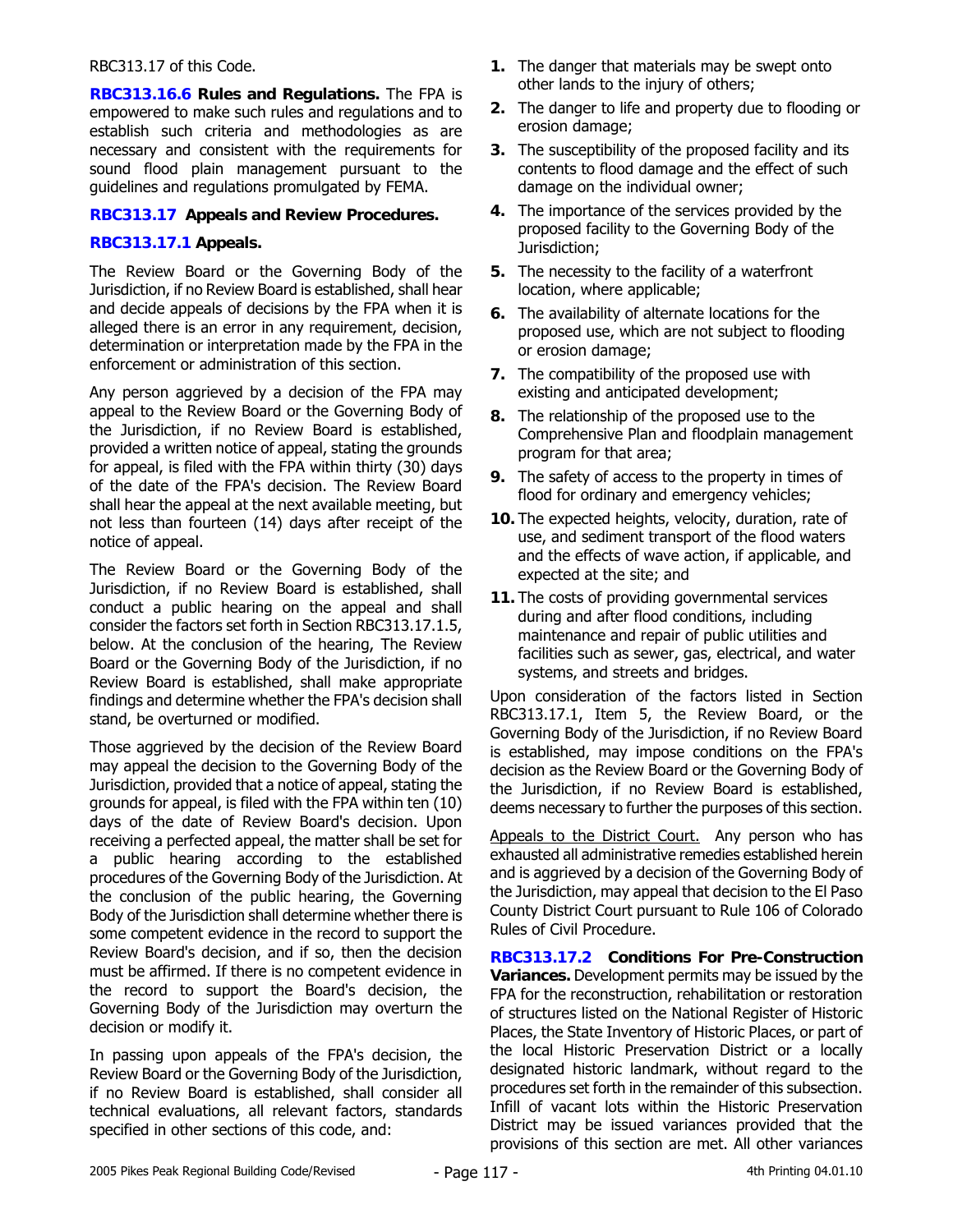RBC313.17 of this Code.

**RBC313.16.6 Rules and Regulations.** The FPA is empowered to make such rules and regulations and to establish such criteria and methodologies as are necessary and consistent with the requirements for sound flood plain management pursuant to the guidelines and regulations promulgated by FEMA.

### RBC313.17 Appeals and Review Procedures.

#### RBC313.17.1 Appeals.

The Review Board or the Governing Body of the Jurisdiction, if no Review Board is established, shall hear and decide appeals of decisions by the FPA when it is alleged there is an error in any requirement, decision, determination or interpretation made by the FPA in the enforcement or administration of this section.

Any person aggrieved by a decision of the FPA may appeal to the Review Board or the Governing Body of the Jurisdiction, if no Review Board is established, provided a written notice of appeal, stating the grounds for appeal, is filed with the FPA within thirty (30) days of the date of the FPA's decision. The Review Board shall hear the appeal at the next available meeting, but not less than fourteen (14) days after receipt of the notice of appeal.

The Review Board or the Governing Body of the Jurisdiction, if no Review Board is established, shall conduct a public hearing on the appeal and shall consider the factors set forth in Section RBC313.17.1.5, below. At the conclusion of the hearing, The Review Board or the Governing Body of the Jurisdiction, if no Review Board is established, shall make appropriate findings and determine whether the FPA's decision shall stand, be overturned or modified.

Those aggrieved by the decision of the Review Board may appeal the decision to the Governing Body of the Jurisdiction, provided that a notice of appeal, stating the grounds for appeal, is filed with the FPA within ten (10) days of the date of Review Board's decision. Upon receiving a perfected appeal, the matter shall be set for a public hearing according to the established procedures of the Governing Body of the Jurisdiction. At the conclusion of the public hearing, the Governing Body of the Jurisdiction shall determine whether there is some competent evidence in the record to support the Review Board's decision, and if so, then the decision must be affirmed. If there is no competent evidence in the record to support the Board's decision, the Governing Body of the Jurisdiction may overturn the decision or modify it.

In passing upon appeals of the FPA's decision, the Review Board or the Governing Body of the Jurisdiction, if no Review Board is established, shall consider all technical evaluations, all relevant factors, standards specified in other sections of this code, and:

1. The danger that materials may be swept onto other lands to the injury of others;
2. The danger to life and property due to flooding or erosion damage;
3. The susceptibility of the proposed facility and its contents to flood damage and the effect of such damage on the individual owner;
4. The importance of the services provided by the proposed facility to the Governing Body of the Jurisdiction;
5. The necessity to the facility of a waterfront location, where applicable;
6. The availability of alternate locations for the proposed use, which are not subject to flooding or erosion damage;
7. The compatibility of the proposed use with existing and anticipated development;
8. The relationship of the proposed use to the Comprehensive Plan and floodplain management program for that area;
9. The safety of access to the property in times of flood for ordinary and emergency vehicles;
10. The expected heights, velocity, duration, rate of use, and sediment transport of the flood waters and the effects of wave action, if applicable, and expected at the site; and
11. The costs of providing governmental services during and after flood conditions, including maintenance and repair of public utilities and facilities such as sewer, gas, electrical, and water systems, and streets and bridges.

Upon consideration of the factors listed in Section RBC313.17.1, Item 5, the Review Board, or the Governing Body of the Jurisdiction, if no Review Board is established, may impose conditions on the FPA's decision as the Review Board or the Governing Body of the Jurisdiction, if no Review Board is established, deems necessary to further the purposes of this section.

Appeals to the District Court. Any person who has exhausted all administrative remedies established herein and is aggrieved by a decision of the Governing Body of the Jurisdiction, may appeal that decision to the El Paso County District Court pursuant to Rule 106 of Colorado Rules of Civil Procedure.

**RBC313.17.2 Conditions For Pre-Construction Variances.** Development permits may be issued by the FPA for the reconstruction, rehabilitation or restoration of structures listed on the National Register of Historic Places, the State Inventory of Historic Places, or part of the local Historic Preservation District or a locally designated historic landmark, without regard to the procedures set forth in the remainder of this subsection. Infill of vacant lots within the Historic Preservation District may be issued variances provided that the provisions of this section are met. All other variances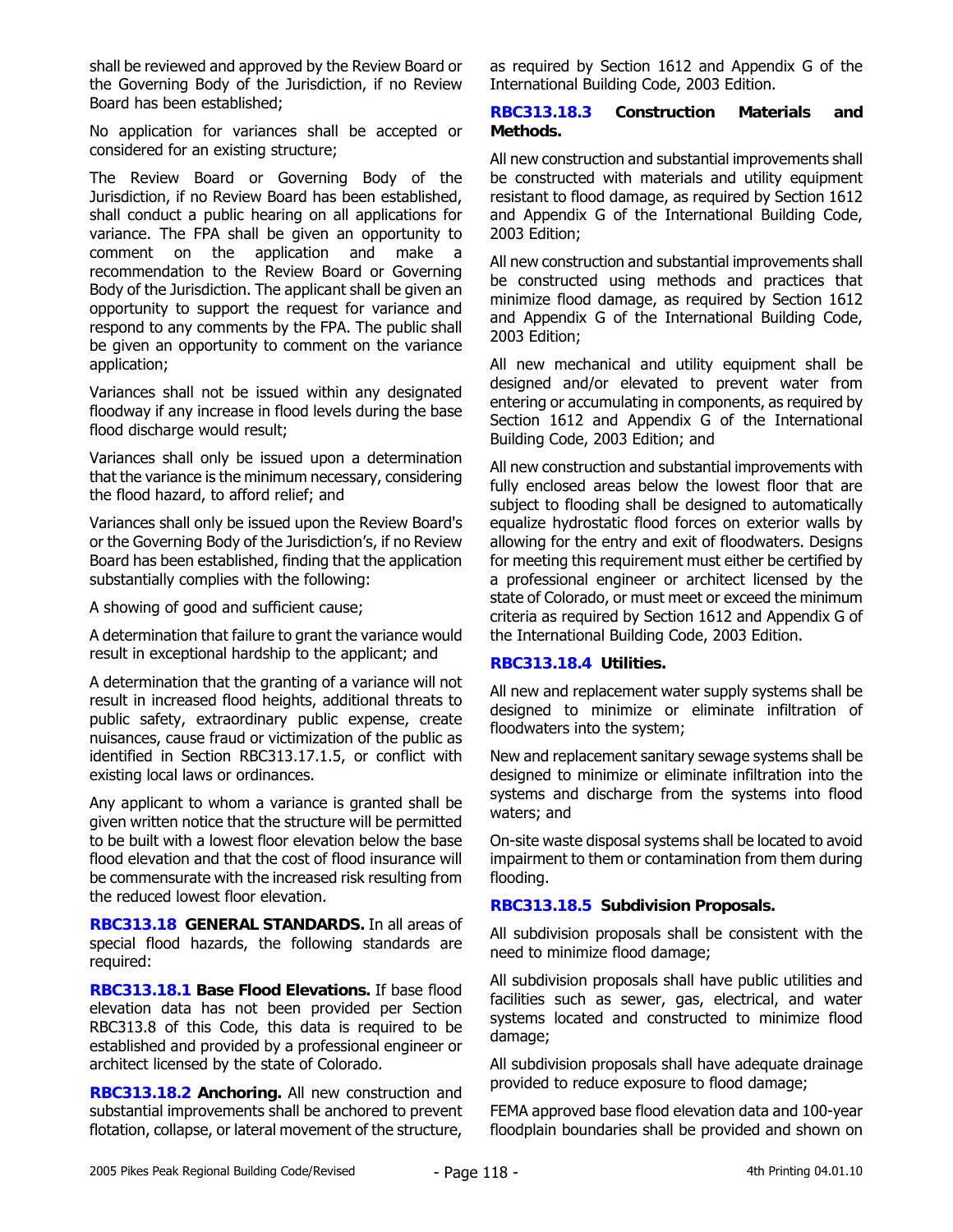shall be reviewed and approved by the Review Board or the Governing Body of the Jurisdiction, if no Review Board has been established;

No application for variances shall be accepted or considered for an existing structure;

The Review Board or Governing Body of the Jurisdiction, if no Review Board has been established, shall conduct a public hearing on all applications for variance. The FPA shall be given an opportunity to comment on the application and make a recommendation to the Review Board or Governing Body of the Jurisdiction. The applicant shall be given an opportunity to support the request for variance and respond to any comments by the FPA. The public shall be given an opportunity to comment on the variance application;

Variances shall not be issued within any designated floodway if any increase in flood levels during the base flood discharge would result;

Variances shall only be issued upon a determination that the variance is the minimum necessary, considering the flood hazard, to afford relief; and

Variances shall only be issued upon the Review Board's or the Governing Body of the Jurisdiction's, if no Review Board has been established, finding that the application substantially complies with the following:

A showing of good and sufficient cause;

A determination that failure to grant the variance would result in exceptional hardship to the applicant; and

A determination that the granting of a variance will not result in increased flood heights, additional threats to public safety, extraordinary public expense, create nuisances, cause fraud or victimization of the public as identified in Section RBC313.17.1.5, or conflict with existing local laws or ordinances.

Any applicant to whom a variance is granted shall be given written notice that the structure will be permitted to be built with a lowest floor elevation below the base flood elevation and that the cost of flood insurance will be commensurate with the increased risk resulting from the reduced lowest floor elevation.

**RBC313.18 GENERAL STANDARDS.** In all areas of special flood hazards, the following standards are required:

**RBC313.18.1 Base Flood Elevations.** If base flood elevation data has not been provided per Section RBC313.8 of this Code, this data is required to be established and provided by a professional engineer or architect licensed by the state of Colorado.

**RBC313.18.2 Anchoring.** All new construction and substantial improvements shall be anchored to prevent flotation, collapse, or lateral movement of the structure, as required by Section 1612 and Appendix G of the International Building Code, 2003 Edition.

**RBC313.18.3 Construction Materials and Methods.**

All new construction and substantial improvements shall be constructed with materials and utility equipment resistant to flood damage, as required by Section 1612 and Appendix G of the International Building Code, 2003 Edition;

All new construction and substantial improvements shall be constructed using methods and practices that minimize flood damage, as required by Section 1612 and Appendix G of the International Building Code, 2003 Edition;

All new mechanical and utility equipment shall be designed and/or elevated to prevent water from entering or accumulating in components, as required by Section 1612 and Appendix G of the International Building Code, 2003 Edition; and

All new construction and substantial improvements with fully enclosed areas below the lowest floor that are subject to flooding shall be designed to automatically equalize hydrostatic flood forces on exterior walls by allowing for the entry and exit of floodwaters. Designs for meeting this requirement must either be certified by a professional engineer or architect licensed by the state of Colorado, or must meet or exceed the minimum criteria as required by Section 1612 and Appendix G of the International Building Code, 2003 Edition.

**RBC313.18.4 Utilities.**

All new and replacement water supply systems shall be designed to minimize or eliminate infiltration of floodwaters into the system;

New and replacement sanitary sewage systems shall be designed to minimize or eliminate infiltration into the systems and discharge from the systems into flood waters; and

On-site waste disposal systems shall be located to avoid impairment to them or contamination from them during flooding.

**RBC313.18.5 Subdivision Proposals.**

All subdivision proposals shall be consistent with the need to minimize flood damage;

All subdivision proposals shall have public utilities and facilities such as sewer, gas, electrical, and water systems located and constructed to minimize flood damage;

All subdivision proposals shall have adequate drainage provided to reduce exposure to flood damage;

FEMA approved base flood elevation data and 100-year floodplain boundaries shall be provided and shown on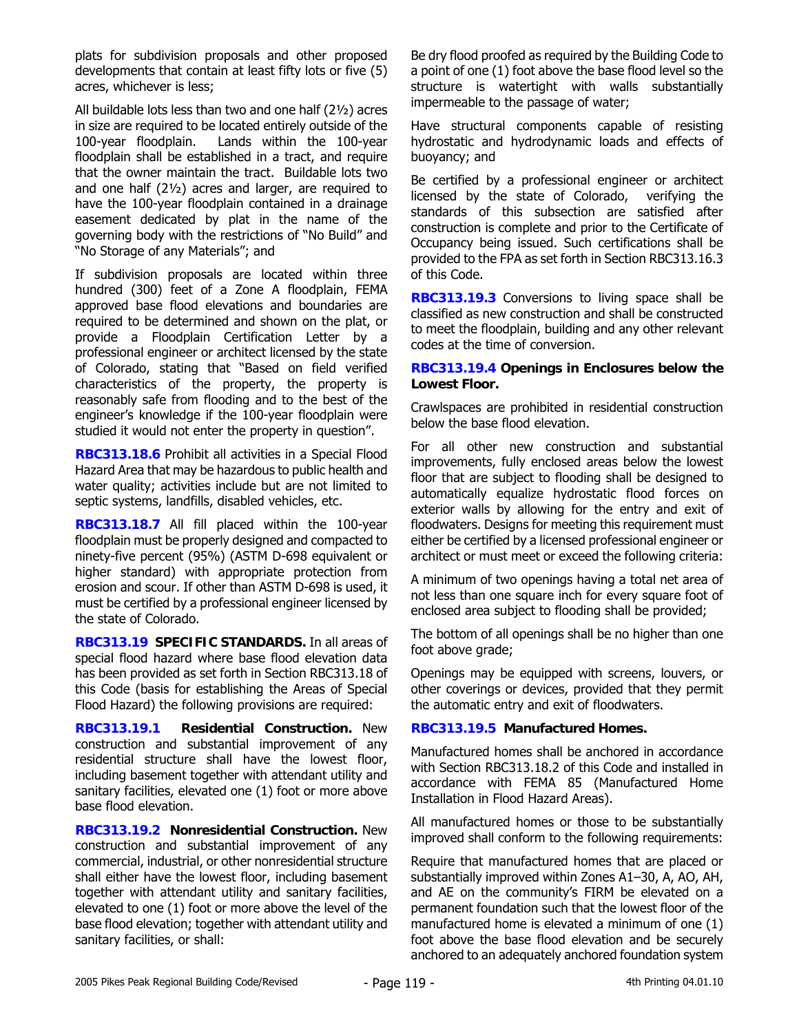plats for subdivision proposals and other proposed developments that contain at least fifty lots or five (5) acres, whichever is less;

All buildable lots less than two and one half (2½) acres in size are required to be located entirely outside of the 100-year floodplain. Lands within the 100-year floodplain shall be established in a tract, and require that the owner maintain the tract. Buildable lots two and one half (2½) acres and larger, are required to have the 100-year floodplain contained in a drainage easement dedicated by plat in the name of the governing body with the restrictions of "No Build" and "No Storage of any Materials"; and

If subdivision proposals are located within three hundred (300) feet of a Zone A floodplain, FEMA approved base flood elevations and boundaries are required to be determined and shown on the plat, or provide a Floodplain Certification Letter by a professional engineer or architect licensed by the state of Colorado, stating that "Based on field verified characteristics of the property, the property is reasonably safe from flooding and to the best of the engineer's knowledge if the 100-year floodplain were studied it would not enter the property in question".

**RBC313.18.6** Prohibit all activities in a Special Flood Hazard Area that may be hazardous to public health and water quality; activities include but are not limited to septic systems, landfills, disabled vehicles, etc.

**RBC313.18.7** All fill placed within the 100-year floodplain must be properly designed and compacted to ninety-five percent (95%) (ASTM D-698 equivalent or higher standard) with appropriate protection from erosion and scour. If other than ASTM D-698 is used, it must be certified by a professional engineer licensed by the state of Colorado.

**RBC313.19 SPECIFIC STANDARDS.** In all areas of special flood hazard where base flood elevation data has been provided as set forth in Section RBC313.18 of this Code (basis for establishing the Areas of Special Flood Hazard) the following provisions are required:

**RBC313.19.1 Residential Construction.** New construction and substantial improvement of any residential structure shall have the lowest floor, including basement together with attendant utility and sanitary facilities, elevated one (1) foot or more above base flood elevation.

**RBC313.19.2 Nonresidential Construction.** New construction and substantial improvement of any commercial, industrial, or other nonresidential structure shall either have the lowest floor, including basement together with attendant utility and sanitary facilities, elevated to one (1) foot or more above the level of the base flood elevation; together with attendant utility and sanitary facilities, or shall:

Be dry flood proofed as required by the Building Code to a point of one (1) foot above the base flood level so the structure is watertight with walls substantially impermeable to the passage of water;

Have structural components capable of resisting hydrostatic and hydrodynamic loads and effects of buoyancy; and

Be certified by a professional engineer or architect licensed by the state of Colorado, verifying the standards of this subsection are satisfied after construction is complete and prior to the Certificate of Occupancy being issued. Such certifications shall be provided to the FPA as set forth in Section RBC313.16.3 of this Code.

**RBC313.19.3** Conversions to living space shall be classified as new construction and shall be constructed to meet the floodplain, building and any other relevant codes at the time of conversion.

**RBC313.19.4 Openings in Enclosures below the Lowest Floor.**

Crawlspaces are prohibited in residential construction below the base flood elevation.

For all other new construction and substantial improvements, fully enclosed areas below the lowest floor that are subject to flooding shall be designed to automatically equalize hydrostatic flood forces on exterior walls by allowing for the entry and exit of floodwaters. Designs for meeting this requirement must either be certified by a licensed professional engineer or architect or must meet or exceed the following criteria:

A minimum of two openings having a total net area of not less than one square inch for every square foot of enclosed area subject to flooding shall be provided;

The bottom of all openings shall be no higher than one foot above grade;

Openings may be equipped with screens, louvers, or other coverings or devices, provided that they permit the automatic entry and exit of floodwaters.

**RBC313.19.5 Manufactured Homes.**

Manufactured homes shall be anchored in accordance with Section RBC313.18.2 of this Code and installed in accordance with FEMA 85 (Manufactured Home Installation in Flood Hazard Areas).

All manufactured homes or those to be substantially improved shall conform to the following requirements:

Require that manufactured homes that are placed or substantially improved within Zones A1–30, A, AO, AH, and AE on the community's FIRM be elevated on a permanent foundation such that the lowest floor of the manufactured home is elevated a minimum of one (1) foot above the base flood elevation and be securely anchored to an adequately anchored foundation system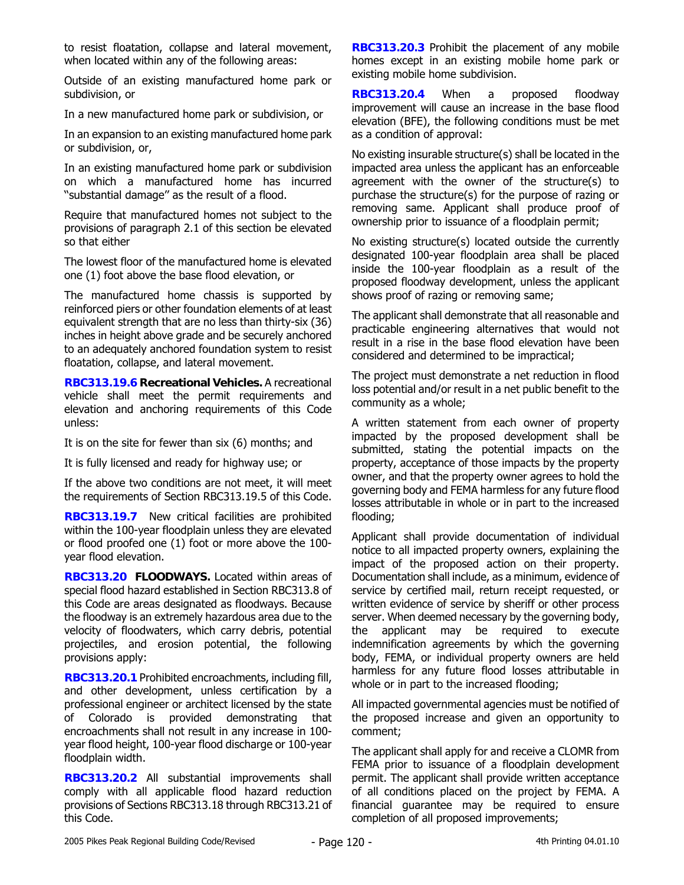to resist floatation, collapse and lateral movement, when located within any of the following areas:

Outside of an existing manufactured home park or subdivision, or

In a new manufactured home park or subdivision, or

In an expansion to an existing manufactured home park or subdivision, or,

In an existing manufactured home park or subdivision on which a manufactured home has incurred "substantial damage" as the result of a flood.

Require that manufactured homes not subject to the provisions of paragraph 2.1 of this section be elevated so that either

The lowest floor of the manufactured home is elevated one (1) foot above the base flood elevation, or

The manufactured home chassis is supported by reinforced piers or other foundation elements of at least equivalent strength that are no less than thirty-six (36) inches in height above grade and be securely anchored to an adequately anchored foundation system to resist floatation, collapse, and lateral movement.

**RBC313.19.6 Recreational Vehicles.** A recreational vehicle shall meet the permit requirements and elevation and anchoring requirements of this Code unless:

It is on the site for fewer than six (6) months; and

It is fully licensed and ready for highway use; or

If the above two conditions are not meet, it will meet the requirements of Section RBC313.19.5 of this Code.

**RBC313.19.7** New critical facilities are prohibited within the 100-year floodplain unless they are elevated or flood proofed one (1) foot or more above the 100-year flood elevation.

**RBC313.20 FLOODWAYS.** Located within areas of special flood hazard established in Section RBC313.8 of this Code are areas designated as floodways. Because the floodway is an extremely hazardous area due to the velocity of floodwaters, which carry debris, potential projectiles, and erosion potential, the following provisions apply:

**RBC313.20.1** Prohibited encroachments, including fill, and other development, unless certification by a professional engineer or architect licensed by the state of Colorado is provided demonstrating that encroachments shall not result in any increase in 100-year flood height, 100-year flood discharge or 100-year floodplain width.

**RBC313.20.2** All substantial improvements shall comply with all applicable flood hazard reduction provisions of Sections RBC313.18 through RBC313.21 of this Code.

**RBC313.20.3** Prohibit the placement of any mobile homes except in an existing mobile home park or existing mobile home subdivision.

**RBC313.20.4** When a proposed floodway improvement will cause an increase in the base flood elevation (BFE), the following conditions must be met as a condition of approval:

No existing insurable structure(s) shall be located in the impacted area unless the applicant has an enforceable agreement with the owner of the structure(s) to purchase the structure(s) for the purpose of razing or removing same. Applicant shall produce proof of ownership prior to issuance of a floodplain permit;

No existing structure(s) located outside the currently designated 100-year floodplain area shall be placed inside the 100-year floodplain as a result of the proposed floodway development, unless the applicant shows proof of razing or removing same;

The applicant shall demonstrate that all reasonable and practicable engineering alternatives that would not result in a rise in the base flood elevation have been considered and determined to be impractical;

The project must demonstrate a net reduction in flood loss potential and/or result in a net public benefit to the community as a whole;

A written statement from each owner of property impacted by the proposed development shall be submitted, stating the potential impacts on the property, acceptance of those impacts by the property owner, and that the property owner agrees to hold the governing body and FEMA harmless for any future flood losses attributable in whole or in part to the increased flooding;

Applicant shall provide documentation of individual notice to all impacted property owners, explaining the impact of the proposed action on their property. Documentation shall include, as a minimum, evidence of service by certified mail, return receipt requested, or written evidence of service by sheriff or other process server. When deemed necessary by the governing body, the applicant may be required to execute indemnification agreements by which the governing body, FEMA, or individual property owners are held harmless for any future flood losses attributable in whole or in part to the increased flooding;

All impacted governmental agencies must be notified of the proposed increase and given an opportunity to comment;

The applicant shall apply for and receive a CLOMR from FEMA prior to issuance of a floodplain development permit. The applicant shall provide written acceptance of all conditions placed on the project by FEMA. A financial guarantee may be required to ensure completion of all proposed improvements;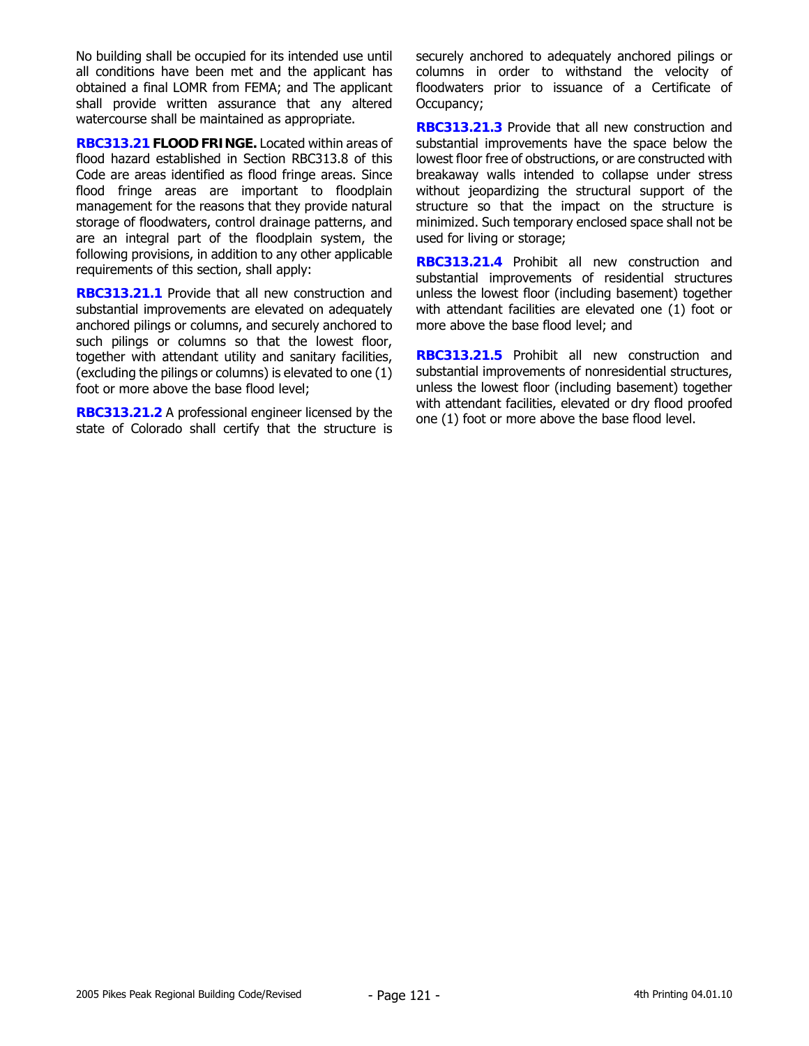No building shall be occupied for its intended use until all conditions have been met and the applicant has obtained a final LOMR from FEMA; and The applicant shall provide written assurance that any altered watercourse shall be maintained as appropriate.

**RBC313.21 FLOOD FRINGE.** Located within areas of flood hazard established in Section RBC313.8 of this Code are areas identified as flood fringe areas. Since flood fringe areas are important to floodplain management for the reasons that they provide natural storage of floodwaters, control drainage patterns, and are an integral part of the floodplain system, the following provisions, in addition to any other applicable requirements of this section, shall apply:

**RBC313.21.1** Provide that all new construction and substantial improvements are elevated on adequately anchored pilings or columns, and securely anchored to such pilings or columns so that the lowest floor, together with attendant utility and sanitary facilities, (excluding the pilings or columns) is elevated to one (1) foot or more above the base flood level;

**RBC313.21.2** A professional engineer licensed by the state of Colorado shall certify that the structure is securely anchored to adequately anchored pilings or columns in order to withstand the velocity of floodwaters prior to issuance of a Certificate of Occupancy;

**RBC313.21.3** Provide that all new construction and substantial improvements have the space below the lowest floor free of obstructions, or are constructed with breakaway walls intended to collapse under stress without jeopardizing the structural support of the structure so that the impact on the structure is minimized. Such temporary enclosed space shall not be used for living or storage;

**RBC313.21.4** Prohibit all new construction and substantial improvements of residential structures unless the lowest floor (including basement) together with attendant facilities are elevated one (1) foot or more above the base flood level; and

**RBC313.21.5** Prohibit all new construction and substantial improvements of nonresidential structures, unless the lowest floor (including basement) together with attendant facilities, elevated or dry flood proofed one (1) foot or more above the base flood level.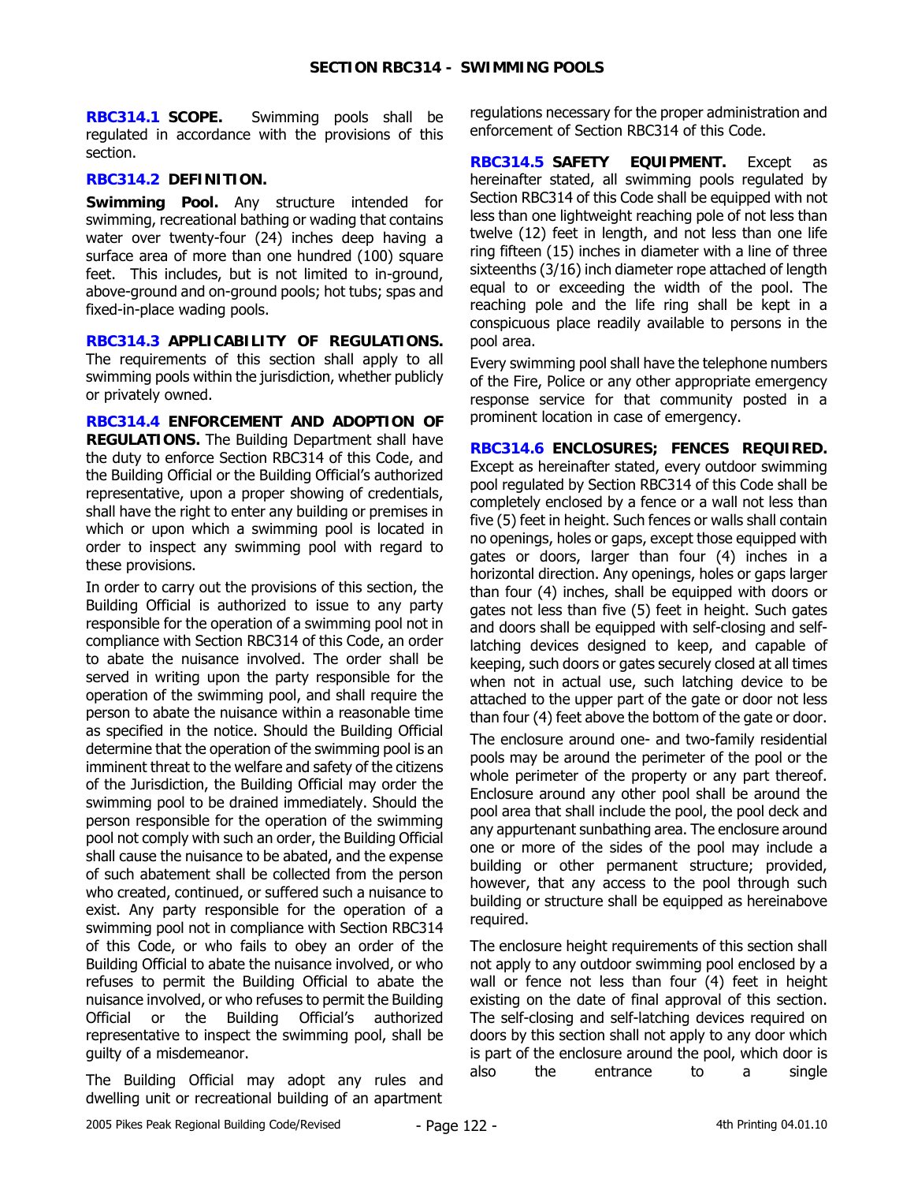## SECTION RBC314 - SWIMMING POOLS

**RBC314.1 SCOPE.** Swimming pools shall be regulated in accordance with the provisions of this section.

**RBC314.2 DEFINITION.**

**Swimming Pool.** Any structure intended for swimming, recreational bathing or wading that contains water over twenty-four (24) inches deep having a surface area of more than one hundred (100) square feet. This includes, but is not limited to in-ground, above-ground and on-ground pools; hot tubs; spas and fixed-in-place wading pools.

**RBC314.3 APPLICABILITY OF REGULATIONS.** The requirements of this section shall apply to all swimming pools within the jurisdiction, whether publicly or privately owned.

**RBC314.4 ENFORCEMENT AND ADOPTION OF REGULATIONS.** The Building Department shall have the duty to enforce Section RBC314 of this Code, and the Building Official or the Building Official's authorized representative, upon a proper showing of credentials, shall have the right to enter any building or premises in which or upon which a swimming pool is located in order to inspect any swimming pool with regard to these provisions.

In order to carry out the provisions of this section, the Building Official is authorized to issue to any party responsible for the operation of a swimming pool not in compliance with Section RBC314 of this Code, an order to abate the nuisance involved. The order shall be served in writing upon the party responsible for the operation of the swimming pool, and shall require the person to abate the nuisance within a reasonable time as specified in the notice. Should the Building Official determine that the operation of the swimming pool is an imminent threat to the welfare and safety of the citizens of the Jurisdiction, the Building Official may order the swimming pool to be drained immediately. Should the person responsible for the operation of the swimming pool not comply with such an order, the Building Official shall cause the nuisance to be abated, and the expense of such abatement shall be collected from the person who created, continued, or suffered such a nuisance to exist. Any party responsible for the operation of a swimming pool not in compliance with Section RBC314 of this Code, or who fails to obey an order of the Building Official to abate the nuisance involved, or who refuses to permit the Building Official to abate the nuisance involved, or who refuses to permit the Building Official or the Building Official's authorized representative to inspect the swimming pool, shall be guilty of a misdemeanor.

The Building Official may adopt any rules and regulations necessary for the proper administration and enforcement of Section RBC314 of this Code.

**RBC314.5 SAFETY EQUIPMENT.** Except as hereinafter stated, all swimming pools regulated by Section RBC314 of this Code shall be equipped with not less than one lightweight reaching pole of not less than twelve (12) feet in length, and not less than one life ring fifteen (15) inches in diameter with a line of three sixteenths (3/16) inch diameter rope attached of length equal to or exceeding the width of the pool. The reaching pole and the life ring shall be kept in a conspicuous place readily available to persons in the pool area.

Every swimming pool shall have the telephone numbers of the Fire, Police or any other appropriate emergency response service for that community posted in a prominent location in case of emergency.

**RBC314.6 ENCLOSURES; FENCES REQUIRED.** Except as hereinafter stated, every outdoor swimming pool regulated by Section RBC314 of this Code shall be completely enclosed by a fence or a wall not less than five (5) feet in height. Such fences or walls shall contain no openings, holes or gaps, except those equipped with gates or doors, larger than four (4) inches in a horizontal direction. Any openings, holes or gaps larger than four (4) inches, shall be equipped with doors or gates not less than five (5) feet in height. Such gates and doors shall be equipped with self-closing and self-latching devices designed to keep, and capable of keeping, such doors or gates securely closed at all times when not in actual use, such latching device to be attached to the upper part of the gate or door not less than four (4) feet above the bottom of the gate or door.

The enclosure around one- and two-family residential pools may be around the perimeter of the pool or the whole perimeter of the property or any part thereof. Enclosure around any other pool shall be around the pool area that shall include the pool, the pool deck and any appurtenant sunbathing area. The enclosure around one or more of the sides of the pool may include a building or other permanent structure; provided, however, that any access to the pool through such building or structure shall be equipped as hereinabove required.

The enclosure height requirements of this section shall not apply to any outdoor swimming pool enclosed by a wall or fence not less than four (4) feet in height existing on the date of final approval of this section. The self-closing and self-latching devices required on doors by this section shall not apply to any door which is part of the enclosure around the pool, which door is also the entrance to a single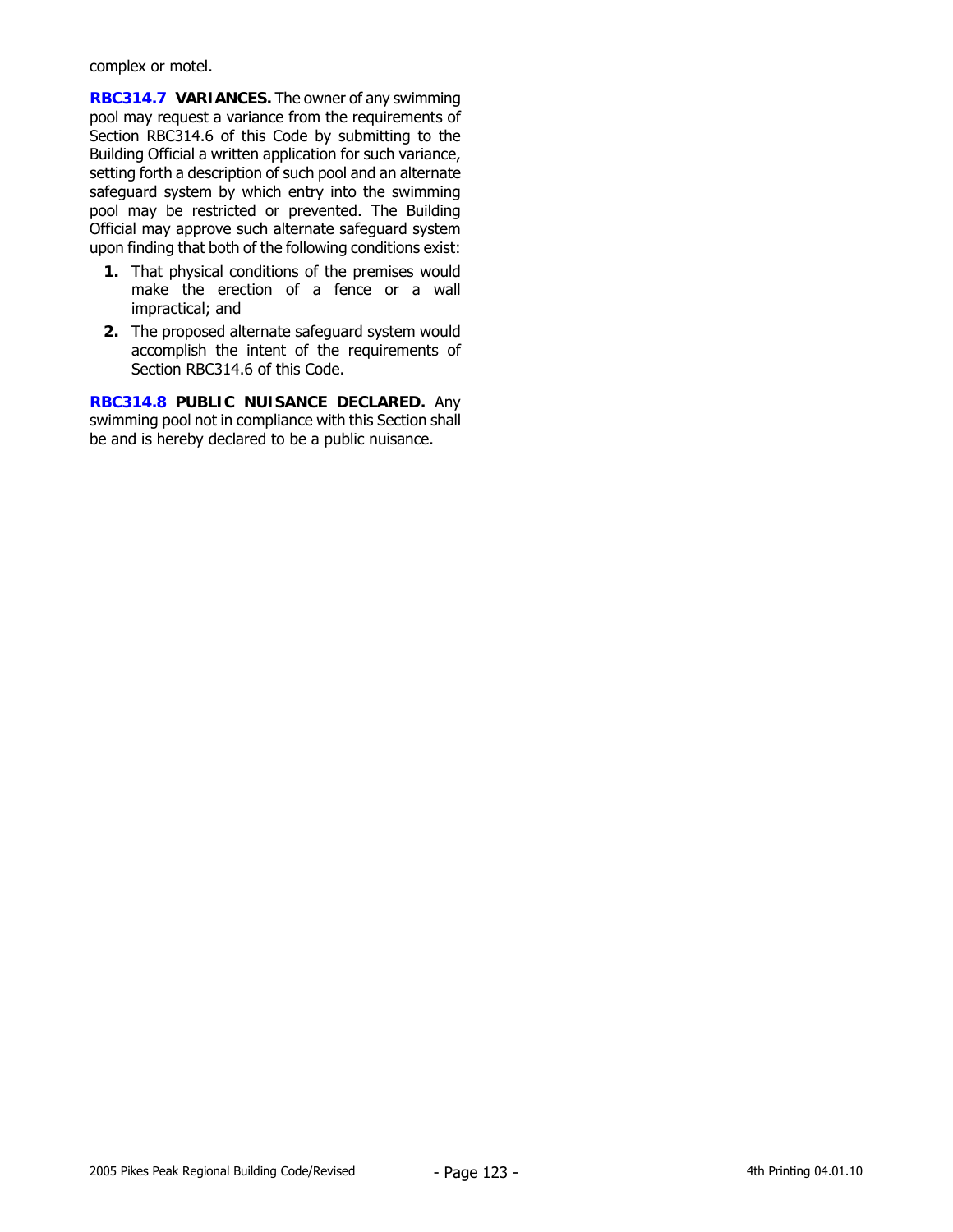complex or motel.

**RBC314.7 VARIANCES.** The owner of any swimming pool may request a variance from the requirements of Section RBC314.6 of this Code by submitting to the Building Official a written application for such variance, setting forth a description of such pool and an alternate safeguard system by which entry into the swimming pool may be restricted or prevented. The Building Official may approve such alternate safeguard system upon finding that both of the following conditions exist:

1. That physical conditions of the premises would make the erection of a fence or a wall impractical; and
2. The proposed alternate safeguard system would accomplish the intent of the requirements of Section RBC314.6 of this Code.

**RBC314.8 PUBLIC NUISANCE DECLARED.** Any swimming pool not in compliance with this Section shall be and is hereby declared to be a public nuisance.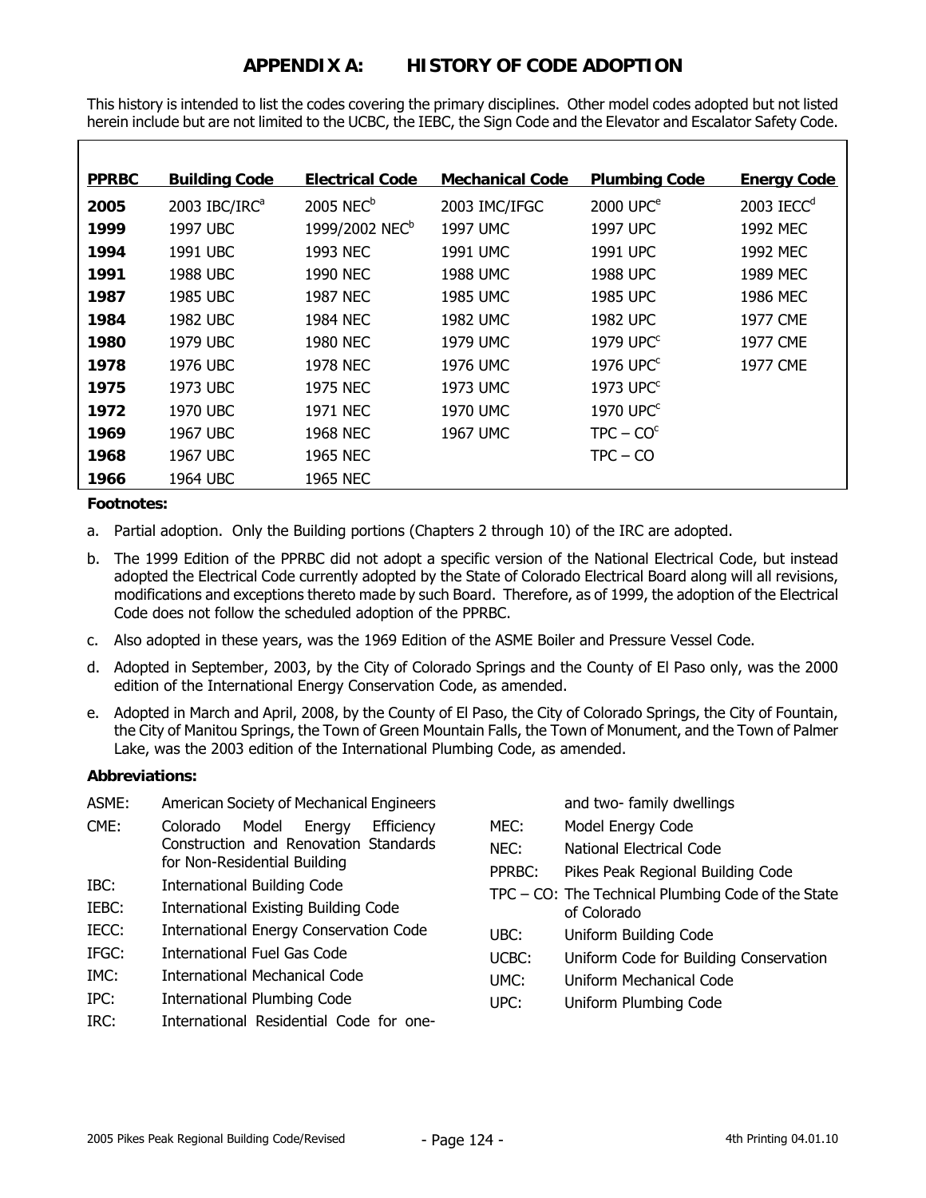# APPENDIX A: HISTORY OF CODE ADOPTION

This history is intended to list the codes covering the primary disciplines. Other model codes adopted but not listed herein include but are not limited to the UCBC, the IEBC, the Sign Code and the Elevator and Escalator Safety Code.

| PPRBC | Building Code | Electrical Code | Mechanical Code | Plumbing Code | Energy Code |
|---|---|---|---|---|---|
| **2005** | 2003 IBC/IRC[a] | 2005 NEC[b] | 2003 IMC/IFGC | 2000 UPC[e] | 2003 IECC[d] |
| **1999** | 1997 UBC | 1999/2002 NEC[b] | 1997 UMC | 1997 UPC | 1992 MEC |
| **1994** | 1991 UBC | 1993 NEC | 1991 UMC | 1991 UPC | 1992 MEC |
| **1991** | 1988 UBC | 1990 NEC | 1988 UMC | 1988 UPC | 1989 MEC |
| **1987** | 1985 UBC | 1987 NEC | 1985 UMC | 1985 UPC | 1986 MEC |
| **1984** | 1982 UBC | 1984 NEC | 1982 UMC | 1982 UPC | 1977 CME |
| **1980** | 1979 UBC | 1980 NEC | 1979 UMC | 1979 UPC[c] | 1977 CME |
| **1978** | 1976 UBC | 1978 NEC | 1976 UMC | 1976 UPC[c] | 1977 CME |
| **1975** | 1973 UBC | 1975 NEC | 1973 UMC | 1973 UPC[c] | |
| **1972** | 1970 UBC | 1971 NEC | 1970 UMC | 1970 UPC[c] | |
| **1969** | 1967 UBC | 1968 NEC | 1967 UMC | TPC – CO[c] | |
| **1968** | 1967 UBC | 1965 NEC | | TPC – CO | |
| **1966** | 1964 UBC | 1965 NEC | | | |

**Footnotes:**

a. Partial adoption. Only the Building portions (Chapters 2 through 10) of the IRC are adopted.

b. The 1999 Edition of the PPRBC did not adopt a specific version of the National Electrical Code, but instead adopted the Electrical Code currently adopted by the State of Colorado Electrical Board along will all revisions, modifications and exceptions thereto made by such Board. Therefore, as of 1999, the adoption of the Electrical Code does not follow the scheduled adoption of the PPRBC.

c. Also adopted in these years, was the 1969 Edition of the ASME Boiler and Pressure Vessel Code.

d. Adopted in September, 2003, by the City of Colorado Springs and the County of El Paso only, was the 2000 edition of the International Energy Conservation Code, as amended.

e. Adopted in March and April, 2008, by the County of El Paso, the City of Colorado Springs, the City of Fountain, the City of Manitou Springs, the Town of Green Mountain Falls, the Town of Monument, and the Town of Palmer Lake, was the 2003 edition of the International Plumbing Code, as amended.

**Abbreviations:**

- ASME: American Society of Mechanical Engineers
- CME: Colorado Model Energy Efficiency Construction and Renovation Standards for Non-Residential Building
- IBC: International Building Code
- IEBC: International Existing Building Code
- IECC: International Energy Conservation Code
- IFGC: International Fuel Gas Code
- IMC: International Mechanical Code
- IPC: International Plumbing Code
- IRC: International Residential Code for one- and two- family dwellings
- MEC: Model Energy Code
- NEC: National Electrical Code
- PPRBC: Pikes Peak Regional Building Code
- TPC – CO: The Technical Plumbing Code of the State of Colorado
- UBC: Uniform Building Code
- UCBC: Uniform Code for Building Conservation
- UMC: Uniform Mechanical Code
- UPC: Uniform Plumbing Code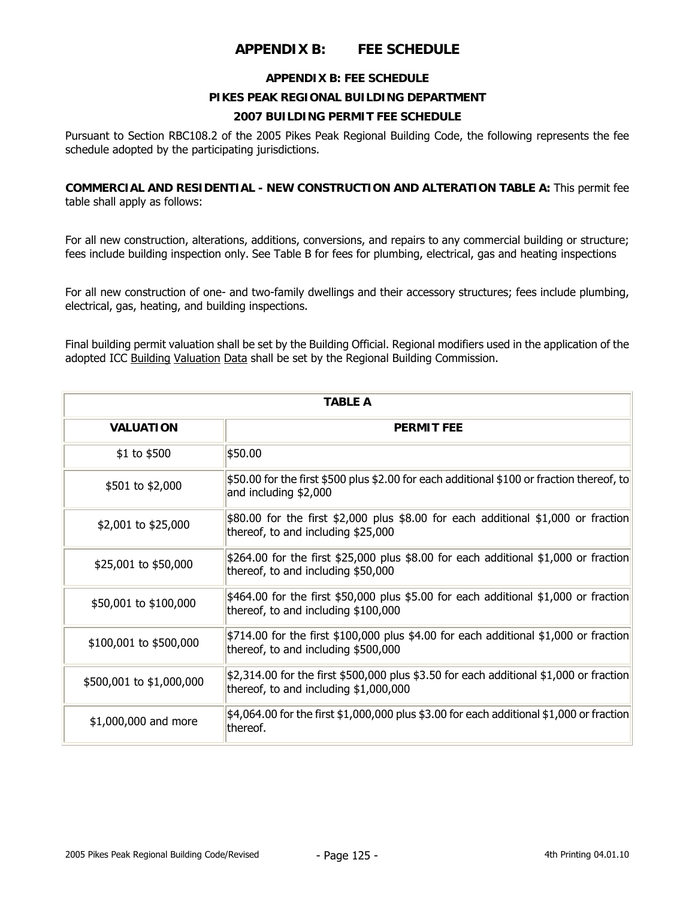# APPENDIX B: FEE SCHEDULE

### APPENDIX B: FEE SCHEDULE

### PIKES PEAK REGIONAL BUILDING DEPARTMENT

### 2007 BUILDING PERMIT FEE SCHEDULE

Pursuant to Section RBC108.2 of the 2005 Pikes Peak Regional Building Code, the following represents the fee schedule adopted by the participating jurisdictions.

**COMMERCIAL AND RESIDENTIAL - NEW CONSTRUCTION AND ALTERATION TABLE A:** This permit fee table shall apply as follows:

For all new construction, alterations, additions, conversions, and repairs to any commercial building or structure; fees include building inspection only. See Table B for fees for plumbing, electrical, gas and heating inspections

For all new construction of one- and two-family dwellings and their accessory structures; fees include plumbing, electrical, gas, heating, and building inspections.

Final building permit valuation shall be set by the Building Official. Regional modifiers used in the application of the adopted ICC Building Valuation Data shall be set by the Regional Building Commission.

| TABLE A | |
|---|---|
| **VALUATION** | **PERMIT FEE** |
| $1 to $500 | $50.00 |
| $501 to $2,000 | $50.00 for the first $500 plus $2.00 for each additional $100 or fraction thereof, to and including $2,000 |
| $2,001 to $25,000 | $80.00 for the first $2,000 plus $8.00 for each additional $1,000 or fraction thereof, to and including $25,000 |
| $25,001 to $50,000 | $264.00 for the first $25,000 plus $8.00 for each additional $1,000 or fraction thereof, to and including $50,000 |
| $50,001 to $100,000 | $464.00 for the first $50,000 plus $5.00 for each additional $1,000 or fraction thereof, to and including $100,000 |
| $100,001 to $500,000 | $714.00 for the first $100,000 plus $4.00 for each additional $1,000 or fraction thereof, to and including $500,000 |
| $500,001 to $1,000,000 | $2,314.00 for the first $500,000 plus $3.50 for each additional $1,000 or fraction thereof, to and including $1,000,000 |
| $1,000,000 and more | $4,064.00 for the first $1,000,000 plus $3.00 for each additional $1,000 or fraction thereof. |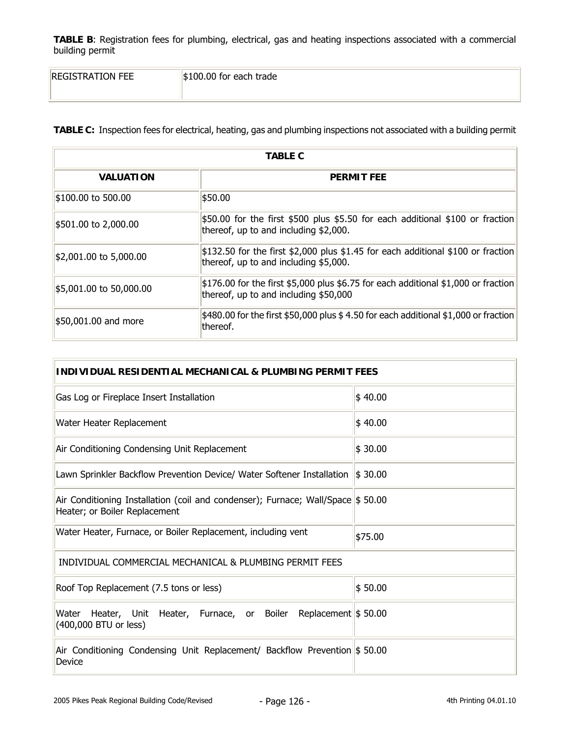**TABLE B**: Registration fees for plumbing, electrical, gas and heating inspections associated with a commercial building permit

| REGISTRATION FEE | $100.00 for each trade |
|---|---|

**TABLE C:** Inspection fees for electrical, heating, gas and plumbing inspections not associated with a building permit

| **TABLE C** | |
|---|---|
| **VALUATION** | **PERMIT FEE** |
| $100.00 to 500.00 | $50.00 |
| $501.00 to 2,000.00 | $50.00 for the first $500 plus $5.50 for each additional $100 or fraction thereof, up to and including $2,000. |
| $2,001.00 to 5,000.00 | $132.50 for the first $2,000 plus $1.45 for each additional $100 or fraction thereof, up to and including $5,000. |
| $5,001.00 to 50,000.00 | $176.00 for the first $5,000 plus $6.75 for each additional $1,000 or fraction thereof, up to and including $50,000 |
| $50,001.00 and more | $480.00 for the first $50,000 plus $ 4.50 for each additional $1,000 or fraction thereof. |

| **INDIVIDUAL RESIDENTIAL MECHANICAL & PLUMBING PERMIT FEES** | |
|---|---|
| Gas Log or Fireplace Insert Installation | $ 40.00 |
| Water Heater Replacement | $ 40.00 |
| Air Conditioning Condensing Unit Replacement | $ 30.00 |
| Lawn Sprinkler Backflow Prevention Device/ Water Softener Installation | $ 30.00 |
| Air Conditioning Installation (coil and condenser); Furnace; Wall/Space Heater; or Boiler Replacement | $ 50.00 |
| Water Heater, Furnace, or Boiler Replacement, including vent | $75.00 |
| INDIVIDUAL COMMERCIAL MECHANICAL & PLUMBING PERMIT FEES | |
| Roof Top Replacement (7.5 tons or less) | $ 50.00 |
| Water Heater, Unit Heater, Furnace, or Boiler Replacement (400,000 BTU or less) | $ 50.00 |
| Air Conditioning Condensing Unit Replacement/ Backflow Prevention Device | $ 50.00 |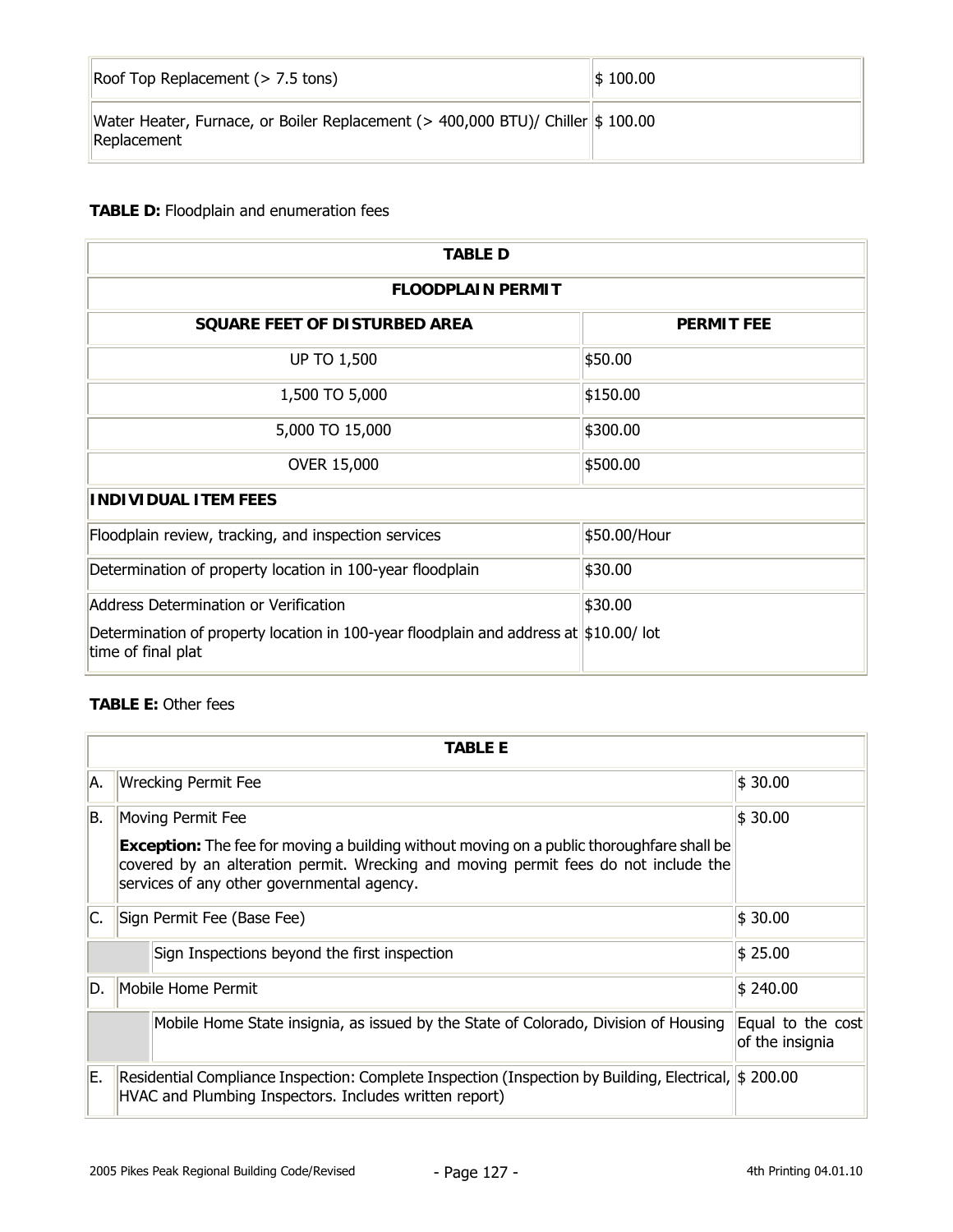| Roof Top Replacement (> 7.5 tons) | $ 100.00 |
|---|---|
| Water Heater, Furnace, or Boiler Replacement (> 400,000 BTU)/ Chiller Replacement | $ 100.00 |

**TABLE D:** Floodplain and enumeration fees

| TABLE D | |
|---|---|
| **FLOODPLAIN PERMIT** | |
| **SQUARE FEET OF DISTURBED AREA** | **PERMIT FEE** |
| UP TO 1,500 | $50.00 |
| 1,500 TO 5,000 | $150.00 |
| 5,000 TO 15,000 | $300.00 |
| OVER 15,000 | $500.00 |
| **INDIVIDUAL ITEM FEES** | |
| Floodplain review, tracking, and inspection services | $50.00/Hour |
| Determination of property location in 100-year floodplain | $30.00 |
| Address Determination or Verification | $30.00 |
| Determination of property location in 100-year floodplain and address at time of final plat | $10.00/ lot |

**TABLE E:** Other fees

| TABLE E | | | |
|---|---|---|---|
| A. | Wrecking Permit Fee | | $ 30.00 |
| B. | Moving Permit Fee<br>**Exception:** The fee for moving a building without moving on a public thoroughfare shall be covered by an alteration permit. Wrecking and moving permit fees do not include the services of any other governmental agency. | | $ 30.00 |
| C. | Sign Permit Fee (Base Fee) | | $ 30.00 |
| | | Sign Inspections beyond the first inspection | $ 25.00 |
| D. | Mobile Home Permit | | $ 240.00 |
| | | Mobile Home State insignia, as issued by the State of Colorado, Division of Housing | Equal to the cost of the insignia |
| E. | Residential Compliance Inspection: Complete Inspection (Inspection by Building, Electrical, HVAC and Plumbing Inspectors. Includes written report) | | $ 200.00 |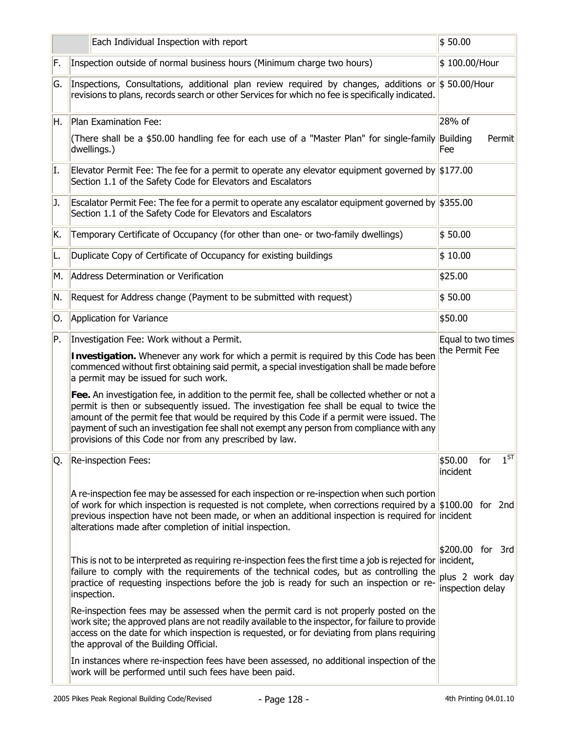| | | |
|---|---|---|
| | Each Individual Inspection with report | $ 50.00 |
| F. | Inspection outside of normal business hours (Minimum charge two hours) | $ 100.00/Hour |
| G. | Inspections, Consultations, additional plan review required by changes, additions or revisions to plans, records search or other Services for which no fee is specifically indicated. | $ 50.00/Hour |
| H. | Plan Examination Fee:<br><br>(There shall be a $50.00 handling fee for each use of a "Master Plan" for single-family dwellings.) | 28% of Building Permit Fee |
| I. | Elevator Permit Fee: The fee for a permit to operate any elevator equipment governed by Section 1.1 of the Safety Code for Elevators and Escalators | $177.00 |
| J. | Escalator Permit Fee: The fee for a permit to operate any escalator equipment governed by Section 1.1 of the Safety Code for Elevators and Escalators | $355.00 |
| K. | Temporary Certificate of Occupancy (for other than one- or two-family dwellings) | $ 50.00 |
| L. | Duplicate Copy of Certificate of Occupancy for existing buildings | $ 10.00 |
| M. | Address Determination or Verification | $25.00 |
| N. | Request for Address change (Payment to be submitted with request) | $ 50.00 |
| O. | Application for Variance | $50.00 |
| P. | Investigation Fee: Work without a Permit.<br><br>**Investigation.** Whenever any work for which a permit is required by this Code has been commenced without first obtaining said permit, a special investigation shall be made before a permit may be issued for such work.<br><br>**Fee.** An investigation fee, in addition to the permit fee, shall be collected whether or not a permit is then or subsequently issued. The investigation fee shall be equal to twice the amount of the permit fee that would be required by this Code if a permit were issued. The payment of such an investigation fee shall not exempt any person from compliance with any provisions of this Code nor from any prescribed by law. | Equal to two times the Permit Fee |
| Q. | Re-inspection Fees:<br><br>A re-inspection fee may be assessed for each inspection or re-inspection when such portion of work for which inspection is requested is not complete, when corrections required by a previous inspection have not been made, or when an additional inspection is required for alterations made after completion of initial inspection.<br><br>This is not to be interpreted as requiring re-inspection fees the first time a job is rejected for failure to comply with the requirements of the technical codes, but as controlling the practice of requesting inspections before the job is ready for such an inspection or re-inspection.<br><br>Re-inspection fees may be assessed when the permit card is not properly posted on the work site; the approved plans are not readily available to the inspector, for failure to provide access on the date for which inspection is requested, or for deviating from plans requiring the approval of the Building Official.<br><br>In instances where re-inspection fees have been assessed, no additional inspection of the work will be performed until such fees have been paid. | $50.00 for 1ST incident<br><br>$100.00 for 2nd incident<br><br>$200.00 for 3rd incident,<br><br>plus 2 work day inspection delay |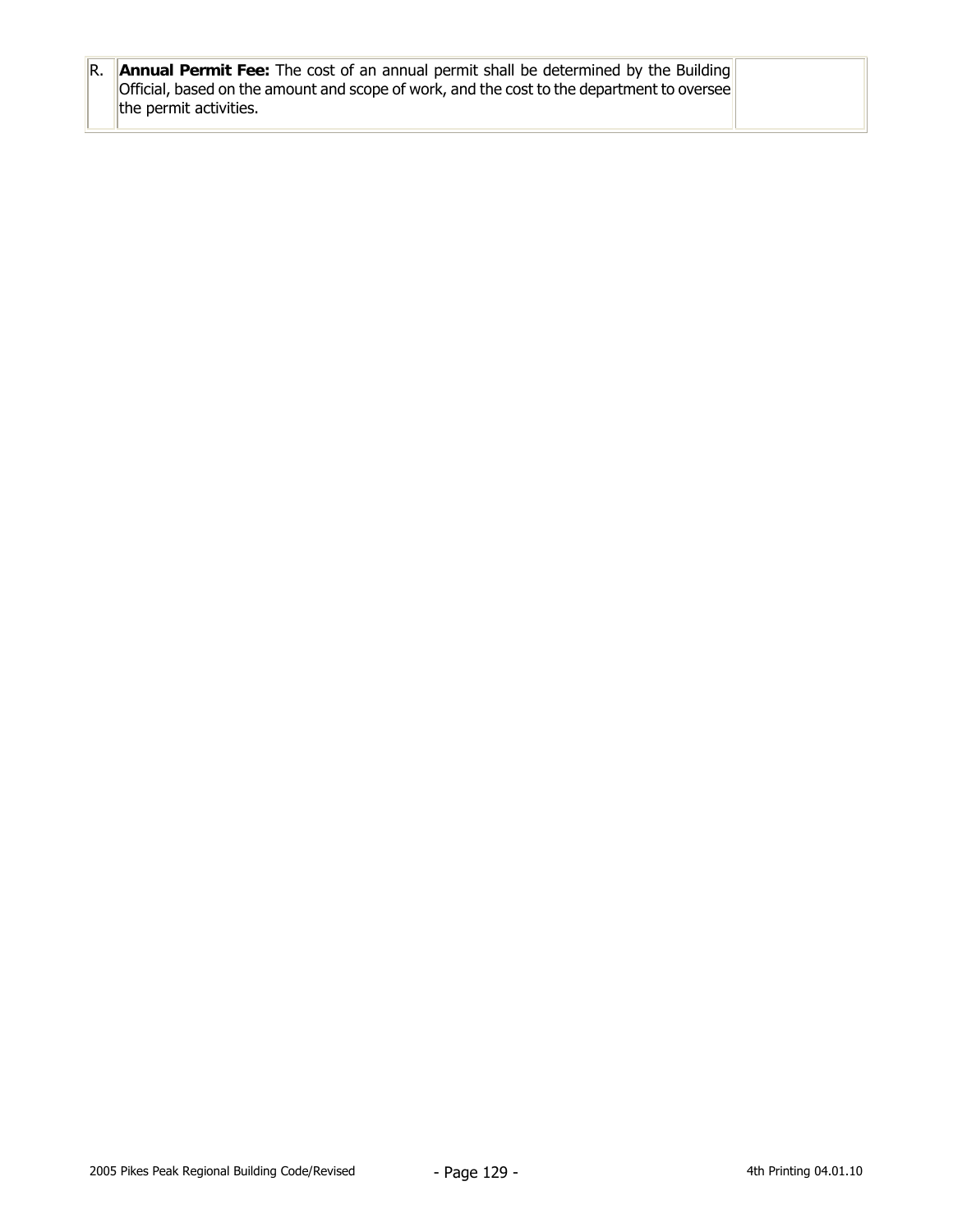| R. | **Annual Permit Fee:** The cost of an annual permit shall be determined by the Building Official, based on the amount and scope of work, and the cost to the department to oversee the permit activities. | |
| --- | --- | --- |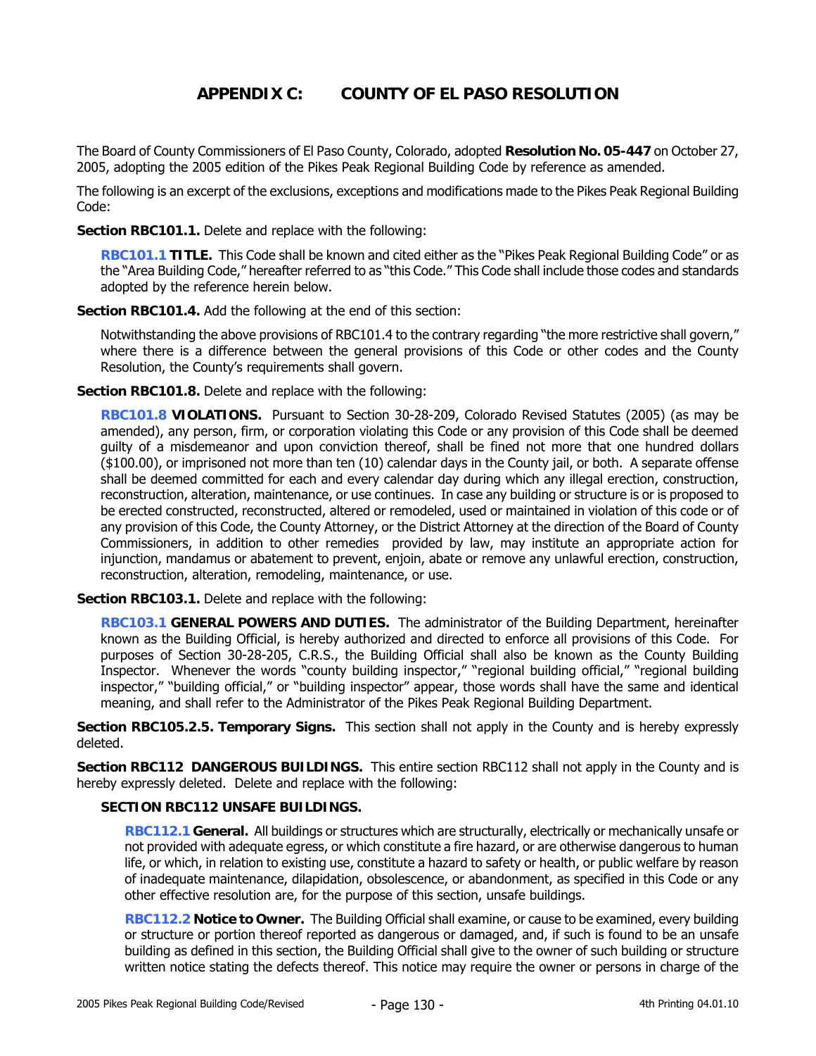# APPENDIX C: COUNTY OF EL PASO RESOLUTION

The Board of County Commissioners of El Paso County, Colorado, adopted **Resolution No. 05-447** on October 27, 2005, adopting the 2005 edition of the Pikes Peak Regional Building Code by reference as amended.

The following is an excerpt of the exclusions, exceptions and modifications made to the Pikes Peak Regional Building Code:

**Section RBC101.1.** Delete and replace with the following:

> **RBC101.1 TITLE.** This Code shall be known and cited either as the "Pikes Peak Regional Building Code" or as the "Area Building Code," hereafter referred to as "this Code." This Code shall include those codes and standards adopted by the reference herein below.

**Section RBC101.4.** Add the following at the end of this section:

> Notwithstanding the above provisions of RBC101.4 to the contrary regarding "the more restrictive shall govern," where there is a difference between the general provisions of this Code or other codes and the County Resolution, the County's requirements shall govern.

**Section RBC101.8.** Delete and replace with the following:

> **RBC101.8 VIOLATIONS.** Pursuant to Section 30-28-209, Colorado Revised Statutes (2005) (as may be amended), any person, firm, or corporation violating this Code or any provision of this Code shall be deemed guilty of a misdemeanor and upon conviction thereof, shall be fined not more that one hundred dollars ($100.00), or imprisoned not more than ten (10) calendar days in the County jail, or both. A separate offense shall be deemed committed for each and every calendar day during which any illegal erection, construction, reconstruction, alteration, maintenance, or use continues. In case any building or structure is or is proposed to be erected constructed, reconstructed, altered or remodeled, used or maintained in violation of this code or of any provision of this Code, the County Attorney, or the District Attorney at the direction of the Board of County Commissioners, in addition to other remedies provided by law, may institute an appropriate action for injunction, mandamus or abatement to prevent, enjoin, abate or remove any unlawful erection, construction, reconstruction, alteration, remodeling, maintenance, or use.

**Section RBC103.1.** Delete and replace with the following:

> **RBC103.1 GENERAL POWERS AND DUTIES.** The administrator of the Building Department, hereinafter known as the Building Official, is hereby authorized and directed to enforce all provisions of this Code. For purposes of Section 30-28-205, C.R.S., the Building Official shall also be known as the County Building Inspector. Whenever the words "county building inspector," "regional building official," "regional building inspector," "building official," or "building inspector" appear, those words shall have the same and identical meaning, and shall refer to the Administrator of the Pikes Peak Regional Building Department.

**Section RBC105.2.5. Temporary Signs.** This section shall not apply in the County and is hereby expressly deleted.

**Section RBC112 DANGEROUS BUILDINGS.** This entire section RBC112 shall not apply in the County and is hereby expressly deleted. Delete and replace with the following:

> **SECTION RBC112 UNSAFE BUILDINGS.**
>
> **RBC112.1 General.** All buildings or structures which are structurally, electrically or mechanically unsafe or not provided with adequate egress, or which constitute a fire hazard, or are otherwise dangerous to human life, or which, in relation to existing use, constitute a hazard to safety or health, or public welfare by reason of inadequate maintenance, dilapidation, obsolescence, or abandonment, as specified in this Code or any other effective resolution are, for the purpose of this section, unsafe buildings.
>
> **RBC112.2 Notice to Owner.** The Building Official shall examine, or cause to be examined, every building or structure or portion thereof reported as dangerous or damaged, and, if such is found to be an unsafe building as defined in this section, the Building Official shall give to the owner of such building or structure written notice stating the defects thereof. This notice may require the owner or persons in charge of the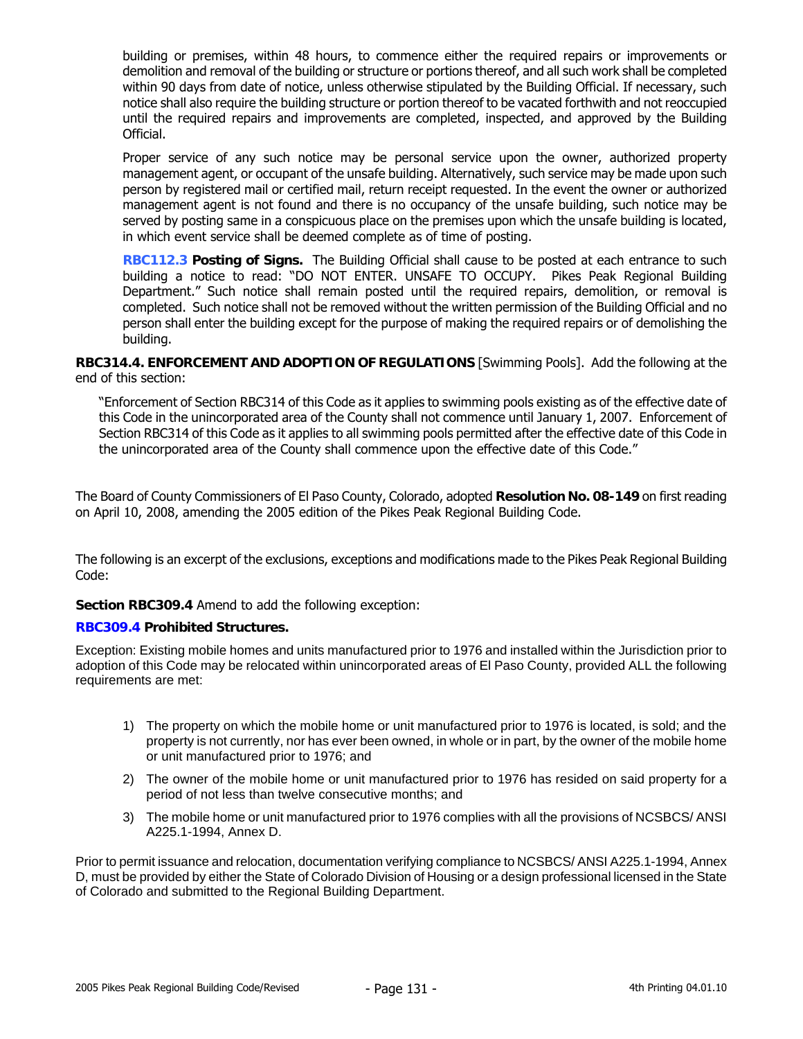building or premises, within 48 hours, to commence either the required repairs or improvements or demolition and removal of the building or structure or portions thereof, and all such work shall be completed within 90 days from date of notice, unless otherwise stipulated by the Building Official. If necessary, such notice shall also require the building structure or portion thereof to be vacated forthwith and not reoccupied until the required repairs and improvements are completed, inspected, and approved by the Building Official.

Proper service of any such notice may be personal service upon the owner, authorized property management agent, or occupant of the unsafe building. Alternatively, such service may be made upon such person by registered mail or certified mail, return receipt requested. In the event the owner or authorized management agent is not found and there is no occupancy of the unsafe building, such notice may be served by posting same in a conspicuous place on the premises upon which the unsafe building is located, in which event service shall be deemed complete as of time of posting.

**RBC112.3 Posting of Signs.** The Building Official shall cause to be posted at each entrance to such building a notice to read: "DO NOT ENTER. UNSAFE TO OCCUPY. Pikes Peak Regional Building Department." Such notice shall remain posted until the required repairs, demolition, or removal is completed. Such notice shall not be removed without the written permission of the Building Official and no person shall enter the building except for the purpose of making the required repairs or of demolishing the building.

**RBC314.4. ENFORCEMENT AND ADOPTION OF REGULATIONS** [Swimming Pools]. Add the following at the end of this section:

"Enforcement of Section RBC314 of this Code as it applies to swimming pools existing as of the effective date of this Code in the unincorporated area of the County shall not commence until January 1, 2007. Enforcement of Section RBC314 of this Code as it applies to all swimming pools permitted after the effective date of this Code in the unincorporated area of the County shall commence upon the effective date of this Code."

The Board of County Commissioners of El Paso County, Colorado, adopted **Resolution No. 08-149** on first reading on April 10, 2008, amending the 2005 edition of the Pikes Peak Regional Building Code.

The following is an excerpt of the exclusions, exceptions and modifications made to the Pikes Peak Regional Building Code:

**Section RBC309.4** Amend to add the following exception:

**RBC309.4 Prohibited Structures.**

Exception: Existing mobile homes and units manufactured prior to 1976 and installed within the Jurisdiction prior to adoption of this Code may be relocated within unincorporated areas of El Paso County, provided ALL the following requirements are met:

1) The property on which the mobile home or unit manufactured prior to 1976 is located, is sold; and the property is not currently, nor has ever been owned, in whole or in part, by the owner of the mobile home or unit manufactured prior to 1976; and
2) The owner of the mobile home or unit manufactured prior to 1976 has resided on said property for a period of not less than twelve consecutive months; and
3) The mobile home or unit manufactured prior to 1976 complies with all the provisions of NCSBCS/ ANSI A225.1-1994, Annex D.

Prior to permit issuance and relocation, documentation verifying compliance to NCSBCS/ ANSI A225.1-1994, Annex D, must be provided by either the State of Colorado Division of Housing or a design professional licensed in the State of Colorado and submitted to the Regional Building Department.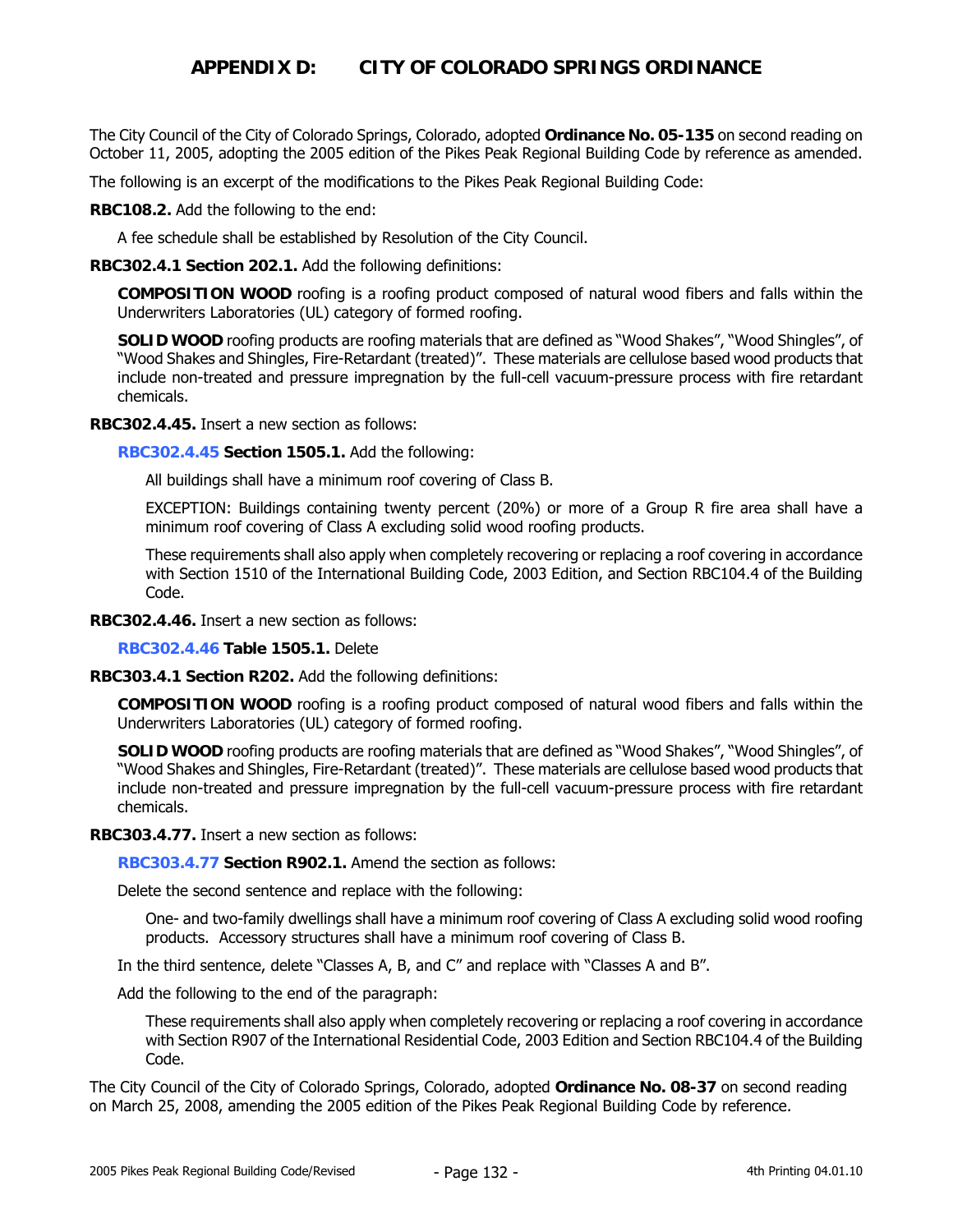# APPENDIX D: CITY OF COLORADO SPRINGS ORDINANCE

The City Council of the City of Colorado Springs, Colorado, adopted **Ordinance No. 05-135** on second reading on October 11, 2005, adopting the 2005 edition of the Pikes Peak Regional Building Code by reference as amended.

The following is an excerpt of the modifications to the Pikes Peak Regional Building Code:

**RBC108.2.** Add the following to the end:

A fee schedule shall be established by Resolution of the City Council.

**RBC302.4.1 Section 202.1.** Add the following definitions:

**COMPOSITION WOOD** roofing is a roofing product composed of natural wood fibers and falls within the Underwriters Laboratories (UL) category of formed roofing.

**SOLID WOOD** roofing products are roofing materials that are defined as "Wood Shakes", "Wood Shingles", of "Wood Shakes and Shingles, Fire-Retardant (treated)". These materials are cellulose based wood products that include non-treated and pressure impregnation by the full-cell vacuum-pressure process with fire retardant chemicals.

**RBC302.4.45.** Insert a new section as follows:

**RBC302.4.45 Section 1505.1.** Add the following:

All buildings shall have a minimum roof covering of Class B.

EXCEPTION: Buildings containing twenty percent (20%) or more of a Group R fire area shall have a minimum roof covering of Class A excluding solid wood roofing products.

These requirements shall also apply when completely recovering or replacing a roof covering in accordance with Section 1510 of the International Building Code, 2003 Edition, and Section RBC104.4 of the Building Code.

**RBC302.4.46.** Insert a new section as follows:

**RBC302.4.46 Table 1505.1.** Delete

**RBC303.4.1 Section R202.** Add the following definitions:

**COMPOSITION WOOD** roofing is a roofing product composed of natural wood fibers and falls within the Underwriters Laboratories (UL) category of formed roofing.

**SOLID WOOD** roofing products are roofing materials that are defined as "Wood Shakes", "Wood Shingles", of "Wood Shakes and Shingles, Fire-Retardant (treated)". These materials are cellulose based wood products that include non-treated and pressure impregnation by the full-cell vacuum-pressure process with fire retardant chemicals.

**RBC303.4.77.** Insert a new section as follows:

**RBC303.4.77 Section R902.1.** Amend the section as follows:

Delete the second sentence and replace with the following:

One- and two-family dwellings shall have a minimum roof covering of Class A excluding solid wood roofing products. Accessory structures shall have a minimum roof covering of Class B.

In the third sentence, delete "Classes A, B, and C" and replace with "Classes A and B".

Add the following to the end of the paragraph:

These requirements shall also apply when completely recovering or replacing a roof covering in accordance with Section R907 of the International Residential Code, 2003 Edition and Section RBC104.4 of the Building Code.

The City Council of the City of Colorado Springs, Colorado, adopted **Ordinance No. 08-37** on second reading on March 25, 2008, amending the 2005 edition of the Pikes Peak Regional Building Code by reference.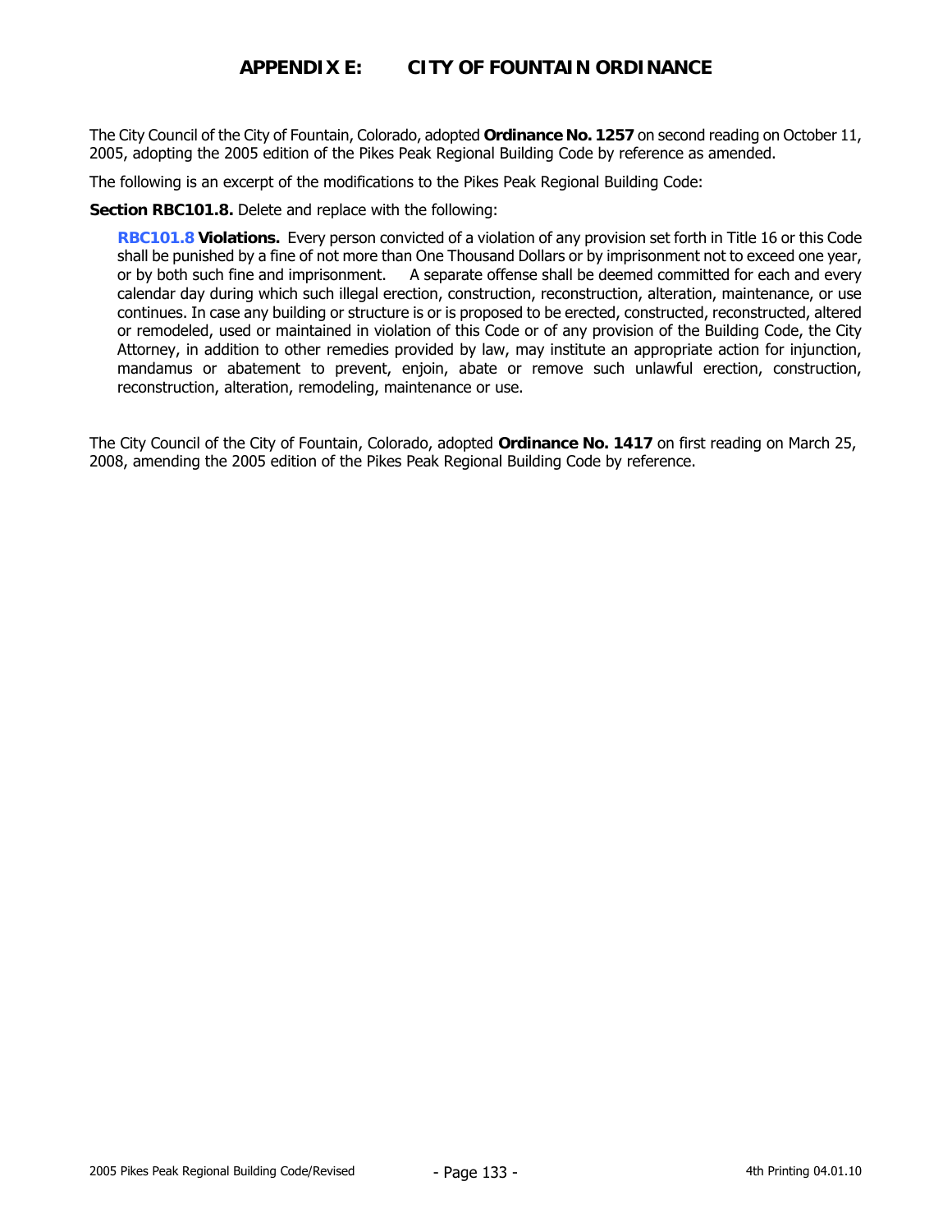# APPENDIX E: CITY OF FOUNTAIN ORDINANCE

The City Council of the City of Fountain, Colorado, adopted **Ordinance No. 1257** on second reading on October 11, 2005, adopting the 2005 edition of the Pikes Peak Regional Building Code by reference as amended.

The following is an excerpt of the modifications to the Pikes Peak Regional Building Code:

**Section RBC101.8.** Delete and replace with the following:

> **RBC101.8 Violations.** Every person convicted of a violation of any provision set forth in Title 16 or this Code shall be punished by a fine of not more than One Thousand Dollars or by imprisonment not to exceed one year, or by both such fine and imprisonment. A separate offense shall be deemed committed for each and every calendar day during which such illegal erection, construction, reconstruction, alteration, maintenance, or use continues. In case any building or structure is or is proposed to be erected, constructed, reconstructed, altered or remodeled, used or maintained in violation of this Code or of any provision of the Building Code, the City Attorney, in addition to other remedies provided by law, may institute an appropriate action for injunction, mandamus or abatement to prevent, enjoin, abate or remove such unlawful erection, construction, reconstruction, alteration, remodeling, maintenance or use.

The City Council of the City of Fountain, Colorado, adopted **Ordinance No. 1417** on first reading on March 25, 2008, amending the 2005 edition of the Pikes Peak Regional Building Code by reference.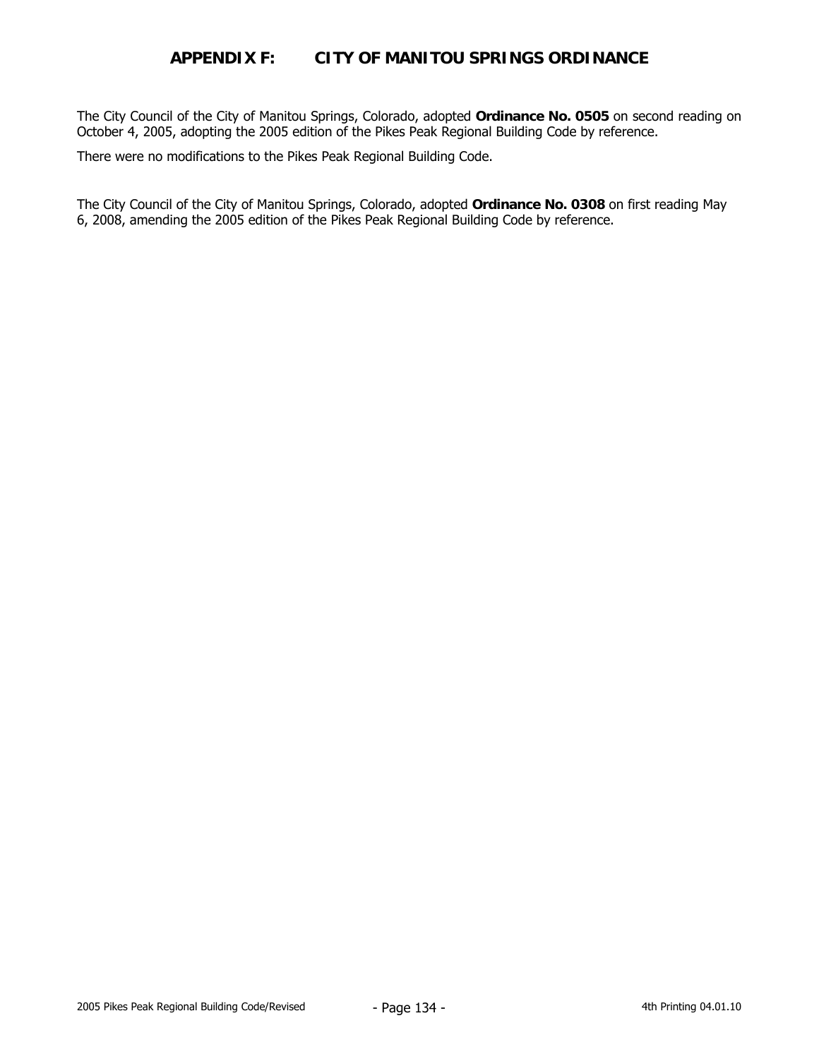# APPENDIX F: CITY OF MANITOU SPRINGS ORDINANCE

The City Council of the City of Manitou Springs, Colorado, adopted **Ordinance No. 0505** on second reading on October 4, 2005, adopting the 2005 edition of the Pikes Peak Regional Building Code by reference.

There were no modifications to the Pikes Peak Regional Building Code.

The City Council of the City of Manitou Springs, Colorado, adopted **Ordinance No. 0308** on first reading May 6, 2008, amending the 2005 edition of the Pikes Peak Regional Building Code by reference.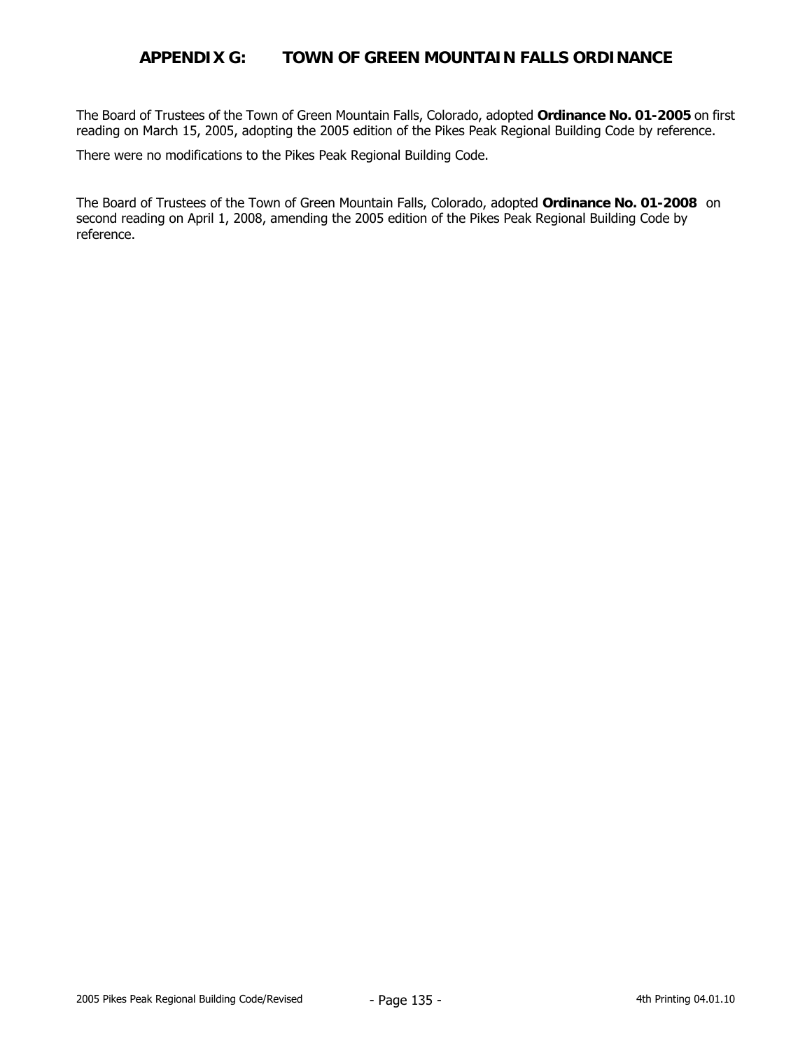# APPENDIX G: TOWN OF GREEN MOUNTAIN FALLS ORDINANCE

The Board of Trustees of the Town of Green Mountain Falls, Colorado, adopted **Ordinance No. 01-2005** on first reading on March 15, 2005, adopting the 2005 edition of the Pikes Peak Regional Building Code by reference.

There were no modifications to the Pikes Peak Regional Building Code.

The Board of Trustees of the Town of Green Mountain Falls, Colorado, adopted **Ordinance No. 01-2008** on second reading on April 1, 2008, amending the 2005 edition of the Pikes Peak Regional Building Code by reference.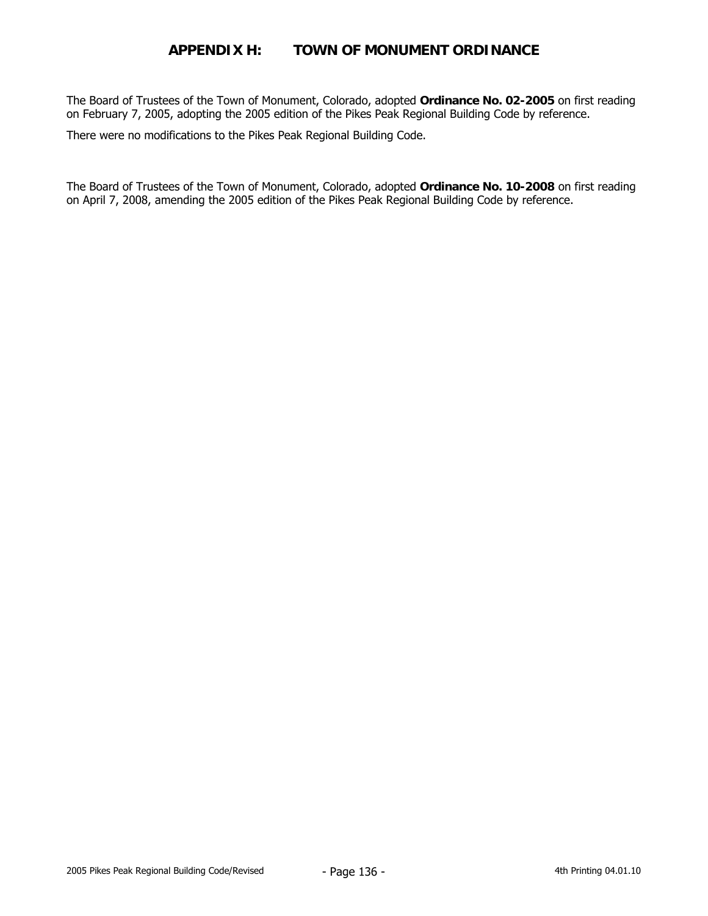# APPENDIX H: TOWN OF MONUMENT ORDINANCE

The Board of Trustees of the Town of Monument, Colorado, adopted **Ordinance No. 02-2005** on first reading on February 7, 2005, adopting the 2005 edition of the Pikes Peak Regional Building Code by reference.

There were no modifications to the Pikes Peak Regional Building Code.

The Board of Trustees of the Town of Monument, Colorado, adopted **Ordinance No. 10-2008** on first reading on April 7, 2008, amending the 2005 edition of the Pikes Peak Regional Building Code by reference.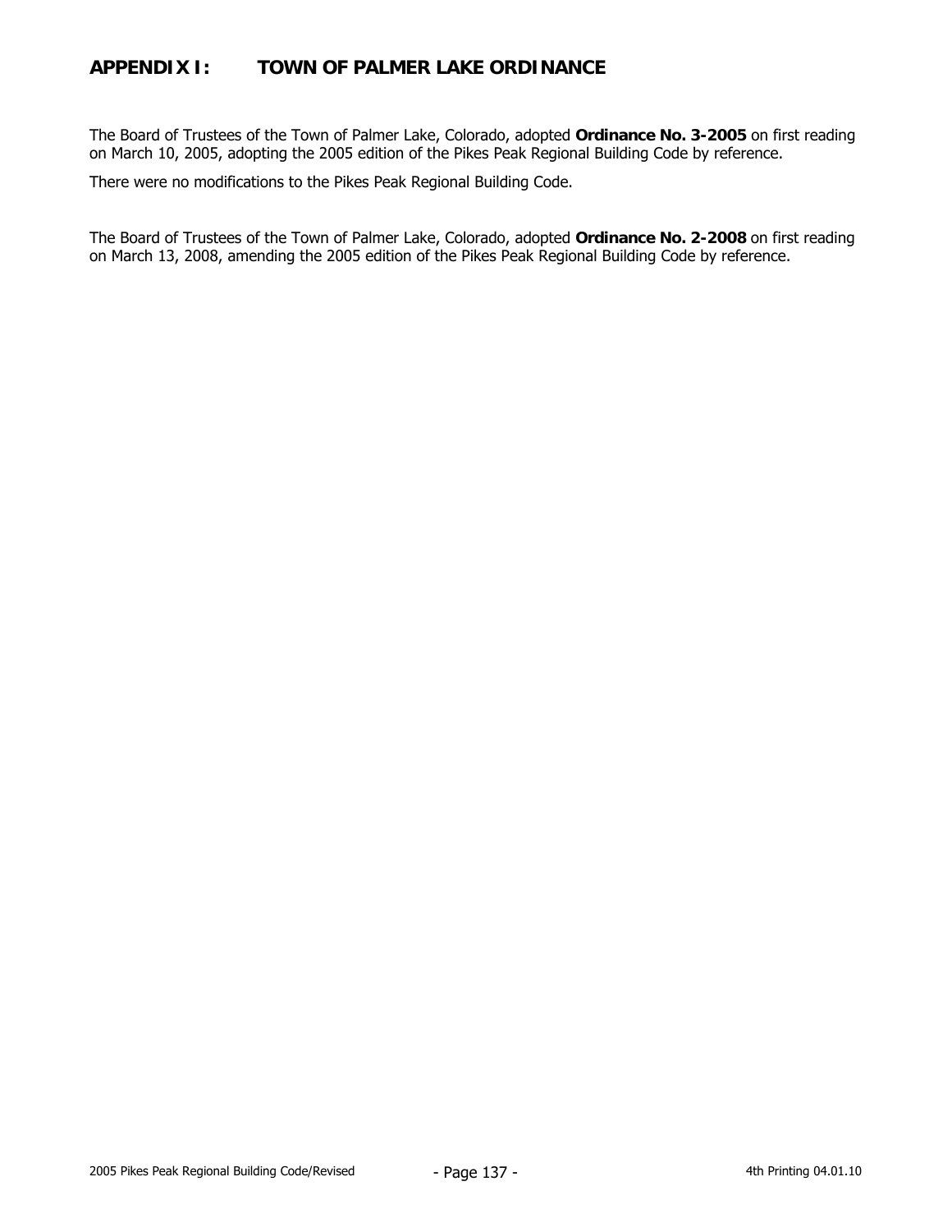# APPENDIX I: TOWN OF PALMER LAKE ORDINANCE

The Board of Trustees of the Town of Palmer Lake, Colorado, adopted **Ordinance No. 3-2005** on first reading on March 10, 2005, adopting the 2005 edition of the Pikes Peak Regional Building Code by reference.

There were no modifications to the Pikes Peak Regional Building Code.

The Board of Trustees of the Town of Palmer Lake, Colorado, adopted **Ordinance No. 2-2008** on first reading on March 13, 2008, amending the 2005 edition of the Pikes Peak Regional Building Code by reference.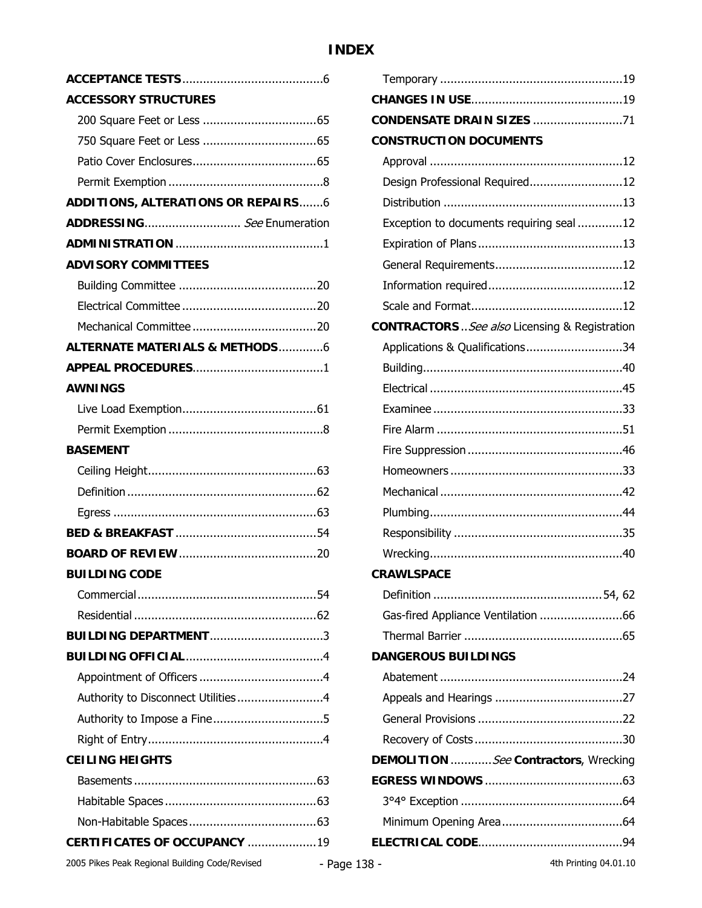# INDEX

**ACCEPTANCE TESTS**........................................6

**ACCESSORY STRUCTURES**

- 200 Square Feet or Less ................................65
- 750 Square Feet or Less ................................65
- Patio Cover Enclosures...................................65
- Permit Exemption ............................................8

**ADDITIONS, ALTERATIONS OR REPAIRS**.......6

**ADDRESSING**............................ *See* Enumeration

**ADMINISTRATION** ..........................................1

**ADVISORY COMMITTEES**

- Building Committee ........................................20
- Electrical Committee .......................................20
- Mechanical Committee ....................................20

**ALTERNATE MATERIALS & METHODS**.............6

**APPEAL PROCEDURES**......................................1

**AWNINGS**

- Live Load Exemption.......................................61
- Permit Exemption ............................................8

**BASEMENT**

- Ceiling Height.................................................63
- Definition ......................................................62
- Egress ..........................................................63

**BED & BREAKFAST** .........................................54

**BOARD OF REVIEW**........................................20

**BUILDING CODE**

- Commercial ...................................................54
- Residential .....................................................62

**BUILDING DEPARTMENT**.................................3

**BUILDING OFFICIAL**........................................4

- Appointment of Officers ....................................4
- Authority to Disconnect Utilities.........................4
- Authority to Impose a Fine................................5
- Right of Entry...................................................4

**CEILING HEIGHTS**

- Basements .....................................................63
- Habitable Spaces ............................................63
- Non-Habitable Spaces.....................................63

**CERTIFICATES OF OCCUPANCY** ....................19

- Temporary ....................................................19

**CHANGES IN USE**...........................................19

**CONDENSATE DRAIN SIZES** .........................71

**CONSTRUCTION DOCUMENTS**

- Approval .......................................................12
- Design Professional Required...........................12
- Distribution ...................................................13
- Exception to documents requiring seal .............12
- Expiration of Plans..........................................13
- General Requirements.....................................12
- Information required.......................................12
- Scale and Format............................................12

**CONTRACTORS** ..*See also* Licensing & Registration

- Applications & Qualifications............................34
- Building.........................................................40
- Electrical .......................................................45
- Examinee ......................................................33
- Fire Alarm .....................................................51
- Fire Suppression ............................................46
- Homeowners .................................................33
- Mechanical ....................................................42
- Plumbing.......................................................44
- Responsibility ................................................35
- Wrecking.......................................................40

**CRAWLSPACE**

- Definition ................................................54, 62
- Gas-fired Appliance Ventilation ........................66
- Thermal Barrier .............................................65

**DANGEROUS BUILDINGS**

- Abatement ....................................................24
- Appeals and Hearings .....................................27
- General Provisions ..........................................22
- Recovery of Costs ..........................................30

**DEMOLITION** ............*See* **Contractors**, Wrecking

**EGRESS WINDOWS**........................................63

- 3°4° Exception ...............................................64
- Minimum Opening Area...................................64

**ELECTRICAL CODE**..........................................94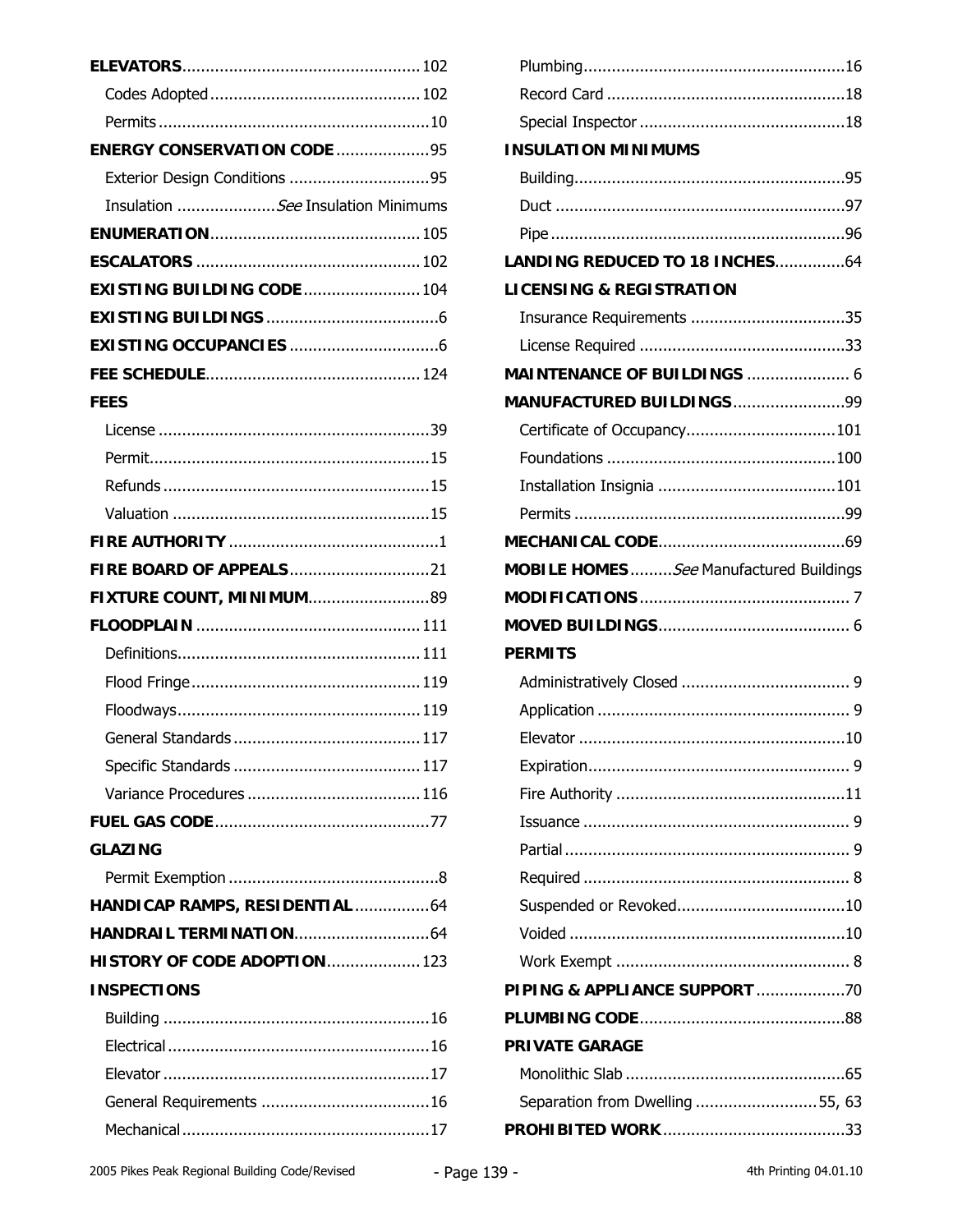**ELEVATORS** ... 102

- Codes Adopted ... 102
- Permits ... 10

**ENERGY CONSERVATION CODE** ... 95

- Exterior Design Conditions ... 95
- Insulation ... *See* Insulation Minimums

**ENUMERATION** ... 105

**ESCALATORS** ... 102

**EXISTING BUILDING CODE** ... 104

**EXISTING BUILDINGS** ... 6

**EXISTING OCCUPANCIES** ... 6

**FEE SCHEDULE** ... 124

**FEES**

- License ... 39
- Permit ... 15
- Refunds ... 15
- Valuation ... 15

**FIRE AUTHORITY** ... 1

**FIRE BOARD OF APPEALS** ... 21

**FIXTURE COUNT, MINIMUM** ... 89

**FLOODPLAIN** ... 111

- Definitions ... 111
- Flood Fringe ... 119
- Floodways ... 119
- General Standards ... 117
- Specific Standards ... 117
- Variance Procedures ... 116

**FUEL GAS CODE** ... 77

**GLAZING**

- Permit Exemption ... 8

**HANDICAP RAMPS, RESIDENTIAL** ... 64

**HANDRAIL TERMINATION** ... 64

**HISTORY OF CODE ADOPTION** ... 123

**INSPECTIONS**

- Building ... 16
- Electrical ... 16
- Elevator ... 17
- General Requirements ... 16
- Mechanical ... 17
- Plumbing ... 16
- Record Card ... 18
- Special Inspector ... 18

**INSULATION MINIMUMS**

- Building ... 95
- Duct ... 97
- Pipe ... 96

**LANDING REDUCED TO 18 INCHES** ... 64

**LICENSING & REGISTRATION**

- Insurance Requirements ... 35
- License Required ... 33

**MAINTENANCE OF BUILDINGS** ... 6

**MANUFACTURED BUILDINGS** ... 99

- Certificate of Occupancy ... 101
- Foundations ... 100
- Installation Insignia ... 101
- Permits ... 99

**MECHANICAL CODE** ... 69

**MOBILE HOMES** ... *See* Manufactured Buildings

**MODIFICATIONS** ... 7

**MOVED BUILDINGS** ... 6

**PERMITS**

- Administratively Closed ... 9
- Application ... 9
- Elevator ... 10
- Expiration ... 9
- Fire Authority ... 11
- Issuance ... 9
- Partial ... 9
- Required ... 8
- Suspended or Revoked ... 10
- Voided ... 10
- Work Exempt ... 8

**PIPING & APPLIANCE SUPPORT** ... 70

**PLUMBING CODE** ... 88

**PRIVATE GARAGE**

- Monolithic Slab ... 65
- Separation from Dwelling ... 55, 63

**PROHIBITED WORK** ... 33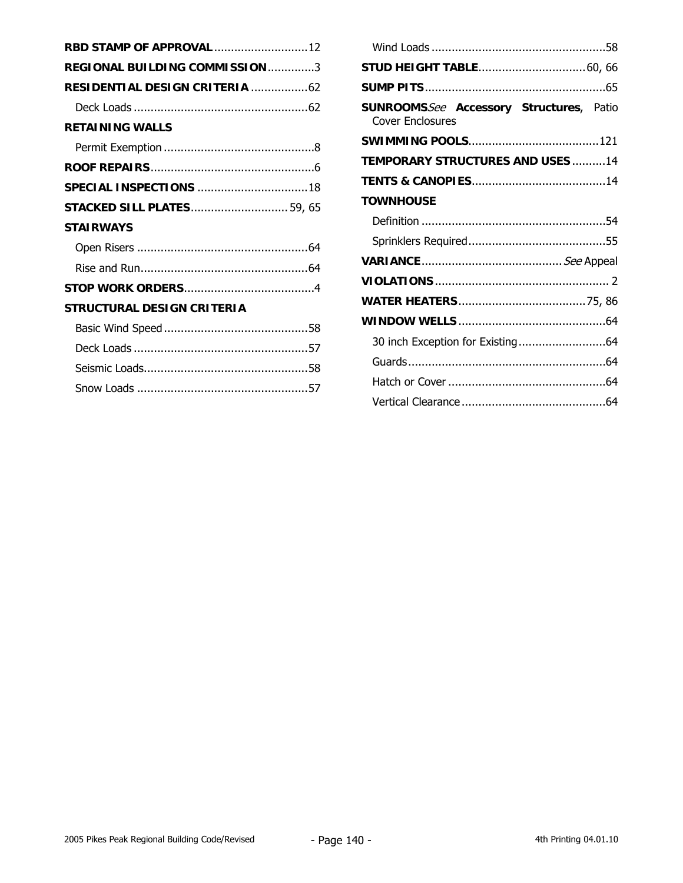**RBD STAMP OF APPROVAL**............................12

**REGIONAL BUILDING COMMISSION**..............3

**RESIDENTIAL DESIGN CRITERIA**.................62

Deck Loads ....................................................62

**RETAINING WALLS**

Permit Exemption .............................................8

**ROOF REPAIRS**.................................................6

**SPECIAL INSPECTIONS** .................................18

**STACKED SILL PLATES**............................. 59, 65

**STAIRWAYS**

Open Risers ...................................................64

Rise and Run..................................................64

**STOP WORK ORDERS**.......................................4

**STRUCTURAL DESIGN CRITERIA**

Basic Wind Speed...........................................58

Deck Loads ....................................................57

Seismic Loads.................................................58

Snow Loads ...................................................57

Wind Loads ....................................................58

**STUD HEIGHT TABLE**................................60, 66

**SUMP PITS**......................................................65

**SUNROOMS***See* **Accessory Structures**, Patio Cover Enclosures

**SWIMMING POOLS**.......................................121

**TEMPORARY STRUCTURES AND USES**..........14

**TENTS & CANOPIES**........................................14

**TOWNHOUSE**

Definition .......................................................54

Sprinklers Required.........................................55

**VARIANCE**..........................................*See* Appeal

**VIOLATIONS**.................................................... 2

**WATER HEATERS**......................................75, 86

**WINDOW WELLS**............................................64

30 inch Exception for Existing..........................64

Guards...........................................................64

Hatch or Cover ...............................................64

Vertical Clearance ...........................................64